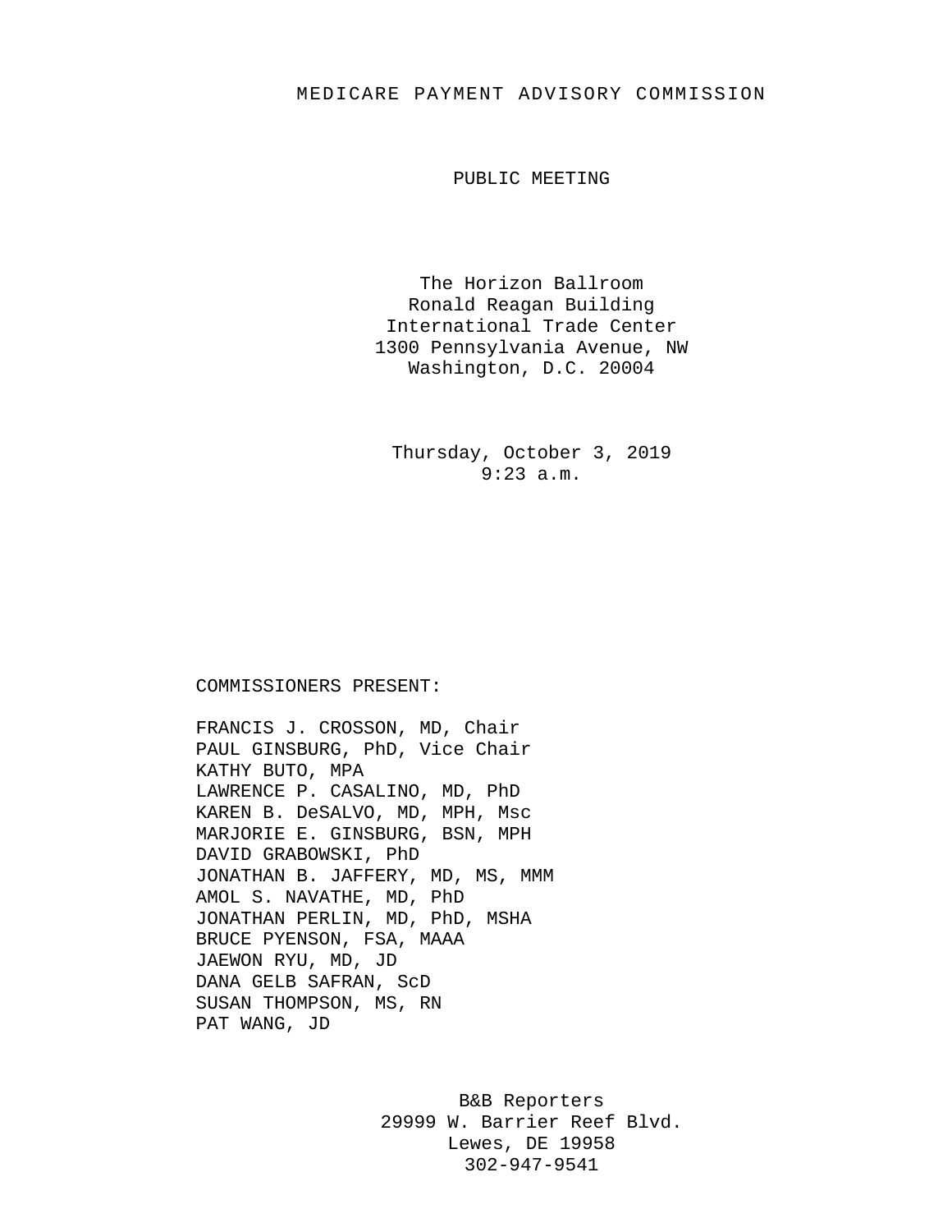# MEDICARE PAYMENT ADVISORY COMMISSION

## PUBLIC MEETING

The Horizon Ballroom
Ronald Reagan Building
International Trade Center
1300 Pennsylvania Avenue, NW
Washington, D.C. 20004

Thursday, October 3, 2019
9:23 a.m.

COMMISSIONERS PRESENT:

FRANCIS J. CROSSON, MD, Chair
PAUL GINSBURG, PhD, Vice Chair
KATHY BUTO, MPA
LAWRENCE P. CASALINO, MD, PhD
KAREN B. DeSALVO, MD, MPH, Msc
MARJORIE E. GINSBURG, BSN, MPH
DAVID GRABOWSKI, PhD
JONATHAN B. JAFFERY, MD, MS, MMM
AMOL S. NAVATHE, MD, PhD
JONATHAN PERLIN, MD, PhD, MSHA
BRUCE PYENSON, FSA, MAAA
JAEWON RYU, MD, JD
DANA GELB SAFRAN, ScD
SUSAN THOMPSON, MS, RN
PAT WANG, JD

B&B Reporters
29999 W. Barrier Reef Blvd.
Lewes, DE 19958
302-947-9541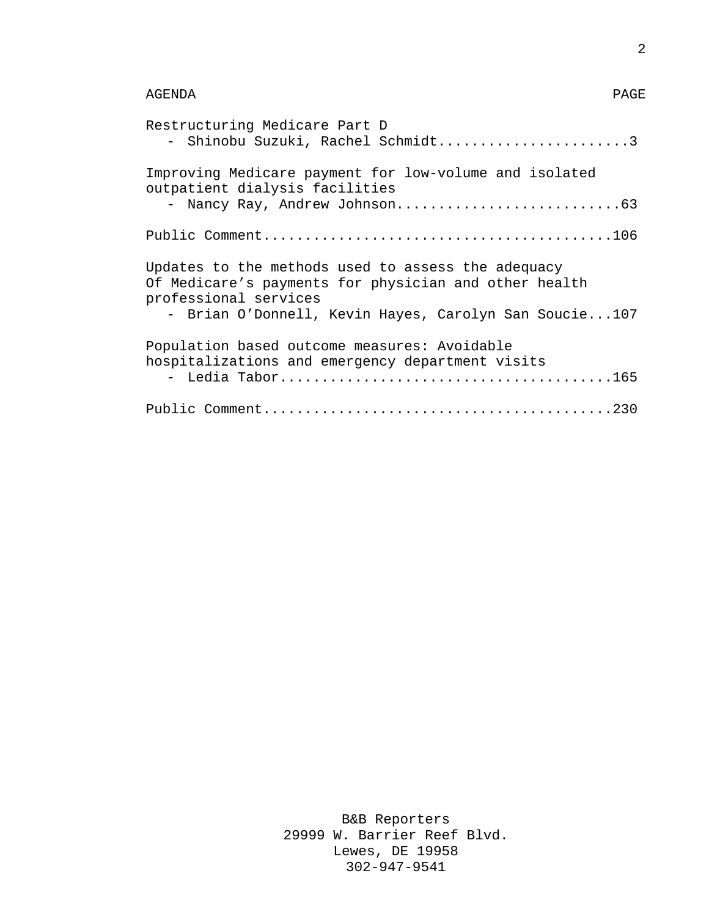| AGENDA | PAGE |
|---|---|
| Restructuring Medicare Part D<br>- Shinobu Suzuki, Rachel Schmidt | 3 |
| Improving Medicare payment for low-volume and isolated outpatient dialysis facilities<br>- Nancy Ray, Andrew Johnson | 63 |
| Public Comment | 106 |
| Updates to the methods used to assess the adequacy Of Medicare's payments for physician and other health professional services<br>- Brian O'Donnell, Kevin Hayes, Carolyn San Soucie | 107 |
| Population based outcome measures: Avoidable hospitalizations and emergency department visits<br>- Ledia Tabor | 165 |
| Public Comment | 230 |

B&B Reporters
29999 W. Barrier Reef Blvd.
Lewes, DE 19958
302-947-9541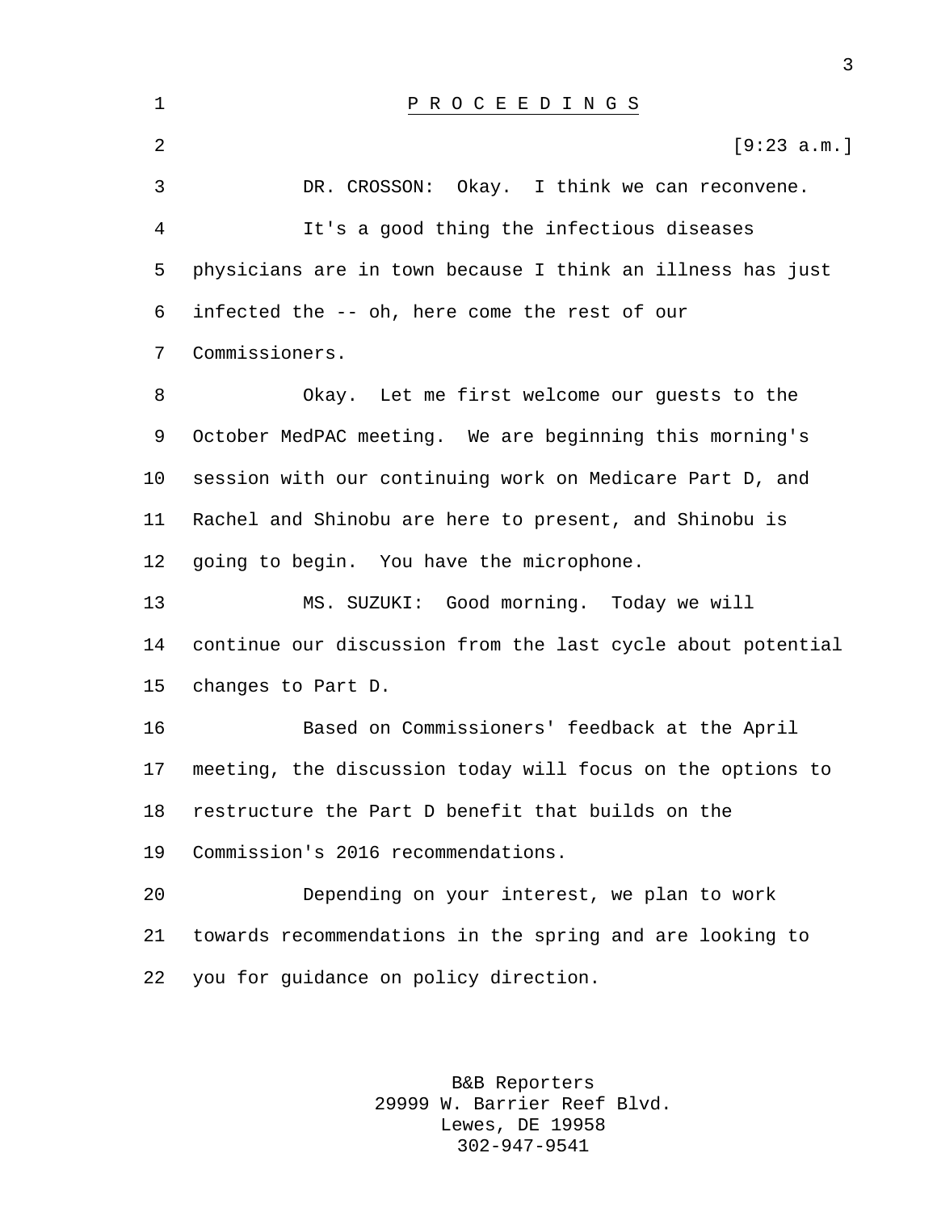# P R O C E E D I N G S

[9:23 a.m.]

DR. CROSSON: Okay. I think we can reconvene.

It's a good thing the infectious diseases physicians are in town because I think an illness has just infected the -- oh, here come the rest of our Commissioners.

Okay. Let me first welcome our guests to the October MedPAC meeting. We are beginning this morning's session with our continuing work on Medicare Part D, and Rachel and Shinobu are here to present, and Shinobu is going to begin. You have the microphone.

MS. SUZUKI: Good morning. Today we will continue our discussion from the last cycle about potential changes to Part D.

Based on Commissioners' feedback at the April meeting, the discussion today will focus on the options to restructure the Part D benefit that builds on the Commission's 2016 recommendations.

Depending on your interest, we plan to work towards recommendations in the spring and are looking to you for guidance on policy direction.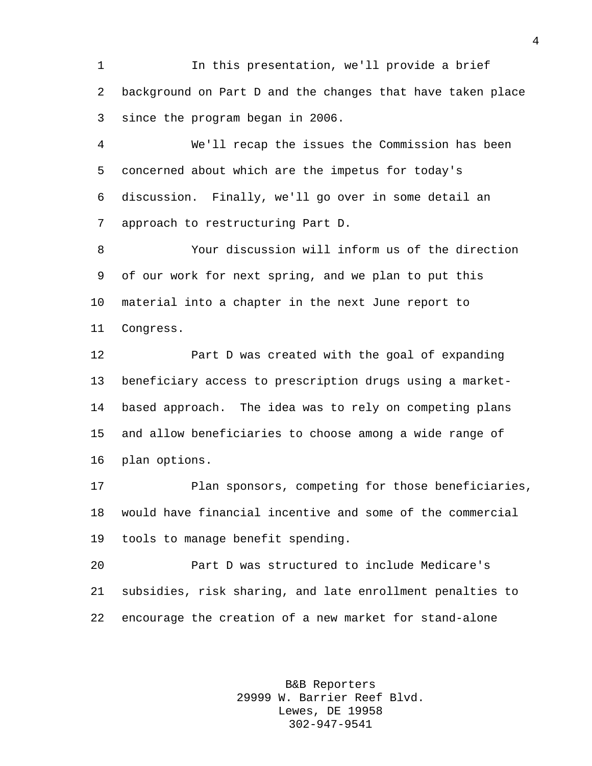In this presentation, we'll provide a brief background on Part D and the changes that have taken place since the program began in 2006.

We'll recap the issues the Commission has been concerned about which are the impetus for today's discussion. Finally, we'll go over in some detail an approach to restructuring Part D.

Your discussion will inform us of the direction of our work for next spring, and we plan to put this material into a chapter in the next June report to Congress.

Part D was created with the goal of expanding beneficiary access to prescription drugs using a market-based approach. The idea was to rely on competing plans and allow beneficiaries to choose among a wide range of plan options.

Plan sponsors, competing for those beneficiaries, would have financial incentive and some of the commercial tools to manage benefit spending.

Part D was structured to include Medicare's subsidies, risk sharing, and late enrollment penalties to encourage the creation of a new market for stand-alone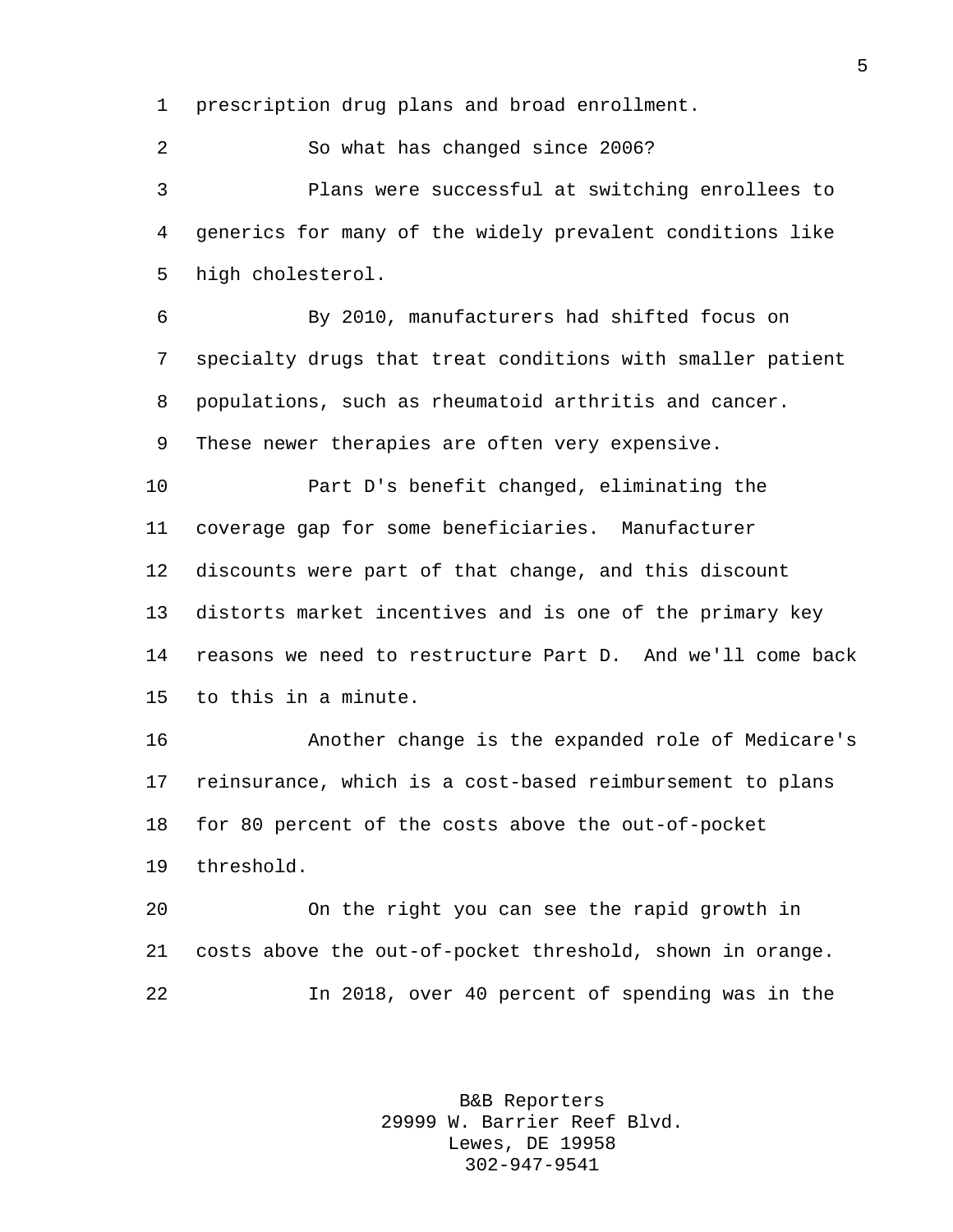prescription drug plans and broad enrollment.

So what has changed since 2006?

Plans were successful at switching enrollees to generics for many of the widely prevalent conditions like high cholesterol.

By 2010, manufacturers had shifted focus on specialty drugs that treat conditions with smaller patient populations, such as rheumatoid arthritis and cancer. These newer therapies are often very expensive.

Part D's benefit changed, eliminating the coverage gap for some beneficiaries. Manufacturer discounts were part of that change, and this discount distorts market incentives and is one of the primary key reasons we need to restructure Part D. And we'll come back to this in a minute.

Another change is the expanded role of Medicare's reinsurance, which is a cost-based reimbursement to plans for 80 percent of the costs above the out-of-pocket threshold.

On the right you can see the rapid growth in costs above the out-of-pocket threshold, shown in orange.

In 2018, over 40 percent of spending was in the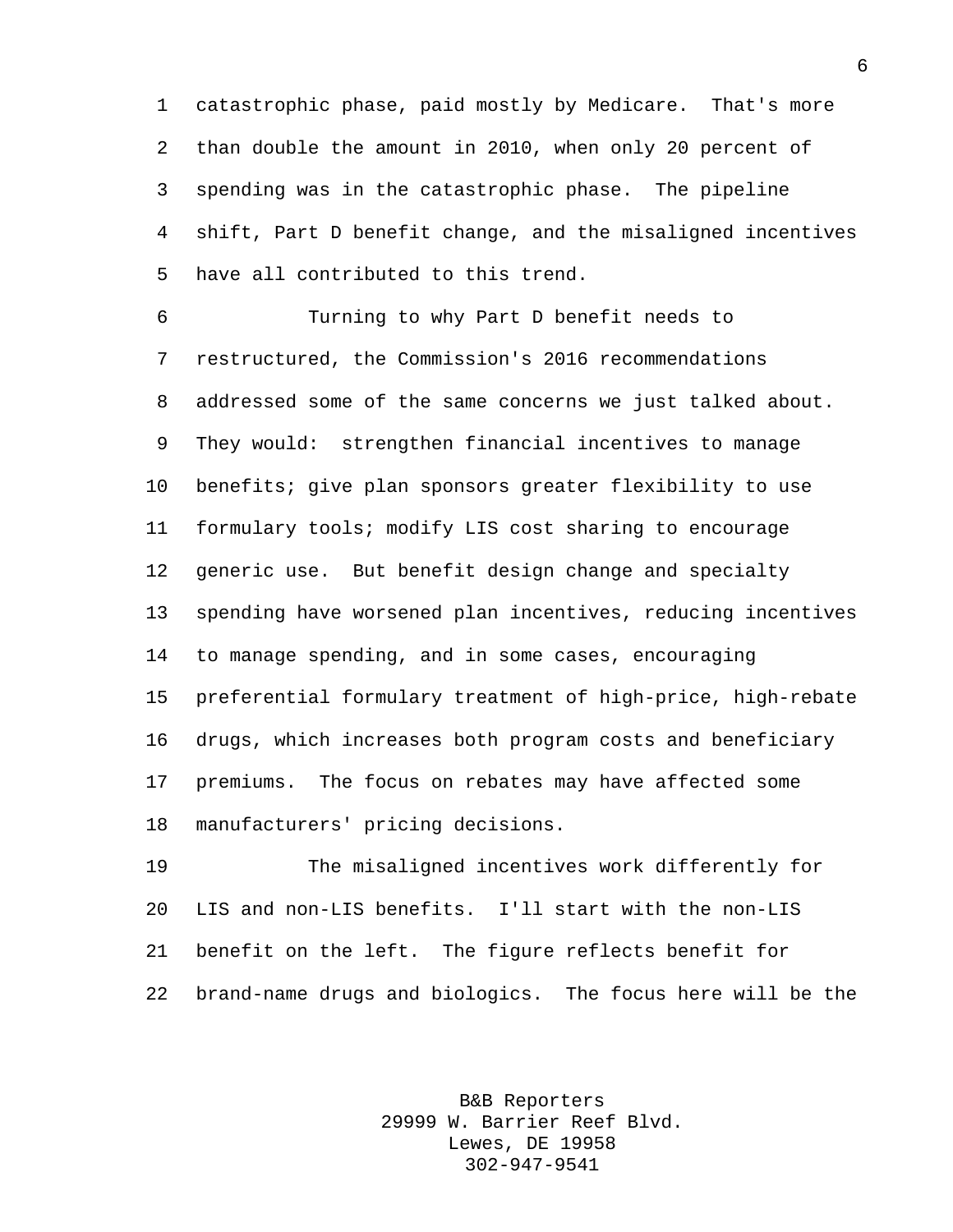catastrophic phase, paid mostly by Medicare. That's more than double the amount in 2010, when only 20 percent of spending was in the catastrophic phase. The pipeline shift, Part D benefit change, and the misaligned incentives have all contributed to this trend.

Turning to why Part D benefit needs to restructured, the Commission's 2016 recommendations addressed some of the same concerns we just talked about. They would: strengthen financial incentives to manage benefits; give plan sponsors greater flexibility to use formulary tools; modify LIS cost sharing to encourage generic use. But benefit design change and specialty spending have worsened plan incentives, reducing incentives to manage spending, and in some cases, encouraging preferential formulary treatment of high-price, high-rebate drugs, which increases both program costs and beneficiary premiums. The focus on rebates may have affected some manufacturers' pricing decisions.

The misaligned incentives work differently for LIS and non-LIS benefits. I'll start with the non-LIS benefit on the left. The figure reflects benefit for brand-name drugs and biologics. The focus here will be the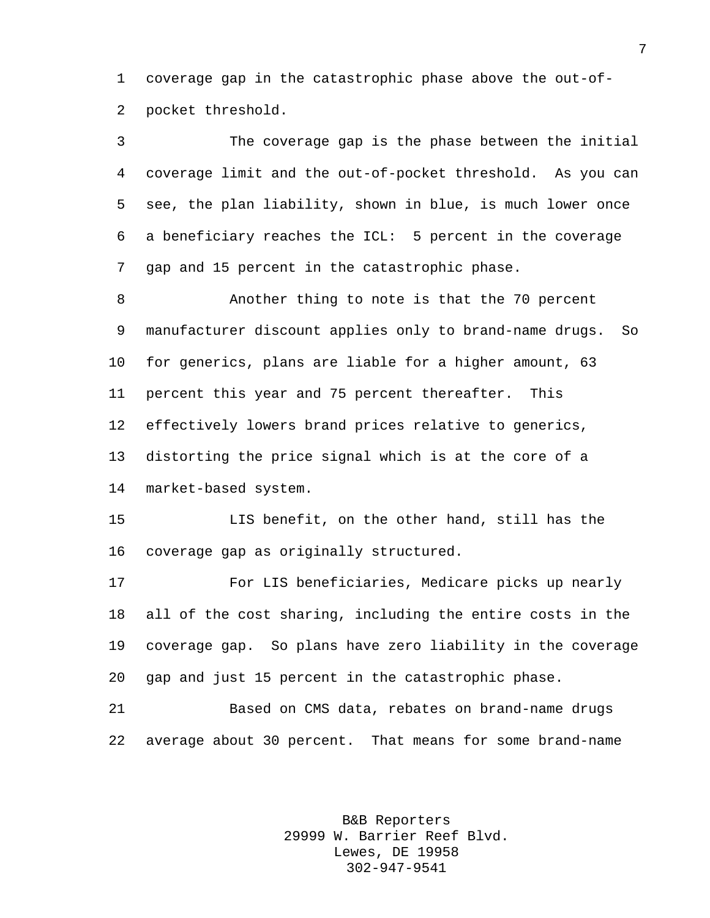coverage gap in the catastrophic phase above the out-of-pocket threshold.

The coverage gap is the phase between the initial coverage limit and the out-of-pocket threshold. As you can see, the plan liability, shown in blue, is much lower once a beneficiary reaches the ICL: 5 percent in the coverage gap and 15 percent in the catastrophic phase.

Another thing to note is that the 70 percent manufacturer discount applies only to brand-name drugs. So for generics, plans are liable for a higher amount, 63 percent this year and 75 percent thereafter. This effectively lowers brand prices relative to generics, distorting the price signal which is at the core of a market-based system.

LIS benefit, on the other hand, still has the coverage gap as originally structured.

For LIS beneficiaries, Medicare picks up nearly all of the cost sharing, including the entire costs in the coverage gap. So plans have zero liability in the coverage gap and just 15 percent in the catastrophic phase.

Based on CMS data, rebates on brand-name drugs average about 30 percent. That means for some brand-name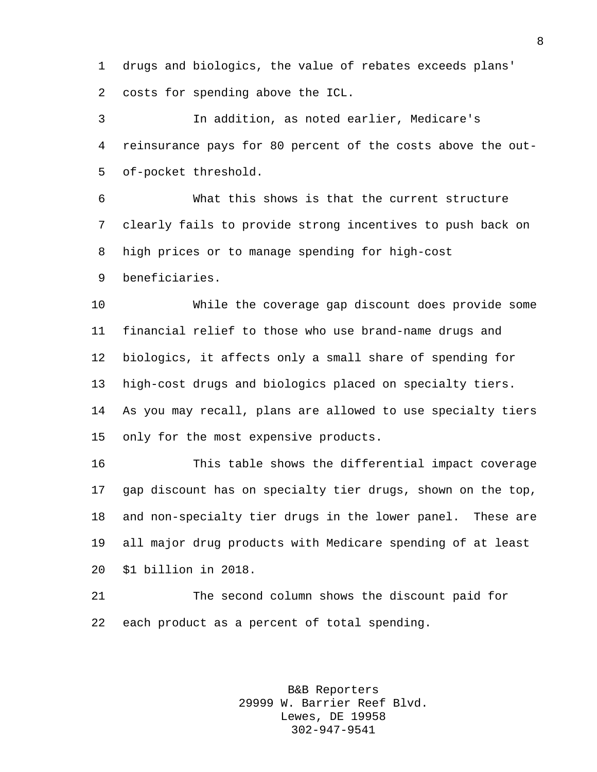drugs and biologics, the value of rebates exceeds plans' costs for spending above the ICL.

In addition, as noted earlier, Medicare's reinsurance pays for 80 percent of the costs above the out-of-pocket threshold.

What this shows is that the current structure clearly fails to provide strong incentives to push back on high prices or to manage spending for high-cost beneficiaries.

While the coverage gap discount does provide some financial relief to those who use brand-name drugs and biologics, it affects only a small share of spending for high-cost drugs and biologics placed on specialty tiers. As you may recall, plans are allowed to use specialty tiers only for the most expensive products.

This table shows the differential impact coverage gap discount has on specialty tier drugs, shown on the top, and non-specialty tier drugs in the lower panel. These are all major drug products with Medicare spending of at least $1 billion in 2018.

The second column shows the discount paid for each product as a percent of total spending.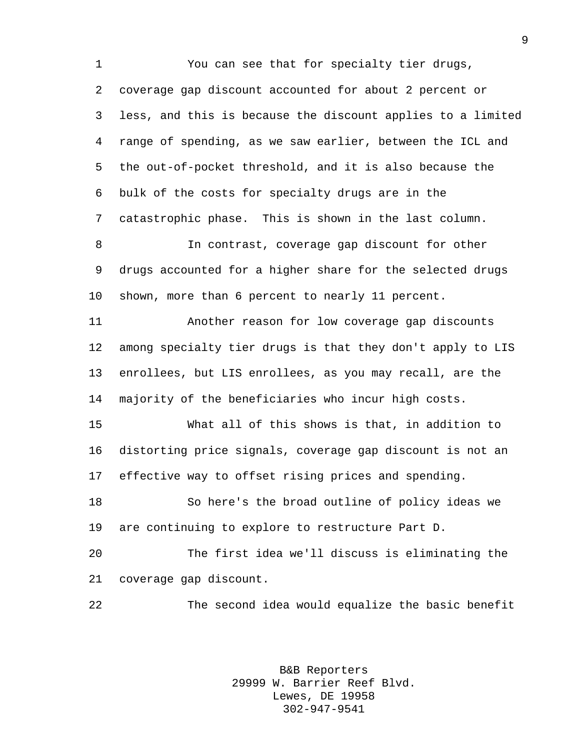You can see that for specialty tier drugs, coverage gap discount accounted for about 2 percent or less, and this is because the discount applies to a limited range of spending, as we saw earlier, between the ICL and the out-of-pocket threshold, and it is also because the bulk of the costs for specialty drugs are in the catastrophic phase. This is shown in the last column.

In contrast, coverage gap discount for other drugs accounted for a higher share for the selected drugs shown, more than 6 percent to nearly 11 percent.

Another reason for low coverage gap discounts among specialty tier drugs is that they don't apply to LIS enrollees, but LIS enrollees, as you may recall, are the majority of the beneficiaries who incur high costs.

What all of this shows is that, in addition to distorting price signals, coverage gap discount is not an effective way to offset rising prices and spending.

So here's the broad outline of policy ideas we are continuing to explore to restructure Part D.

The first idea we'll discuss is eliminating the coverage gap discount.

The second idea would equalize the basic benefit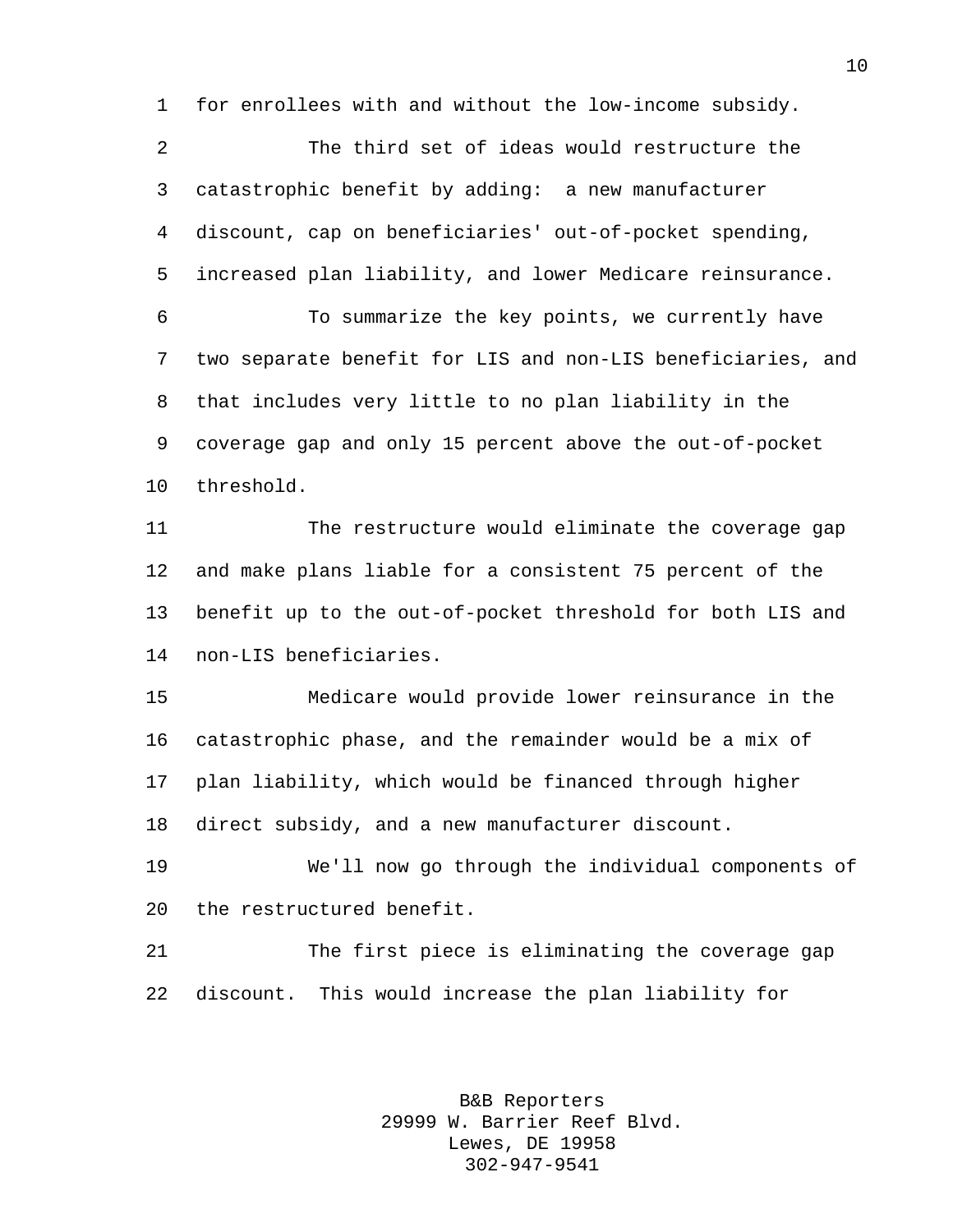for enrollees with and without the low-income subsidy.

The third set of ideas would restructure the catastrophic benefit by adding: a new manufacturer discount, cap on beneficiaries' out-of-pocket spending, increased plan liability, and lower Medicare reinsurance.

To summarize the key points, we currently have two separate benefit for LIS and non-LIS beneficiaries, and that includes very little to no plan liability in the coverage gap and only 15 percent above the out-of-pocket threshold.

The restructure would eliminate the coverage gap and make plans liable for a consistent 75 percent of the benefit up to the out-of-pocket threshold for both LIS and non-LIS beneficiaries.

Medicare would provide lower reinsurance in the catastrophic phase, and the remainder would be a mix of plan liability, which would be financed through higher direct subsidy, and a new manufacturer discount.

We'll now go through the individual components of the restructured benefit.

The first piece is eliminating the coverage gap discount. This would increase the plan liability for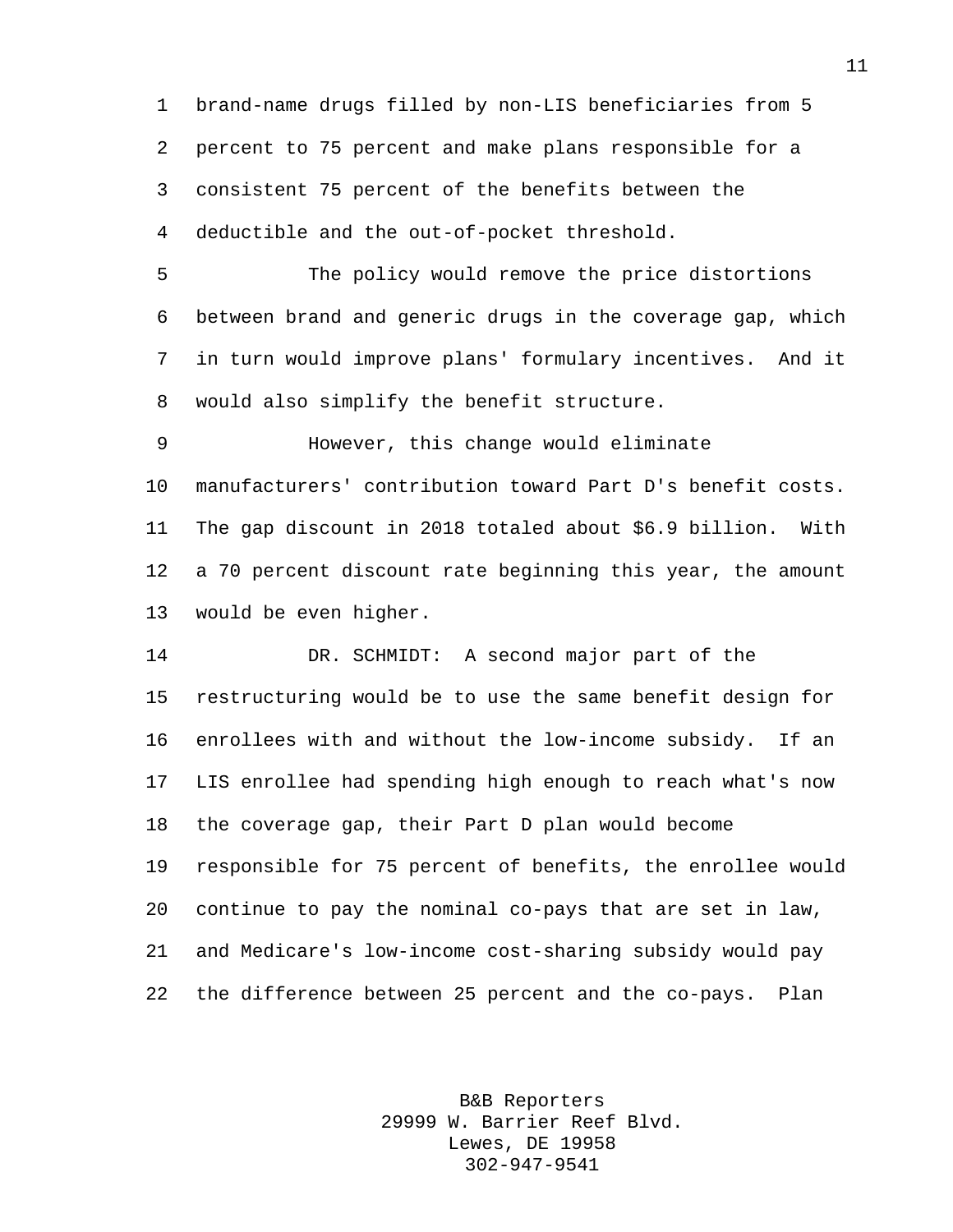brand-name drugs filled by non-LIS beneficiaries from 5 percent to 75 percent and make plans responsible for a consistent 75 percent of the benefits between the deductible and the out-of-pocket threshold.

The policy would remove the price distortions between brand and generic drugs in the coverage gap, which in turn would improve plans' formulary incentives. And it would also simplify the benefit structure.

However, this change would eliminate manufacturers' contribution toward Part D's benefit costs. The gap discount in 2018 totaled about $6.9 billion. With a 70 percent discount rate beginning this year, the amount would be even higher.

DR. SCHMIDT: A second major part of the restructuring would be to use the same benefit design for enrollees with and without the low-income subsidy. If an LIS enrollee had spending high enough to reach what's now the coverage gap, their Part D plan would become responsible for 75 percent of benefits, the enrollee would continue to pay the nominal co-pays that are set in law, and Medicare's low-income cost-sharing subsidy would pay the difference between 25 percent and the co-pays. Plan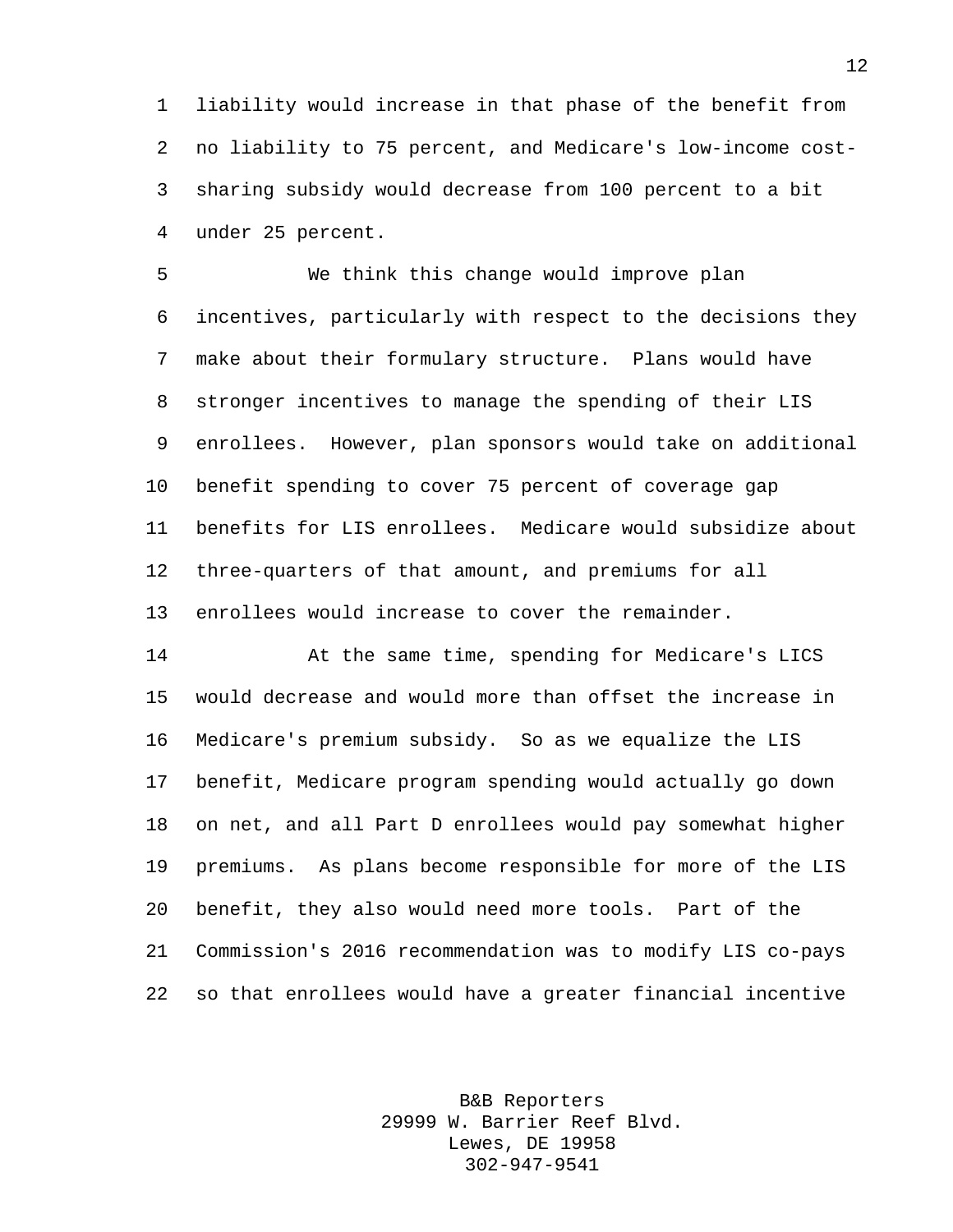liability would increase in that phase of the benefit from no liability to 75 percent, and Medicare's low-income cost-sharing subsidy would decrease from 100 percent to a bit under 25 percent.

We think this change would improve plan incentives, particularly with respect to the decisions they make about their formulary structure. Plans would have stronger incentives to manage the spending of their LIS enrollees. However, plan sponsors would take on additional benefit spending to cover 75 percent of coverage gap benefits for LIS enrollees. Medicare would subsidize about three-quarters of that amount, and premiums for all enrollees would increase to cover the remainder.

At the same time, spending for Medicare's LICS would decrease and would more than offset the increase in Medicare's premium subsidy. So as we equalize the LIS benefit, Medicare program spending would actually go down on net, and all Part D enrollees would pay somewhat higher premiums. As plans become responsible for more of the LIS benefit, they also would need more tools. Part of the Commission's 2016 recommendation was to modify LIS co-pays so that enrollees would have a greater financial incentive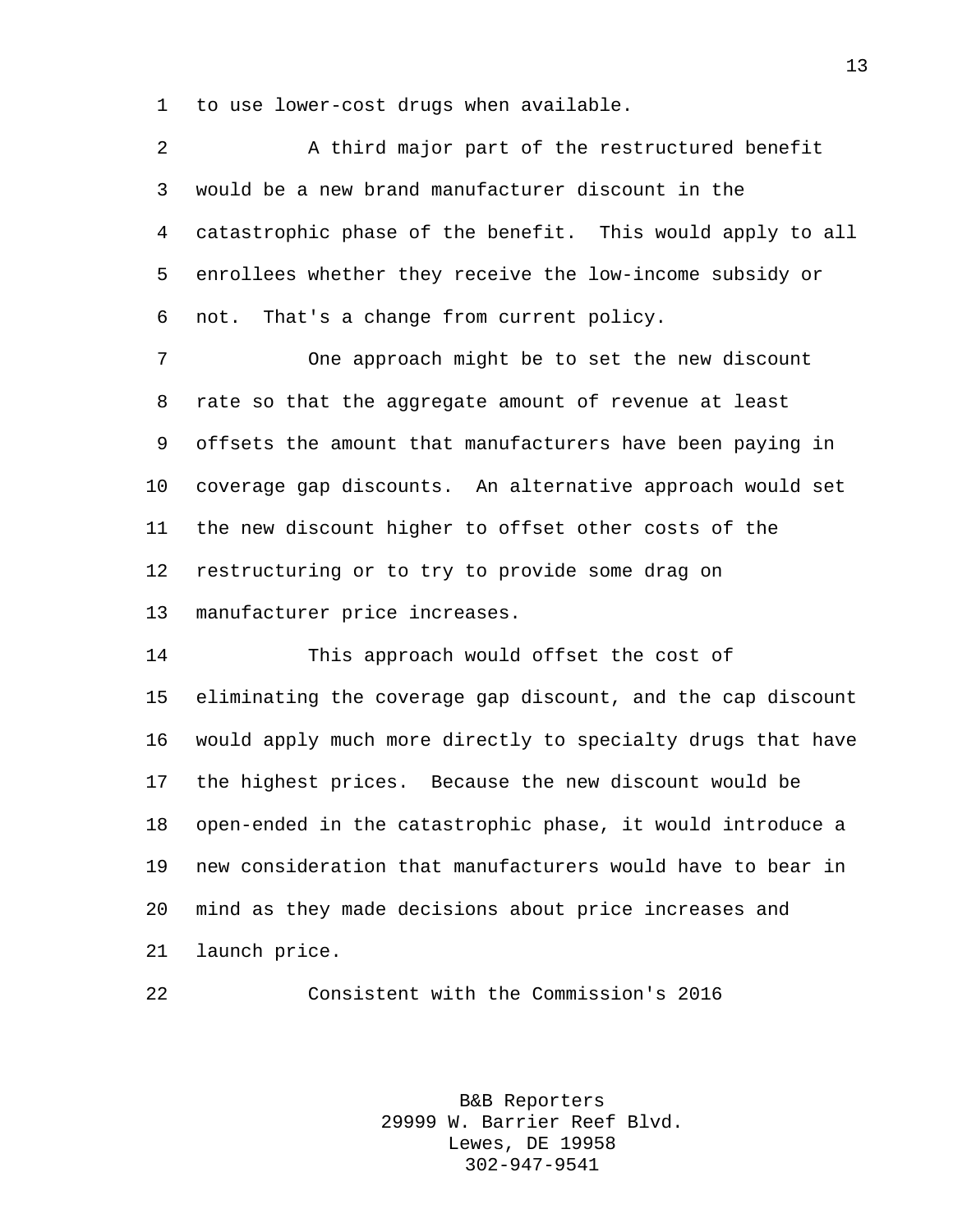to use lower-cost drugs when available.

A third major part of the restructured benefit would be a new brand manufacturer discount in the catastrophic phase of the benefit. This would apply to all enrollees whether they receive the low-income subsidy or not. That's a change from current policy.

One approach might be to set the new discount rate so that the aggregate amount of revenue at least offsets the amount that manufacturers have been paying in coverage gap discounts. An alternative approach would set the new discount higher to offset other costs of the restructuring or to try to provide some drag on manufacturer price increases.

This approach would offset the cost of eliminating the coverage gap discount, and the cap discount would apply much more directly to specialty drugs that have the highest prices. Because the new discount would be open-ended in the catastrophic phase, it would introduce a new consideration that manufacturers would have to bear in mind as they made decisions about price increases and launch price.

Consistent with the Commission's 2016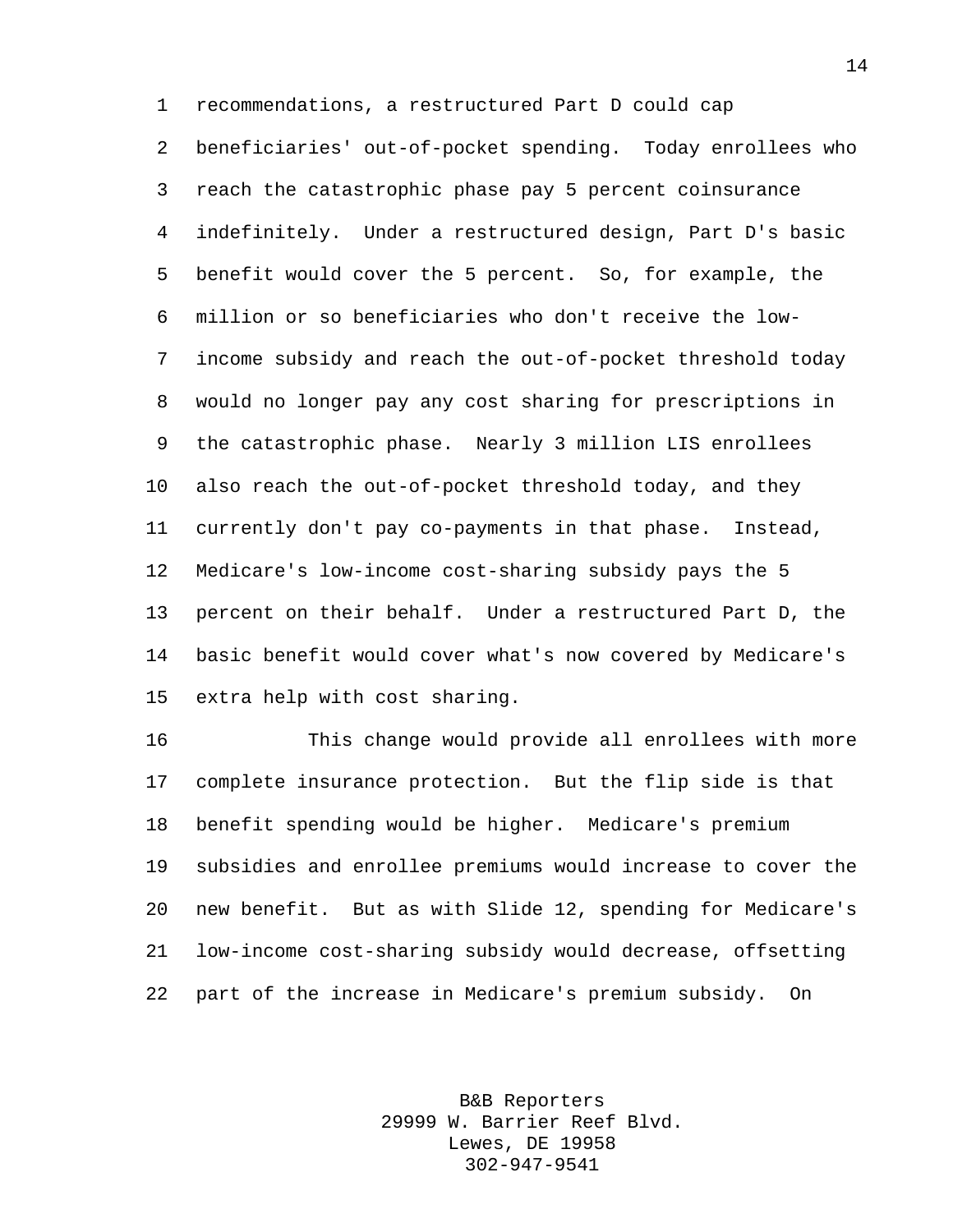recommendations, a restructured Part D could cap beneficiaries' out-of-pocket spending. Today enrollees who reach the catastrophic phase pay 5 percent coinsurance indefinitely. Under a restructured design, Part D's basic benefit would cover the 5 percent. So, for example, the million or so beneficiaries who don't receive the low-income subsidy and reach the out-of-pocket threshold today would no longer pay any cost sharing for prescriptions in the catastrophic phase. Nearly 3 million LIS enrollees also reach the out-of-pocket threshold today, and they currently don't pay co-payments in that phase. Instead, Medicare's low-income cost-sharing subsidy pays the 5 percent on their behalf. Under a restructured Part D, the basic benefit would cover what's now covered by Medicare's extra help with cost sharing.

This change would provide all enrollees with more complete insurance protection. But the flip side is that benefit spending would be higher. Medicare's premium subsidies and enrollee premiums would increase to cover the new benefit. But as with Slide 12, spending for Medicare's low-income cost-sharing subsidy would decrease, offsetting part of the increase in Medicare's premium subsidy. On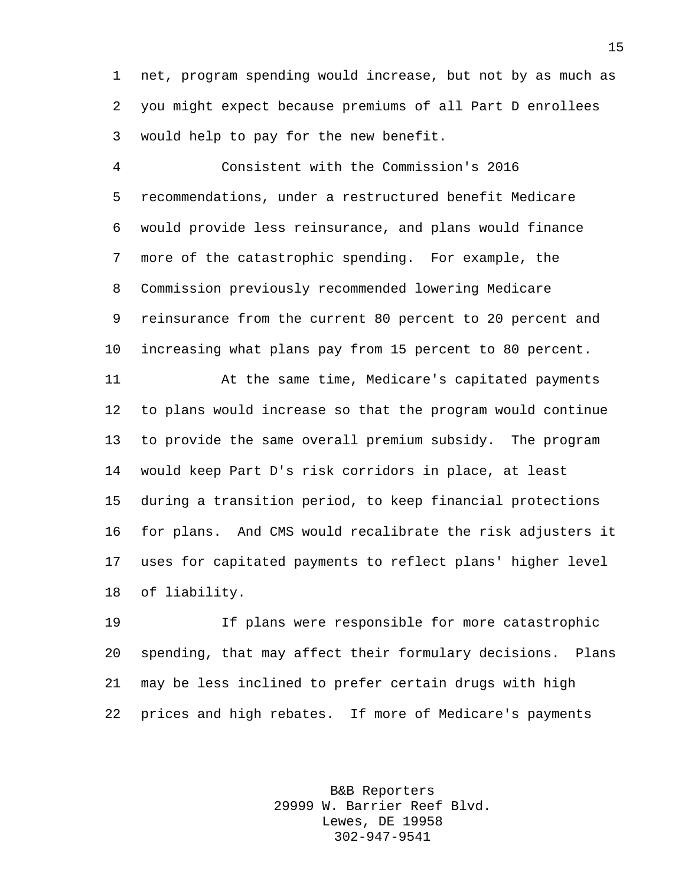net, program spending would increase, but not by as much as you might expect because premiums of all Part D enrollees would help to pay for the new benefit.

Consistent with the Commission's 2016 recommendations, under a restructured benefit Medicare would provide less reinsurance, and plans would finance more of the catastrophic spending. For example, the Commission previously recommended lowering Medicare reinsurance from the current 80 percent to 20 percent and increasing what plans pay from 15 percent to 80 percent.

At the same time, Medicare's capitated payments to plans would increase so that the program would continue to provide the same overall premium subsidy. The program would keep Part D's risk corridors in place, at least during a transition period, to keep financial protections for plans. And CMS would recalibrate the risk adjusters it uses for capitated payments to reflect plans' higher level of liability.

If plans were responsible for more catastrophic spending, that may affect their formulary decisions. Plans may be less inclined to prefer certain drugs with high prices and high rebates. If more of Medicare's payments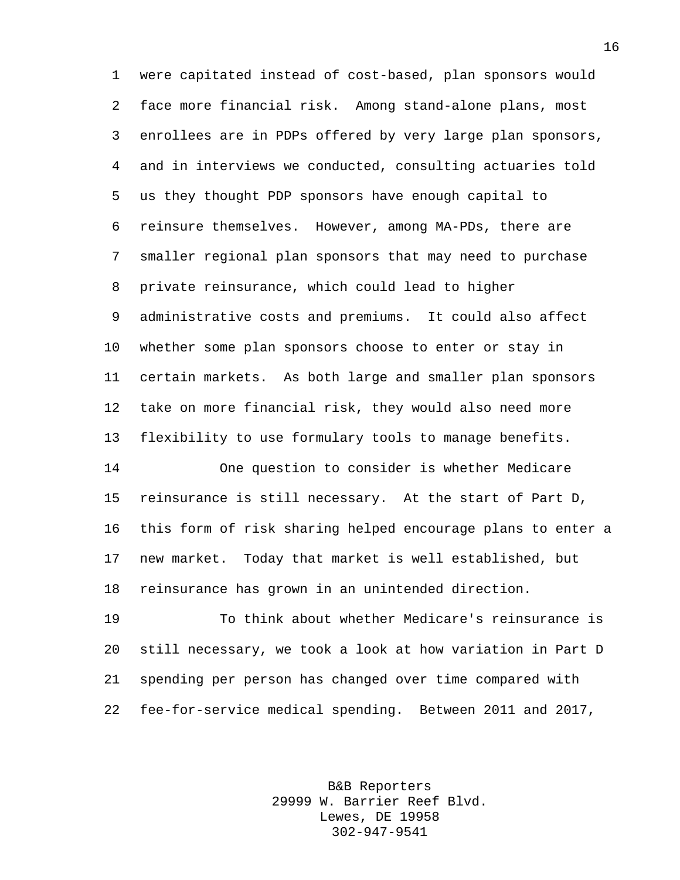were capitated instead of cost-based, plan sponsors would face more financial risk. Among stand-alone plans, most enrollees are in PDPs offered by very large plan sponsors, and in interviews we conducted, consulting actuaries told us they thought PDP sponsors have enough capital to reinsure themselves. However, among MA-PDs, there are smaller regional plan sponsors that may need to purchase private reinsurance, which could lead to higher administrative costs and premiums. It could also affect whether some plan sponsors choose to enter or stay in certain markets. As both large and smaller plan sponsors take on more financial risk, they would also need more flexibility to use formulary tools to manage benefits.

One question to consider is whether Medicare reinsurance is still necessary. At the start of Part D, this form of risk sharing helped encourage plans to enter a new market. Today that market is well established, but reinsurance has grown in an unintended direction.

To think about whether Medicare's reinsurance is still necessary, we took a look at how variation in Part D spending per person has changed over time compared with fee-for-service medical spending. Between 2011 and 2017,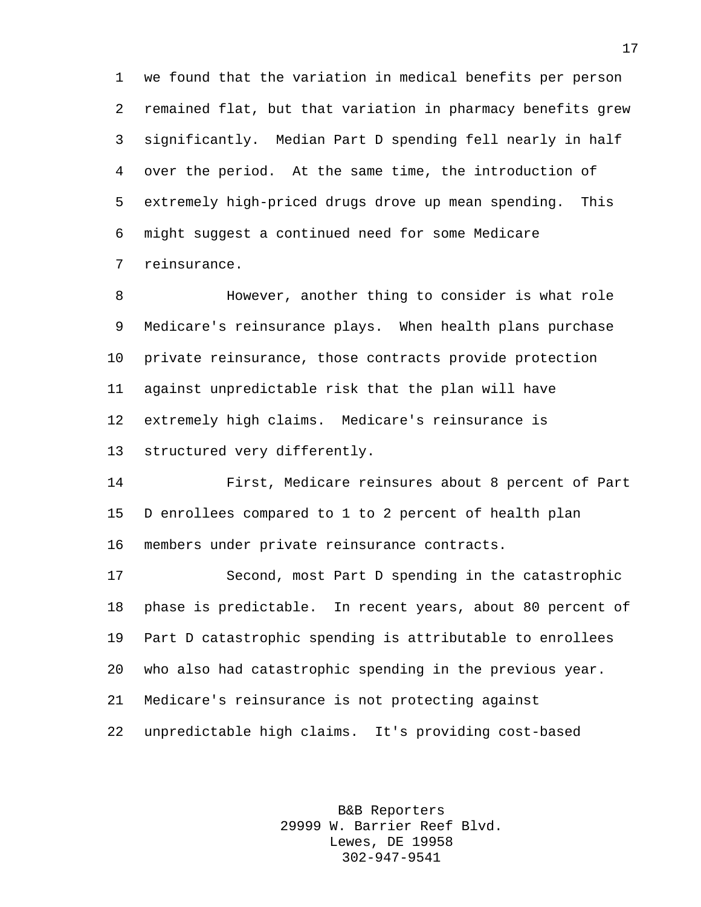we found that the variation in medical benefits per person remained flat, but that variation in pharmacy benefits grew significantly. Median Part D spending fell nearly in half over the period. At the same time, the introduction of extremely high-priced drugs drove up mean spending. This might suggest a continued need for some Medicare reinsurance.

However, another thing to consider is what role Medicare's reinsurance plays. When health plans purchase private reinsurance, those contracts provide protection against unpredictable risk that the plan will have extremely high claims. Medicare's reinsurance is structured very differently.

First, Medicare reinsures about 8 percent of Part D enrollees compared to 1 to 2 percent of health plan members under private reinsurance contracts.

Second, most Part D spending in the catastrophic phase is predictable. In recent years, about 80 percent of Part D catastrophic spending is attributable to enrollees who also had catastrophic spending in the previous year. Medicare's reinsurance is not protecting against unpredictable high claims. It's providing cost-based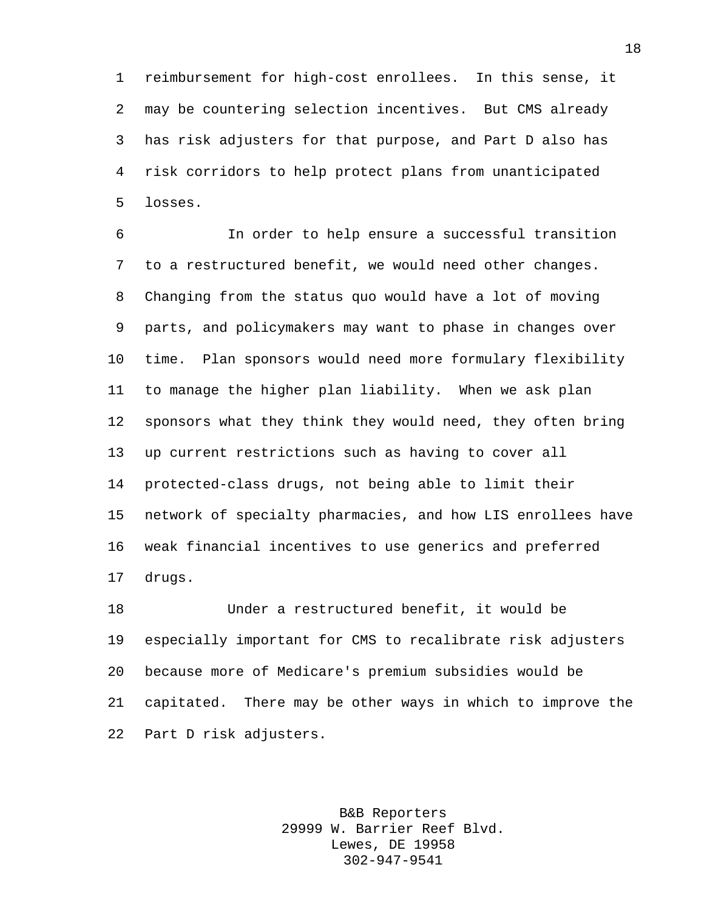reimbursement for high-cost enrollees. In this sense, it may be countering selection incentives. But CMS already has risk adjusters for that purpose, and Part D also has risk corridors to help protect plans from unanticipated losses.

In order to help ensure a successful transition to a restructured benefit, we would need other changes. Changing from the status quo would have a lot of moving parts, and policymakers may want to phase in changes over time. Plan sponsors would need more formulary flexibility to manage the higher plan liability. When we ask plan sponsors what they think they would need, they often bring up current restrictions such as having to cover all protected-class drugs, not being able to limit their network of specialty pharmacies, and how LIS enrollees have weak financial incentives to use generics and preferred drugs.

Under a restructured benefit, it would be especially important for CMS to recalibrate risk adjusters because more of Medicare's premium subsidies would be capitated. There may be other ways in which to improve the Part D risk adjusters.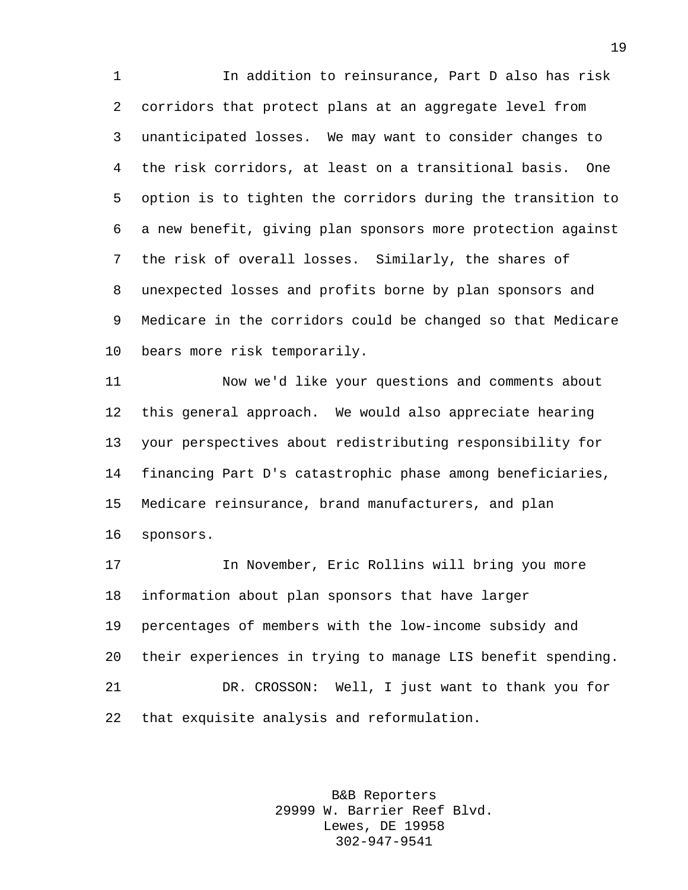In addition to reinsurance, Part D also has risk corridors that protect plans at an aggregate level from unanticipated losses. We may want to consider changes to the risk corridors, at least on a transitional basis. One option is to tighten the corridors during the transition to a new benefit, giving plan sponsors more protection against the risk of overall losses. Similarly, the shares of unexpected losses and profits borne by plan sponsors and Medicare in the corridors could be changed so that Medicare bears more risk temporarily.

Now we'd like your questions and comments about this general approach. We would also appreciate hearing your perspectives about redistributing responsibility for financing Part D's catastrophic phase among beneficiaries, Medicare reinsurance, brand manufacturers, and plan sponsors.

In November, Eric Rollins will bring you more information about plan sponsors that have larger percentages of members with the low-income subsidy and their experiences in trying to manage LIS benefit spending.

DR. CROSSON: Well, I just want to thank you for that exquisite analysis and reformulation.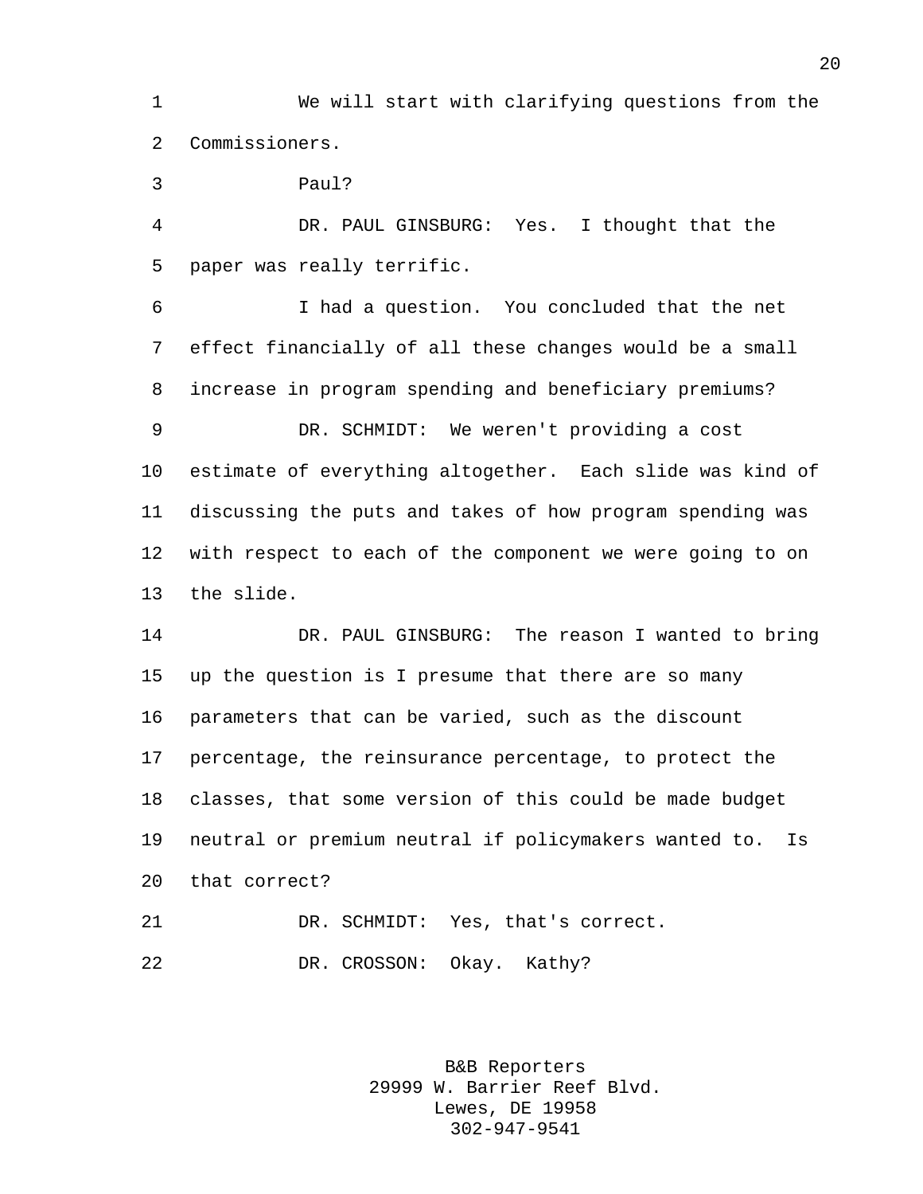We will start with clarifying questions from the Commissioners.

Paul?

DR. PAUL GINSBURG: Yes. I thought that the paper was really terrific.

I had a question. You concluded that the net effect financially of all these changes would be a small increase in program spending and beneficiary premiums?

DR. SCHMIDT: We weren't providing a cost estimate of everything altogether. Each slide was kind of discussing the puts and takes of how program spending was with respect to each of the component we were going to on the slide.

DR. PAUL GINSBURG: The reason I wanted to bring up the question is I presume that there are so many parameters that can be varied, such as the discount percentage, the reinsurance percentage, to protect the classes, that some version of this could be made budget neutral or premium neutral if policymakers wanted to. Is that correct?

DR. SCHMIDT: Yes, that's correct.

DR. CROSSON: Okay. Kathy?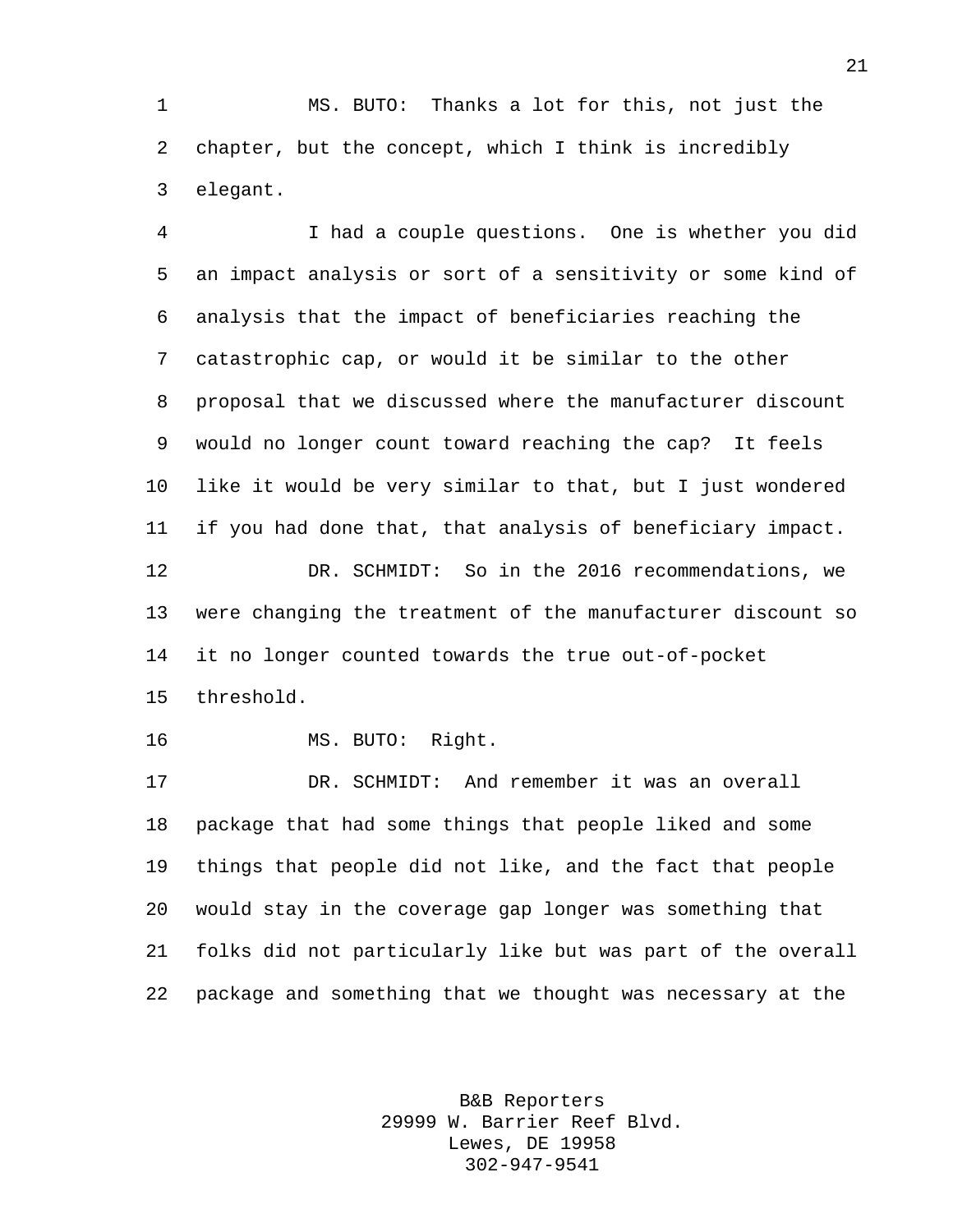MS. BUTO: Thanks a lot for this, not just the chapter, but the concept, which I think is incredibly elegant.

I had a couple questions. One is whether you did an impact analysis or sort of a sensitivity or some kind of analysis that the impact of beneficiaries reaching the catastrophic cap, or would it be similar to the other proposal that we discussed where the manufacturer discount would no longer count toward reaching the cap? It feels like it would be very similar to that, but I just wondered if you had done that, that analysis of beneficiary impact.

DR. SCHMIDT: So in the 2016 recommendations, we were changing the treatment of the manufacturer discount so it no longer counted towards the true out-of-pocket threshold.

MS. BUTO: Right.

DR. SCHMIDT: And remember it was an overall package that had some things that people liked and some things that people did not like, and the fact that people would stay in the coverage gap longer was something that folks did not particularly like but was part of the overall package and something that we thought was necessary at the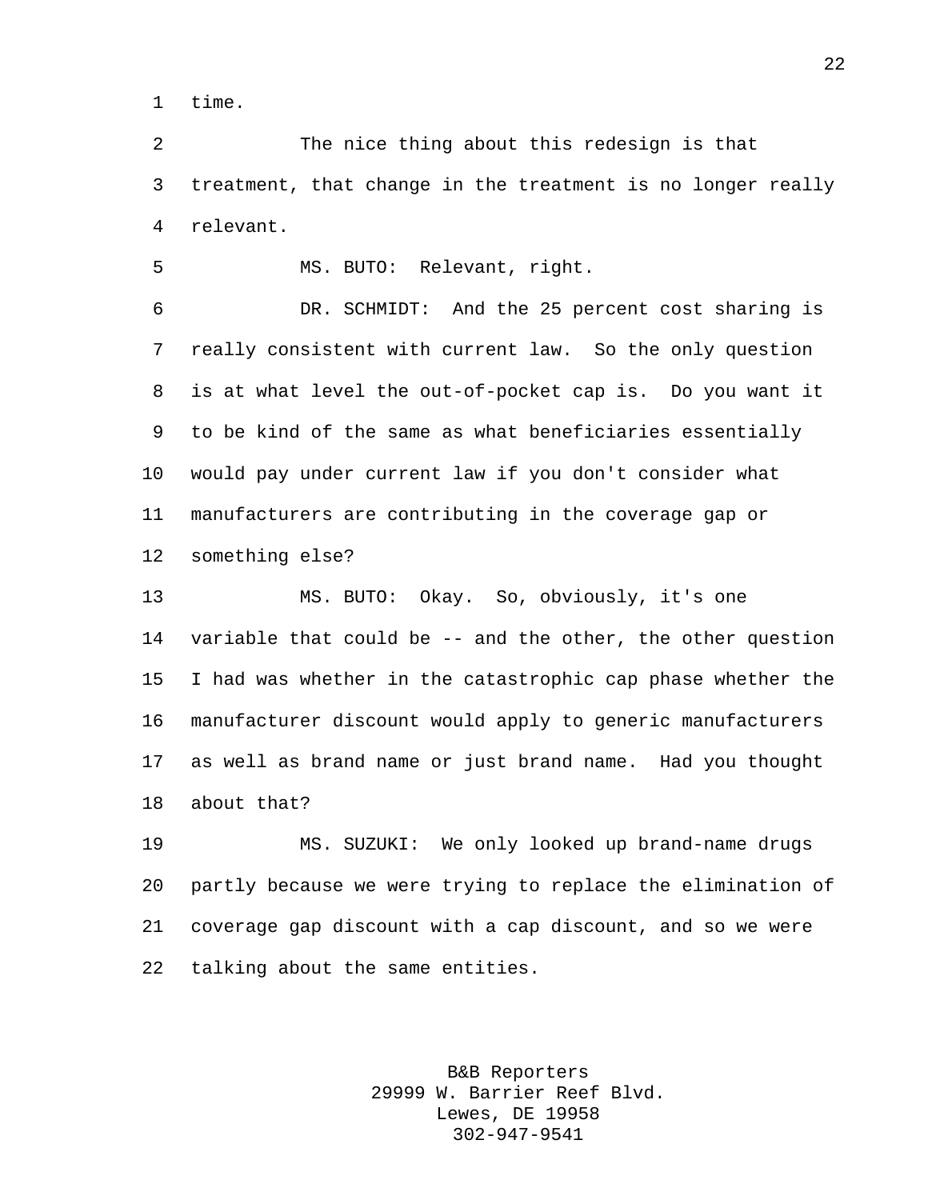time.

The nice thing about this redesign is that treatment, that change in the treatment is no longer really relevant.

MS. BUTO: Relevant, right.

DR. SCHMIDT: And the 25 percent cost sharing is really consistent with current law. So the only question is at what level the out-of-pocket cap is. Do you want it to be kind of the same as what beneficiaries essentially would pay under current law if you don't consider what manufacturers are contributing in the coverage gap or something else?

MS. BUTO: Okay. So, obviously, it's one variable that could be -- and the other, the other question I had was whether in the catastrophic cap phase whether the manufacturer discount would apply to generic manufacturers as well as brand name or just brand name. Had you thought about that?

MS. SUZUKI: We only looked up brand-name drugs partly because we were trying to replace the elimination of coverage gap discount with a cap discount, and so we were talking about the same entities.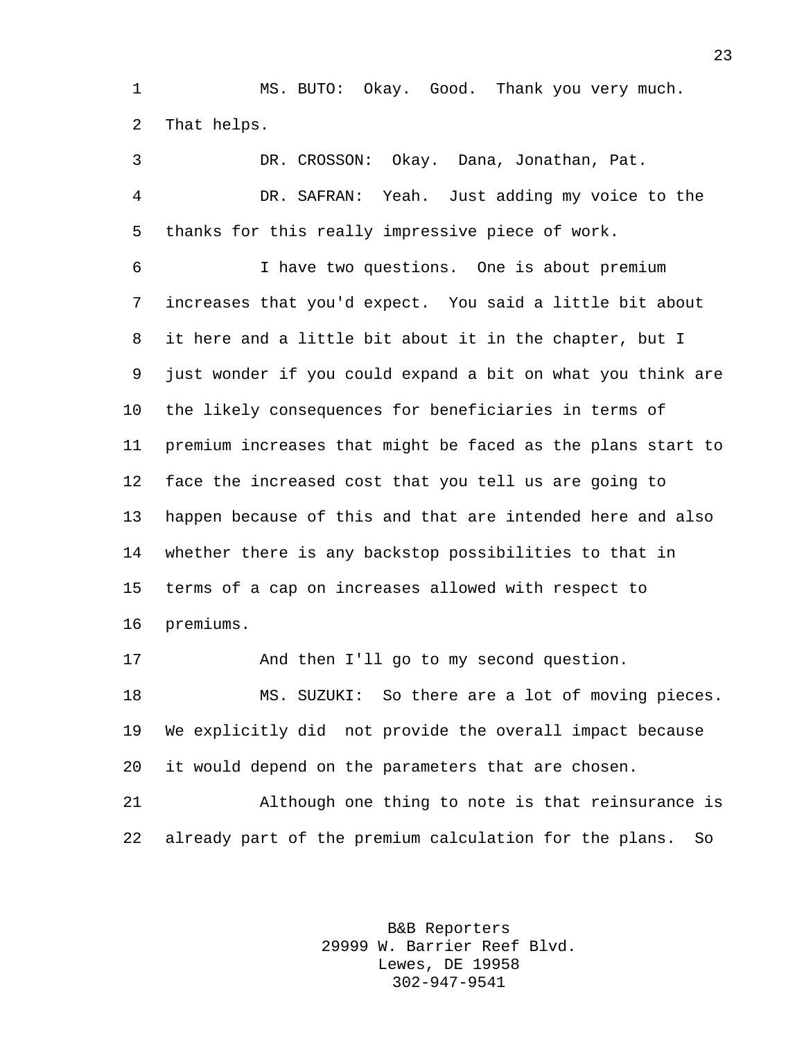MS. BUTO: Okay. Good. Thank you very much. That helps.

DR. CROSSON: Okay. Dana, Jonathan, Pat.

DR. SAFRAN: Yeah. Just adding my voice to the thanks for this really impressive piece of work.

I have two questions. One is about premium increases that you'd expect. You said a little bit about it here and a little bit about it in the chapter, but I just wonder if you could expand a bit on what you think are the likely consequences for beneficiaries in terms of premium increases that might be faced as the plans start to face the increased cost that you tell us are going to happen because of this and that are intended here and also whether there is any backstop possibilities to that in terms of a cap on increases allowed with respect to premiums.

And then I'll go to my second question.

MS. SUZUKI: So there are a lot of moving pieces. We explicitly did not provide the overall impact because it would depend on the parameters that are chosen.

Although one thing to note is that reinsurance is already part of the premium calculation for the plans. So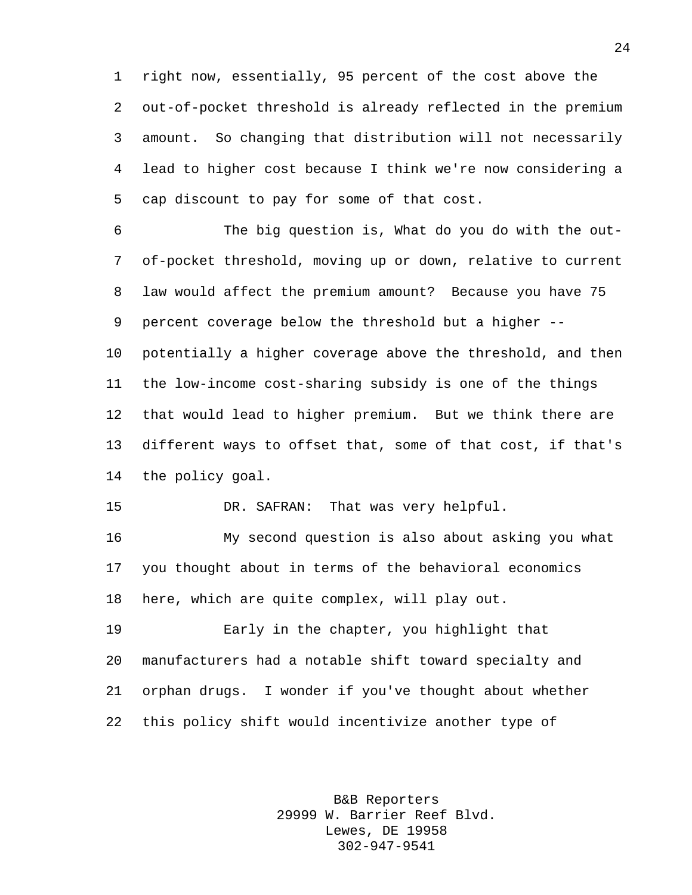right now, essentially, 95 percent of the cost above the out-of-pocket threshold is already reflected in the premium amount. So changing that distribution will not necessarily lead to higher cost because I think we're now considering a cap discount to pay for some of that cost.

The big question is, What do you do with the out-of-pocket threshold, moving up or down, relative to current law would affect the premium amount? Because you have 75 percent coverage below the threshold but a higher -- potentially a higher coverage above the threshold, and then the low-income cost-sharing subsidy is one of the things that would lead to higher premium. But we think there are different ways to offset that, some of that cost, if that's the policy goal.

DR. SAFRAN: That was very helpful.

My second question is also about asking you what you thought about in terms of the behavioral economics here, which are quite complex, will play out.

Early in the chapter, you highlight that manufacturers had a notable shift toward specialty and orphan drugs. I wonder if you've thought about whether this policy shift would incentivize another type of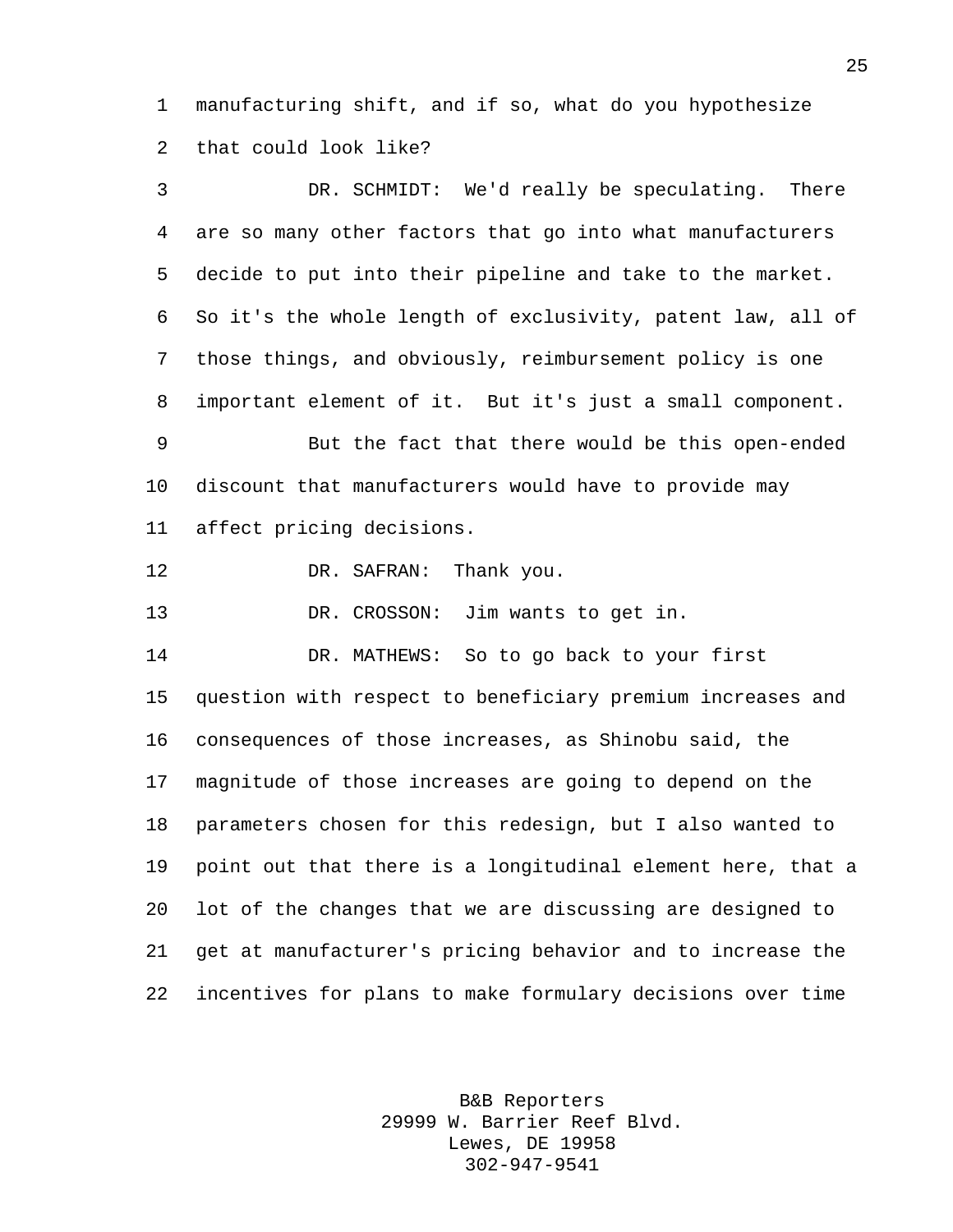manufacturing shift, and if so, what do you hypothesize that could look like?

DR. SCHMIDT: We'd really be speculating. There are so many other factors that go into what manufacturers decide to put into their pipeline and take to the market. So it's the whole length of exclusivity, patent law, all of those things, and obviously, reimbursement policy is one important element of it. But it's just a small component.

But the fact that there would be this open-ended discount that manufacturers would have to provide may affect pricing decisions.

DR. SAFRAN: Thank you.

DR. CROSSON: Jim wants to get in.

DR. MATHEWS: So to go back to your first question with respect to beneficiary premium increases and consequences of those increases, as Shinobu said, the magnitude of those increases are going to depend on the parameters chosen for this redesign, but I also wanted to point out that there is a longitudinal element here, that a lot of the changes that we are discussing are designed to get at manufacturer's pricing behavior and to increase the incentives for plans to make formulary decisions over time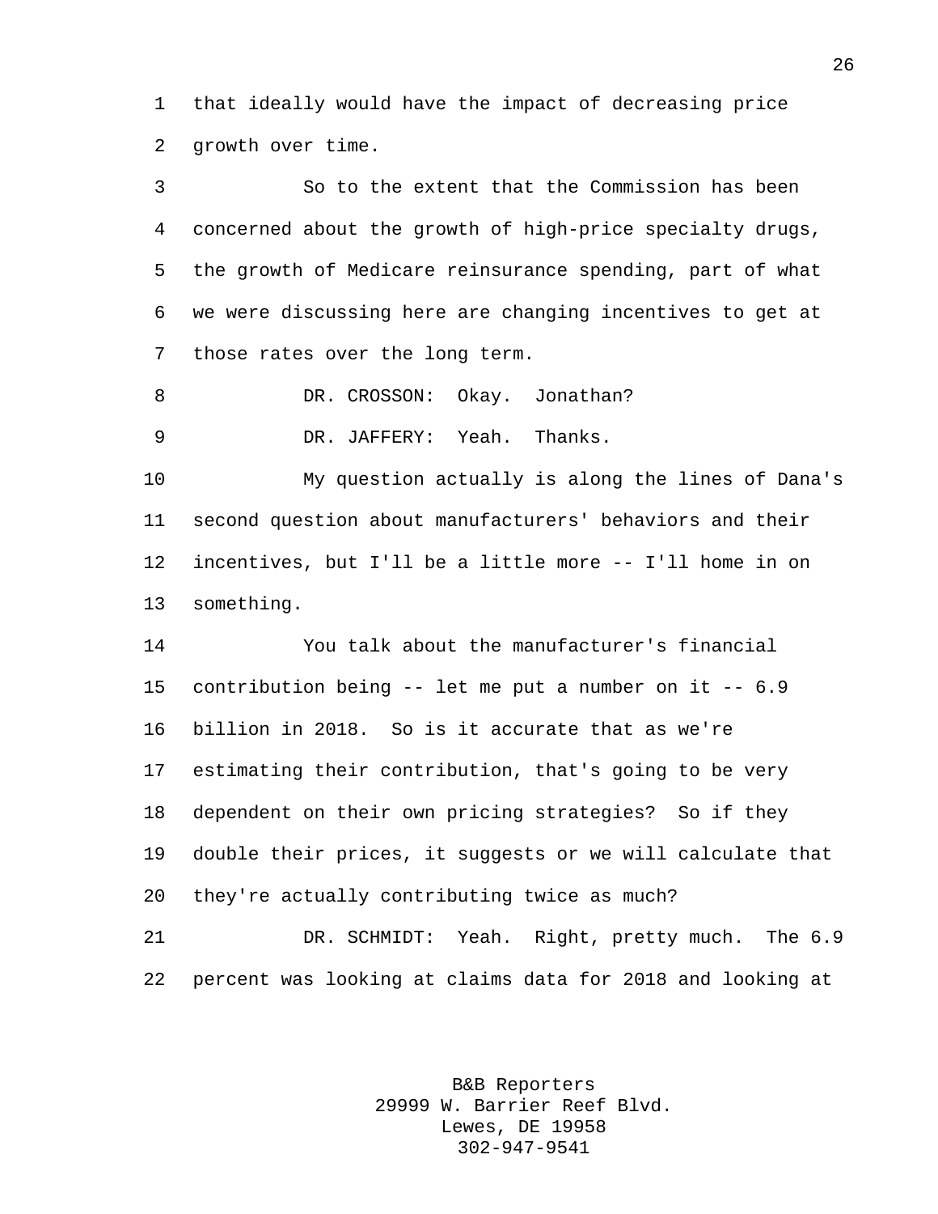that ideally would have the impact of decreasing price growth over time.

So to the extent that the Commission has been concerned about the growth of high-price specialty drugs, the growth of Medicare reinsurance spending, part of what we were discussing here are changing incentives to get at those rates over the long term.

DR. CROSSON: Okay. Jonathan?

DR. JAFFERY: Yeah. Thanks.

My question actually is along the lines of Dana's second question about manufacturers' behaviors and their incentives, but I'll be a little more -- I'll home in on something.

You talk about the manufacturer's financial contribution being -- let me put a number on it -- 6.9 billion in 2018. So is it accurate that as we're estimating their contribution, that's going to be very dependent on their own pricing strategies? So if they double their prices, it suggests or we will calculate that they're actually contributing twice as much?

DR. SCHMIDT: Yeah. Right, pretty much. The 6.9 percent was looking at claims data for 2018 and looking at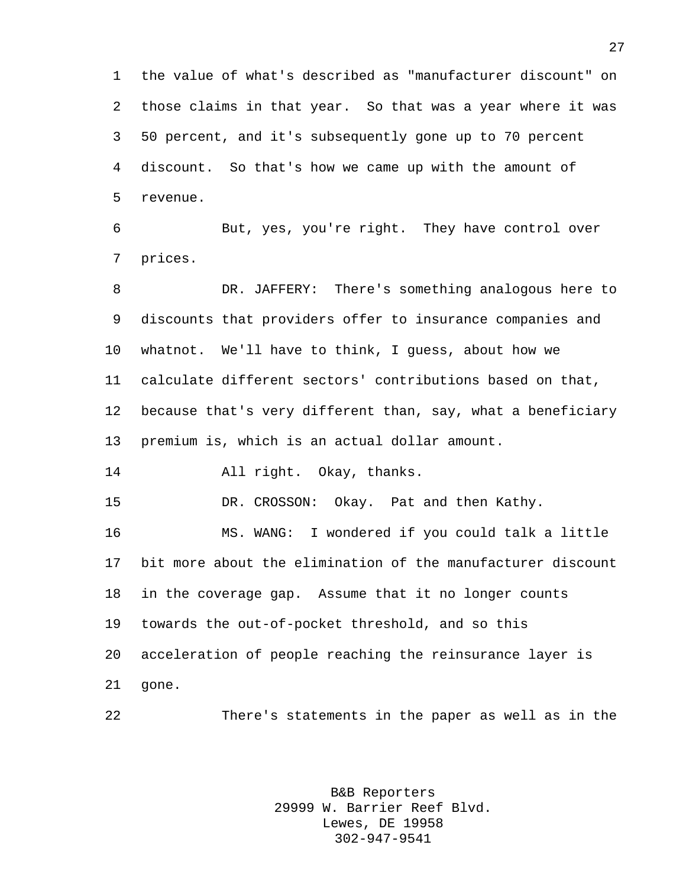the value of what's described as "manufacturer discount" on those claims in that year. So that was a year where it was 50 percent, and it's subsequently gone up to 70 percent discount. So that's how we came up with the amount of revenue.

But, yes, you're right. They have control over prices.

DR. JAFFERY: There's something analogous here to discounts that providers offer to insurance companies and whatnot. We'll have to think, I guess, about how we calculate different sectors' contributions based on that, because that's very different than, say, what a beneficiary premium is, which is an actual dollar amount.

All right. Okay, thanks.

DR. CROSSON: Okay. Pat and then Kathy.

MS. WANG: I wondered if you could talk a little bit more about the elimination of the manufacturer discount in the coverage gap. Assume that it no longer counts towards the out-of-pocket threshold, and so this acceleration of people reaching the reinsurance layer is gone.

There's statements in the paper as well as in the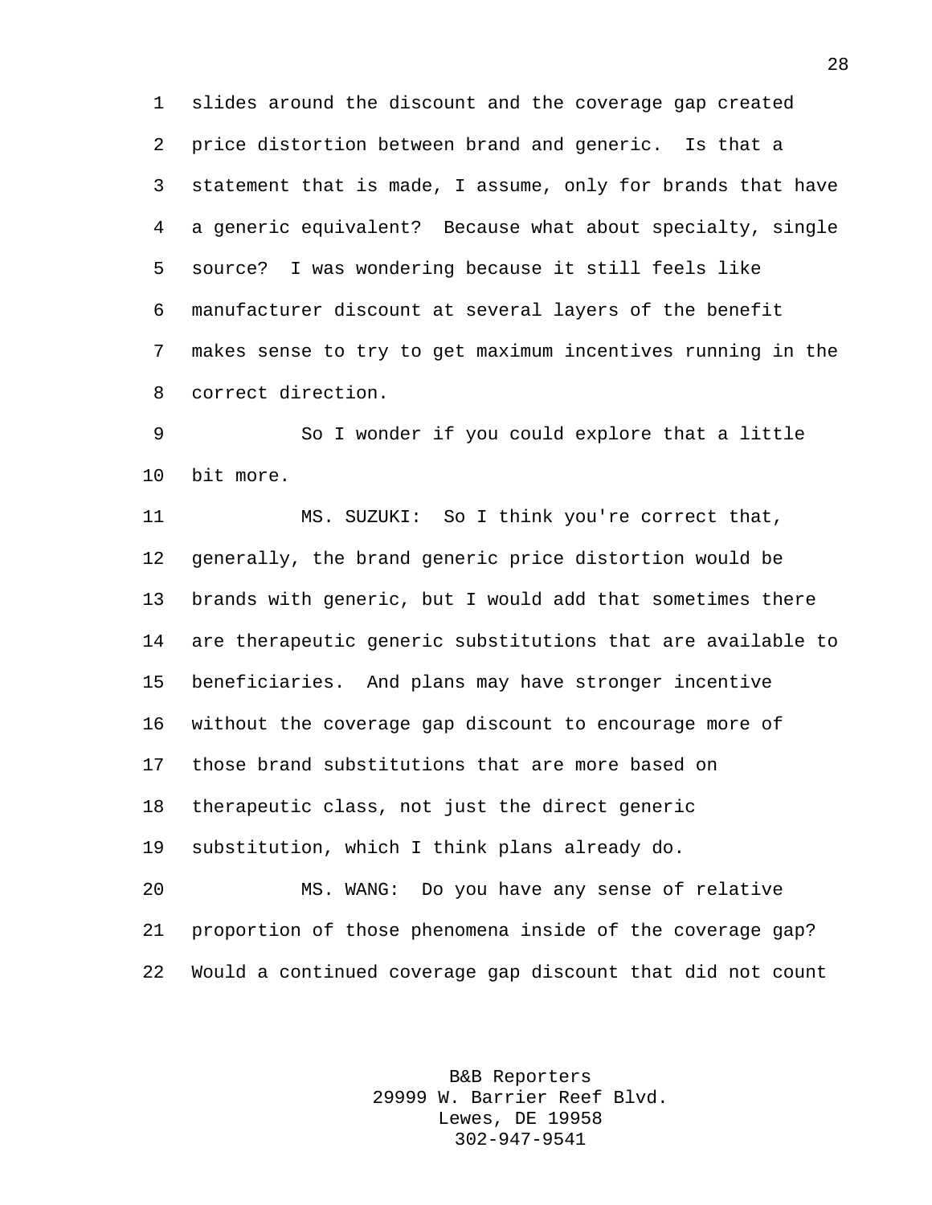slides around the discount and the coverage gap created price distortion between brand and generic. Is that a statement that is made, I assume, only for brands that have a generic equivalent? Because what about specialty, single source? I was wondering because it still feels like manufacturer discount at several layers of the benefit makes sense to try to get maximum incentives running in the correct direction.

So I wonder if you could explore that a little bit more.

MS. SUZUKI: So I think you're correct that, generally, the brand generic price distortion would be brands with generic, but I would add that sometimes there are therapeutic generic substitutions that are available to beneficiaries. And plans may have stronger incentive without the coverage gap discount to encourage more of those brand substitutions that are more based on therapeutic class, not just the direct generic substitution, which I think plans already do.

MS. WANG: Do you have any sense of relative proportion of those phenomena inside of the coverage gap? Would a continued coverage gap discount that did not count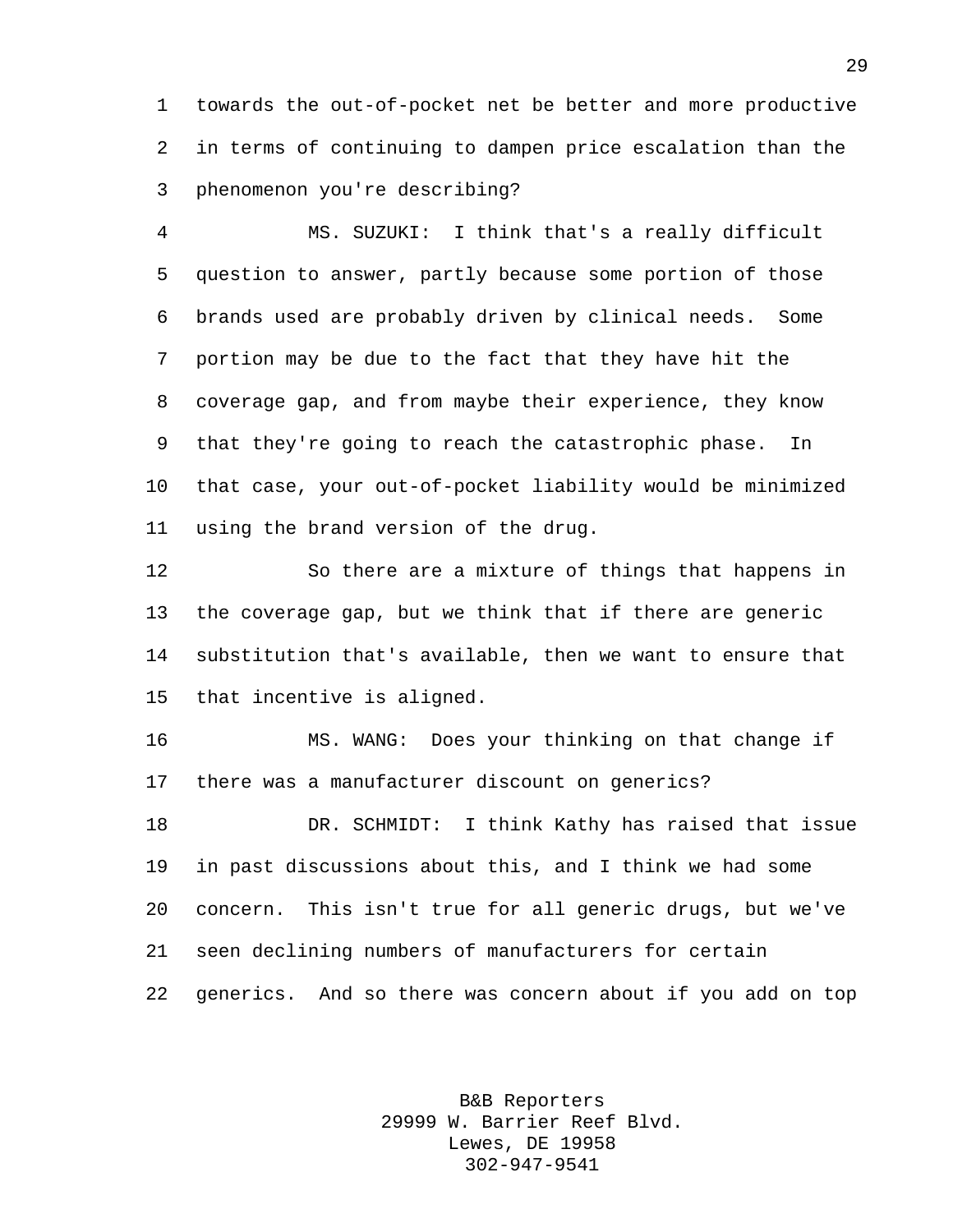towards the out-of-pocket net be better and more productive in terms of continuing to dampen price escalation than the phenomenon you're describing?

MS. SUZUKI: I think that's a really difficult question to answer, partly because some portion of those brands used are probably driven by clinical needs. Some portion may be due to the fact that they have hit the coverage gap, and from maybe their experience, they know that they're going to reach the catastrophic phase. In that case, your out-of-pocket liability would be minimized using the brand version of the drug.

So there are a mixture of things that happens in the coverage gap, but we think that if there are generic substitution that's available, then we want to ensure that that incentive is aligned.

MS. WANG: Does your thinking on that change if there was a manufacturer discount on generics?

DR. SCHMIDT: I think Kathy has raised that issue in past discussions about this, and I think we had some concern. This isn't true for all generic drugs, but we've seen declining numbers of manufacturers for certain generics. And so there was concern about if you add on top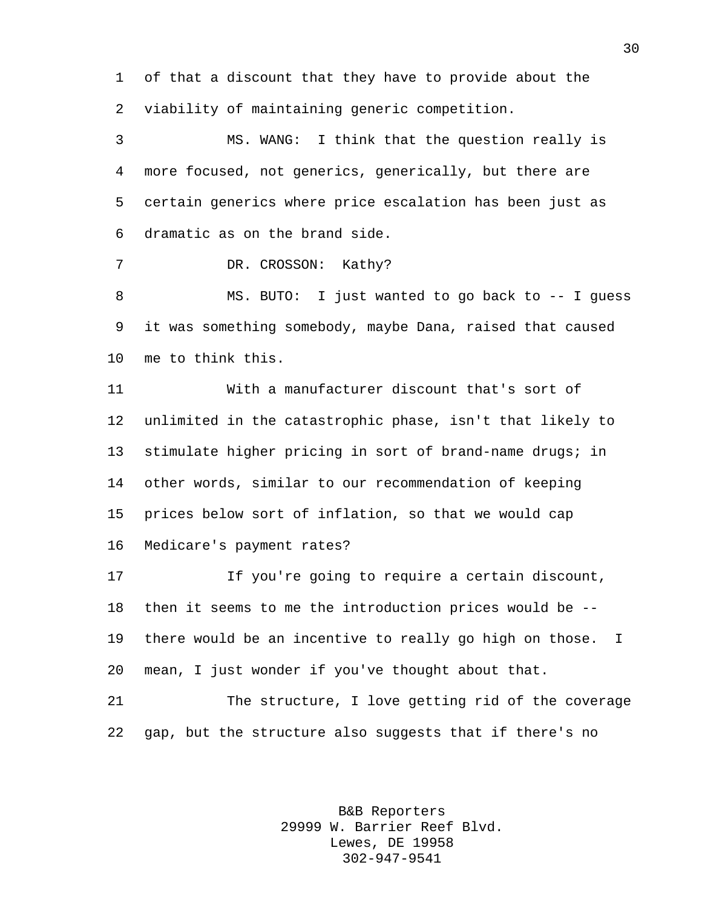of that a discount that they have to provide about the viability of maintaining generic competition.

MS. WANG: I think that the question really is more focused, not generics, generically, but there are certain generics where price escalation has been just as dramatic as on the brand side.

DR. CROSSON: Kathy?

MS. BUTO: I just wanted to go back to -- I guess it was something somebody, maybe Dana, raised that caused me to think this.

With a manufacturer discount that's sort of unlimited in the catastrophic phase, isn't that likely to stimulate higher pricing in sort of brand-name drugs; in other words, similar to our recommendation of keeping prices below sort of inflation, so that we would cap Medicare's payment rates?

If you're going to require a certain discount, then it seems to me the introduction prices would be -- there would be an incentive to really go high on those. I mean, I just wonder if you've thought about that.

The structure, I love getting rid of the coverage gap, but the structure also suggests that if there's no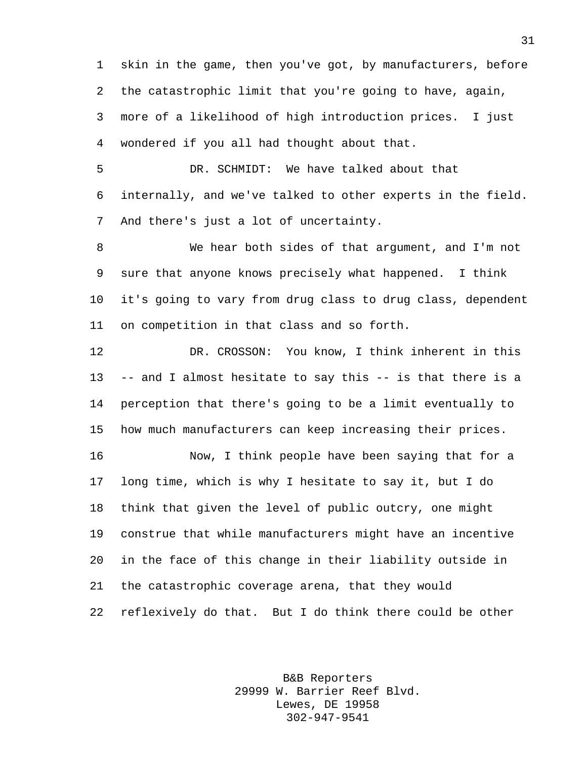skin in the game, then you've got, by manufacturers, before the catastrophic limit that you're going to have, again, more of a likelihood of high introduction prices. I just wondered if you all had thought about that.

DR. SCHMIDT: We have talked about that internally, and we've talked to other experts in the field. And there's just a lot of uncertainty.

We hear both sides of that argument, and I'm not sure that anyone knows precisely what happened. I think it's going to vary from drug class to drug class, dependent on competition in that class and so forth.

DR. CROSSON: You know, I think inherent in this -- and I almost hesitate to say this -- is that there is a perception that there's going to be a limit eventually to how much manufacturers can keep increasing their prices.

Now, I think people have been saying that for a long time, which is why I hesitate to say it, but I do think that given the level of public outcry, one might construe that while manufacturers might have an incentive in the face of this change in their liability outside in the catastrophic coverage arena, that they would reflexively do that. But I do think there could be other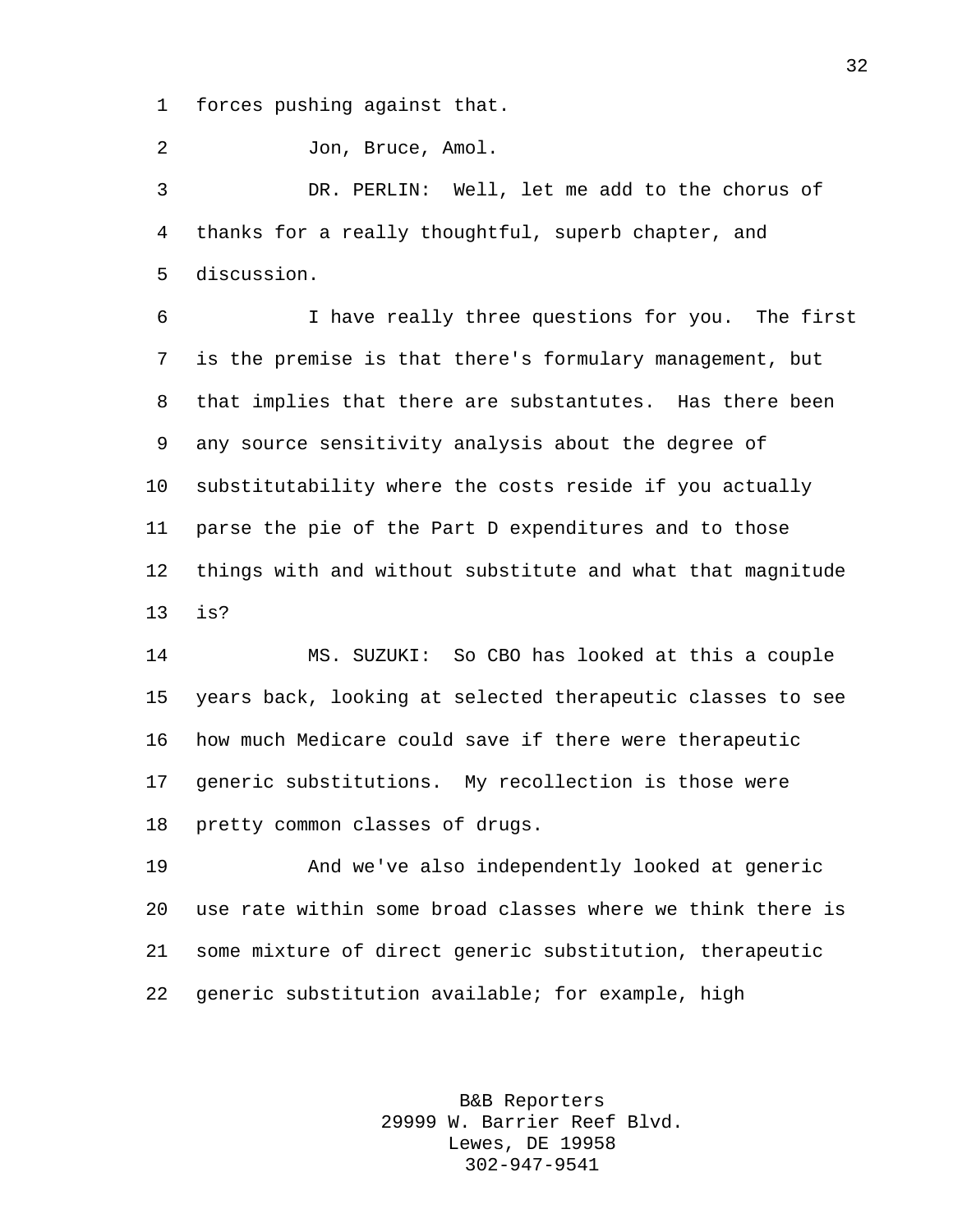forces pushing against that.

Jon, Bruce, Amol.

DR. PERLIN: Well, let me add to the chorus of thanks for a really thoughtful, superb chapter, and discussion.

I have really three questions for you. The first is the premise is that there's formulary management, but that implies that there are substantutes. Has there been any source sensitivity analysis about the degree of substitutability where the costs reside if you actually parse the pie of the Part D expenditures and to those things with and without substitute and what that magnitude is?

MS. SUZUKI: So CBO has looked at this a couple years back, looking at selected therapeutic classes to see how much Medicare could save if there were therapeutic generic substitutions. My recollection is those were pretty common classes of drugs.

And we've also independently looked at generic use rate within some broad classes where we think there is some mixture of direct generic substitution, therapeutic generic substitution available; for example, high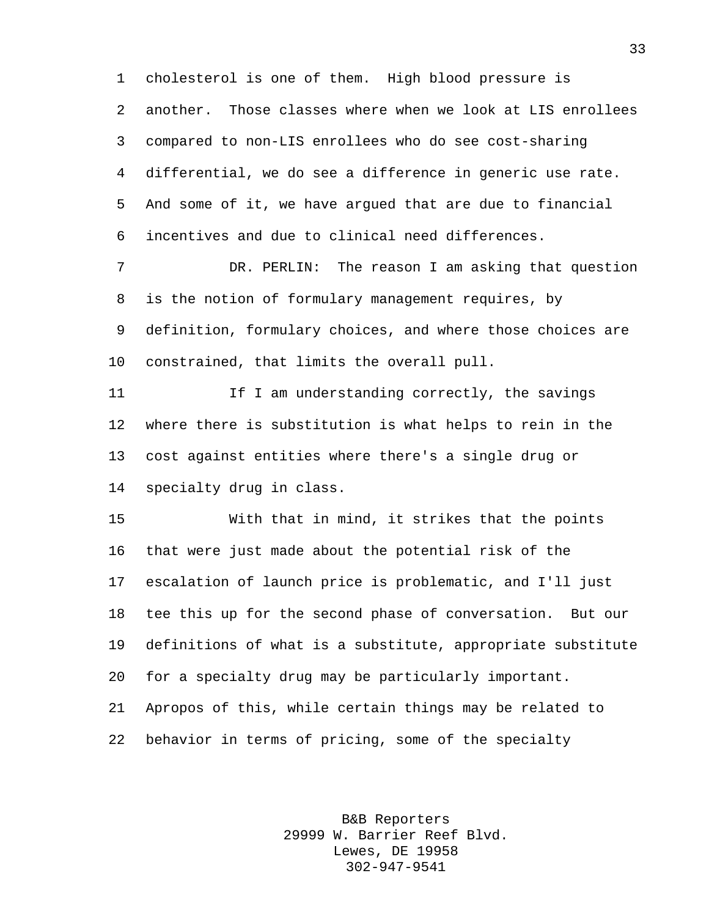cholesterol is one of them. High blood pressure is another. Those classes where when we look at LIS enrollees compared to non-LIS enrollees who do see cost-sharing differential, we do see a difference in generic use rate. And some of it, we have argued that are due to financial incentives and due to clinical need differences.

DR. PERLIN: The reason I am asking that question is the notion of formulary management requires, by definition, formulary choices, and where those choices are constrained, that limits the overall pull.

If I am understanding correctly, the savings where there is substitution is what helps to rein in the cost against entities where there's a single drug or specialty drug in class.

With that in mind, it strikes that the points that were just made about the potential risk of the escalation of launch price is problematic, and I'll just tee this up for the second phase of conversation. But our definitions of what is a substitute, appropriate substitute for a specialty drug may be particularly important. Apropos of this, while certain things may be related to behavior in terms of pricing, some of the specialty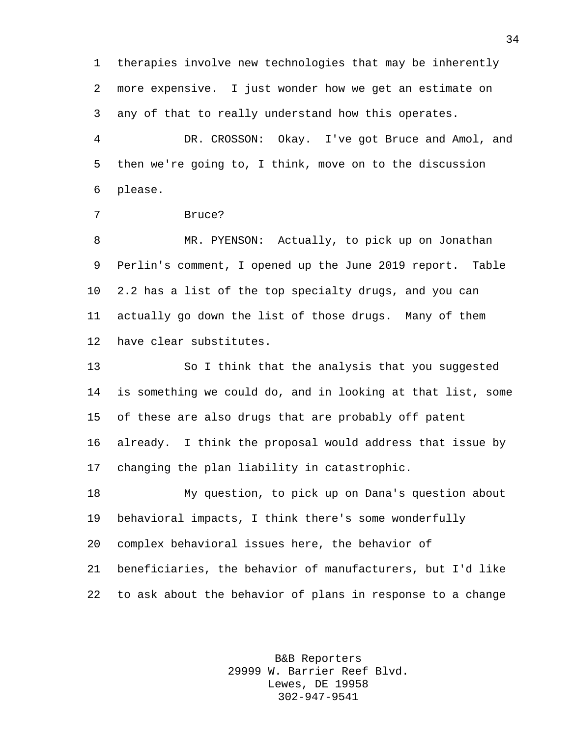therapies involve new technologies that may be inherently more expensive. I just wonder how we get an estimate on any of that to really understand how this operates.

DR. CROSSON: Okay. I've got Bruce and Amol, and then we're going to, I think, move on to the discussion please.

Bruce?

MR. PYENSON: Actually, to pick up on Jonathan Perlin's comment, I opened up the June 2019 report. Table 2.2 has a list of the top specialty drugs, and you can actually go down the list of those drugs. Many of them have clear substitutes.

So I think that the analysis that you suggested is something we could do, and in looking at that list, some of these are also drugs that are probably off patent already. I think the proposal would address that issue by changing the plan liability in catastrophic.

My question, to pick up on Dana's question about behavioral impacts, I think there's some wonderfully complex behavioral issues here, the behavior of beneficiaries, the behavior of manufacturers, but I'd like to ask about the behavior of plans in response to a change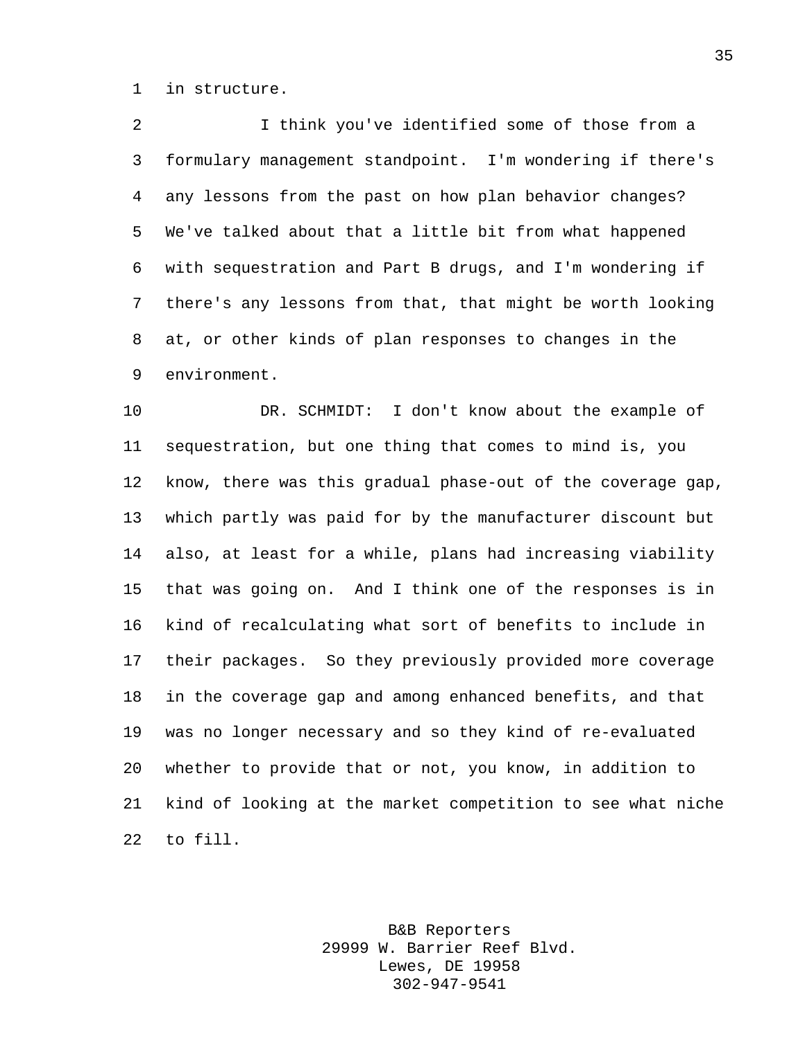in structure.

I think you've identified some of those from a formulary management standpoint. I'm wondering if there's any lessons from the past on how plan behavior changes? We've talked about that a little bit from what happened with sequestration and Part B drugs, and I'm wondering if there's any lessons from that, that might be worth looking at, or other kinds of plan responses to changes in the environment.

DR. SCHMIDT: I don't know about the example of sequestration, but one thing that comes to mind is, you know, there was this gradual phase-out of the coverage gap, which partly was paid for by the manufacturer discount but also, at least for a while, plans had increasing viability that was going on. And I think one of the responses is in kind of recalculating what sort of benefits to include in their packages. So they previously provided more coverage in the coverage gap and among enhanced benefits, and that was no longer necessary and so they kind of re-evaluated whether to provide that or not, you know, in addition to kind of looking at the market competition to see what niche to fill.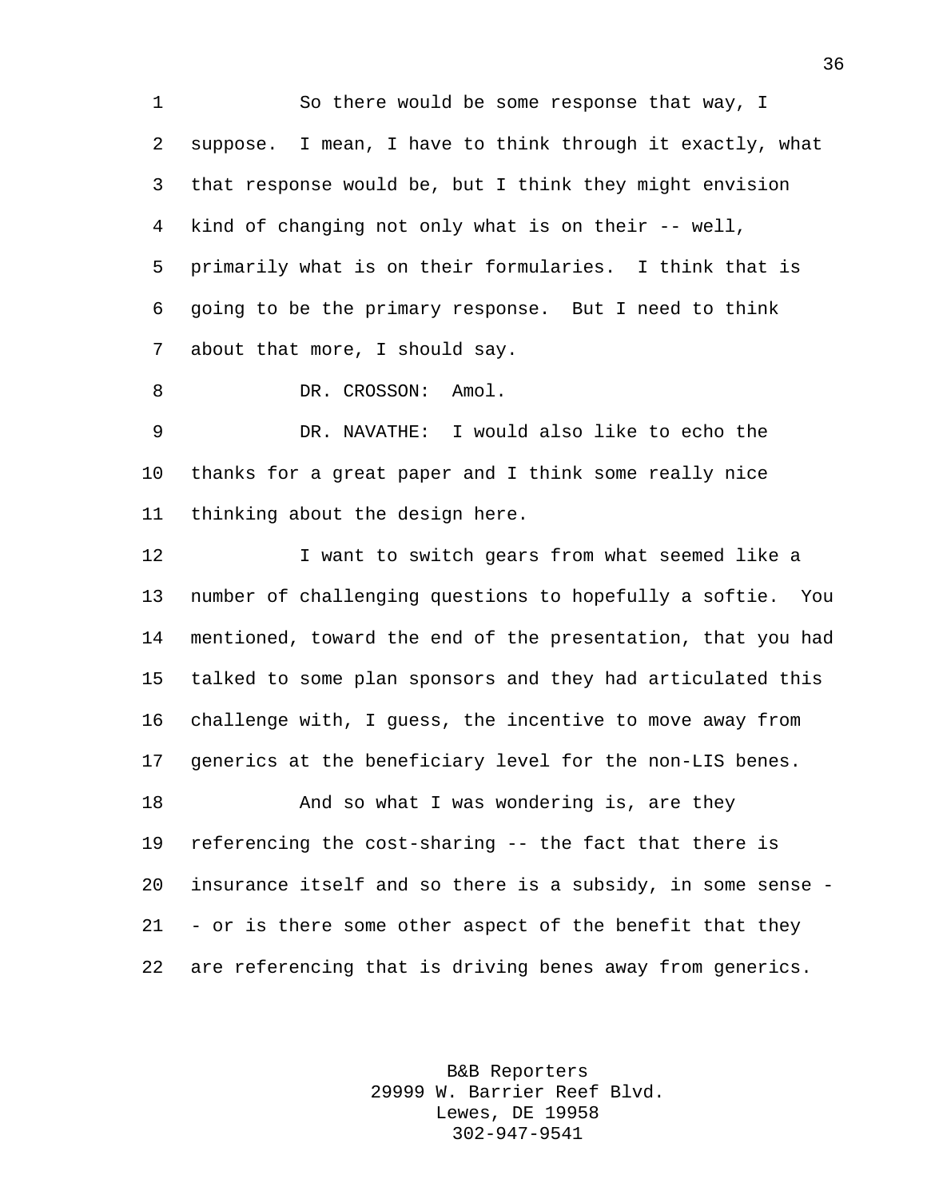So there would be some response that way, I suppose. I mean, I have to think through it exactly, what that response would be, but I think they might envision kind of changing not only what is on their -- well, primarily what is on their formularies. I think that is going to be the primary response. But I need to think about that more, I should say.

DR. CROSSON: Amol.

DR. NAVATHE: I would also like to echo the thanks for a great paper and I think some really nice thinking about the design here.

I want to switch gears from what seemed like a number of challenging questions to hopefully a softie. You mentioned, toward the end of the presentation, that you had talked to some plan sponsors and they had articulated this challenge with, I guess, the incentive to move away from generics at the beneficiary level for the non-LIS benes.

And so what I was wondering is, are they referencing the cost-sharing -- the fact that there is insurance itself and so there is a subsidy, in some sense -- or is there some other aspect of the benefit that they are referencing that is driving benes away from generics.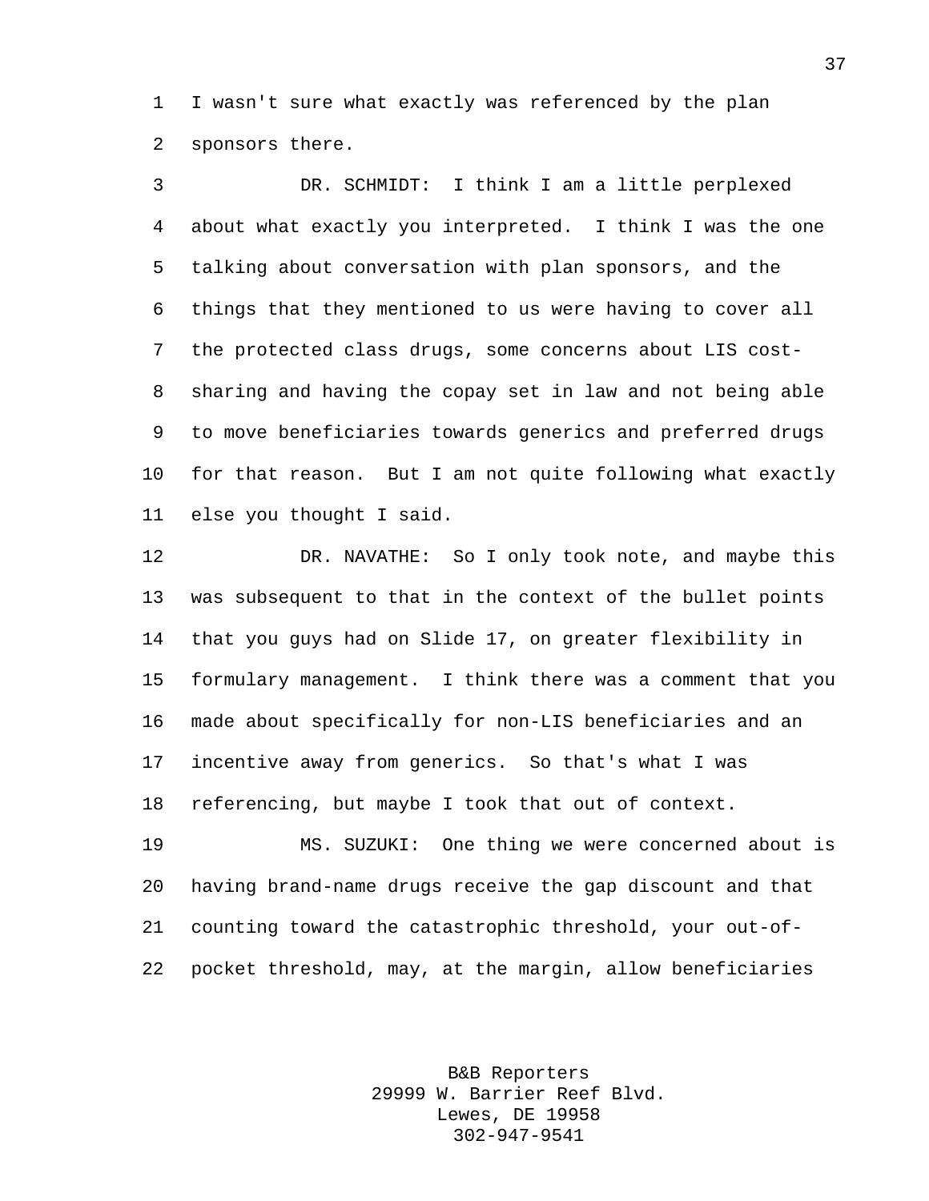I wasn't sure what exactly was referenced by the plan sponsors there.

DR. SCHMIDT: I think I am a little perplexed about what exactly you interpreted. I think I was the one talking about conversation with plan sponsors, and the things that they mentioned to us were having to cover all the protected class drugs, some concerns about LIS cost-sharing and having the copay set in law and not being able to move beneficiaries towards generics and preferred drugs for that reason. But I am not quite following what exactly else you thought I said.

DR. NAVATHE: So I only took note, and maybe this was subsequent to that in the context of the bullet points that you guys had on Slide 17, on greater flexibility in formulary management. I think there was a comment that you made about specifically for non-LIS beneficiaries and an incentive away from generics. So that's what I was referencing, but maybe I took that out of context.

MS. SUZUKI: One thing we were concerned about is having brand-name drugs receive the gap discount and that counting toward the catastrophic threshold, your out-of-pocket threshold, may, at the margin, allow beneficiaries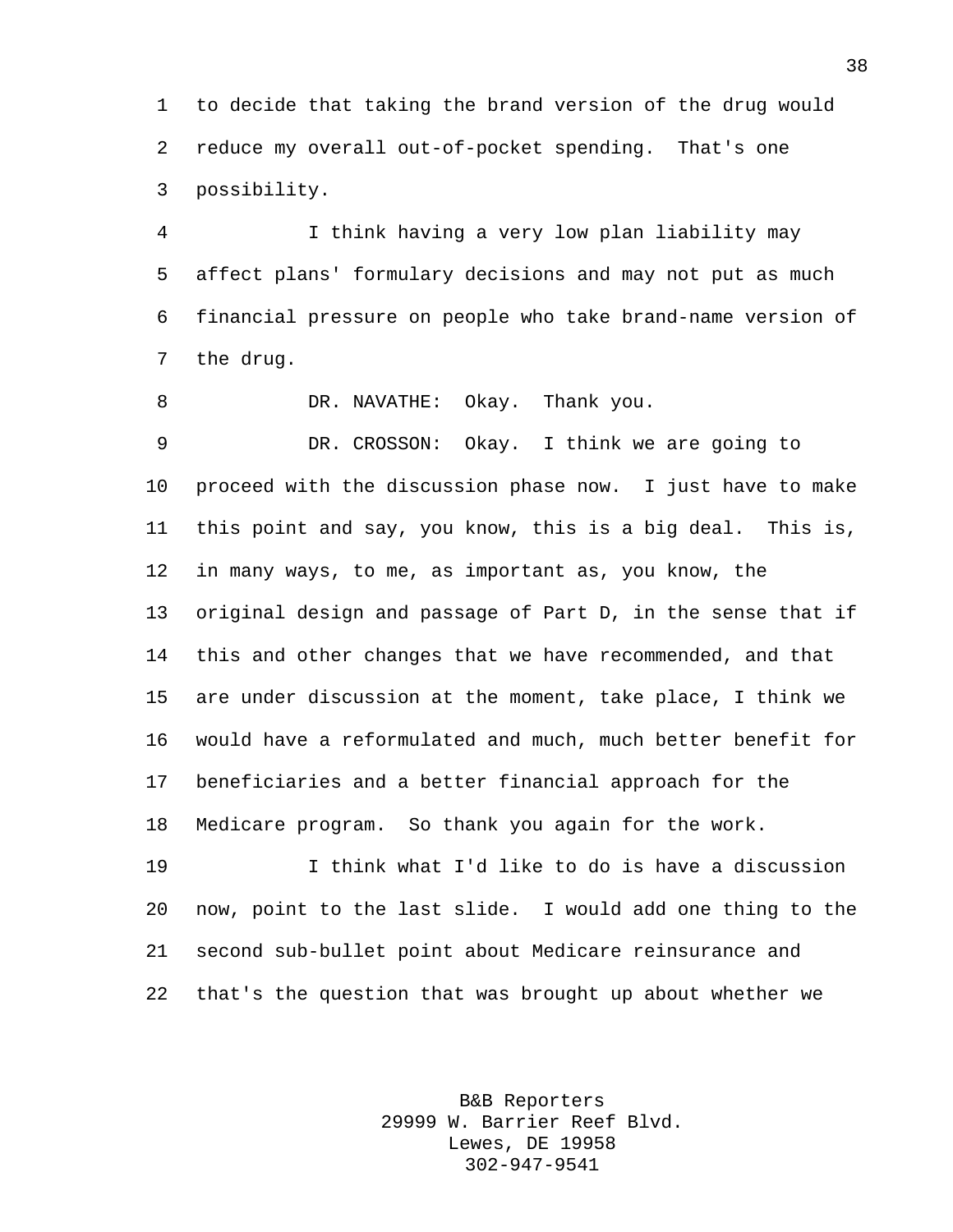to decide that taking the brand version of the drug would reduce my overall out-of-pocket spending. That's one possibility.

I think having a very low plan liability may affect plans' formulary decisions and may not put as much financial pressure on people who take brand-name version of the drug.

DR. NAVATHE: Okay. Thank you.

DR. CROSSON: Okay. I think we are going to proceed with the discussion phase now. I just have to make this point and say, you know, this is a big deal. This is, in many ways, to me, as important as, you know, the original design and passage of Part D, in the sense that if this and other changes that we have recommended, and that are under discussion at the moment, take place, I think we would have a reformulated and much, much better benefit for beneficiaries and a better financial approach for the Medicare program. So thank you again for the work.

I think what I'd like to do is have a discussion now, point to the last slide. I would add one thing to the second sub-bullet point about Medicare reinsurance and that's the question that was brought up about whether we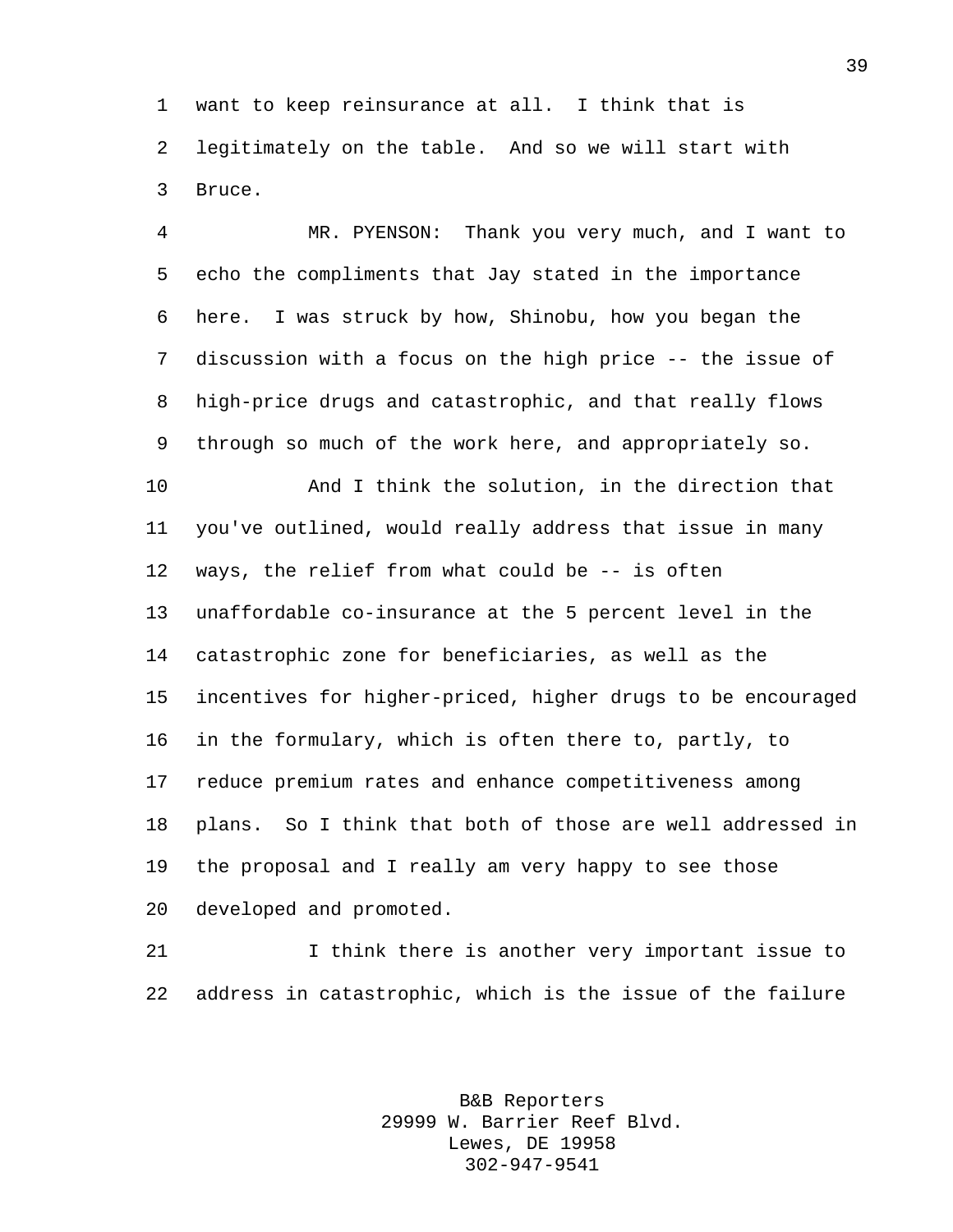want to keep reinsurance at all. I think that is legitimately on the table. And so we will start with Bruce.

MR. PYENSON: Thank you very much, and I want to echo the compliments that Jay stated in the importance here. I was struck by how, Shinobu, how you began the discussion with a focus on the high price -- the issue of high-price drugs and catastrophic, and that really flows through so much of the work here, and appropriately so.

And I think the solution, in the direction that you've outlined, would really address that issue in many ways, the relief from what could be -- is often unaffordable co-insurance at the 5 percent level in the catastrophic zone for beneficiaries, as well as the incentives for higher-priced, higher drugs to be encouraged in the formulary, which is often there to, partly, to reduce premium rates and enhance competitiveness among plans. So I think that both of those are well addressed in the proposal and I really am very happy to see those developed and promoted.

I think there is another very important issue to address in catastrophic, which is the issue of the failure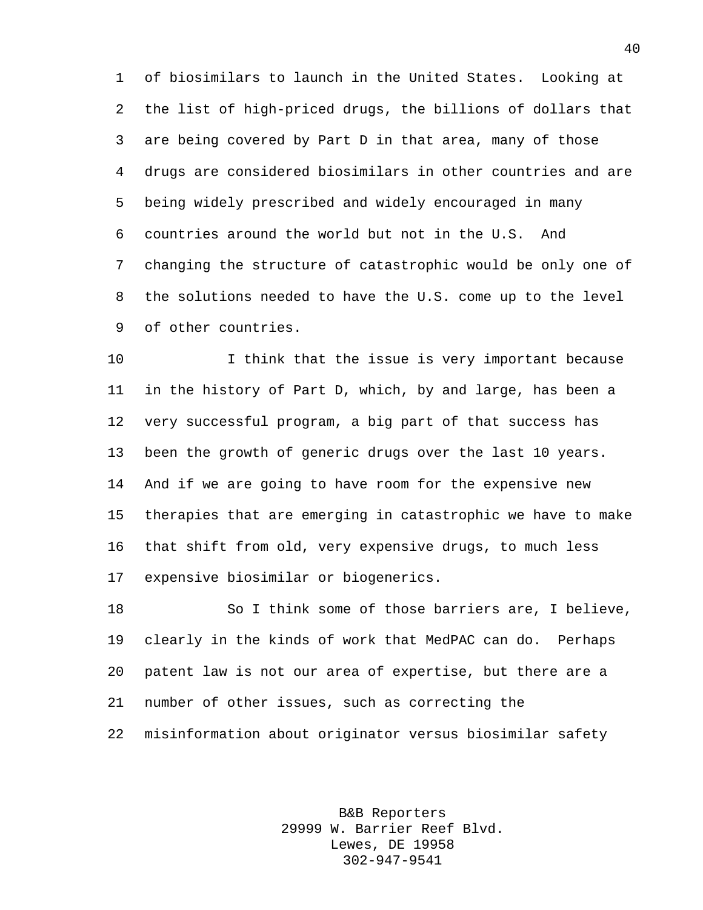of biosimilars to launch in the United States. Looking at the list of high-priced drugs, the billions of dollars that are being covered by Part D in that area, many of those drugs are considered biosimilars in other countries and are being widely prescribed and widely encouraged in many countries around the world but not in the U.S. And changing the structure of catastrophic would be only one of the solutions needed to have the U.S. come up to the level of other countries.

I think that the issue is very important because in the history of Part D, which, by and large, has been a very successful program, a big part of that success has been the growth of generic drugs over the last 10 years. And if we are going to have room for the expensive new therapies that are emerging in catastrophic we have to make that shift from old, very expensive drugs, to much less expensive biosimilar or biogenerics.

So I think some of those barriers are, I believe, clearly in the kinds of work that MedPAC can do. Perhaps patent law is not our area of expertise, but there are a number of other issues, such as correcting the misinformation about originator versus biosimilar safety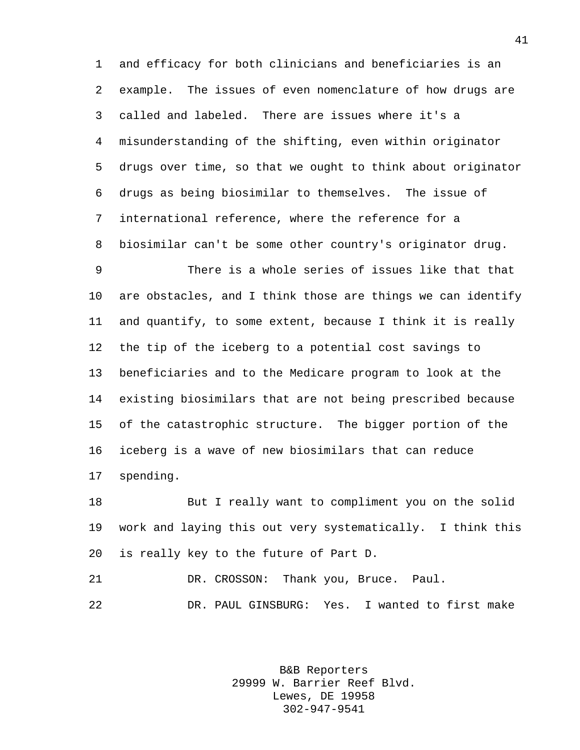and efficacy for both clinicians and beneficiaries is an example. The issues of even nomenclature of how drugs are called and labeled. There are issues where it's a misunderstanding of the shifting, even within originator drugs over time, so that we ought to think about originator drugs as being biosimilar to themselves. The issue of international reference, where the reference for a biosimilar can't be some other country's originator drug.

There is a whole series of issues like that that are obstacles, and I think those are things we can identify and quantify, to some extent, because I think it is really the tip of the iceberg to a potential cost savings to beneficiaries and to the Medicare program to look at the existing biosimilars that are not being prescribed because of the catastrophic structure. The bigger portion of the iceberg is a wave of new biosimilars that can reduce spending.

But I really want to compliment you on the solid work and laying this out very systematically. I think this is really key to the future of Part D.

DR. CROSSON: Thank you, Bruce. Paul.

DR. PAUL GINSBURG: Yes. I wanted to first make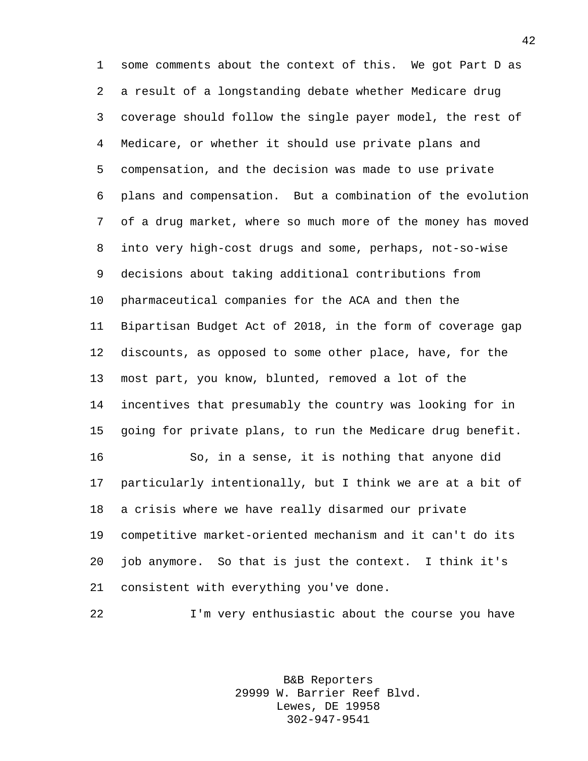some comments about the context of this. We got Part D as a result of a longstanding debate whether Medicare drug coverage should follow the single payer model, the rest of Medicare, or whether it should use private plans and compensation, and the decision was made to use private plans and compensation. But a combination of the evolution of a drug market, where so much more of the money has moved into very high-cost drugs and some, perhaps, not-so-wise decisions about taking additional contributions from pharmaceutical companies for the ACA and then the Bipartisan Budget Act of 2018, in the form of coverage gap discounts, as opposed to some other place, have, for the most part, you know, blunted, removed a lot of the incentives that presumably the country was looking for in going for private plans, to run the Medicare drug benefit.

So, in a sense, it is nothing that anyone did particularly intentionally, but I think we are at a bit of a crisis where we have really disarmed our private competitive market-oriented mechanism and it can't do its job anymore. So that is just the context. I think it's consistent with everything you've done.

I'm very enthusiastic about the course you have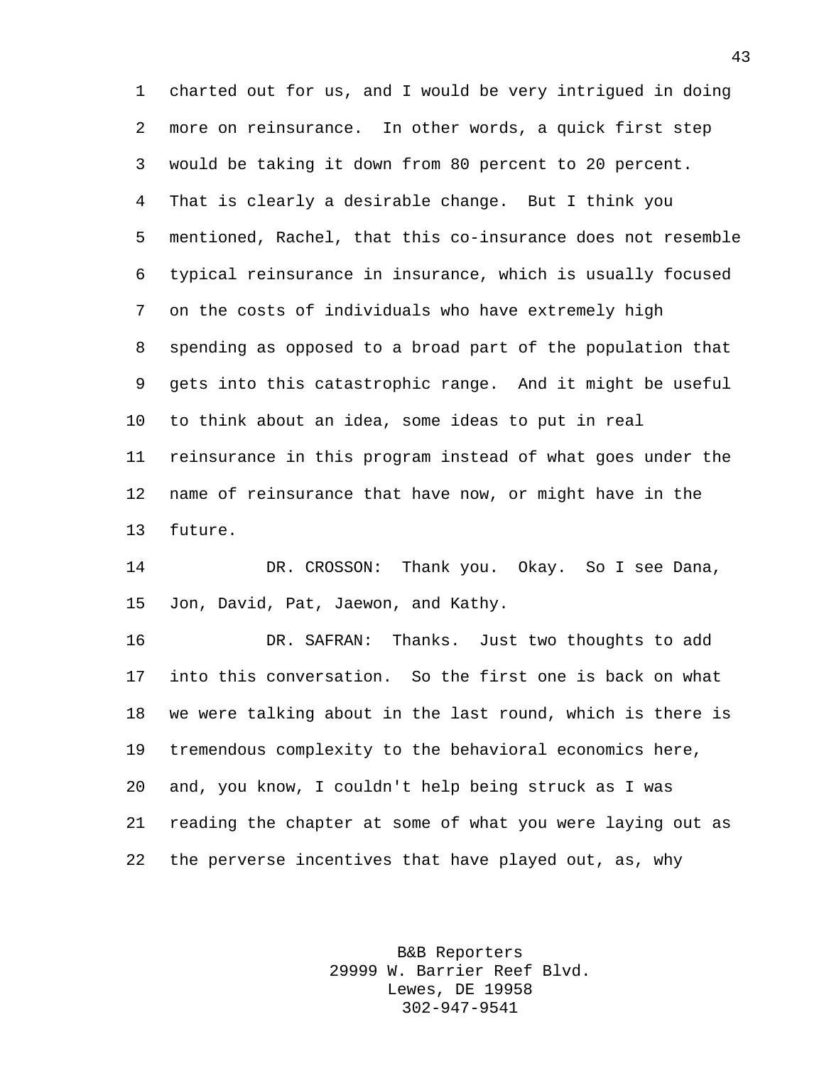charted out for us, and I would be very intrigued in doing more on reinsurance. In other words, a quick first step would be taking it down from 80 percent to 20 percent. That is clearly a desirable change. But I think you mentioned, Rachel, that this co-insurance does not resemble typical reinsurance in insurance, which is usually focused on the costs of individuals who have extremely high spending as opposed to a broad part of the population that gets into this catastrophic range. And it might be useful to think about an idea, some ideas to put in real reinsurance in this program instead of what goes under the name of reinsurance that have now, or might have in the future.

DR. CROSSON: Thank you. Okay. So I see Dana, Jon, David, Pat, Jaewon, and Kathy.

DR. SAFRAN: Thanks. Just two thoughts to add into this conversation. So the first one is back on what we were talking about in the last round, which is there is tremendous complexity to the behavioral economics here, and, you know, I couldn't help being struck as I was reading the chapter at some of what you were laying out as the perverse incentives that have played out, as, why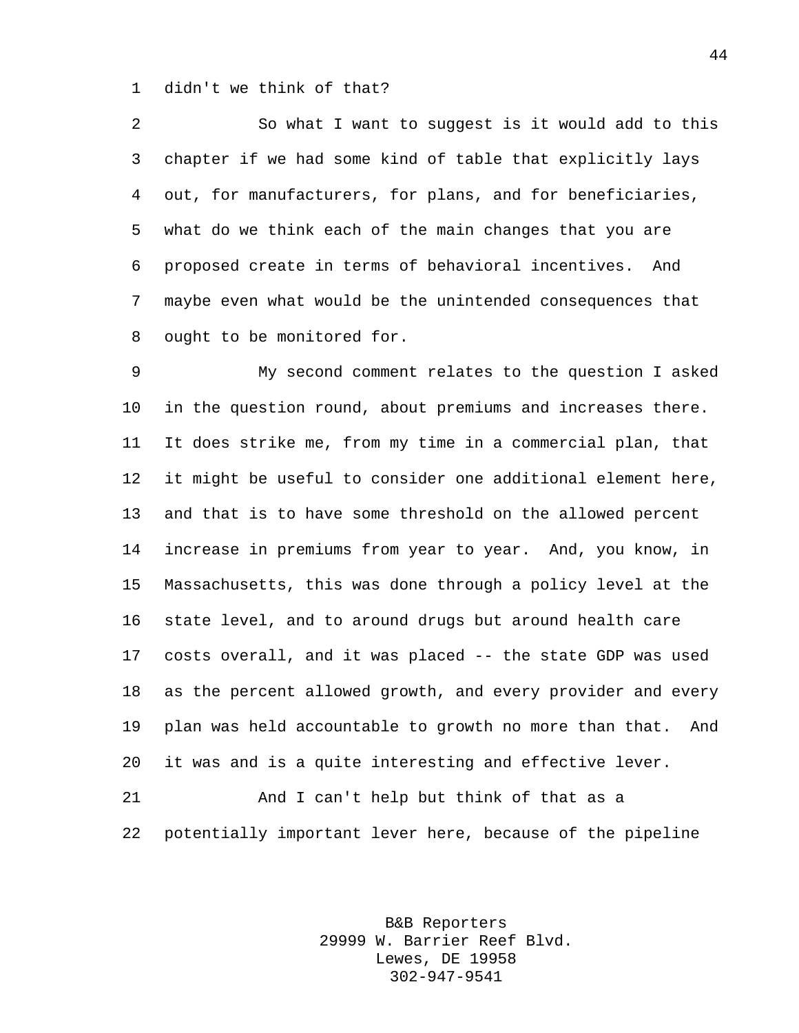didn't we think of that?

So what I want to suggest is it would add to this chapter if we had some kind of table that explicitly lays out, for manufacturers, for plans, and for beneficiaries, what do we think each of the main changes that you are proposed create in terms of behavioral incentives. And maybe even what would be the unintended consequences that ought to be monitored for.

My second comment relates to the question I asked in the question round, about premiums and increases there. It does strike me, from my time in a commercial plan, that it might be useful to consider one additional element here, and that is to have some threshold on the allowed percent increase in premiums from year to year. And, you know, in Massachusetts, this was done through a policy level at the state level, and to around drugs but around health care costs overall, and it was placed -- the state GDP was used as the percent allowed growth, and every provider and every plan was held accountable to growth no more than that. And it was and is a quite interesting and effective lever.

And I can't help but think of that as a potentially important lever here, because of the pipeline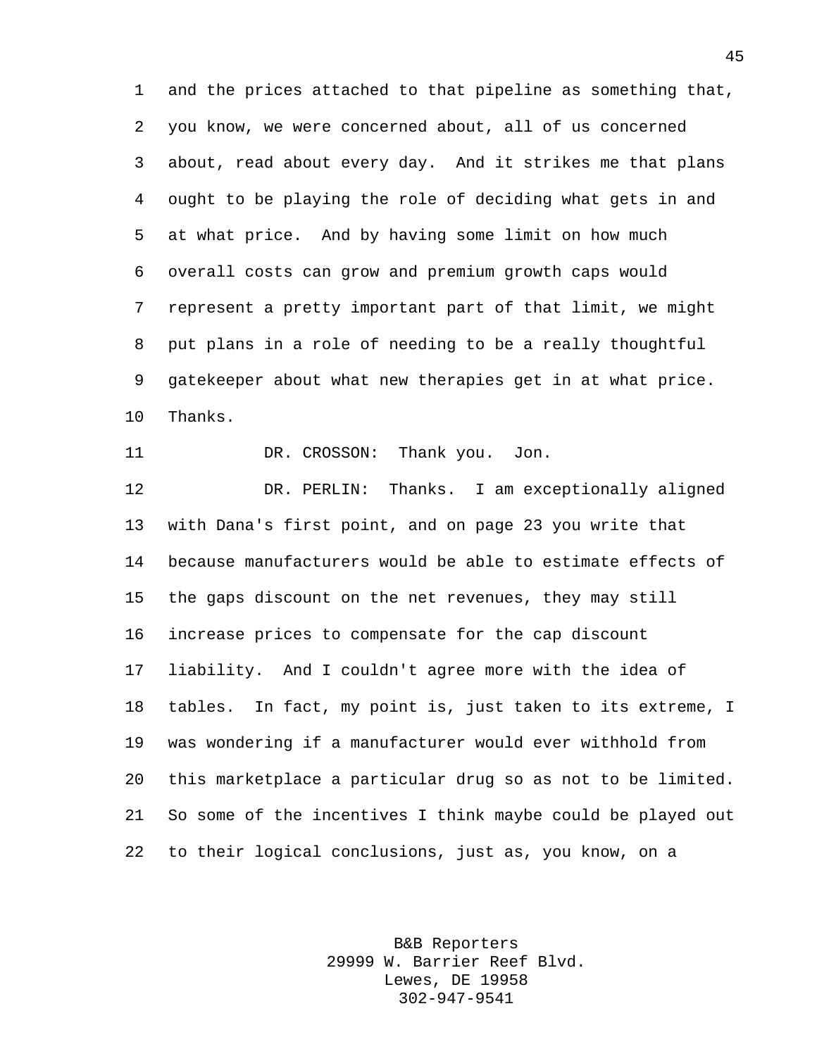and the prices attached to that pipeline as something that, you know, we were concerned about, all of us concerned about, read about every day. And it strikes me that plans ought to be playing the role of deciding what gets in and at what price. And by having some limit on how much overall costs can grow and premium growth caps would represent a pretty important part of that limit, we might put plans in a role of needing to be a really thoughtful gatekeeper about what new therapies get in at what price. Thanks.

DR. CROSSON: Thank you. Jon.

DR. PERLIN: Thanks. I am exceptionally aligned with Dana's first point, and on page 23 you write that because manufacturers would be able to estimate effects of the gaps discount on the net revenues, they may still increase prices to compensate for the cap discount liability. And I couldn't agree more with the idea of tables. In fact, my point is, just taken to its extreme, I was wondering if a manufacturer would ever withhold from this marketplace a particular drug so as not to be limited. So some of the incentives I think maybe could be played out to their logical conclusions, just as, you know, on a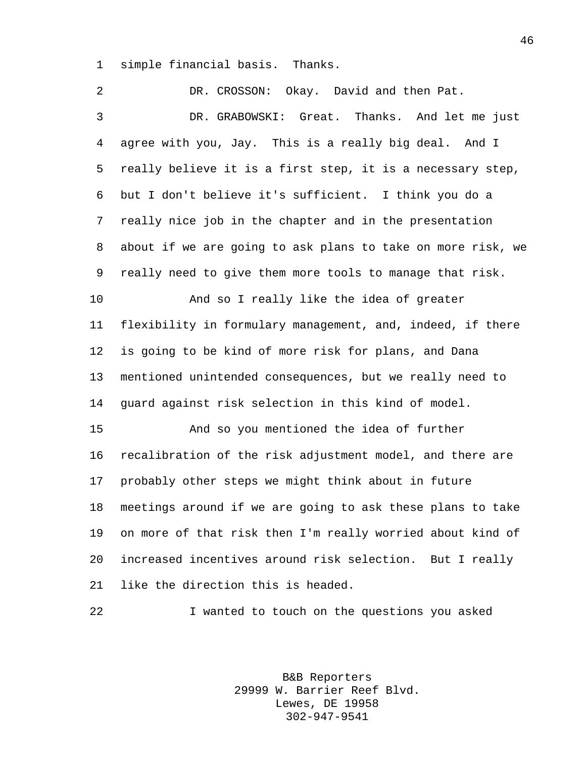simple financial basis. Thanks.

DR. CROSSON: Okay. David and then Pat.

DR. GRABOWSKI: Great. Thanks. And let me just agree with you, Jay. This is a really big deal. And I really believe it is a first step, it is a necessary step, but I don't believe it's sufficient. I think you do a really nice job in the chapter and in the presentation about if we are going to ask plans to take on more risk, we really need to give them more tools to manage that risk.

And so I really like the idea of greater flexibility in formulary management, and, indeed, if there is going to be kind of more risk for plans, and Dana mentioned unintended consequences, but we really need to guard against risk selection in this kind of model.

And so you mentioned the idea of further recalibration of the risk adjustment model, and there are probably other steps we might think about in future meetings around if we are going to ask these plans to take on more of that risk then I'm really worried about kind of increased incentives around risk selection. But I really like the direction this is headed.

I wanted to touch on the questions you asked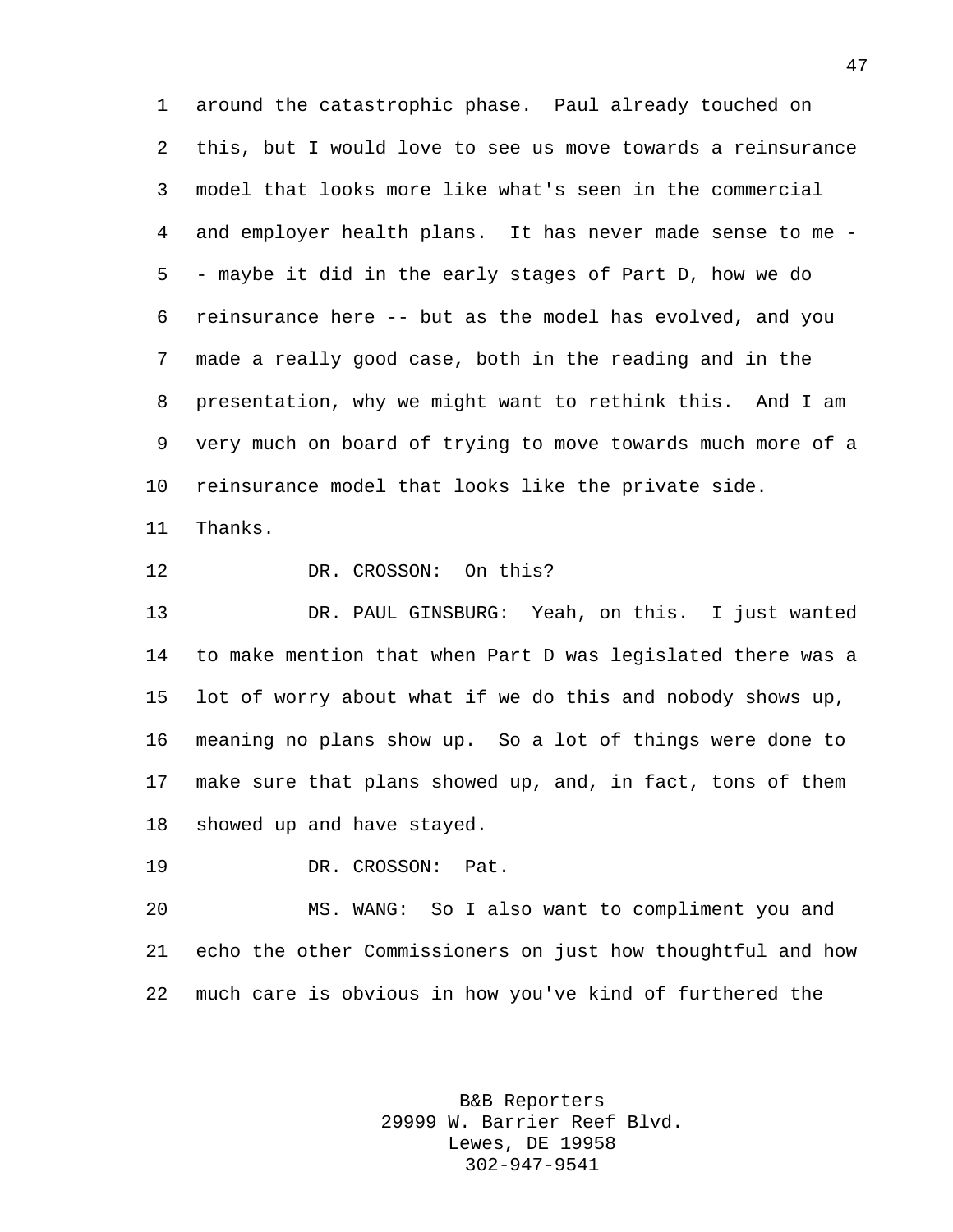around the catastrophic phase. Paul already touched on this, but I would love to see us move towards a reinsurance model that looks more like what's seen in the commercial and employer health plans. It has never made sense to me -- maybe it did in the early stages of Part D, how we do reinsurance here -- but as the model has evolved, and you made a really good case, both in the reading and in the presentation, why we might want to rethink this. And I am very much on board of trying to move towards much more of a reinsurance model that looks like the private side. Thanks.

DR. CROSSON: On this?

DR. PAUL GINSBURG: Yeah, on this. I just wanted to make mention that when Part D was legislated there was a lot of worry about what if we do this and nobody shows up, meaning no plans show up. So a lot of things were done to make sure that plans showed up, and, in fact, tons of them showed up and have stayed.

DR. CROSSON: Pat.

MS. WANG: So I also want to compliment you and echo the other Commissioners on just how thoughtful and how much care is obvious in how you've kind of furthered the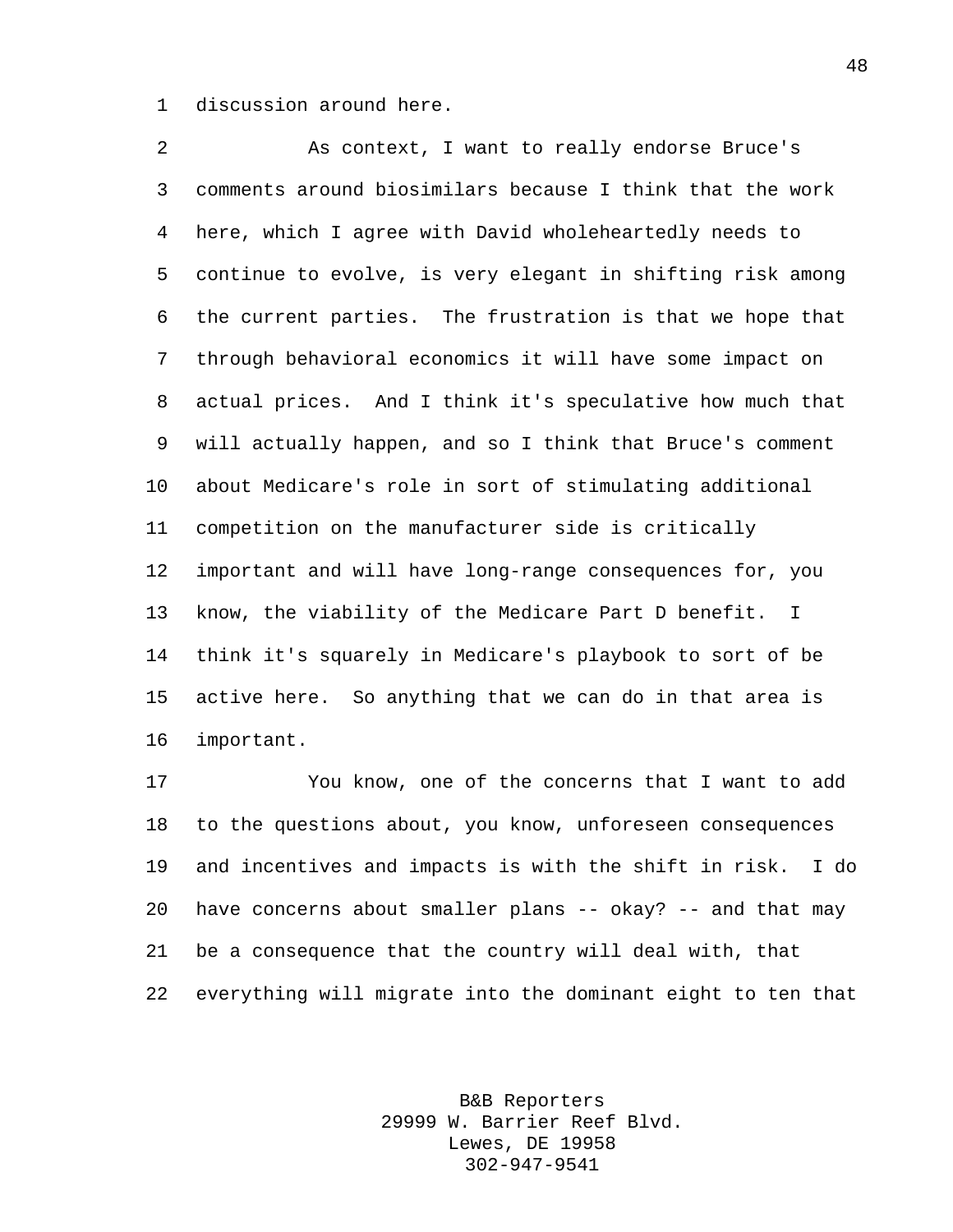discussion around here.

As context, I want to really endorse Bruce's comments around biosimilars because I think that the work here, which I agree with David wholeheartedly needs to continue to evolve, is very elegant in shifting risk among the current parties. The frustration is that we hope that through behavioral economics it will have some impact on actual prices. And I think it's speculative how much that will actually happen, and so I think that Bruce's comment about Medicare's role in sort of stimulating additional competition on the manufacturer side is critically important and will have long-range consequences for, you know, the viability of the Medicare Part D benefit. I think it's squarely in Medicare's playbook to sort of be active here. So anything that we can do in that area is important.

You know, one of the concerns that I want to add to the questions about, you know, unforeseen consequences and incentives and impacts is with the shift in risk. I do have concerns about smaller plans -- okay? -- and that may be a consequence that the country will deal with, that everything will migrate into the dominant eight to ten that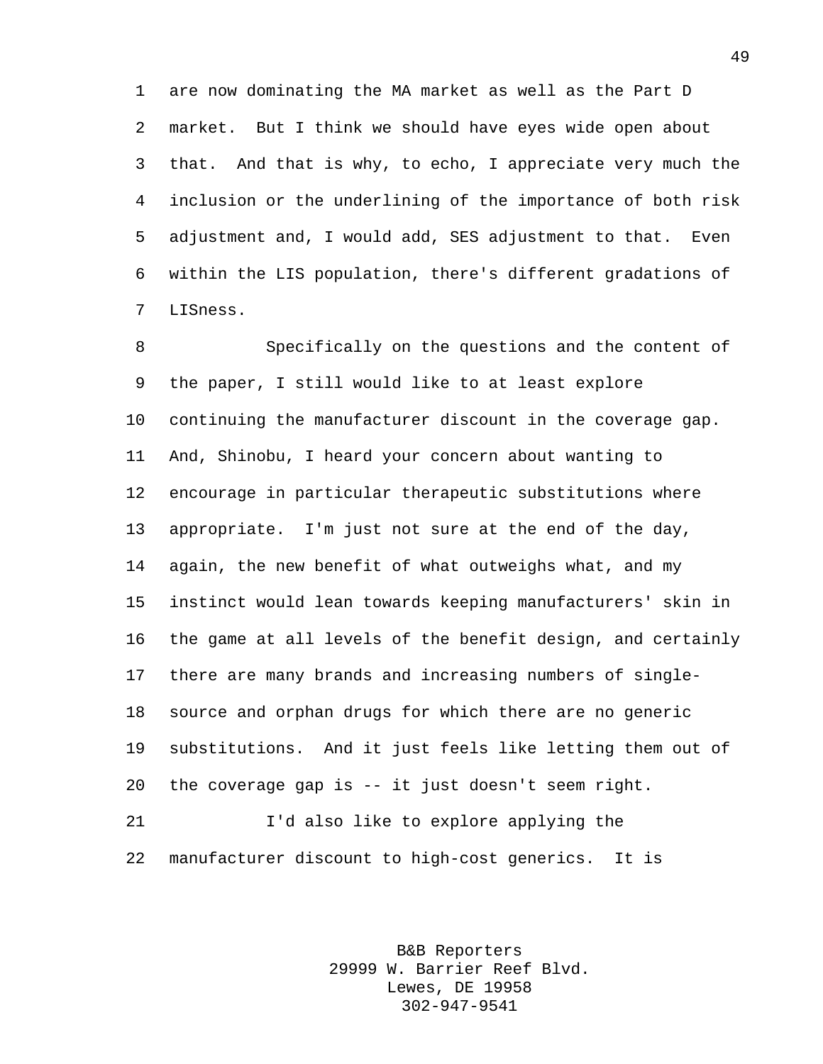are now dominating the MA market as well as the Part D market. But I think we should have eyes wide open about that. And that is why, to echo, I appreciate very much the inclusion or the underlining of the importance of both risk adjustment and, I would add, SES adjustment to that. Even within the LIS population, there's different gradations of LISness.

Specifically on the questions and the content of the paper, I still would like to at least explore continuing the manufacturer discount in the coverage gap. And, Shinobu, I heard your concern about wanting to encourage in particular therapeutic substitutions where appropriate. I'm just not sure at the end of the day, again, the new benefit of what outweighs what, and my instinct would lean towards keeping manufacturers' skin in the game at all levels of the benefit design, and certainly there are many brands and increasing numbers of single-source and orphan drugs for which there are no generic substitutions. And it just feels like letting them out of the coverage gap is -- it just doesn't seem right.

I'd also like to explore applying the manufacturer discount to high-cost generics. It is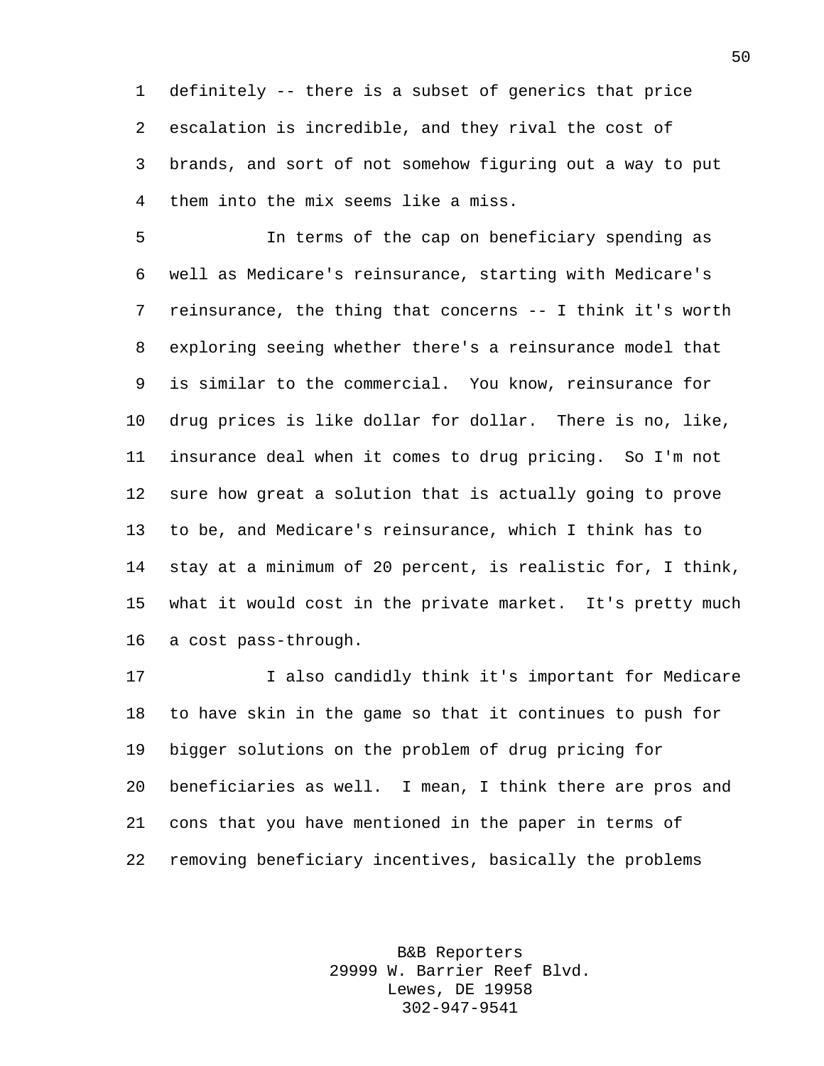definitely -- there is a subset of generics that price escalation is incredible, and they rival the cost of brands, and sort of not somehow figuring out a way to put them into the mix seems like a miss.

In terms of the cap on beneficiary spending as well as Medicare's reinsurance, starting with Medicare's reinsurance, the thing that concerns -- I think it's worth exploring seeing whether there's a reinsurance model that is similar to the commercial. You know, reinsurance for drug prices is like dollar for dollar. There is no, like, insurance deal when it comes to drug pricing. So I'm not sure how great a solution that is actually going to prove to be, and Medicare's reinsurance, which I think has to stay at a minimum of 20 percent, is realistic for, I think, what it would cost in the private market. It's pretty much a cost pass-through.

I also candidly think it's important for Medicare to have skin in the game so that it continues to push for bigger solutions on the problem of drug pricing for beneficiaries as well. I mean, I think there are pros and cons that you have mentioned in the paper in terms of removing beneficiary incentives, basically the problems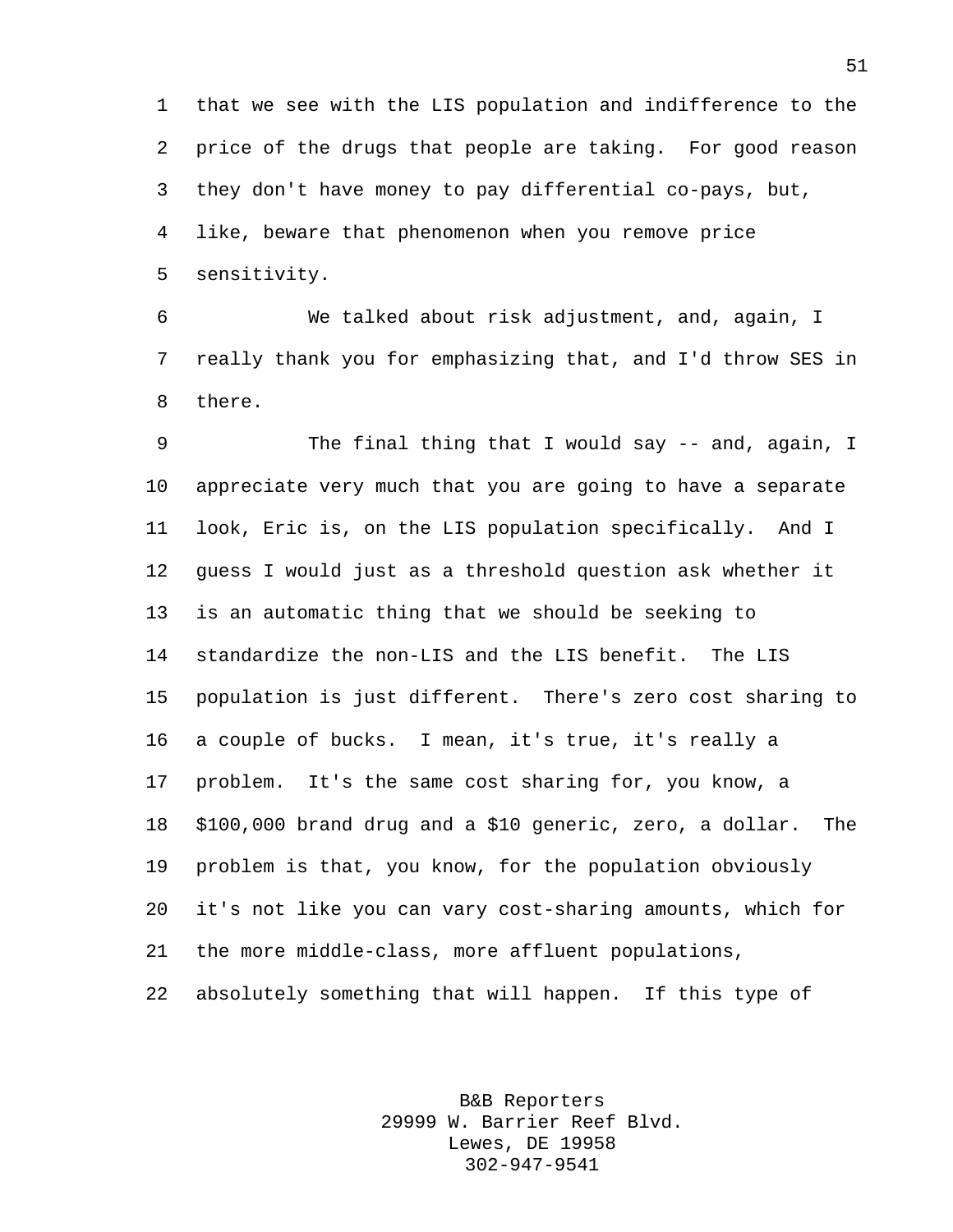that we see with the LIS population and indifference to the price of the drugs that people are taking. For good reason they don't have money to pay differential co-pays, but, like, beware that phenomenon when you remove price sensitivity.

We talked about risk adjustment, and, again, I really thank you for emphasizing that, and I'd throw SES in there.

The final thing that I would say -- and, again, I appreciate very much that you are going to have a separate look, Eric is, on the LIS population specifically. And I guess I would just as a threshold question ask whether it is an automatic thing that we should be seeking to standardize the non-LIS and the LIS benefit. The LIS population is just different. There's zero cost sharing to a couple of bucks. I mean, it's true, it's really a problem. It's the same cost sharing for, you know, a $100,000 brand drug and a $10 generic, zero, a dollar. The problem is that, you know, for the population obviously it's not like you can vary cost-sharing amounts, which for the more middle-class, more affluent populations, absolutely something that will happen. If this type of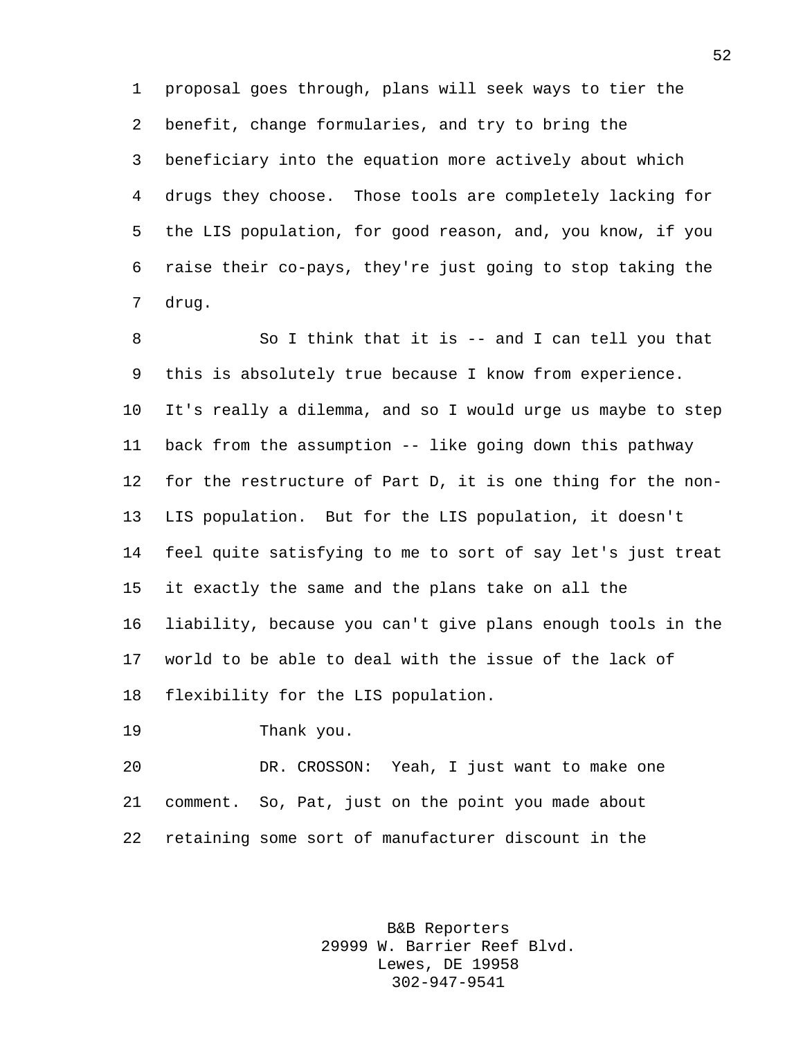proposal goes through, plans will seek ways to tier the benefit, change formularies, and try to bring the beneficiary into the equation more actively about which drugs they choose. Those tools are completely lacking for the LIS population, for good reason, and, you know, if you raise their co-pays, they're just going to stop taking the drug.

So I think that it is -- and I can tell you that this is absolutely true because I know from experience. It's really a dilemma, and so I would urge us maybe to step back from the assumption -- like going down this pathway for the restructure of Part D, it is one thing for the non-LIS population. But for the LIS population, it doesn't feel quite satisfying to me to sort of say let's just treat it exactly the same and the plans take on all the liability, because you can't give plans enough tools in the world to be able to deal with the issue of the lack of flexibility for the LIS population.

Thank you.

DR. CROSSON: Yeah, I just want to make one comment. So, Pat, just on the point you made about retaining some sort of manufacturer discount in the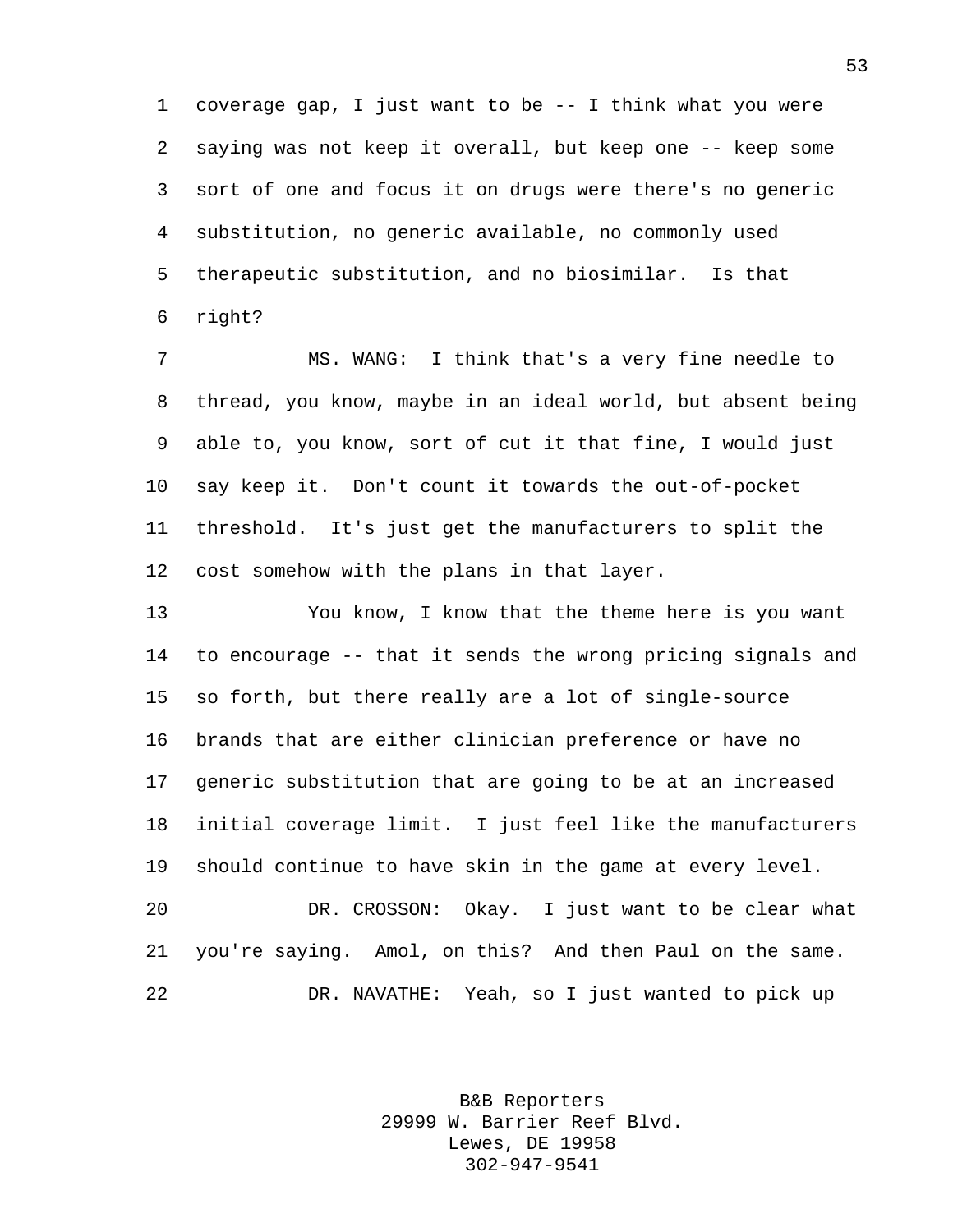coverage gap, I just want to be -- I think what you were saying was not keep it overall, but keep one -- keep some sort of one and focus it on drugs were there's no generic substitution, no generic available, no commonly used therapeutic substitution, and no biosimilar. Is that right?

MS. WANG: I think that's a very fine needle to thread, you know, maybe in an ideal world, but absent being able to, you know, sort of cut it that fine, I would just say keep it. Don't count it towards the out-of-pocket threshold. It's just get the manufacturers to split the cost somehow with the plans in that layer.

You know, I know that the theme here is you want to encourage -- that it sends the wrong pricing signals and so forth, but there really are a lot of single-source brands that are either clinician preference or have no generic substitution that are going to be at an increased initial coverage limit. I just feel like the manufacturers should continue to have skin in the game at every level.

DR. CROSSON: Okay. I just want to be clear what you're saying. Amol, on this? And then Paul on the same.

DR. NAVATHE: Yeah, so I just wanted to pick up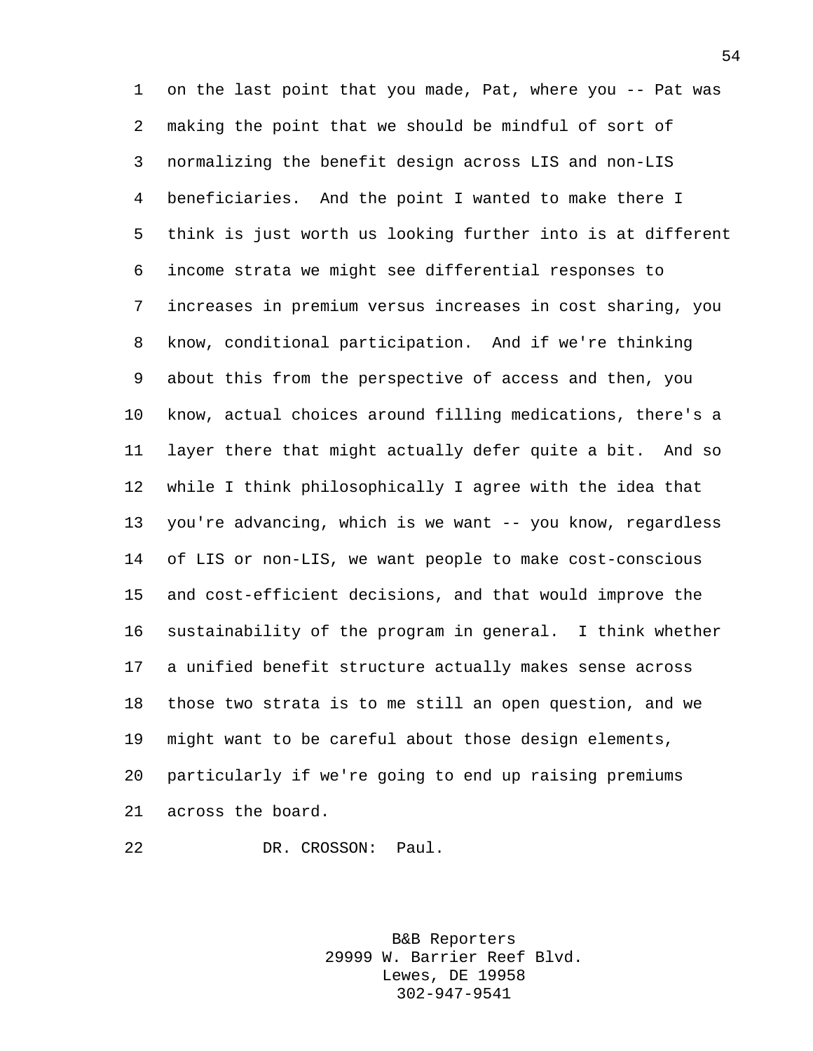on the last point that you made, Pat, where you -- Pat was making the point that we should be mindful of sort of normalizing the benefit design across LIS and non-LIS beneficiaries. And the point I wanted to make there I think is just worth us looking further into is at different income strata we might see differential responses to increases in premium versus increases in cost sharing, you know, conditional participation. And if we're thinking about this from the perspective of access and then, you know, actual choices around filling medications, there's a layer there that might actually defer quite a bit. And so while I think philosophically I agree with the idea that you're advancing, which is we want -- you know, regardless of LIS or non-LIS, we want people to make cost-conscious and cost-efficient decisions, and that would improve the sustainability of the program in general. I think whether a unified benefit structure actually makes sense across those two strata is to me still an open question, and we might want to be careful about those design elements, particularly if we're going to end up raising premiums across the board.

DR. CROSSON: Paul.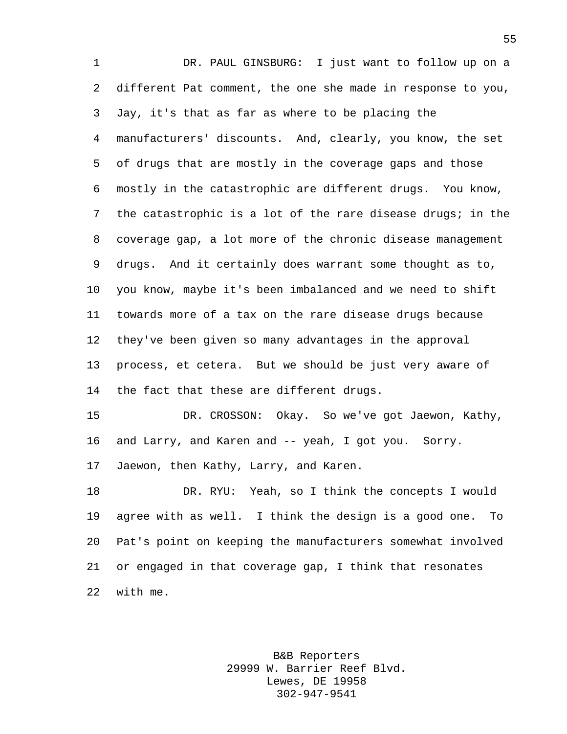DR. PAUL GINSBURG: I just want to follow up on a different Pat comment, the one she made in response to you, Jay, it's that as far as where to be placing the manufacturers' discounts. And, clearly, you know, the set of drugs that are mostly in the coverage gaps and those mostly in the catastrophic are different drugs. You know, the catastrophic is a lot of the rare disease drugs; in the coverage gap, a lot more of the chronic disease management drugs. And it certainly does warrant some thought as to, you know, maybe it's been imbalanced and we need to shift towards more of a tax on the rare disease drugs because they've been given so many advantages in the approval process, et cetera. But we should be just very aware of the fact that these are different drugs.

DR. CROSSON: Okay. So we've got Jaewon, Kathy, and Larry, and Karen and -- yeah, I got you. Sorry. Jaewon, then Kathy, Larry, and Karen.

DR. RYU: Yeah, so I think the concepts I would agree with as well. I think the design is a good one. To Pat's point on keeping the manufacturers somewhat involved or engaged in that coverage gap, I think that resonates with me.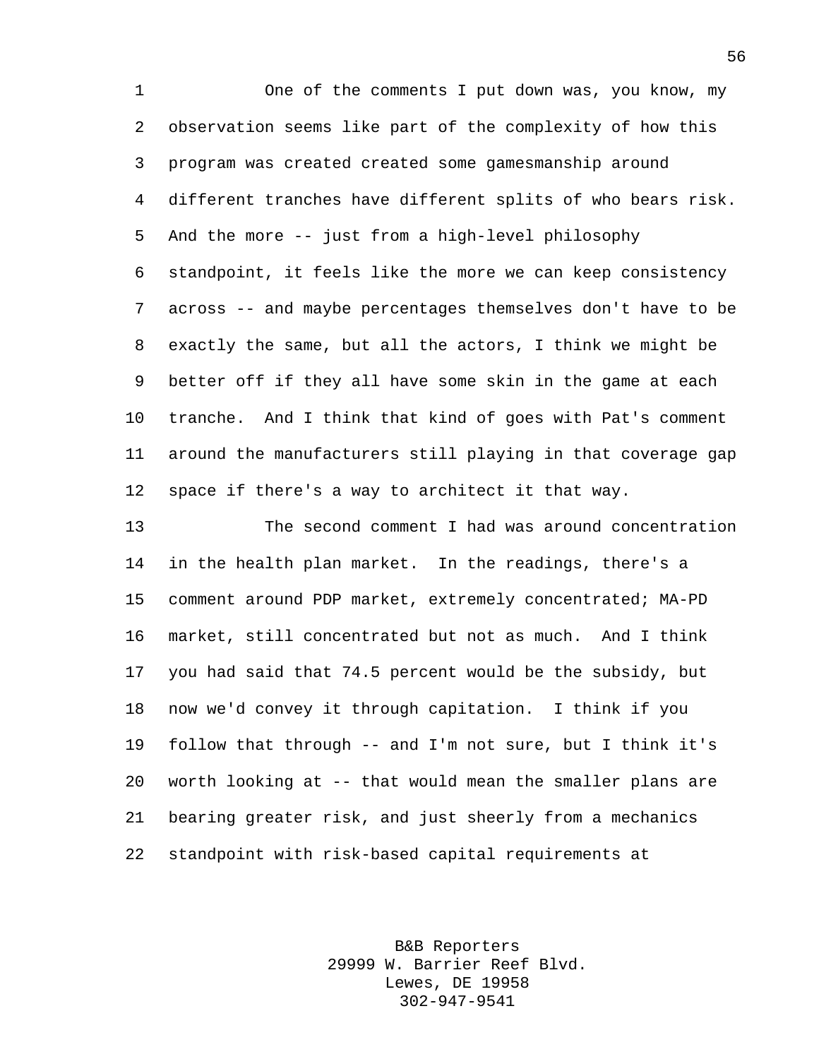One of the comments I put down was, you know, my observation seems like part of the complexity of how this program was created created some gamesmanship around different tranches have different splits of who bears risk. And the more -- just from a high-level philosophy standpoint, it feels like the more we can keep consistency across -- and maybe percentages themselves don't have to be exactly the same, but all the actors, I think we might be better off if they all have some skin in the game at each tranche. And I think that kind of goes with Pat's comment around the manufacturers still playing in that coverage gap space if there's a way to architect it that way.

The second comment I had was around concentration in the health plan market. In the readings, there's a comment around PDP market, extremely concentrated; MA-PD market, still concentrated but not as much. And I think you had said that 74.5 percent would be the subsidy, but now we'd convey it through capitation. I think if you follow that through -- and I'm not sure, but I think it's worth looking at -- that would mean the smaller plans are bearing greater risk, and just sheerly from a mechanics standpoint with risk-based capital requirements at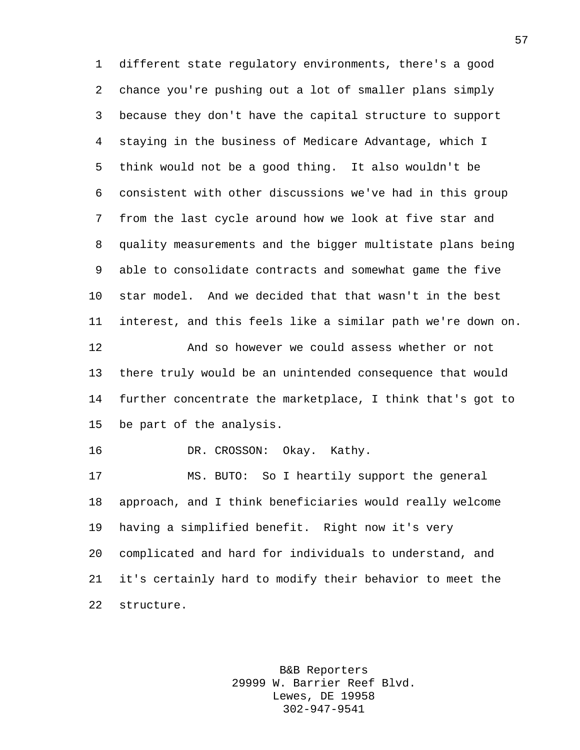different state regulatory environments, there's a good chance you're pushing out a lot of smaller plans simply because they don't have the capital structure to support staying in the business of Medicare Advantage, which I think would not be a good thing. It also wouldn't be consistent with other discussions we've had in this group from the last cycle around how we look at five star and quality measurements and the bigger multistate plans being able to consolidate contracts and somewhat game the five star model. And we decided that that wasn't in the best interest, and this feels like a similar path we're down on.

And so however we could assess whether or not there truly would be an unintended consequence that would further concentrate the marketplace, I think that's got to be part of the analysis.

DR. CROSSON: Okay. Kathy.

MS. BUTO: So I heartily support the general approach, and I think beneficiaries would really welcome having a simplified benefit. Right now it's very complicated and hard for individuals to understand, and it's certainly hard to modify their behavior to meet the structure.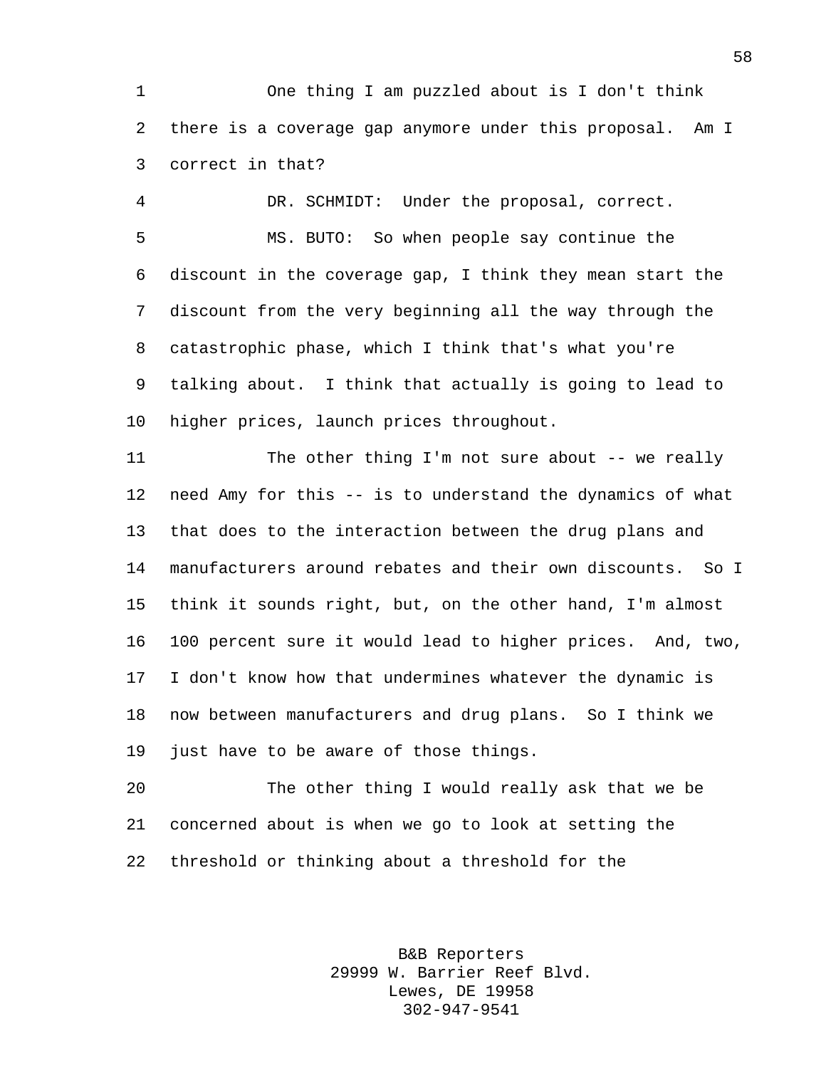One thing I am puzzled about is I don't think there is a coverage gap anymore under this proposal. Am I correct in that?

DR. SCHMIDT: Under the proposal, correct.

MS. BUTO: So when people say continue the discount in the coverage gap, I think they mean start the discount from the very beginning all the way through the catastrophic phase, which I think that's what you're talking about. I think that actually is going to lead to higher prices, launch prices throughout.

The other thing I'm not sure about -- we really need Amy for this -- is to understand the dynamics of what that does to the interaction between the drug plans and manufacturers around rebates and their own discounts. So I think it sounds right, but, on the other hand, I'm almost 100 percent sure it would lead to higher prices. And, two, I don't know how that undermines whatever the dynamic is now between manufacturers and drug plans. So I think we just have to be aware of those things.

The other thing I would really ask that we be concerned about is when we go to look at setting the threshold or thinking about a threshold for the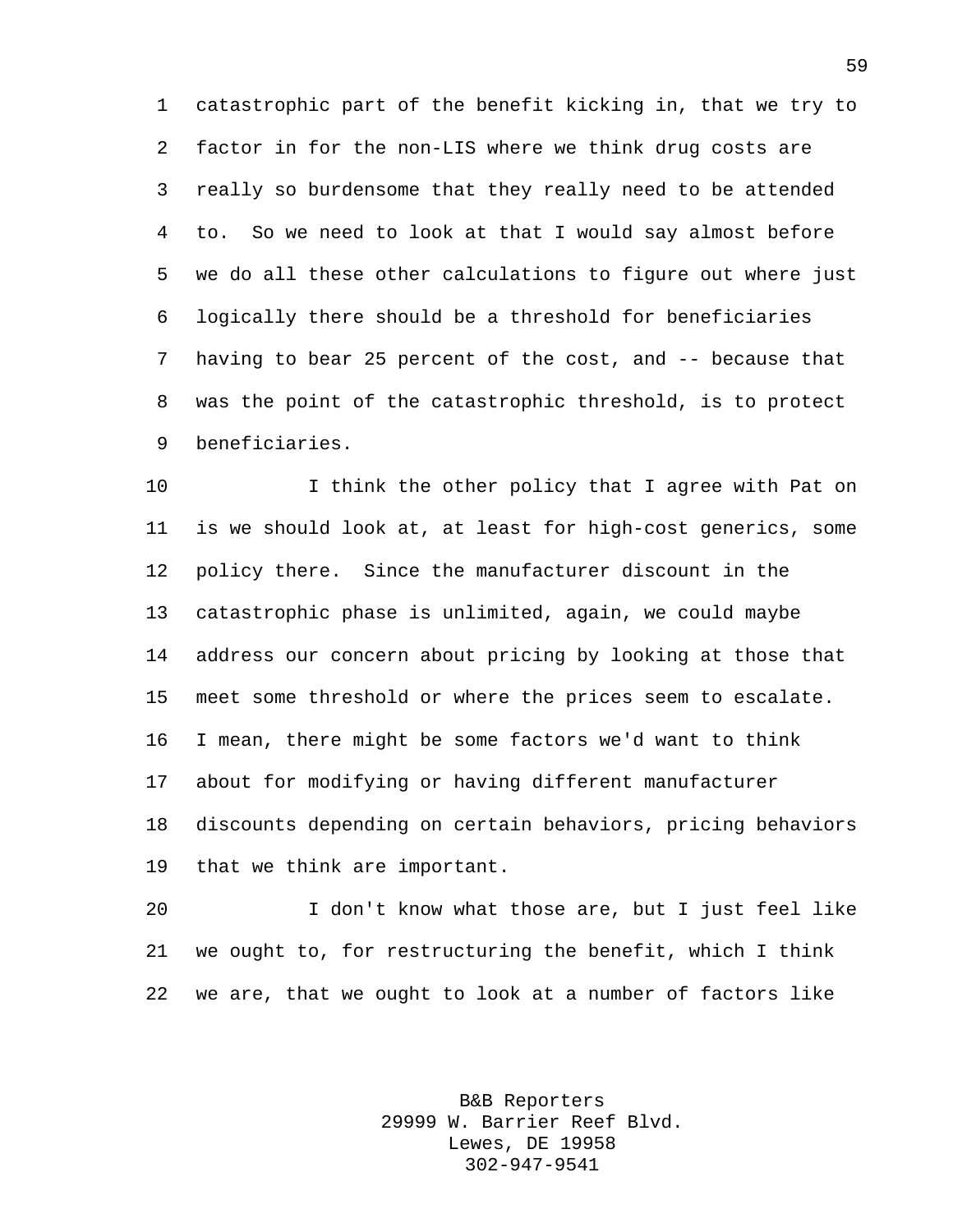catastrophic part of the benefit kicking in, that we try to factor in for the non-LIS where we think drug costs are really so burdensome that they really need to be attended to. So we need to look at that I would say almost before we do all these other calculations to figure out where just logically there should be a threshold for beneficiaries having to bear 25 percent of the cost, and -- because that was the point of the catastrophic threshold, is to protect beneficiaries.

I think the other policy that I agree with Pat on is we should look at, at least for high-cost generics, some policy there. Since the manufacturer discount in the catastrophic phase is unlimited, again, we could maybe address our concern about pricing by looking at those that meet some threshold or where the prices seem to escalate. I mean, there might be some factors we'd want to think about for modifying or having different manufacturer discounts depending on certain behaviors, pricing behaviors that we think are important.

I don't know what those are, but I just feel like we ought to, for restructuring the benefit, which I think we are, that we ought to look at a number of factors like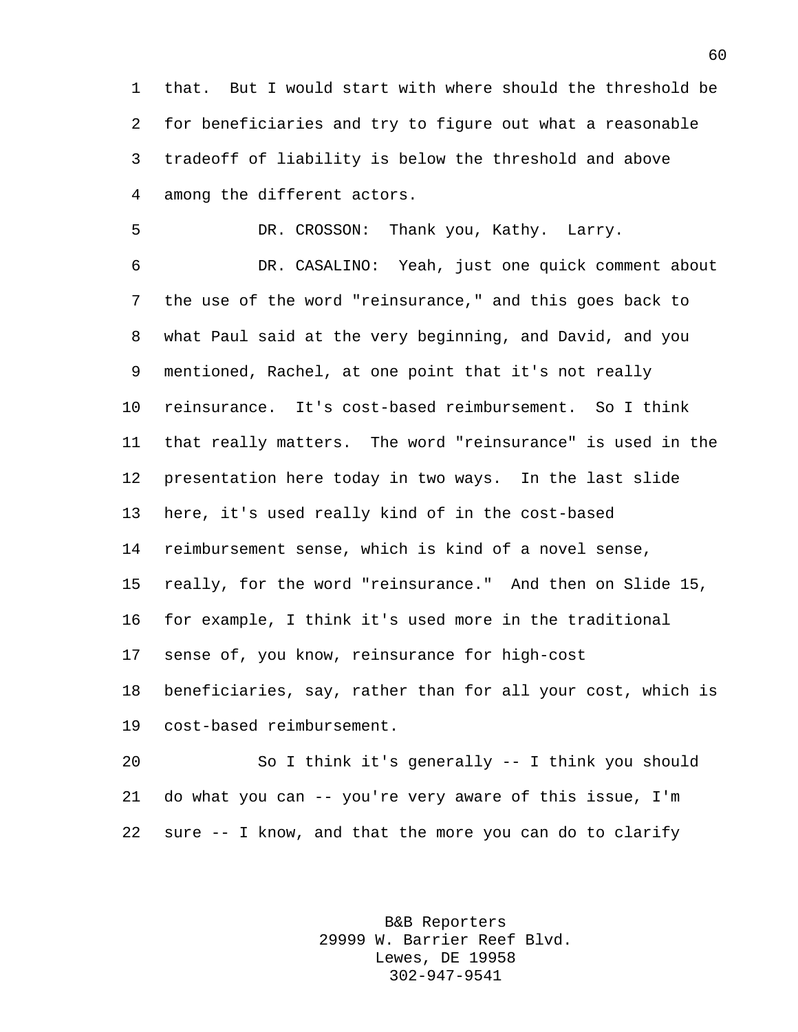that. But I would start with where should the threshold be for beneficiaries and try to figure out what a reasonable tradeoff of liability is below the threshold and above among the different actors.

DR. CROSSON: Thank you, Kathy. Larry.

DR. CASALINO: Yeah, just one quick comment about the use of the word "reinsurance," and this goes back to what Paul said at the very beginning, and David, and you mentioned, Rachel, at one point that it's not really reinsurance. It's cost-based reimbursement. So I think that really matters. The word "reinsurance" is used in the presentation here today in two ways. In the last slide here, it's used really kind of in the cost-based reimbursement sense, which is kind of a novel sense, really, for the word "reinsurance." And then on Slide 15, for example, I think it's used more in the traditional sense of, you know, reinsurance for high-cost beneficiaries, say, rather than for all your cost, which is cost-based reimbursement.

So I think it's generally -- I think you should do what you can -- you're very aware of this issue, I'm sure -- I know, and that the more you can do to clarify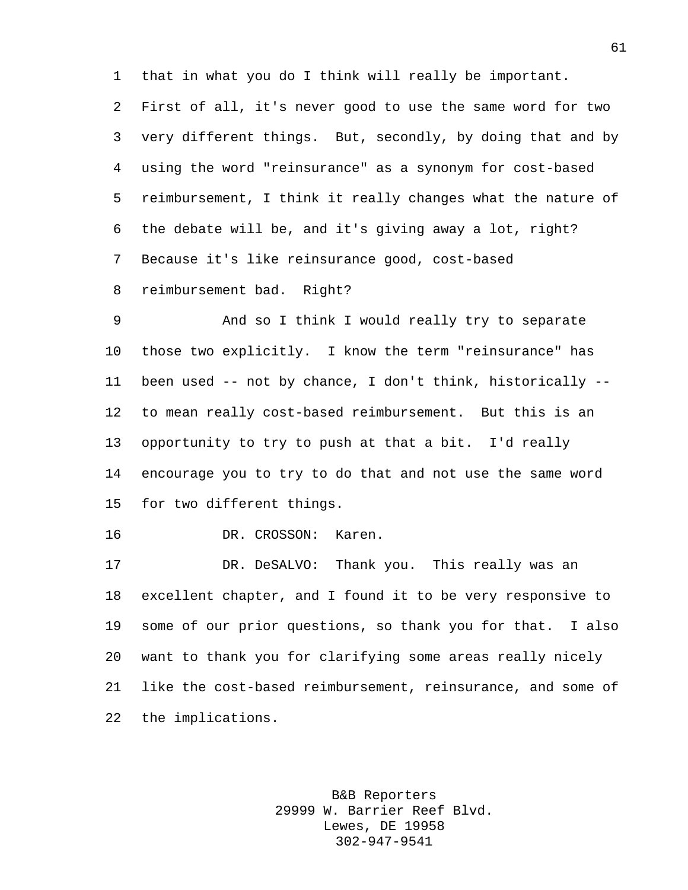that in what you do I think will really be important. First of all, it's never good to use the same word for two very different things. But, secondly, by doing that and by using the word "reinsurance" as a synonym for cost-based reimbursement, I think it really changes what the nature of the debate will be, and it's giving away a lot, right? Because it's like reinsurance good, cost-based reimbursement bad. Right?

And so I think I would really try to separate those two explicitly. I know the term "reinsurance" has been used -- not by chance, I don't think, historically -- to mean really cost-based reimbursement. But this is an opportunity to try to push at that a bit. I'd really encourage you to try to do that and not use the same word for two different things.

DR. CROSSON: Karen.

DR. DeSALVO: Thank you. This really was an excellent chapter, and I found it to be very responsive to some of our prior questions, so thank you for that. I also want to thank you for clarifying some areas really nicely like the cost-based reimbursement, reinsurance, and some of the implications.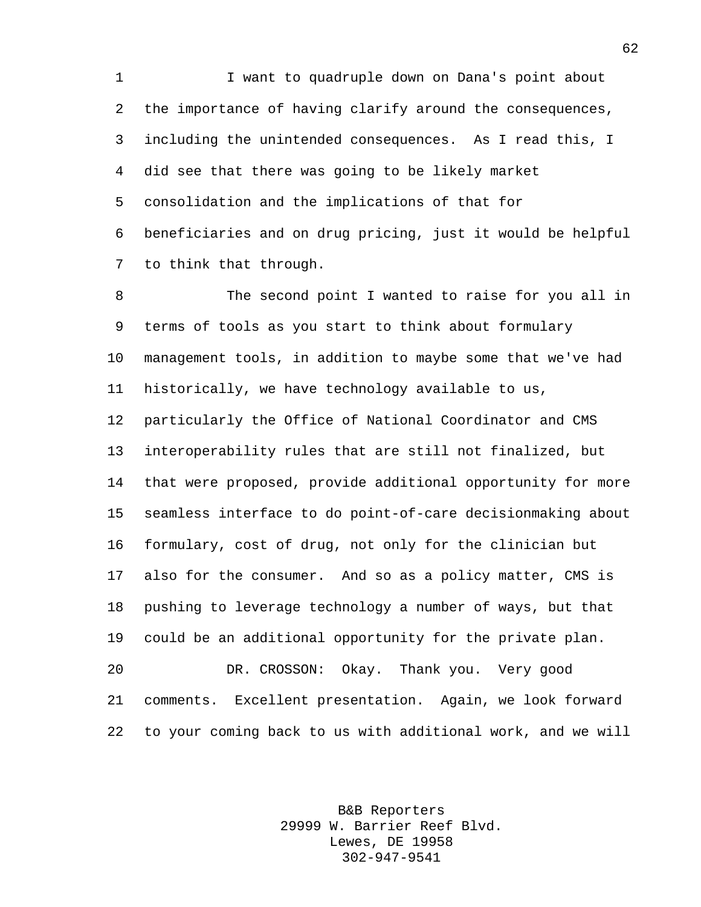I want to quadruple down on Dana's point about the importance of having clarify around the consequences, including the unintended consequences. As I read this, I did see that there was going to be likely market consolidation and the implications of that for beneficiaries and on drug pricing, just it would be helpful to think that through.

The second point I wanted to raise for you all in terms of tools as you start to think about formulary management tools, in addition to maybe some that we've had historically, we have technology available to us, particularly the Office of National Coordinator and CMS interoperability rules that are still not finalized, but that were proposed, provide additional opportunity for more seamless interface to do point-of-care decisionmaking about formulary, cost of drug, not only for the clinician but also for the consumer. And so as a policy matter, CMS is pushing to leverage technology a number of ways, but that could be an additional opportunity for the private plan.

DR. CROSSON: Okay. Thank you. Very good comments. Excellent presentation. Again, we look forward to your coming back to us with additional work, and we will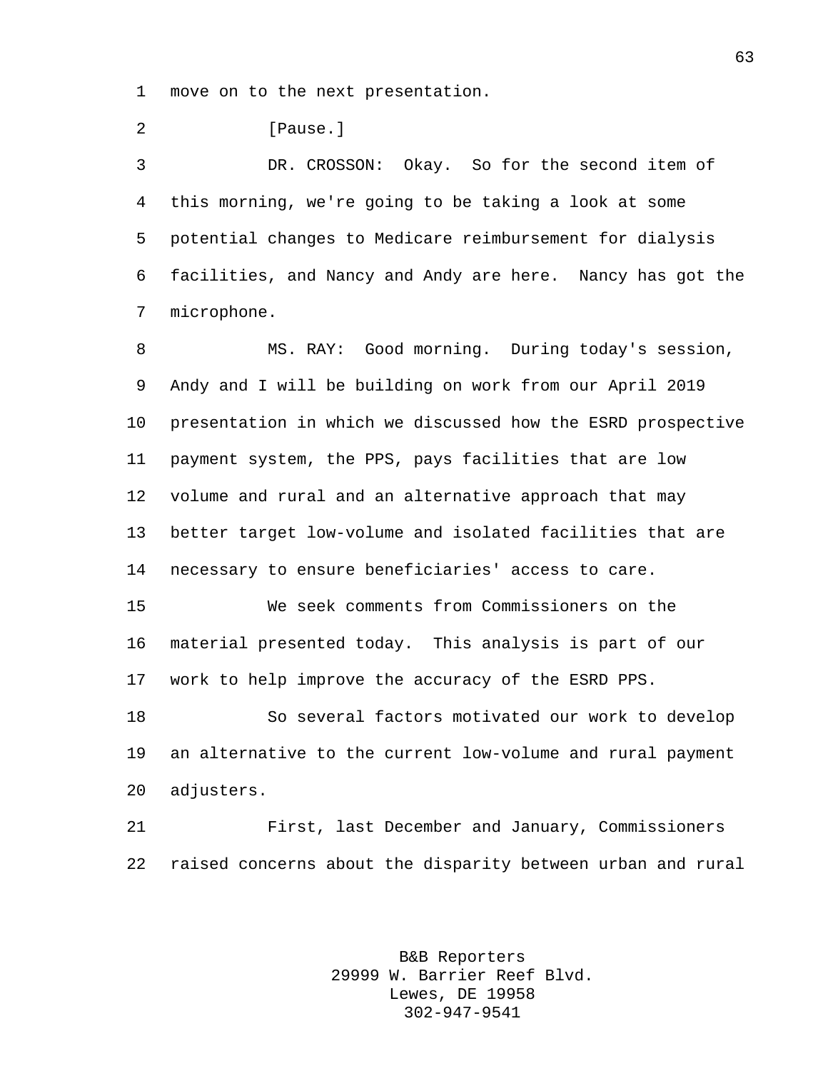move on to the next presentation.

[Pause.]

DR. CROSSON: Okay. So for the second item of this morning, we're going to be taking a look at some potential changes to Medicare reimbursement for dialysis facilities, and Nancy and Andy are here. Nancy has got the microphone.

MS. RAY: Good morning. During today's session, Andy and I will be building on work from our April 2019 presentation in which we discussed how the ESRD prospective payment system, the PPS, pays facilities that are low volume and rural and an alternative approach that may better target low-volume and isolated facilities that are necessary to ensure beneficiaries' access to care.

We seek comments from Commissioners on the material presented today. This analysis is part of our work to help improve the accuracy of the ESRD PPS.

So several factors motivated our work to develop an alternative to the current low-volume and rural payment adjusters.

First, last December and January, Commissioners raised concerns about the disparity between urban and rural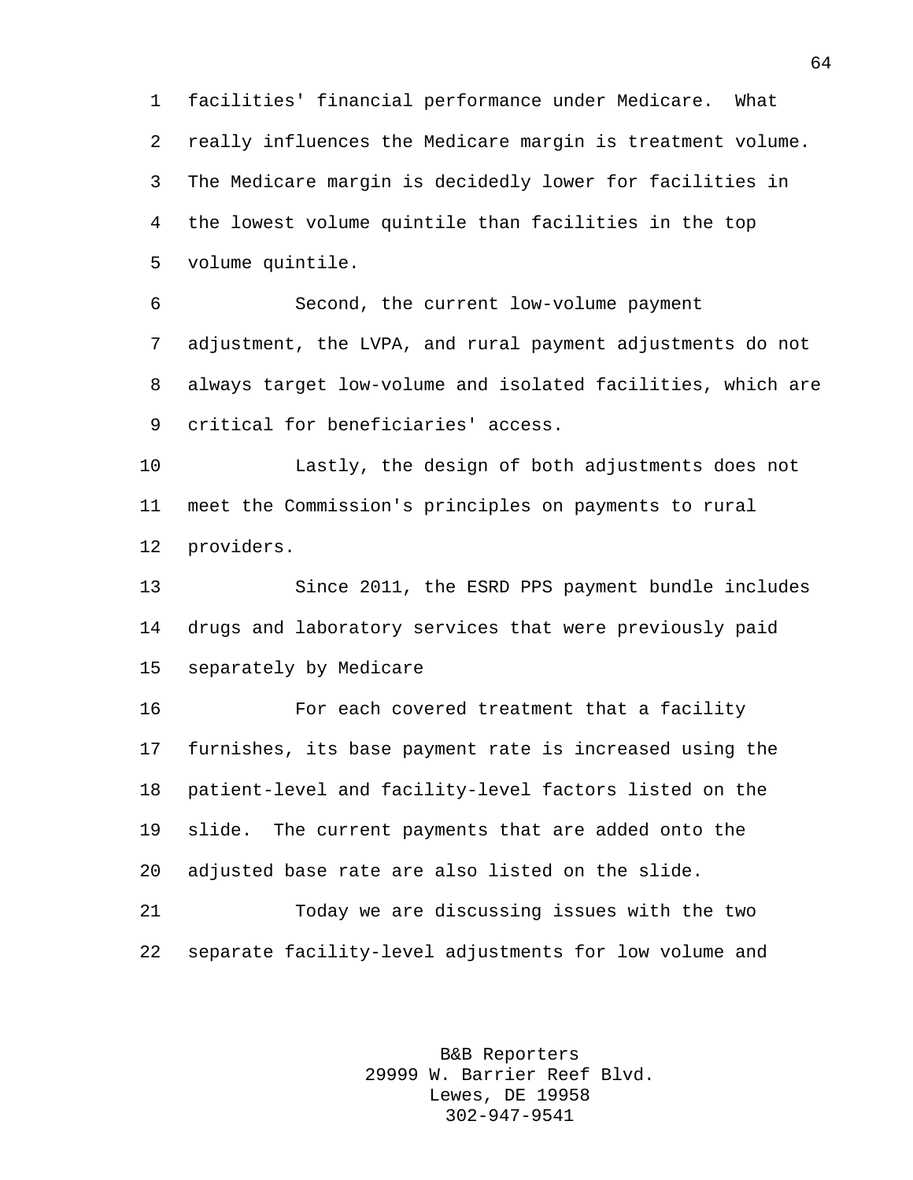facilities' financial performance under Medicare. What really influences the Medicare margin is treatment volume. The Medicare margin is decidedly lower for facilities in the lowest volume quintile than facilities in the top volume quintile.

Second, the current low-volume payment adjustment, the LVPA, and rural payment adjustments do not always target low-volume and isolated facilities, which are critical for beneficiaries' access.

Lastly, the design of both adjustments does not meet the Commission's principles on payments to rural providers.

Since 2011, the ESRD PPS payment bundle includes drugs and laboratory services that were previously paid separately by Medicare

For each covered treatment that a facility furnishes, its base payment rate is increased using the patient-level and facility-level factors listed on the slide. The current payments that are added onto the adjusted base rate are also listed on the slide.

Today we are discussing issues with the two separate facility-level adjustments for low volume and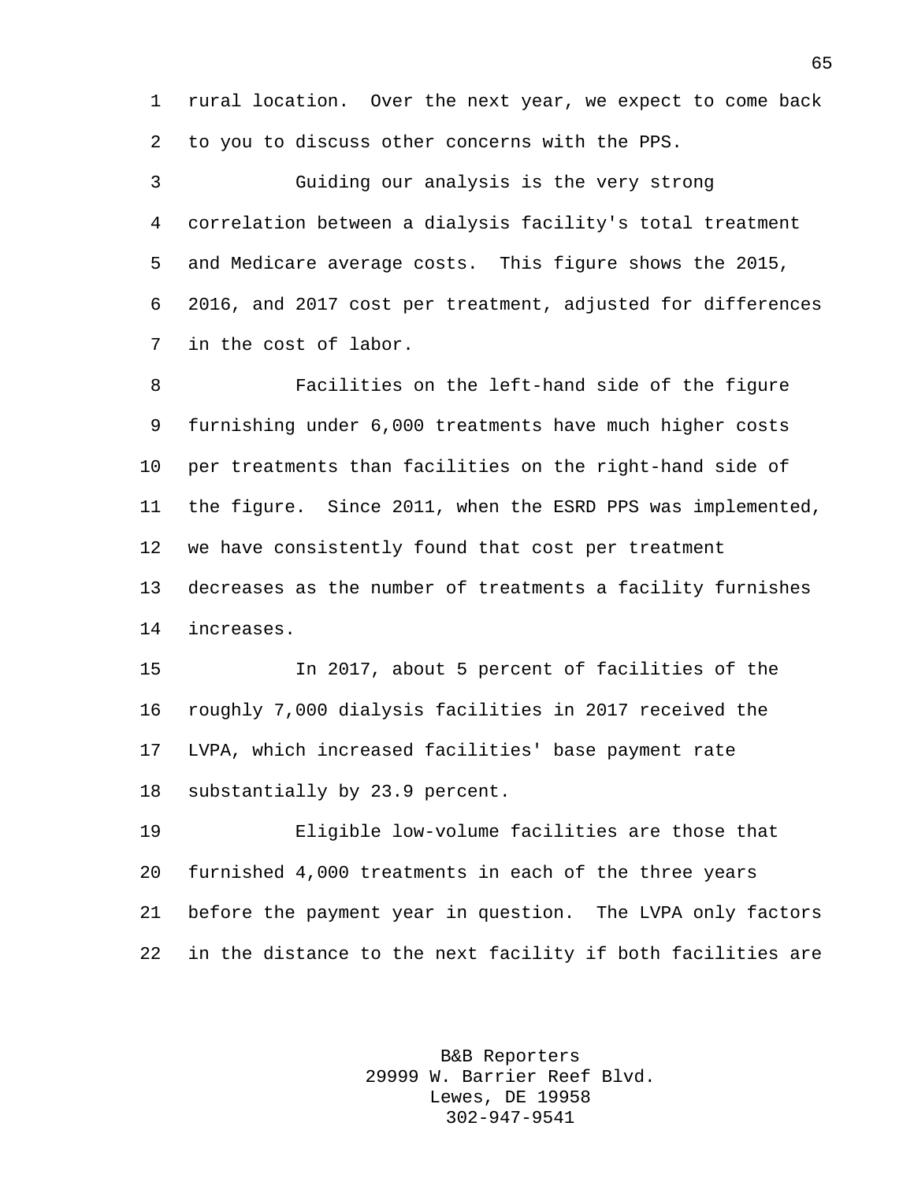rural location. Over the next year, we expect to come back to you to discuss other concerns with the PPS.

Guiding our analysis is the very strong correlation between a dialysis facility's total treatment and Medicare average costs. This figure shows the 2015, 2016, and 2017 cost per treatment, adjusted for differences in the cost of labor.

Facilities on the left-hand side of the figure furnishing under 6,000 treatments have much higher costs per treatments than facilities on the right-hand side of the figure. Since 2011, when the ESRD PPS was implemented, we have consistently found that cost per treatment decreases as the number of treatments a facility furnishes increases.

In 2017, about 5 percent of facilities of the roughly 7,000 dialysis facilities in 2017 received the LVPA, which increased facilities' base payment rate substantially by 23.9 percent.

Eligible low-volume facilities are those that furnished 4,000 treatments in each of the three years before the payment year in question. The LVPA only factors in the distance to the next facility if both facilities are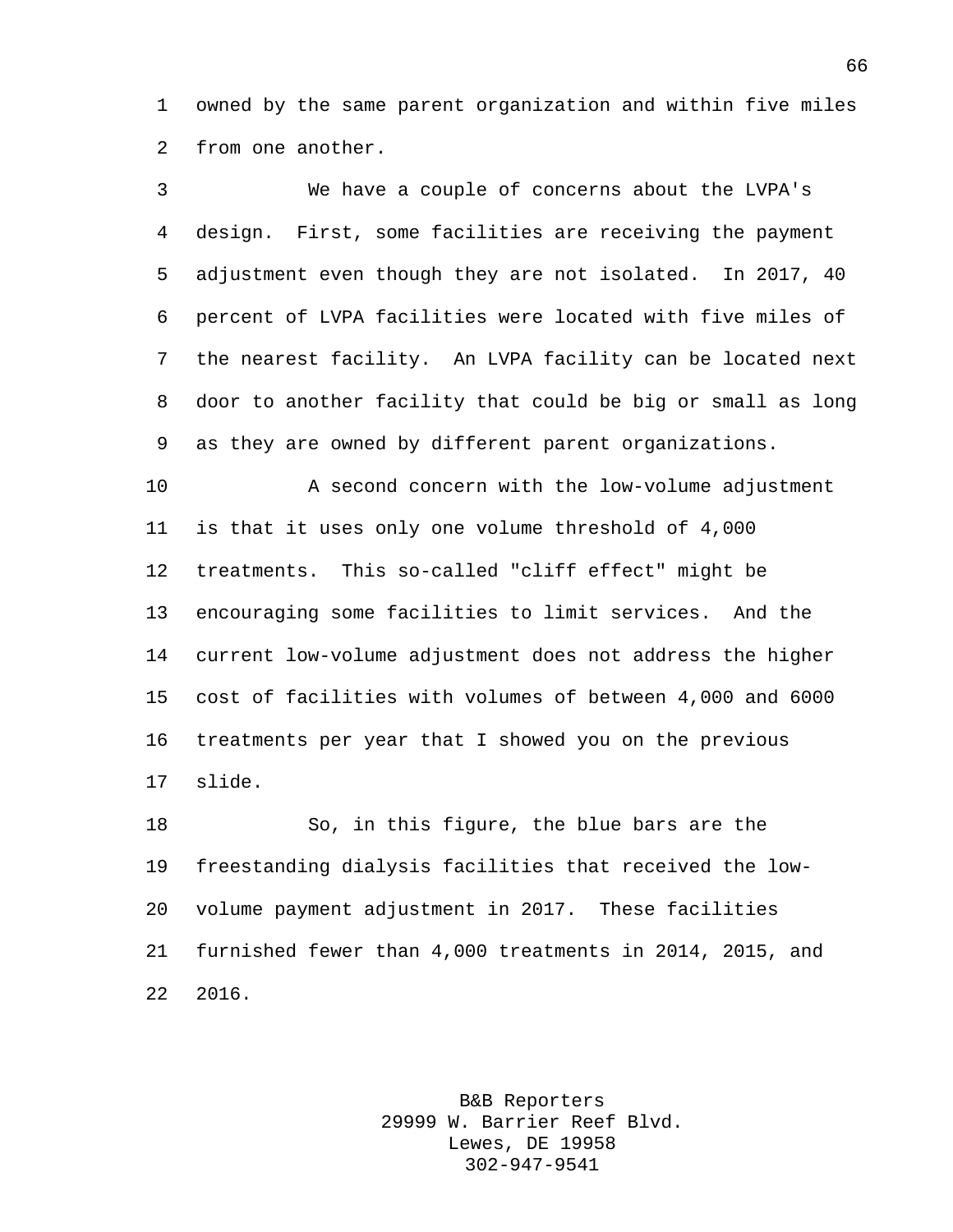owned by the same parent organization and within five miles from one another.

We have a couple of concerns about the LVPA's design. First, some facilities are receiving the payment adjustment even though they are not isolated. In 2017, 40 percent of LVPA facilities were located with five miles of the nearest facility. An LVPA facility can be located next door to another facility that could be big or small as long as they are owned by different parent organizations.

A second concern with the low-volume adjustment is that it uses only one volume threshold of 4,000 treatments. This so-called "cliff effect" might be encouraging some facilities to limit services. And the current low-volume adjustment does not address the higher cost of facilities with volumes of between 4,000 and 6000 treatments per year that I showed you on the previous slide.

So, in this figure, the blue bars are the freestanding dialysis facilities that received the low-volume payment adjustment in 2017. These facilities furnished fewer than 4,000 treatments in 2014, 2015, and 2016.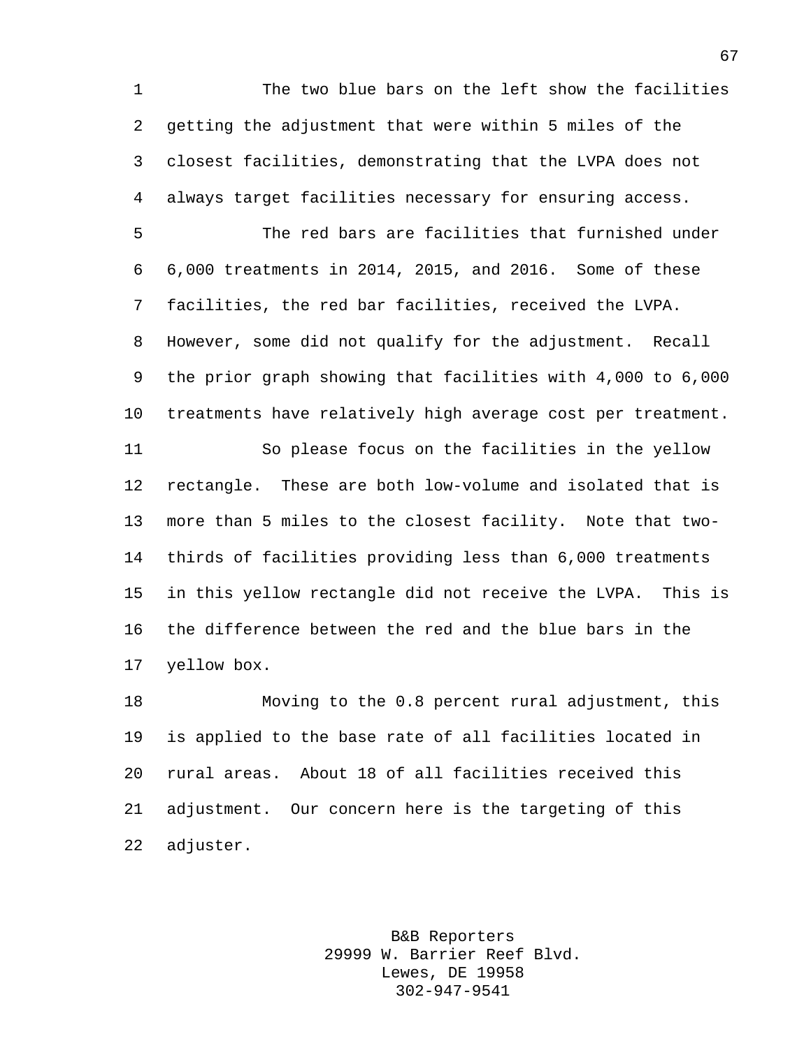The two blue bars on the left show the facilities getting the adjustment that were within 5 miles of the closest facilities, demonstrating that the LVPA does not always target facilities necessary for ensuring access.

The red bars are facilities that furnished under 6,000 treatments in 2014, 2015, and 2016. Some of these facilities, the red bar facilities, received the LVPA. However, some did not qualify for the adjustment. Recall the prior graph showing that facilities with 4,000 to 6,000 treatments have relatively high average cost per treatment.

So please focus on the facilities in the yellow rectangle. These are both low-volume and isolated that is more than 5 miles to the closest facility. Note that two-thirds of facilities providing less than 6,000 treatments in this yellow rectangle did not receive the LVPA. This is the difference between the red and the blue bars in the yellow box.

Moving to the 0.8 percent rural adjustment, this is applied to the base rate of all facilities located in rural areas. About 18 of all facilities received this adjustment. Our concern here is the targeting of this adjuster.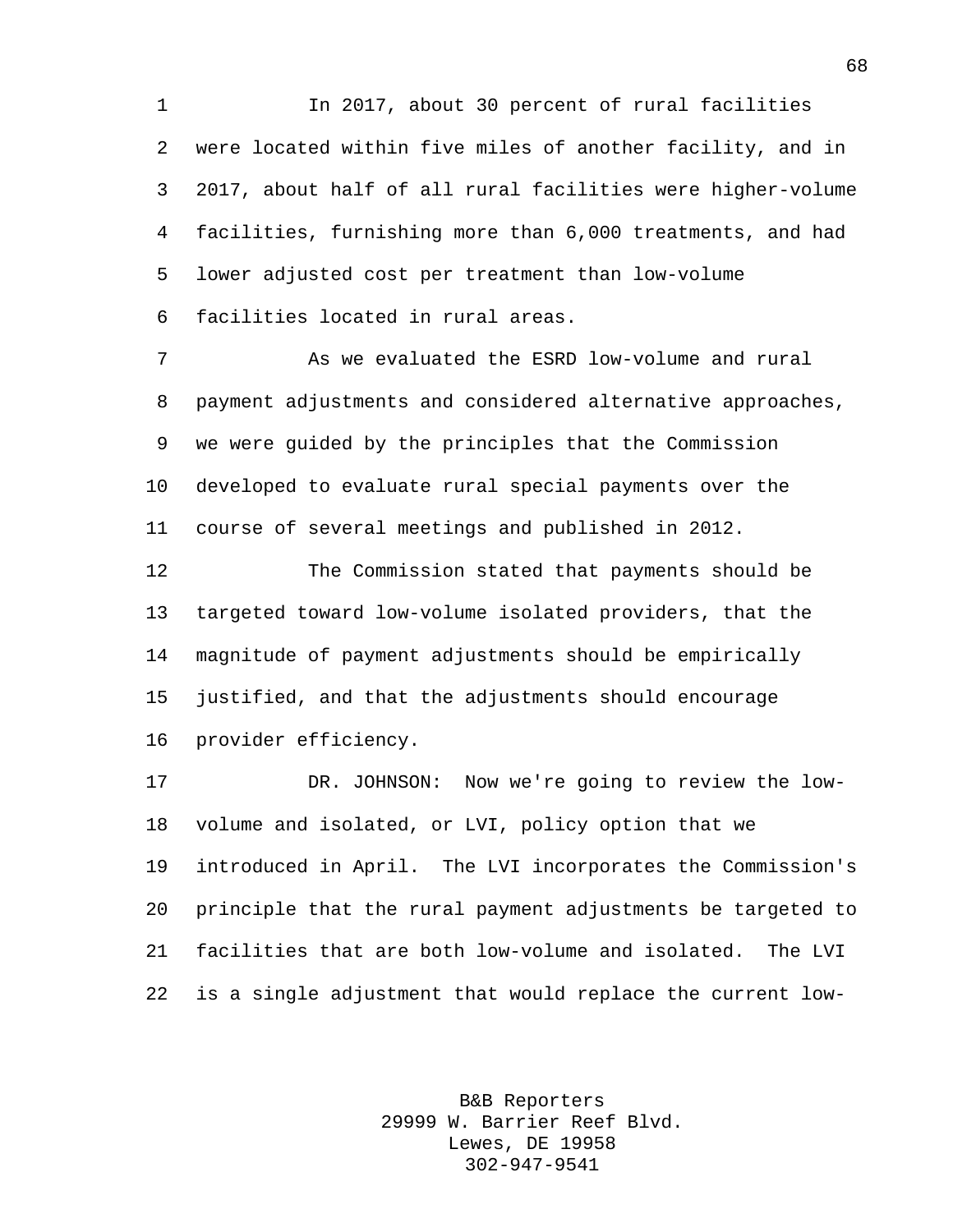In 2017, about 30 percent of rural facilities were located within five miles of another facility, and in 2017, about half of all rural facilities were higher-volume facilities, furnishing more than 6,000 treatments, and had lower adjusted cost per treatment than low-volume facilities located in rural areas.

As we evaluated the ESRD low-volume and rural payment adjustments and considered alternative approaches, we were guided by the principles that the Commission developed to evaluate rural special payments over the course of several meetings and published in 2012.

The Commission stated that payments should be targeted toward low-volume isolated providers, that the magnitude of payment adjustments should be empirically justified, and that the adjustments should encourage provider efficiency.

DR. JOHNSON: Now we're going to review the low-volume and isolated, or LVI, policy option that we introduced in April. The LVI incorporates the Commission's principle that the rural payment adjustments be targeted to facilities that are both low-volume and isolated. The LVI is a single adjustment that would replace the current low-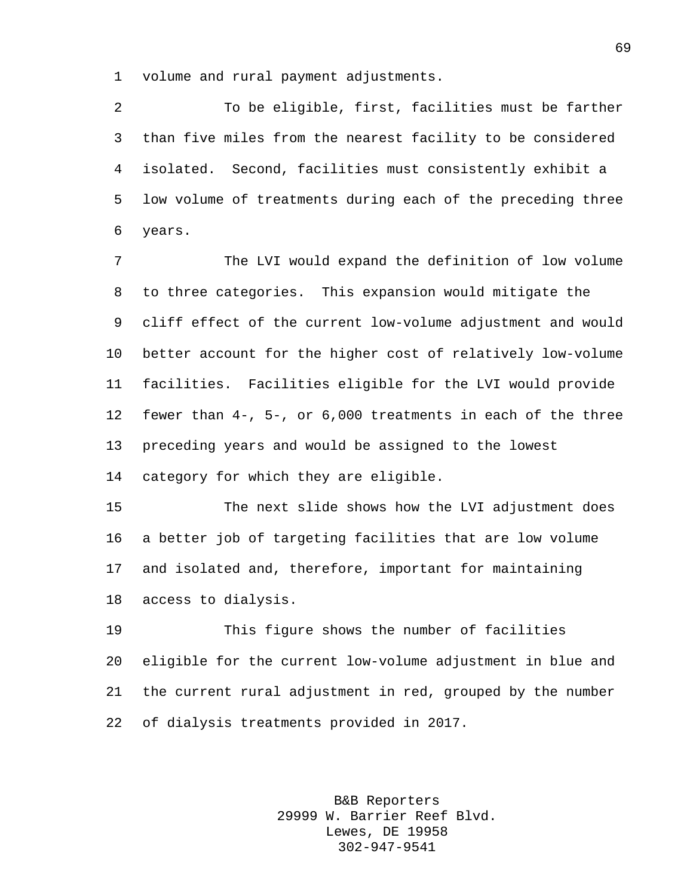volume and rural payment adjustments.

To be eligible, first, facilities must be farther than five miles from the nearest facility to be considered isolated. Second, facilities must consistently exhibit a low volume of treatments during each of the preceding three years.

The LVI would expand the definition of low volume to three categories. This expansion would mitigate the cliff effect of the current low-volume adjustment and would better account for the higher cost of relatively low-volume facilities. Facilities eligible for the LVI would provide fewer than 4-, 5-, or 6,000 treatments in each of the three preceding years and would be assigned to the lowest category for which they are eligible.

The next slide shows how the LVI adjustment does a better job of targeting facilities that are low volume and isolated and, therefore, important for maintaining access to dialysis.

This figure shows the number of facilities eligible for the current low-volume adjustment in blue and the current rural adjustment in red, grouped by the number of dialysis treatments provided in 2017.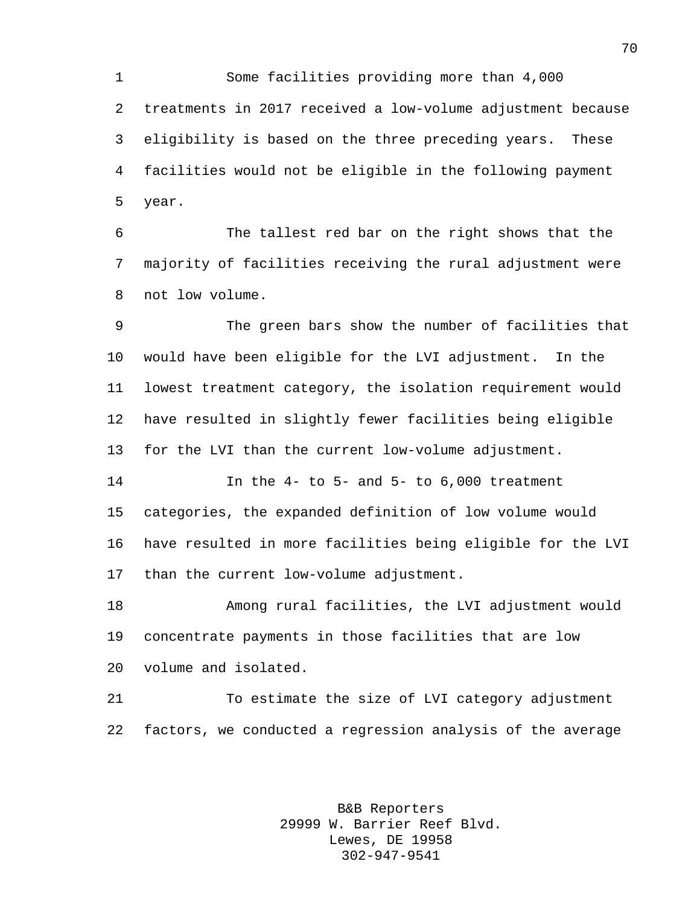Some facilities providing more than 4,000 treatments in 2017 received a low-volume adjustment because eligibility is based on the three preceding years. These facilities would not be eligible in the following payment year.

The tallest red bar on the right shows that the majority of facilities receiving the rural adjustment were not low volume.

The green bars show the number of facilities that would have been eligible for the LVI adjustment. In the lowest treatment category, the isolation requirement would have resulted in slightly fewer facilities being eligible for the LVI than the current low-volume adjustment.

In the 4- to 5- and 5- to 6,000 treatment categories, the expanded definition of low volume would have resulted in more facilities being eligible for the LVI than the current low-volume adjustment.

Among rural facilities, the LVI adjustment would concentrate payments in those facilities that are low volume and isolated.

To estimate the size of LVI category adjustment factors, we conducted a regression analysis of the average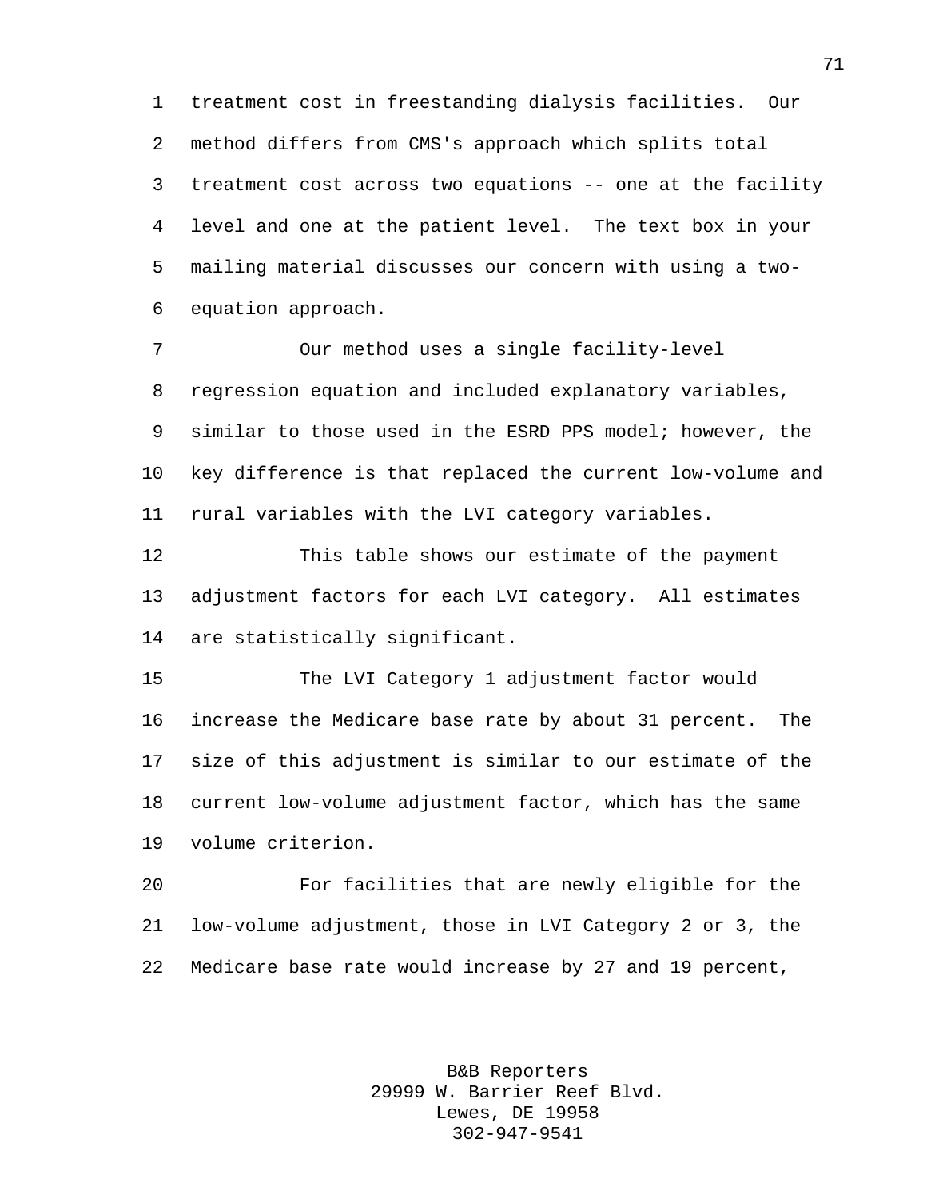treatment cost in freestanding dialysis facilities. Our method differs from CMS's approach which splits total treatment cost across two equations -- one at the facility level and one at the patient level. The text box in your mailing material discusses our concern with using a two-equation approach.

Our method uses a single facility-level regression equation and included explanatory variables, similar to those used in the ESRD PPS model; however, the key difference is that replaced the current low-volume and rural variables with the LVI category variables.

This table shows our estimate of the payment adjustment factors for each LVI category. All estimates are statistically significant.

The LVI Category 1 adjustment factor would increase the Medicare base rate by about 31 percent. The size of this adjustment is similar to our estimate of the current low-volume adjustment factor, which has the same volume criterion.

For facilities that are newly eligible for the low-volume adjustment, those in LVI Category 2 or 3, the Medicare base rate would increase by 27 and 19 percent,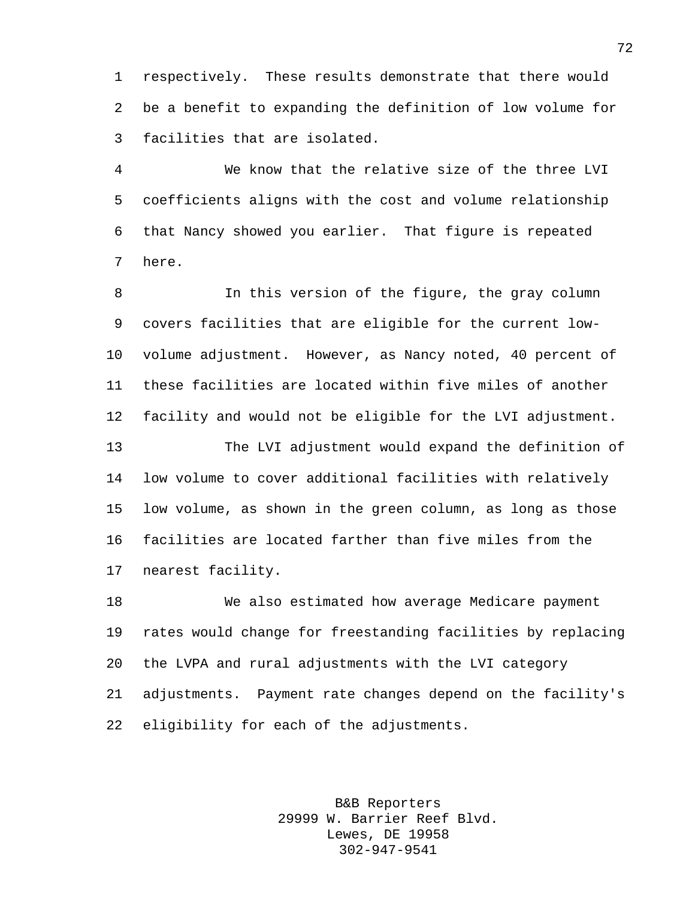respectively. These results demonstrate that there would be a benefit to expanding the definition of low volume for facilities that are isolated.

We know that the relative size of the three LVI coefficients aligns with the cost and volume relationship that Nancy showed you earlier. That figure is repeated here.

In this version of the figure, the gray column covers facilities that are eligible for the current low-volume adjustment. However, as Nancy noted, 40 percent of these facilities are located within five miles of another facility and would not be eligible for the LVI adjustment.

The LVI adjustment would expand the definition of low volume to cover additional facilities with relatively low volume, as shown in the green column, as long as those facilities are located farther than five miles from the nearest facility.

We also estimated how average Medicare payment rates would change for freestanding facilities by replacing the LVPA and rural adjustments with the LVI category adjustments. Payment rate changes depend on the facility's eligibility for each of the adjustments.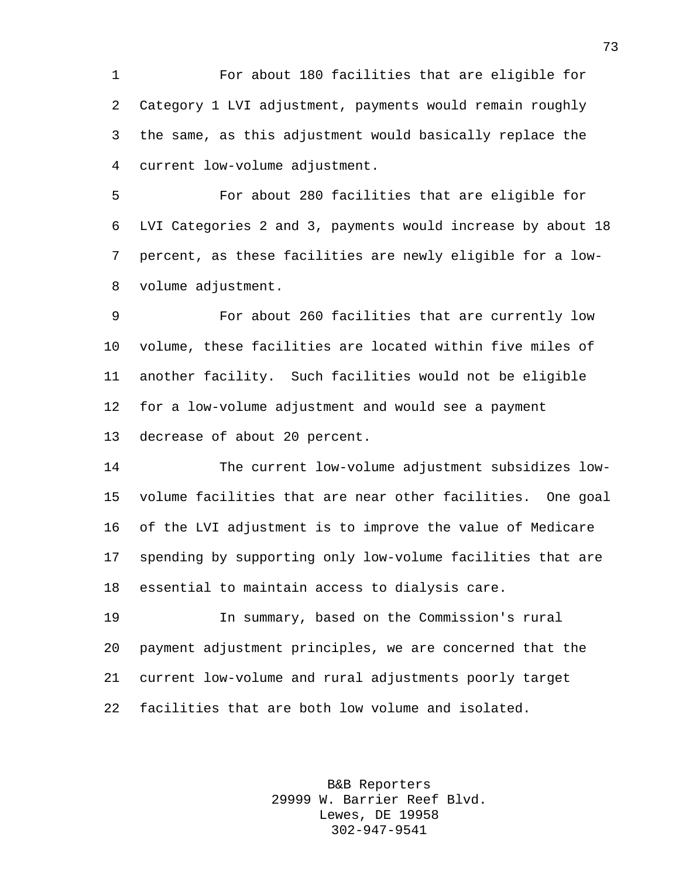For about 180 facilities that are eligible for Category 1 LVI adjustment, payments would remain roughly the same, as this adjustment would basically replace the current low-volume adjustment.

For about 280 facilities that are eligible for LVI Categories 2 and 3, payments would increase by about 18 percent, as these facilities are newly eligible for a low-volume adjustment.

For about 260 facilities that are currently low volume, these facilities are located within five miles of another facility. Such facilities would not be eligible for a low-volume adjustment and would see a payment decrease of about 20 percent.

The current low-volume adjustment subsidizes low-volume facilities that are near other facilities. One goal of the LVI adjustment is to improve the value of Medicare spending by supporting only low-volume facilities that are essential to maintain access to dialysis care.

In summary, based on the Commission's rural payment adjustment principles, we are concerned that the current low-volume and rural adjustments poorly target facilities that are both low volume and isolated.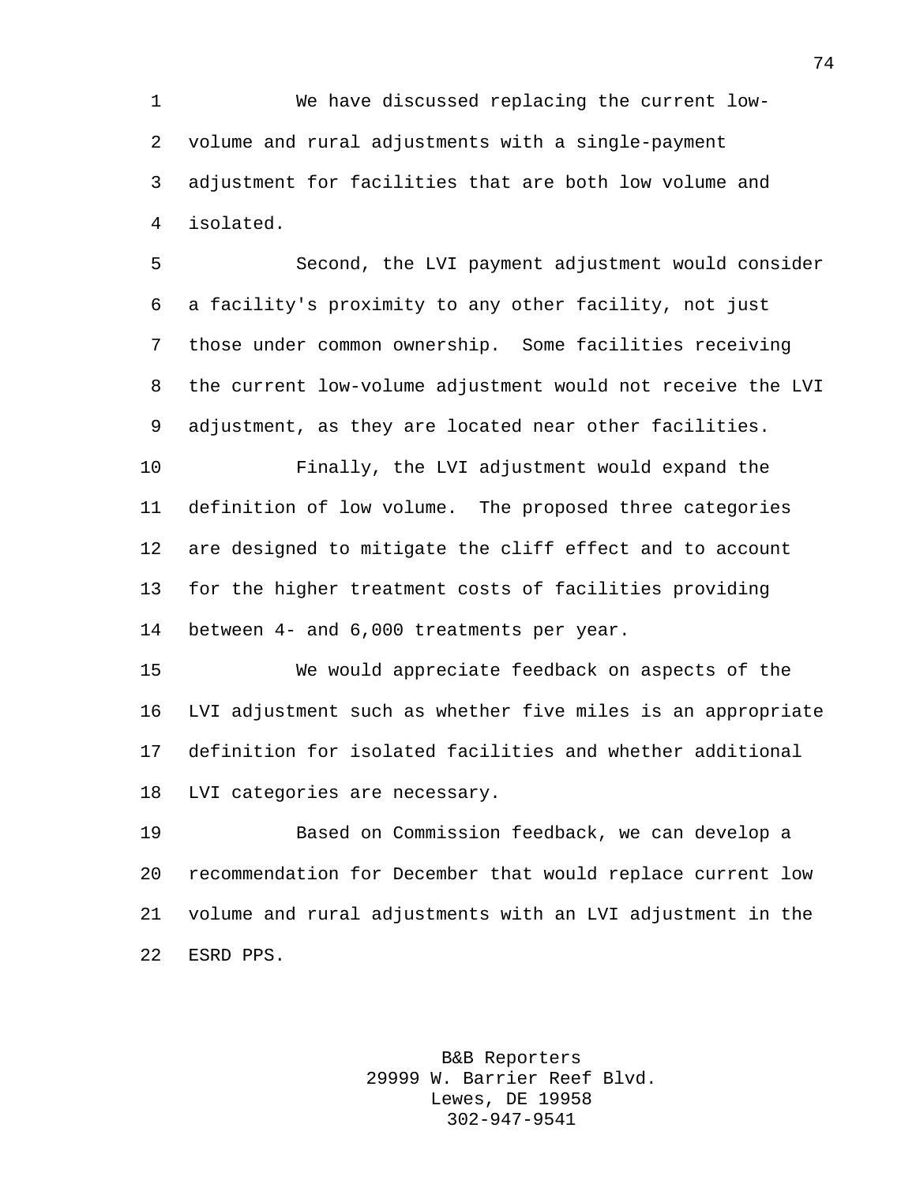We have discussed replacing the current low-volume and rural adjustments with a single-payment adjustment for facilities that are both low volume and isolated.

Second, the LVI payment adjustment would consider a facility's proximity to any other facility, not just those under common ownership. Some facilities receiving the current low-volume adjustment would not receive the LVI adjustment, as they are located near other facilities.

Finally, the LVI adjustment would expand the definition of low volume. The proposed three categories are designed to mitigate the cliff effect and to account for the higher treatment costs of facilities providing between 4- and 6,000 treatments per year.

We would appreciate feedback on aspects of the LVI adjustment such as whether five miles is an appropriate definition for isolated facilities and whether additional LVI categories are necessary.

Based on Commission feedback, we can develop a recommendation for December that would replace current low volume and rural adjustments with an LVI adjustment in the ESRD PPS.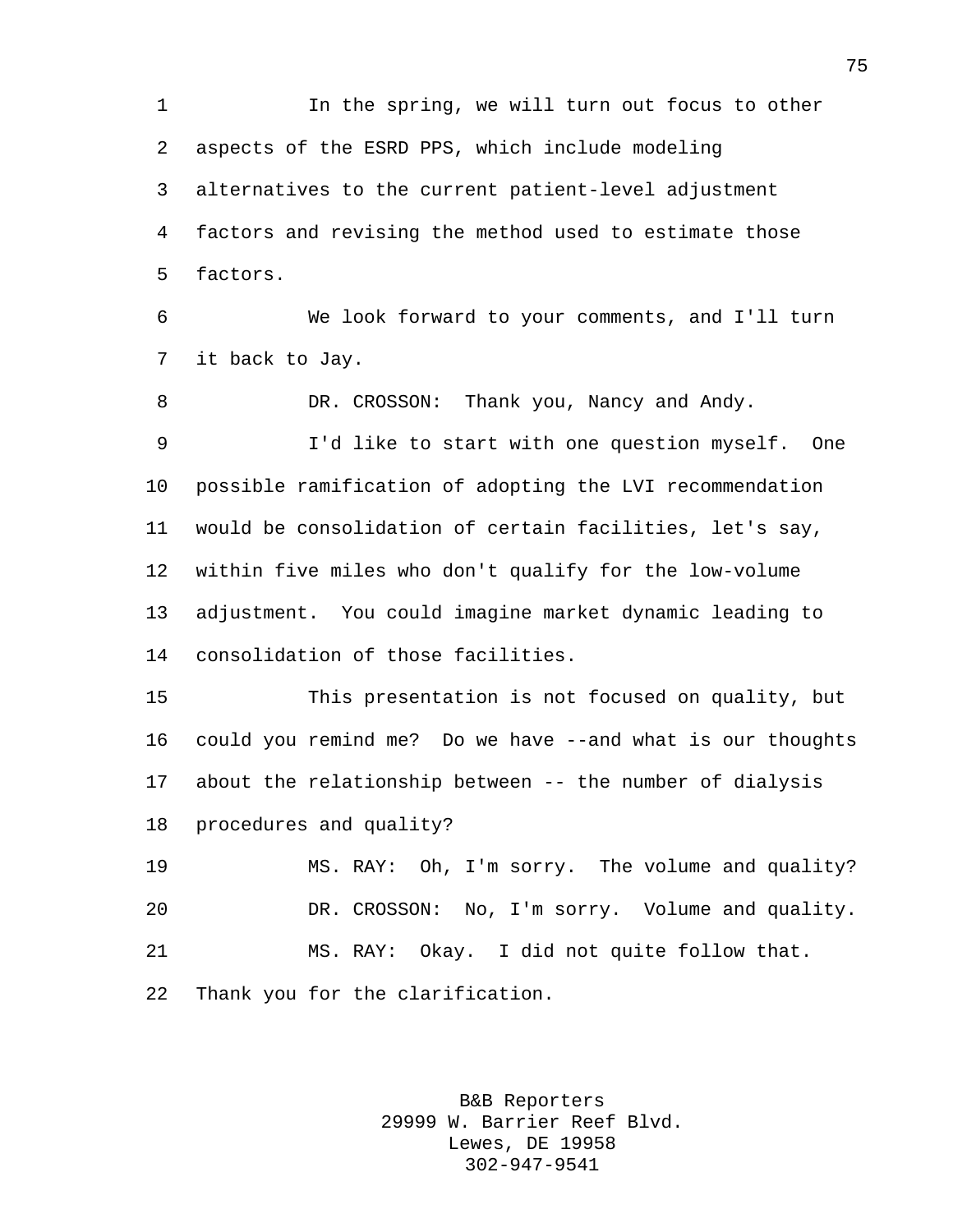In the spring, we will turn out focus to other aspects of the ESRD PPS, which include modeling alternatives to the current patient-level adjustment factors and revising the method used to estimate those factors.

We look forward to your comments, and I'll turn it back to Jay.

DR. CROSSON: Thank you, Nancy and Andy.

I'd like to start with one question myself. One possible ramification of adopting the LVI recommendation would be consolidation of certain facilities, let's say, within five miles who don't qualify for the low-volume adjustment. You could imagine market dynamic leading to consolidation of those facilities.

This presentation is not focused on quality, but could you remind me? Do we have --and what is our thoughts about the relationship between -- the number of dialysis procedures and quality?

MS. RAY: Oh, I'm sorry. The volume and quality?

DR. CROSSON: No, I'm sorry. Volume and quality.

MS. RAY: Okay. I did not quite follow that. Thank you for the clarification.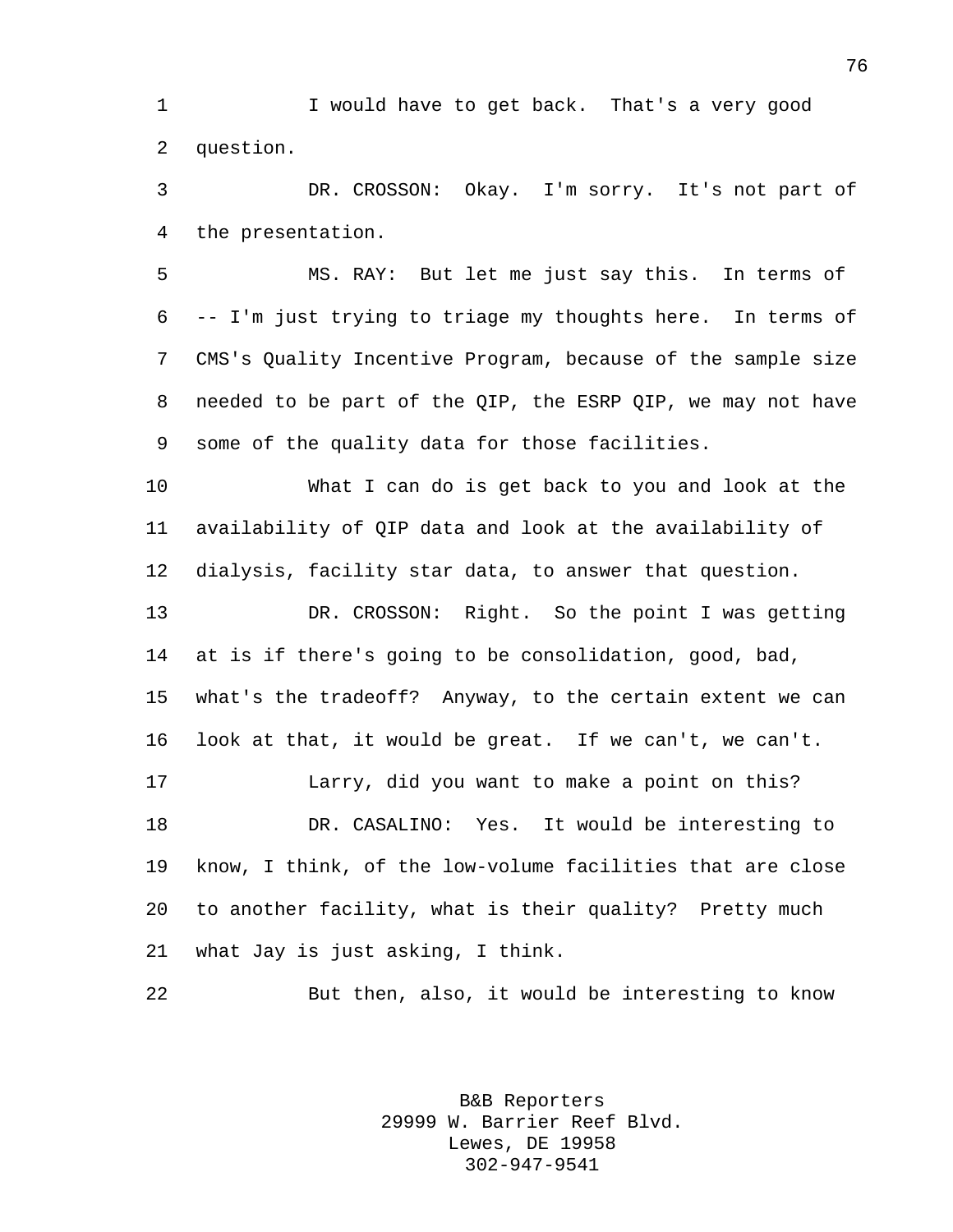I would have to get back. That's a very good question.

DR. CROSSON: Okay. I'm sorry. It's not part of the presentation.

MS. RAY: But let me just say this. In terms of -- I'm just trying to triage my thoughts here. In terms of CMS's Quality Incentive Program, because of the sample size needed to be part of the QIP, the ESRP QIP, we may not have some of the quality data for those facilities.

What I can do is get back to you and look at the availability of QIP data and look at the availability of dialysis, facility star data, to answer that question.

DR. CROSSON: Right. So the point I was getting at is if there's going to be consolidation, good, bad, what's the tradeoff? Anyway, to the certain extent we can look at that, it would be great. If we can't, we can't.

Larry, did you want to make a point on this?

DR. CASALINO: Yes. It would be interesting to know, I think, of the low-volume facilities that are close to another facility, what is their quality? Pretty much what Jay is just asking, I think.

But then, also, it would be interesting to know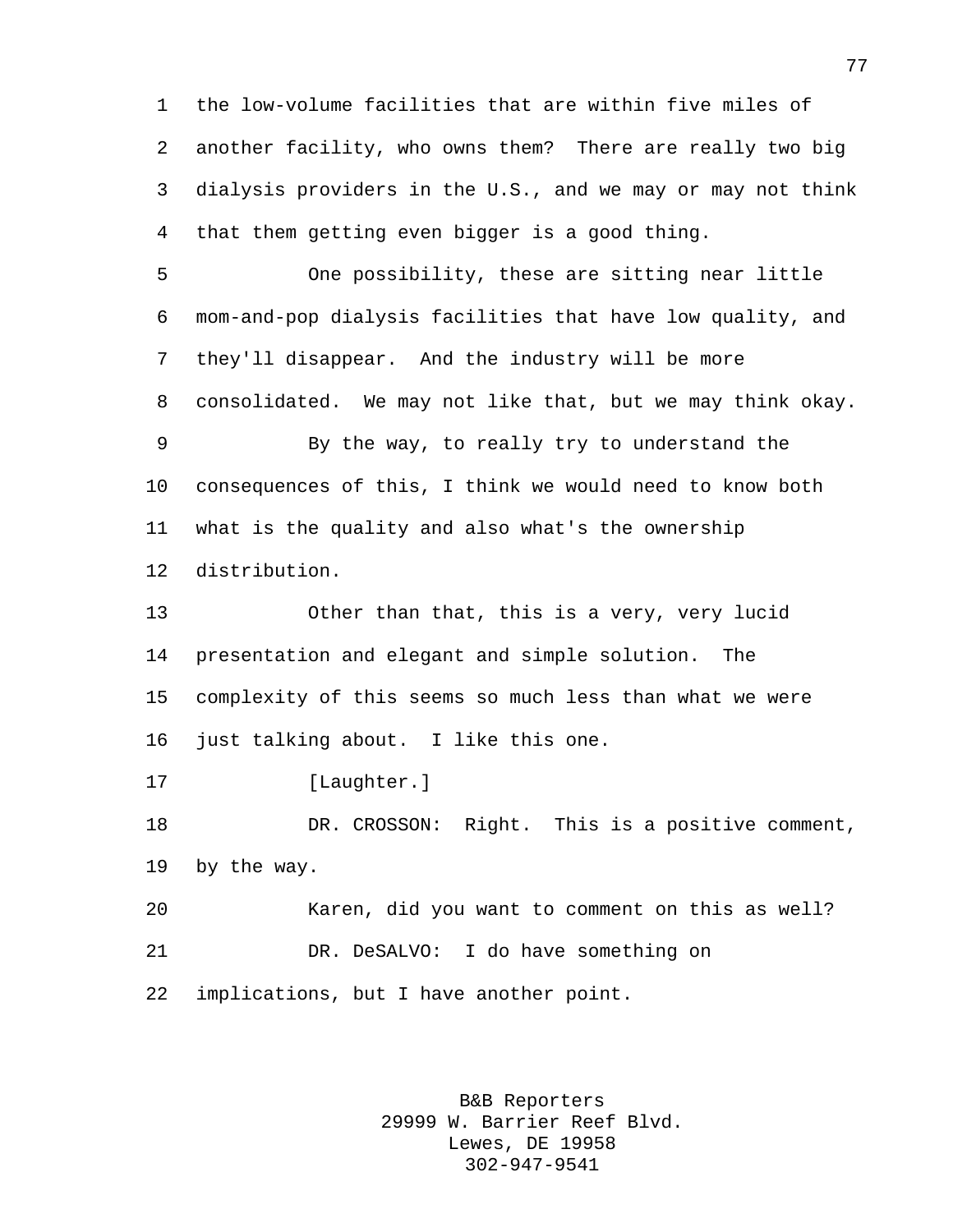the low-volume facilities that are within five miles of another facility, who owns them? There are really two big dialysis providers in the U.S., and we may or may not think that them getting even bigger is a good thing.

One possibility, these are sitting near little mom-and-pop dialysis facilities that have low quality, and they'll disappear. And the industry will be more consolidated. We may not like that, but we may think okay.

By the way, to really try to understand the consequences of this, I think we would need to know both what is the quality and also what's the ownership distribution.

Other than that, this is a very, very lucid presentation and elegant and simple solution. The complexity of this seems so much less than what we were just talking about. I like this one.

[Laughter.]

DR. CROSSON: Right. This is a positive comment, by the way.

Karen, did you want to comment on this as well?

DR. DeSALVO: I do have something on implications, but I have another point.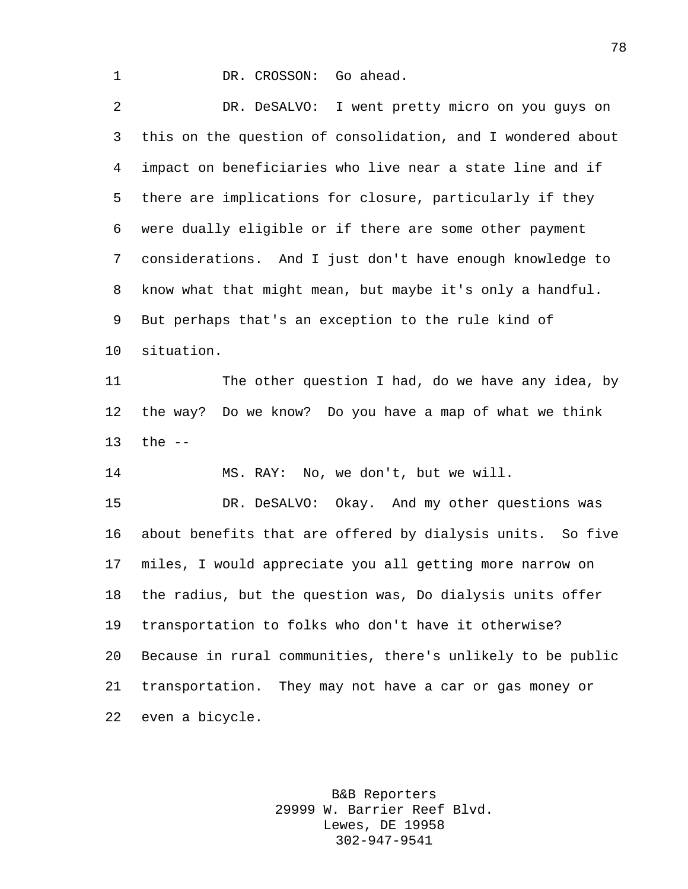DR. CROSSON: Go ahead.

DR. DeSALVO: I went pretty micro on you guys on this on the question of consolidation, and I wondered about impact on beneficiaries who live near a state line and if there are implications for closure, particularly if they were dually eligible or if there are some other payment considerations. And I just don't have enough knowledge to know what that might mean, but maybe it's only a handful. But perhaps that's an exception to the rule kind of situation.

The other question I had, do we have any idea, by the way? Do we know? Do you have a map of what we think the --

MS. RAY: No, we don't, but we will.

DR. DeSALVO: Okay. And my other questions was about benefits that are offered by dialysis units. So five miles, I would appreciate you all getting more narrow on the radius, but the question was, Do dialysis units offer transportation to folks who don't have it otherwise? Because in rural communities, there's unlikely to be public transportation. They may not have a car or gas money or even a bicycle.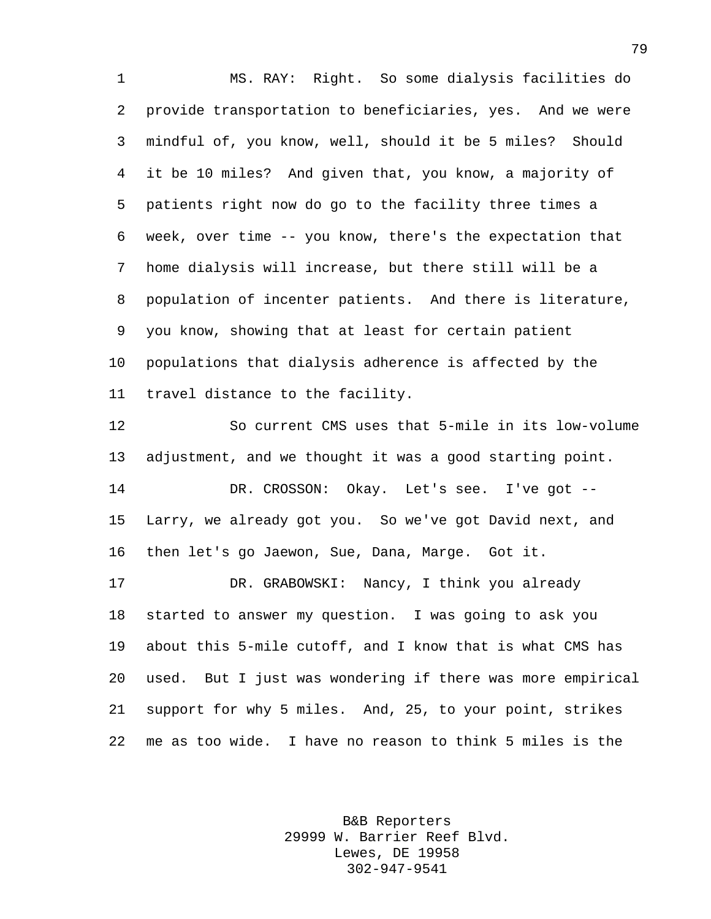MS. RAY: Right. So some dialysis facilities do provide transportation to beneficiaries, yes. And we were mindful of, you know, well, should it be 5 miles? Should it be 10 miles? And given that, you know, a majority of patients right now do go to the facility three times a week, over time -- you know, there's the expectation that home dialysis will increase, but there still will be a population of incenter patients. And there is literature, you know, showing that at least for certain patient populations that dialysis adherence is affected by the travel distance to the facility.

So current CMS uses that 5-mile in its low-volume adjustment, and we thought it was a good starting point.

DR. CROSSON: Okay. Let's see. I've got -- Larry, we already got you. So we've got David next, and then let's go Jaewon, Sue, Dana, Marge. Got it.

DR. GRABOWSKI: Nancy, I think you already started to answer my question. I was going to ask you about this 5-mile cutoff, and I know that is what CMS has used. But I just was wondering if there was more empirical support for why 5 miles. And, 25, to your point, strikes me as too wide. I have no reason to think 5 miles is the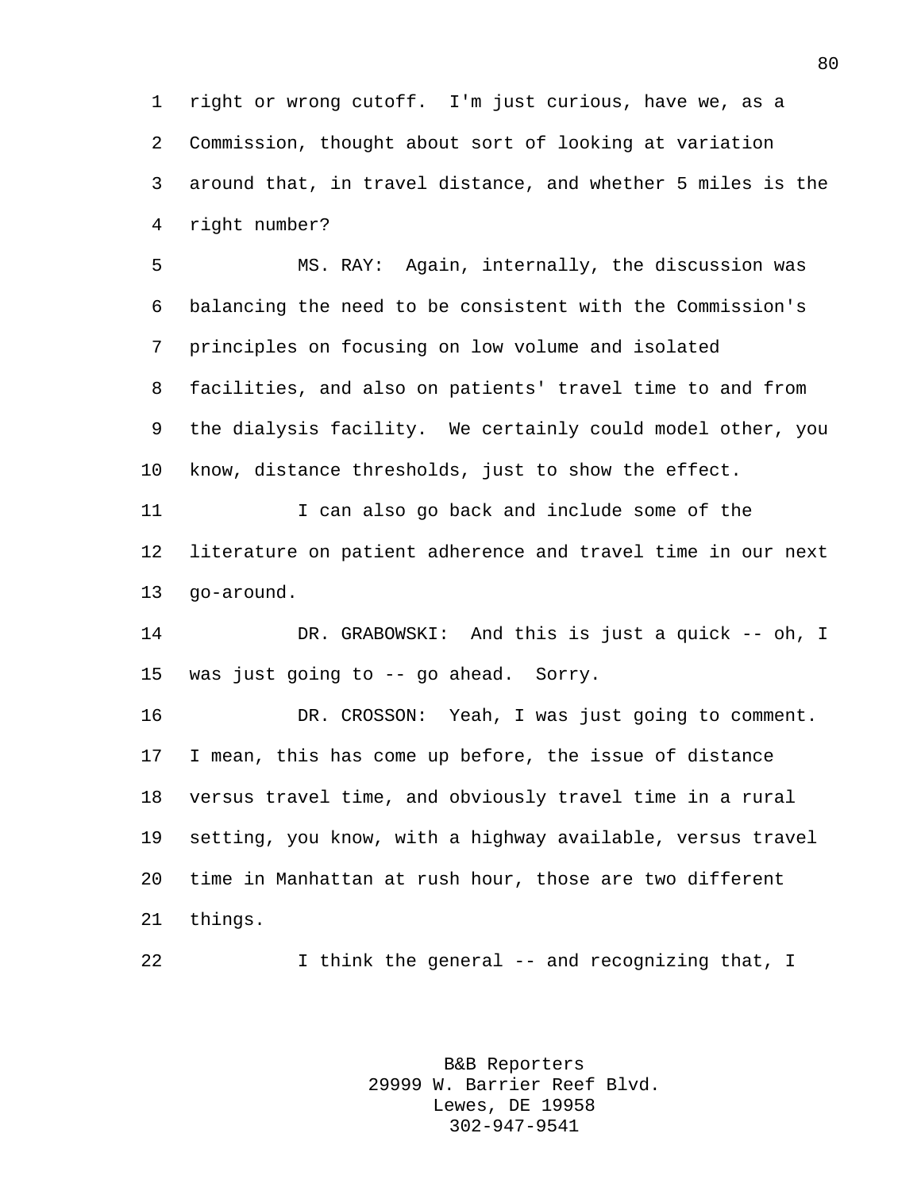right or wrong cutoff. I'm just curious, have we, as a Commission, thought about sort of looking at variation around that, in travel distance, and whether 5 miles is the right number?

MS. RAY: Again, internally, the discussion was balancing the need to be consistent with the Commission's principles on focusing on low volume and isolated facilities, and also on patients' travel time to and from the dialysis facility. We certainly could model other, you know, distance thresholds, just to show the effect.

I can also go back and include some of the literature on patient adherence and travel time in our next go-around.

DR. GRABOWSKI: And this is just a quick -- oh, I was just going to -- go ahead. Sorry.

DR. CROSSON: Yeah, I was just going to comment. I mean, this has come up before, the issue of distance versus travel time, and obviously travel time in a rural setting, you know, with a highway available, versus travel time in Manhattan at rush hour, those are two different things.

I think the general -- and recognizing that, I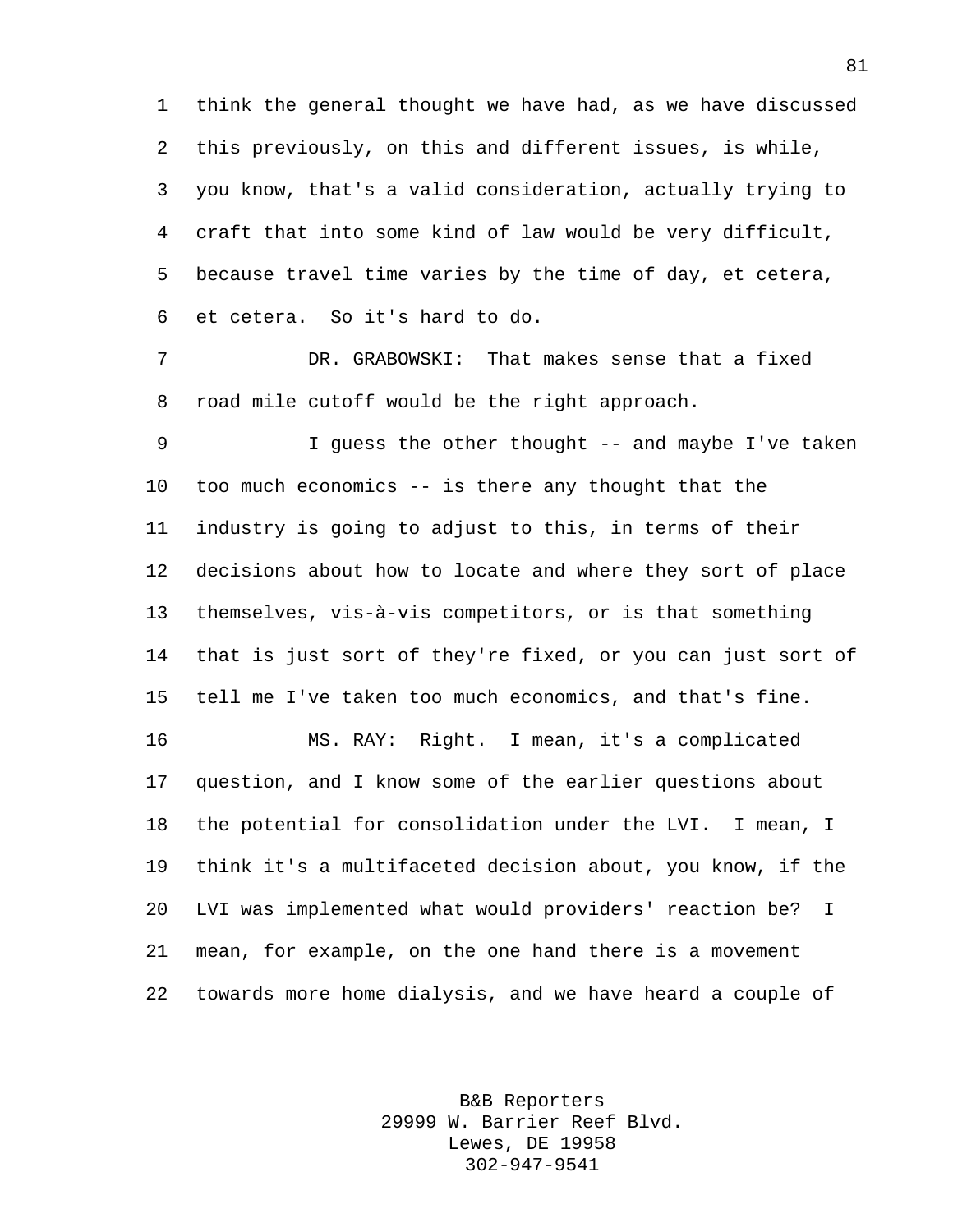think the general thought we have had, as we have discussed this previously, on this and different issues, is while, you know, that's a valid consideration, actually trying to craft that into some kind of law would be very difficult, because travel time varies by the time of day, et cetera, et cetera. So it's hard to do.

DR. GRABOWSKI: That makes sense that a fixed road mile cutoff would be the right approach.

I guess the other thought -- and maybe I've taken too much economics -- is there any thought that the industry is going to adjust to this, in terms of their decisions about how to locate and where they sort of place themselves, vis-à-vis competitors, or is that something that is just sort of they're fixed, or you can just sort of tell me I've taken too much economics, and that's fine.

MS. RAY: Right. I mean, it's a complicated question, and I know some of the earlier questions about the potential for consolidation under the LVI. I mean, I think it's a multifaceted decision about, you know, if the LVI was implemented what would providers' reaction be? I mean, for example, on the one hand there is a movement towards more home dialysis, and we have heard a couple of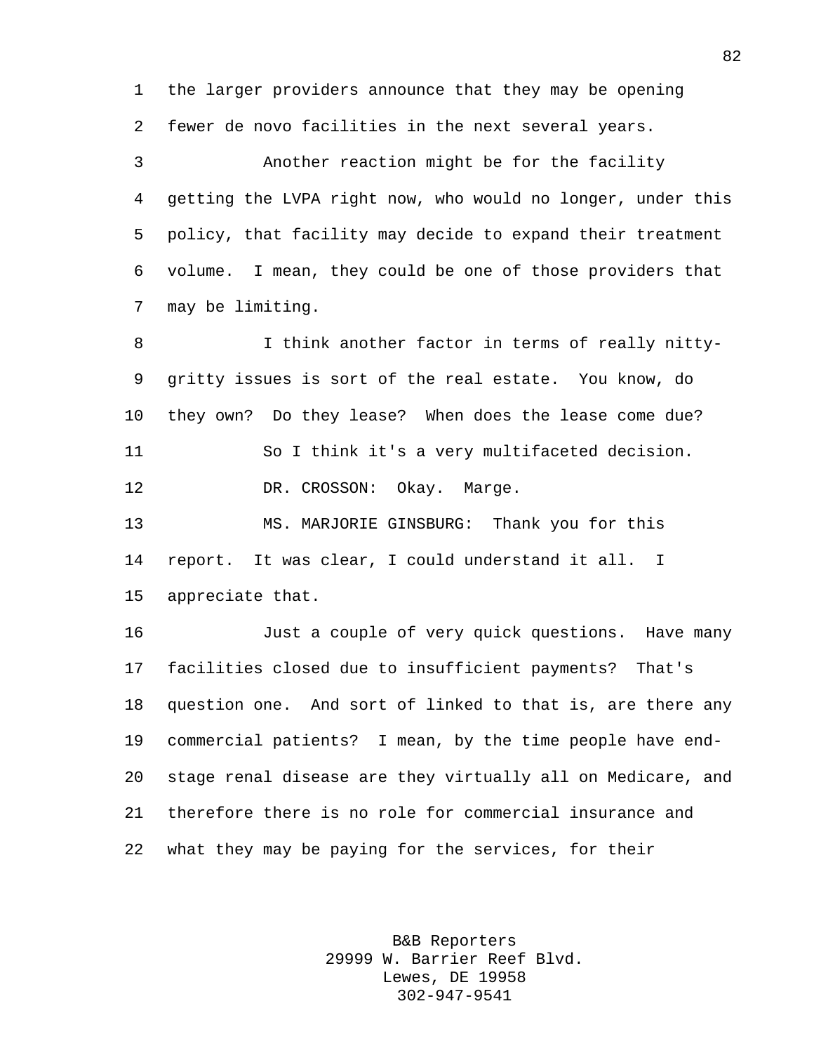the larger providers announce that they may be opening fewer de novo facilities in the next several years.

Another reaction might be for the facility getting the LVPA right now, who would no longer, under this policy, that facility may decide to expand their treatment volume. I mean, they could be one of those providers that may be limiting.

I think another factor in terms of really nitty-gritty issues is sort of the real estate. You know, do they own? Do they lease? When does the lease come due?

So I think it's a very multifaceted decision.

DR. CROSSON: Okay. Marge.

MS. MARJORIE GINSBURG: Thank you for this report. It was clear, I could understand it all. I appreciate that.

Just a couple of very quick questions. Have many facilities closed due to insufficient payments? That's question one. And sort of linked to that is, are there any commercial patients? I mean, by the time people have end-stage renal disease are they virtually all on Medicare, and therefore there is no role for commercial insurance and what they may be paying for the services, for their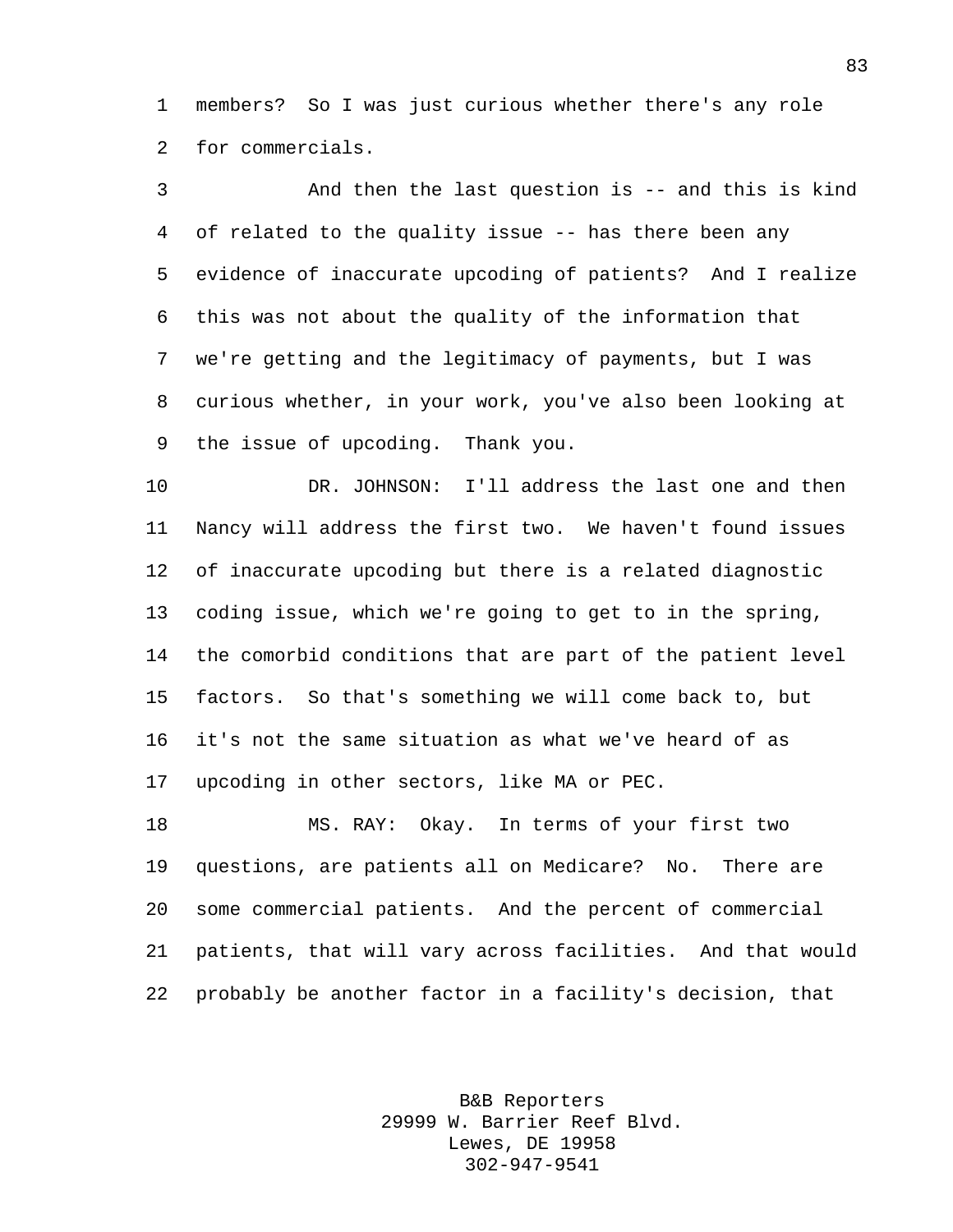members? So I was just curious whether there's any role for commercials.

And then the last question is -- and this is kind of related to the quality issue -- has there been any evidence of inaccurate upcoding of patients? And I realize this was not about the quality of the information that we're getting and the legitimacy of payments, but I was curious whether, in your work, you've also been looking at the issue of upcoding. Thank you.

DR. JOHNSON: I'll address the last one and then Nancy will address the first two. We haven't found issues of inaccurate upcoding but there is a related diagnostic coding issue, which we're going to get to in the spring, the comorbid conditions that are part of the patient level factors. So that's something we will come back to, but it's not the same situation as what we've heard of as upcoding in other sectors, like MA or PEC.

MS. RAY: Okay. In terms of your first two questions, are patients all on Medicare? No. There are some commercial patients. And the percent of commercial patients, that will vary across facilities. And that would probably be another factor in a facility's decision, that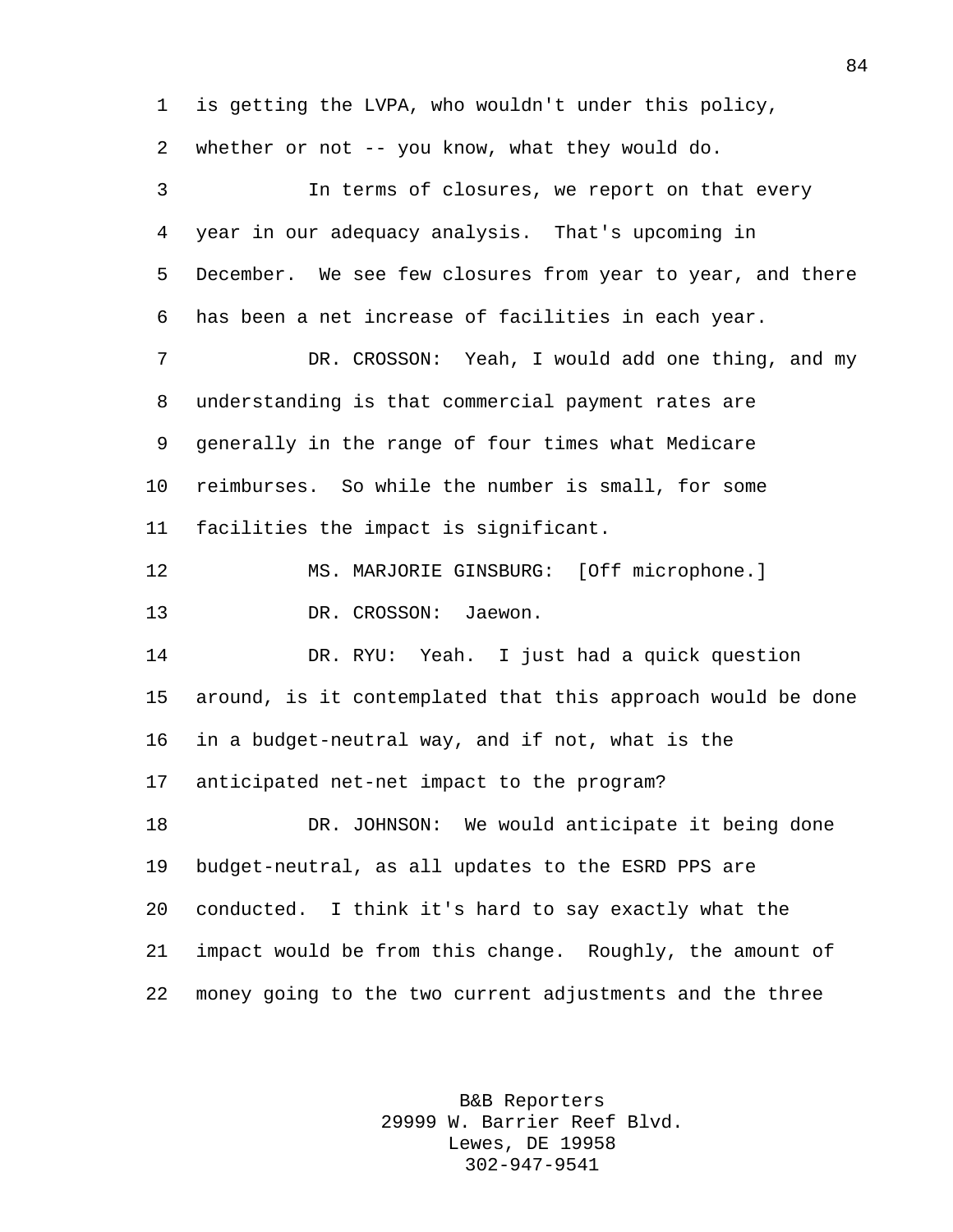is getting the LVPA, who wouldn't under this policy, whether or not -- you know, what they would do.

In terms of closures, we report on that every year in our adequacy analysis. That's upcoming in December. We see few closures from year to year, and there has been a net increase of facilities in each year.

DR. CROSSON: Yeah, I would add one thing, and my understanding is that commercial payment rates are generally in the range of four times what Medicare reimburses. So while the number is small, for some facilities the impact is significant.

MS. MARJORIE GINSBURG: [Off microphone.]

DR. CROSSON: Jaewon.

DR. RYU: Yeah. I just had a quick question around, is it contemplated that this approach would be done in a budget-neutral way, and if not, what is the anticipated net-net impact to the program?

DR. JOHNSON: We would anticipate it being done budget-neutral, as all updates to the ESRD PPS are conducted. I think it's hard to say exactly what the impact would be from this change. Roughly, the amount of money going to the two current adjustments and the three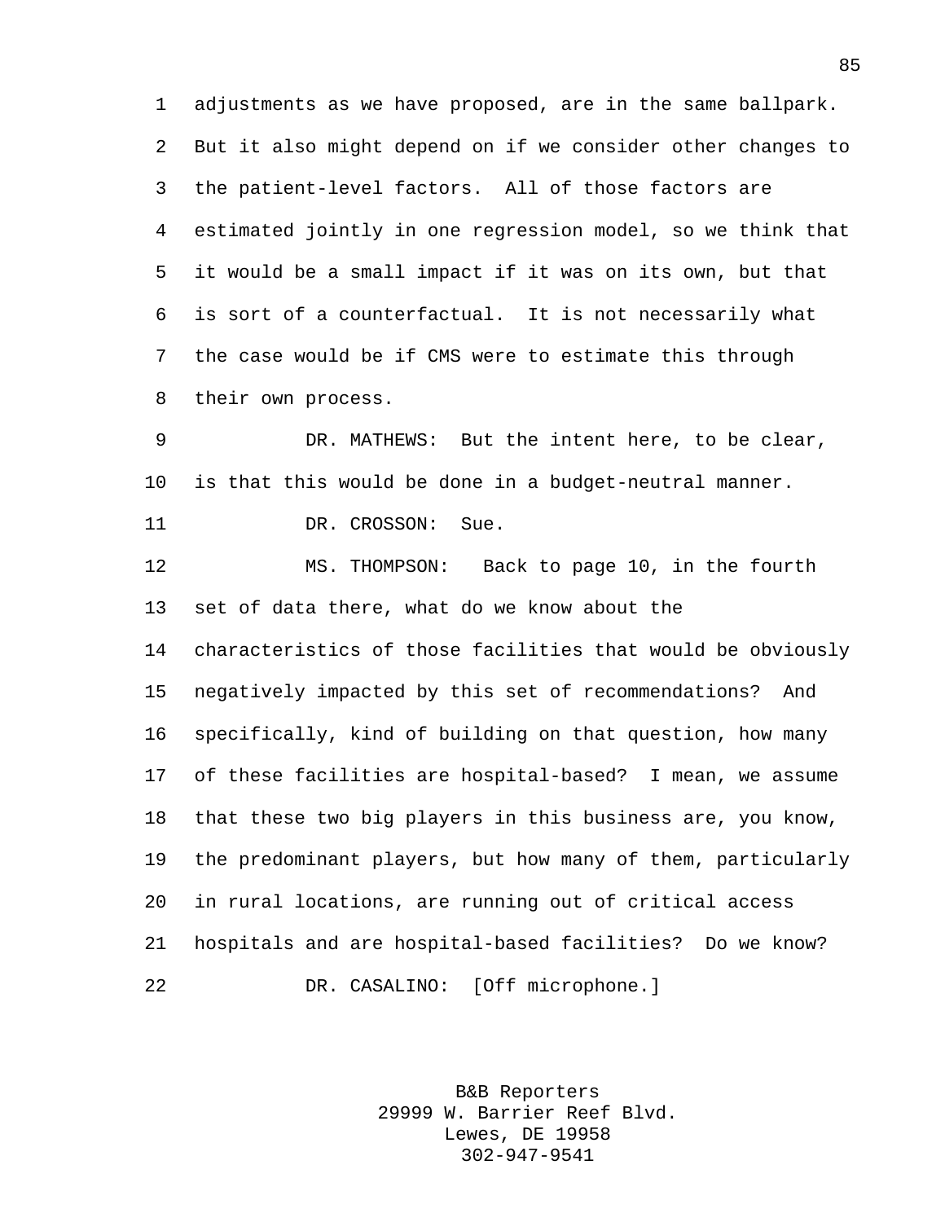adjustments as we have proposed, are in the same ballpark. But it also might depend on if we consider other changes to the patient-level factors. All of those factors are estimated jointly in one regression model, so we think that it would be a small impact if it was on its own, but that is sort of a counterfactual. It is not necessarily what the case would be if CMS were to estimate this through their own process.

DR. MATHEWS: But the intent here, to be clear, is that this would be done in a budget-neutral manner.

DR. CROSSON: Sue.

MS. THOMPSON: Back to page 10, in the fourth set of data there, what do we know about the characteristics of those facilities that would be obviously negatively impacted by this set of recommendations? And specifically, kind of building on that question, how many of these facilities are hospital-based? I mean, we assume that these two big players in this business are, you know, the predominant players, but how many of them, particularly in rural locations, are running out of critical access hospitals and are hospital-based facilities? Do we know?

DR. CASALINO: [Off microphone.]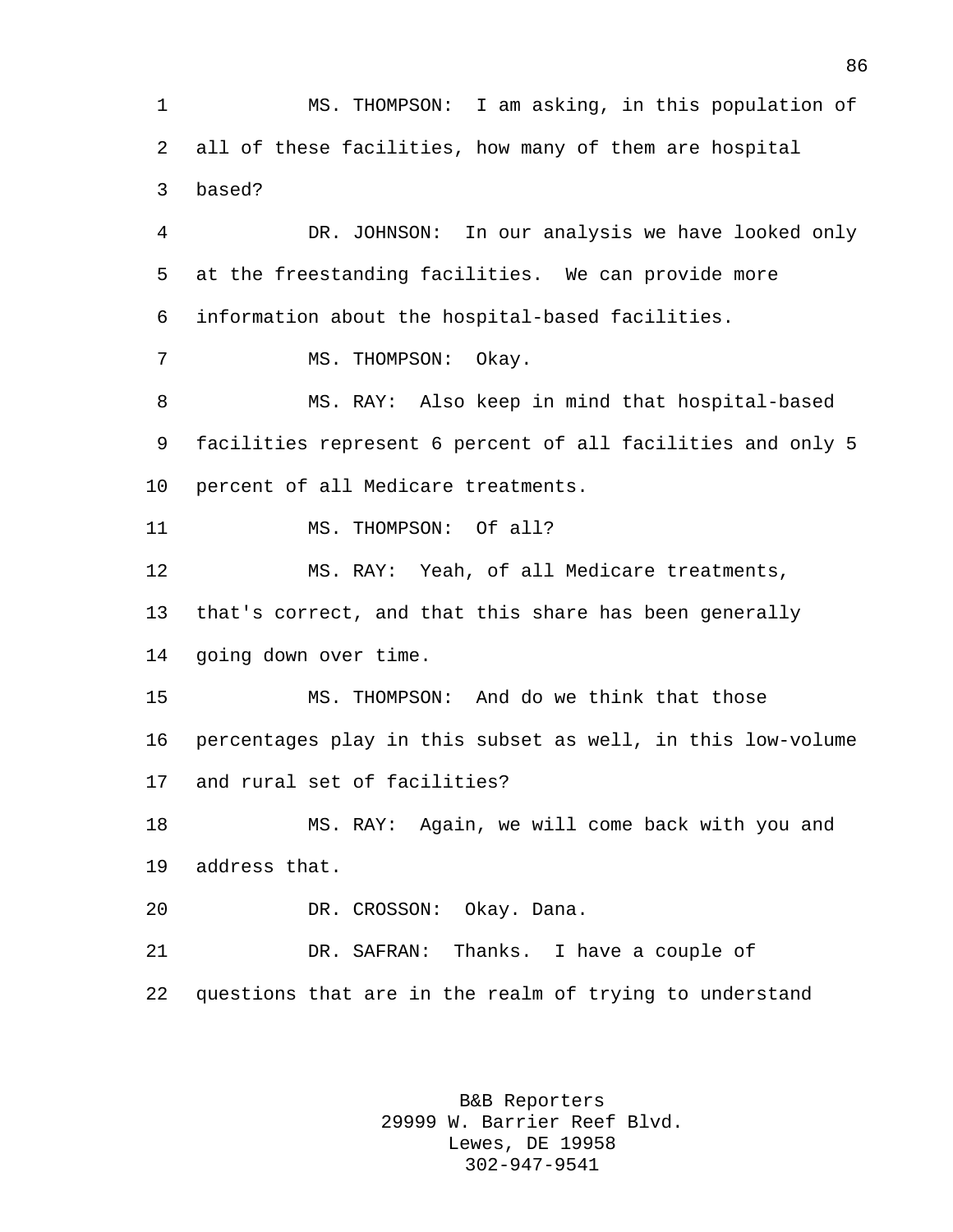MS. THOMPSON: I am asking, in this population of all of these facilities, how many of them are hospital based?

DR. JOHNSON: In our analysis we have looked only at the freestanding facilities. We can provide more information about the hospital-based facilities.

MS. THOMPSON: Okay.

MS. RAY: Also keep in mind that hospital-based facilities represent 6 percent of all facilities and only 5 percent of all Medicare treatments.

MS. THOMPSON: Of all?

MS. RAY: Yeah, of all Medicare treatments, that's correct, and that this share has been generally going down over time.

MS. THOMPSON: And do we think that those percentages play in this subset as well, in this low-volume and rural set of facilities?

MS. RAY: Again, we will come back with you and address that.

DR. CROSSON: Okay. Dana.

DR. SAFRAN: Thanks. I have a couple of questions that are in the realm of trying to understand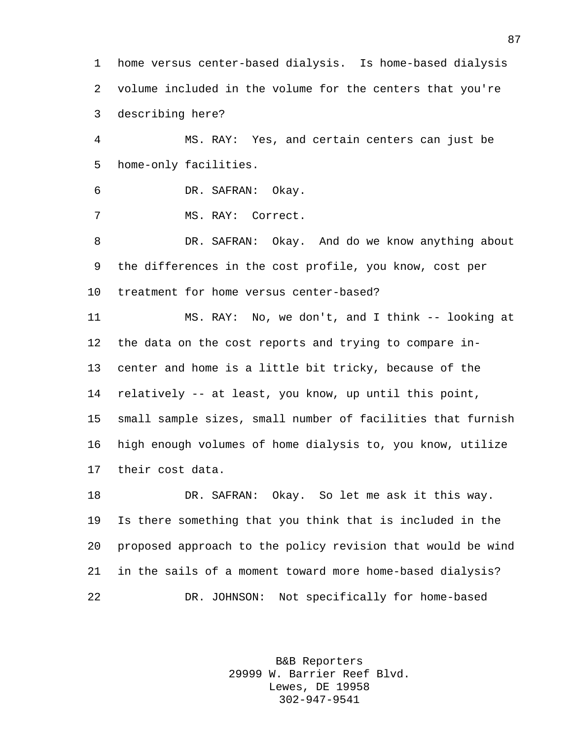home versus center-based dialysis. Is home-based dialysis volume included in the volume for the centers that you're describing here?

MS. RAY: Yes, and certain centers can just be home-only facilities.

DR. SAFRAN: Okay.

MS. RAY: Correct.

DR. SAFRAN: Okay. And do we know anything about the differences in the cost profile, you know, cost per treatment for home versus center-based?

MS. RAY: No, we don't, and I think -- looking at the data on the cost reports and trying to compare in-center and home is a little bit tricky, because of the relatively -- at least, you know, up until this point, small sample sizes, small number of facilities that furnish high enough volumes of home dialysis to, you know, utilize their cost data.

DR. SAFRAN: Okay. So let me ask it this way. Is there something that you think that is included in the proposed approach to the policy revision that would be wind in the sails of a moment toward more home-based dialysis?

DR. JOHNSON: Not specifically for home-based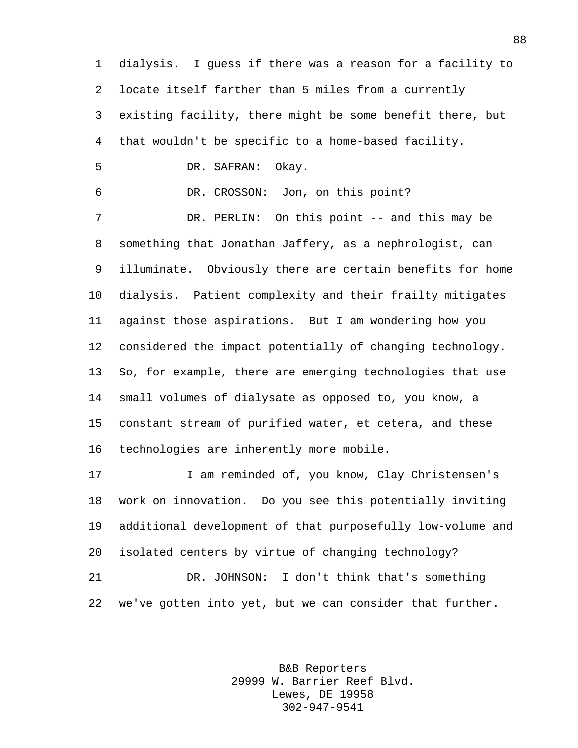dialysis. I guess if there was a reason for a facility to locate itself farther than 5 miles from a currently existing facility, there might be some benefit there, but that wouldn't be specific to a home-based facility.

DR. SAFRAN: Okay.

DR. CROSSON: Jon, on this point?

DR. PERLIN: On this point -- and this may be something that Jonathan Jaffery, as a nephrologist, can illuminate. Obviously there are certain benefits for home dialysis. Patient complexity and their frailty mitigates against those aspirations. But I am wondering how you considered the impact potentially of changing technology. So, for example, there are emerging technologies that use small volumes of dialysate as opposed to, you know, a constant stream of purified water, et cetera, and these technologies are inherently more mobile.

I am reminded of, you know, Clay Christensen's work on innovation. Do you see this potentially inviting additional development of that purposefully low-volume and isolated centers by virtue of changing technology?

DR. JOHNSON: I don't think that's something we've gotten into yet, but we can consider that further.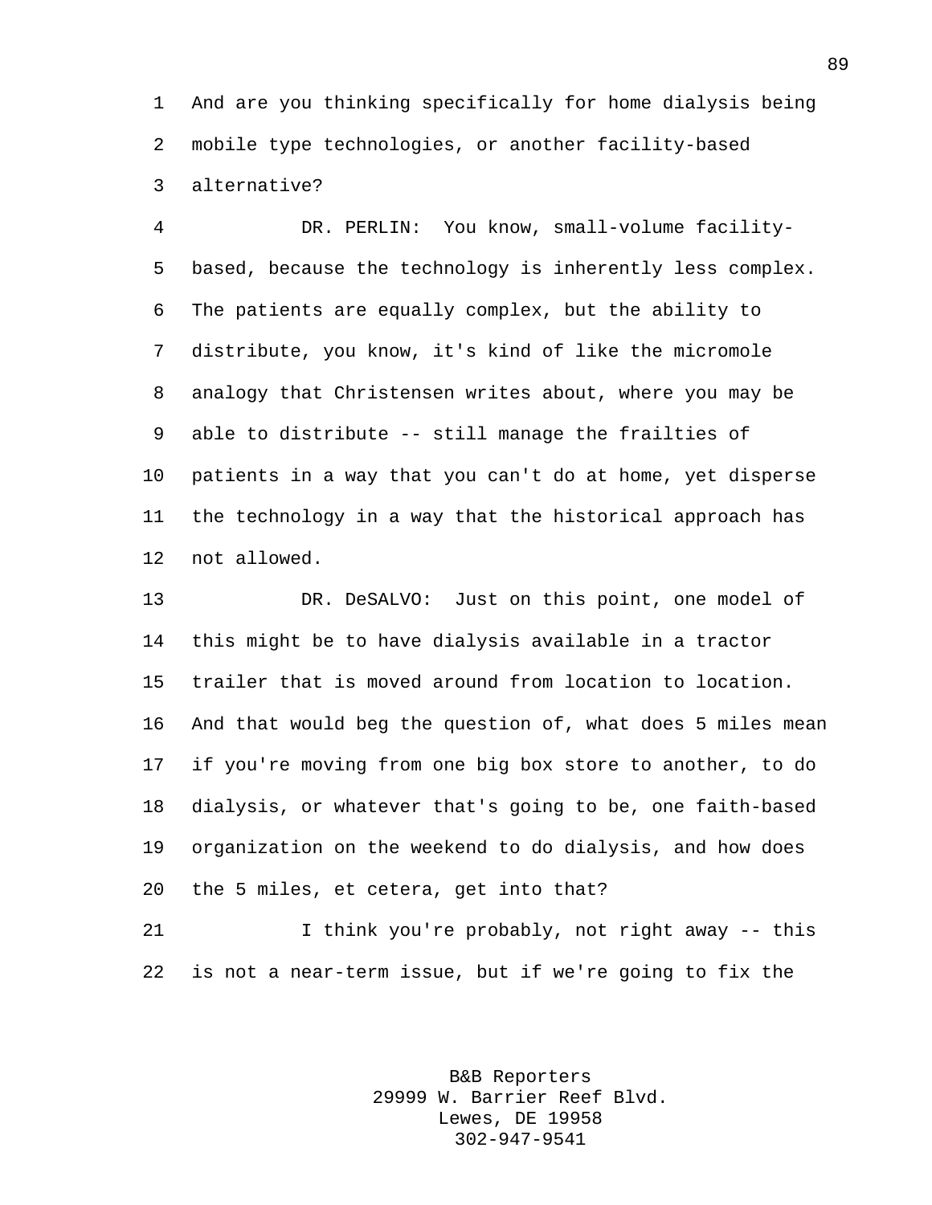And are you thinking specifically for home dialysis being mobile type technologies, or another facility-based alternative?

DR. PERLIN: You know, small-volume facility-based, because the technology is inherently less complex. The patients are equally complex, but the ability to distribute, you know, it's kind of like the micromole analogy that Christensen writes about, where you may be able to distribute -- still manage the frailties of patients in a way that you can't do at home, yet disperse the technology in a way that the historical approach has not allowed.

DR. DeSALVO: Just on this point, one model of this might be to have dialysis available in a tractor trailer that is moved around from location to location. And that would beg the question of, what does 5 miles mean if you're moving from one big box store to another, to do dialysis, or whatever that's going to be, one faith-based organization on the weekend to do dialysis, and how does the 5 miles, et cetera, get into that?

I think you're probably, not right away -- this is not a near-term issue, but if we're going to fix the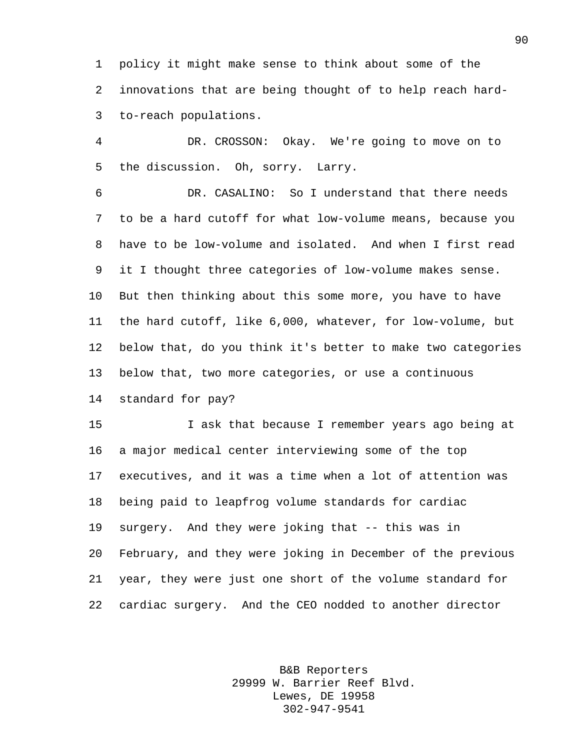policy it might make sense to think about some of the innovations that are being thought of to help reach hard-to-reach populations.

DR. CROSSON: Okay. We're going to move on to the discussion. Oh, sorry. Larry.

DR. CASALINO: So I understand that there needs to be a hard cutoff for what low-volume means, because you have to be low-volume and isolated. And when I first read it I thought three categories of low-volume makes sense. But then thinking about this some more, you have to have the hard cutoff, like 6,000, whatever, for low-volume, but below that, do you think it's better to make two categories below that, two more categories, or use a continuous standard for pay?

I ask that because I remember years ago being at a major medical center interviewing some of the top executives, and it was a time when a lot of attention was being paid to leapfrog volume standards for cardiac surgery. And they were joking that -- this was in February, and they were joking in December of the previous year, they were just one short of the volume standard for cardiac surgery. And the CEO nodded to another director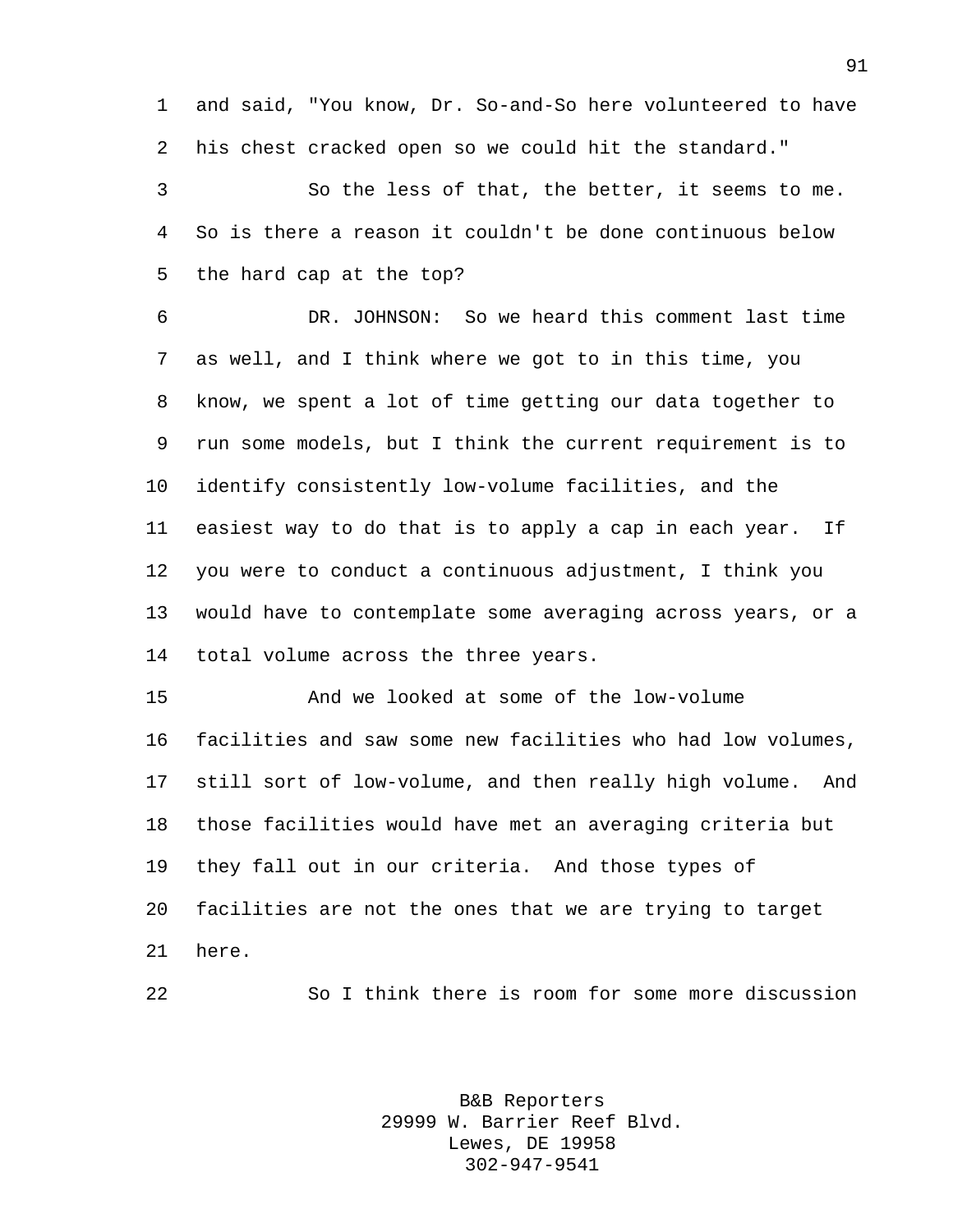and said, "You know, Dr. So-and-So here volunteered to have his chest cracked open so we could hit the standard."

So the less of that, the better, it seems to me. So is there a reason it couldn't be done continuous below the hard cap at the top?

DR. JOHNSON: So we heard this comment last time as well, and I think where we got to in this time, you know, we spent a lot of time getting our data together to run some models, but I think the current requirement is to identify consistently low-volume facilities, and the easiest way to do that is to apply a cap in each year. If you were to conduct a continuous adjustment, I think you would have to contemplate some averaging across years, or a total volume across the three years.

And we looked at some of the low-volume facilities and saw some new facilities who had low volumes, still sort of low-volume, and then really high volume. And those facilities would have met an averaging criteria but they fall out in our criteria. And those types of facilities are not the ones that we are trying to target here.

So I think there is room for some more discussion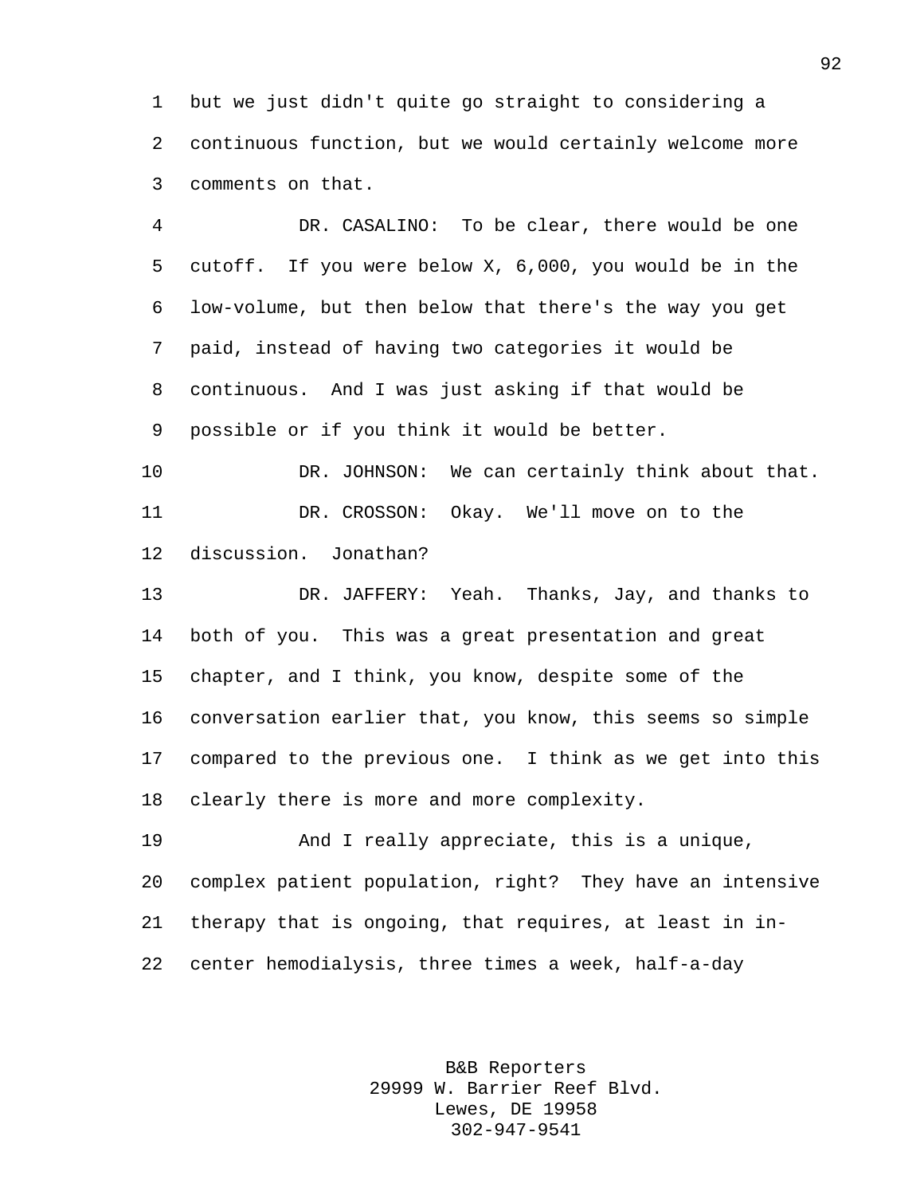but we just didn't quite go straight to considering a continuous function, but we would certainly welcome more comments on that.

DR. CASALINO: To be clear, there would be one cutoff. If you were below X, 6,000, you would be in the low-volume, but then below that there's the way you get paid, instead of having two categories it would be continuous. And I was just asking if that would be possible or if you think it would be better.

DR. JOHNSON: We can certainly think about that.

DR. CROSSON: Okay. We'll move on to the discussion. Jonathan?

DR. JAFFERY: Yeah. Thanks, Jay, and thanks to both of you. This was a great presentation and great chapter, and I think, you know, despite some of the conversation earlier that, you know, this seems so simple compared to the previous one. I think as we get into this clearly there is more and more complexity.

And I really appreciate, this is a unique, complex patient population, right? They have an intensive therapy that is ongoing, that requires, at least in in-center hemodialysis, three times a week, half-a-day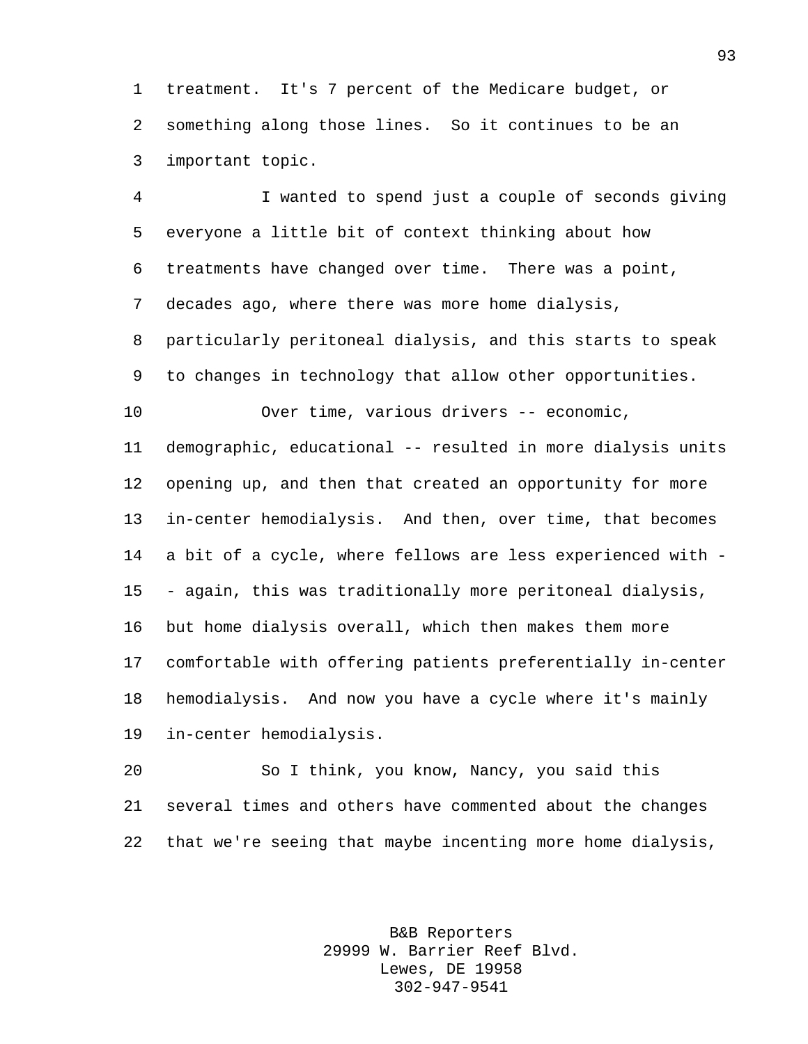treatment. It's 7 percent of the Medicare budget, or something along those lines. So it continues to be an important topic.

I wanted to spend just a couple of seconds giving everyone a little bit of context thinking about how treatments have changed over time. There was a point, decades ago, where there was more home dialysis, particularly peritoneal dialysis, and this starts to speak to changes in technology that allow other opportunities.

Over time, various drivers -- economic, demographic, educational -- resulted in more dialysis units opening up, and then that created an opportunity for more in-center hemodialysis. And then, over time, that becomes a bit of a cycle, where fellows are less experienced with -- again, this was traditionally more peritoneal dialysis, but home dialysis overall, which then makes them more comfortable with offering patients preferentially in-center hemodialysis. And now you have a cycle where it's mainly in-center hemodialysis.

So I think, you know, Nancy, you said this several times and others have commented about the changes that we're seeing that maybe incenting more home dialysis,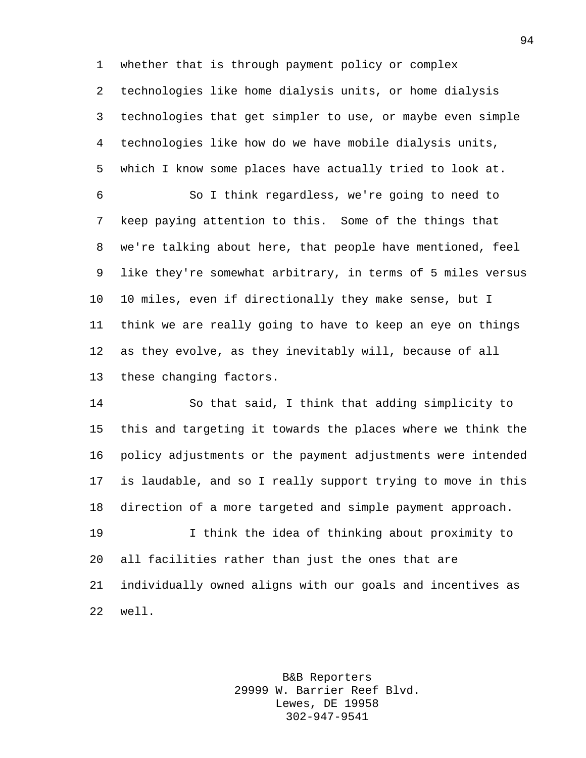whether that is through payment policy or complex technologies like home dialysis units, or home dialysis technologies that get simpler to use, or maybe even simple technologies like how do we have mobile dialysis units, which I know some places have actually tried to look at.

So I think regardless, we're going to need to keep paying attention to this. Some of the things that we're talking about here, that people have mentioned, feel like they're somewhat arbitrary, in terms of 5 miles versus 10 miles, even if directionally they make sense, but I think we are really going to have to keep an eye on things as they evolve, as they inevitably will, because of all these changing factors.

So that said, I think that adding simplicity to this and targeting it towards the places where we think the policy adjustments or the payment adjustments were intended is laudable, and so I really support trying to move in this direction of a more targeted and simple payment approach.

I think the idea of thinking about proximity to all facilities rather than just the ones that are individually owned aligns with our goals and incentives as well.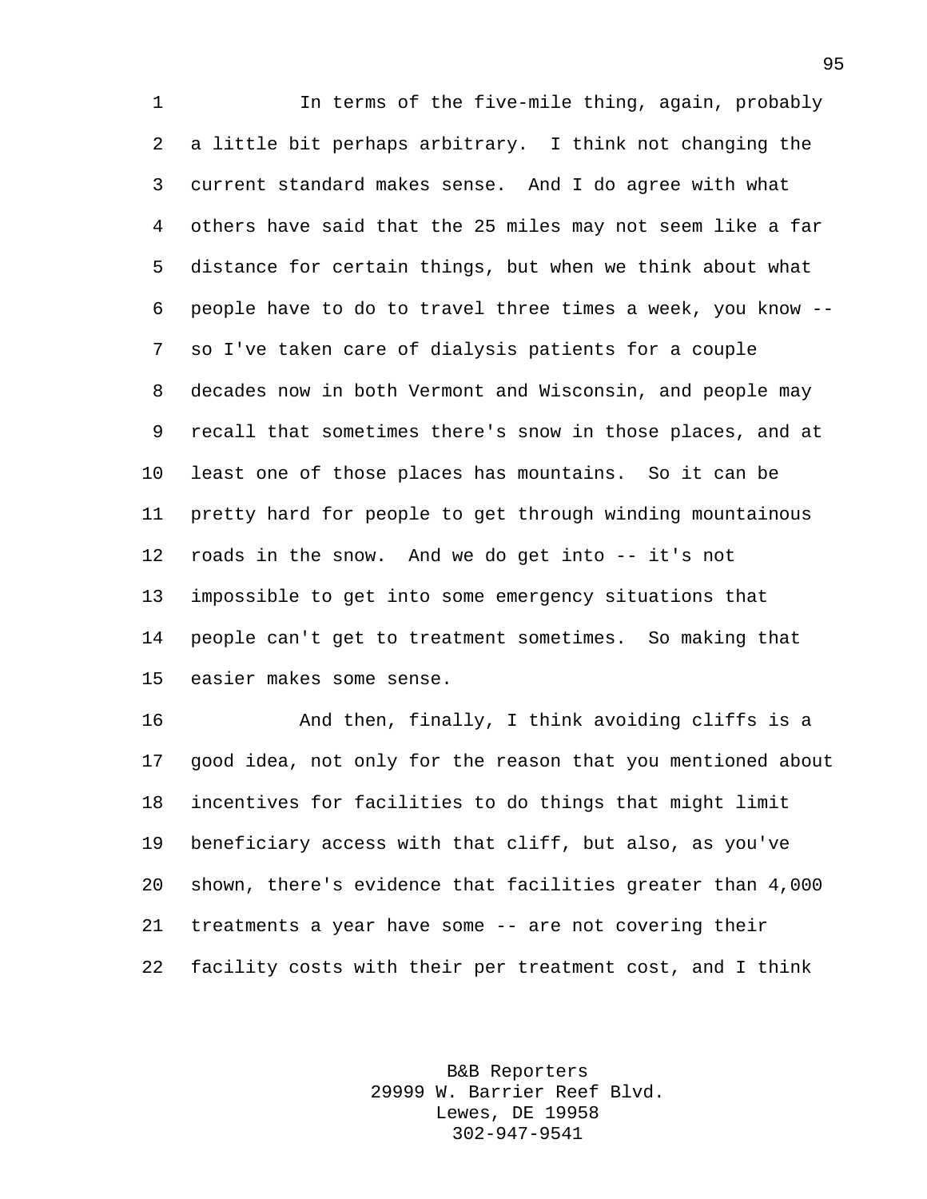In terms of the five-mile thing, again, probably a little bit perhaps arbitrary. I think not changing the current standard makes sense. And I do agree with what others have said that the 25 miles may not seem like a far distance for certain things, but when we think about what people have to do to travel three times a week, you know -- so I've taken care of dialysis patients for a couple decades now in both Vermont and Wisconsin, and people may recall that sometimes there's snow in those places, and at least one of those places has mountains. So it can be pretty hard for people to get through winding mountainous roads in the snow. And we do get into -- it's not impossible to get into some emergency situations that people can't get to treatment sometimes. So making that easier makes some sense.

And then, finally, I think avoiding cliffs is a good idea, not only for the reason that you mentioned about incentives for facilities to do things that might limit beneficiary access with that cliff, but also, as you've shown, there's evidence that facilities greater than 4,000 treatments a year have some -- are not covering their facility costs with their per treatment cost, and I think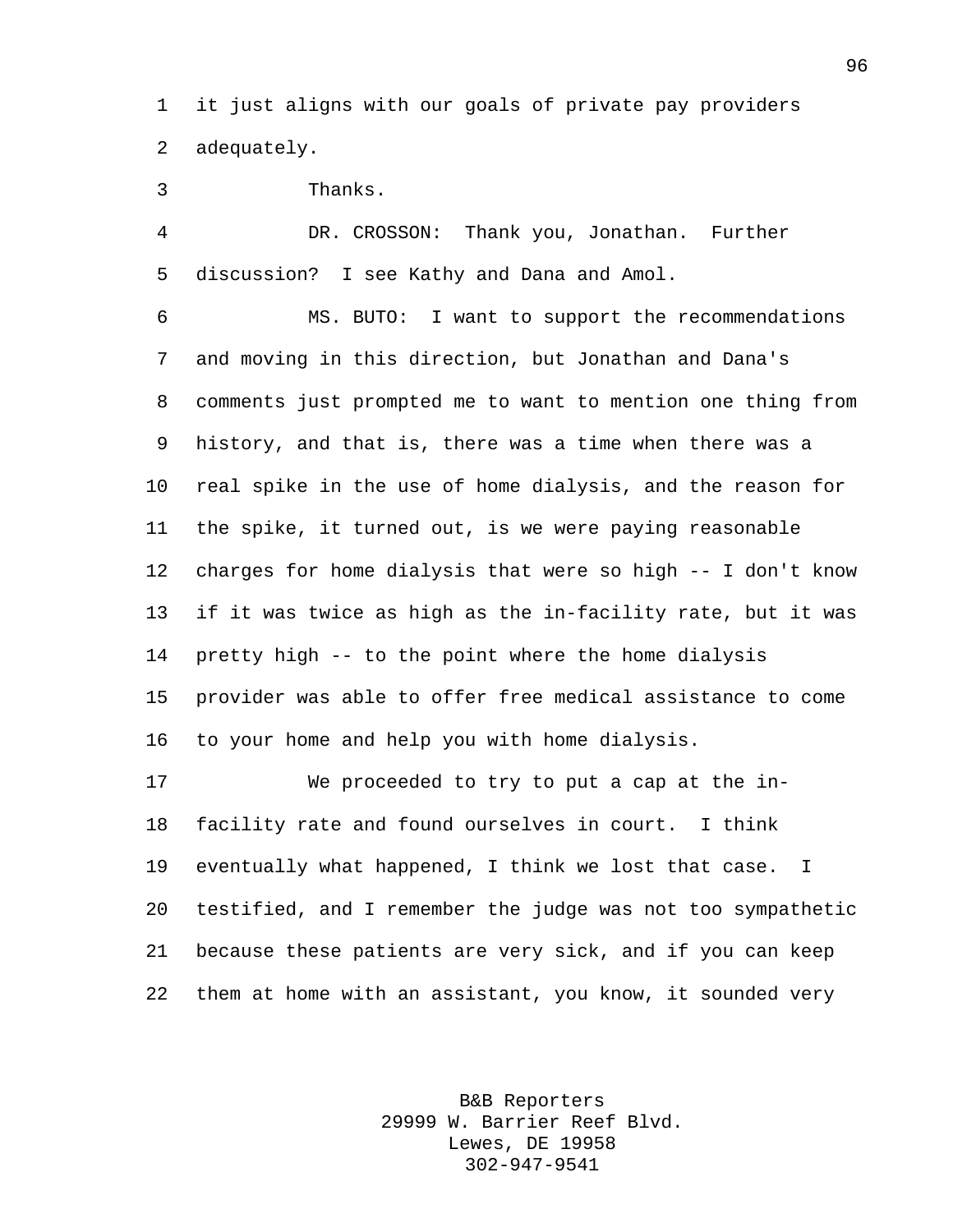it just aligns with our goals of private pay providers adequately.

Thanks.

DR. CROSSON: Thank you, Jonathan. Further discussion? I see Kathy and Dana and Amol.

MS. BUTO: I want to support the recommendations and moving in this direction, but Jonathan and Dana's comments just prompted me to want to mention one thing from history, and that is, there was a time when there was a real spike in the use of home dialysis, and the reason for the spike, it turned out, is we were paying reasonable charges for home dialysis that were so high -- I don't know if it was twice as high as the in-facility rate, but it was pretty high -- to the point where the home dialysis provider was able to offer free medical assistance to come to your home and help you with home dialysis.

We proceeded to try to put a cap at the in-facility rate and found ourselves in court. I think eventually what happened, I think we lost that case. I testified, and I remember the judge was not too sympathetic because these patients are very sick, and if you can keep them at home with an assistant, you know, it sounded very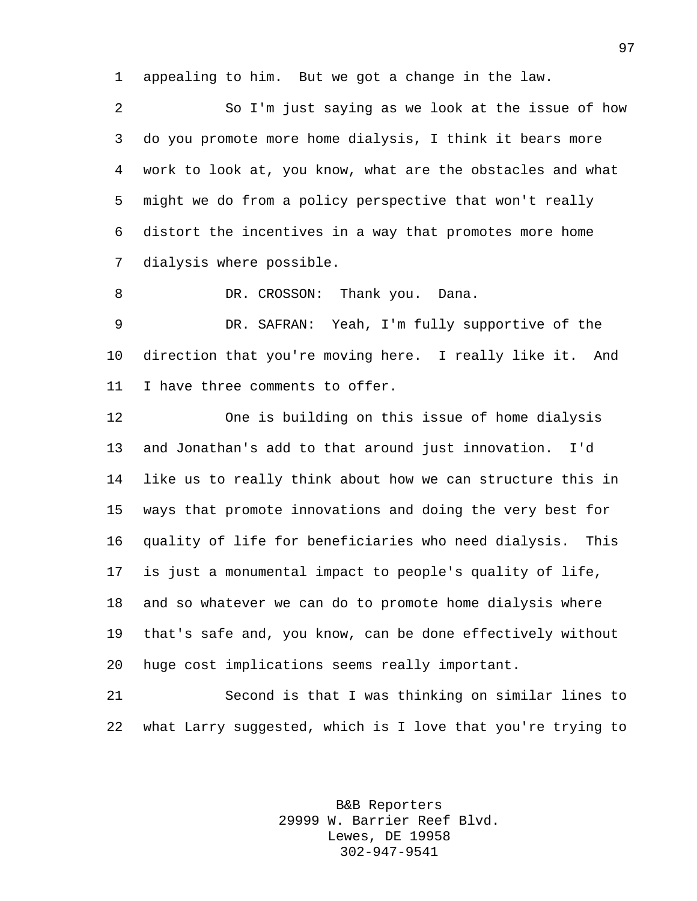appealing to him. But we got a change in the law.

So I'm just saying as we look at the issue of how do you promote more home dialysis, I think it bears more work to look at, you know, what are the obstacles and what might we do from a policy perspective that won't really distort the incentives in a way that promotes more home dialysis where possible.

DR. CROSSON: Thank you. Dana.

DR. SAFRAN: Yeah, I'm fully supportive of the direction that you're moving here. I really like it. And I have three comments to offer.

One is building on this issue of home dialysis and Jonathan's add to that around just innovation. I'd like us to really think about how we can structure this in ways that promote innovations and doing the very best for quality of life for beneficiaries who need dialysis. This is just a monumental impact to people's quality of life, and so whatever we can do to promote home dialysis where that's safe and, you know, can be done effectively without huge cost implications seems really important.

Second is that I was thinking on similar lines to what Larry suggested, which is I love that you're trying to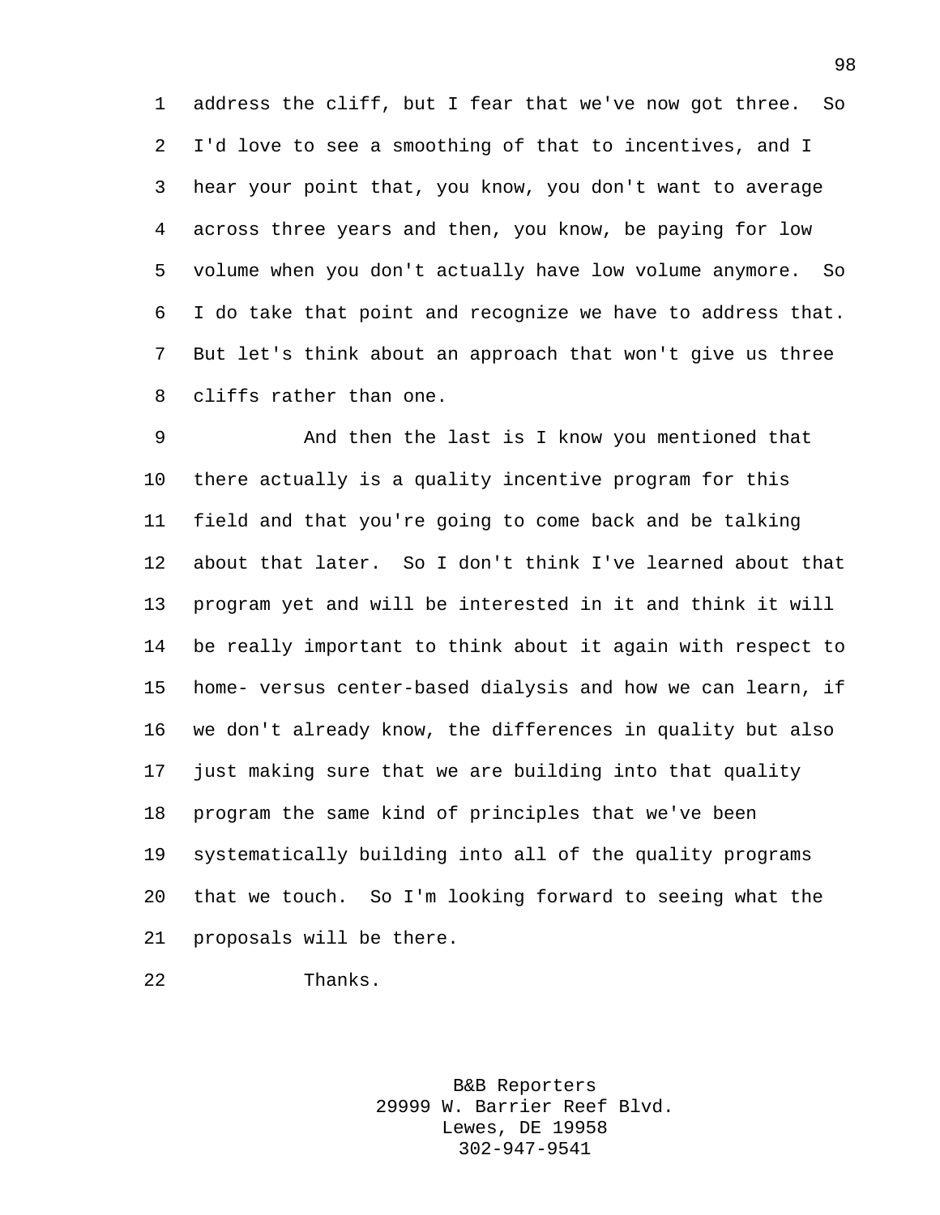address the cliff, but I fear that we've now got three. So I'd love to see a smoothing of that to incentives, and I hear your point that, you know, you don't want to average across three years and then, you know, be paying for low volume when you don't actually have low volume anymore. So I do take that point and recognize we have to address that. But let's think about an approach that won't give us three cliffs rather than one.

And then the last is I know you mentioned that there actually is a quality incentive program for this field and that you're going to come back and be talking about that later. So I don't think I've learned about that program yet and will be interested in it and think it will be really important to think about it again with respect to home- versus center-based dialysis and how we can learn, if we don't already know, the differences in quality but also just making sure that we are building into that quality program the same kind of principles that we've been systematically building into all of the quality programs that we touch. So I'm looking forward to seeing what the proposals will be there.

Thanks.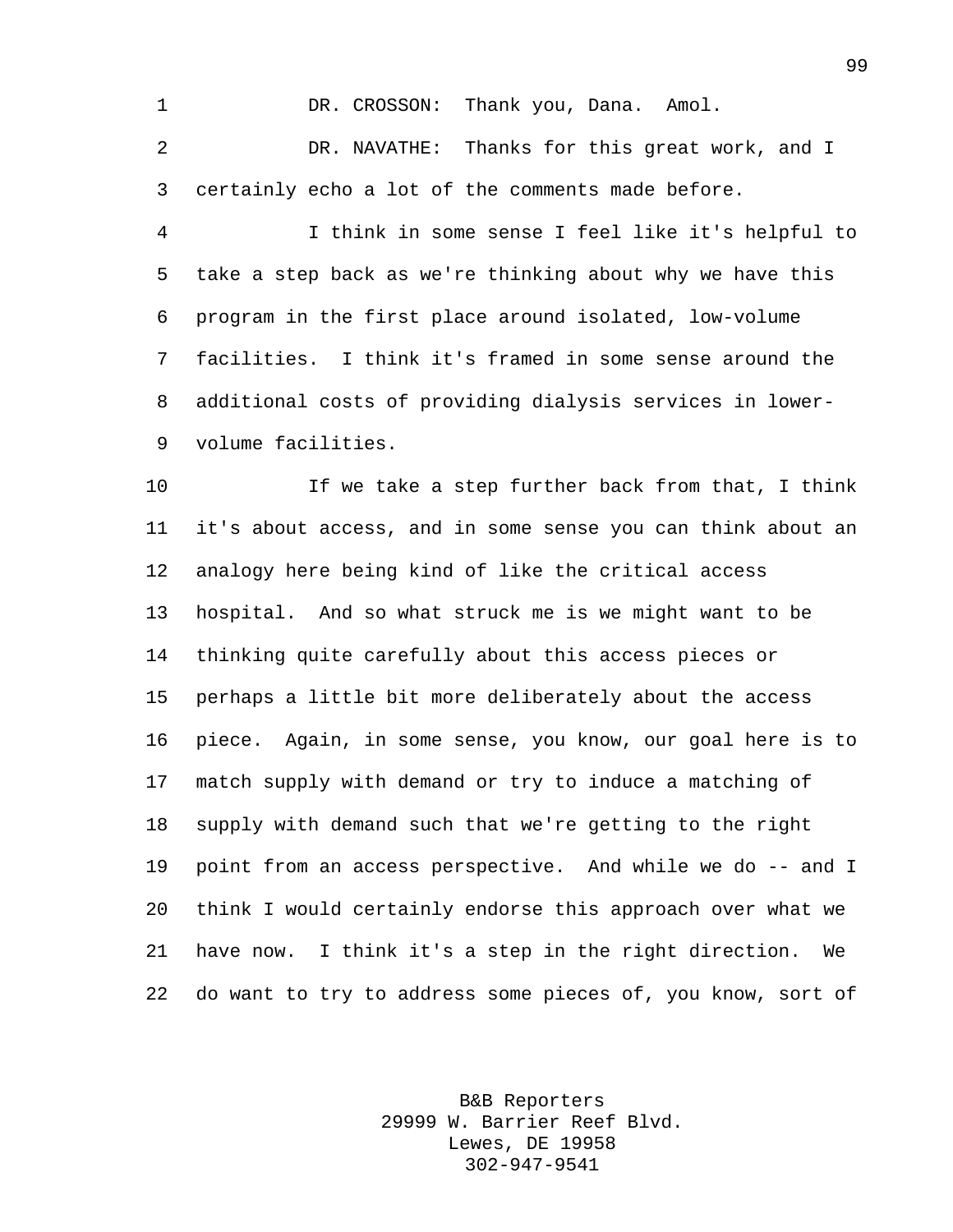DR. CROSSON: Thank you, Dana. Amol.

DR. NAVATHE: Thanks for this great work, and I certainly echo a lot of the comments made before.

I think in some sense I feel like it's helpful to take a step back as we're thinking about why we have this program in the first place around isolated, low-volume facilities. I think it's framed in some sense around the additional costs of providing dialysis services in lower-volume facilities.

If we take a step further back from that, I think it's about access, and in some sense you can think about an analogy here being kind of like the critical access hospital. And so what struck me is we might want to be thinking quite carefully about this access pieces or perhaps a little bit more deliberately about the access piece. Again, in some sense, you know, our goal here is to match supply with demand or try to induce a matching of supply with demand such that we're getting to the right point from an access perspective. And while we do -- and I think I would certainly endorse this approach over what we have now. I think it's a step in the right direction. We do want to try to address some pieces of, you know, sort of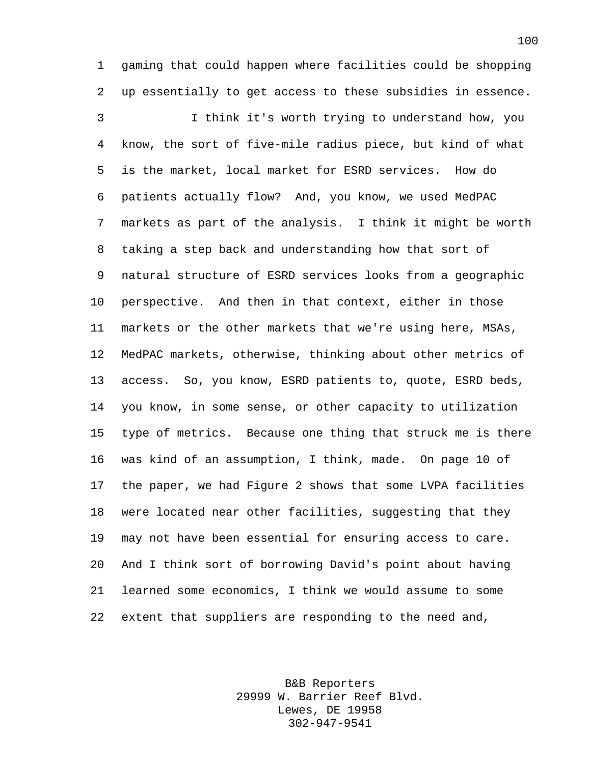gaming that could happen where facilities could be shopping up essentially to get access to these subsidies in essence.

I think it's worth trying to understand how, you know, the sort of five-mile radius piece, but kind of what is the market, local market for ESRD services. How do patients actually flow? And, you know, we used MedPAC markets as part of the analysis. I think it might be worth taking a step back and understanding how that sort of natural structure of ESRD services looks from a geographic perspective. And then in that context, either in those markets or the other markets that we're using here, MSAs, MedPAC markets, otherwise, thinking about other metrics of access. So, you know, ESRD patients to, quote, ESRD beds, you know, in some sense, or other capacity to utilization type of metrics. Because one thing that struck me is there was kind of an assumption, I think, made. On page 10 of the paper, we had Figure 2 shows that some LVPA facilities were located near other facilities, suggesting that they may not have been essential for ensuring access to care. And I think sort of borrowing David's point about having learned some economics, I think we would assume to some extent that suppliers are responding to the need and,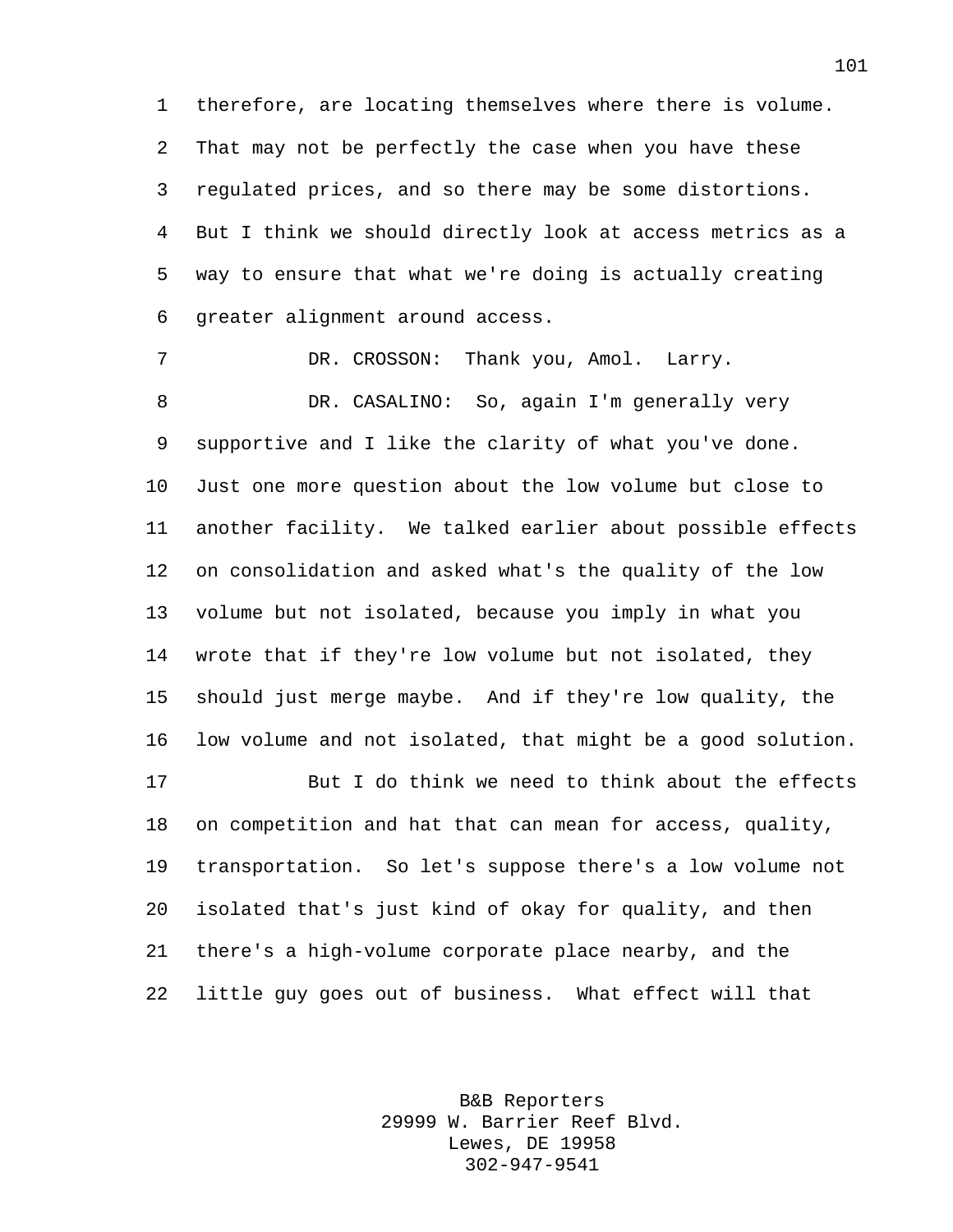therefore, are locating themselves where there is volume. That may not be perfectly the case when you have these regulated prices, and so there may be some distortions. But I think we should directly look at access metrics as a way to ensure that what we're doing is actually creating greater alignment around access.

DR. CROSSON: Thank you, Amol. Larry.

DR. CASALINO: So, again I'm generally very supportive and I like the clarity of what you've done. Just one more question about the low volume but close to another facility. We talked earlier about possible effects on consolidation and asked what's the quality of the low volume but not isolated, because you imply in what you wrote that if they're low volume but not isolated, they should just merge maybe. And if they're low quality, the low volume and not isolated, that might be a good solution.

But I do think we need to think about the effects on competition and hat that can mean for access, quality, transportation. So let's suppose there's a low volume not isolated that's just kind of okay for quality, and then there's a high-volume corporate place nearby, and the little guy goes out of business. What effect will that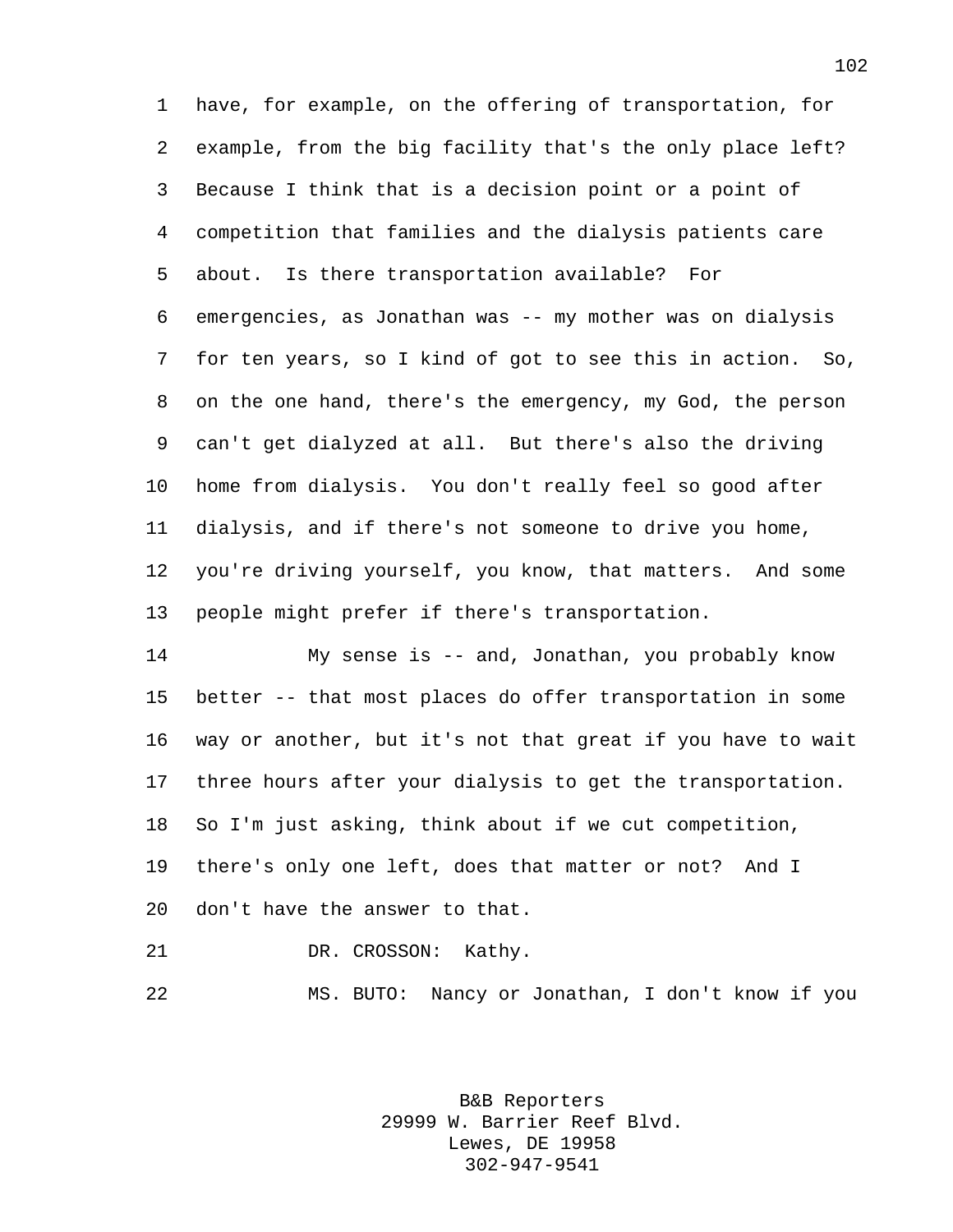have, for example, on the offering of transportation, for example, from the big facility that's the only place left? Because I think that is a decision point or a point of competition that families and the dialysis patients care about. Is there transportation available? For emergencies, as Jonathan was -- my mother was on dialysis for ten years, so I kind of got to see this in action. So, on the one hand, there's the emergency, my God, the person can't get dialyzed at all. But there's also the driving home from dialysis. You don't really feel so good after dialysis, and if there's not someone to drive you home, you're driving yourself, you know, that matters. And some people might prefer if there's transportation.

My sense is -- and, Jonathan, you probably know better -- that most places do offer transportation in some way or another, but it's not that great if you have to wait three hours after your dialysis to get the transportation. So I'm just asking, think about if we cut competition, there's only one left, does that matter or not? And I don't have the answer to that.

DR. CROSSON: Kathy.

MS. BUTO: Nancy or Jonathan, I don't know if you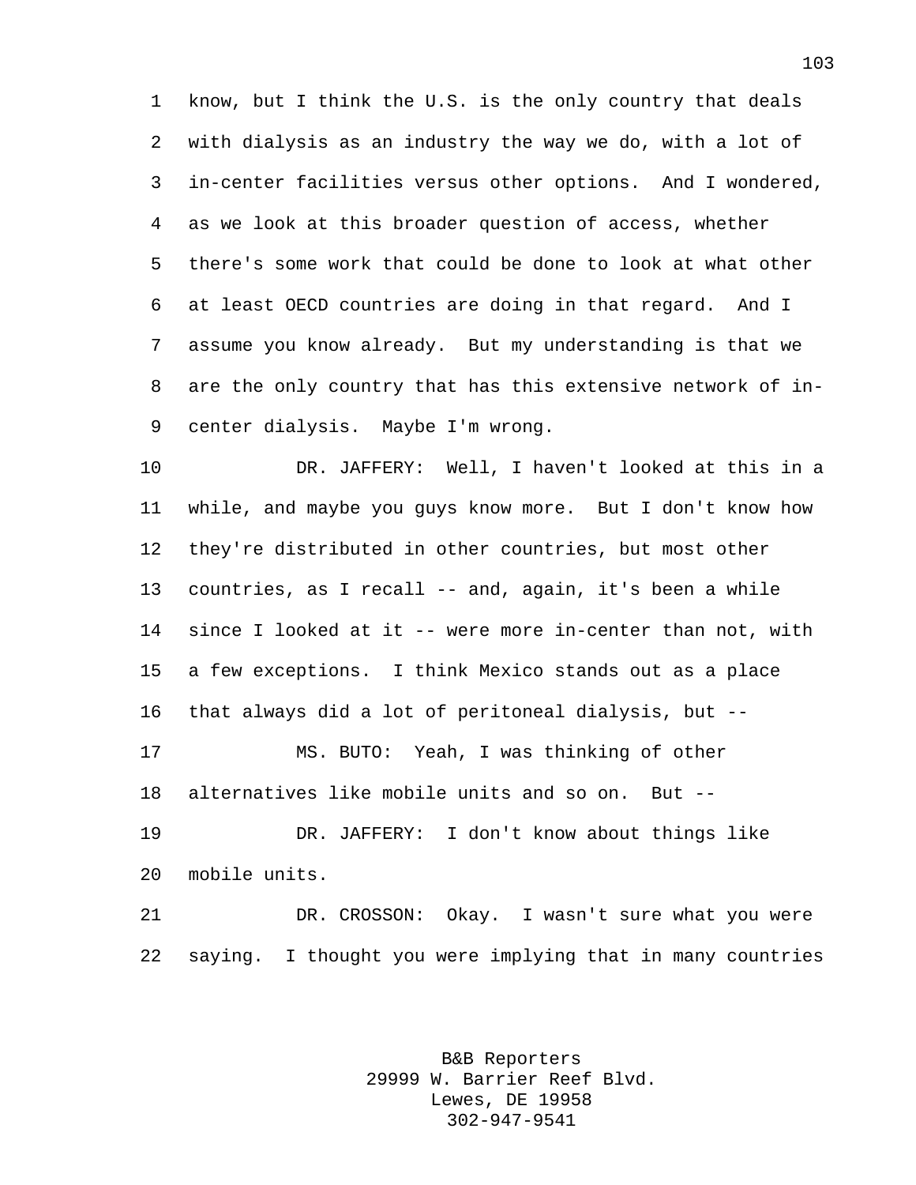know, but I think the U.S. is the only country that deals with dialysis as an industry the way we do, with a lot of in-center facilities versus other options. And I wondered, as we look at this broader question of access, whether there's some work that could be done to look at what other at least OECD countries are doing in that regard. And I assume you know already. But my understanding is that we are the only country that has this extensive network of in-center dialysis. Maybe I'm wrong.

DR. JAFFERY: Well, I haven't looked at this in a while, and maybe you guys know more. But I don't know how they're distributed in other countries, but most other countries, as I recall -- and, again, it's been a while since I looked at it -- were more in-center than not, with a few exceptions. I think Mexico stands out as a place that always did a lot of peritoneal dialysis, but --

MS. BUTO: Yeah, I was thinking of other alternatives like mobile units and so on. But --

DR. JAFFERY: I don't know about things like mobile units.

DR. CROSSON: Okay. I wasn't sure what you were saying. I thought you were implying that in many countries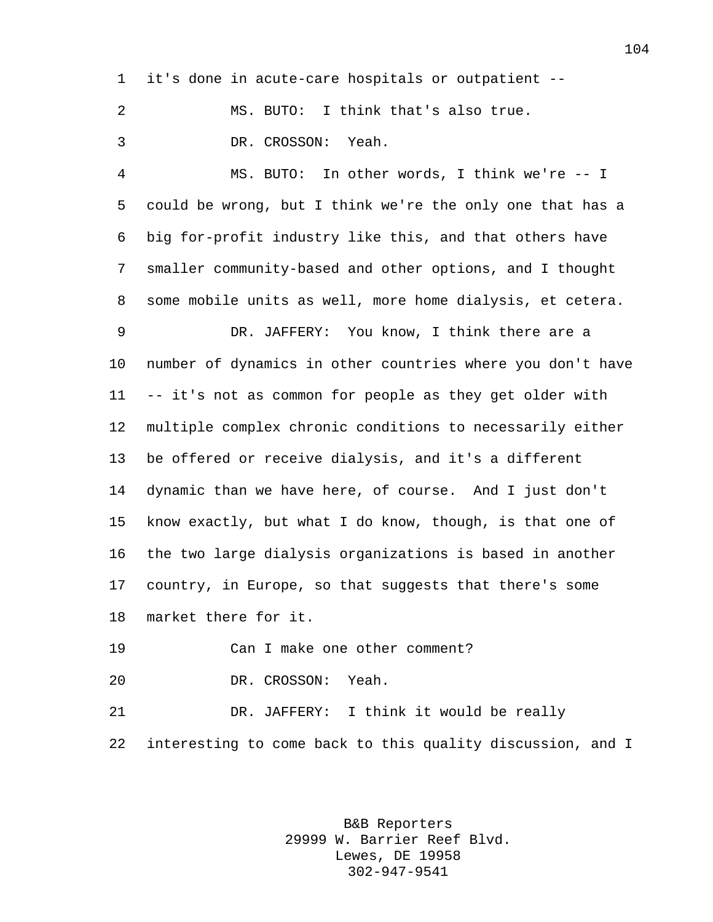it's done in acute-care hospitals or outpatient --

MS. BUTO: I think that's also true.

DR. CROSSON: Yeah.

MS. BUTO: In other words, I think we're -- I could be wrong, but I think we're the only one that has a big for-profit industry like this, and that others have smaller community-based and other options, and I thought some mobile units as well, more home dialysis, et cetera.

DR. JAFFERY: You know, I think there are a number of dynamics in other countries where you don't have -- it's not as common for people as they get older with multiple complex chronic conditions to necessarily either be offered or receive dialysis, and it's a different dynamic than we have here, of course. And I just don't know exactly, but what I do know, though, is that one of the two large dialysis organizations is based in another country, in Europe, so that suggests that there's some market there for it.

Can I make one other comment?

DR. CROSSON: Yeah.

DR. JAFFERY: I think it would be really interesting to come back to this quality discussion, and I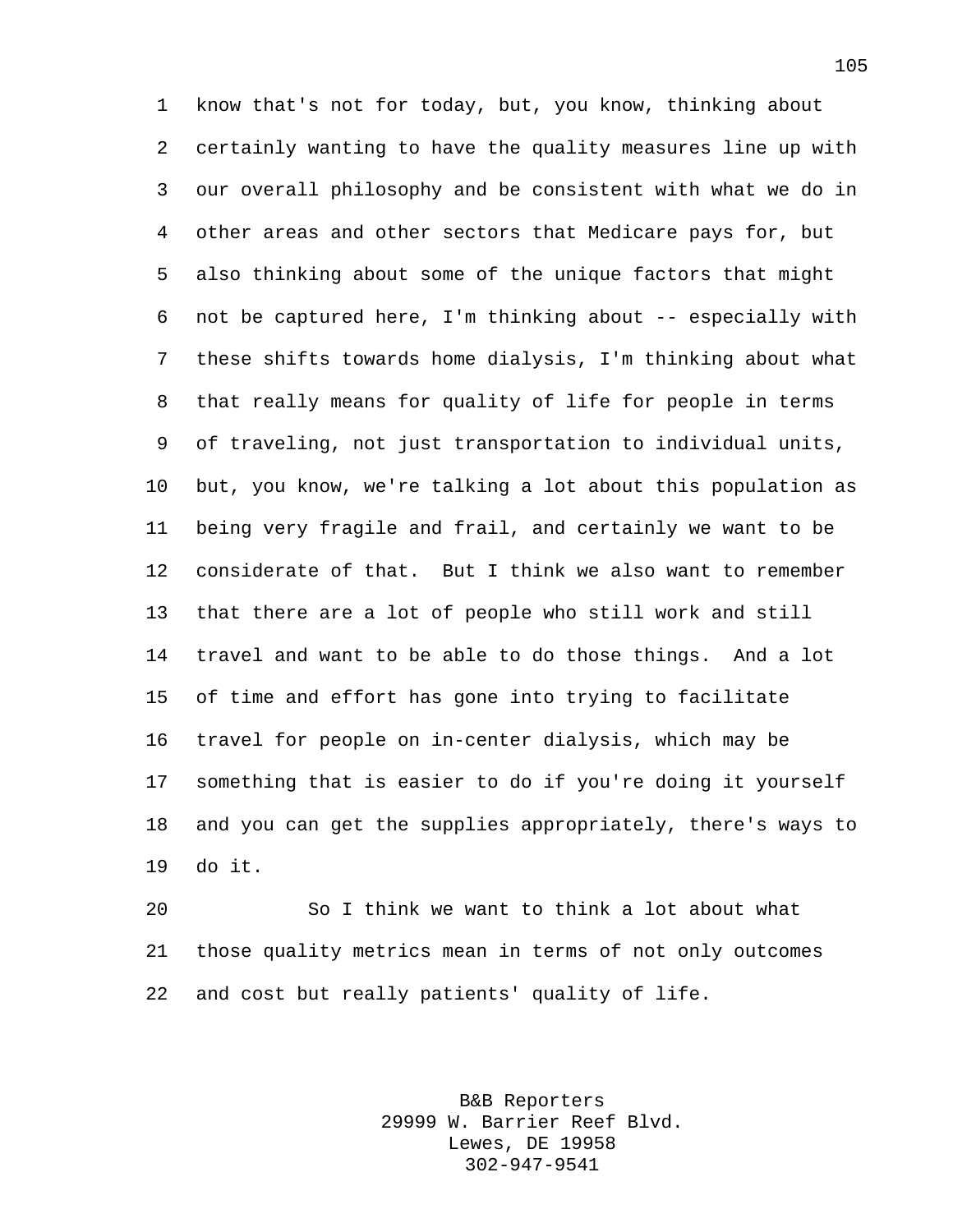know that's not for today, but, you know, thinking about certainly wanting to have the quality measures line up with our overall philosophy and be consistent with what we do in other areas and other sectors that Medicare pays for, but also thinking about some of the unique factors that might not be captured here, I'm thinking about -- especially with these shifts towards home dialysis, I'm thinking about what that really means for quality of life for people in terms of traveling, not just transportation to individual units, but, you know, we're talking a lot about this population as being very fragile and frail, and certainly we want to be considerate of that. But I think we also want to remember that there are a lot of people who still work and still travel and want to be able to do those things. And a lot of time and effort has gone into trying to facilitate travel for people on in-center dialysis, which may be something that is easier to do if you're doing it yourself and you can get the supplies appropriately, there's ways to do it.

So I think we want to think a lot about what those quality metrics mean in terms of not only outcomes and cost but really patients' quality of life.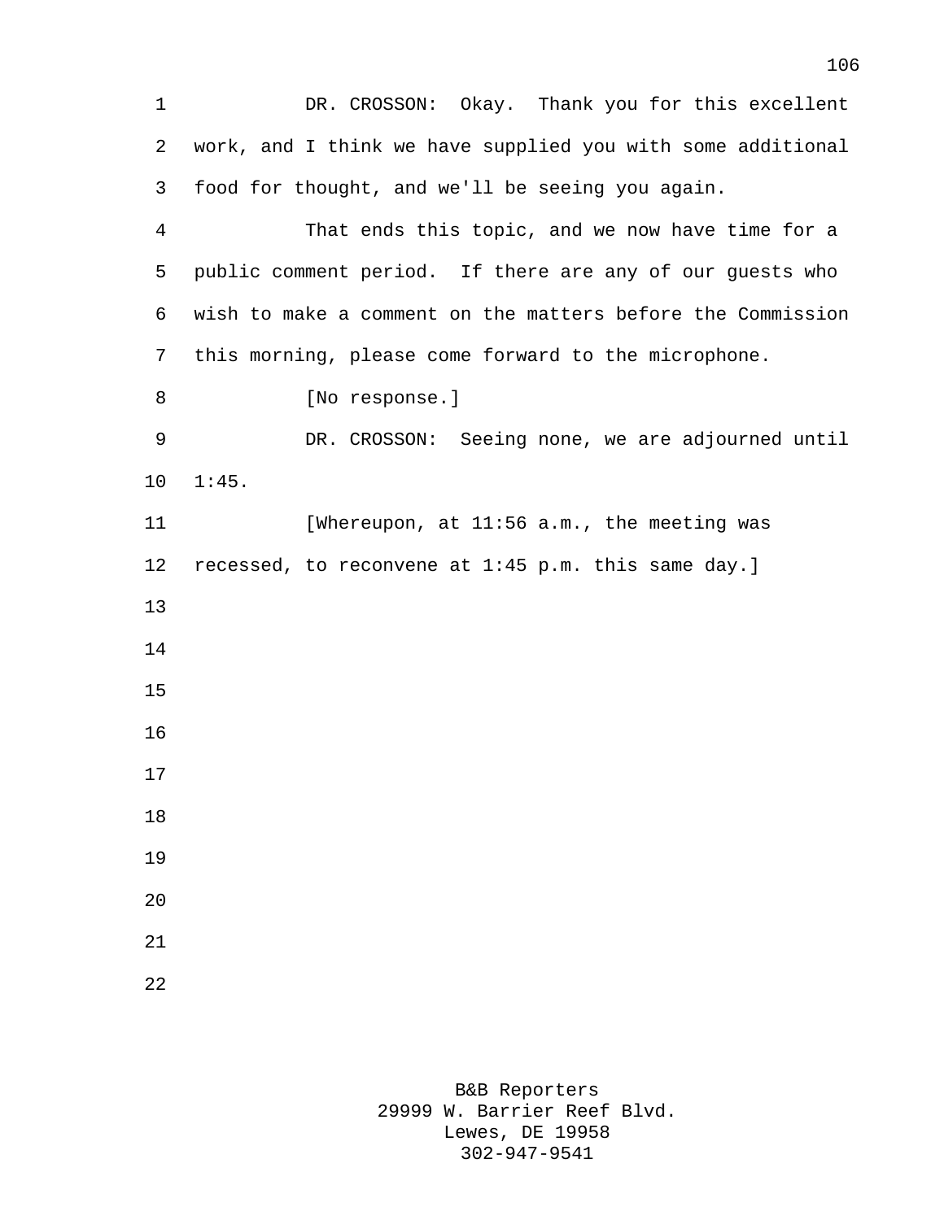DR. CROSSON: Okay. Thank you for this excellent work, and I think we have supplied you with some additional food for thought, and we'll be seeing you again.

That ends this topic, and we now have time for a public comment period. If there are any of our guests who wish to make a comment on the matters before the Commission this morning, please come forward to the microphone.

[No response.]

DR. CROSSON: Seeing none, we are adjourned until 1:45.

[Whereupon, at 11:56 a.m., the meeting was recessed, to reconvene at 1:45 p.m. this same day.]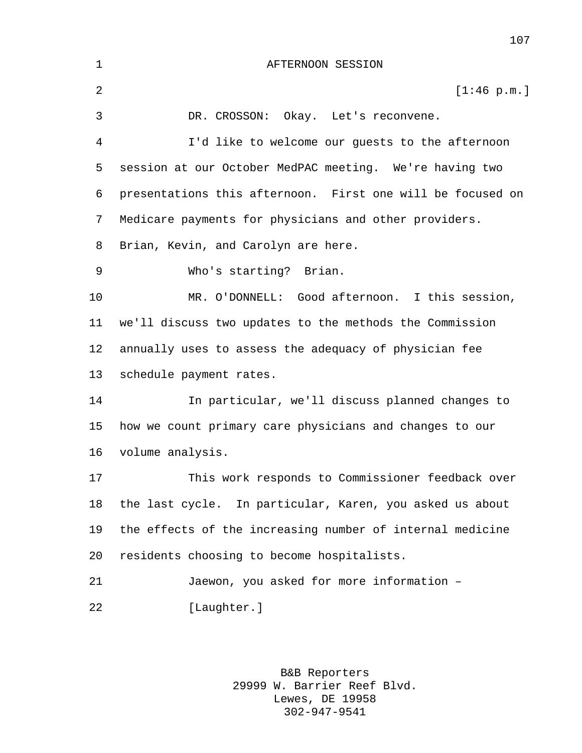AFTERNOON SESSION

[1:46 p.m.]

DR. CROSSON: Okay. Let's reconvene.

I'd like to welcome our guests to the afternoon session at our October MedPAC meeting. We're having two presentations this afternoon. First one will be focused on Medicare payments for physicians and other providers. Brian, Kevin, and Carolyn are here.

Who's starting? Brian.

MR. O'DONNELL: Good afternoon. I this session, we'll discuss two updates to the methods the Commission annually uses to assess the adequacy of physician fee schedule payment rates.

In particular, we'll discuss planned changes to how we count primary care physicians and changes to our volume analysis.

This work responds to Commissioner feedback over the last cycle. In particular, Karen, you asked us about the effects of the increasing number of internal medicine residents choosing to become hospitalists.

Jaewon, you asked for more information –

[Laughter.]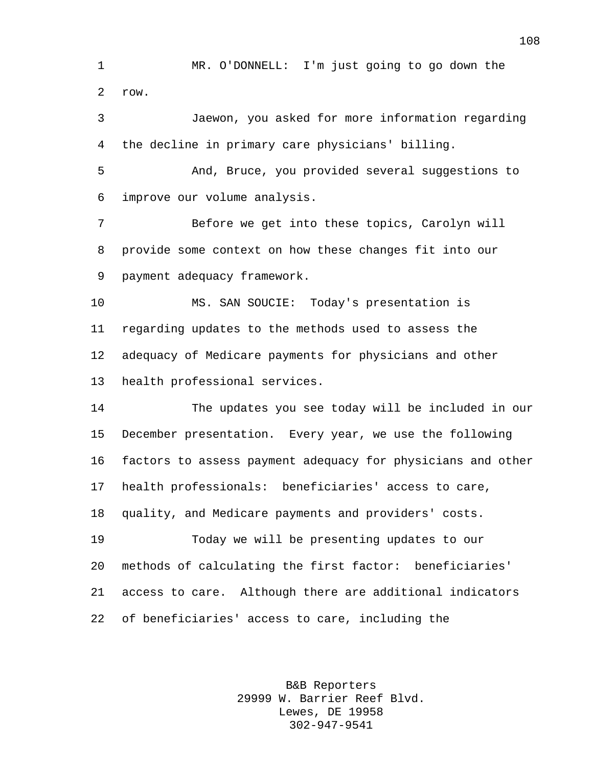MR. O'DONNELL: I'm just going to go down the row.

Jaewon, you asked for more information regarding the decline in primary care physicians' billing.

And, Bruce, you provided several suggestions to improve our volume analysis.

Before we get into these topics, Carolyn will provide some context on how these changes fit into our payment adequacy framework.

MS. SAN SOUCIE: Today's presentation is regarding updates to the methods used to assess the adequacy of Medicare payments for physicians and other health professional services.

The updates you see today will be included in our December presentation. Every year, we use the following factors to assess payment adequacy for physicians and other health professionals: beneficiaries' access to care, quality, and Medicare payments and providers' costs.

Today we will be presenting updates to our methods of calculating the first factor: beneficiaries' access to care. Although there are additional indicators of beneficiaries' access to care, including the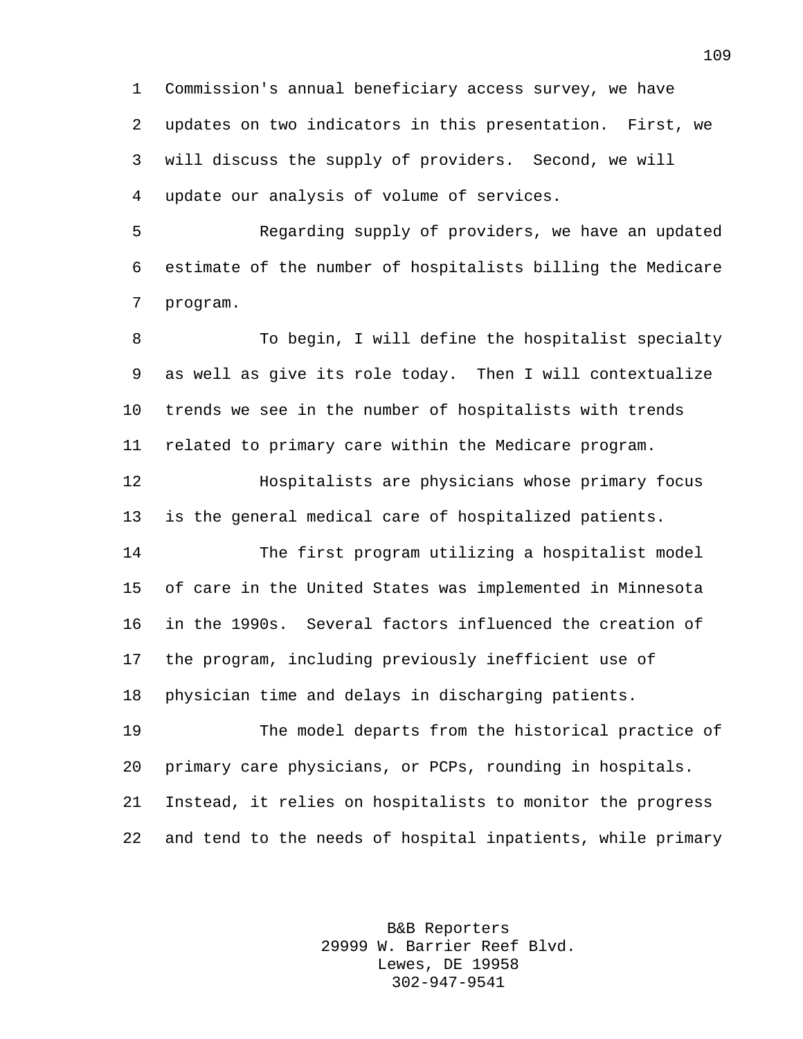Commission's annual beneficiary access survey, we have updates on two indicators in this presentation. First, we will discuss the supply of providers. Second, we will update our analysis of volume of services.

Regarding supply of providers, we have an updated estimate of the number of hospitalists billing the Medicare program.

To begin, I will define the hospitalist specialty as well as give its role today. Then I will contextualize trends we see in the number of hospitalists with trends related to primary care within the Medicare program.

Hospitalists are physicians whose primary focus is the general medical care of hospitalized patients.

The first program utilizing a hospitalist model of care in the United States was implemented in Minnesota in the 1990s. Several factors influenced the creation of the program, including previously inefficient use of physician time and delays in discharging patients.

The model departs from the historical practice of primary care physicians, or PCPs, rounding in hospitals. Instead, it relies on hospitalists to monitor the progress and tend to the needs of hospital inpatients, while primary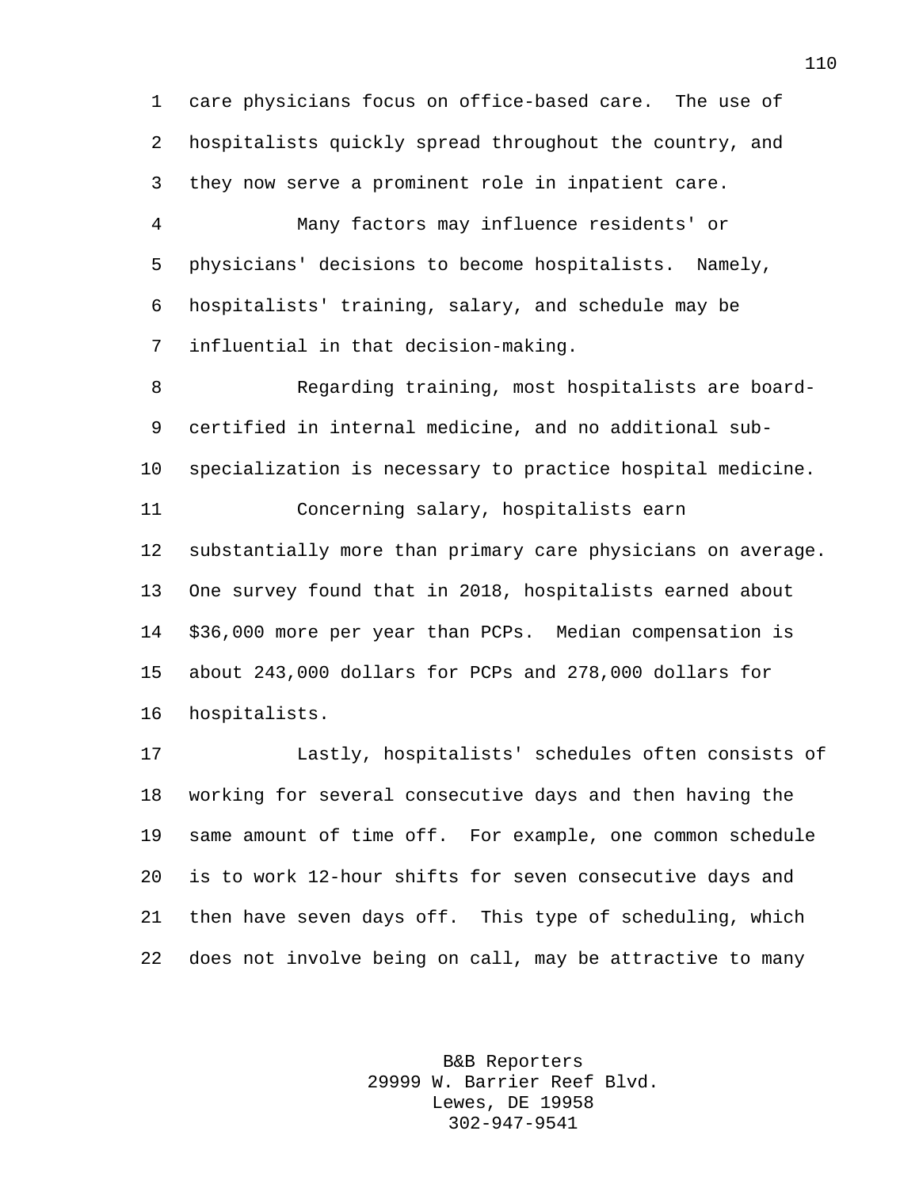care physicians focus on office-based care. The use of hospitalists quickly spread throughout the country, and they now serve a prominent role in inpatient care.

Many factors may influence residents' or physicians' decisions to become hospitalists. Namely, hospitalists' training, salary, and schedule may be influential in that decision-making.

Regarding training, most hospitalists are board-certified in internal medicine, and no additional sub-specialization is necessary to practice hospital medicine.

Concerning salary, hospitalists earn substantially more than primary care physicians on average. One survey found that in 2018, hospitalists earned about $36,000 more per year than PCPs. Median compensation is about 243,000 dollars for PCPs and 278,000 dollars for hospitalists.

Lastly, hospitalists' schedules often consists of working for several consecutive days and then having the same amount of time off. For example, one common schedule is to work 12-hour shifts for seven consecutive days and then have seven days off. This type of scheduling, which does not involve being on call, may be attractive to many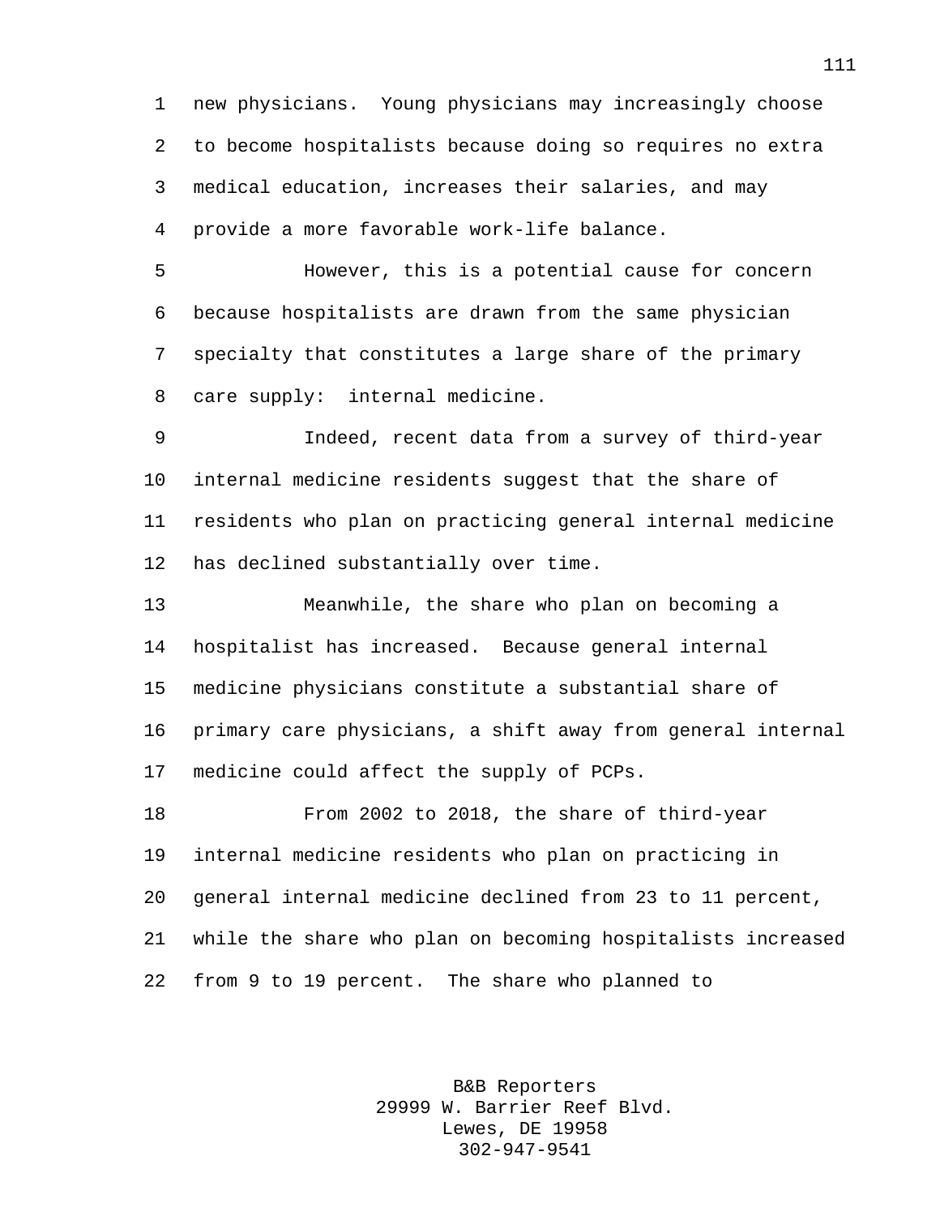new physicians. Young physicians may increasingly choose to become hospitalists because doing so requires no extra medical education, increases their salaries, and may provide a more favorable work-life balance.

However, this is a potential cause for concern because hospitalists are drawn from the same physician specialty that constitutes a large share of the primary care supply: internal medicine.

Indeed, recent data from a survey of third-year internal medicine residents suggest that the share of residents who plan on practicing general internal medicine has declined substantially over time.

Meanwhile, the share who plan on becoming a hospitalist has increased. Because general internal medicine physicians constitute a substantial share of primary care physicians, a shift away from general internal medicine could affect the supply of PCPs.

From 2002 to 2018, the share of third-year internal medicine residents who plan on practicing in general internal medicine declined from 23 to 11 percent, while the share who plan on becoming hospitalists increased from 9 to 19 percent. The share who planned to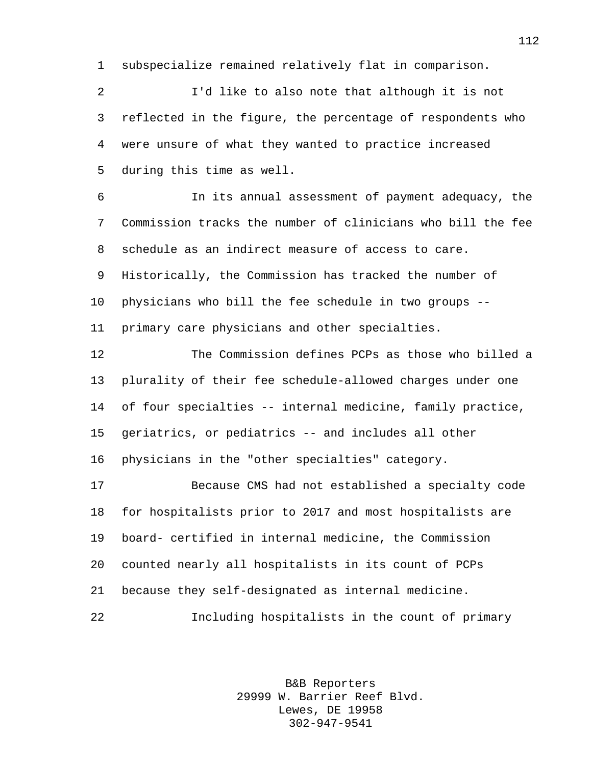subspecialize remained relatively flat in comparison.

I'd like to also note that although it is not reflected in the figure, the percentage of respondents who were unsure of what they wanted to practice increased during this time as well.

In its annual assessment of payment adequacy, the Commission tracks the number of clinicians who bill the fee schedule as an indirect measure of access to care. Historically, the Commission has tracked the number of physicians who bill the fee schedule in two groups -- primary care physicians and other specialties.

The Commission defines PCPs as those who billed a plurality of their fee schedule-allowed charges under one of four specialties -- internal medicine, family practice, geriatrics, or pediatrics -- and includes all other physicians in the "other specialties" category.

Because CMS had not established a specialty code for hospitalists prior to 2017 and most hospitalists are board- certified in internal medicine, the Commission counted nearly all hospitalists in its count of PCPs because they self-designated as internal medicine.

Including hospitalists in the count of primary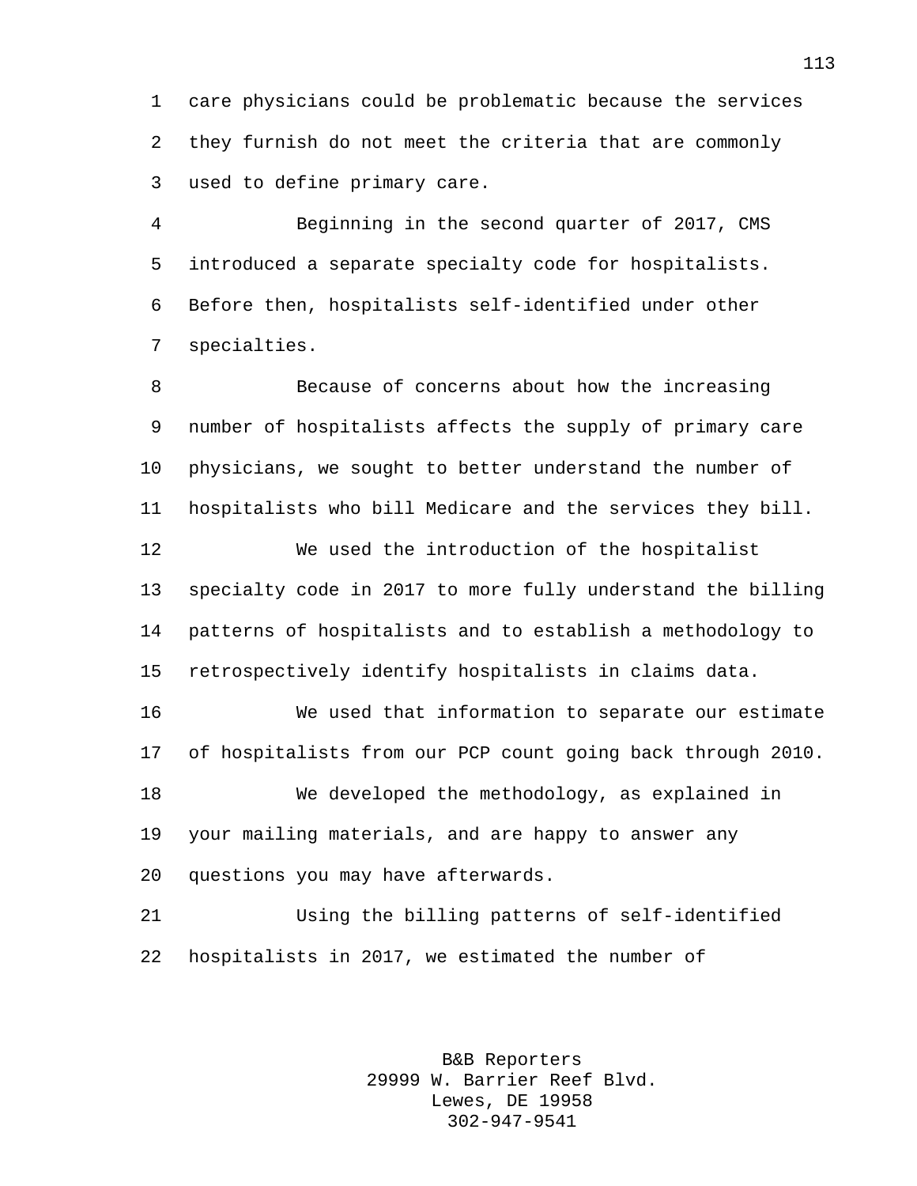care physicians could be problematic because the services they furnish do not meet the criteria that are commonly used to define primary care.

Beginning in the second quarter of 2017, CMS introduced a separate specialty code for hospitalists. Before then, hospitalists self-identified under other specialties.

Because of concerns about how the increasing number of hospitalists affects the supply of primary care physicians, we sought to better understand the number of hospitalists who bill Medicare and the services they bill.

We used the introduction of the hospitalist specialty code in 2017 to more fully understand the billing patterns of hospitalists and to establish a methodology to retrospectively identify hospitalists in claims data.

We used that information to separate our estimate of hospitalists from our PCP count going back through 2010.

We developed the methodology, as explained in your mailing materials, and are happy to answer any questions you may have afterwards.

Using the billing patterns of self-identified hospitalists in 2017, we estimated the number of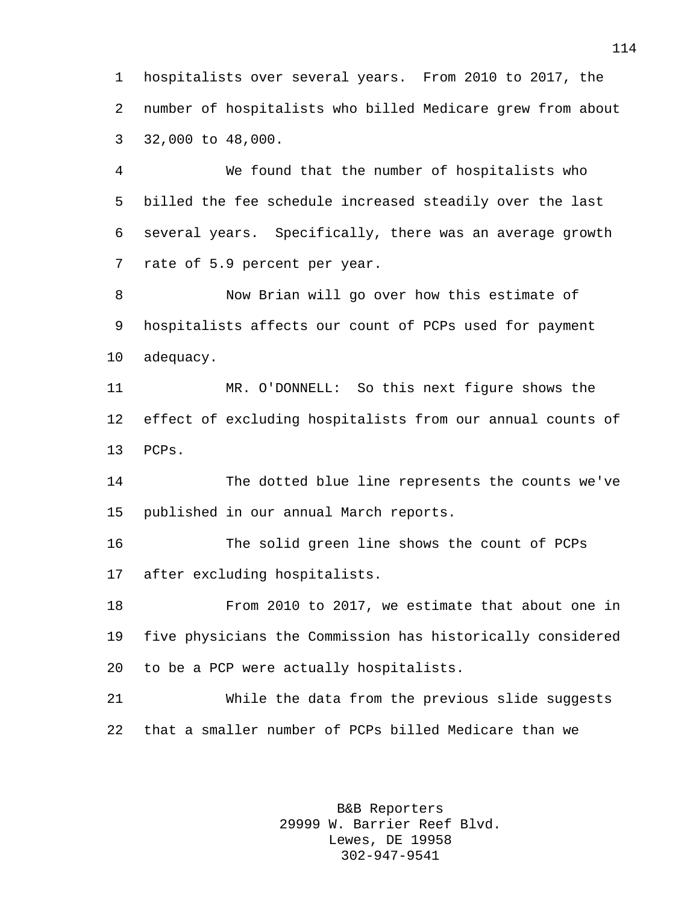hospitalists over several years. From 2010 to 2017, the number of hospitalists who billed Medicare grew from about 32,000 to 48,000.

We found that the number of hospitalists who billed the fee schedule increased steadily over the last several years. Specifically, there was an average growth rate of 5.9 percent per year.

Now Brian will go over how this estimate of hospitalists affects our count of PCPs used for payment adequacy.

MR. O'DONNELL: So this next figure shows the effect of excluding hospitalists from our annual counts of PCPs.

The dotted blue line represents the counts we've published in our annual March reports.

The solid green line shows the count of PCPs after excluding hospitalists.

From 2010 to 2017, we estimate that about one in five physicians the Commission has historically considered to be a PCP were actually hospitalists.

While the data from the previous slide suggests that a smaller number of PCPs billed Medicare than we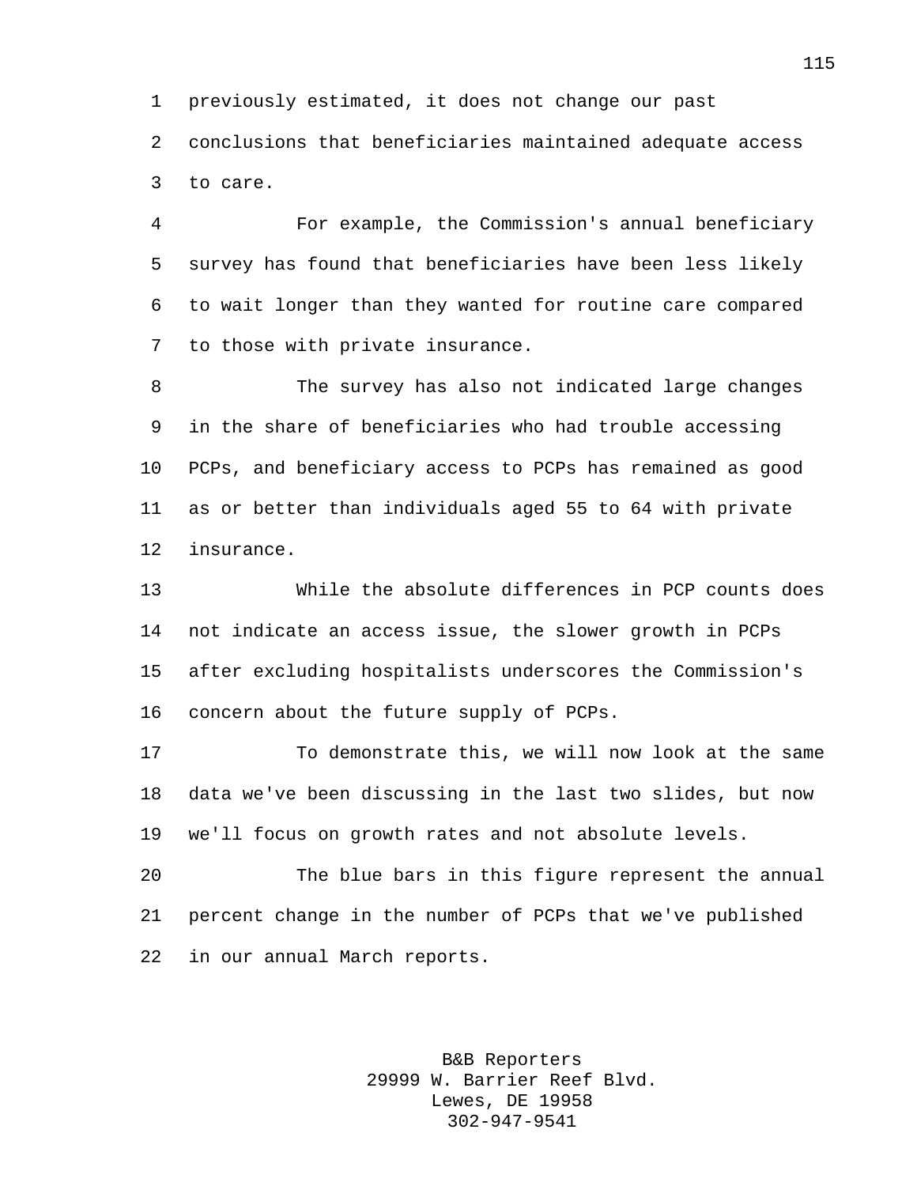previously estimated, it does not change our past conclusions that beneficiaries maintained adequate access to care.

For example, the Commission's annual beneficiary survey has found that beneficiaries have been less likely to wait longer than they wanted for routine care compared to those with private insurance.

The survey has also not indicated large changes in the share of beneficiaries who had trouble accessing PCPs, and beneficiary access to PCPs has remained as good as or better than individuals aged 55 to 64 with private insurance.

While the absolute differences in PCP counts does not indicate an access issue, the slower growth in PCPs after excluding hospitalists underscores the Commission's concern about the future supply of PCPs.

To demonstrate this, we will now look at the same data we've been discussing in the last two slides, but now we'll focus on growth rates and not absolute levels.

The blue bars in this figure represent the annual percent change in the number of PCPs that we've published in our annual March reports.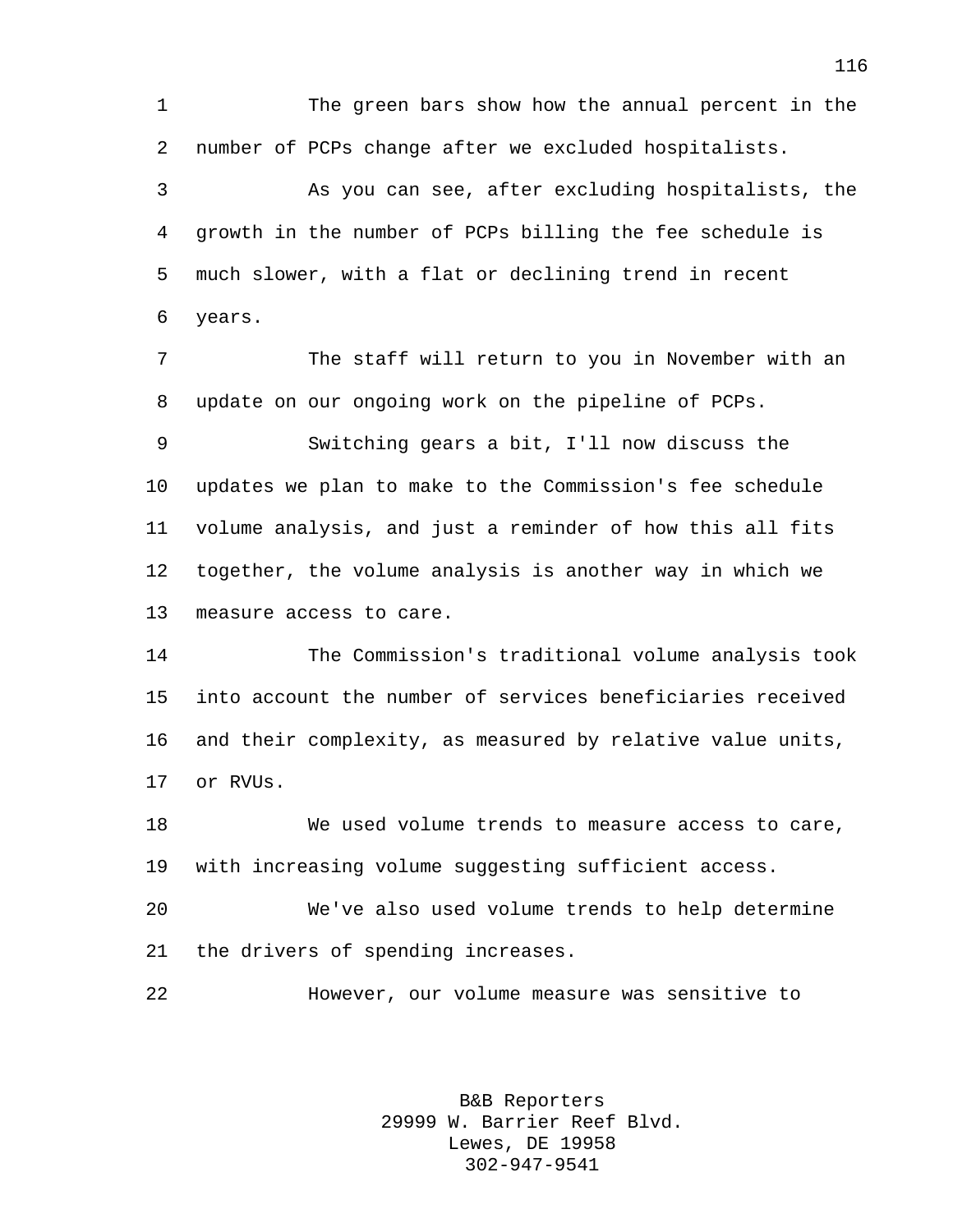The green bars show how the annual percent in the number of PCPs change after we excluded hospitalists.

As you can see, after excluding hospitalists, the growth in the number of PCPs billing the fee schedule is much slower, with a flat or declining trend in recent years.

The staff will return to you in November with an update on our ongoing work on the pipeline of PCPs.

Switching gears a bit, I'll now discuss the updates we plan to make to the Commission's fee schedule volume analysis, and just a reminder of how this all fits together, the volume analysis is another way in which we measure access to care.

The Commission's traditional volume analysis took into account the number of services beneficiaries received and their complexity, as measured by relative value units, or RVUs.

We used volume trends to measure access to care, with increasing volume suggesting sufficient access.

We've also used volume trends to help determine the drivers of spending increases.

However, our volume measure was sensitive to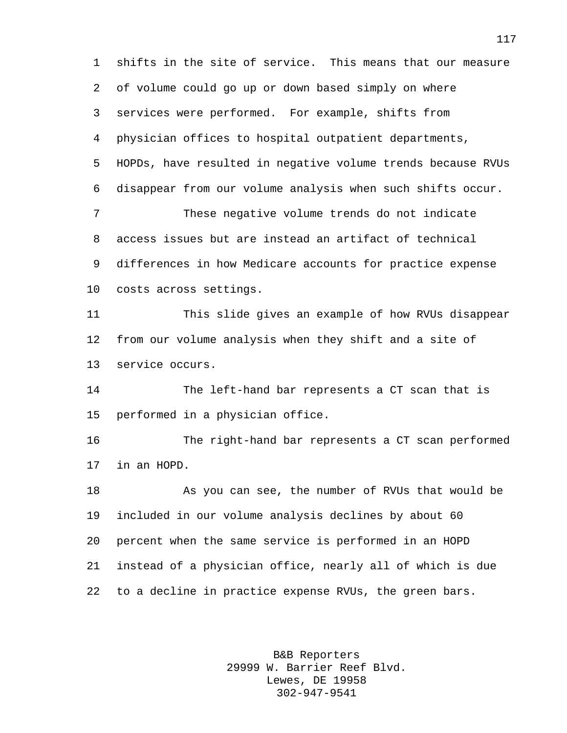shifts in the site of service. This means that our measure of volume could go up or down based simply on where services were performed. For example, shifts from physician offices to hospital outpatient departments, HOPDs, have resulted in negative volume trends because RVUs disappear from our volume analysis when such shifts occur.

These negative volume trends do not indicate access issues but are instead an artifact of technical differences in how Medicare accounts for practice expense costs across settings.

This slide gives an example of how RVUs disappear from our volume analysis when they shift and a site of service occurs.

The left-hand bar represents a CT scan that is performed in a physician office.

The right-hand bar represents a CT scan performed in an HOPD.

As you can see, the number of RVUs that would be included in our volume analysis declines by about 60 percent when the same service is performed in an HOPD instead of a physician office, nearly all of which is due to a decline in practice expense RVUs, the green bars.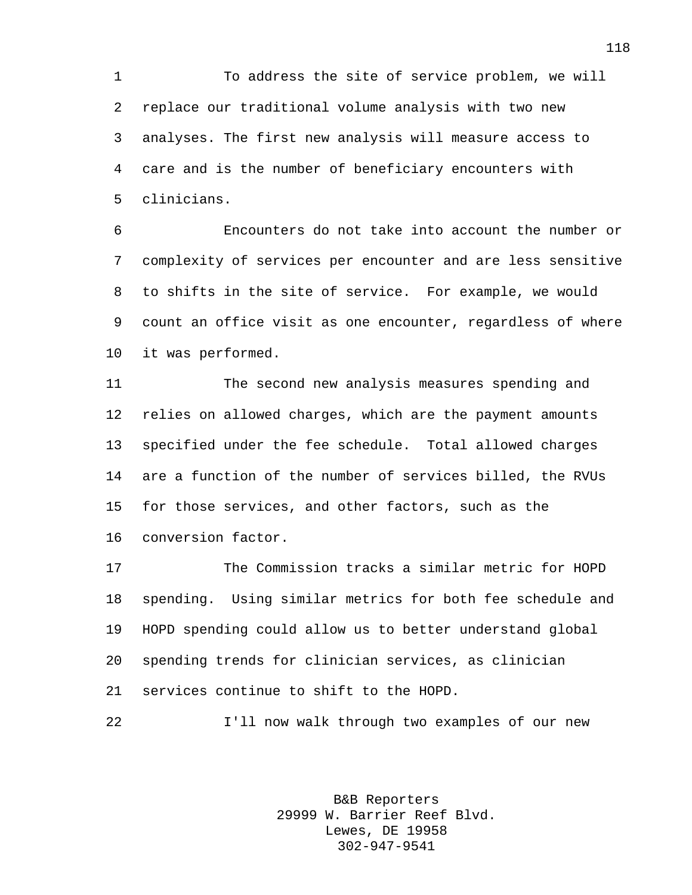To address the site of service problem, we will replace our traditional volume analysis with two new analyses. The first new analysis will measure access to care and is the number of beneficiary encounters with clinicians.

Encounters do not take into account the number or complexity of services per encounter and are less sensitive to shifts in the site of service. For example, we would count an office visit as one encounter, regardless of where it was performed.

The second new analysis measures spending and relies on allowed charges, which are the payment amounts specified under the fee schedule. Total allowed charges are a function of the number of services billed, the RVUs for those services, and other factors, such as the conversion factor.

The Commission tracks a similar metric for HOPD spending. Using similar metrics for both fee schedule and HOPD spending could allow us to better understand global spending trends for clinician services, as clinician services continue to shift to the HOPD.

I'll now walk through two examples of our new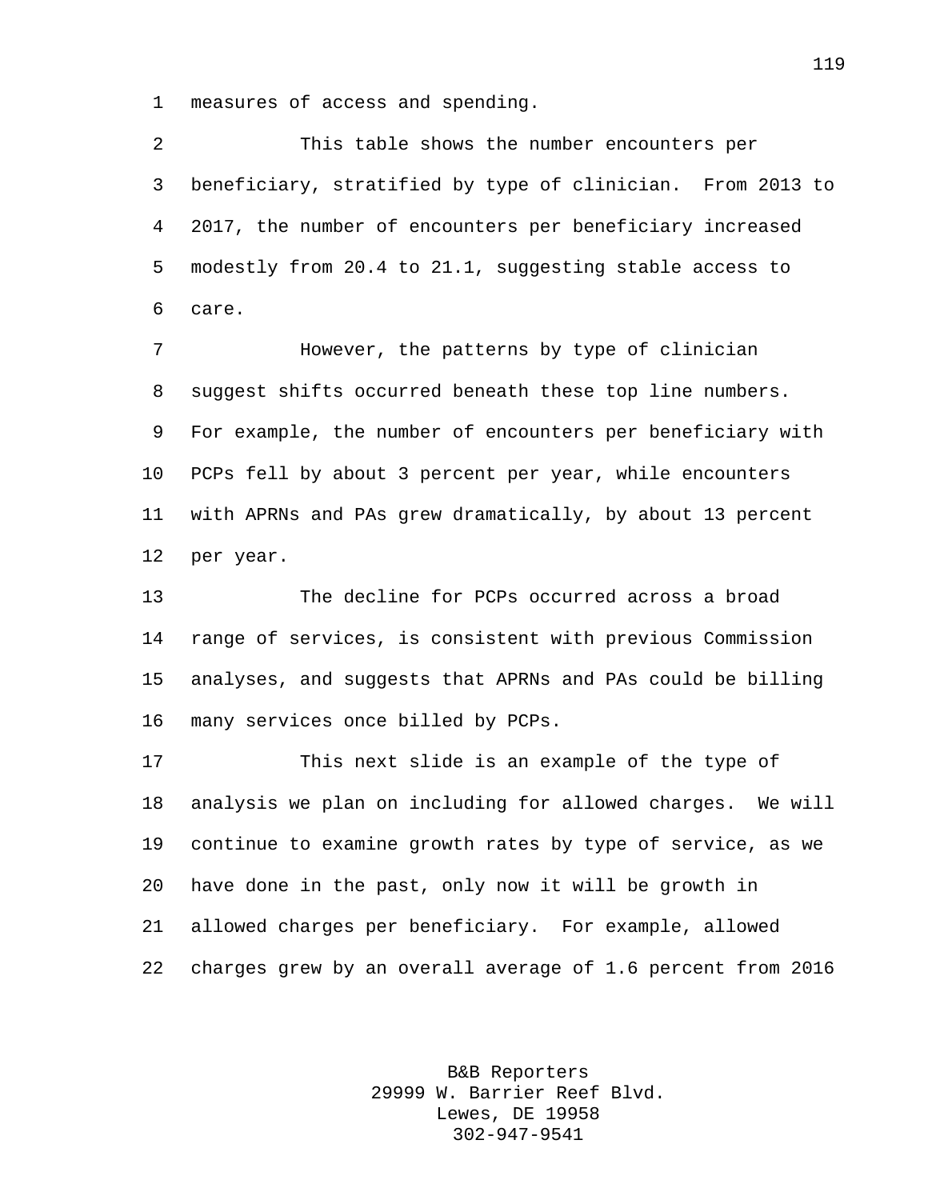measures of access and spending.

This table shows the number encounters per beneficiary, stratified by type of clinician. From 2013 to 2017, the number of encounters per beneficiary increased modestly from 20.4 to 21.1, suggesting stable access to care.

However, the patterns by type of clinician suggest shifts occurred beneath these top line numbers. For example, the number of encounters per beneficiary with PCPs fell by about 3 percent per year, while encounters with APRNs and PAs grew dramatically, by about 13 percent per year.

The decline for PCPs occurred across a broad range of services, is consistent with previous Commission analyses, and suggests that APRNs and PAs could be billing many services once billed by PCPs.

This next slide is an example of the type of analysis we plan on including for allowed charges. We will continue to examine growth rates by type of service, as we have done in the past, only now it will be growth in allowed charges per beneficiary. For example, allowed charges grew by an overall average of 1.6 percent from 2016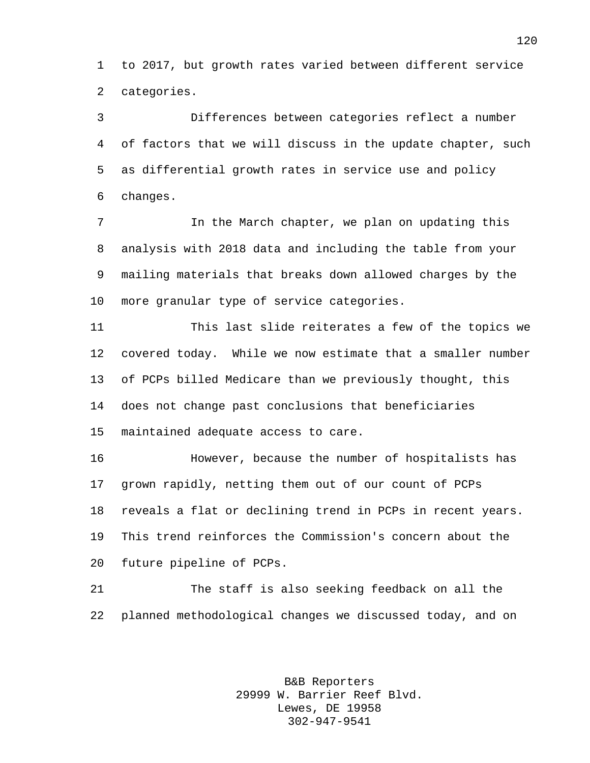to 2017, but growth rates varied between different service categories.

Differences between categories reflect a number of factors that we will discuss in the update chapter, such as differential growth rates in service use and policy changes.

In the March chapter, we plan on updating this analysis with 2018 data and including the table from your mailing materials that breaks down allowed charges by the more granular type of service categories.

This last slide reiterates a few of the topics we covered today. While we now estimate that a smaller number of PCPs billed Medicare than we previously thought, this does not change past conclusions that beneficiaries maintained adequate access to care.

However, because the number of hospitalists has grown rapidly, netting them out of our count of PCPs reveals a flat or declining trend in PCPs in recent years. This trend reinforces the Commission's concern about the future pipeline of PCPs.

The staff is also seeking feedback on all the planned methodological changes we discussed today, and on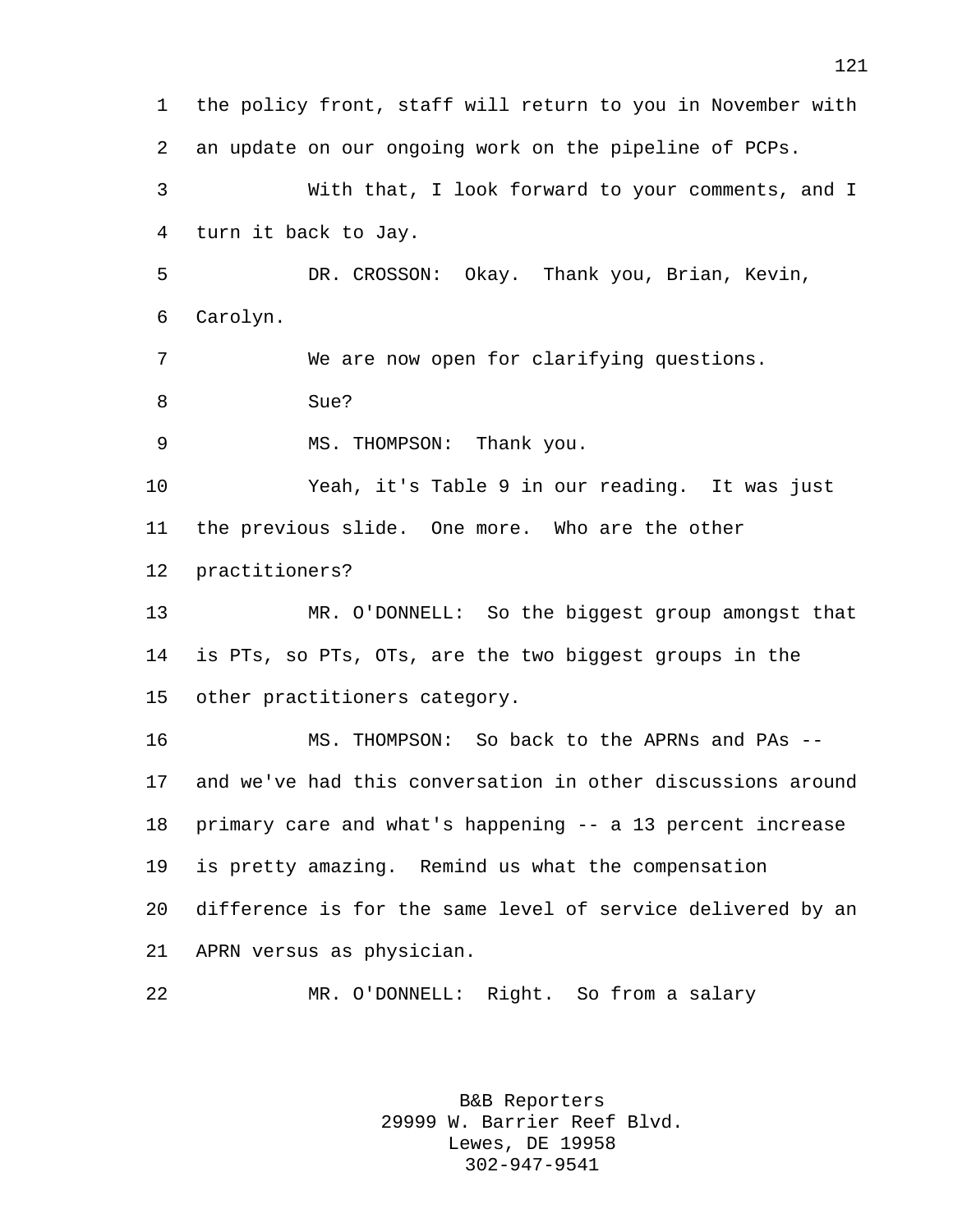the policy front, staff will return to you in November with an update on our ongoing work on the pipeline of PCPs.

With that, I look forward to your comments, and I turn it back to Jay.

DR. CROSSON: Okay. Thank you, Brian, Kevin, Carolyn.

We are now open for clarifying questions.

Sue?

MS. THOMPSON: Thank you.

Yeah, it's Table 9 in our reading. It was just the previous slide. One more. Who are the other practitioners?

MR. O'DONNELL: So the biggest group amongst that is PTs, so PTs, OTs, are the two biggest groups in the other practitioners category.

MS. THOMPSON: So back to the APRNs and PAs -- and we've had this conversation in other discussions around primary care and what's happening -- a 13 percent increase is pretty amazing. Remind us what the compensation difference is for the same level of service delivered by an APRN versus as physician.

MR. O'DONNELL: Right. So from a salary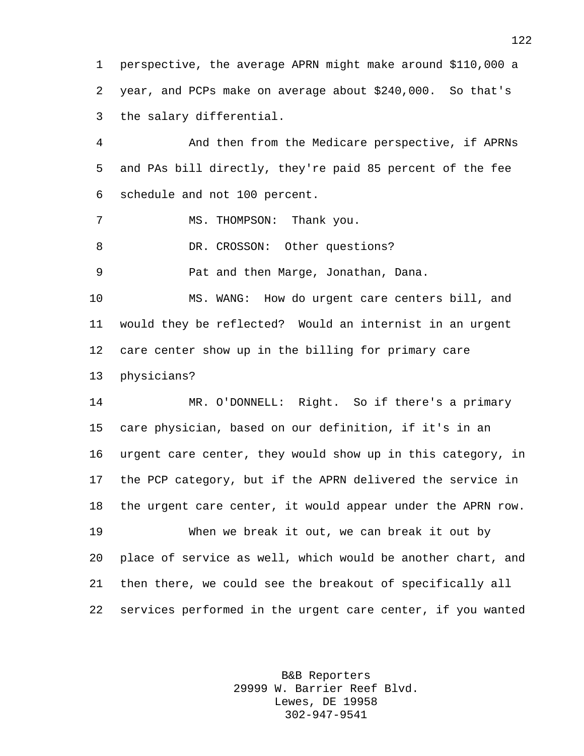perspective, the average APRN might make around $110,000 a year, and PCPs make on average about $240,000. So that's the salary differential.

And then from the Medicare perspective, if APRNs and PAs bill directly, they're paid 85 percent of the fee schedule and not 100 percent.

MS. THOMPSON: Thank you.

DR. CROSSON: Other questions?

Pat and then Marge, Jonathan, Dana.

MS. WANG: How do urgent care centers bill, and would they be reflected? Would an internist in an urgent care center show up in the billing for primary care physicians?

MR. O'DONNELL: Right. So if there's a primary care physician, based on our definition, if it's in an urgent care center, they would show up in this category, in the PCP category, but if the APRN delivered the service in the urgent care center, it would appear under the APRN row.

When we break it out, we can break it out by place of service as well, which would be another chart, and then there, we could see the breakout of specifically all services performed in the urgent care center, if you wanted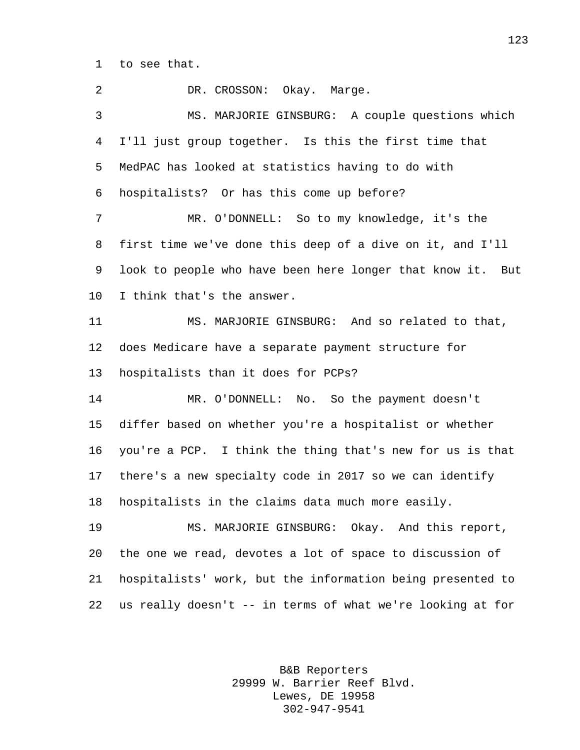to see that.

DR. CROSSON: Okay. Marge.

MS. MARJORIE GINSBURG: A couple questions which I'll just group together. Is this the first time that MedPAC has looked at statistics having to do with hospitalists? Or has this come up before?

MR. O'DONNELL: So to my knowledge, it's the first time we've done this deep of a dive on it, and I'll look to people who have been here longer that know it. But I think that's the answer.

MS. MARJORIE GINSBURG: And so related to that, does Medicare have a separate payment structure for hospitalists than it does for PCPs?

MR. O'DONNELL: No. So the payment doesn't differ based on whether you're a hospitalist or whether you're a PCP. I think the thing that's new for us is that there's a new specialty code in 2017 so we can identify hospitalists in the claims data much more easily.

MS. MARJORIE GINSBURG: Okay. And this report, the one we read, devotes a lot of space to discussion of hospitalists' work, but the information being presented to us really doesn't -- in terms of what we're looking at for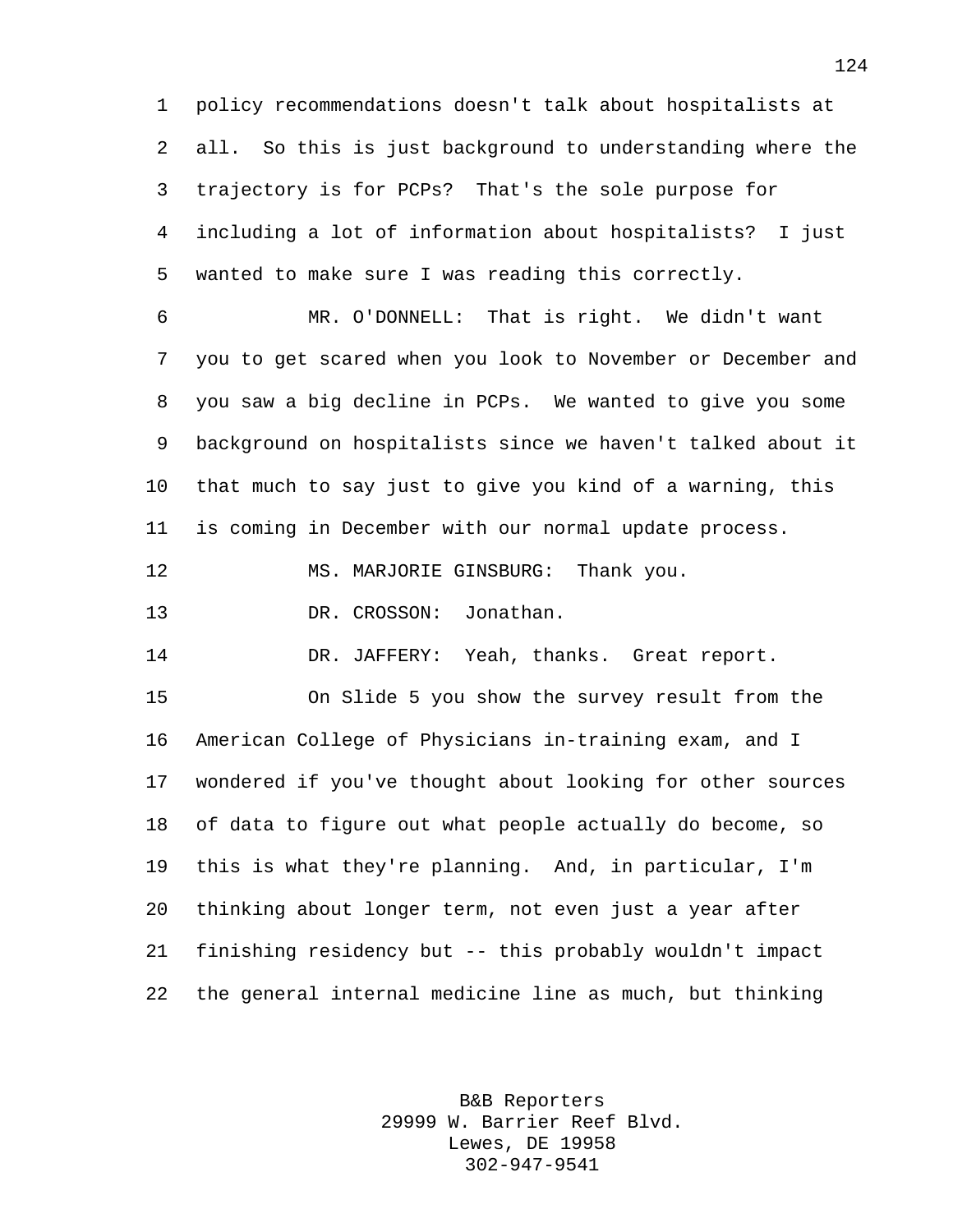policy recommendations doesn't talk about hospitalists at all. So this is just background to understanding where the trajectory is for PCPs? That's the sole purpose for including a lot of information about hospitalists? I just wanted to make sure I was reading this correctly.

MR. O'DONNELL: That is right. We didn't want you to get scared when you look to November or December and you saw a big decline in PCPs. We wanted to give you some background on hospitalists since we haven't talked about it that much to say just to give you kind of a warning, this is coming in December with our normal update process.

MS. MARJORIE GINSBURG: Thank you.

DR. CROSSON: Jonathan.

DR. JAFFERY: Yeah, thanks. Great report.

On Slide 5 you show the survey result from the American College of Physicians in-training exam, and I wondered if you've thought about looking for other sources of data to figure out what people actually do become, so this is what they're planning. And, in particular, I'm thinking about longer term, not even just a year after finishing residency but -- this probably wouldn't impact the general internal medicine line as much, but thinking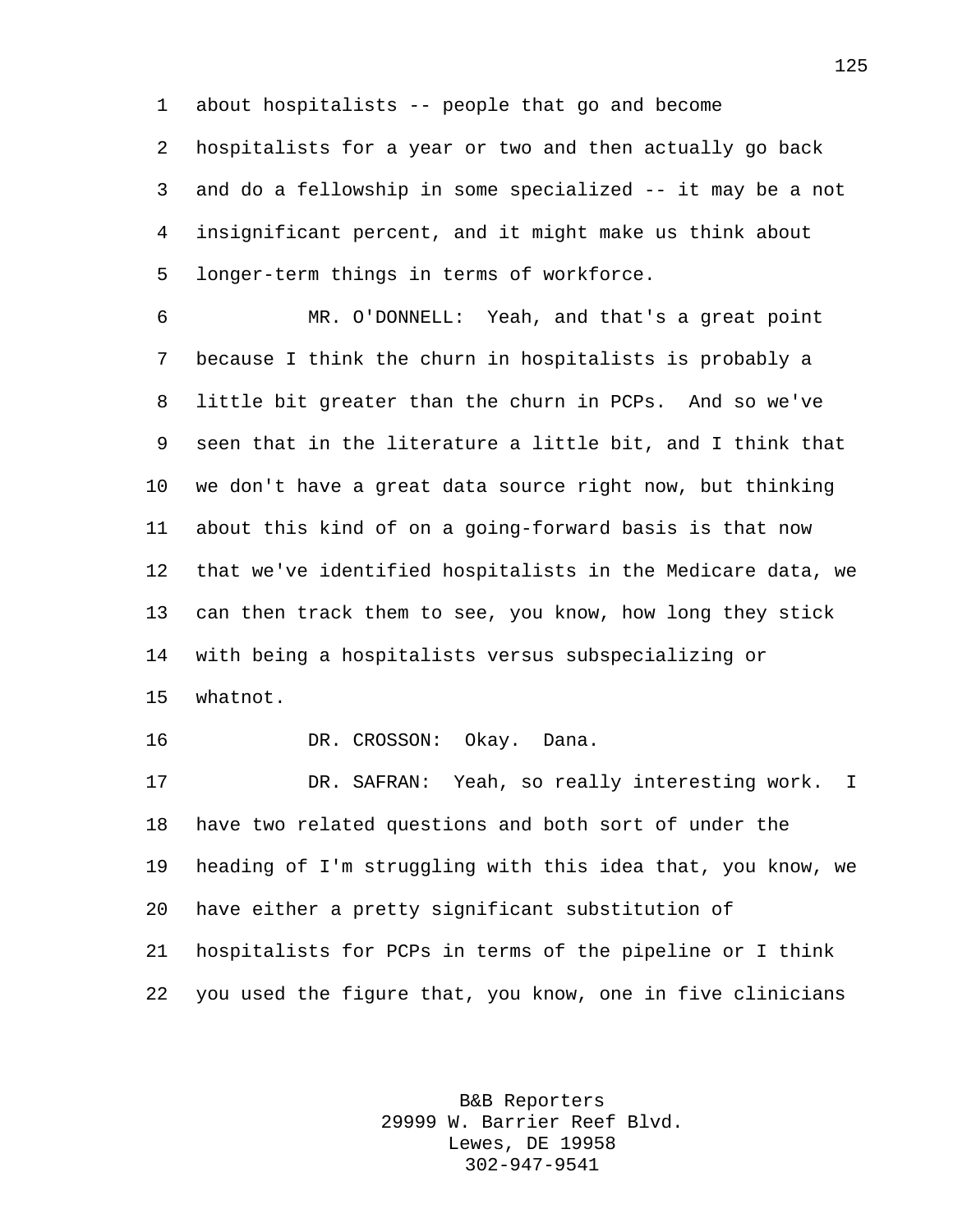about hospitalists -- people that go and become hospitalists for a year or two and then actually go back and do a fellowship in some specialized -- it may be a not insignificant percent, and it might make us think about longer-term things in terms of workforce.

MR. O'DONNELL: Yeah, and that's a great point because I think the churn in hospitalists is probably a little bit greater than the churn in PCPs. And so we've seen that in the literature a little bit, and I think that we don't have a great data source right now, but thinking about this kind of on a going-forward basis is that now that we've identified hospitalists in the Medicare data, we can then track them to see, you know, how long they stick with being a hospitalists versus subspecializing or whatnot.

DR. CROSSON: Okay. Dana.

DR. SAFRAN: Yeah, so really interesting work. I have two related questions and both sort of under the heading of I'm struggling with this idea that, you know, we have either a pretty significant substitution of hospitalists for PCPs in terms of the pipeline or I think you used the figure that, you know, one in five clinicians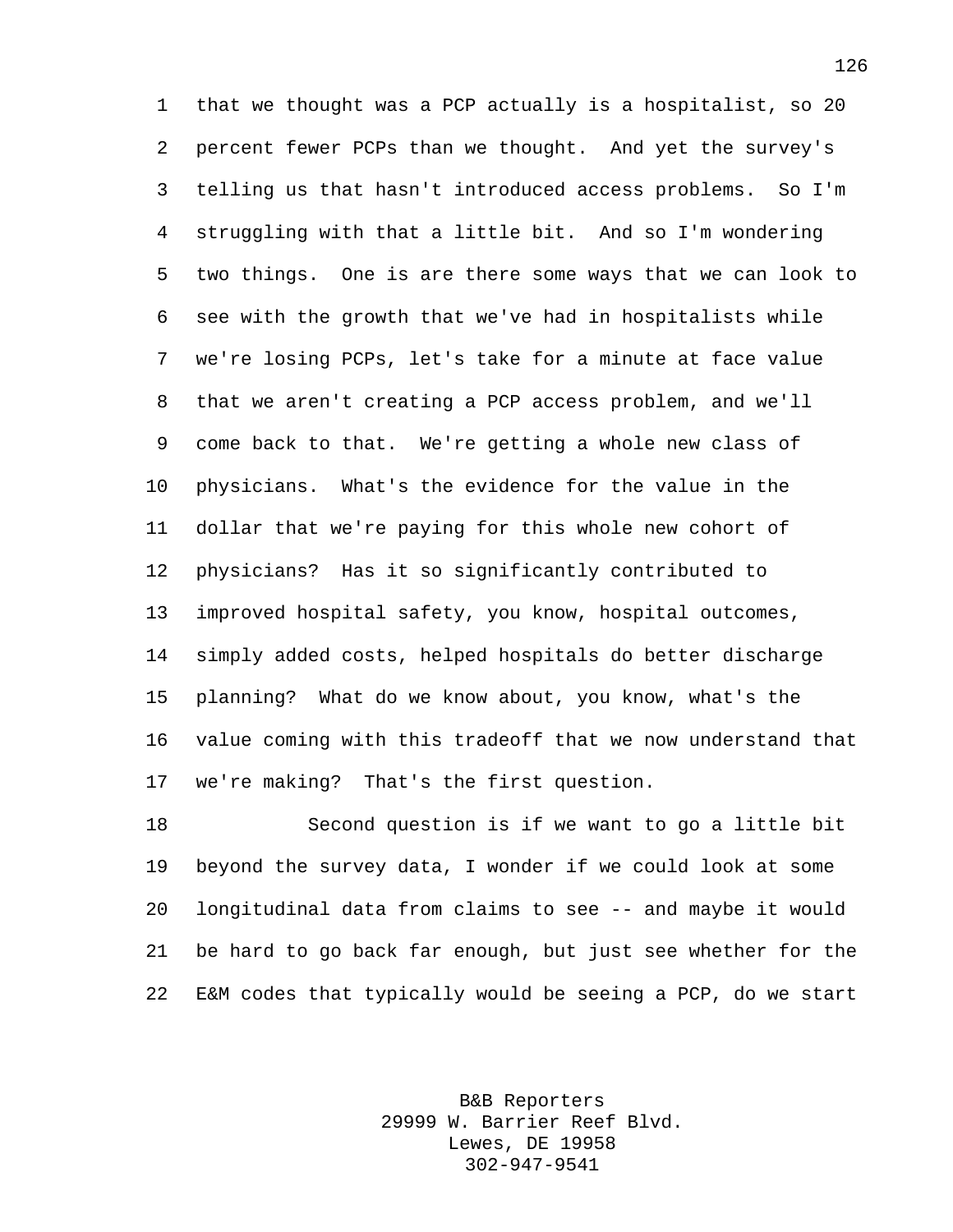that we thought was a PCP actually is a hospitalist, so 20 percent fewer PCPs than we thought. And yet the survey's telling us that hasn't introduced access problems. So I'm struggling with that a little bit. And so I'm wondering two things. One is are there some ways that we can look to see with the growth that we've had in hospitalists while we're losing PCPs, let's take for a minute at face value that we aren't creating a PCP access problem, and we'll come back to that. We're getting a whole new class of physicians. What's the evidence for the value in the dollar that we're paying for this whole new cohort of physicians? Has it so significantly contributed to improved hospital safety, you know, hospital outcomes, simply added costs, helped hospitals do better discharge planning? What do we know about, you know, what's the value coming with this tradeoff that we now understand that we're making? That's the first question.

Second question is if we want to go a little bit beyond the survey data, I wonder if we could look at some longitudinal data from claims to see -- and maybe it would be hard to go back far enough, but just see whether for the E&M codes that typically would be seeing a PCP, do we start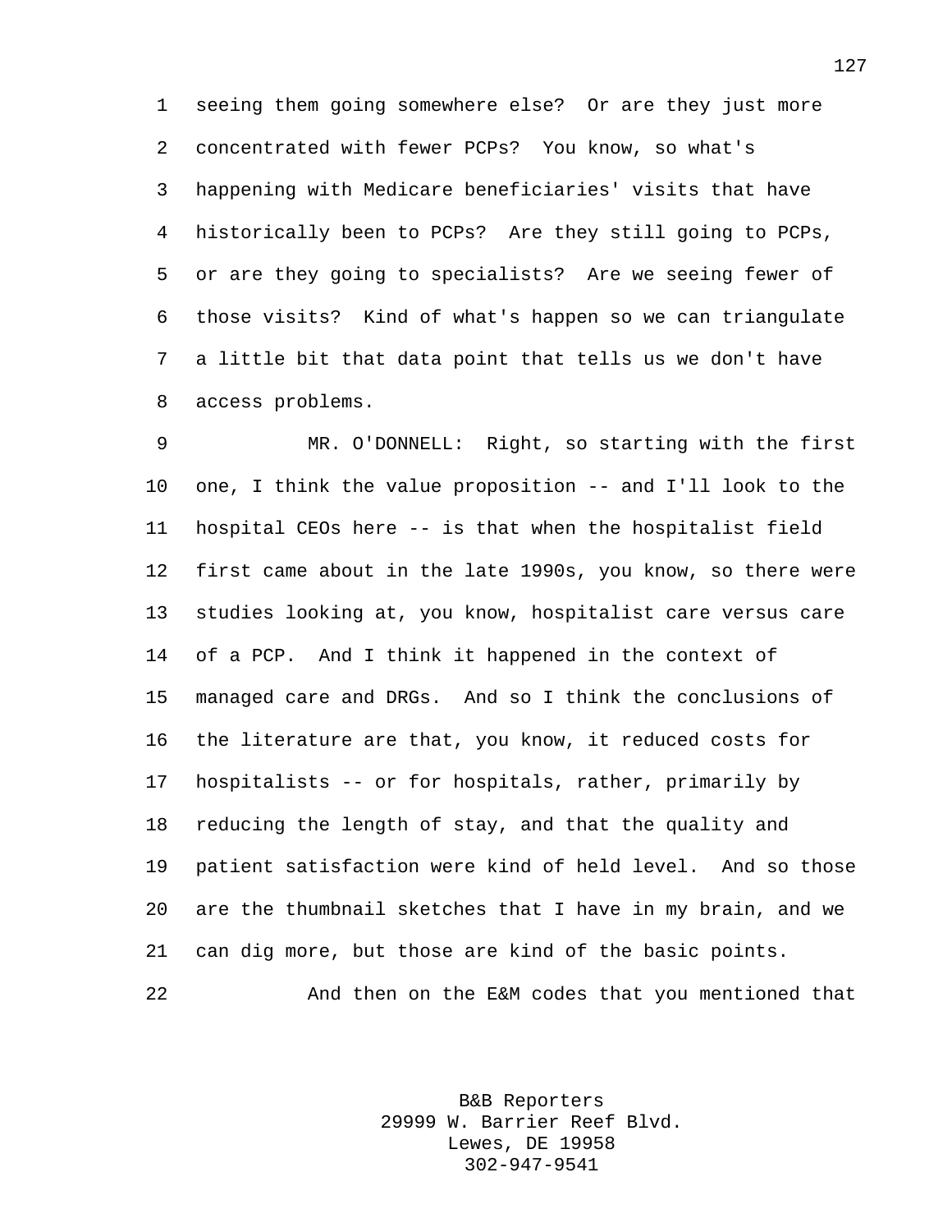seeing them going somewhere else? Or are they just more concentrated with fewer PCPs? You know, so what's happening with Medicare beneficiaries' visits that have historically been to PCPs? Are they still going to PCPs, or are they going to specialists? Are we seeing fewer of those visits? Kind of what's happen so we can triangulate a little bit that data point that tells us we don't have access problems.

MR. O'DONNELL: Right, so starting with the first one, I think the value proposition -- and I'll look to the hospital CEOs here -- is that when the hospitalist field first came about in the late 1990s, you know, so there were studies looking at, you know, hospitalist care versus care of a PCP. And I think it happened in the context of managed care and DRGs. And so I think the conclusions of the literature are that, you know, it reduced costs for hospitalists -- or for hospitals, rather, primarily by reducing the length of stay, and that the quality and patient satisfaction were kind of held level. And so those are the thumbnail sketches that I have in my brain, and we can dig more, but those are kind of the basic points.

And then on the E&M codes that you mentioned that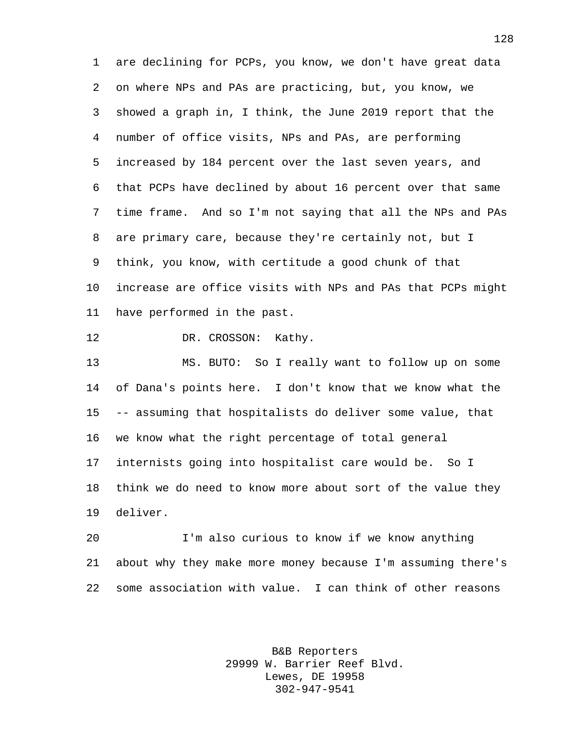are declining for PCPs, you know, we don't have great data on where NPs and PAs are practicing, but, you know, we showed a graph in, I think, the June 2019 report that the number of office visits, NPs and PAs, are performing increased by 184 percent over the last seven years, and that PCPs have declined by about 16 percent over that same time frame. And so I'm not saying that all the NPs and PAs are primary care, because they're certainly not, but I think, you know, with certitude a good chunk of that increase are office visits with NPs and PAs that PCPs might have performed in the past.

DR. CROSSON: Kathy.

MS. BUTO: So I really want to follow up on some of Dana's points here. I don't know that we know what the -- assuming that hospitalists do deliver some value, that we know what the right percentage of total general internists going into hospitalist care would be. So I think we do need to know more about sort of the value they deliver.

I'm also curious to know if we know anything about why they make more money because I'm assuming there's some association with value. I can think of other reasons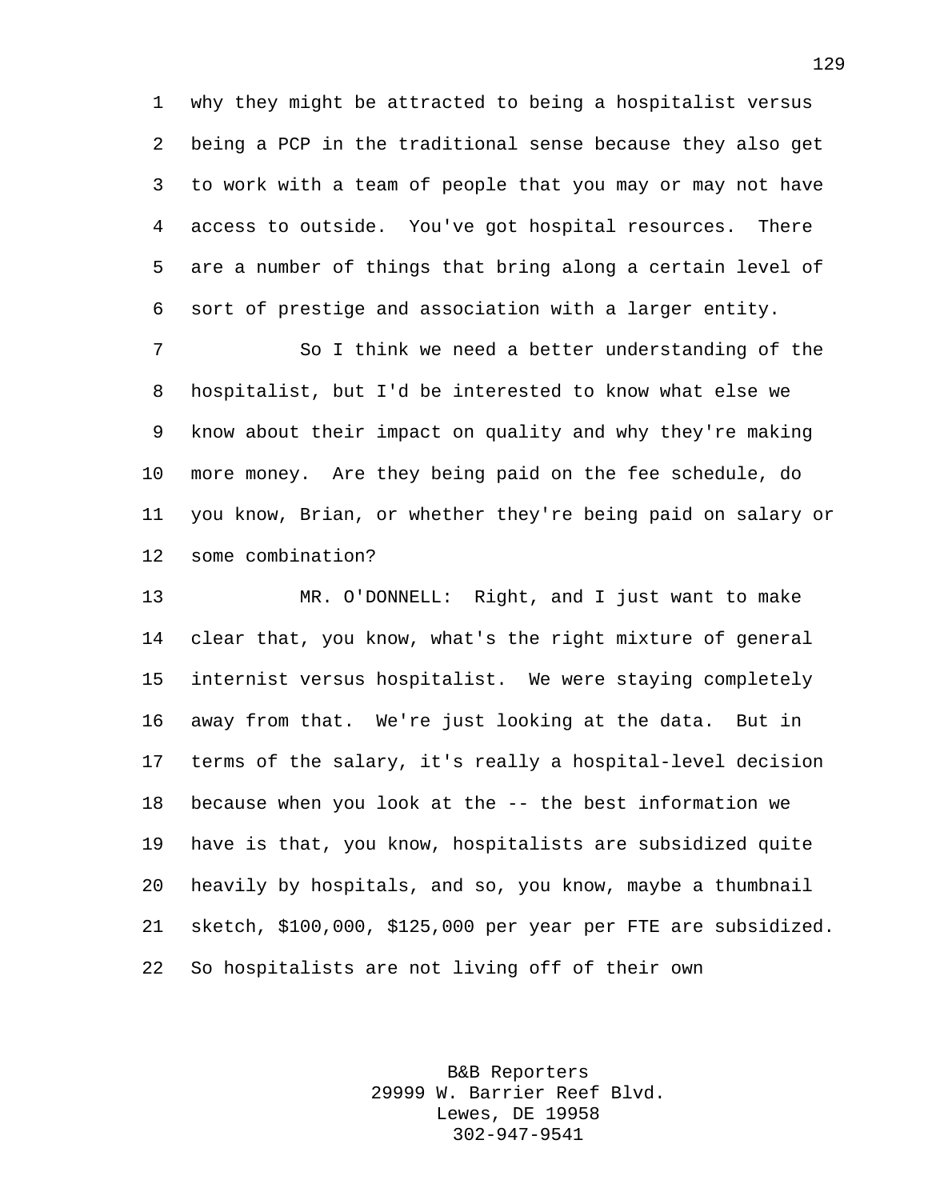why they might be attracted to being a hospitalist versus being a PCP in the traditional sense because they also get to work with a team of people that you may or may not have access to outside. You've got hospital resources. There are a number of things that bring along a certain level of sort of prestige and association with a larger entity.

So I think we need a better understanding of the hospitalist, but I'd be interested to know what else we know about their impact on quality and why they're making more money. Are they being paid on the fee schedule, do you know, Brian, or whether they're being paid on salary or some combination?

MR. O'DONNELL: Right, and I just want to make clear that, you know, what's the right mixture of general internist versus hospitalist. We were staying completely away from that. We're just looking at the data. But in terms of the salary, it's really a hospital-level decision because when you look at the -- the best information we have is that, you know, hospitalists are subsidized quite heavily by hospitals, and so, you know, maybe a thumbnail sketch, $100,000, $125,000 per year per FTE are subsidized. So hospitalists are not living off of their own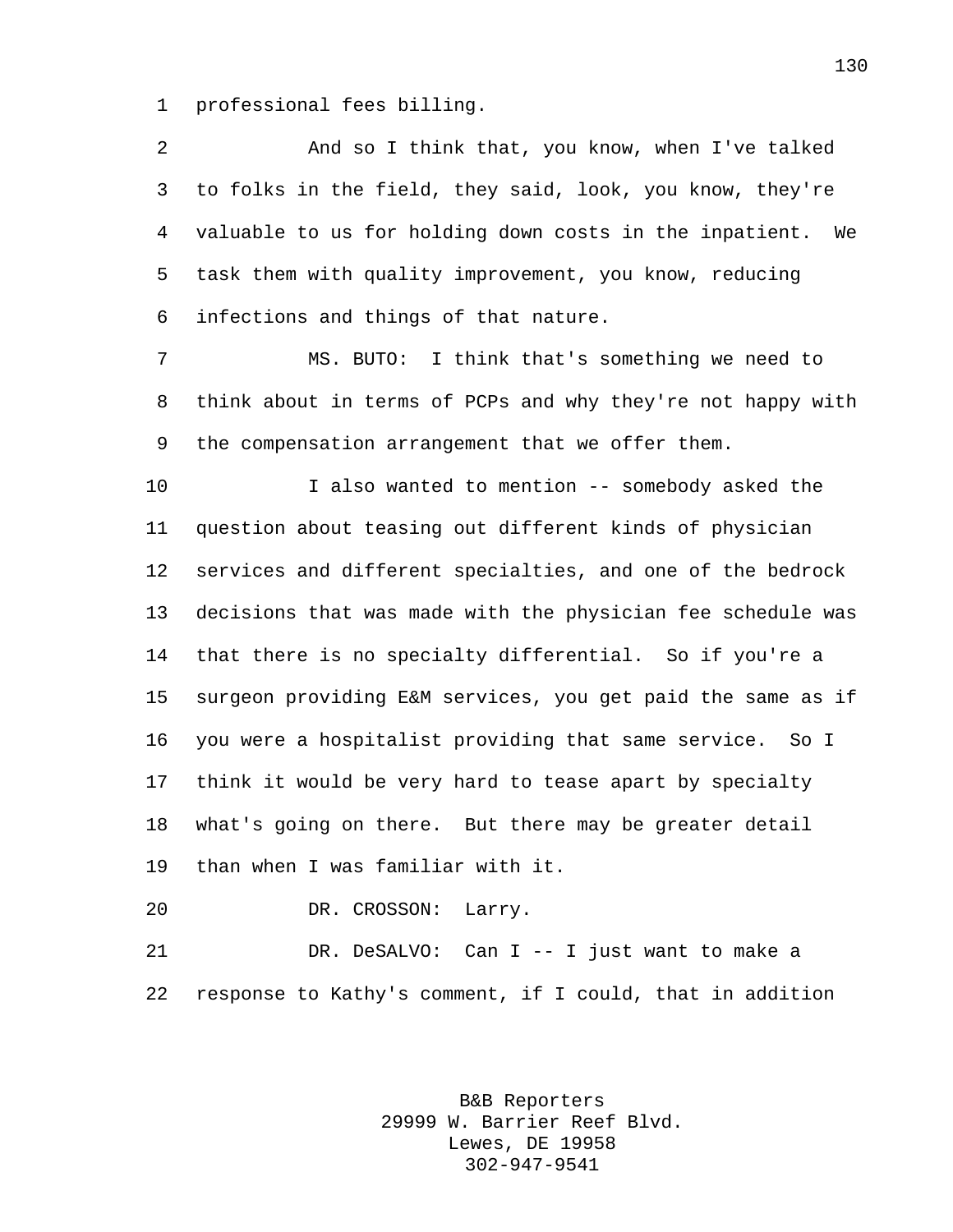professional fees billing.

And so I think that, you know, when I've talked to folks in the field, they said, look, you know, they're valuable to us for holding down costs in the inpatient. We task them with quality improvement, you know, reducing infections and things of that nature.

MS. BUTO: I think that's something we need to think about in terms of PCPs and why they're not happy with the compensation arrangement that we offer them.

I also wanted to mention -- somebody asked the question about teasing out different kinds of physician services and different specialties, and one of the bedrock decisions that was made with the physician fee schedule was that there is no specialty differential. So if you're a surgeon providing E&M services, you get paid the same as if you were a hospitalist providing that same service. So I think it would be very hard to tease apart by specialty what's going on there. But there may be greater detail than when I was familiar with it.

DR. CROSSON: Larry.

DR. DeSALVO: Can I -- I just want to make a response to Kathy's comment, if I could, that in addition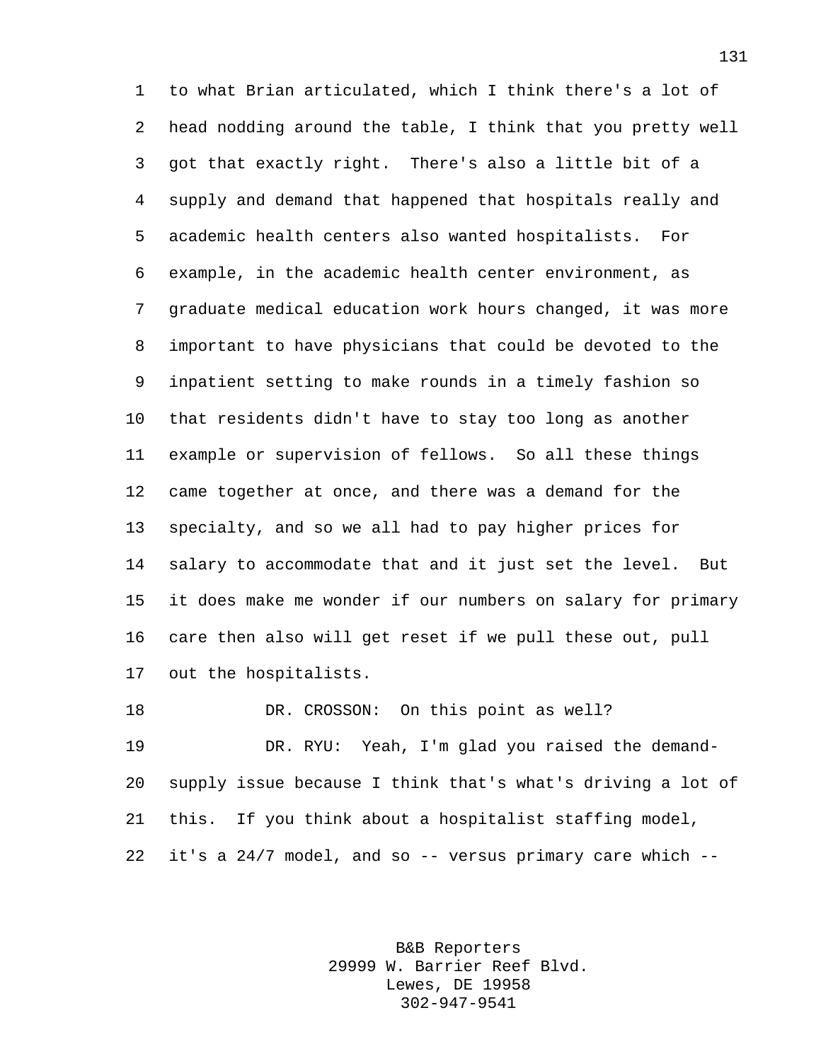to what Brian articulated, which I think there's a lot of head nodding around the table, I think that you pretty well got that exactly right. There's also a little bit of a supply and demand that happened that hospitals really and academic health centers also wanted hospitalists. For example, in the academic health center environment, as graduate medical education work hours changed, it was more important to have physicians that could be devoted to the inpatient setting to make rounds in a timely fashion so that residents didn't have to stay too long as another example or supervision of fellows. So all these things came together at once, and there was a demand for the specialty, and so we all had to pay higher prices for salary to accommodate that and it just set the level. But it does make me wonder if our numbers on salary for primary care then also will get reset if we pull these out, pull out the hospitalists.

DR. CROSSON: On this point as well?

DR. RYU: Yeah, I'm glad you raised the demand-supply issue because I think that's what's driving a lot of this. If you think about a hospitalist staffing model, it's a 24/7 model, and so -- versus primary care which --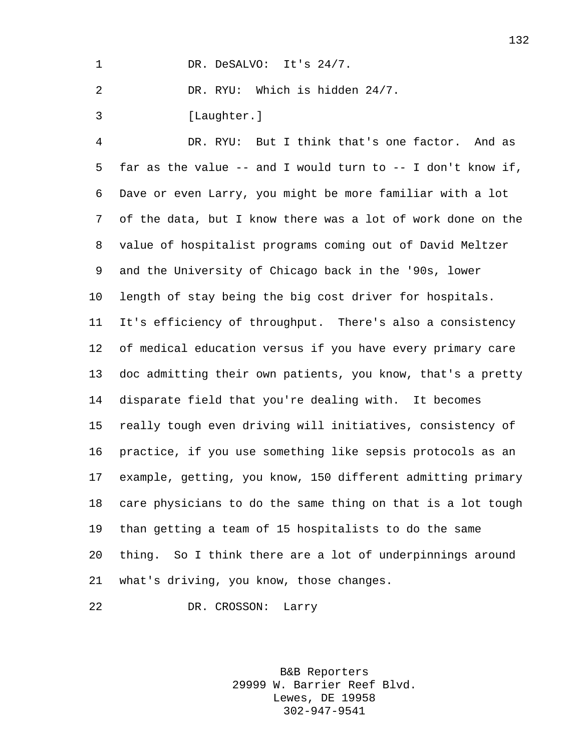DR. DeSALVO: It's 24/7.

DR. RYU: Which is hidden 24/7.

[Laughter.]

DR. RYU: But I think that's one factor. And as far as the value -- and I would turn to -- I don't know if, Dave or even Larry, you might be more familiar with a lot of the data, but I know there was a lot of work done on the value of hospitalist programs coming out of David Meltzer and the University of Chicago back in the '90s, lower length of stay being the big cost driver for hospitals. It's efficiency of throughput. There's also a consistency of medical education versus if you have every primary care doc admitting their own patients, you know, that's a pretty disparate field that you're dealing with. It becomes really tough even driving will initiatives, consistency of practice, if you use something like sepsis protocols as an example, getting, you know, 150 different admitting primary care physicians to do the same thing on that is a lot tough than getting a team of 15 hospitalists to do the same thing. So I think there are a lot of underpinnings around what's driving, you know, those changes.

DR. CROSSON: Larry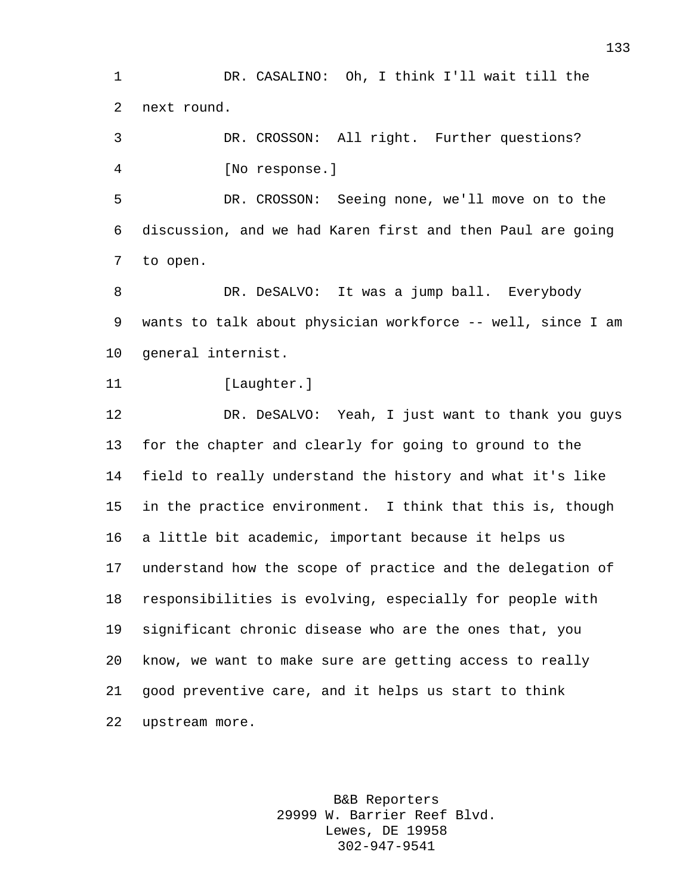DR. CASALINO: Oh, I think I'll wait till the next round.

DR. CROSSON: All right. Further questions?

[No response.]

DR. CROSSON: Seeing none, we'll move on to the discussion, and we had Karen first and then Paul are going to open.

DR. DeSALVO: It was a jump ball. Everybody wants to talk about physician workforce -- well, since I am general internist.

[Laughter.]

DR. DeSALVO: Yeah, I just want to thank you guys for the chapter and clearly for going to ground to the field to really understand the history and what it's like in the practice environment. I think that this is, though a little bit academic, important because it helps us understand how the scope of practice and the delegation of responsibilities is evolving, especially for people with significant chronic disease who are the ones that, you know, we want to make sure are getting access to really good preventive care, and it helps us start to think upstream more.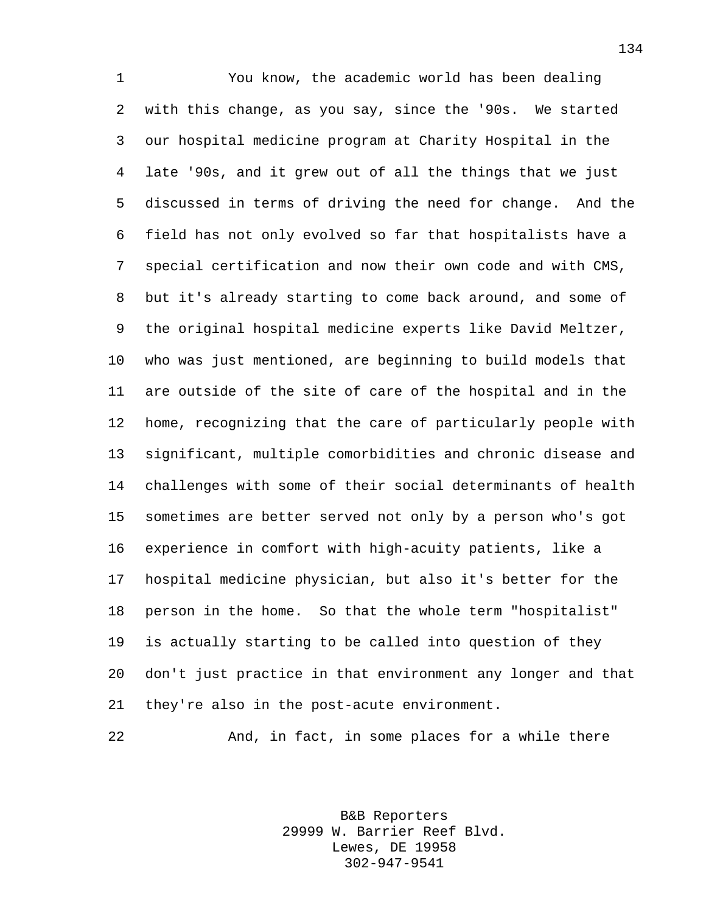You know, the academic world has been dealing with this change, as you say, since the '90s. We started our hospital medicine program at Charity Hospital in the late '90s, and it grew out of all the things that we just discussed in terms of driving the need for change. And the field has not only evolved so far that hospitalists have a special certification and now their own code and with CMS, but it's already starting to come back around, and some of the original hospital medicine experts like David Meltzer, who was just mentioned, are beginning to build models that are outside of the site of care of the hospital and in the home, recognizing that the care of particularly people with significant, multiple comorbidities and chronic disease and challenges with some of their social determinants of health sometimes are better served not only by a person who's got experience in comfort with high-acuity patients, like a hospital medicine physician, but also it's better for the person in the home. So that the whole term "hospitalist" is actually starting to be called into question of they don't just practice in that environment any longer and that they're also in the post-acute environment.

And, in fact, in some places for a while there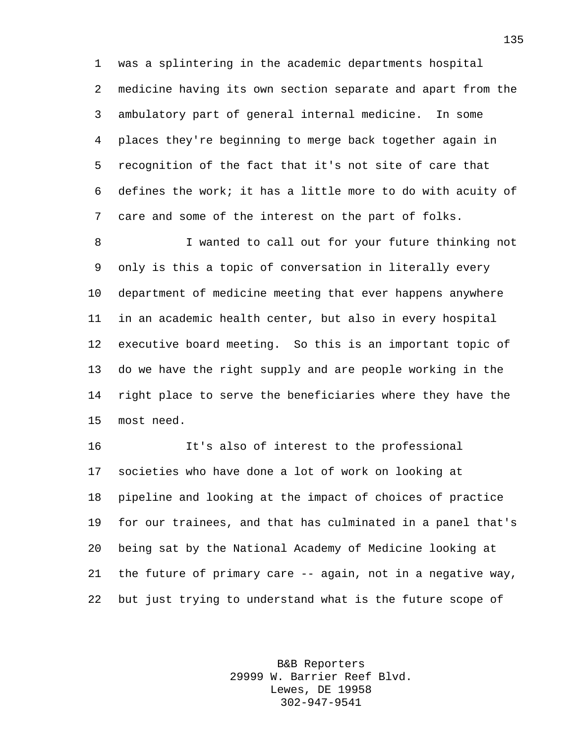was a splintering in the academic departments hospital medicine having its own section separate and apart from the ambulatory part of general internal medicine. In some places they're beginning to merge back together again in recognition of the fact that it's not site of care that defines the work; it has a little more to do with acuity of care and some of the interest on the part of folks.

I wanted to call out for your future thinking not only is this a topic of conversation in literally every department of medicine meeting that ever happens anywhere in an academic health center, but also in every hospital executive board meeting. So this is an important topic of do we have the right supply and are people working in the right place to serve the beneficiaries where they have the most need.

It's also of interest to the professional societies who have done a lot of work on looking at pipeline and looking at the impact of choices of practice for our trainees, and that has culminated in a panel that's being sat by the National Academy of Medicine looking at the future of primary care -- again, not in a negative way, but just trying to understand what is the future scope of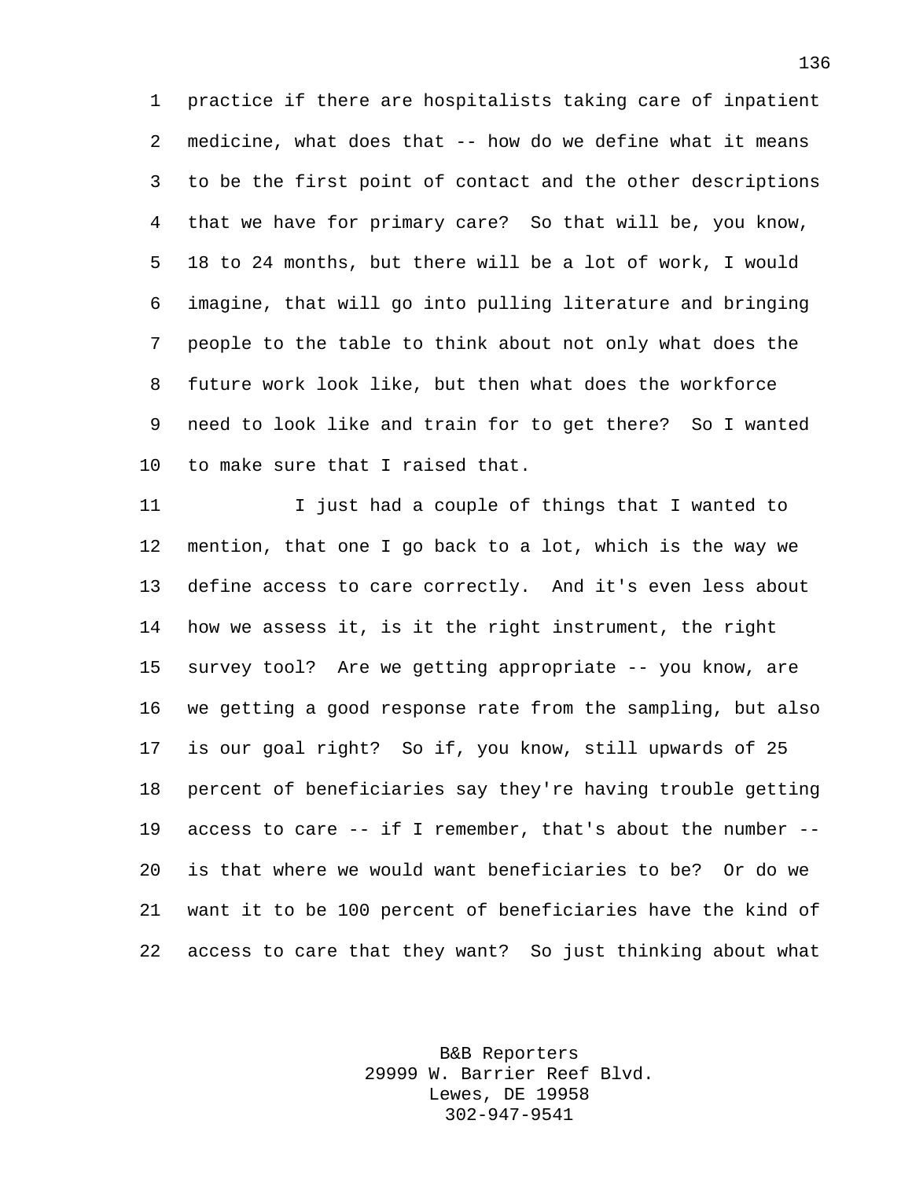practice if there are hospitalists taking care of inpatient medicine, what does that -- how do we define what it means to be the first point of contact and the other descriptions that we have for primary care? So that will be, you know, 18 to 24 months, but there will be a lot of work, I would imagine, that will go into pulling literature and bringing people to the table to think about not only what does the future work look like, but then what does the workforce need to look like and train for to get there? So I wanted to make sure that I raised that.

I just had a couple of things that I wanted to mention, that one I go back to a lot, which is the way we define access to care correctly. And it's even less about how we assess it, is it the right instrument, the right survey tool? Are we getting appropriate -- you know, are we getting a good response rate from the sampling, but also is our goal right? So if, you know, still upwards of 25 percent of beneficiaries say they're having trouble getting access to care -- if I remember, that's about the number -- is that where we would want beneficiaries to be? Or do we want it to be 100 percent of beneficiaries have the kind of access to care that they want? So just thinking about what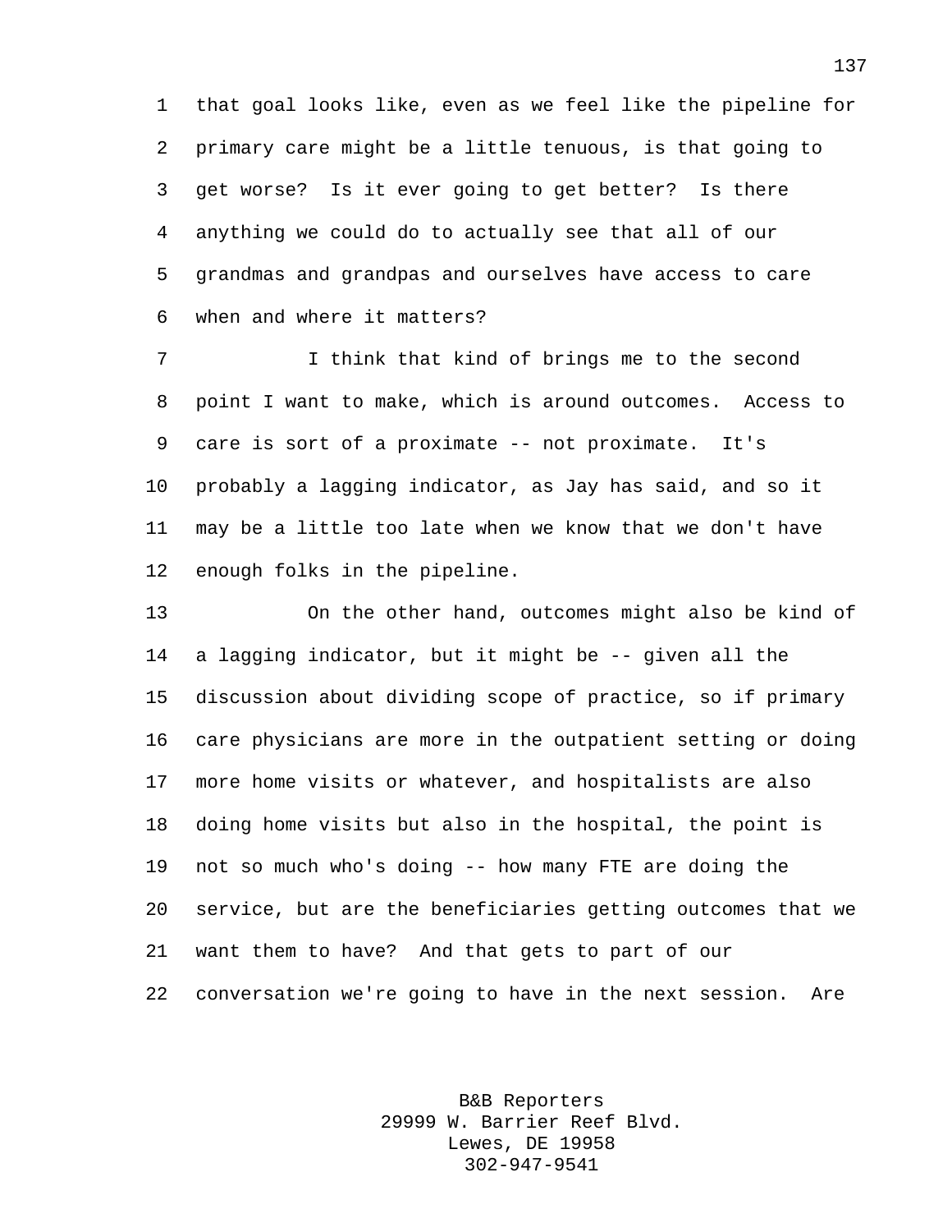that goal looks like, even as we feel like the pipeline for primary care might be a little tenuous, is that going to get worse? Is it ever going to get better? Is there anything we could do to actually see that all of our grandmas and grandpas and ourselves have access to care when and where it matters?

I think that kind of brings me to the second point I want to make, which is around outcomes. Access to care is sort of a proximate -- not proximate. It's probably a lagging indicator, as Jay has said, and so it may be a little too late when we know that we don't have enough folks in the pipeline.

On the other hand, outcomes might also be kind of a lagging indicator, but it might be -- given all the discussion about dividing scope of practice, so if primary care physicians are more in the outpatient setting or doing more home visits or whatever, and hospitalists are also doing home visits but also in the hospital, the point is not so much who's doing -- how many FTE are doing the service, but are the beneficiaries getting outcomes that we want them to have? And that gets to part of our conversation we're going to have in the next session. Are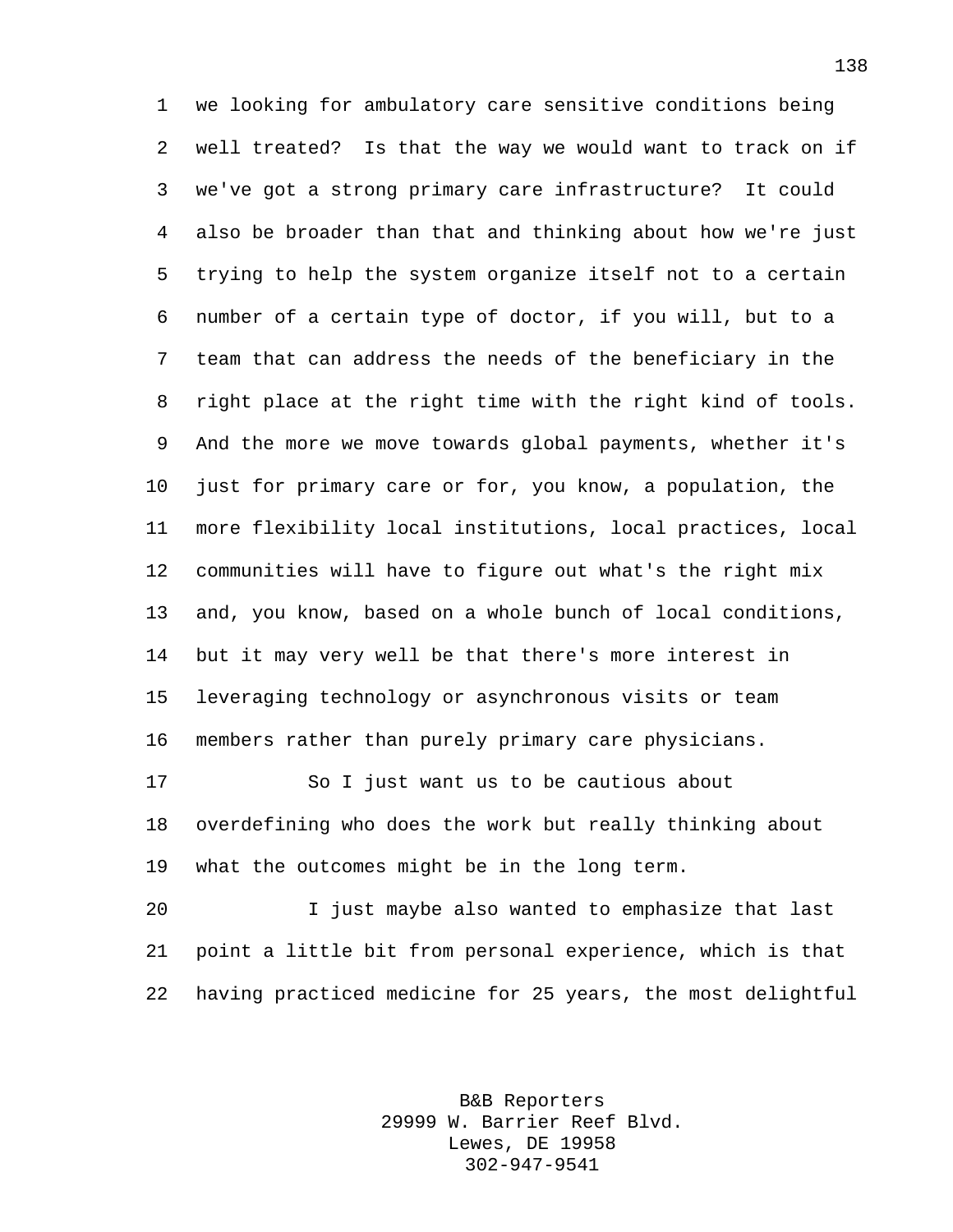we looking for ambulatory care sensitive conditions being well treated? Is that the way we would want to track on if we've got a strong primary care infrastructure? It could also be broader than that and thinking about how we're just trying to help the system organize itself not to a certain number of a certain type of doctor, if you will, but to a team that can address the needs of the beneficiary in the right place at the right time with the right kind of tools. And the more we move towards global payments, whether it's just for primary care or for, you know, a population, the more flexibility local institutions, local practices, local communities will have to figure out what's the right mix and, you know, based on a whole bunch of local conditions, but it may very well be that there's more interest in leveraging technology or asynchronous visits or team members rather than purely primary care physicians.

So I just want us to be cautious about overdefining who does the work but really thinking about what the outcomes might be in the long term.

I just maybe also wanted to emphasize that last point a little bit from personal experience, which is that having practiced medicine for 25 years, the most delightful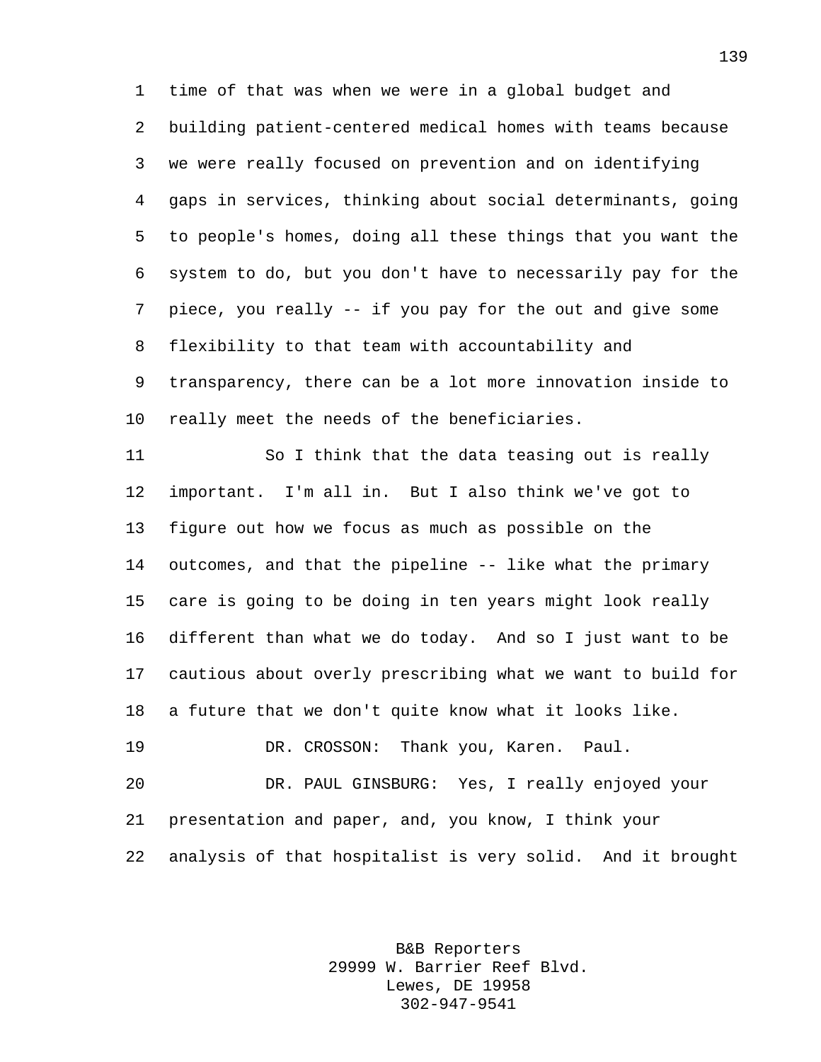time of that was when we were in a global budget and building patient-centered medical homes with teams because we were really focused on prevention and on identifying gaps in services, thinking about social determinants, going to people's homes, doing all these things that you want the system to do, but you don't have to necessarily pay for the piece, you really -- if you pay for the out and give some flexibility to that team with accountability and transparency, there can be a lot more innovation inside to really meet the needs of the beneficiaries.

So I think that the data teasing out is really important. I'm all in. But I also think we've got to figure out how we focus as much as possible on the outcomes, and that the pipeline -- like what the primary care is going to be doing in ten years might look really different than what we do today. And so I just want to be cautious about overly prescribing what we want to build for a future that we don't quite know what it looks like.

DR. CROSSON: Thank you, Karen. Paul.

DR. PAUL GINSBURG: Yes, I really enjoyed your presentation and paper, and, you know, I think your analysis of that hospitalist is very solid. And it brought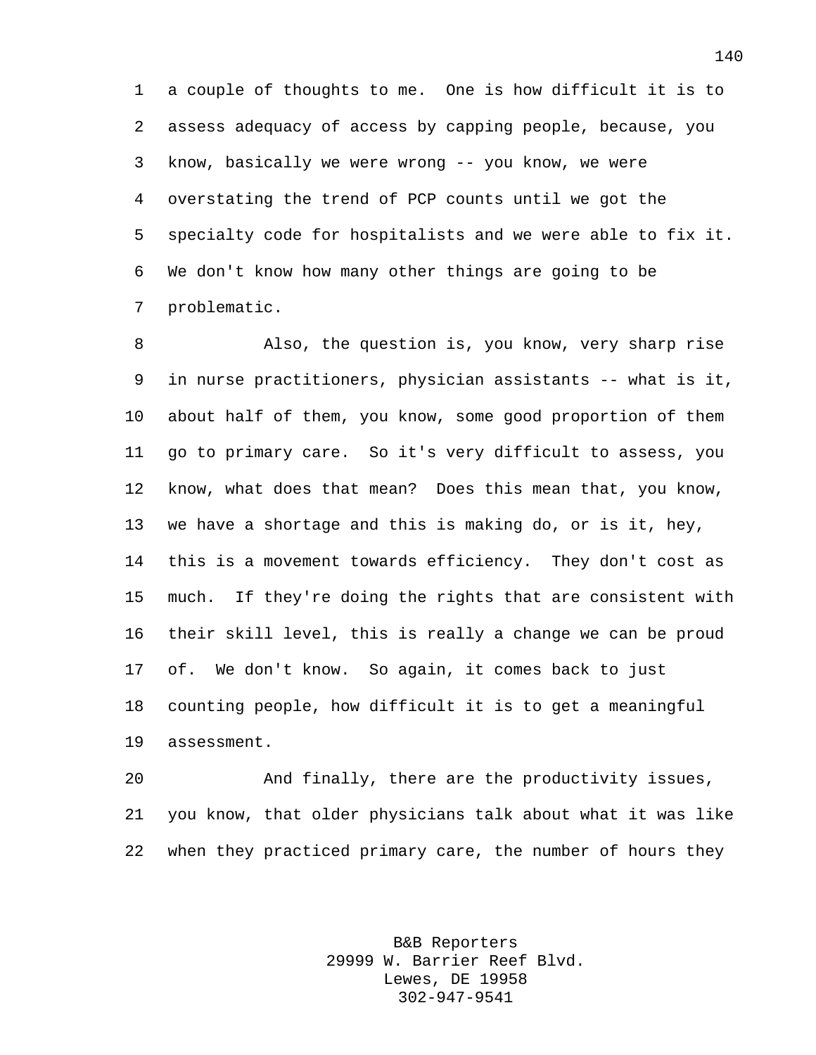a couple of thoughts to me. One is how difficult it is to assess adequacy of access by capping people, because, you know, basically we were wrong -- you know, we were overstating the trend of PCP counts until we got the specialty code for hospitalists and we were able to fix it. We don't know how many other things are going to be problematic.

Also, the question is, you know, very sharp rise in nurse practitioners, physician assistants -- what is it, about half of them, you know, some good proportion of them go to primary care. So it's very difficult to assess, you know, what does that mean? Does this mean that, you know, we have a shortage and this is making do, or is it, hey, this is a movement towards efficiency. They don't cost as much. If they're doing the rights that are consistent with their skill level, this is really a change we can be proud of. We don't know. So again, it comes back to just counting people, how difficult it is to get a meaningful assessment.

And finally, there are the productivity issues, you know, that older physicians talk about what it was like when they practiced primary care, the number of hours they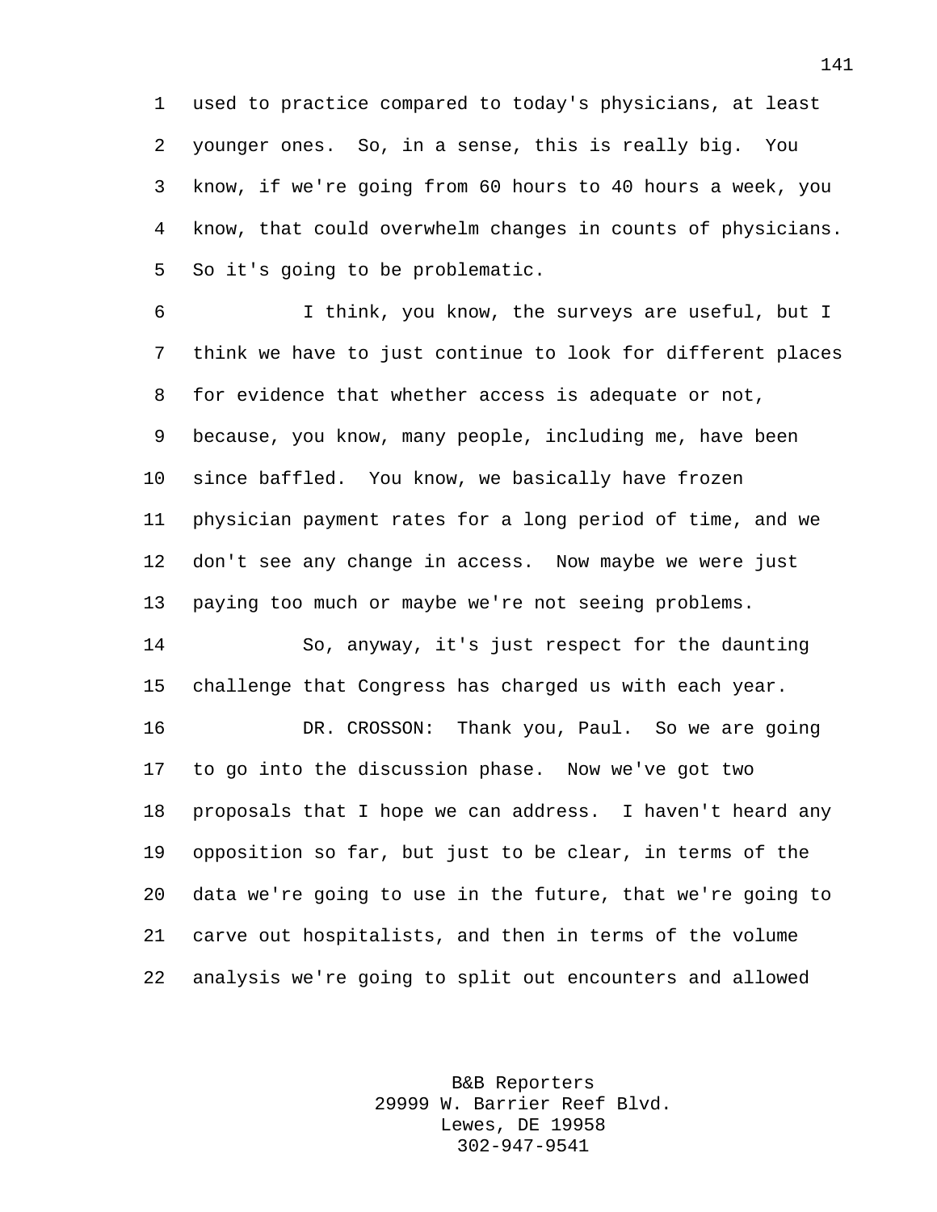used to practice compared to today's physicians, at least younger ones. So, in a sense, this is really big. You know, if we're going from 60 hours to 40 hours a week, you know, that could overwhelm changes in counts of physicians. So it's going to be problematic.

I think, you know, the surveys are useful, but I think we have to just continue to look for different places for evidence that whether access is adequate or not, because, you know, many people, including me, have been since baffled. You know, we basically have frozen physician payment rates for a long period of time, and we don't see any change in access. Now maybe we were just paying too much or maybe we're not seeing problems.

So, anyway, it's just respect for the daunting challenge that Congress has charged us with each year.

DR. CROSSON: Thank you, Paul. So we are going to go into the discussion phase. Now we've got two proposals that I hope we can address. I haven't heard any opposition so far, but just to be clear, in terms of the data we're going to use in the future, that we're going to carve out hospitalists, and then in terms of the volume analysis we're going to split out encounters and allowed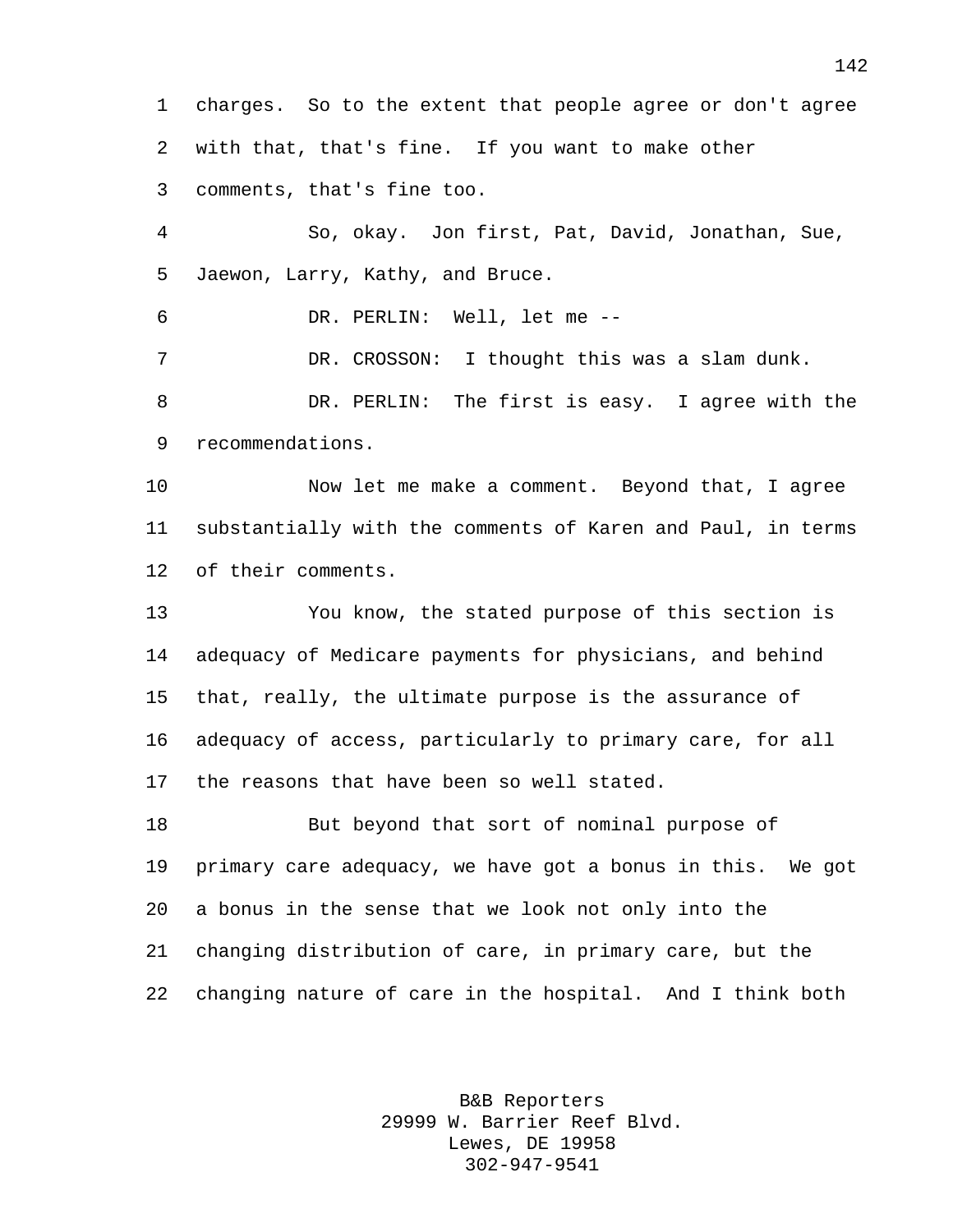charges. So to the extent that people agree or don't agree with that, that's fine. If you want to make other comments, that's fine too.

So, okay. Jon first, Pat, David, Jonathan, Sue, Jaewon, Larry, Kathy, and Bruce.

DR. PERLIN: Well, let me --

DR. CROSSON: I thought this was a slam dunk.

DR. PERLIN: The first is easy. I agree with the recommendations.

Now let me make a comment. Beyond that, I agree substantially with the comments of Karen and Paul, in terms of their comments.

You know, the stated purpose of this section is adequacy of Medicare payments for physicians, and behind that, really, the ultimate purpose is the assurance of adequacy of access, particularly to primary care, for all the reasons that have been so well stated.

But beyond that sort of nominal purpose of primary care adequacy, we have got a bonus in this. We got a bonus in the sense that we look not only into the changing distribution of care, in primary care, but the changing nature of care in the hospital. And I think both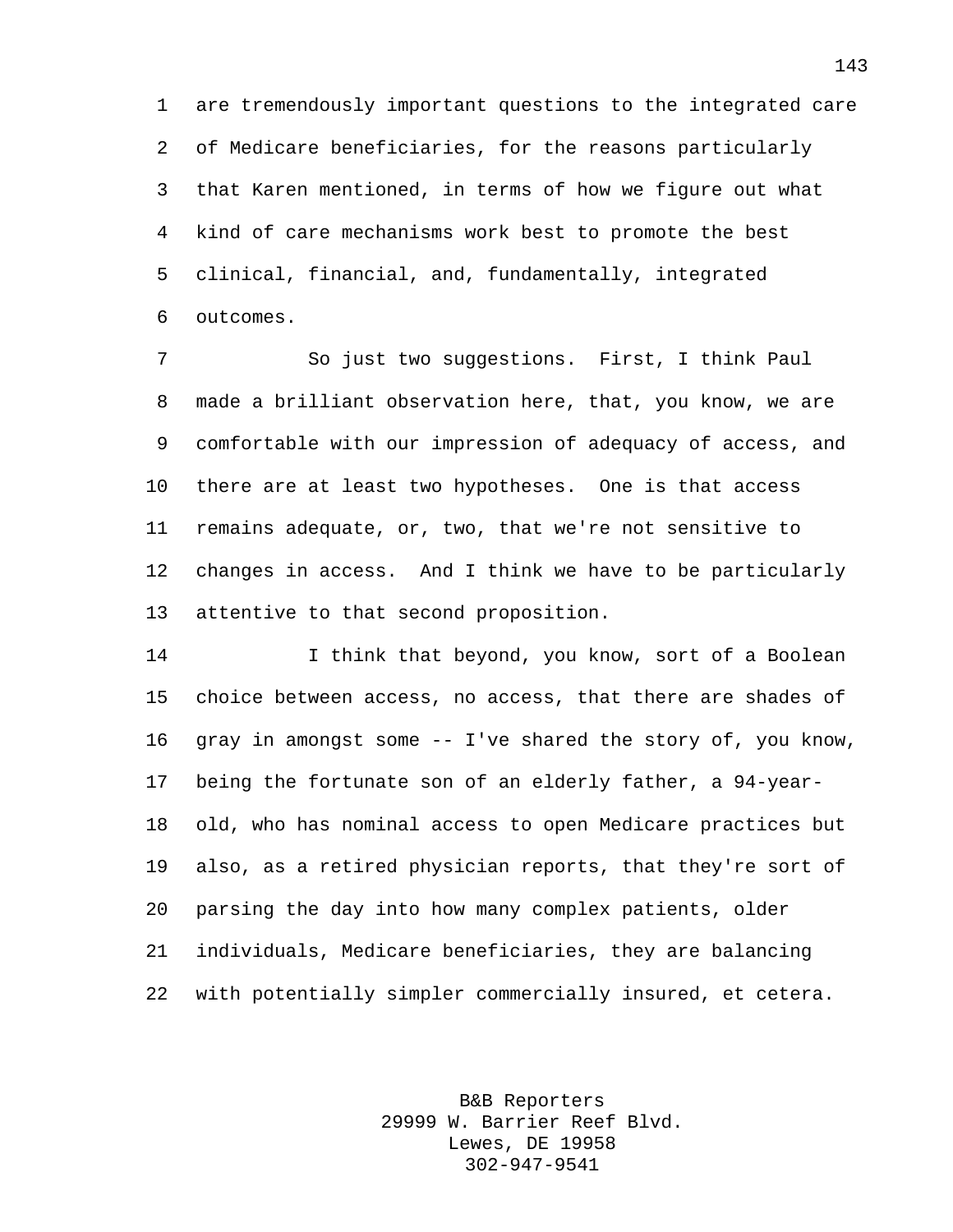are tremendously important questions to the integrated care of Medicare beneficiaries, for the reasons particularly that Karen mentioned, in terms of how we figure out what kind of care mechanisms work best to promote the best clinical, financial, and, fundamentally, integrated outcomes.

So just two suggestions. First, I think Paul made a brilliant observation here, that, you know, we are comfortable with our impression of adequacy of access, and there are at least two hypotheses. One is that access remains adequate, or, two, that we're not sensitive to changes in access. And I think we have to be particularly attentive to that second proposition.

I think that beyond, you know, sort of a Boolean choice between access, no access, that there are shades of gray in amongst some -- I've shared the story of, you know, being the fortunate son of an elderly father, a 94-year-old, who has nominal access to open Medicare practices but also, as a retired physician reports, that they're sort of parsing the day into how many complex patients, older individuals, Medicare beneficiaries, they are balancing with potentially simpler commercially insured, et cetera.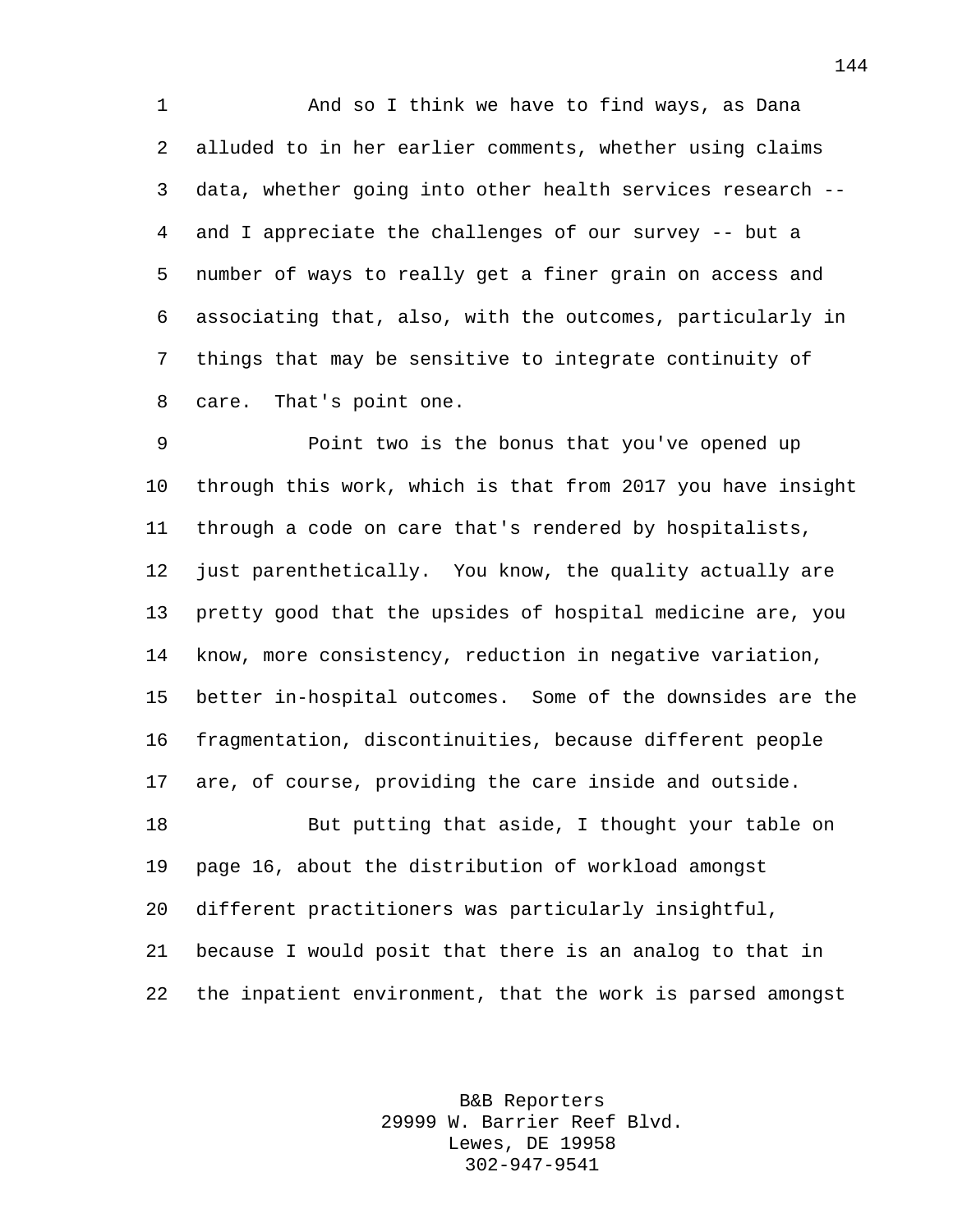And so I think we have to find ways, as Dana alluded to in her earlier comments, whether using claims data, whether going into other health services research -- and I appreciate the challenges of our survey -- but a number of ways to really get a finer grain on access and associating that, also, with the outcomes, particularly in things that may be sensitive to integrate continuity of care. That's point one.

Point two is the bonus that you've opened up through this work, which is that from 2017 you have insight through a code on care that's rendered by hospitalists, just parenthetically. You know, the quality actually are pretty good that the upsides of hospital medicine are, you know, more consistency, reduction in negative variation, better in-hospital outcomes. Some of the downsides are the fragmentation, discontinuities, because different people are, of course, providing the care inside and outside.

But putting that aside, I thought your table on page 16, about the distribution of workload amongst different practitioners was particularly insightful, because I would posit that there is an analog to that in the inpatient environment, that the work is parsed amongst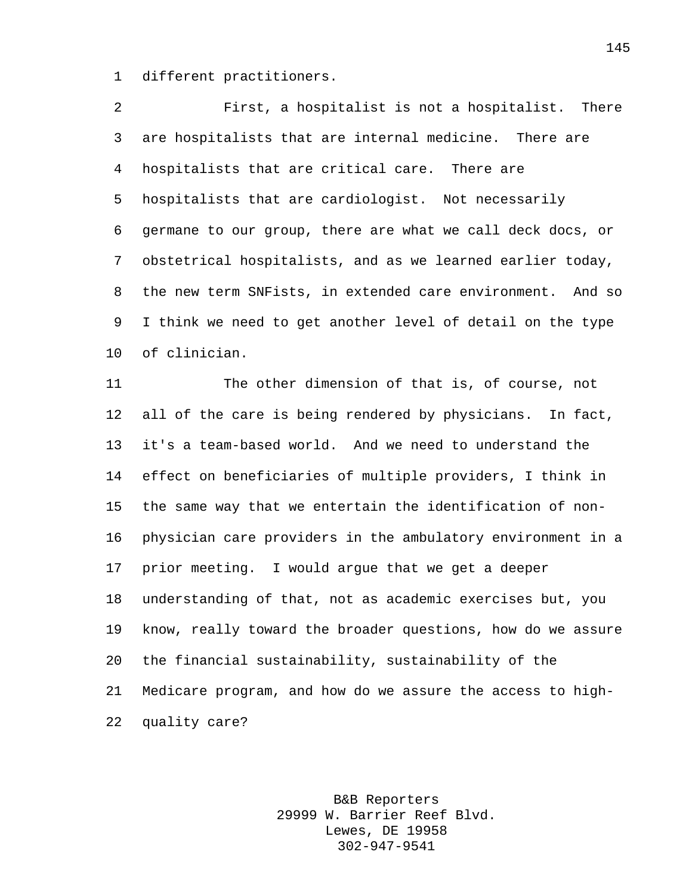different practitioners.

First, a hospitalist is not a hospitalist. There are hospitalists that are internal medicine. There are hospitalists that are critical care. There are hospitalists that are cardiologist. Not necessarily germane to our group, there are what we call deck docs, or obstetrical hospitalists, and as we learned earlier today, the new term SNFists, in extended care environment. And so I think we need to get another level of detail on the type of clinician.

The other dimension of that is, of course, not all of the care is being rendered by physicians. In fact, it's a team-based world. And we need to understand the effect on beneficiaries of multiple providers, I think in the same way that we entertain the identification of non-physician care providers in the ambulatory environment in a prior meeting. I would argue that we get a deeper understanding of that, not as academic exercises but, you know, really toward the broader questions, how do we assure the financial sustainability, sustainability of the Medicare program, and how do we assure the access to high-quality care?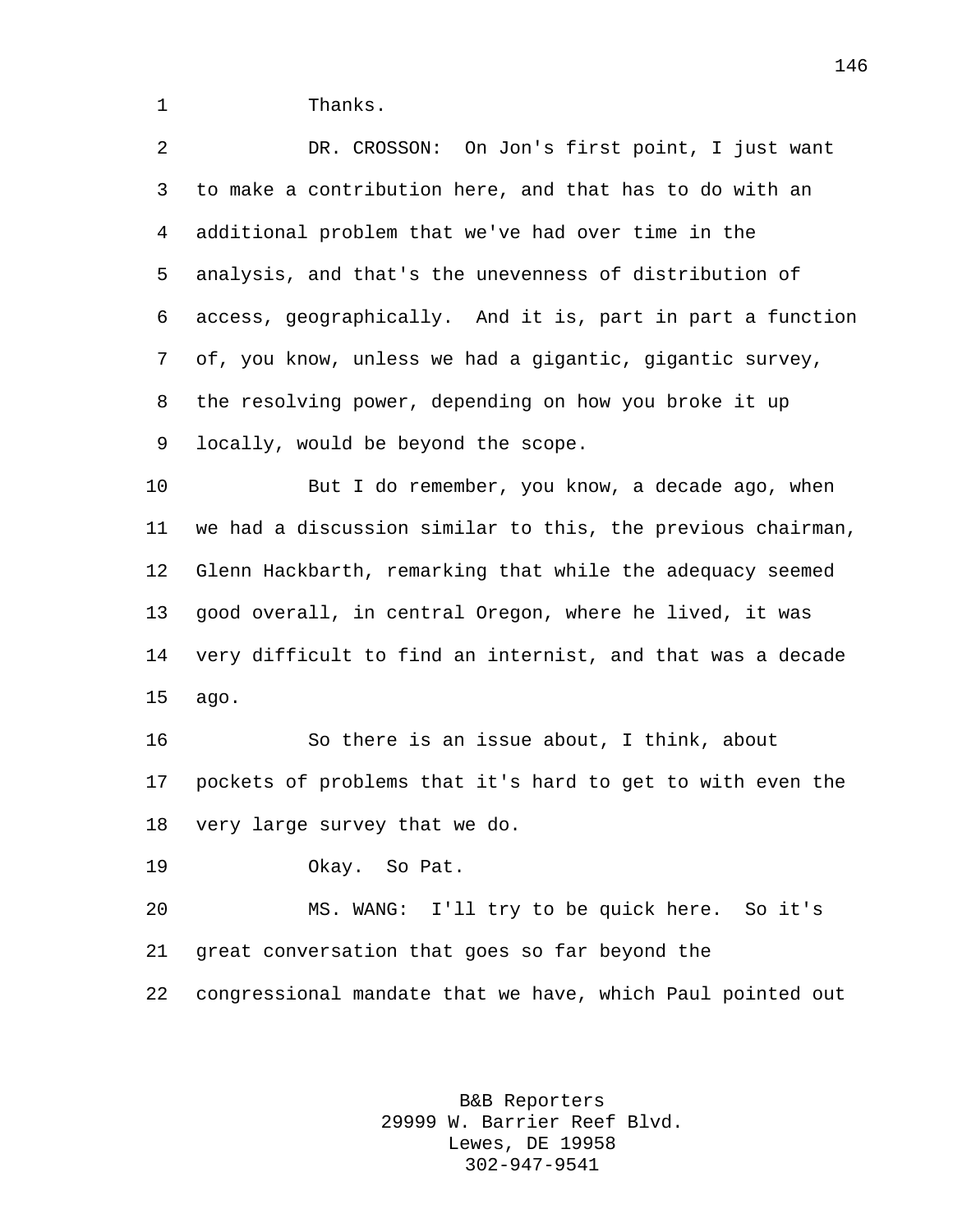Thanks.

DR. CROSSON: On Jon's first point, I just want to make a contribution here, and that has to do with an additional problem that we've had over time in the analysis, and that's the unevenness of distribution of access, geographically. And it is, part in part a function of, you know, unless we had a gigantic, gigantic survey, the resolving power, depending on how you broke it up locally, would be beyond the scope.

But I do remember, you know, a decade ago, when we had a discussion similar to this, the previous chairman, Glenn Hackbarth, remarking that while the adequacy seemed good overall, in central Oregon, where he lived, it was very difficult to find an internist, and that was a decade ago.

So there is an issue about, I think, about pockets of problems that it's hard to get to with even the very large survey that we do.

Okay. So Pat.

MS. WANG: I'll try to be quick here. So it's great conversation that goes so far beyond the congressional mandate that we have, which Paul pointed out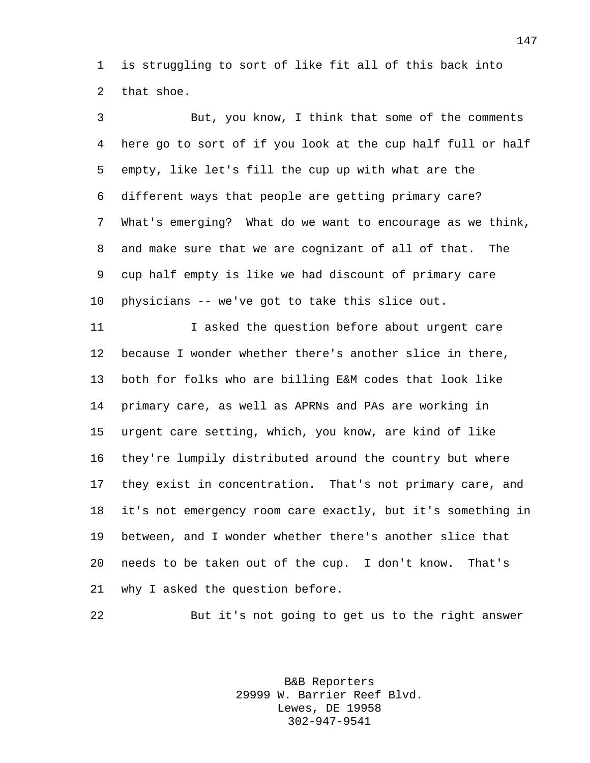is struggling to sort of like fit all of this back into that shoe.

But, you know, I think that some of the comments here go to sort of if you look at the cup half full or half empty, like let's fill the cup up with what are the different ways that people are getting primary care? What's emerging? What do we want to encourage as we think, and make sure that we are cognizant of all of that. The cup half empty is like we had discount of primary care physicians -- we've got to take this slice out.

I asked the question before about urgent care because I wonder whether there's another slice in there, both for folks who are billing E&M codes that look like primary care, as well as APRNs and PAs are working in urgent care setting, which, you know, are kind of like they're lumpily distributed around the country but where they exist in concentration. That's not primary care, and it's not emergency room care exactly, but it's something in between, and I wonder whether there's another slice that needs to be taken out of the cup. I don't know. That's why I asked the question before.

But it's not going to get us to the right answer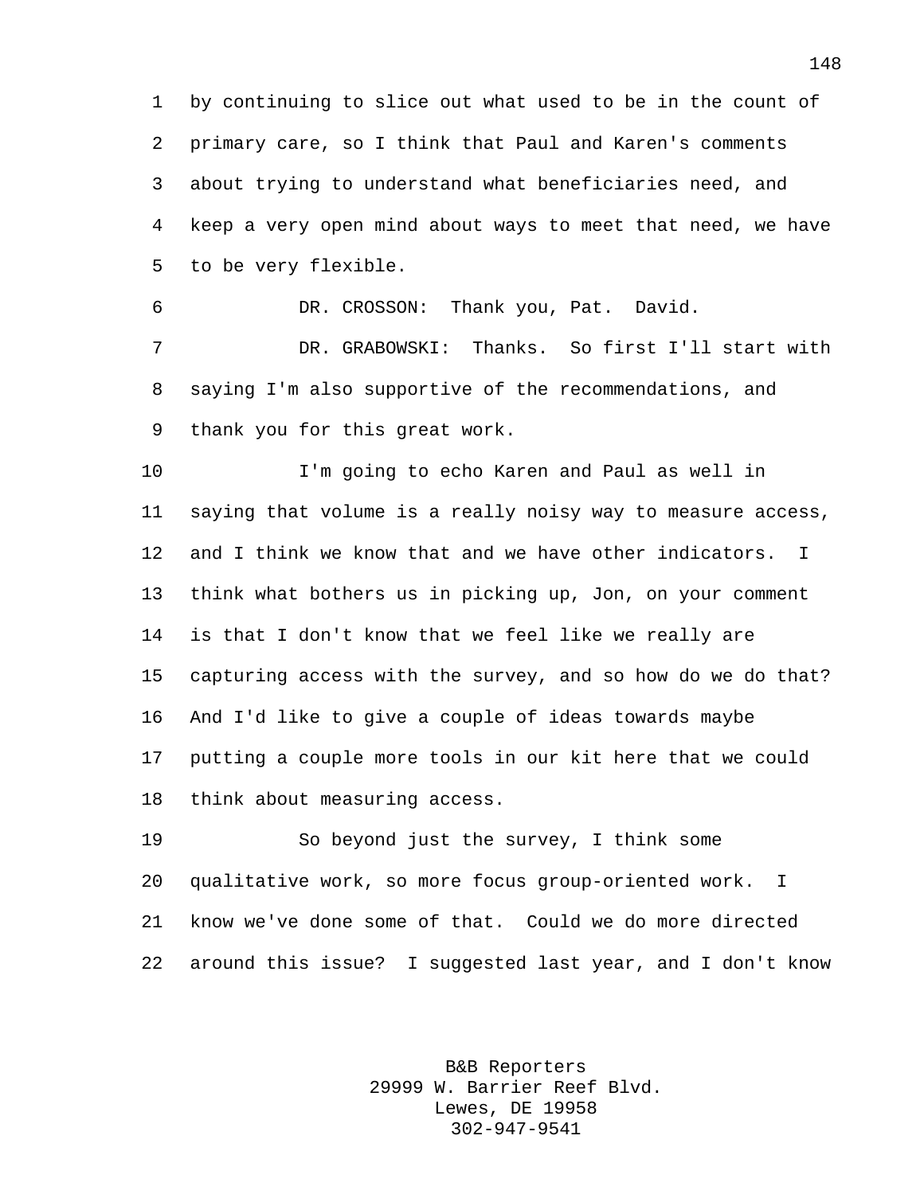by continuing to slice out what used to be in the count of primary care, so I think that Paul and Karen's comments about trying to understand what beneficiaries need, and keep a very open mind about ways to meet that need, we have to be very flexible.

DR. CROSSON: Thank you, Pat. David.

DR. GRABOWSKI: Thanks. So first I'll start with saying I'm also supportive of the recommendations, and thank you for this great work.

I'm going to echo Karen and Paul as well in saying that volume is a really noisy way to measure access, and I think we know that and we have other indicators. I think what bothers us in picking up, Jon, on your comment is that I don't know that we feel like we really are capturing access with the survey, and so how do we do that? And I'd like to give a couple of ideas towards maybe putting a couple more tools in our kit here that we could think about measuring access.

So beyond just the survey, I think some qualitative work, so more focus group-oriented work. I know we've done some of that. Could we do more directed around this issue? I suggested last year, and I don't know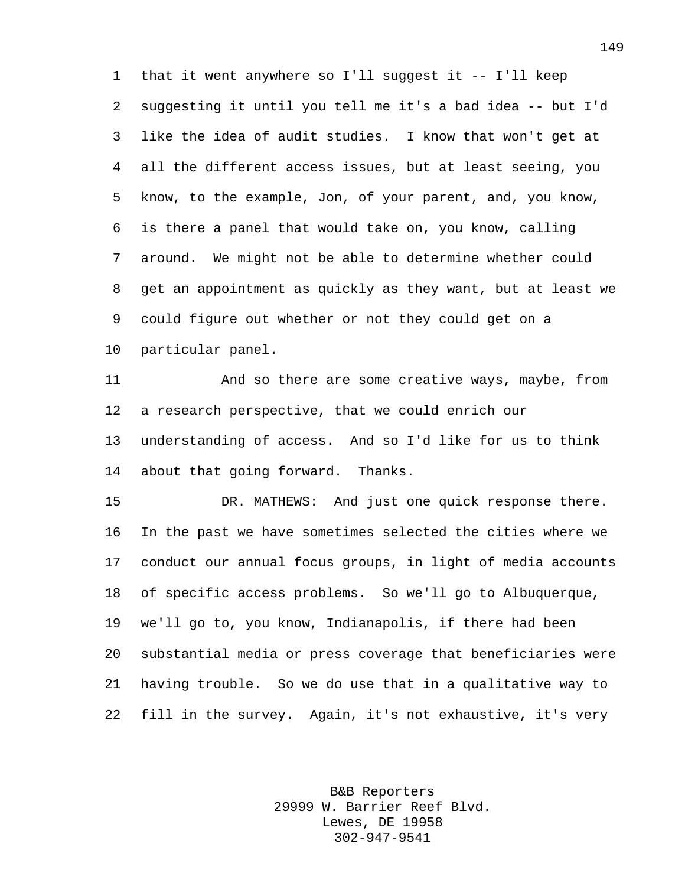that it went anywhere so I'll suggest it -- I'll keep suggesting it until you tell me it's a bad idea -- but I'd like the idea of audit studies. I know that won't get at all the different access issues, but at least seeing, you know, to the example, Jon, of your parent, and, you know, is there a panel that would take on, you know, calling around. We might not be able to determine whether could get an appointment as quickly as they want, but at least we could figure out whether or not they could get on a particular panel.

And so there are some creative ways, maybe, from a research perspective, that we could enrich our understanding of access. And so I'd like for us to think about that going forward. Thanks.

DR. MATHEWS: And just one quick response there. In the past we have sometimes selected the cities where we conduct our annual focus groups, in light of media accounts of specific access problems. So we'll go to Albuquerque, we'll go to, you know, Indianapolis, if there had been substantial media or press coverage that beneficiaries were having trouble. So we do use that in a qualitative way to fill in the survey. Again, it's not exhaustive, it's very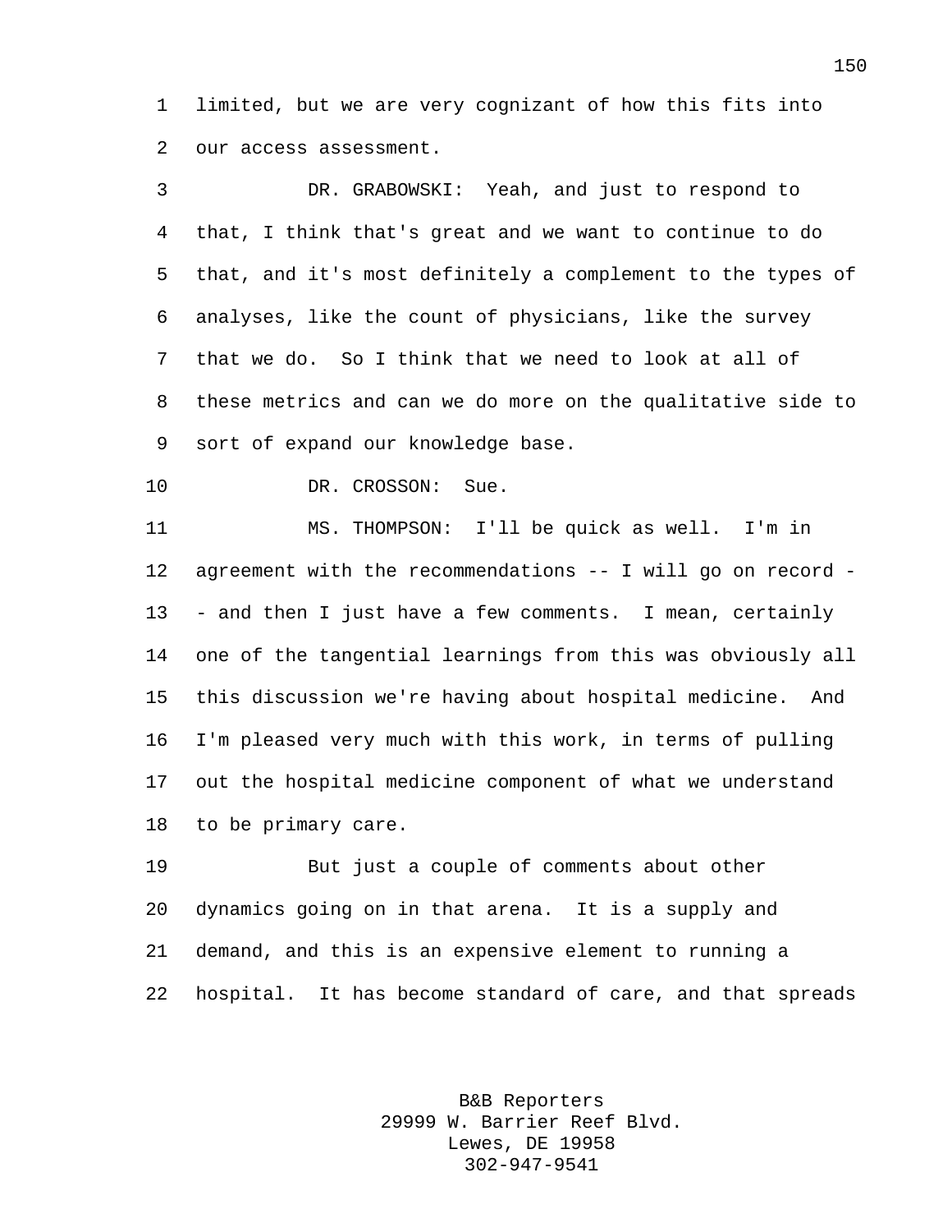limited, but we are very cognizant of how this fits into our access assessment.

DR. GRABOWSKI: Yeah, and just to respond to that, I think that's great and we want to continue to do that, and it's most definitely a complement to the types of analyses, like the count of physicians, like the survey that we do. So I think that we need to look at all of these metrics and can we do more on the qualitative side to sort of expand our knowledge base.

DR. CROSSON: Sue.

MS. THOMPSON: I'll be quick as well. I'm in agreement with the recommendations -- I will go on record -- and then I just have a few comments. I mean, certainly one of the tangential learnings from this was obviously all this discussion we're having about hospital medicine. And I'm pleased very much with this work, in terms of pulling out the hospital medicine component of what we understand to be primary care.

But just a couple of comments about other dynamics going on in that arena. It is a supply and demand, and this is an expensive element to running a hospital. It has become standard of care, and that spreads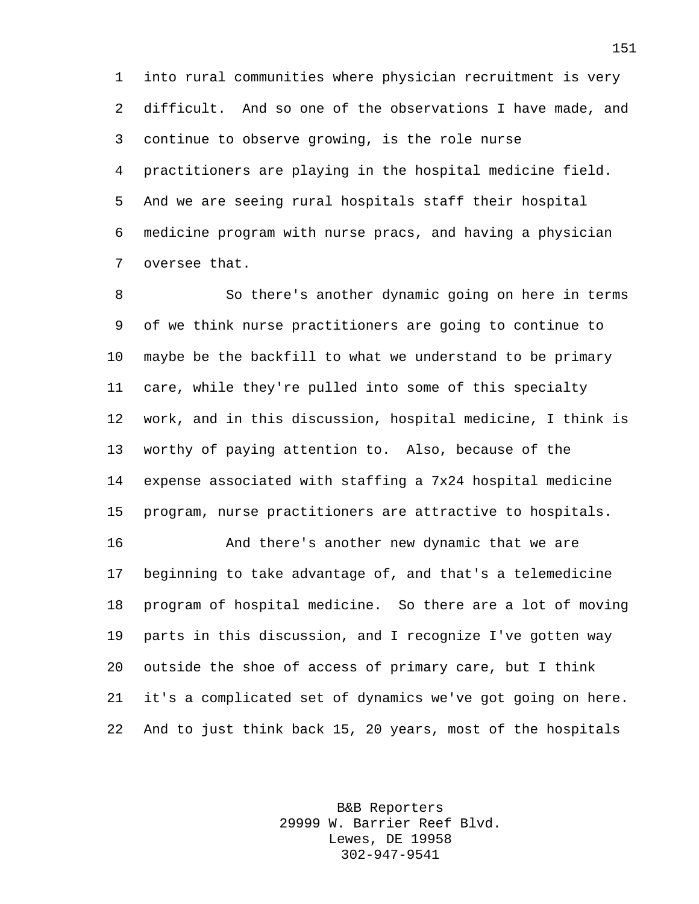into rural communities where physician recruitment is very difficult. And so one of the observations I have made, and continue to observe growing, is the role nurse practitioners are playing in the hospital medicine field. And we are seeing rural hospitals staff their hospital medicine program with nurse pracs, and having a physician oversee that.

So there's another dynamic going on here in terms of we think nurse practitioners are going to continue to maybe be the backfill to what we understand to be primary care, while they're pulled into some of this specialty work, and in this discussion, hospital medicine, I think is worthy of paying attention to. Also, because of the expense associated with staffing a 7x24 hospital medicine program, nurse practitioners are attractive to hospitals.

And there's another new dynamic that we are beginning to take advantage of, and that's a telemedicine program of hospital medicine. So there are a lot of moving parts in this discussion, and I recognize I've gotten way outside the shoe of access of primary care, but I think it's a complicated set of dynamics we've got going on here. And to just think back 15, 20 years, most of the hospitals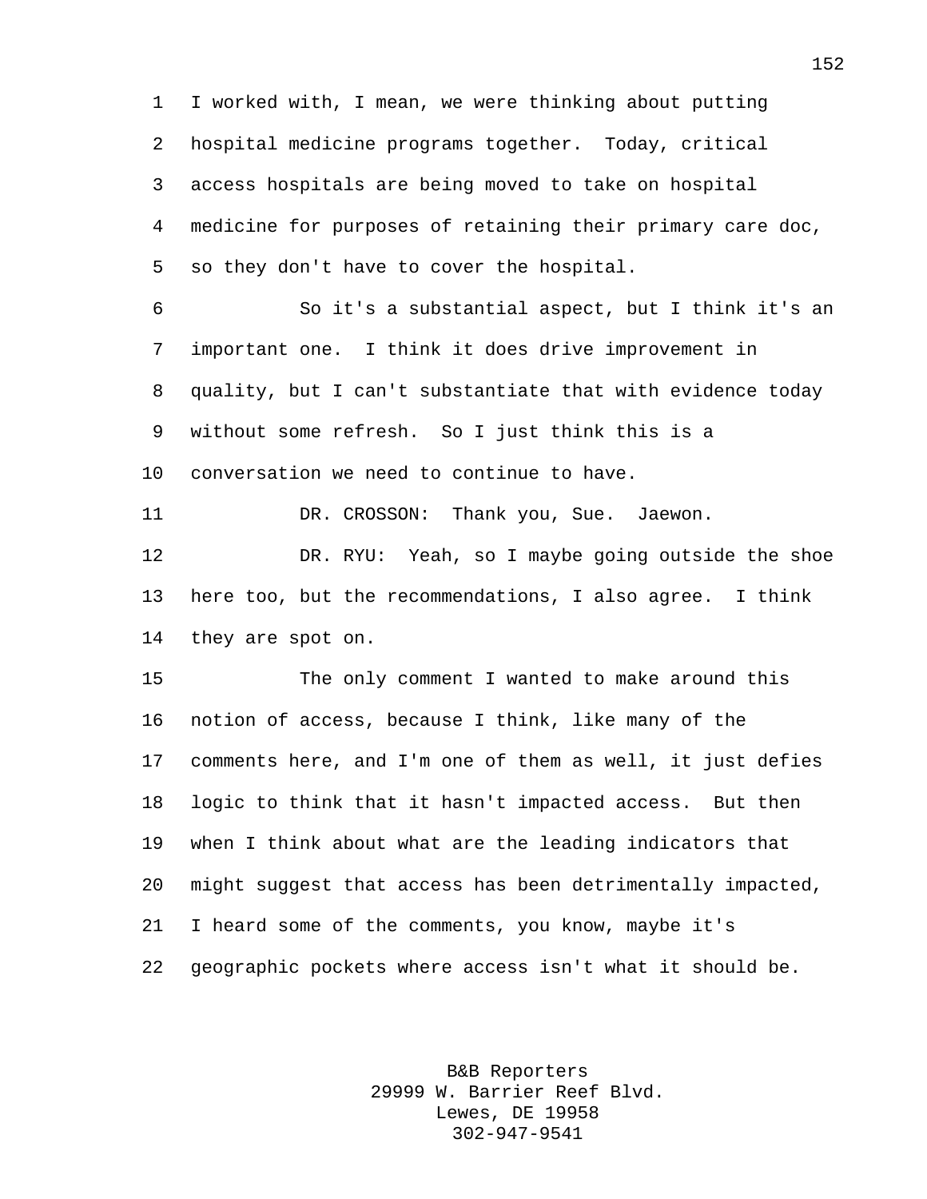I worked with, I mean, we were thinking about putting hospital medicine programs together. Today, critical access hospitals are being moved to take on hospital medicine for purposes of retaining their primary care doc, so they don't have to cover the hospital.

So it's a substantial aspect, but I think it's an important one. I think it does drive improvement in quality, but I can't substantiate that with evidence today without some refresh. So I just think this is a conversation we need to continue to have.

DR. CROSSON: Thank you, Sue. Jaewon.

DR. RYU: Yeah, so I maybe going outside the shoe here too, but the recommendations, I also agree. I think they are spot on.

The only comment I wanted to make around this notion of access, because I think, like many of the comments here, and I'm one of them as well, it just defies logic to think that it hasn't impacted access. But then when I think about what are the leading indicators that might suggest that access has been detrimentally impacted, I heard some of the comments, you know, maybe it's geographic pockets where access isn't what it should be.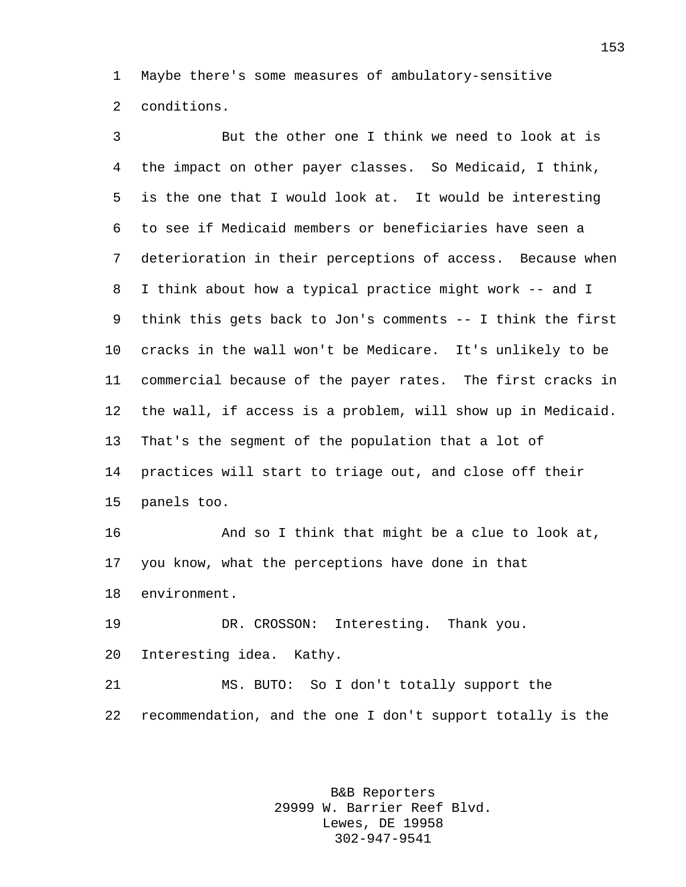Maybe there's some measures of ambulatory-sensitive conditions.

But the other one I think we need to look at is the impact on other payer classes. So Medicaid, I think, is the one that I would look at. It would be interesting to see if Medicaid members or beneficiaries have seen a deterioration in their perceptions of access. Because when I think about how a typical practice might work -- and I think this gets back to Jon's comments -- I think the first cracks in the wall won't be Medicare. It's unlikely to be commercial because of the payer rates. The first cracks in the wall, if access is a problem, will show up in Medicaid. That's the segment of the population that a lot of practices will start to triage out, and close off their panels too.

And so I think that might be a clue to look at, you know, what the perceptions have done in that environment.

DR. CROSSON: Interesting. Thank you. Interesting idea. Kathy.

MS. BUTO: So I don't totally support the recommendation, and the one I don't support totally is the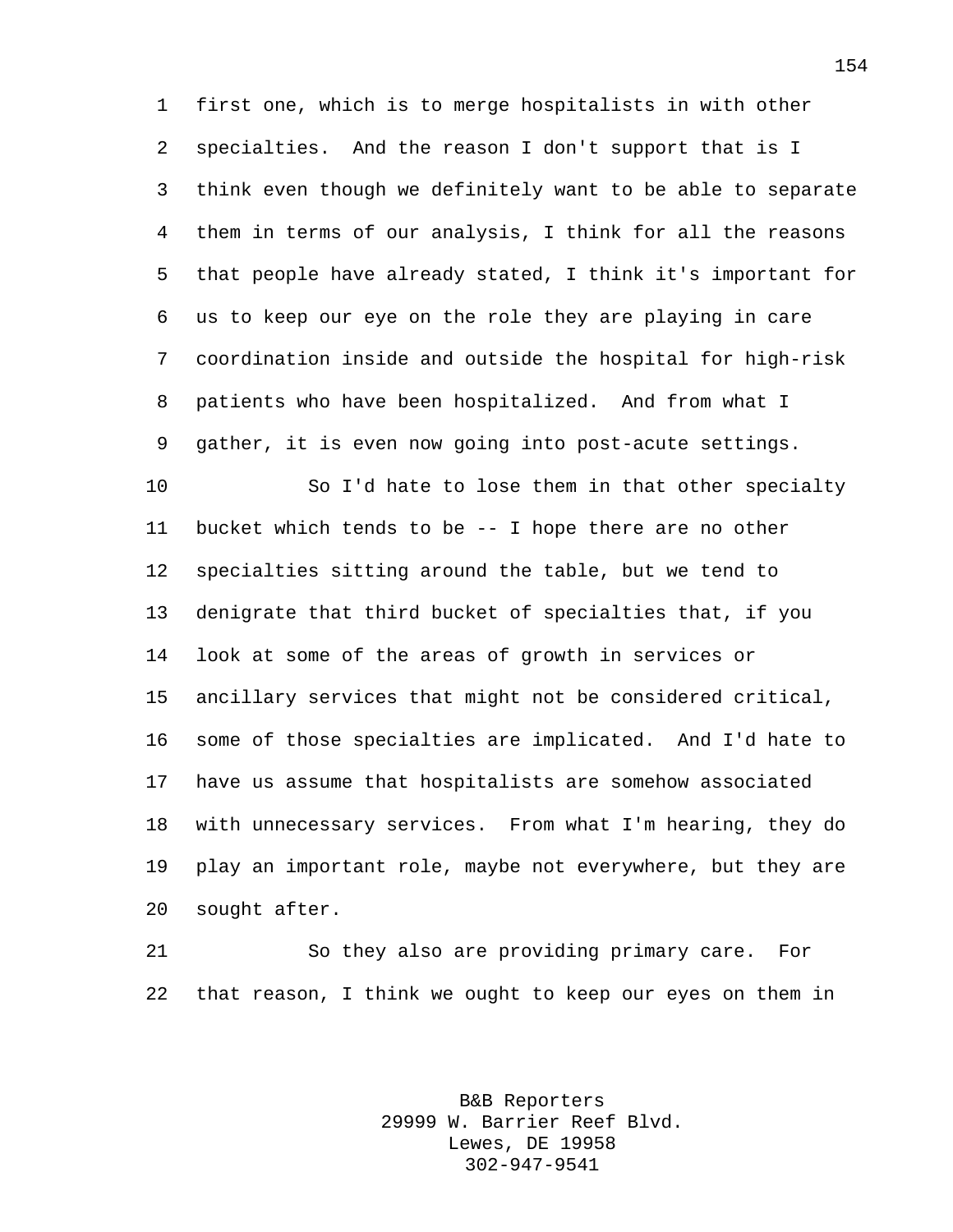first one, which is to merge hospitalists in with other specialties. And the reason I don't support that is I think even though we definitely want to be able to separate them in terms of our analysis, I think for all the reasons that people have already stated, I think it's important for us to keep our eye on the role they are playing in care coordination inside and outside the hospital for high-risk patients who have been hospitalized. And from what I gather, it is even now going into post-acute settings.

So I'd hate to lose them in that other specialty bucket which tends to be -- I hope there are no other specialties sitting around the table, but we tend to denigrate that third bucket of specialties that, if you look at some of the areas of growth in services or ancillary services that might not be considered critical, some of those specialties are implicated. And I'd hate to have us assume that hospitalists are somehow associated with unnecessary services. From what I'm hearing, they do play an important role, maybe not everywhere, but they are sought after.

So they also are providing primary care. For that reason, I think we ought to keep our eyes on them in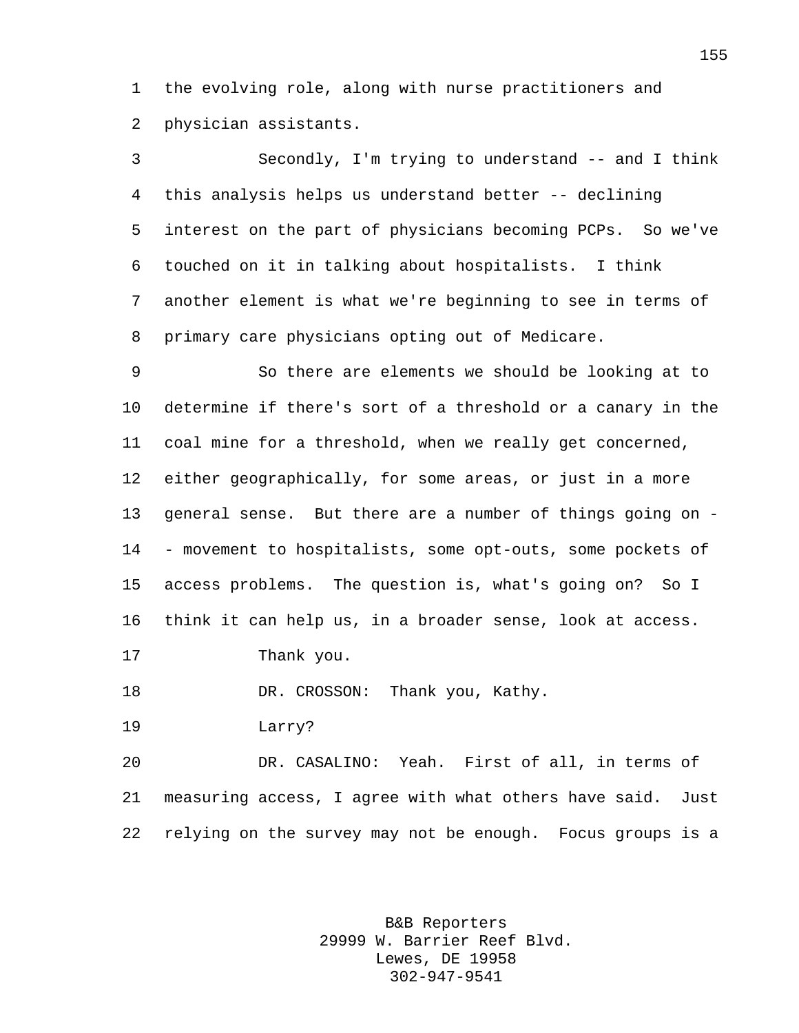the evolving role, along with nurse practitioners and physician assistants.

Secondly, I'm trying to understand -- and I think this analysis helps us understand better -- declining interest on the part of physicians becoming PCPs. So we've touched on it in talking about hospitalists. I think another element is what we're beginning to see in terms of primary care physicians opting out of Medicare.

So there are elements we should be looking at to determine if there's sort of a threshold or a canary in the coal mine for a threshold, when we really get concerned, either geographically, for some areas, or just in a more general sense. But there are a number of things going on -- movement to hospitalists, some opt-outs, some pockets of access problems. The question is, what's going on? So I think it can help us, in a broader sense, look at access.

Thank you.

DR. CROSSON: Thank you, Kathy.

Larry?

DR. CASALINO: Yeah. First of all, in terms of measuring access, I agree with what others have said. Just relying on the survey may not be enough. Focus groups is a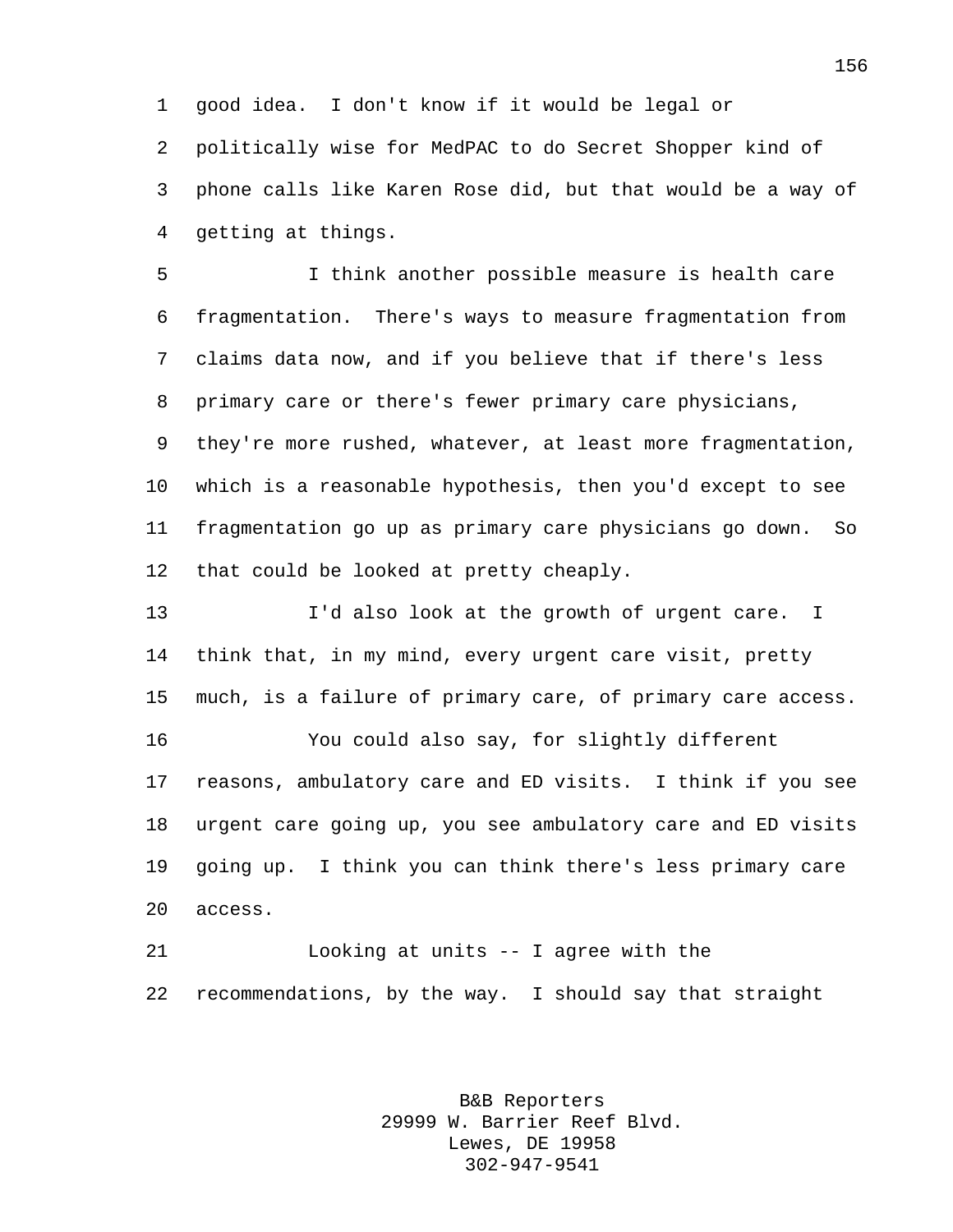good idea. I don't know if it would be legal or politically wise for MedPAC to do Secret Shopper kind of phone calls like Karen Rose did, but that would be a way of getting at things.

I think another possible measure is health care fragmentation. There's ways to measure fragmentation from claims data now, and if you believe that if there's less primary care or there's fewer primary care physicians, they're more rushed, whatever, at least more fragmentation, which is a reasonable hypothesis, then you'd except to see fragmentation go up as primary care physicians go down. So that could be looked at pretty cheaply.

I'd also look at the growth of urgent care. I think that, in my mind, every urgent care visit, pretty much, is a failure of primary care, of primary care access.

You could also say, for slightly different reasons, ambulatory care and ED visits. I think if you see urgent care going up, you see ambulatory care and ED visits going up. I think you can think there's less primary care access.

Looking at units -- I agree with the recommendations, by the way. I should say that straight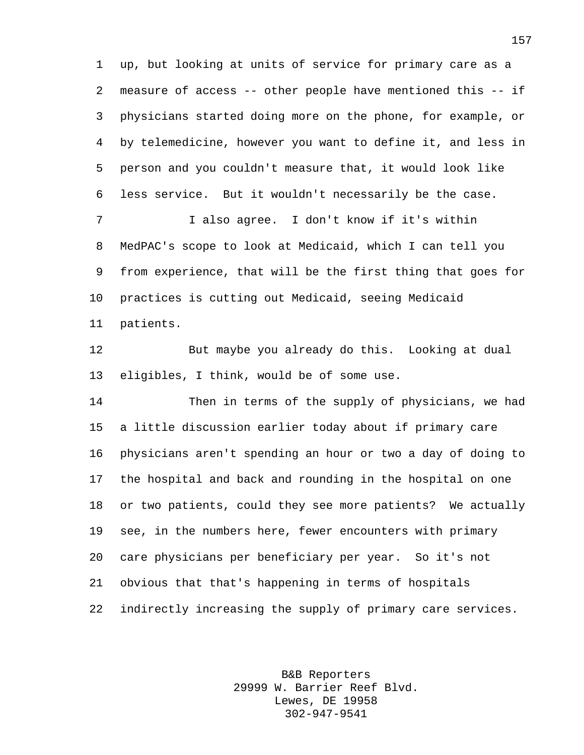up, but looking at units of service for primary care as a measure of access -- other people have mentioned this -- if physicians started doing more on the phone, for example, or by telemedicine, however you want to define it, and less in person and you couldn't measure that, it would look like less service. But it wouldn't necessarily be the case.

I also agree. I don't know if it's within MedPAC's scope to look at Medicaid, which I can tell you from experience, that will be the first thing that goes for practices is cutting out Medicaid, seeing Medicaid patients.

But maybe you already do this. Looking at dual eligibles, I think, would be of some use.

Then in terms of the supply of physicians, we had a little discussion earlier today about if primary care physicians aren't spending an hour or two a day of doing to the hospital and back and rounding in the hospital on one or two patients, could they see more patients? We actually see, in the numbers here, fewer encounters with primary care physicians per beneficiary per year. So it's not obvious that that's happening in terms of hospitals indirectly increasing the supply of primary care services.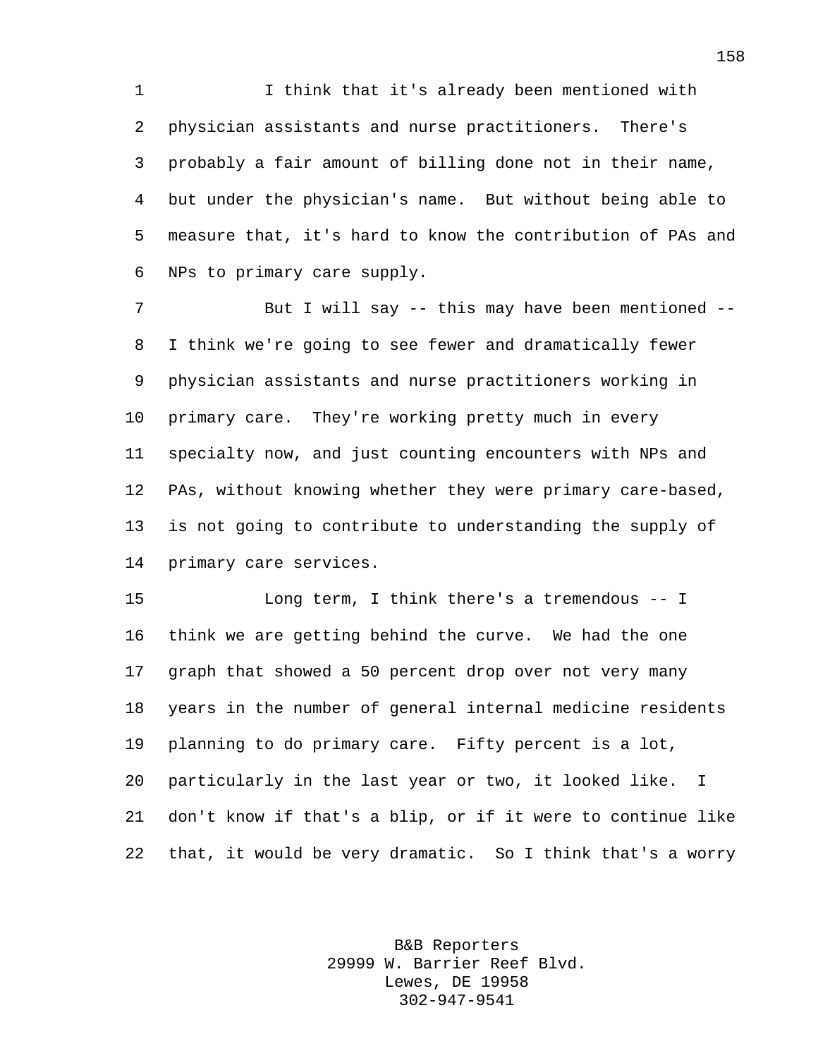I think that it's already been mentioned with physician assistants and nurse practitioners. There's probably a fair amount of billing done not in their name, but under the physician's name. But without being able to measure that, it's hard to know the contribution of PAs and NPs to primary care supply.

But I will say -- this may have been mentioned -- I think we're going to see fewer and dramatically fewer physician assistants and nurse practitioners working in primary care. They're working pretty much in every specialty now, and just counting encounters with NPs and PAs, without knowing whether they were primary care-based, is not going to contribute to understanding the supply of primary care services.

Long term, I think there's a tremendous -- I think we are getting behind the curve. We had the one graph that showed a 50 percent drop over not very many years in the number of general internal medicine residents planning to do primary care. Fifty percent is a lot, particularly in the last year or two, it looked like. I don't know if that's a blip, or if it were to continue like that, it would be very dramatic. So I think that's a worry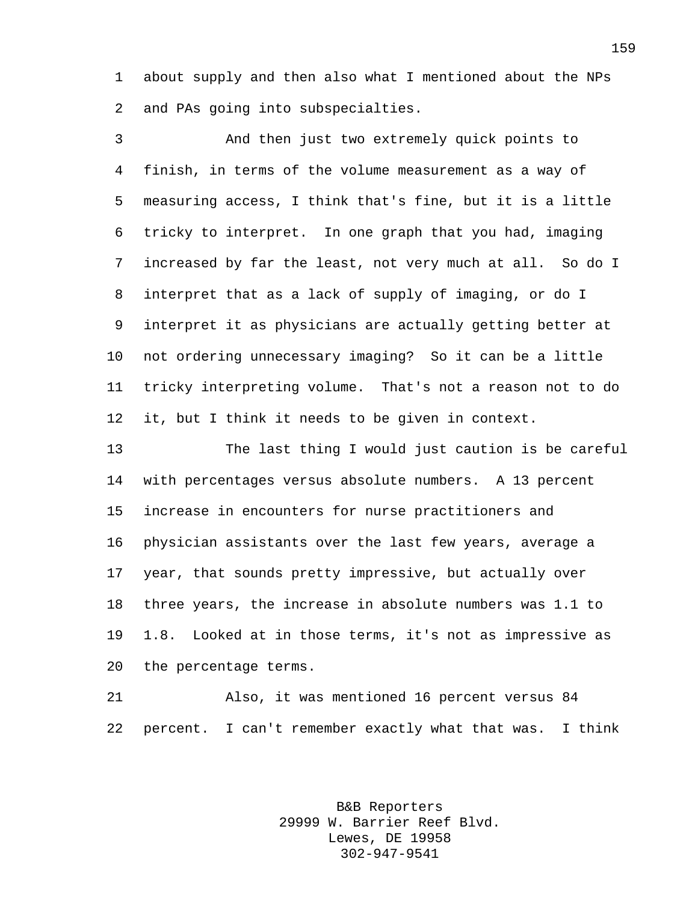about supply and then also what I mentioned about the NPs and PAs going into subspecialties.

And then just two extremely quick points to finish, in terms of the volume measurement as a way of measuring access, I think that's fine, but it is a little tricky to interpret. In one graph that you had, imaging increased by far the least, not very much at all. So do I interpret that as a lack of supply of imaging, or do I interpret it as physicians are actually getting better at not ordering unnecessary imaging? So it can be a little tricky interpreting volume. That's not a reason not to do it, but I think it needs to be given in context.

The last thing I would just caution is be careful with percentages versus absolute numbers. A 13 percent increase in encounters for nurse practitioners and physician assistants over the last few years, average a year, that sounds pretty impressive, but actually over three years, the increase in absolute numbers was 1.1 to 1.8. Looked at in those terms, it's not as impressive as the percentage terms.

Also, it was mentioned 16 percent versus 84 percent. I can't remember exactly what that was. I think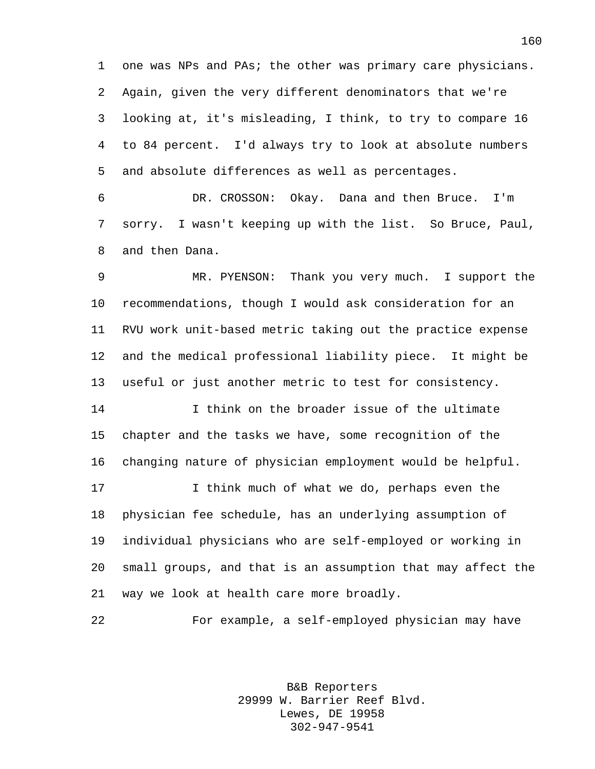one was NPs and PAs; the other was primary care physicians. Again, given the very different denominators that we're looking at, it's misleading, I think, to try to compare 16 to 84 percent. I'd always try to look at absolute numbers and absolute differences as well as percentages.

DR. CROSSON: Okay. Dana and then Bruce. I'm sorry. I wasn't keeping up with the list. So Bruce, Paul, and then Dana.

MR. PYENSON: Thank you very much. I support the recommendations, though I would ask consideration for an RVU work unit-based metric taking out the practice expense and the medical professional liability piece. It might be useful or just another metric to test for consistency.

I think on the broader issue of the ultimate chapter and the tasks we have, some recognition of the changing nature of physician employment would be helpful.

I think much of what we do, perhaps even the physician fee schedule, has an underlying assumption of individual physicians who are self-employed or working in small groups, and that is an assumption that may affect the way we look at health care more broadly.

For example, a self-employed physician may have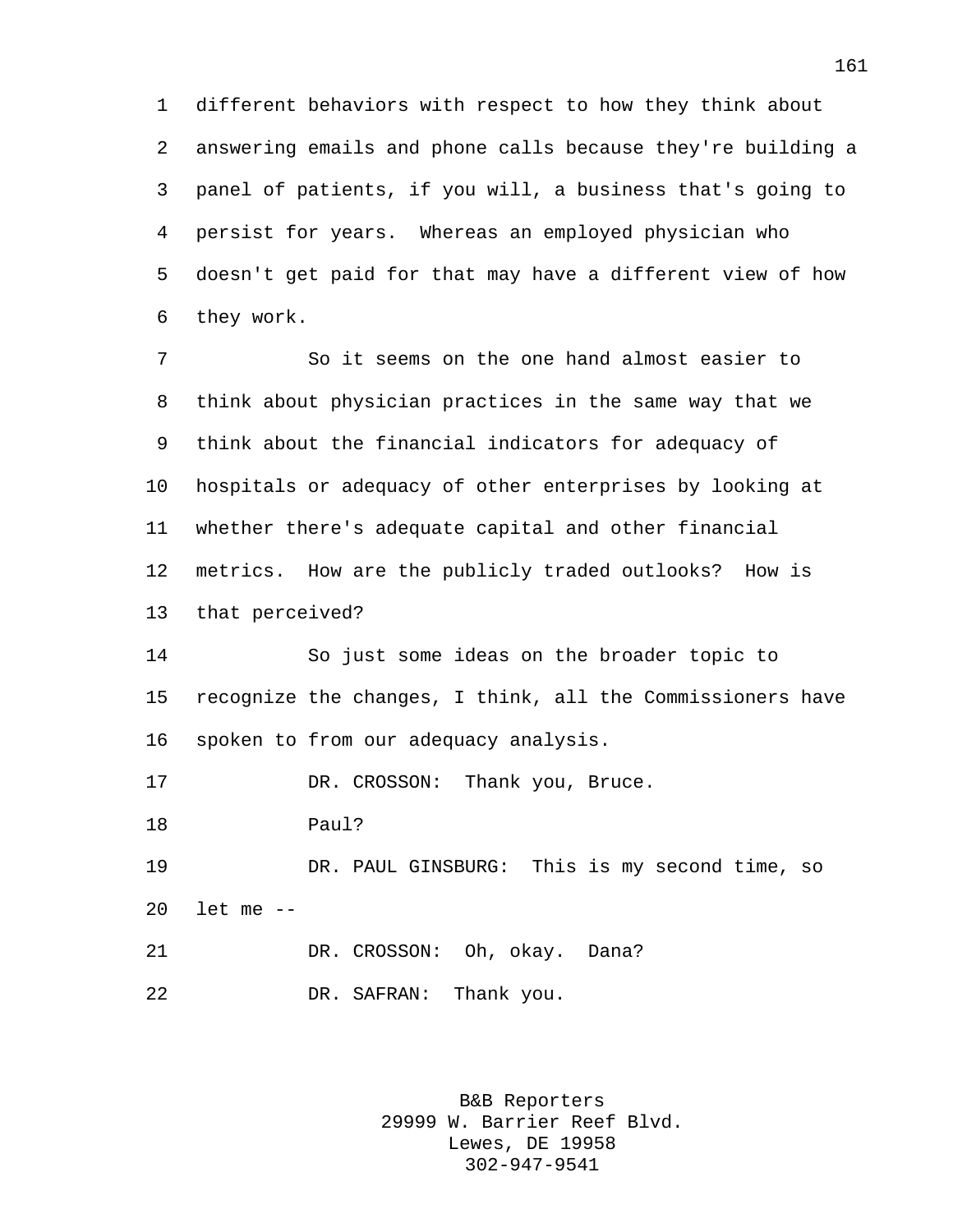different behaviors with respect to how they think about answering emails and phone calls because they're building a panel of patients, if you will, a business that's going to persist for years. Whereas an employed physician who doesn't get paid for that may have a different view of how they work.

So it seems on the one hand almost easier to think about physician practices in the same way that we think about the financial indicators for adequacy of hospitals or adequacy of other enterprises by looking at whether there's adequate capital and other financial metrics. How are the publicly traded outlooks? How is that perceived?

So just some ideas on the broader topic to recognize the changes, I think, all the Commissioners have spoken to from our adequacy analysis.

DR. CROSSON: Thank you, Bruce.

Paul?

DR. PAUL GINSBURG: This is my second time, so let me --

DR. CROSSON: Oh, okay. Dana?

DR. SAFRAN: Thank you.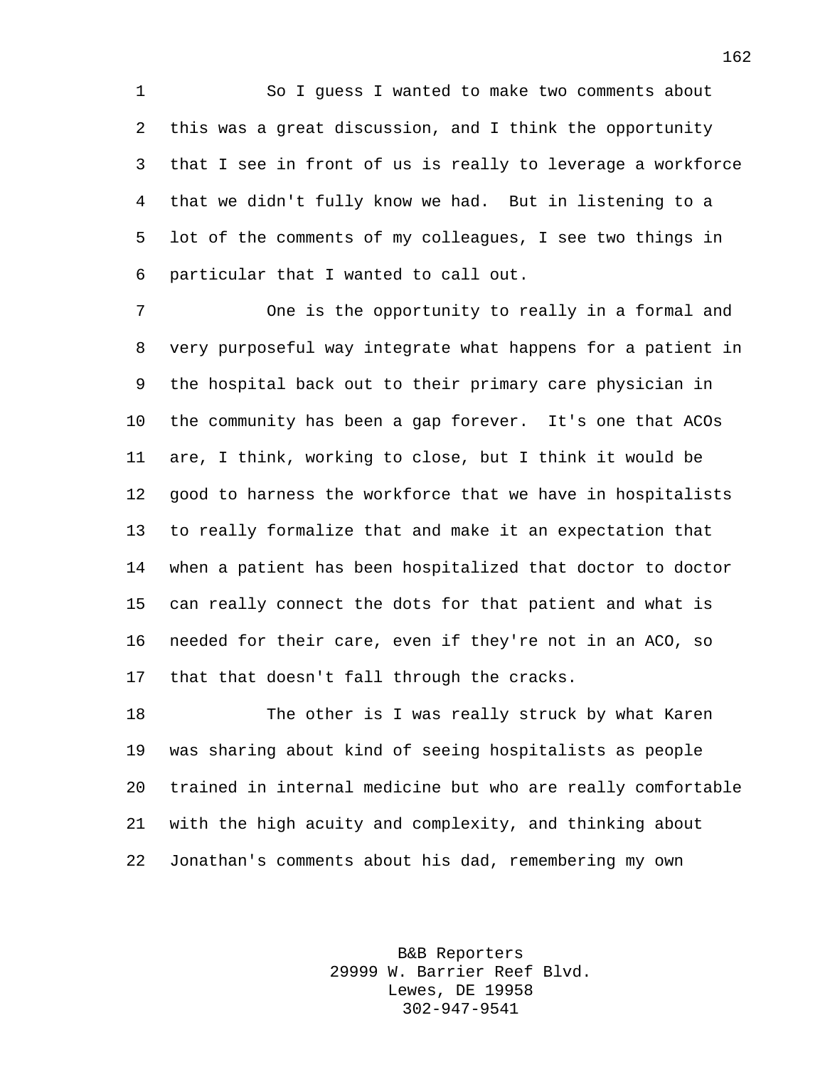So I guess I wanted to make two comments about this was a great discussion, and I think the opportunity that I see in front of us is really to leverage a workforce that we didn't fully know we had. But in listening to a lot of the comments of my colleagues, I see two things in particular that I wanted to call out.

One is the opportunity to really in a formal and very purposeful way integrate what happens for a patient in the hospital back out to their primary care physician in the community has been a gap forever. It's one that ACOs are, I think, working to close, but I think it would be good to harness the workforce that we have in hospitalists to really formalize that and make it an expectation that when a patient has been hospitalized that doctor to doctor can really connect the dots for that patient and what is needed for their care, even if they're not in an ACO, so that that doesn't fall through the cracks.

The other is I was really struck by what Karen was sharing about kind of seeing hospitalists as people trained in internal medicine but who are really comfortable with the high acuity and complexity, and thinking about Jonathan's comments about his dad, remembering my own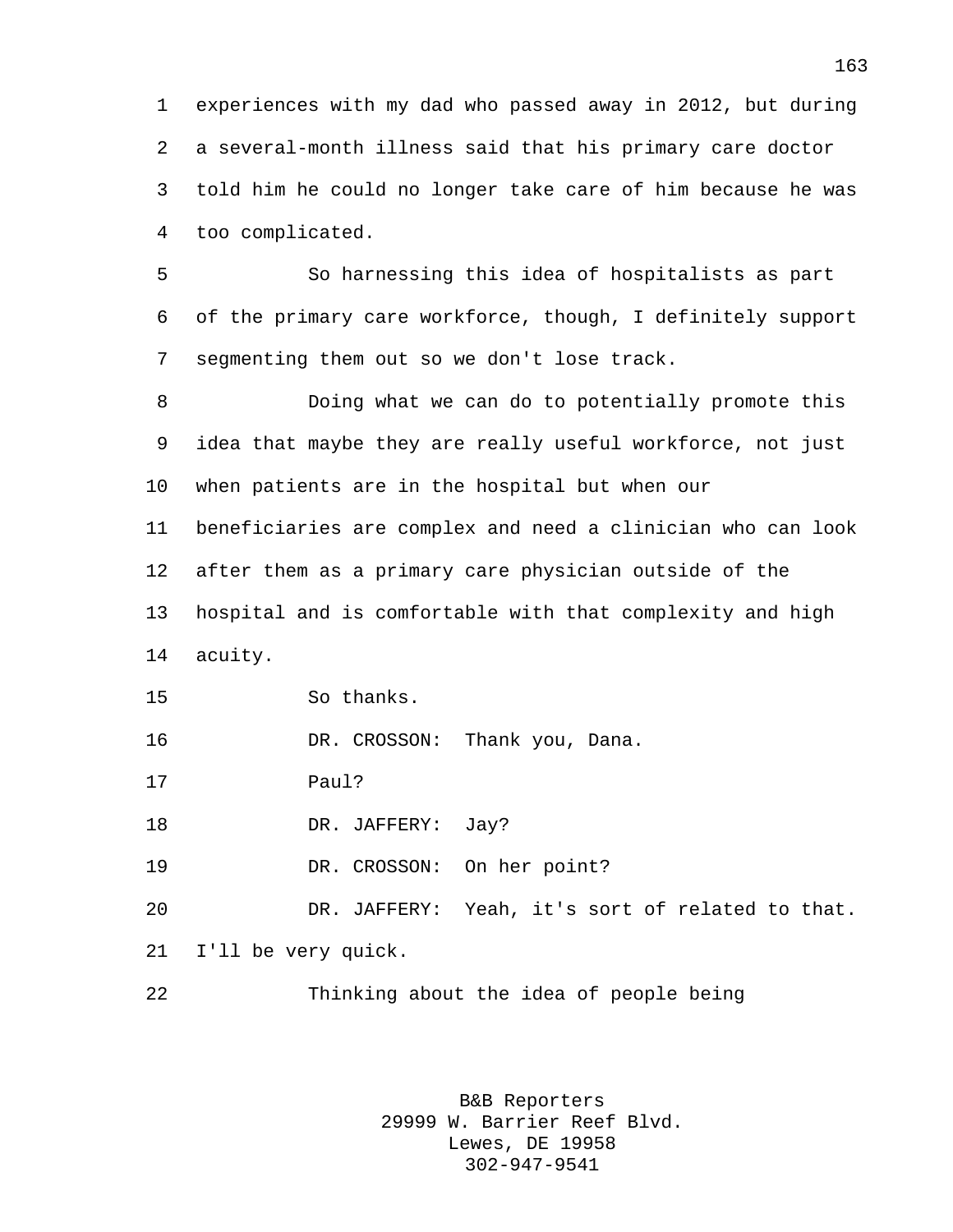experiences with my dad who passed away in 2012, but during a several-month illness said that his primary care doctor told him he could no longer take care of him because he was too complicated.

So harnessing this idea of hospitalists as part of the primary care workforce, though, I definitely support segmenting them out so we don't lose track.

Doing what we can do to potentially promote this idea that maybe they are really useful workforce, not just when patients are in the hospital but when our beneficiaries are complex and need a clinician who can look after them as a primary care physician outside of the hospital and is comfortable with that complexity and high acuity.

So thanks.

DR. CROSSON: Thank you, Dana.

Paul?

DR. JAFFERY: Jay?

DR. CROSSON: On her point?

DR. JAFFERY: Yeah, it's sort of related to that. I'll be very quick.

Thinking about the idea of people being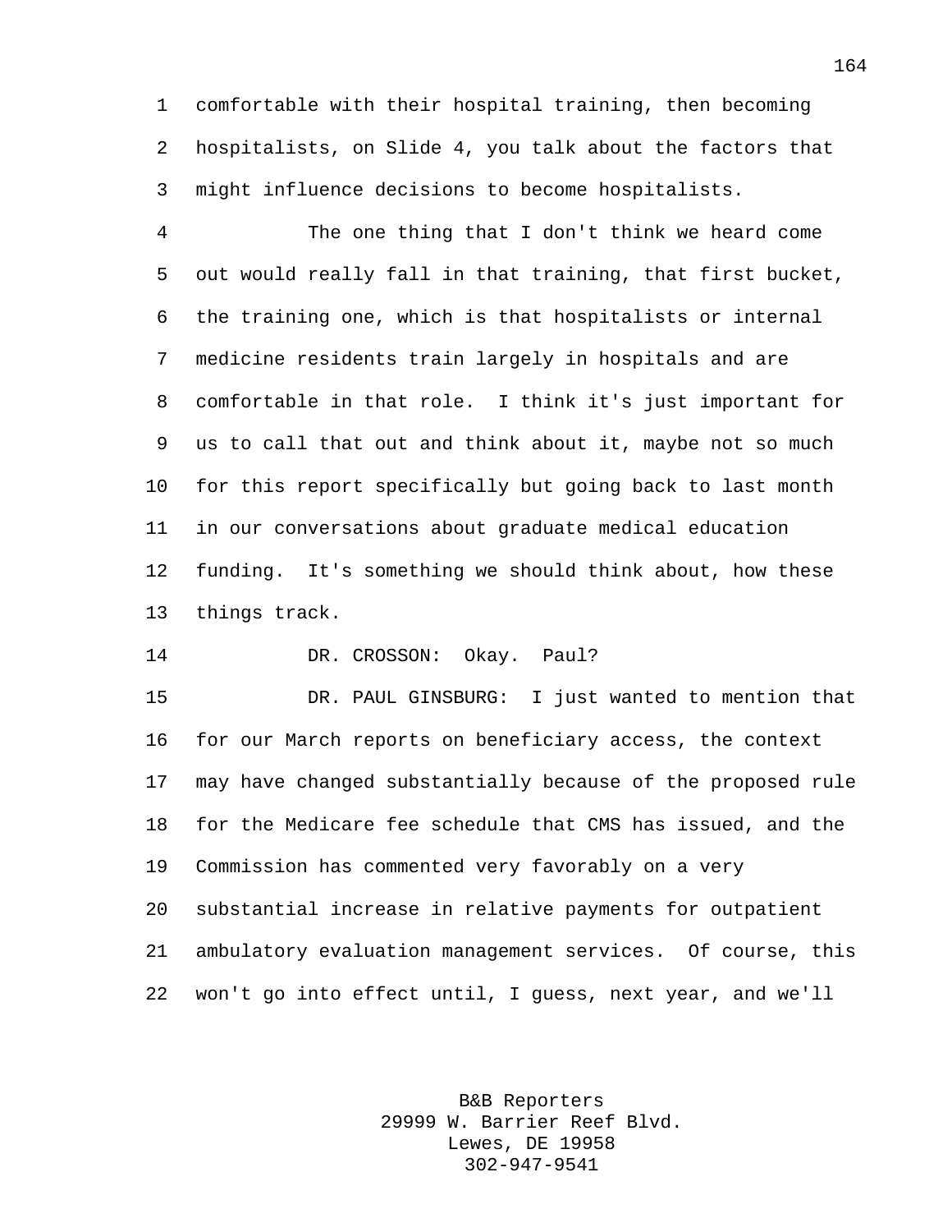comfortable with their hospital training, then becoming hospitalists, on Slide 4, you talk about the factors that might influence decisions to become hospitalists.

The one thing that I don't think we heard come out would really fall in that training, that first bucket, the training one, which is that hospitalists or internal medicine residents train largely in hospitals and are comfortable in that role. I think it's just important for us to call that out and think about it, maybe not so much for this report specifically but going back to last month in our conversations about graduate medical education funding. It's something we should think about, how these things track.

DR. CROSSON: Okay. Paul?

DR. PAUL GINSBURG: I just wanted to mention that for our March reports on beneficiary access, the context may have changed substantially because of the proposed rule for the Medicare fee schedule that CMS has issued, and the Commission has commented very favorably on a very substantial increase in relative payments for outpatient ambulatory evaluation management services. Of course, this won't go into effect until, I guess, next year, and we'll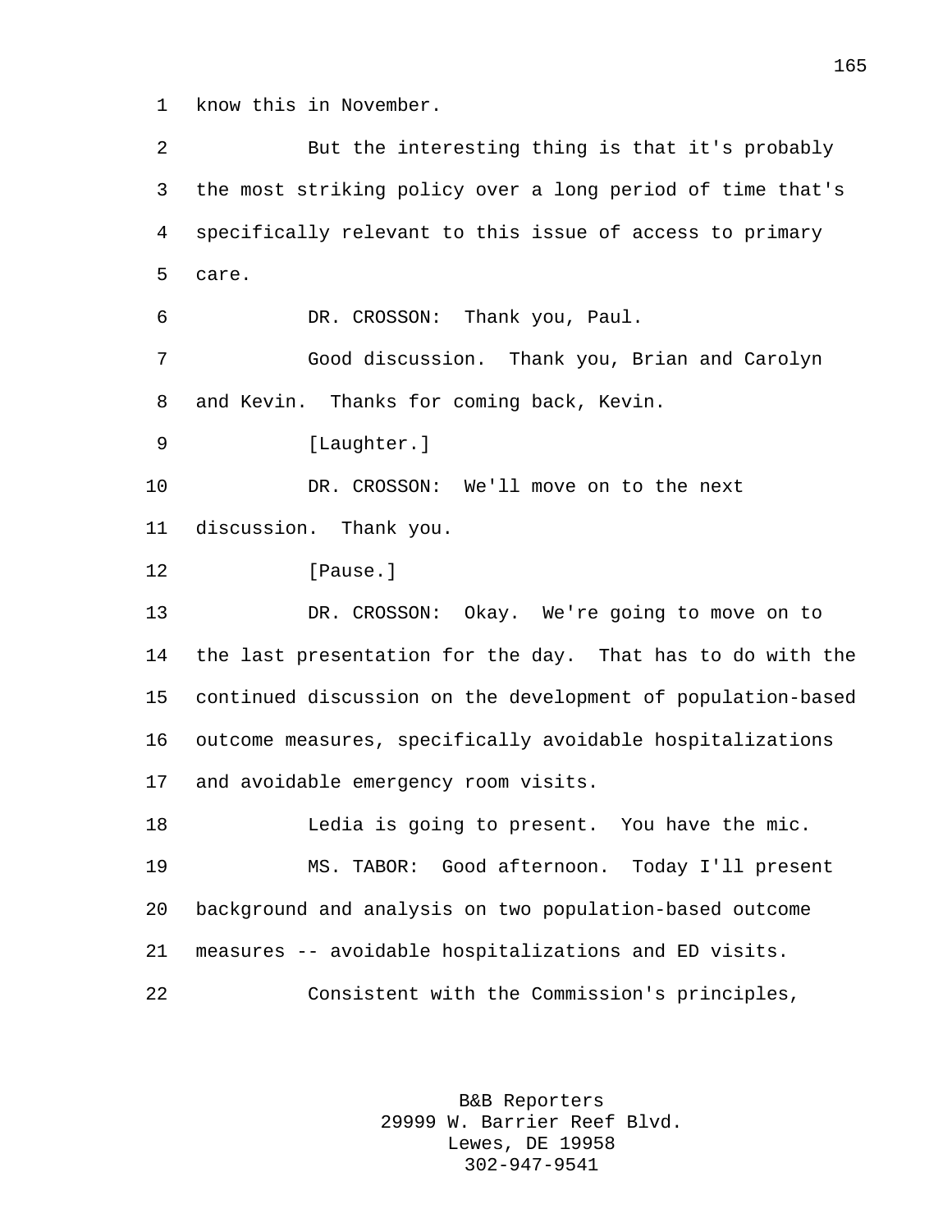know this in November.

But the interesting thing is that it's probably the most striking policy over a long period of time that's specifically relevant to this issue of access to primary care.

DR. CROSSON: Thank you, Paul.

Good discussion. Thank you, Brian and Carolyn and Kevin. Thanks for coming back, Kevin.

[Laughter.]

DR. CROSSON: We'll move on to the next discussion. Thank you.

[Pause.]

DR. CROSSON: Okay. We're going to move on to the last presentation for the day. That has to do with the continued discussion on the development of population-based outcome measures, specifically avoidable hospitalizations and avoidable emergency room visits.

Ledia is going to present. You have the mic.

MS. TABOR: Good afternoon. Today I'll present background and analysis on two population-based outcome measures -- avoidable hospitalizations and ED visits.

Consistent with the Commission's principles,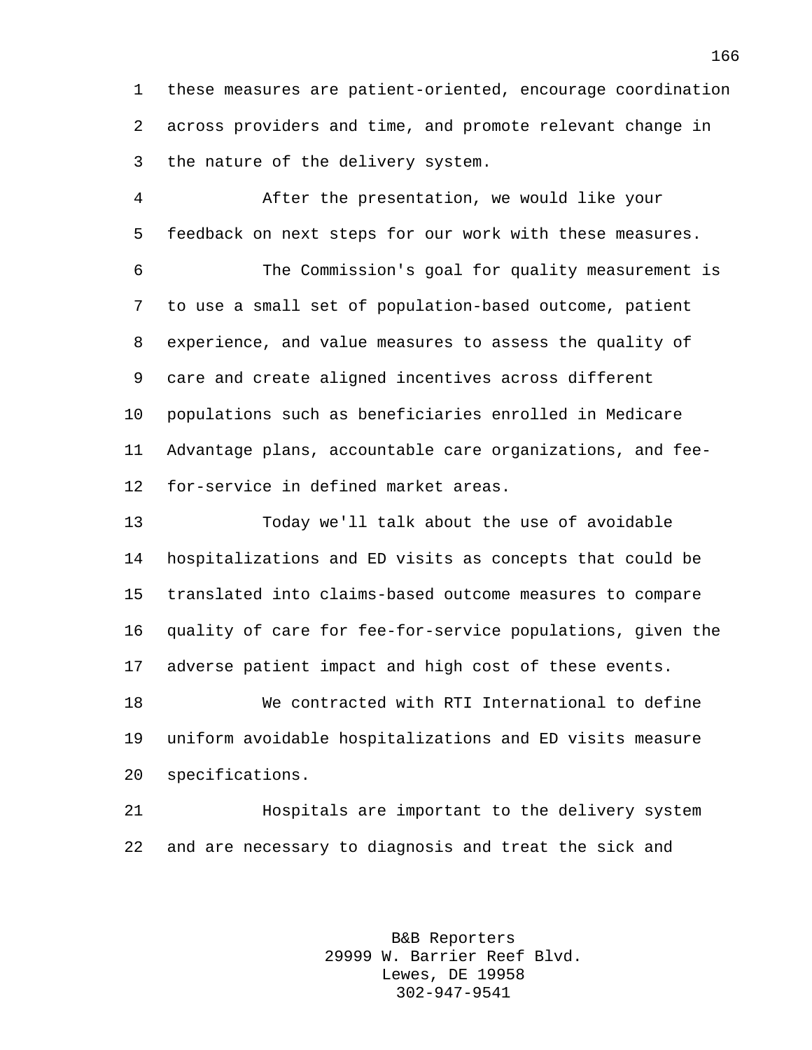these measures are patient-oriented, encourage coordination across providers and time, and promote relevant change in the nature of the delivery system.

After the presentation, we would like your feedback on next steps for our work with these measures.

The Commission's goal for quality measurement is to use a small set of population-based outcome, patient experience, and value measures to assess the quality of care and create aligned incentives across different populations such as beneficiaries enrolled in Medicare Advantage plans, accountable care organizations, and fee-for-service in defined market areas.

Today we'll talk about the use of avoidable hospitalizations and ED visits as concepts that could be translated into claims-based outcome measures to compare quality of care for fee-for-service populations, given the adverse patient impact and high cost of these events.

We contracted with RTI International to define uniform avoidable hospitalizations and ED visits measure specifications.

Hospitals are important to the delivery system and are necessary to diagnosis and treat the sick and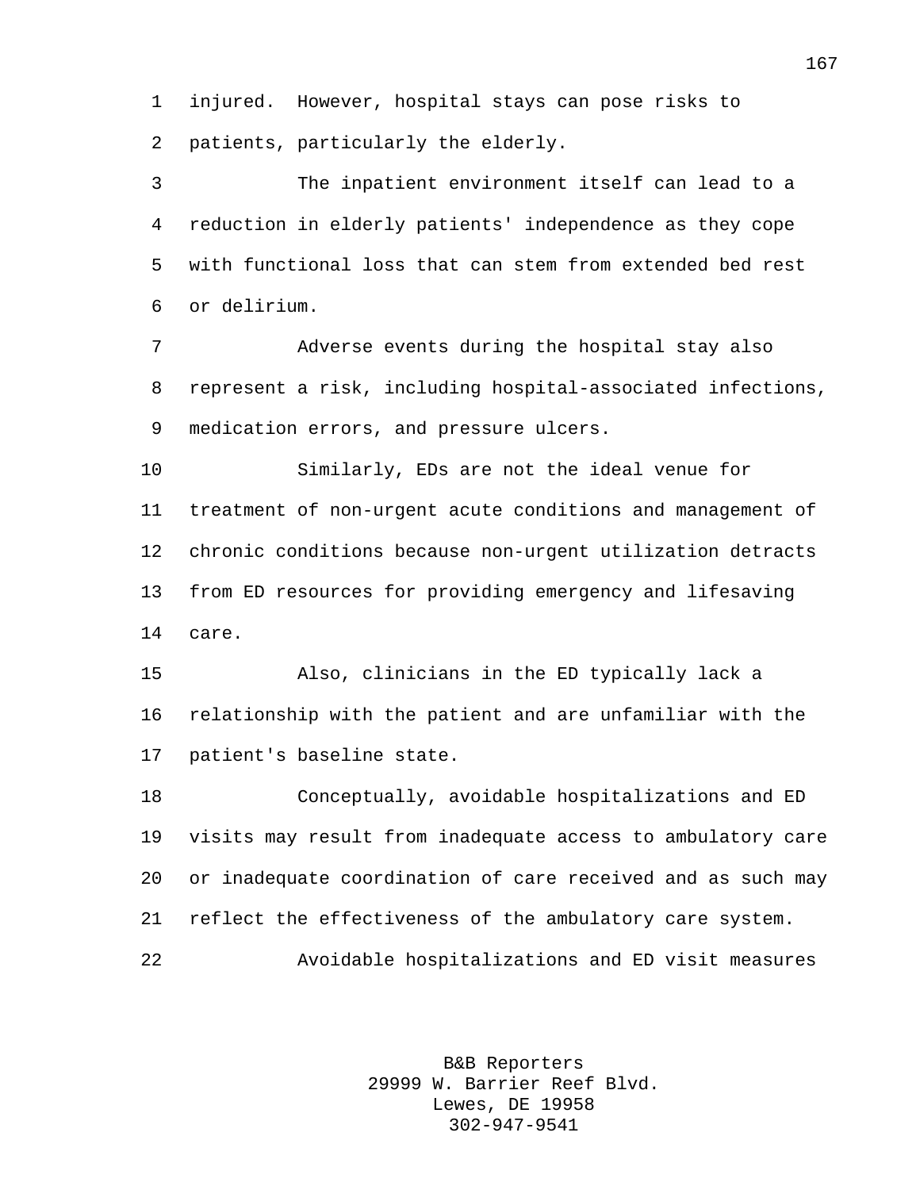injured. However, hospital stays can pose risks to patients, particularly the elderly.

The inpatient environment itself can lead to a reduction in elderly patients' independence as they cope with functional loss that can stem from extended bed rest or delirium.

Adverse events during the hospital stay also represent a risk, including hospital-associated infections, medication errors, and pressure ulcers.

Similarly, EDs are not the ideal venue for treatment of non-urgent acute conditions and management of chronic conditions because non-urgent utilization detracts from ED resources for providing emergency and lifesaving care.

Also, clinicians in the ED typically lack a relationship with the patient and are unfamiliar with the patient's baseline state.

Conceptually, avoidable hospitalizations and ED visits may result from inadequate access to ambulatory care or inadequate coordination of care received and as such may reflect the effectiveness of the ambulatory care system.

Avoidable hospitalizations and ED visit measures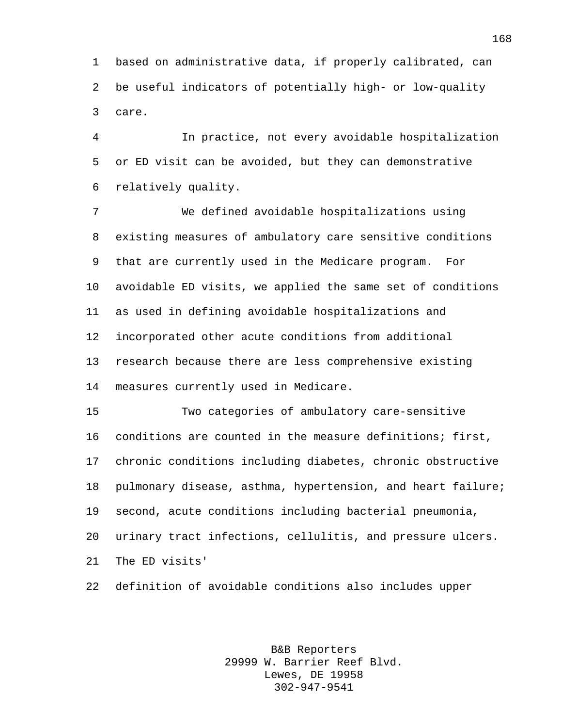based on administrative data, if properly calibrated, can be useful indicators of potentially high- or low-quality care.

In practice, not every avoidable hospitalization or ED visit can be avoided, but they can demonstrative relatively quality.

We defined avoidable hospitalizations using existing measures of ambulatory care sensitive conditions that are currently used in the Medicare program. For avoidable ED visits, we applied the same set of conditions as used in defining avoidable hospitalizations and incorporated other acute conditions from additional research because there are less comprehensive existing measures currently used in Medicare.

Two categories of ambulatory care-sensitive conditions are counted in the measure definitions; first, chronic conditions including diabetes, chronic obstructive pulmonary disease, asthma, hypertension, and heart failure; second, acute conditions including bacterial pneumonia, urinary tract infections, cellulitis, and pressure ulcers. The ED visits'

definition of avoidable conditions also includes upper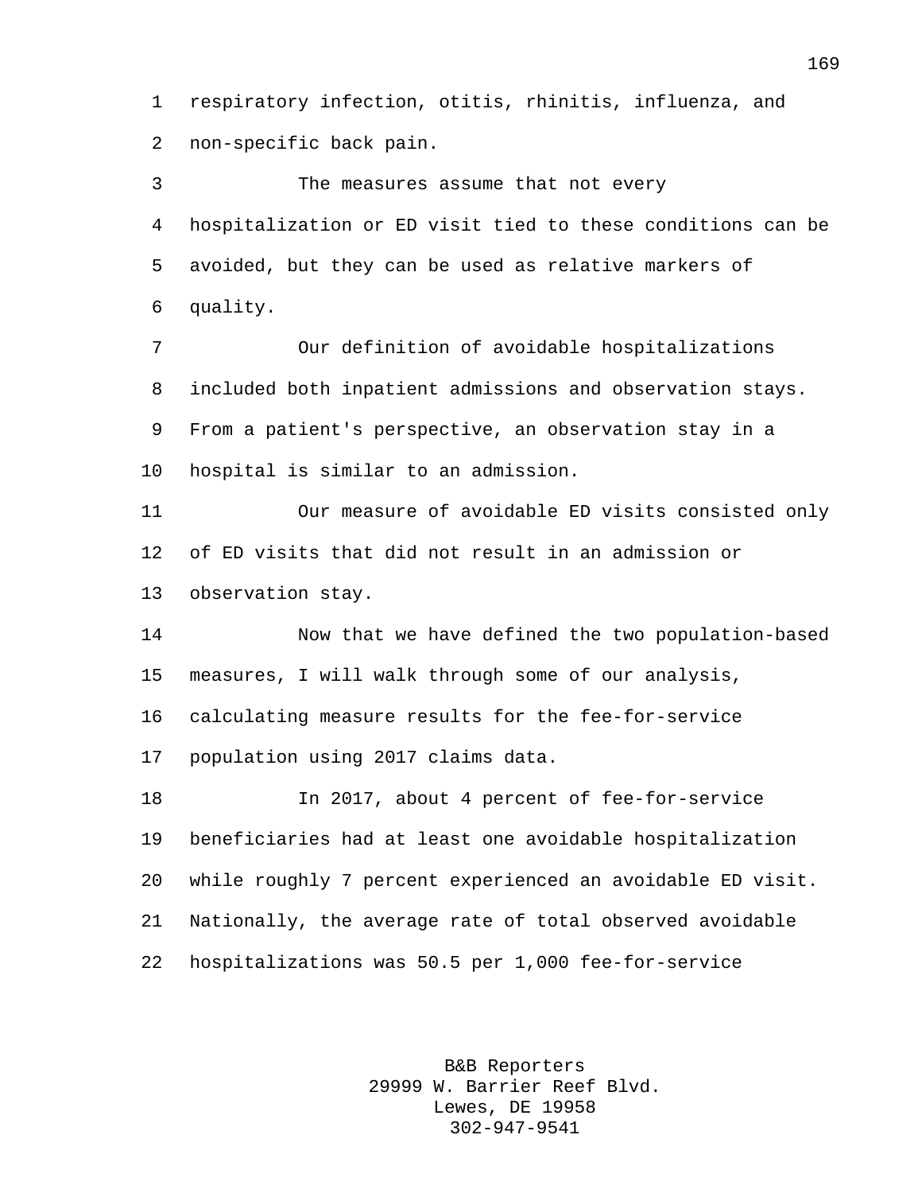respiratory infection, otitis, rhinitis, influenza, and non-specific back pain.

The measures assume that not every hospitalization or ED visit tied to these conditions can be avoided, but they can be used as relative markers of quality.

Our definition of avoidable hospitalizations included both inpatient admissions and observation stays. From a patient's perspective, an observation stay in a hospital is similar to an admission.

Our measure of avoidable ED visits consisted only of ED visits that did not result in an admission or observation stay.

Now that we have defined the two population-based measures, I will walk through some of our analysis, calculating measure results for the fee-for-service population using 2017 claims data.

In 2017, about 4 percent of fee-for-service beneficiaries had at least one avoidable hospitalization while roughly 7 percent experienced an avoidable ED visit. Nationally, the average rate of total observed avoidable hospitalizations was 50.5 per 1,000 fee-for-service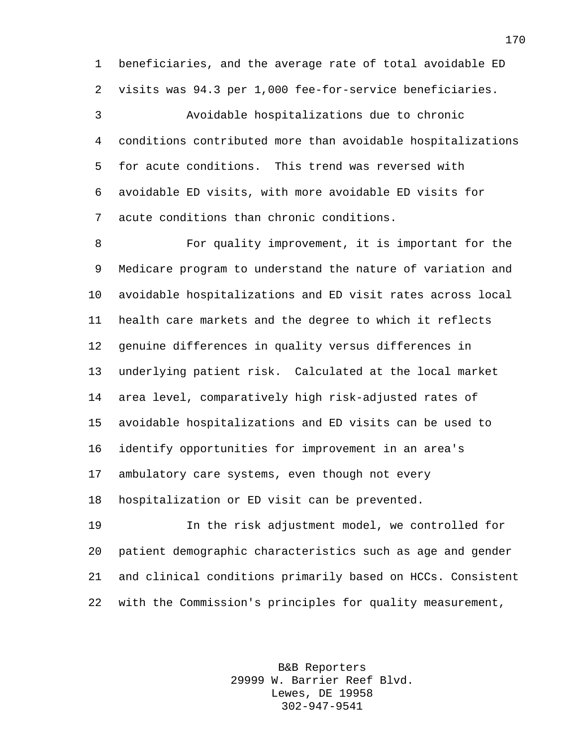beneficiaries, and the average rate of total avoidable ED visits was 94.3 per 1,000 fee-for-service beneficiaries.

Avoidable hospitalizations due to chronic conditions contributed more than avoidable hospitalizations for acute conditions. This trend was reversed with avoidable ED visits, with more avoidable ED visits for acute conditions than chronic conditions.

For quality improvement, it is important for the Medicare program to understand the nature of variation and avoidable hospitalizations and ED visit rates across local health care markets and the degree to which it reflects genuine differences in quality versus differences in underlying patient risk. Calculated at the local market area level, comparatively high risk-adjusted rates of avoidable hospitalizations and ED visits can be used to identify opportunities for improvement in an area's ambulatory care systems, even though not every hospitalization or ED visit can be prevented.

In the risk adjustment model, we controlled for patient demographic characteristics such as age and gender and clinical conditions primarily based on HCCs. Consistent with the Commission's principles for quality measurement,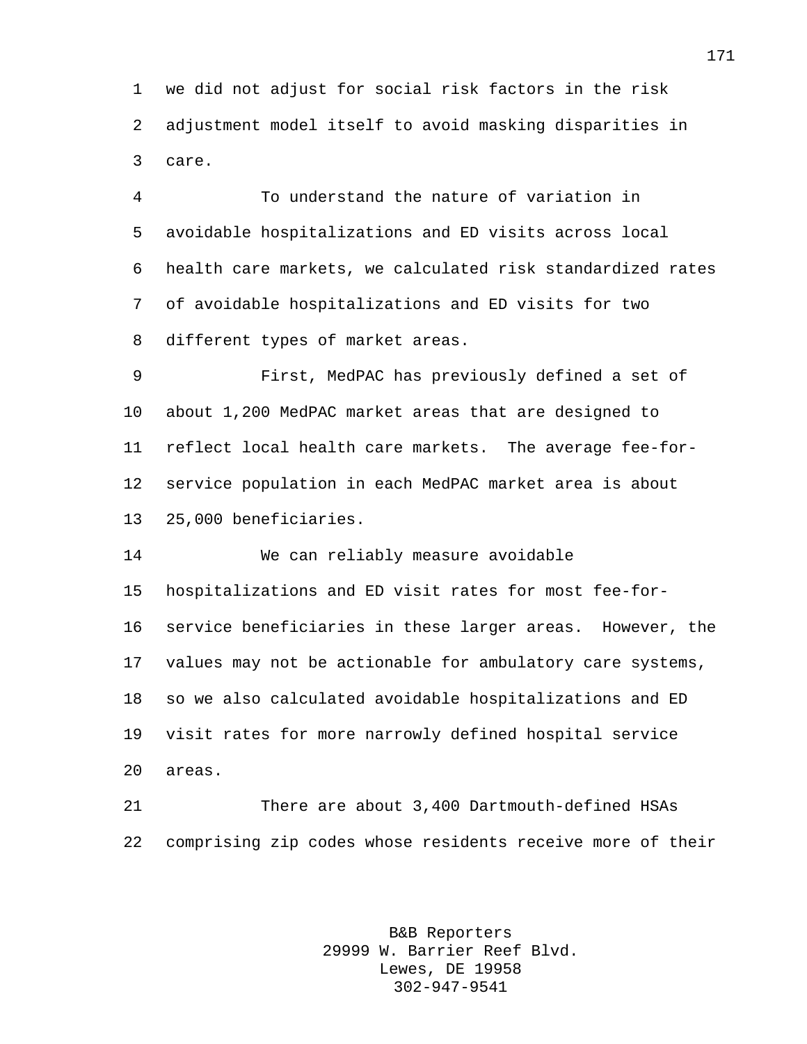we did not adjust for social risk factors in the risk adjustment model itself to avoid masking disparities in care.

To understand the nature of variation in avoidable hospitalizations and ED visits across local health care markets, we calculated risk standardized rates of avoidable hospitalizations and ED visits for two different types of market areas.

First, MedPAC has previously defined a set of about 1,200 MedPAC market areas that are designed to reflect local health care markets. The average fee-for-service population in each MedPAC market area is about 25,000 beneficiaries.

We can reliably measure avoidable hospitalizations and ED visit rates for most fee-for-service beneficiaries in these larger areas. However, the values may not be actionable for ambulatory care systems, so we also calculated avoidable hospitalizations and ED visit rates for more narrowly defined hospital service areas.

There are about 3,400 Dartmouth-defined HSAs comprising zip codes whose residents receive more of their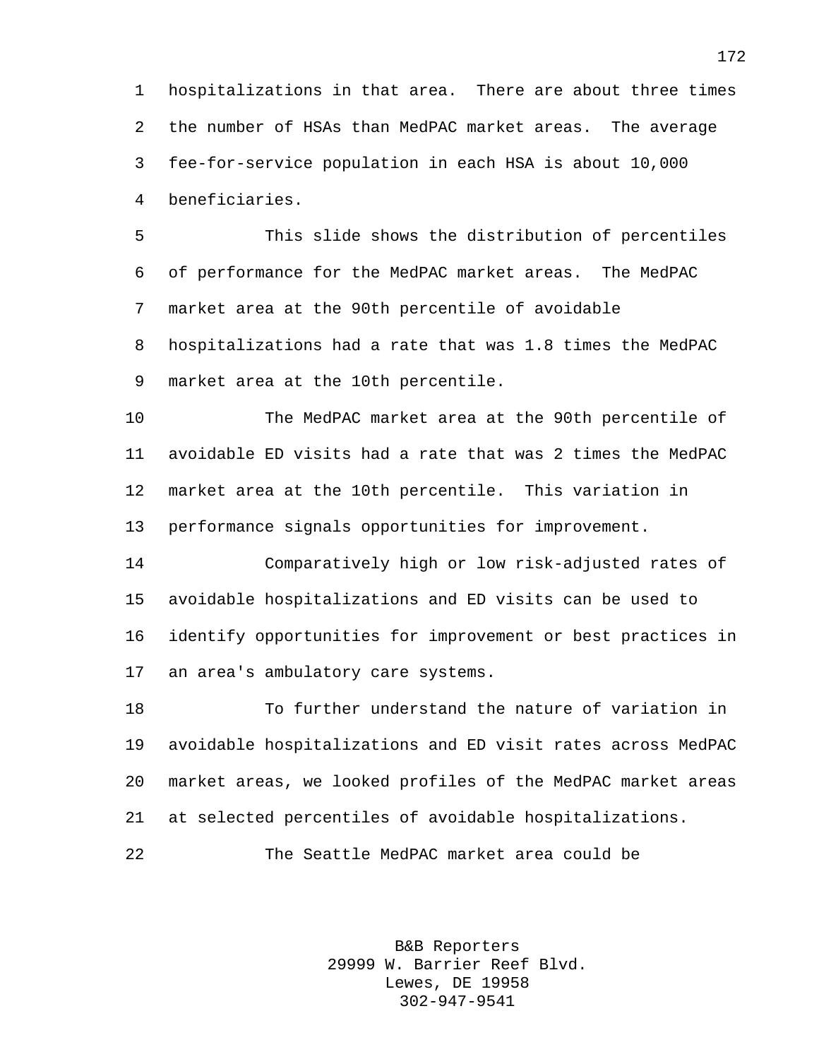hospitalizations in that area. There are about three times the number of HSAs than MedPAC market areas. The average fee-for-service population in each HSA is about 10,000 beneficiaries.

This slide shows the distribution of percentiles of performance for the MedPAC market areas. The MedPAC market area at the 90th percentile of avoidable hospitalizations had a rate that was 1.8 times the MedPAC market area at the 10th percentile.

The MedPAC market area at the 90th percentile of avoidable ED visits had a rate that was 2 times the MedPAC market area at the 10th percentile. This variation in performance signals opportunities for improvement.

Comparatively high or low risk-adjusted rates of avoidable hospitalizations and ED visits can be used to identify opportunities for improvement or best practices in an area's ambulatory care systems.

To further understand the nature of variation in avoidable hospitalizations and ED visit rates across MedPAC market areas, we looked profiles of the MedPAC market areas at selected percentiles of avoidable hospitalizations.

The Seattle MedPAC market area could be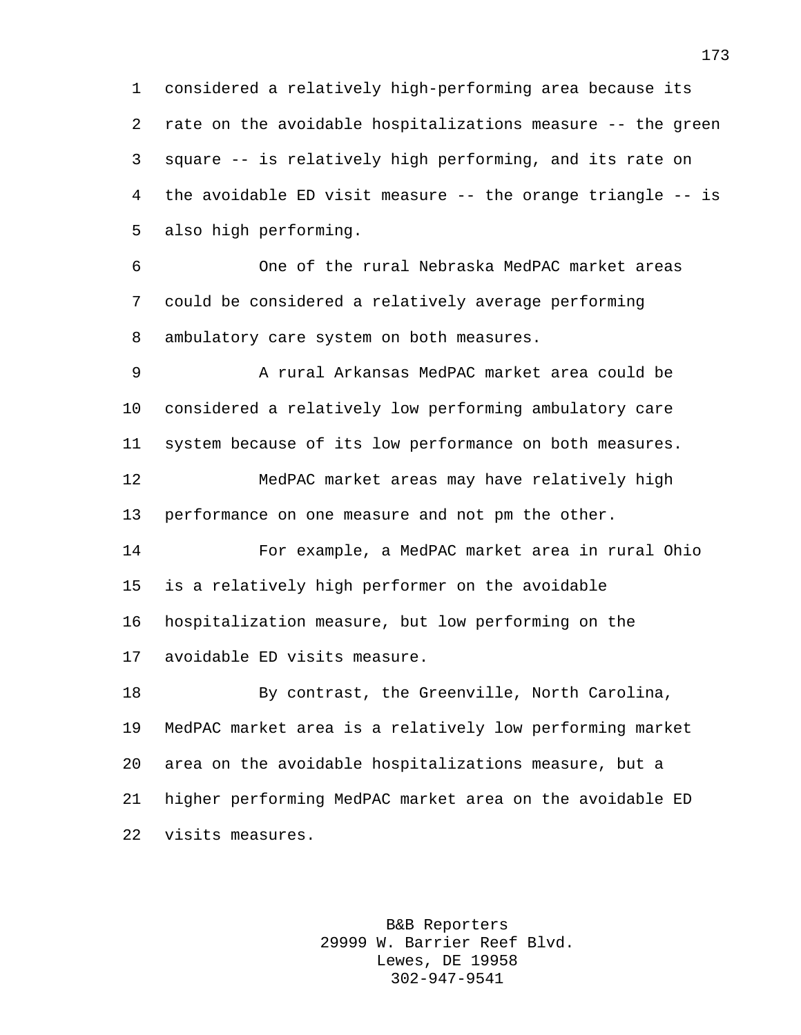considered a relatively high-performing area because its rate on the avoidable hospitalizations measure -- the green square -- is relatively high performing, and its rate on the avoidable ED visit measure -- the orange triangle -- is also high performing.

One of the rural Nebraska MedPAC market areas could be considered a relatively average performing ambulatory care system on both measures.

A rural Arkansas MedPAC market area could be considered a relatively low performing ambulatory care system because of its low performance on both measures.

MedPAC market areas may have relatively high performance on one measure and not pm the other.

For example, a MedPAC market area in rural Ohio is a relatively high performer on the avoidable hospitalization measure, but low performing on the avoidable ED visits measure.

By contrast, the Greenville, North Carolina, MedPAC market area is a relatively low performing market area on the avoidable hospitalizations measure, but a higher performing MedPAC market area on the avoidable ED visits measures.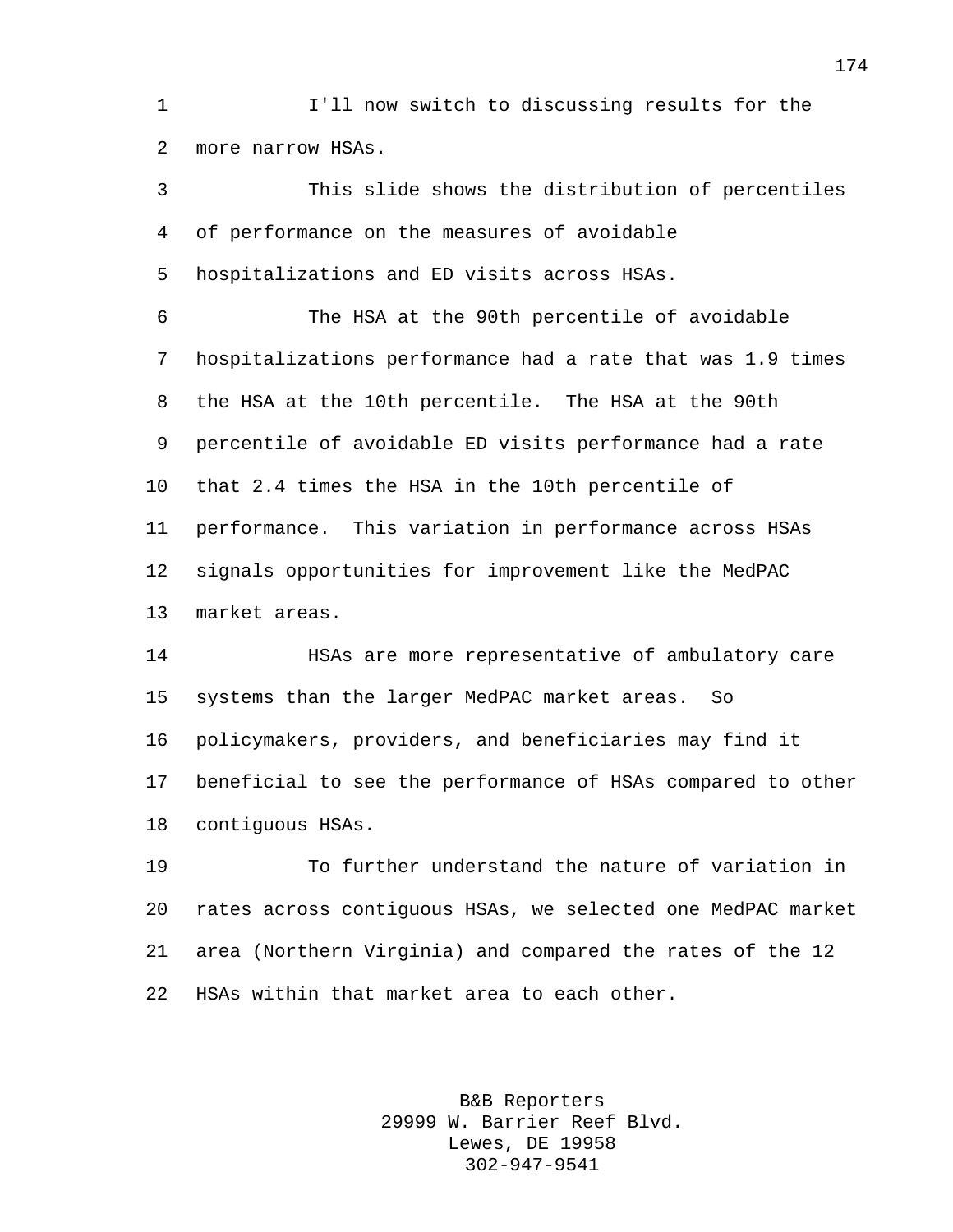I'll now switch to discussing results for the more narrow HSAs.

This slide shows the distribution of percentiles of performance on the measures of avoidable hospitalizations and ED visits across HSAs.

The HSA at the 90th percentile of avoidable hospitalizations performance had a rate that was 1.9 times the HSA at the 10th percentile. The HSA at the 90th percentile of avoidable ED visits performance had a rate that 2.4 times the HSA in the 10th percentile of performance. This variation in performance across HSAs signals opportunities for improvement like the MedPAC market areas.

HSAs are more representative of ambulatory care systems than the larger MedPAC market areas. So policymakers, providers, and beneficiaries may find it beneficial to see the performance of HSAs compared to other contiguous HSAs.

To further understand the nature of variation in rates across contiguous HSAs, we selected one MedPAC market area (Northern Virginia) and compared the rates of the 12 HSAs within that market area to each other.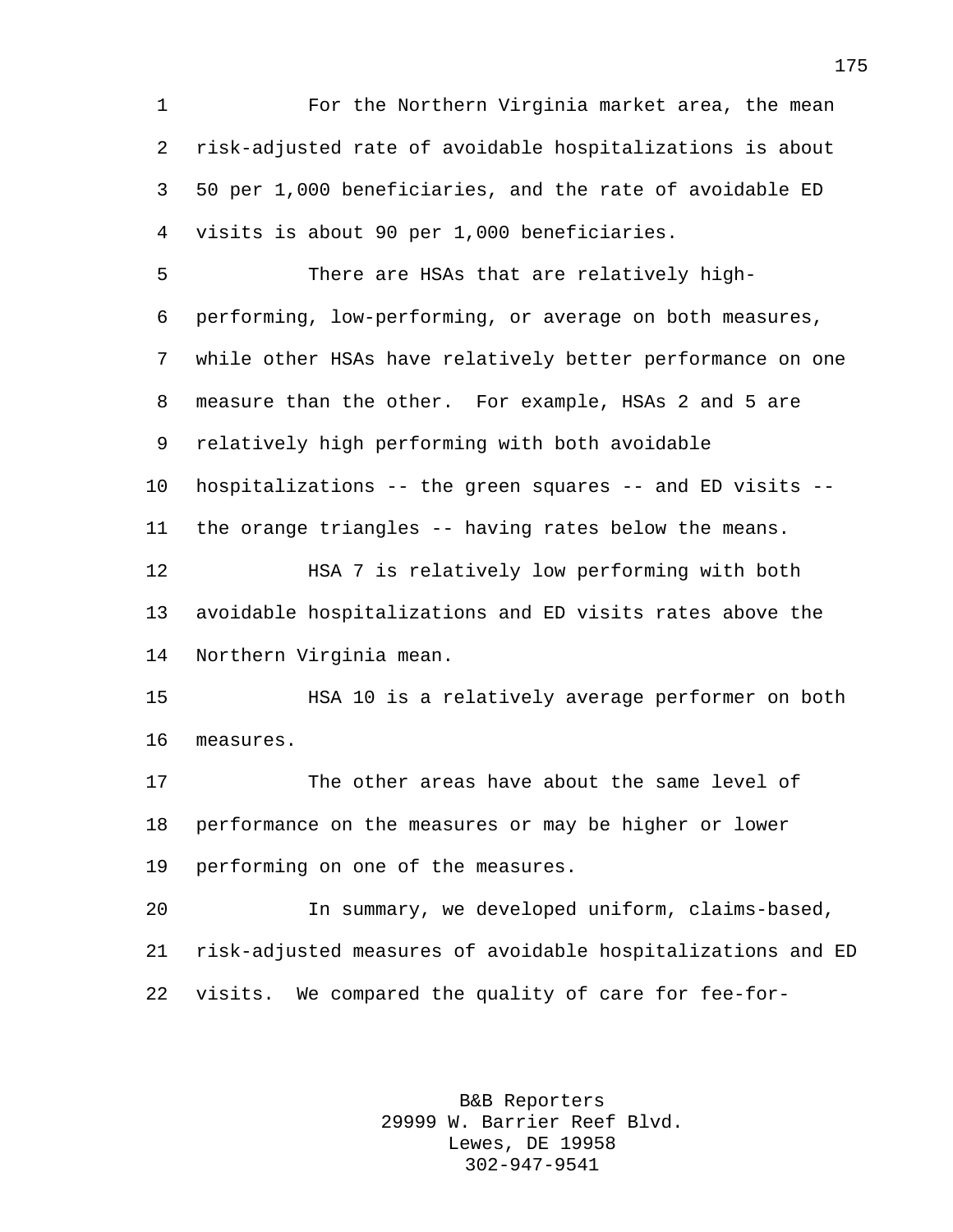For the Northern Virginia market area, the mean risk-adjusted rate of avoidable hospitalizations is about 50 per 1,000 beneficiaries, and the rate of avoidable ED visits is about 90 per 1,000 beneficiaries.

There are HSAs that are relatively high-performing, low-performing, or average on both measures, while other HSAs have relatively better performance on one measure than the other. For example, HSAs 2 and 5 are relatively high performing with both avoidable hospitalizations -- the green squares -- and ED visits -- the orange triangles -- having rates below the means.

HSA 7 is relatively low performing with both avoidable hospitalizations and ED visits rates above the Northern Virginia mean.

HSA 10 is a relatively average performer on both measures.

The other areas have about the same level of performance on the measures or may be higher or lower performing on one of the measures.

In summary, we developed uniform, claims-based, risk-adjusted measures of avoidable hospitalizations and ED visits. We compared the quality of care for fee-for-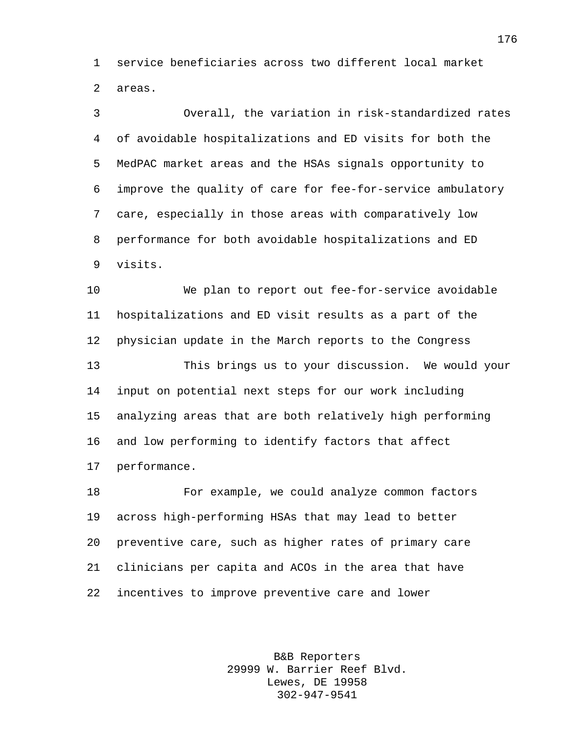service beneficiaries across two different local market areas.

Overall, the variation in risk-standardized rates of avoidable hospitalizations and ED visits for both the MedPAC market areas and the HSAs signals opportunity to improve the quality of care for fee-for-service ambulatory care, especially in those areas with comparatively low performance for both avoidable hospitalizations and ED visits.

We plan to report out fee-for-service avoidable hospitalizations and ED visit results as a part of the physician update in the March reports to the Congress

This brings us to your discussion. We would your input on potential next steps for our work including analyzing areas that are both relatively high performing and low performing to identify factors that affect performance.

For example, we could analyze common factors across high-performing HSAs that may lead to better preventive care, such as higher rates of primary care clinicians per capita and ACOs in the area that have incentives to improve preventive care and lower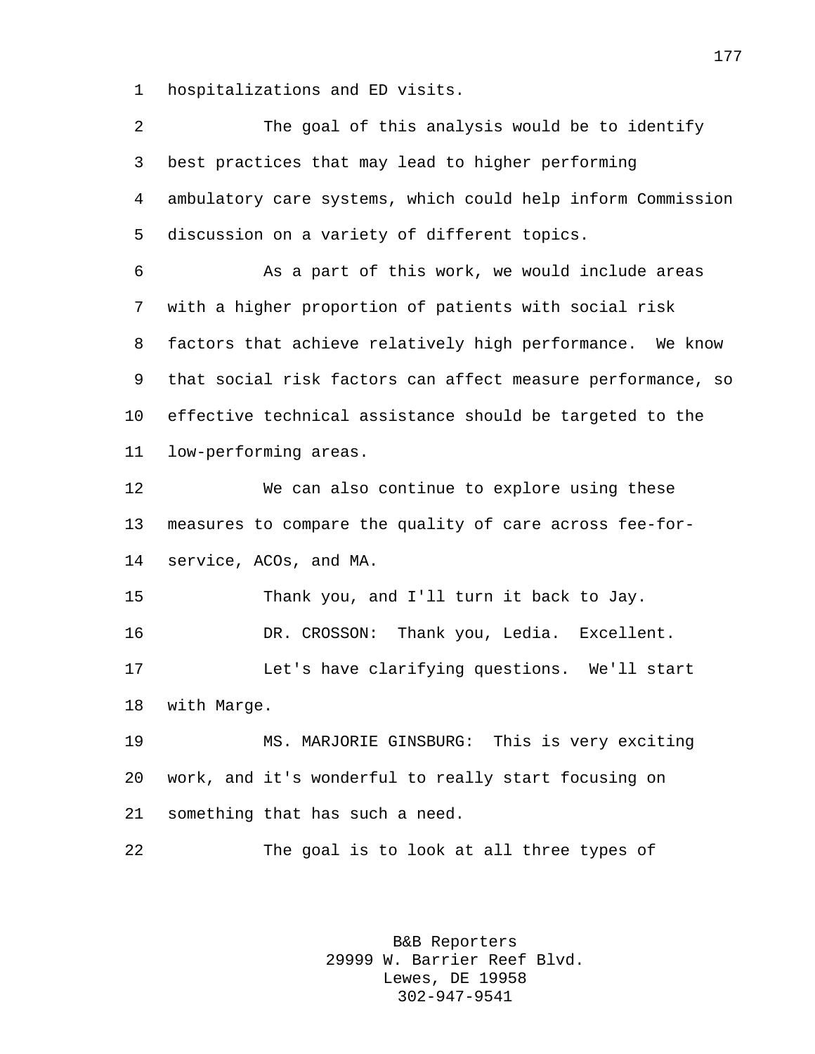hospitalizations and ED visits.

The goal of this analysis would be to identify best practices that may lead to higher performing ambulatory care systems, which could help inform Commission discussion on a variety of different topics.

As a part of this work, we would include areas with a higher proportion of patients with social risk factors that achieve relatively high performance. We know that social risk factors can affect measure performance, so effective technical assistance should be targeted to the low-performing areas.

We can also continue to explore using these measures to compare the quality of care across fee-for-service, ACOs, and MA.

Thank you, and I'll turn it back to Jay.

DR. CROSSON: Thank you, Ledia. Excellent.

Let's have clarifying questions. We'll start with Marge.

MS. MARJORIE GINSBURG: This is very exciting work, and it's wonderful to really start focusing on something that has such a need.

The goal is to look at all three types of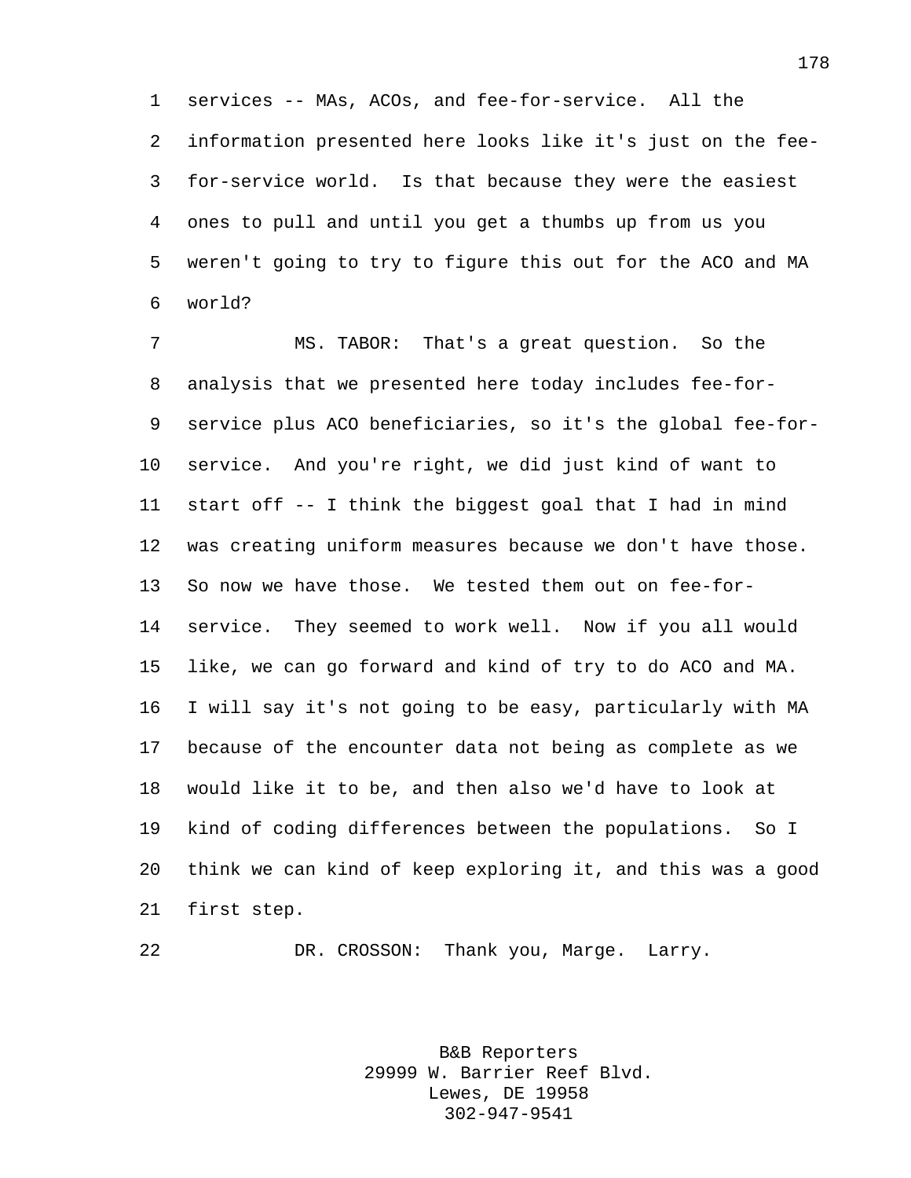services -- MAs, ACOs, and fee-for-service. All the information presented here looks like it's just on the fee-for-service world. Is that because they were the easiest ones to pull and until you get a thumbs up from us you weren't going to try to figure this out for the ACO and MA world?

MS. TABOR: That's a great question. So the analysis that we presented here today includes fee-for-service plus ACO beneficiaries, so it's the global fee-for-service. And you're right, we did just kind of want to start off -- I think the biggest goal that I had in mind was creating uniform measures because we don't have those. So now we have those. We tested them out on fee-for-service. They seemed to work well. Now if you all would like, we can go forward and kind of try to do ACO and MA. I will say it's not going to be easy, particularly with MA because of the encounter data not being as complete as we would like it to be, and then also we'd have to look at kind of coding differences between the populations. So I think we can kind of keep exploring it, and this was a good first step.

DR. CROSSON: Thank you, Marge. Larry.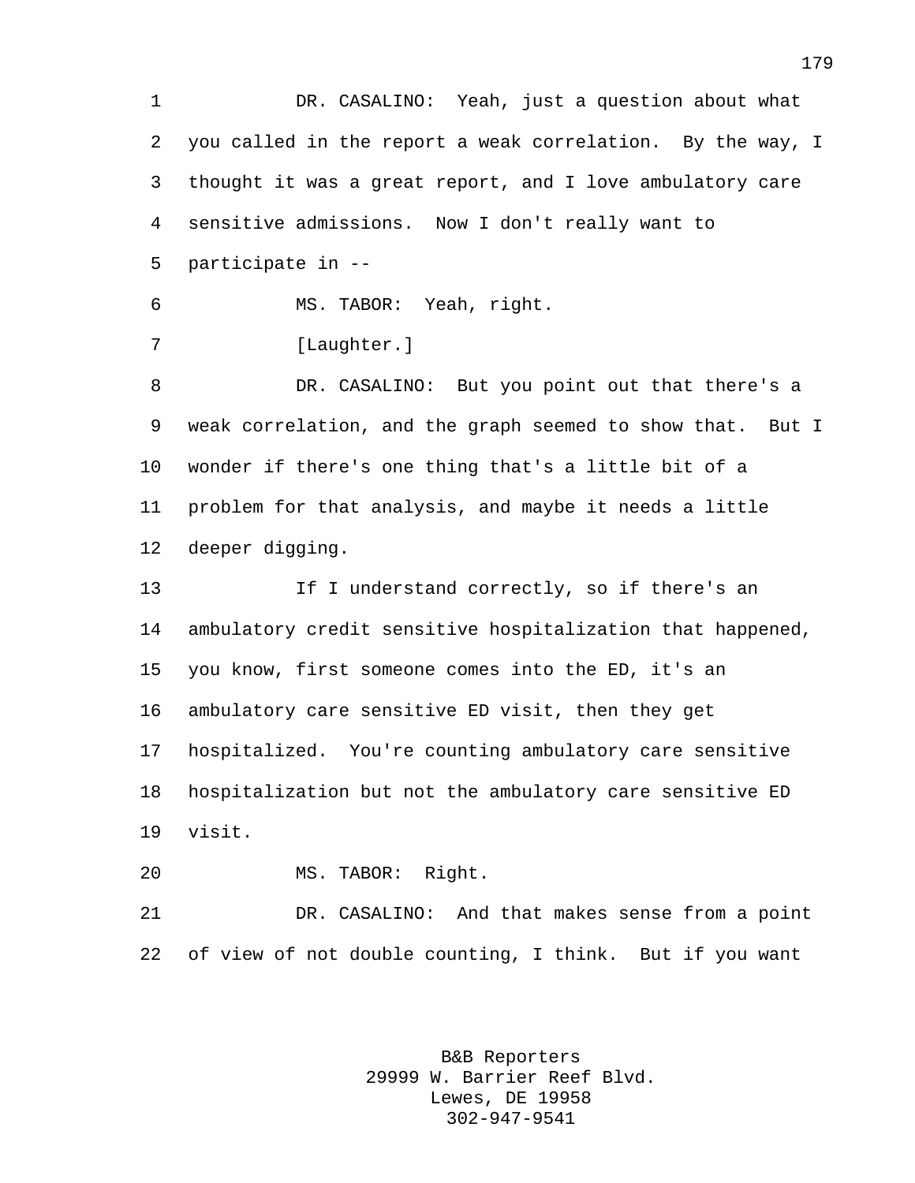DR. CASALINO: Yeah, just a question about what you called in the report a weak correlation. By the way, I thought it was a great report, and I love ambulatory care sensitive admissions. Now I don't really want to participate in --

MS. TABOR: Yeah, right.

[Laughter.]

DR. CASALINO: But you point out that there's a weak correlation, and the graph seemed to show that. But I wonder if there's one thing that's a little bit of a problem for that analysis, and maybe it needs a little deeper digging.

If I understand correctly, so if there's an ambulatory credit sensitive hospitalization that happened, you know, first someone comes into the ED, it's an ambulatory care sensitive ED visit, then they get hospitalized. You're counting ambulatory care sensitive hospitalization but not the ambulatory care sensitive ED visit.

MS. TABOR: Right.

DR. CASALINO: And that makes sense from a point of view of not double counting, I think. But if you want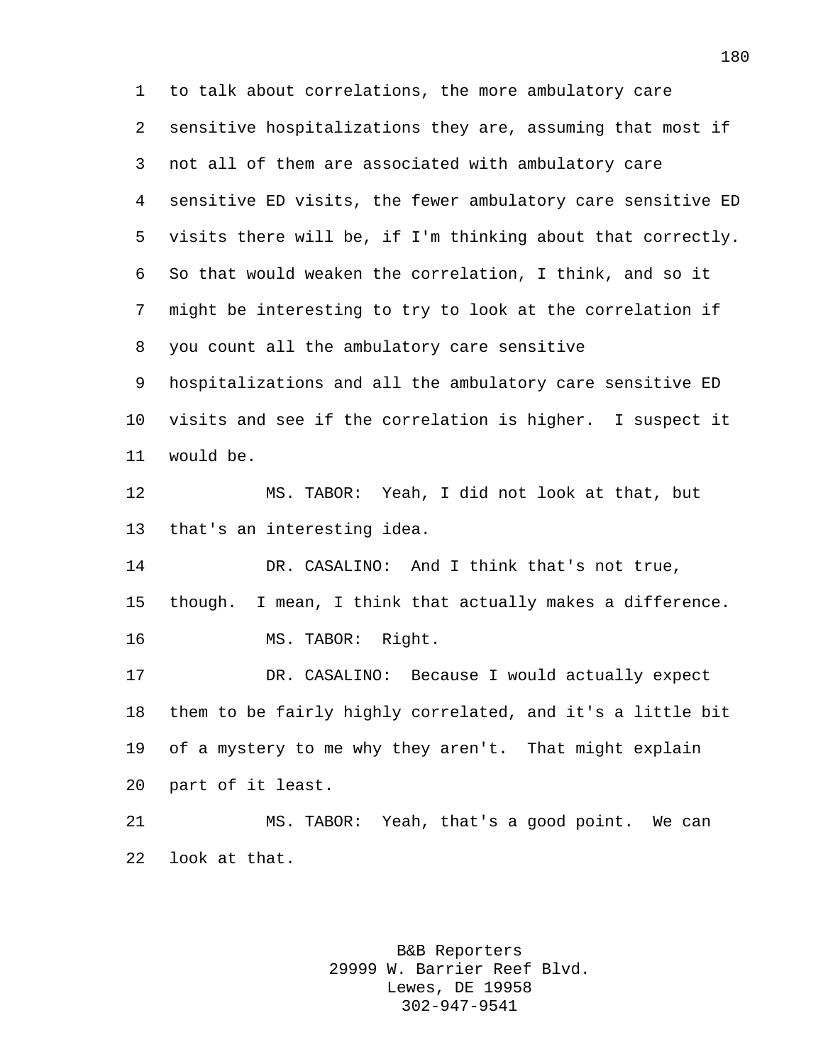to talk about correlations, the more ambulatory care sensitive hospitalizations they are, assuming that most if not all of them are associated with ambulatory care sensitive ED visits, the fewer ambulatory care sensitive ED visits there will be, if I'm thinking about that correctly. So that would weaken the correlation, I think, and so it might be interesting to try to look at the correlation if you count all the ambulatory care sensitive hospitalizations and all the ambulatory care sensitive ED visits and see if the correlation is higher. I suspect it would be.

MS. TABOR: Yeah, I did not look at that, but that's an interesting idea.

DR. CASALINO: And I think that's not true, though. I mean, I think that actually makes a difference.

MS. TABOR: Right.

DR. CASALINO: Because I would actually expect them to be fairly highly correlated, and it's a little bit of a mystery to me why they aren't. That might explain part of it least.

MS. TABOR: Yeah, that's a good point. We can look at that.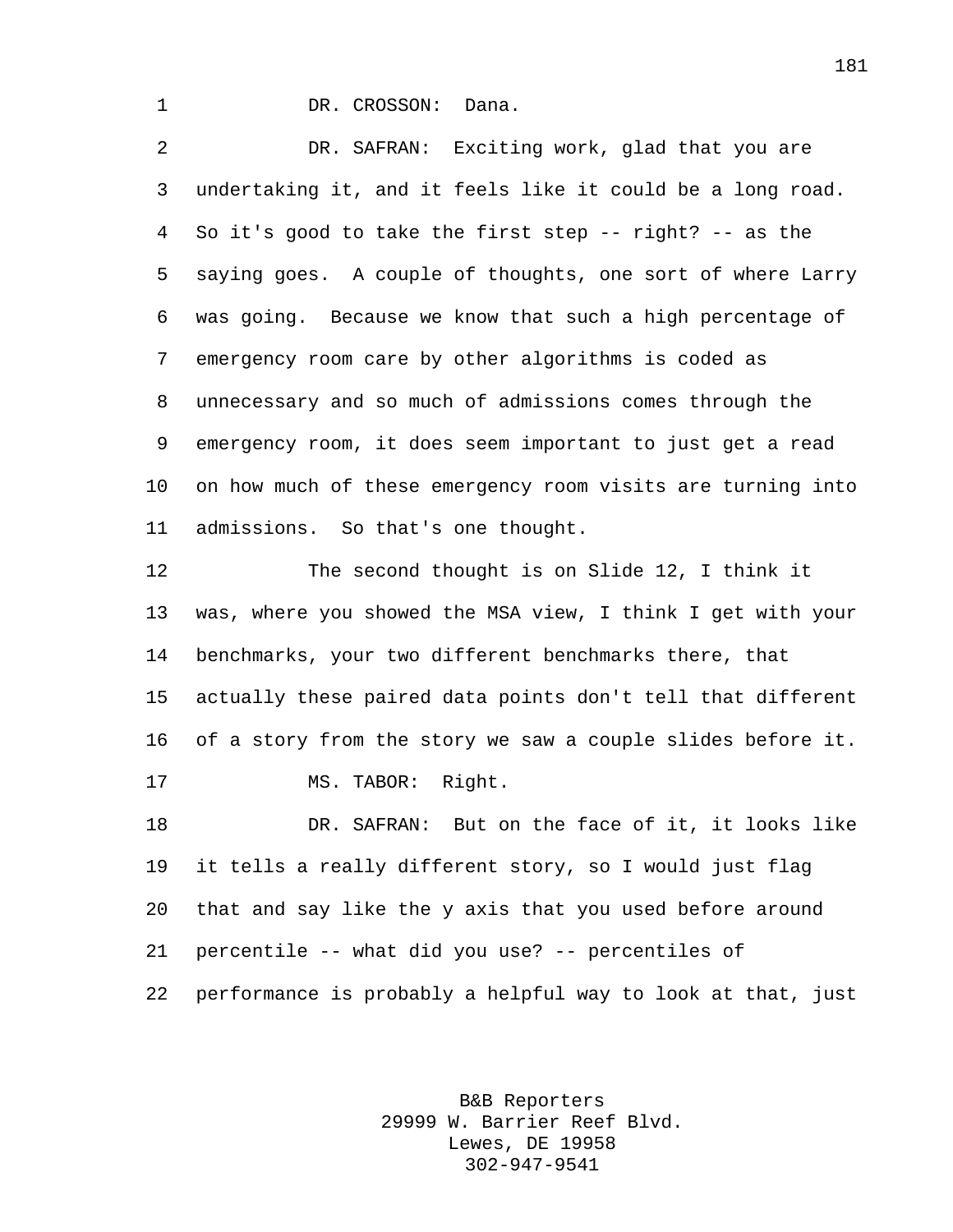DR. CROSSON: Dana.

DR. SAFRAN: Exciting work, glad that you are undertaking it, and it feels like it could be a long road. So it's good to take the first step -- right? -- as the saying goes. A couple of thoughts, one sort of where Larry was going. Because we know that such a high percentage of emergency room care by other algorithms is coded as unnecessary and so much of admissions comes through the emergency room, it does seem important to just get a read on how much of these emergency room visits are turning into admissions. So that's one thought.

The second thought is on Slide 12, I think it was, where you showed the MSA view, I think I get with your benchmarks, your two different benchmarks there, that actually these paired data points don't tell that different of a story from the story we saw a couple slides before it.

MS. TABOR: Right.

DR. SAFRAN: But on the face of it, it looks like it tells a really different story, so I would just flag that and say like the y axis that you used before around percentile -- what did you use? -- percentiles of performance is probably a helpful way to look at that, just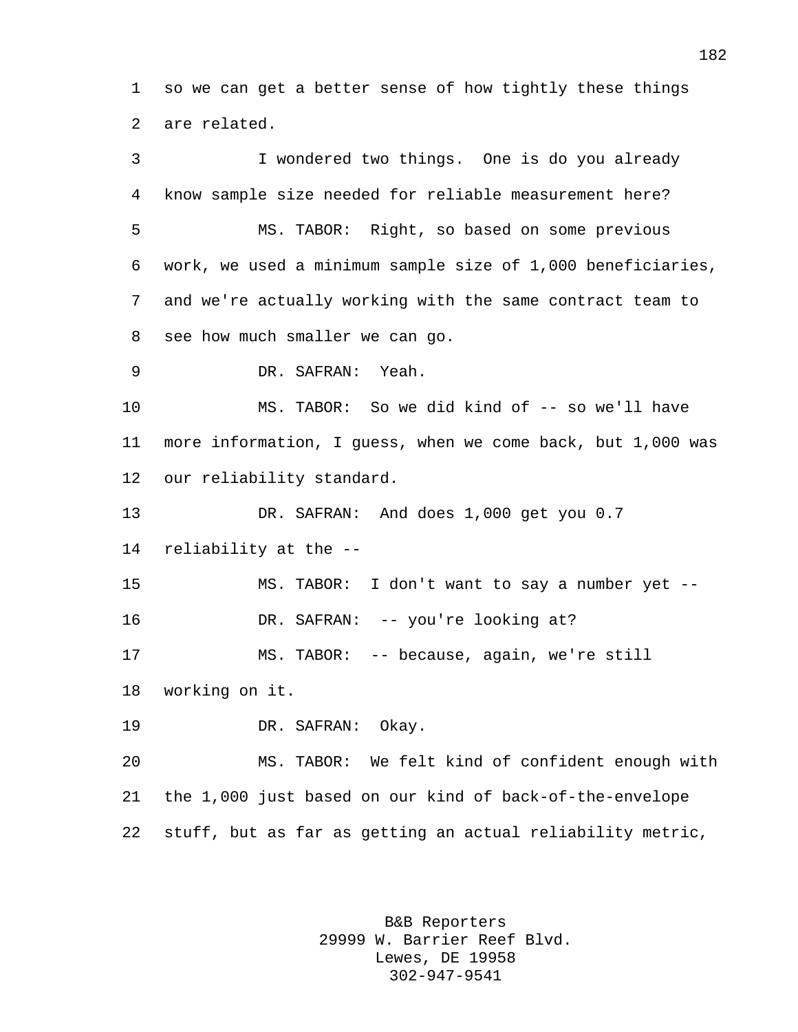so we can get a better sense of how tightly these things are related.

I wondered two things. One is do you already know sample size needed for reliable measurement here?

MS. TABOR: Right, so based on some previous work, we used a minimum sample size of 1,000 beneficiaries, and we're actually working with the same contract team to see how much smaller we can go.

DR. SAFRAN: Yeah.

MS. TABOR: So we did kind of -- so we'll have more information, I guess, when we come back, but 1,000 was our reliability standard.

DR. SAFRAN: And does 1,000 get you 0.7 reliability at the --

MS. TABOR: I don't want to say a number yet --

DR. SAFRAN: -- you're looking at?

MS. TABOR: -- because, again, we're still working on it.

DR. SAFRAN: Okay.

MS. TABOR: We felt kind of confident enough with the 1,000 just based on our kind of back-of-the-envelope stuff, but as far as getting an actual reliability metric,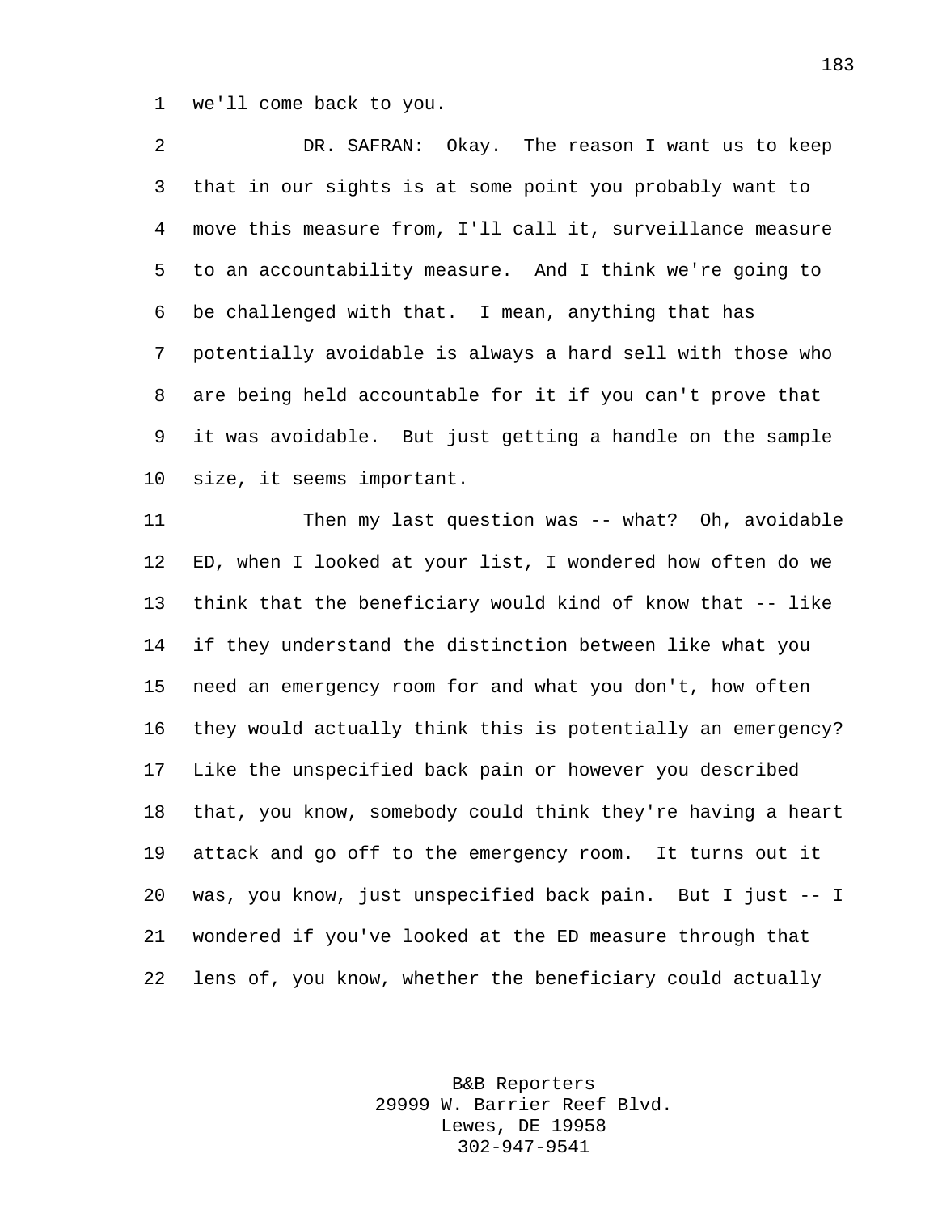we'll come back to you.

DR. SAFRAN: Okay. The reason I want us to keep that in our sights is at some point you probably want to move this measure from, I'll call it, surveillance measure to an accountability measure. And I think we're going to be challenged with that. I mean, anything that has potentially avoidable is always a hard sell with those who are being held accountable for it if you can't prove that it was avoidable. But just getting a handle on the sample size, it seems important.

Then my last question was -- what? Oh, avoidable ED, when I looked at your list, I wondered how often do we think that the beneficiary would kind of know that -- like if they understand the distinction between like what you need an emergency room for and what you don't, how often they would actually think this is potentially an emergency? Like the unspecified back pain or however you described that, you know, somebody could think they're having a heart attack and go off to the emergency room. It turns out it was, you know, just unspecified back pain. But I just -- I wondered if you've looked at the ED measure through that lens of, you know, whether the beneficiary could actually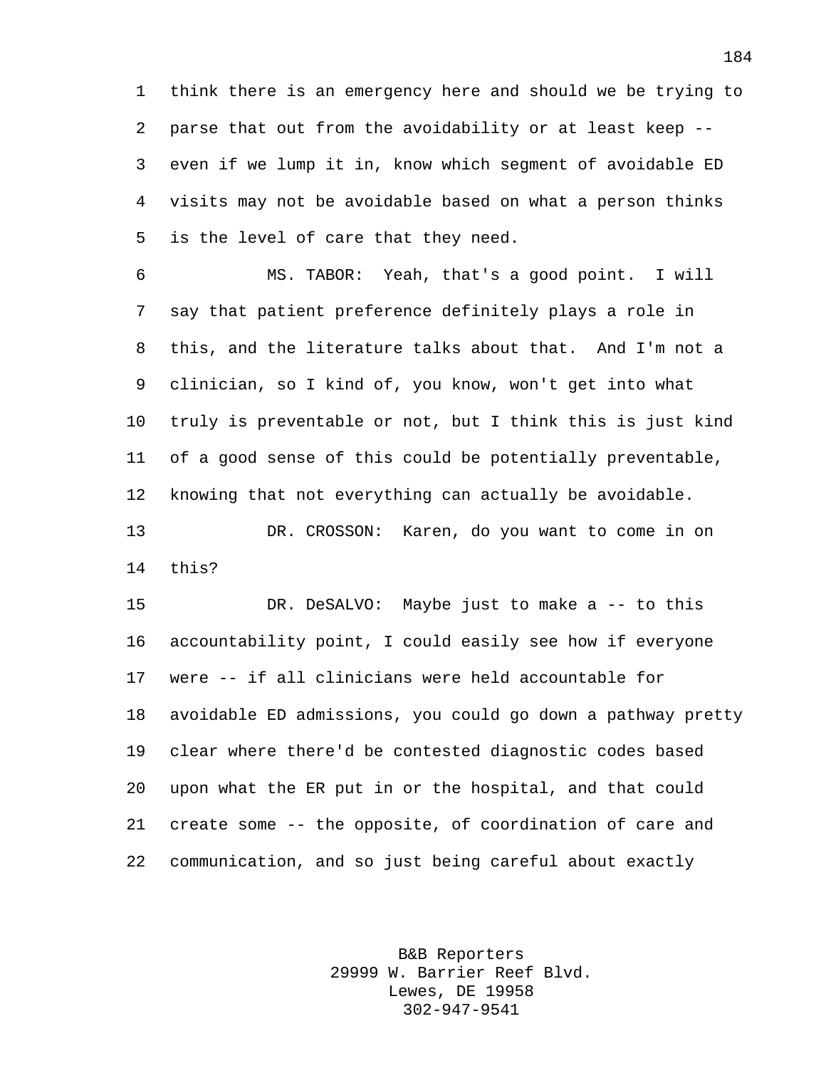think there is an emergency here and should we be trying to parse that out from the avoidability or at least keep -- even if we lump it in, know which segment of avoidable ED visits may not be avoidable based on what a person thinks is the level of care that they need.

MS. TABOR: Yeah, that's a good point. I will say that patient preference definitely plays a role in this, and the literature talks about that. And I'm not a clinician, so I kind of, you know, won't get into what truly is preventable or not, but I think this is just kind of a good sense of this could be potentially preventable, knowing that not everything can actually be avoidable.

DR. CROSSON: Karen, do you want to come in on this?

DR. DeSALVO: Maybe just to make a -- to this accountability point, I could easily see how if everyone were -- if all clinicians were held accountable for avoidable ED admissions, you could go down a pathway pretty clear where there'd be contested diagnostic codes based upon what the ER put in or the hospital, and that could create some -- the opposite, of coordination of care and communication, and so just being careful about exactly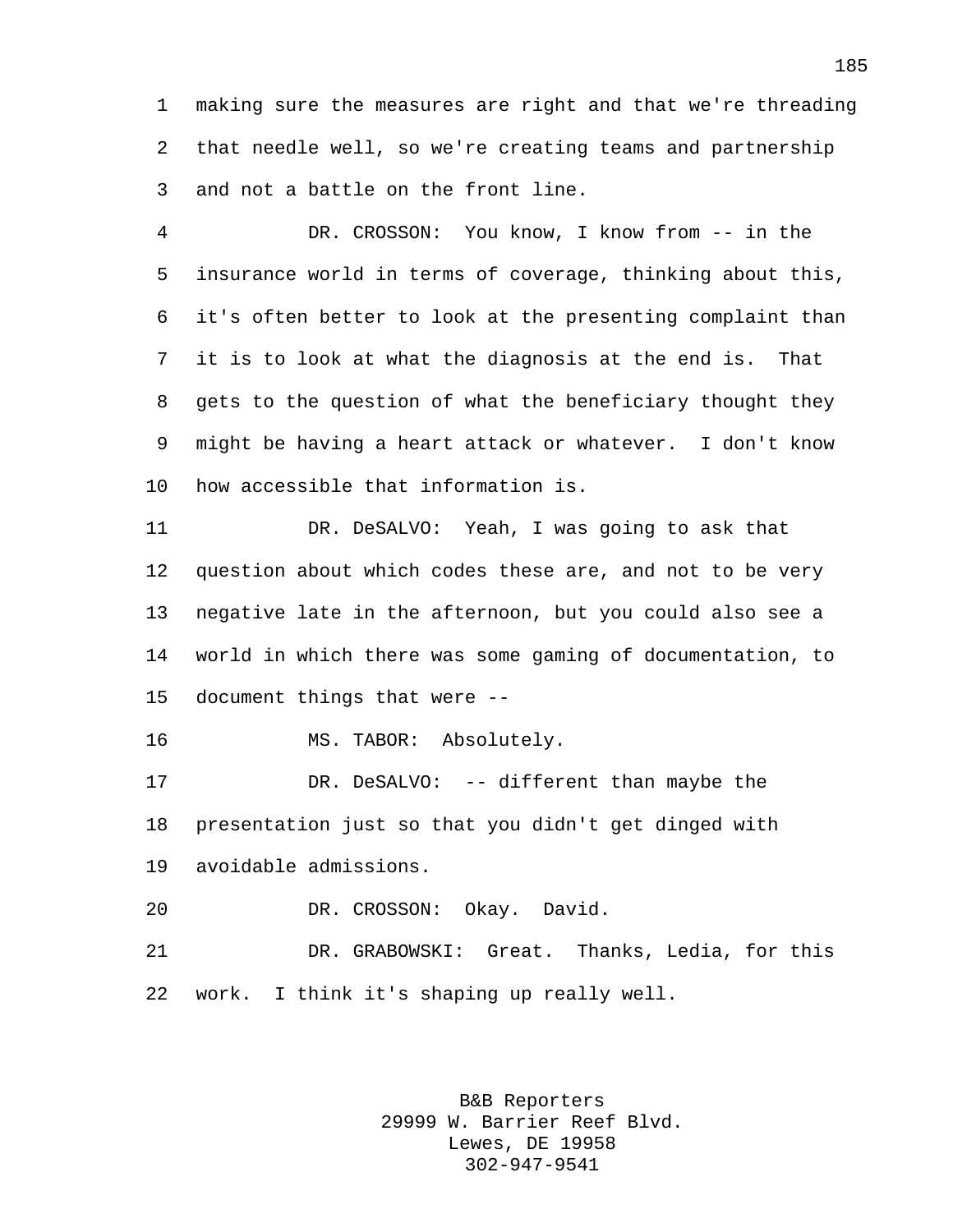making sure the measures are right and that we're threading that needle well, so we're creating teams and partnership and not a battle on the front line.

DR. CROSSON: You know, I know from -- in the insurance world in terms of coverage, thinking about this, it's often better to look at the presenting complaint than it is to look at what the diagnosis at the end is. That gets to the question of what the beneficiary thought they might be having a heart attack or whatever. I don't know how accessible that information is.

DR. DeSALVO: Yeah, I was going to ask that question about which codes these are, and not to be very negative late in the afternoon, but you could also see a world in which there was some gaming of documentation, to document things that were --

MS. TABOR: Absolutely.

DR. DeSALVO: -- different than maybe the presentation just so that you didn't get dinged with avoidable admissions.

DR. CROSSON: Okay. David.

DR. GRABOWSKI: Great. Thanks, Ledia, for this work. I think it's shaping up really well.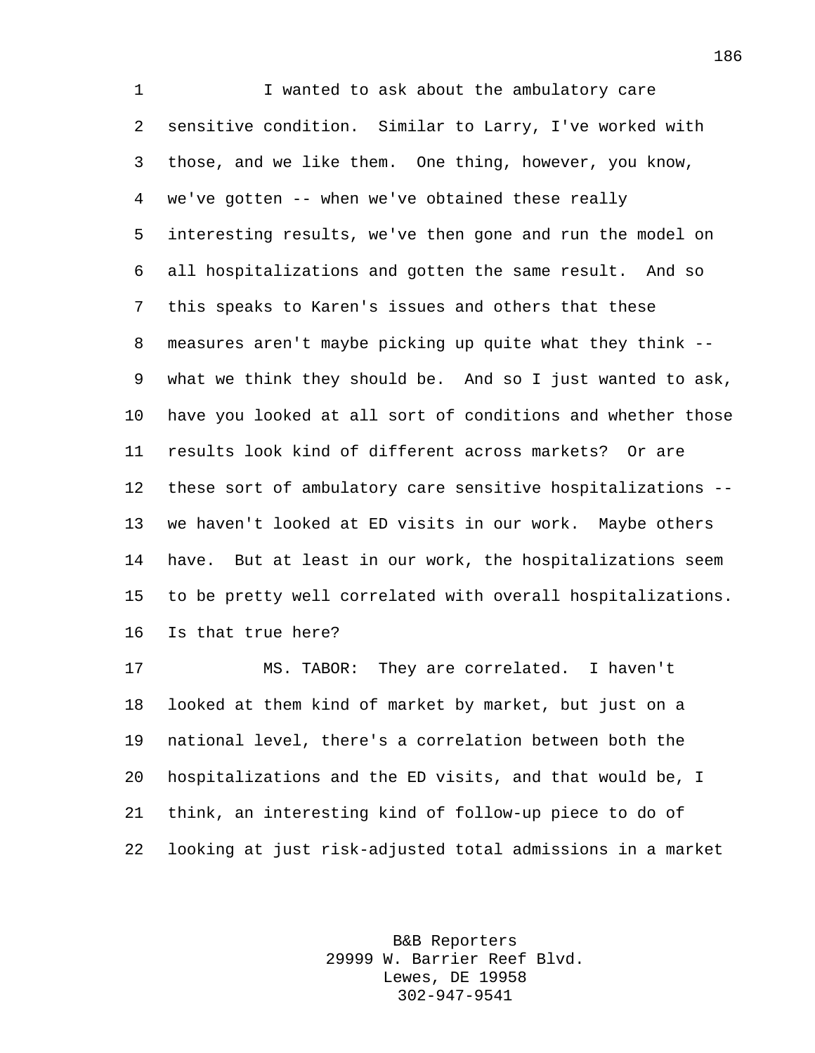I wanted to ask about the ambulatory care sensitive condition. Similar to Larry, I've worked with those, and we like them. One thing, however, you know, we've gotten -- when we've obtained these really interesting results, we've then gone and run the model on all hospitalizations and gotten the same result. And so this speaks to Karen's issues and others that these measures aren't maybe picking up quite what they think -- what we think they should be. And so I just wanted to ask, have you looked at all sort of conditions and whether those results look kind of different across markets? Or are these sort of ambulatory care sensitive hospitalizations -- we haven't looked at ED visits in our work. Maybe others have. But at least in our work, the hospitalizations seem to be pretty well correlated with overall hospitalizations. Is that true here?

MS. TABOR: They are correlated. I haven't looked at them kind of market by market, but just on a national level, there's a correlation between both the hospitalizations and the ED visits, and that would be, I think, an interesting kind of follow-up piece to do of looking at just risk-adjusted total admissions in a market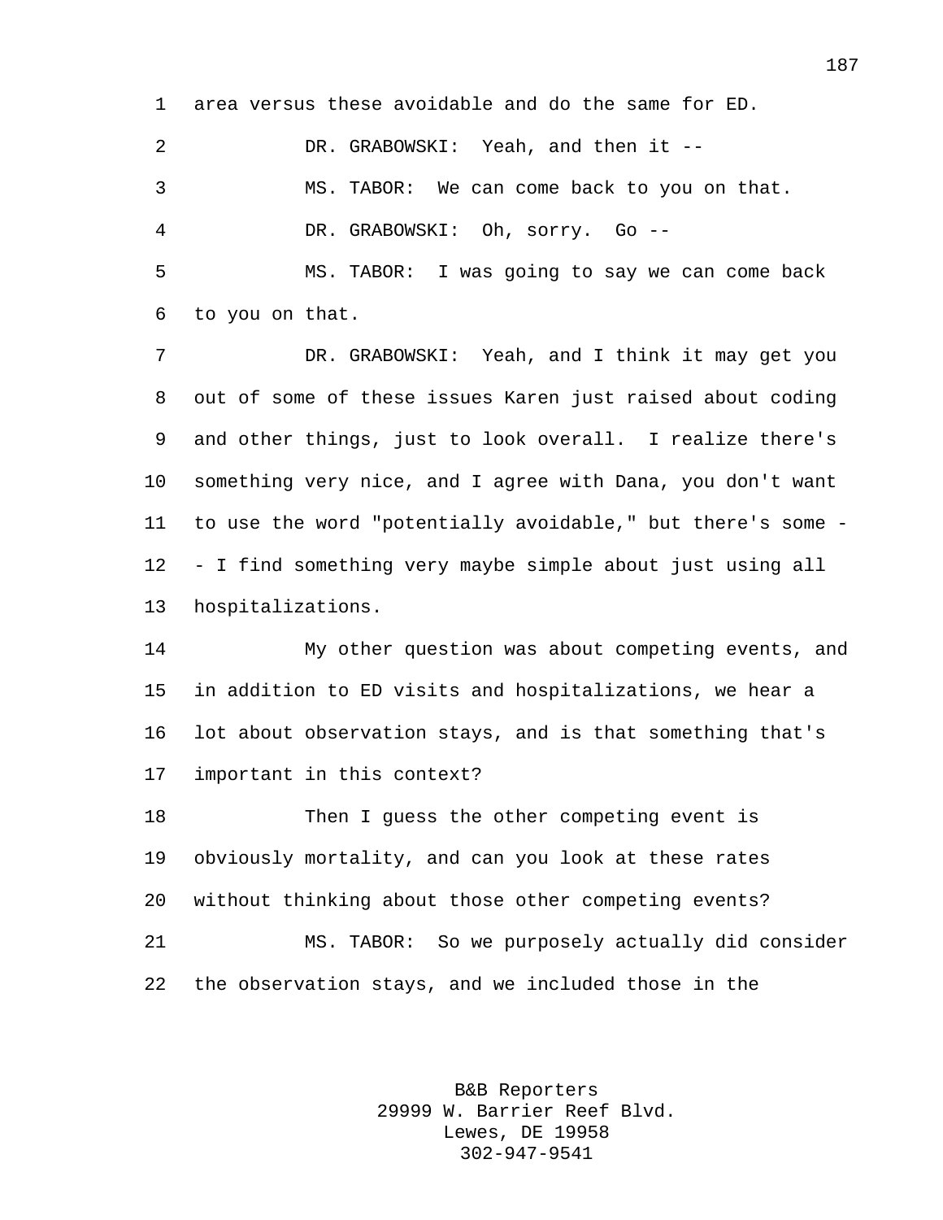area versus these avoidable and do the same for ED.

DR. GRABOWSKI: Yeah, and then it --

MS. TABOR: We can come back to you on that.

DR. GRABOWSKI: Oh, sorry. Go --

MS. TABOR: I was going to say we can come back to you on that.

DR. GRABOWSKI: Yeah, and I think it may get you out of some of these issues Karen just raised about coding and other things, just to look overall. I realize there's something very nice, and I agree with Dana, you don't want to use the word "potentially avoidable," but there's some -- I find something very maybe simple about just using all hospitalizations.

My other question was about competing events, and in addition to ED visits and hospitalizations, we hear a lot about observation stays, and is that something that's important in this context?

Then I guess the other competing event is obviously mortality, and can you look at these rates without thinking about those other competing events?

MS. TABOR: So we purposely actually did consider the observation stays, and we included those in the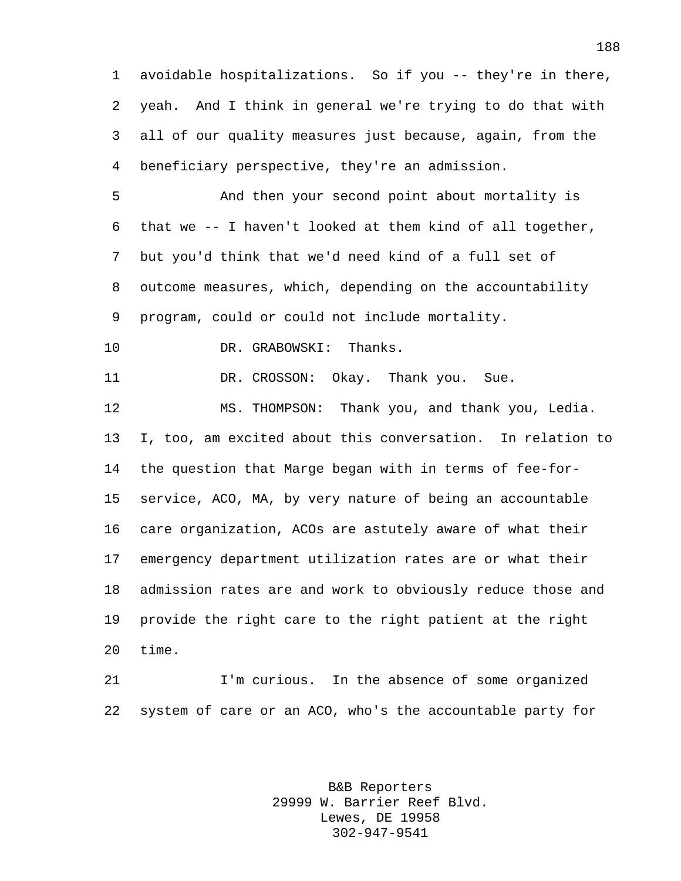avoidable hospitalizations. So if you -- they're in there, yeah. And I think in general we're trying to do that with all of our quality measures just because, again, from the beneficiary perspective, they're an admission.

And then your second point about mortality is that we -- I haven't looked at them kind of all together, but you'd think that we'd need kind of a full set of outcome measures, which, depending on the accountability program, could or could not include mortality.

DR. GRABOWSKI: Thanks.

DR. CROSSON: Okay. Thank you. Sue.

MS. THOMPSON: Thank you, and thank you, Ledia. I, too, am excited about this conversation. In relation to the question that Marge began with in terms of fee-for-service, ACO, MA, by very nature of being an accountable care organization, ACOs are astutely aware of what their emergency department utilization rates are or what their admission rates are and work to obviously reduce those and provide the right care to the right patient at the right time.

I'm curious. In the absence of some organized system of care or an ACO, who's the accountable party for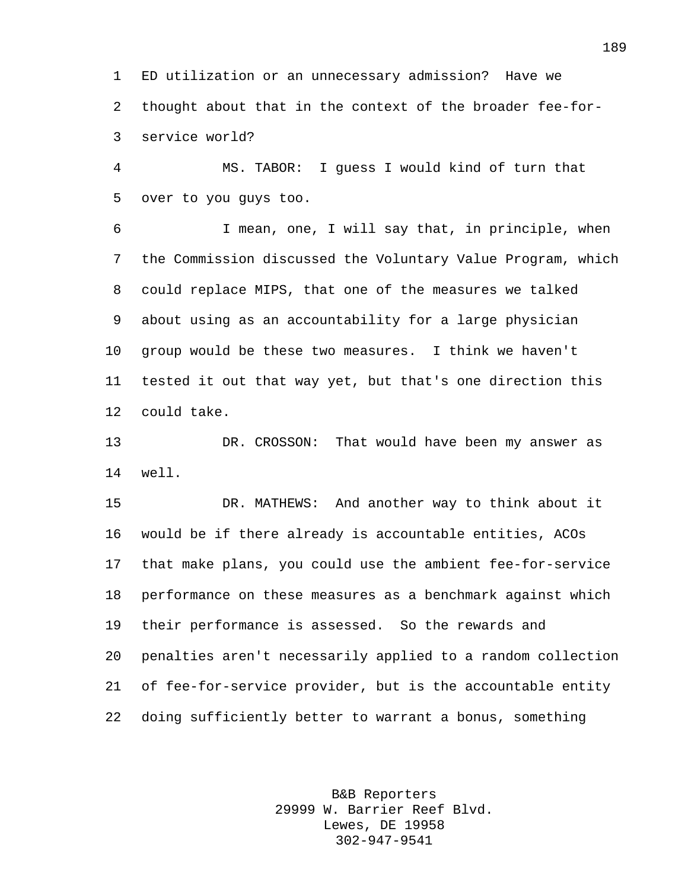ED utilization or an unnecessary admission? Have we thought about that in the context of the broader fee-for-service world?

MS. TABOR: I guess I would kind of turn that over to you guys too.

I mean, one, I will say that, in principle, when the Commission discussed the Voluntary Value Program, which could replace MIPS, that one of the measures we talked about using as an accountability for a large physician group would be these two measures. I think we haven't tested it out that way yet, but that's one direction this could take.

DR. CROSSON: That would have been my answer as well.

DR. MATHEWS: And another way to think about it would be if there already is accountable entities, ACOs that make plans, you could use the ambient fee-for-service performance on these measures as a benchmark against which their performance is assessed. So the rewards and penalties aren't necessarily applied to a random collection of fee-for-service provider, but is the accountable entity doing sufficiently better to warrant a bonus, something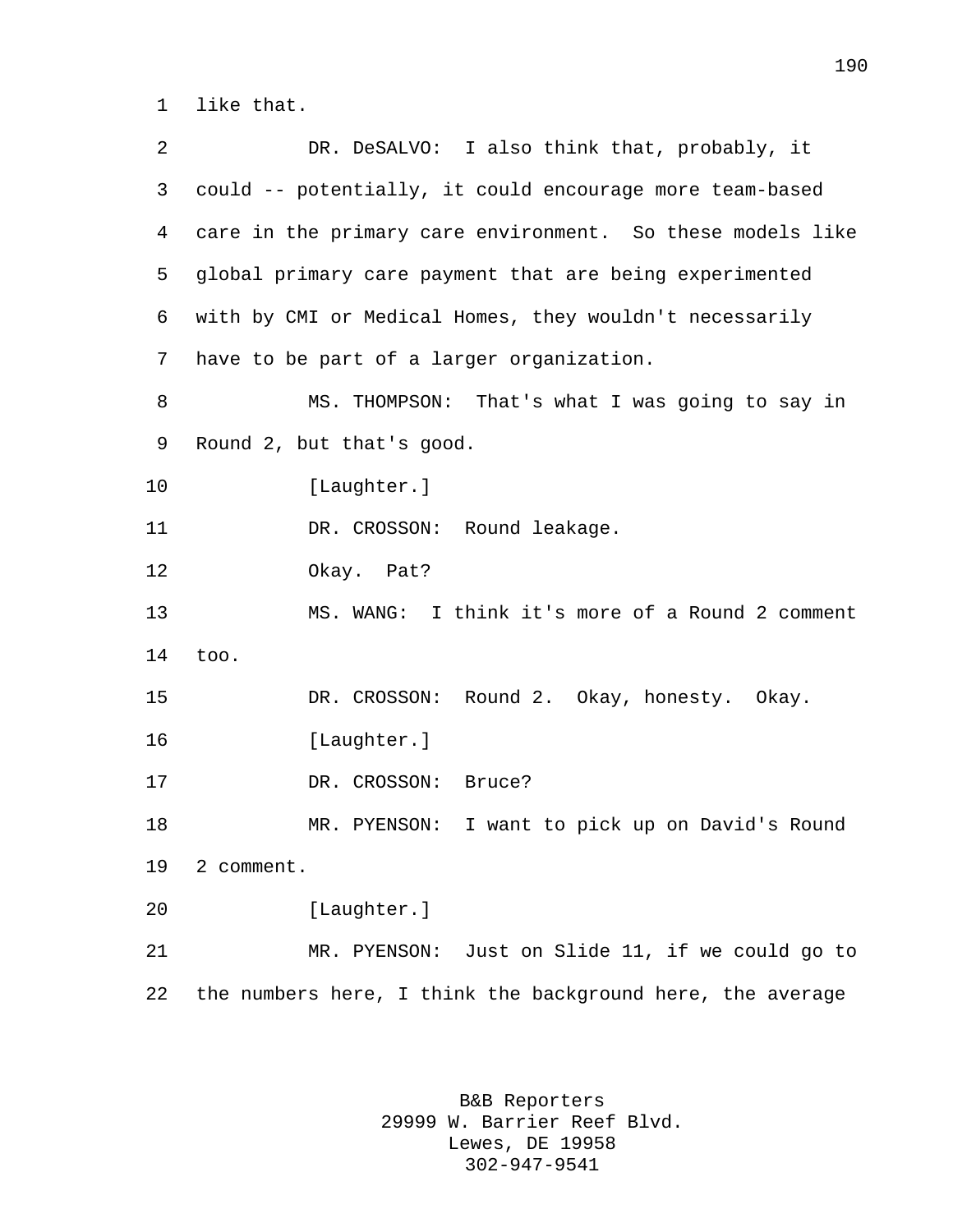like that.

DR. DeSALVO: I also think that, probably, it could -- potentially, it could encourage more team-based care in the primary care environment. So these models like global primary care payment that are being experimented with by CMI or Medical Homes, they wouldn't necessarily have to be part of a larger organization.

MS. THOMPSON: That's what I was going to say in Round 2, but that's good.

[Laughter.]

DR. CROSSON: Round leakage.

Okay. Pat?

MS. WANG: I think it's more of a Round 2 comment too.

DR. CROSSON: Round 2. Okay, honesty. Okay.

[Laughter.]

DR. CROSSON: Bruce?

MR. PYENSON: I want to pick up on David's Round 2 comment.

[Laughter.]

MR. PYENSON: Just on Slide 11, if we could go to the numbers here, I think the background here, the average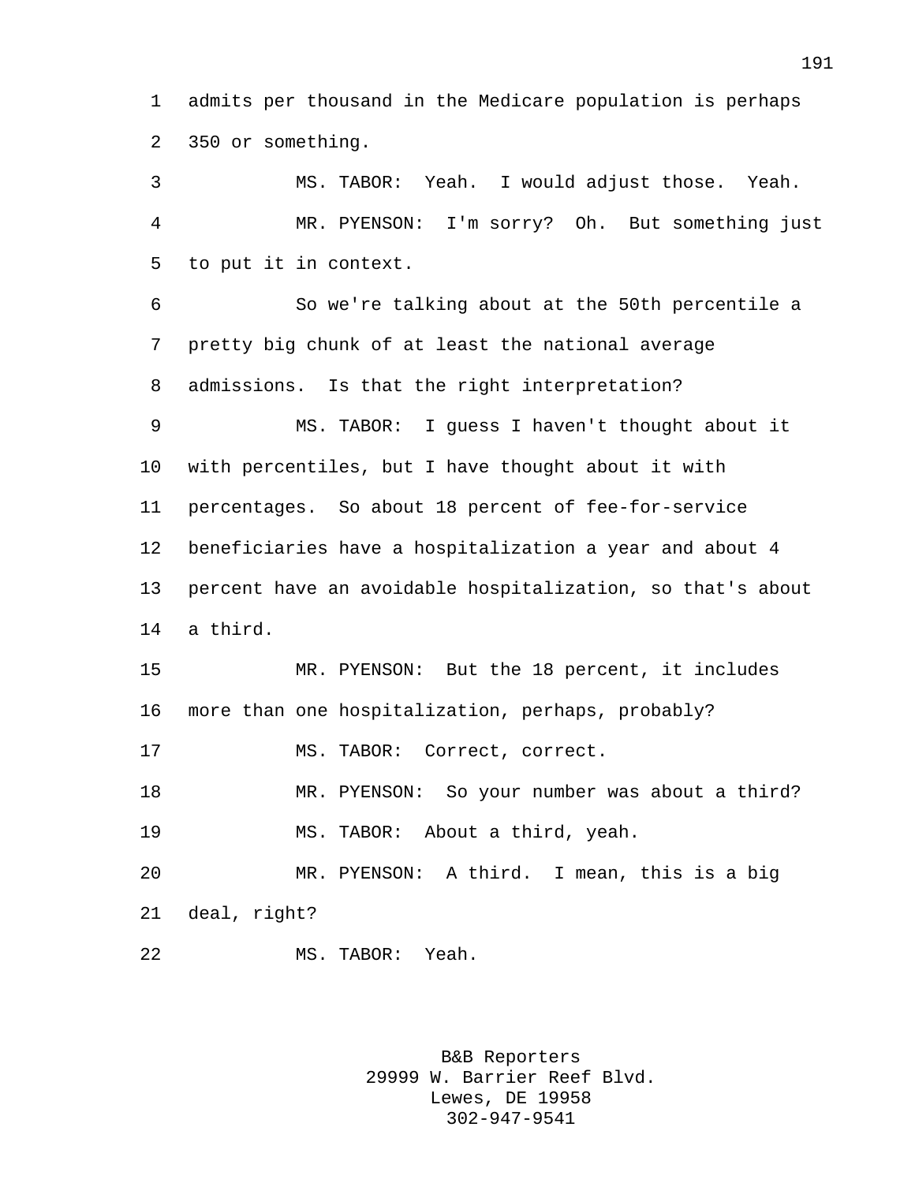admits per thousand in the Medicare population is perhaps 350 or something.

MS. TABOR: Yeah. I would adjust those. Yeah.

MR. PYENSON: I'm sorry? Oh. But something just to put it in context.

So we're talking about at the 50th percentile a pretty big chunk of at least the national average admissions. Is that the right interpretation?

MS. TABOR: I guess I haven't thought about it with percentiles, but I have thought about it with percentages. So about 18 percent of fee-for-service beneficiaries have a hospitalization a year and about 4 percent have an avoidable hospitalization, so that's about a third.

MR. PYENSON: But the 18 percent, it includes more than one hospitalization, perhaps, probably?

MS. TABOR: Correct, correct.

MR. PYENSON: So your number was about a third?

MS. TABOR: About a third, yeah.

MR. PYENSON: A third. I mean, this is a big deal, right?

MS. TABOR: Yeah.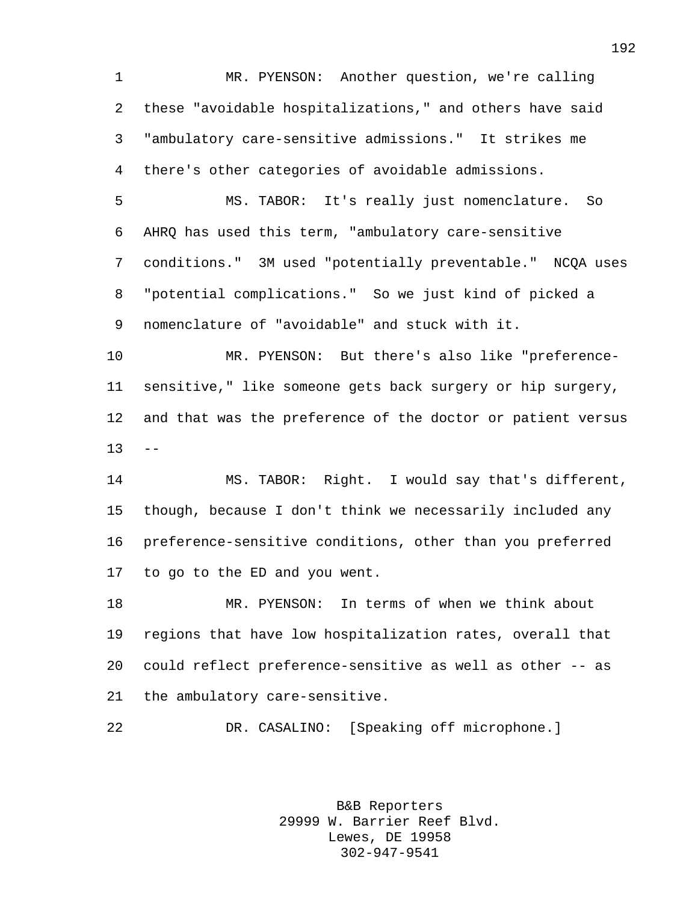MR. PYENSON: Another question, we're calling these "avoidable hospitalizations," and others have said "ambulatory care-sensitive admissions." It strikes me there's other categories of avoidable admissions.

MS. TABOR: It's really just nomenclature. So AHRQ has used this term, "ambulatory care-sensitive conditions." 3M used "potentially preventable." NCQA uses "potential complications." So we just kind of picked a nomenclature of "avoidable" and stuck with it.

MR. PYENSON: But there's also like "preference-sensitive," like someone gets back surgery or hip surgery, and that was the preference of the doctor or patient versus --

MS. TABOR: Right. I would say that's different, though, because I don't think we necessarily included any preference-sensitive conditions, other than you preferred to go to the ED and you went.

MR. PYENSON: In terms of when we think about regions that have low hospitalization rates, overall that could reflect preference-sensitive as well as other -- as the ambulatory care-sensitive.

DR. CASALINO: [Speaking off microphone.]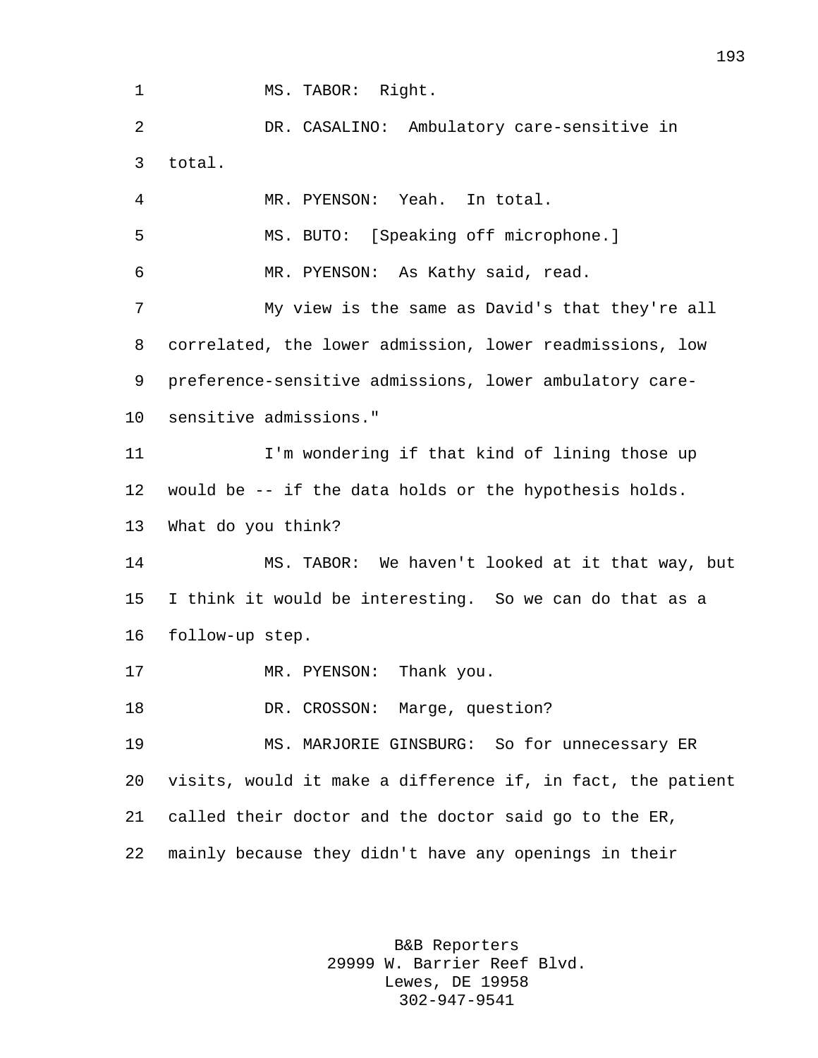MS. TABOR: Right.

DR. CASALINO: Ambulatory care-sensitive in total.

MR. PYENSON: Yeah. In total.

MS. BUTO: [Speaking off microphone.]

MR. PYENSON: As Kathy said, read.

My view is the same as David's that they're all correlated, the lower admission, lower readmissions, low preference-sensitive admissions, lower ambulatory care-sensitive admissions."

I'm wondering if that kind of lining those up would be -- if the data holds or the hypothesis holds. What do you think?

MS. TABOR: We haven't looked at it that way, but I think it would be interesting. So we can do that as a follow-up step.

MR. PYENSON: Thank you.

DR. CROSSON: Marge, question?

MS. MARJORIE GINSBURG: So for unnecessary ER visits, would it make a difference if, in fact, the patient called their doctor and the doctor said go to the ER, mainly because they didn't have any openings in their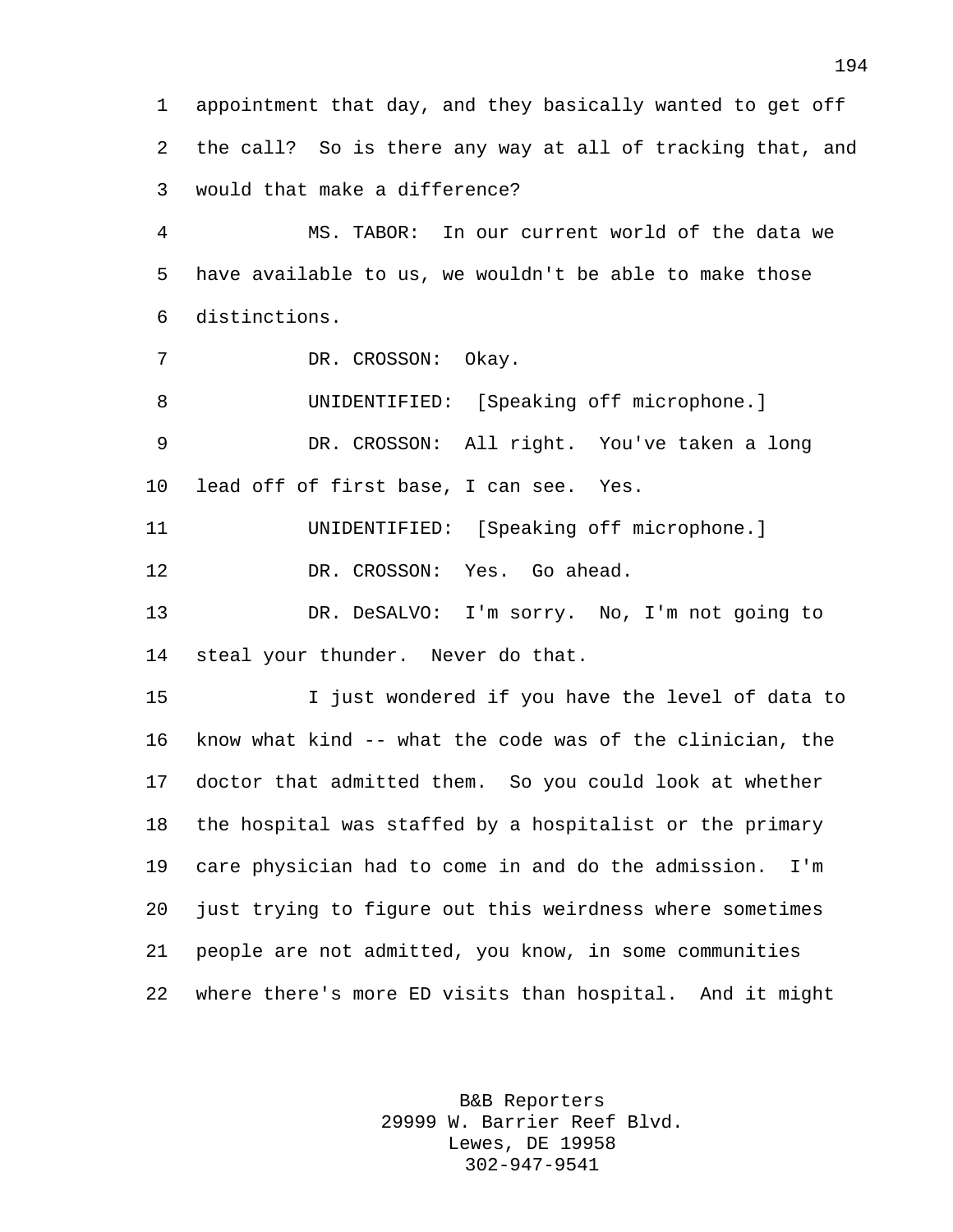appointment that day, and they basically wanted to get off the call? So is there any way at all of tracking that, and would that make a difference?

MS. TABOR: In our current world of the data we have available to us, we wouldn't be able to make those distinctions.

DR. CROSSON: Okay.

UNIDENTIFIED: [Speaking off microphone.]

DR. CROSSON: All right. You've taken a long lead off of first base, I can see. Yes.

UNIDENTIFIED: [Speaking off microphone.]

DR. CROSSON: Yes. Go ahead.

DR. DeSALVO: I'm sorry. No, I'm not going to steal your thunder. Never do that.

I just wondered if you have the level of data to know what kind -- what the code was of the clinician, the doctor that admitted them. So you could look at whether the hospital was staffed by a hospitalist or the primary care physician had to come in and do the admission. I'm just trying to figure out this weirdness where sometimes people are not admitted, you know, in some communities where there's more ED visits than hospital. And it might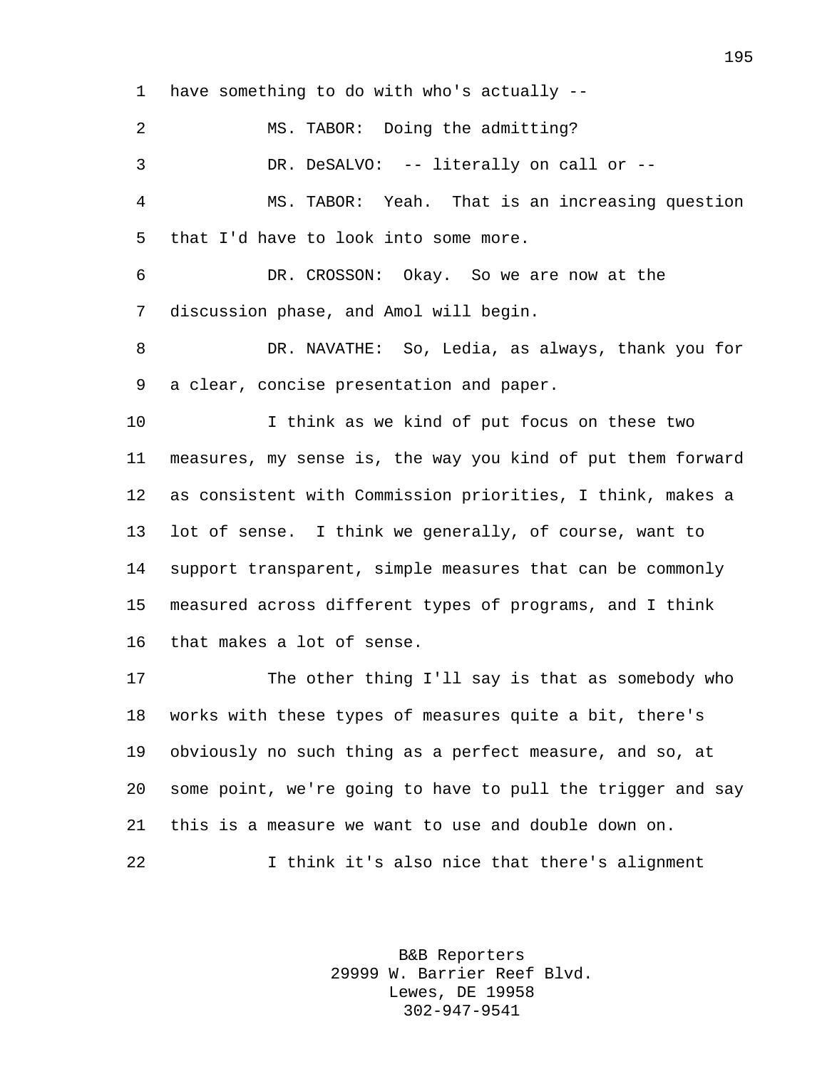have something to do with who's actually --

MS. TABOR: Doing the admitting?

DR. DeSALVO: -- literally on call or --

MS. TABOR: Yeah. That is an increasing question that I'd have to look into some more.

DR. CROSSON: Okay. So we are now at the discussion phase, and Amol will begin.

DR. NAVATHE: So, Ledia, as always, thank you for a clear, concise presentation and paper.

I think as we kind of put focus on these two measures, my sense is, the way you kind of put them forward as consistent with Commission priorities, I think, makes a lot of sense. I think we generally, of course, want to support transparent, simple measures that can be commonly measured across different types of programs, and I think that makes a lot of sense.

The other thing I'll say is that as somebody who works with these types of measures quite a bit, there's obviously no such thing as a perfect measure, and so, at some point, we're going to have to pull the trigger and say this is a measure we want to use and double down on.

I think it's also nice that there's alignment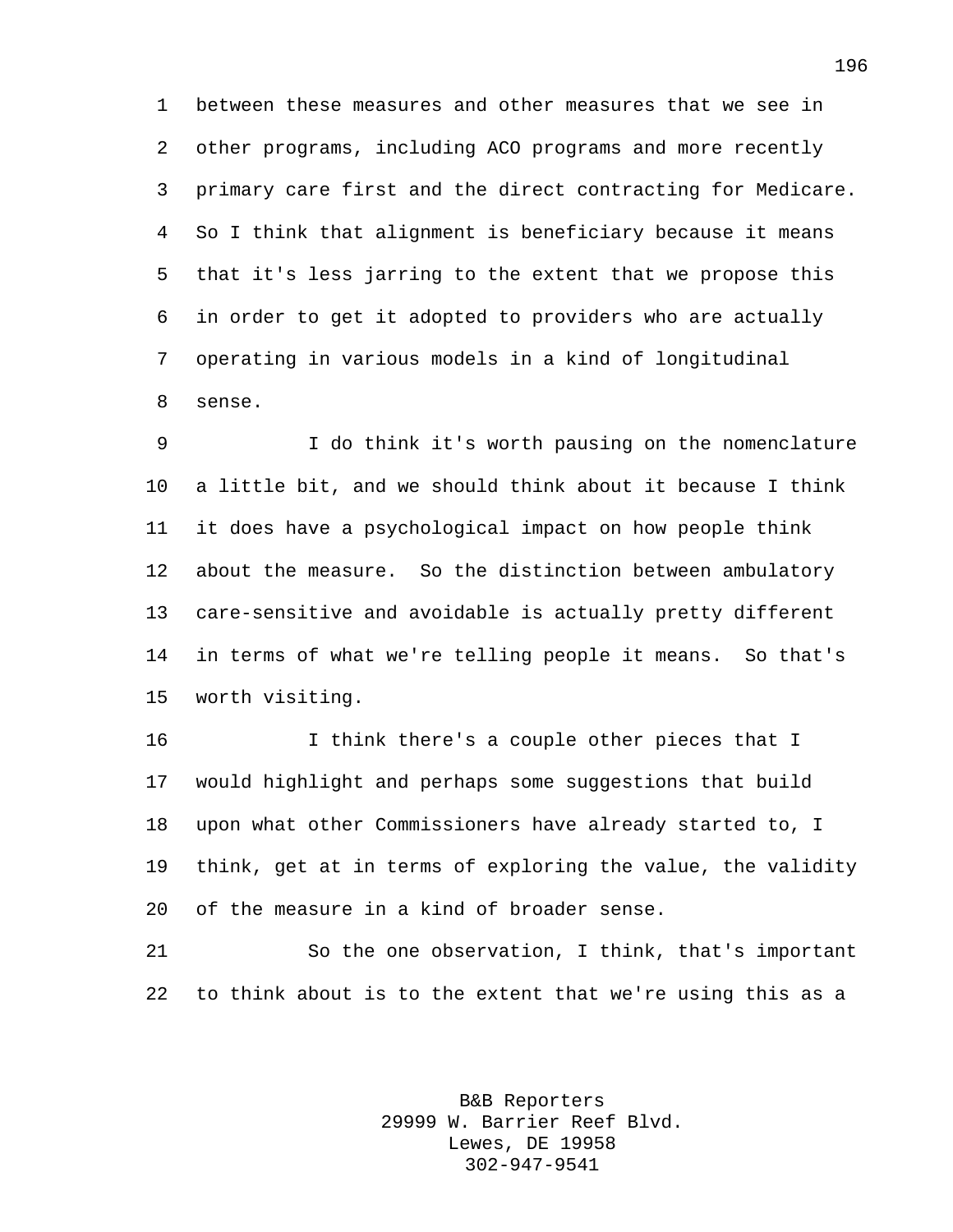between these measures and other measures that we see in other programs, including ACO programs and more recently primary care first and the direct contracting for Medicare. So I think that alignment is beneficiary because it means that it's less jarring to the extent that we propose this in order to get it adopted to providers who are actually operating in various models in a kind of longitudinal sense.

I do think it's worth pausing on the nomenclature a little bit, and we should think about it because I think it does have a psychological impact on how people think about the measure. So the distinction between ambulatory care-sensitive and avoidable is actually pretty different in terms of what we're telling people it means. So that's worth visiting.

I think there's a couple other pieces that I would highlight and perhaps some suggestions that build upon what other Commissioners have already started to, I think, get at in terms of exploring the value, the validity of the measure in a kind of broader sense.

So the one observation, I think, that's important to think about is to the extent that we're using this as a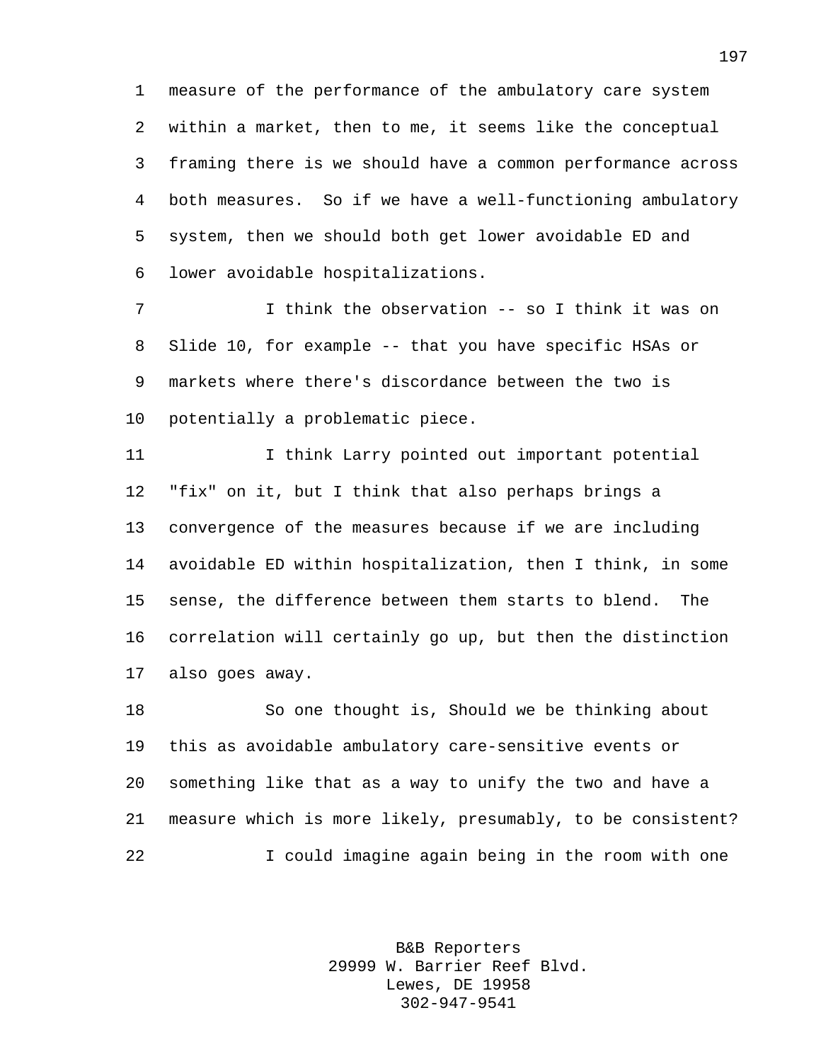measure of the performance of the ambulatory care system within a market, then to me, it seems like the conceptual framing there is we should have a common performance across both measures. So if we have a well-functioning ambulatory system, then we should both get lower avoidable ED and lower avoidable hospitalizations.

I think the observation -- so I think it was on Slide 10, for example -- that you have specific HSAs or markets where there's discordance between the two is potentially a problematic piece.

I think Larry pointed out important potential "fix" on it, but I think that also perhaps brings a convergence of the measures because if we are including avoidable ED within hospitalization, then I think, in some sense, the difference between them starts to blend. The correlation will certainly go up, but then the distinction also goes away.

So one thought is, Should we be thinking about this as avoidable ambulatory care-sensitive events or something like that as a way to unify the two and have a measure which is more likely, presumably, to be consistent?

I could imagine again being in the room with one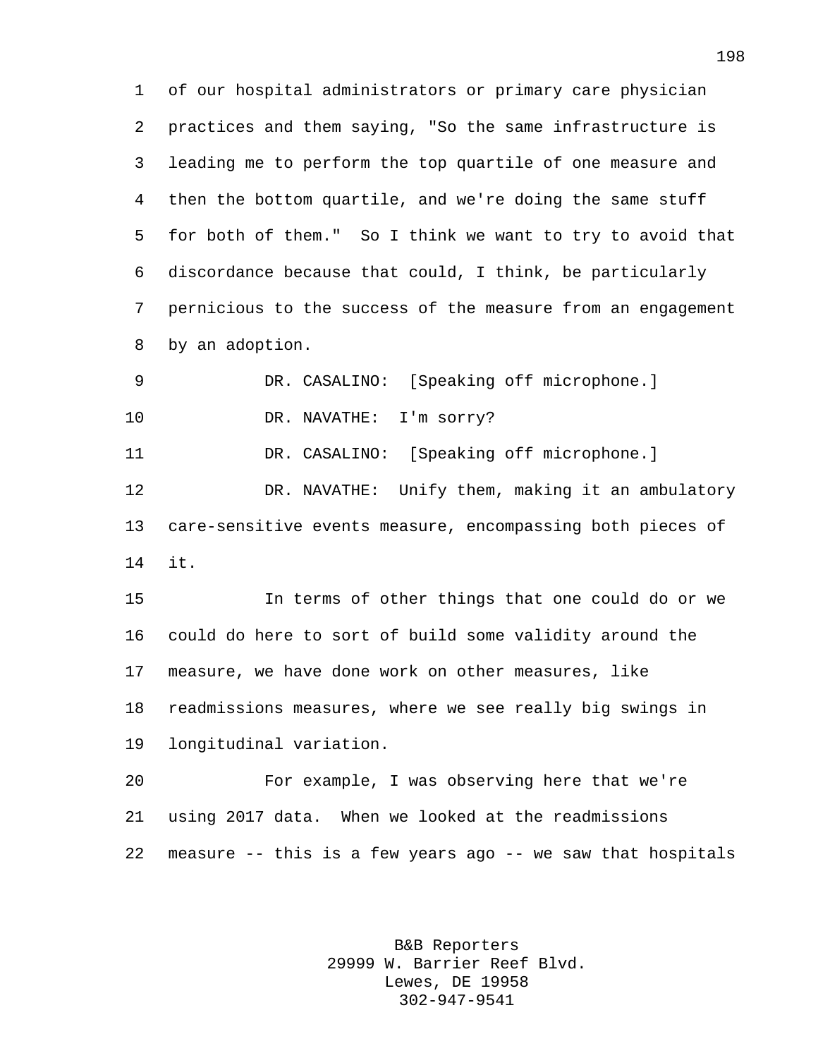of our hospital administrators or primary care physician practices and them saying, "So the same infrastructure is leading me to perform the top quartile of one measure and then the bottom quartile, and we're doing the same stuff for both of them." So I think we want to try to avoid that discordance because that could, I think, be particularly pernicious to the success of the measure from an engagement by an adoption.

DR. CASALINO: [Speaking off microphone.]

DR. NAVATHE: I'm sorry?

DR. CASALINO: [Speaking off microphone.]

DR. NAVATHE: Unify them, making it an ambulatory care-sensitive events measure, encompassing both pieces of it.

In terms of other things that one could do or we could do here to sort of build some validity around the measure, we have done work on other measures, like readmissions measures, where we see really big swings in longitudinal variation.

For example, I was observing here that we're using 2017 data. When we looked at the readmissions measure -- this is a few years ago -- we saw that hospitals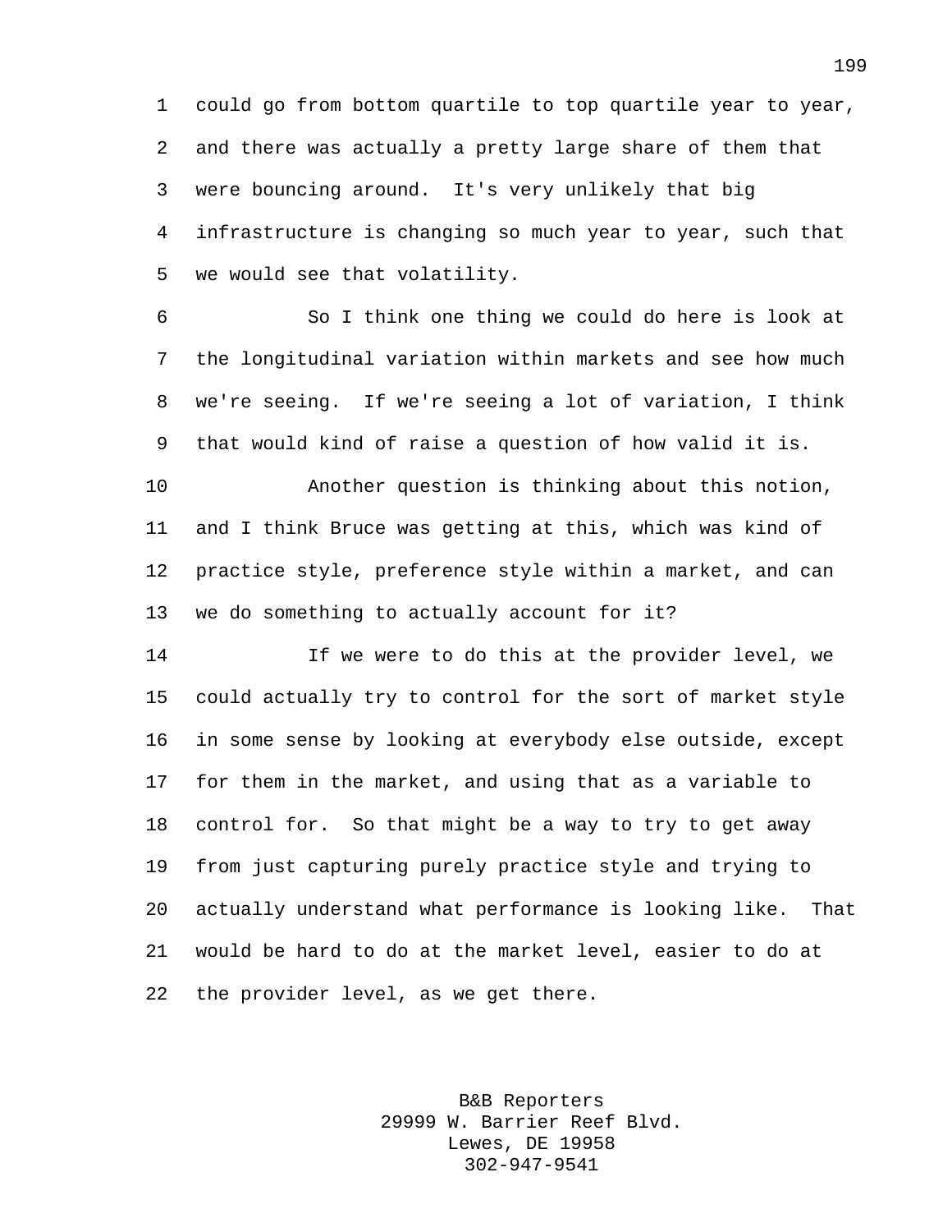could go from bottom quartile to top quartile year to year, and there was actually a pretty large share of them that were bouncing around. It's very unlikely that big infrastructure is changing so much year to year, such that we would see that volatility.

So I think one thing we could do here is look at the longitudinal variation within markets and see how much we're seeing. If we're seeing a lot of variation, I think that would kind of raise a question of how valid it is.

Another question is thinking about this notion, and I think Bruce was getting at this, which was kind of practice style, preference style within a market, and can we do something to actually account for it?

If we were to do this at the provider level, we could actually try to control for the sort of market style in some sense by looking at everybody else outside, except for them in the market, and using that as a variable to control for. So that might be a way to try to get away from just capturing purely practice style and trying to actually understand what performance is looking like. That would be hard to do at the market level, easier to do at the provider level, as we get there.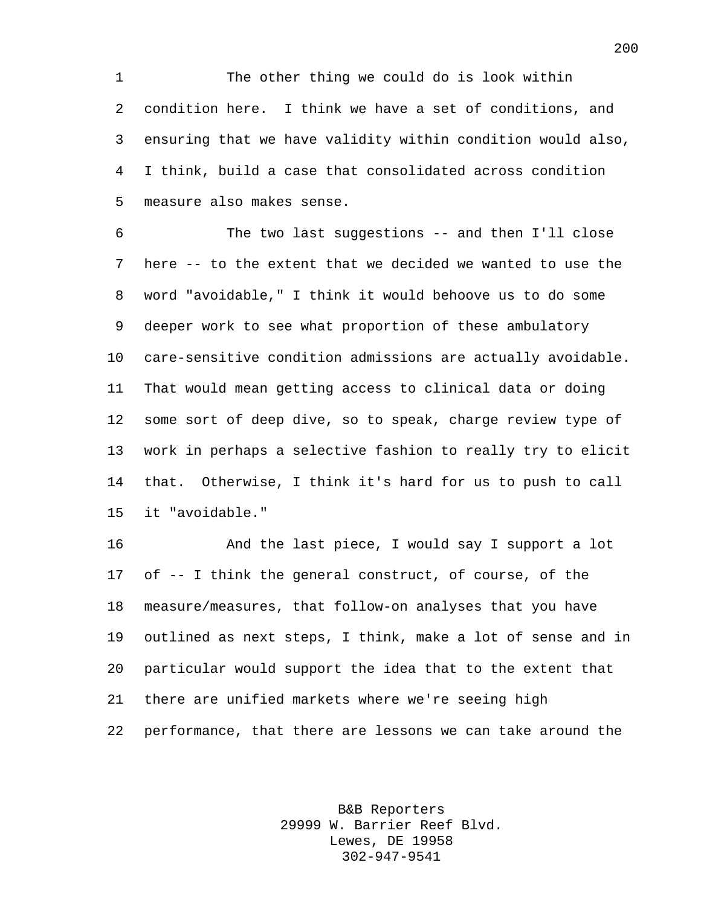The other thing we could do is look within condition here. I think we have a set of conditions, and ensuring that we have validity within condition would also, I think, build a case that consolidated across condition measure also makes sense.

The two last suggestions -- and then I'll close here -- to the extent that we decided we wanted to use the word "avoidable," I think it would behoove us to do some deeper work to see what proportion of these ambulatory care-sensitive condition admissions are actually avoidable. That would mean getting access to clinical data or doing some sort of deep dive, so to speak, charge review type of work in perhaps a selective fashion to really try to elicit that. Otherwise, I think it's hard for us to push to call it "avoidable."

And the last piece, I would say I support a lot of -- I think the general construct, of course, of the measure/measures, that follow-on analyses that you have outlined as next steps, I think, make a lot of sense and in particular would support the idea that to the extent that there are unified markets where we're seeing high performance, that there are lessons we can take around the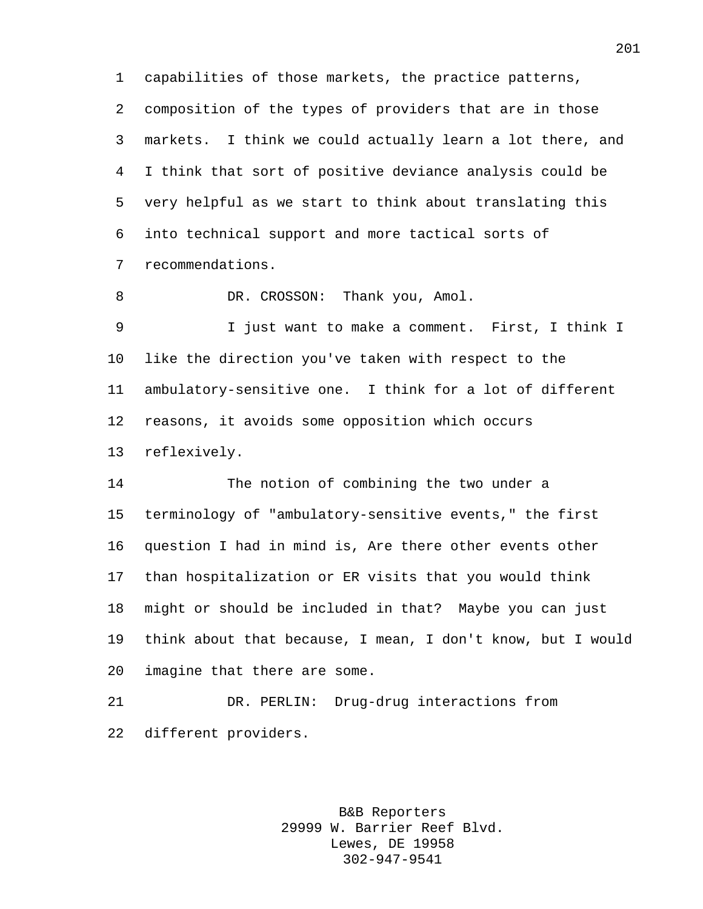capabilities of those markets, the practice patterns, composition of the types of providers that are in those markets. I think we could actually learn a lot there, and I think that sort of positive deviance analysis could be very helpful as we start to think about translating this into technical support and more tactical sorts of recommendations.

DR. CROSSON: Thank you, Amol.

I just want to make a comment. First, I think I like the direction you've taken with respect to the ambulatory-sensitive one. I think for a lot of different reasons, it avoids some opposition which occurs reflexively.

The notion of combining the two under a terminology of "ambulatory-sensitive events," the first question I had in mind is, Are there other events other than hospitalization or ER visits that you would think might or should be included in that? Maybe you can just think about that because, I mean, I don't know, but I would imagine that there are some.

DR. PERLIN: Drug-drug interactions from different providers.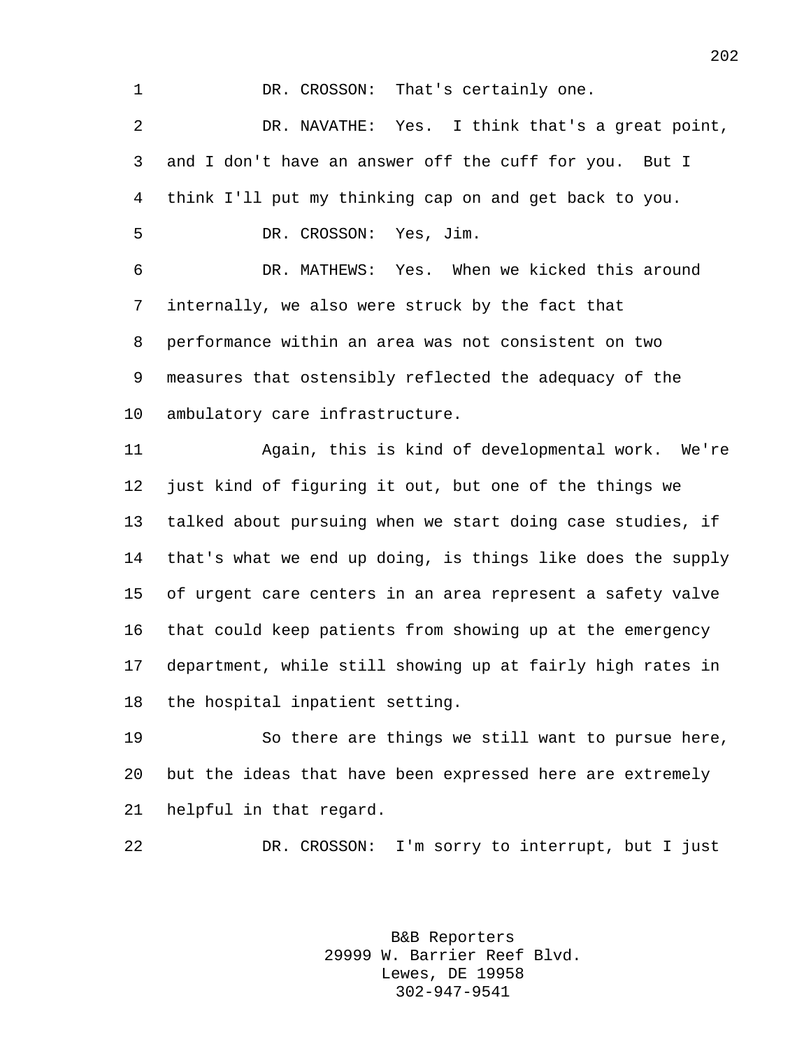DR. CROSSON: That's certainly one.

DR. NAVATHE: Yes. I think that's a great point, and I don't have an answer off the cuff for you. But I think I'll put my thinking cap on and get back to you.

DR. CROSSON: Yes, Jim.

DR. MATHEWS: Yes. When we kicked this around internally, we also were struck by the fact that performance within an area was not consistent on two measures that ostensibly reflected the adequacy of the ambulatory care infrastructure.

Again, this is kind of developmental work. We're just kind of figuring it out, but one of the things we talked about pursuing when we start doing case studies, if that's what we end up doing, is things like does the supply of urgent care centers in an area represent a safety valve that could keep patients from showing up at the emergency department, while still showing up at fairly high rates in the hospital inpatient setting.

So there are things we still want to pursue here, but the ideas that have been expressed here are extremely helpful in that regard.

DR. CROSSON: I'm sorry to interrupt, but I just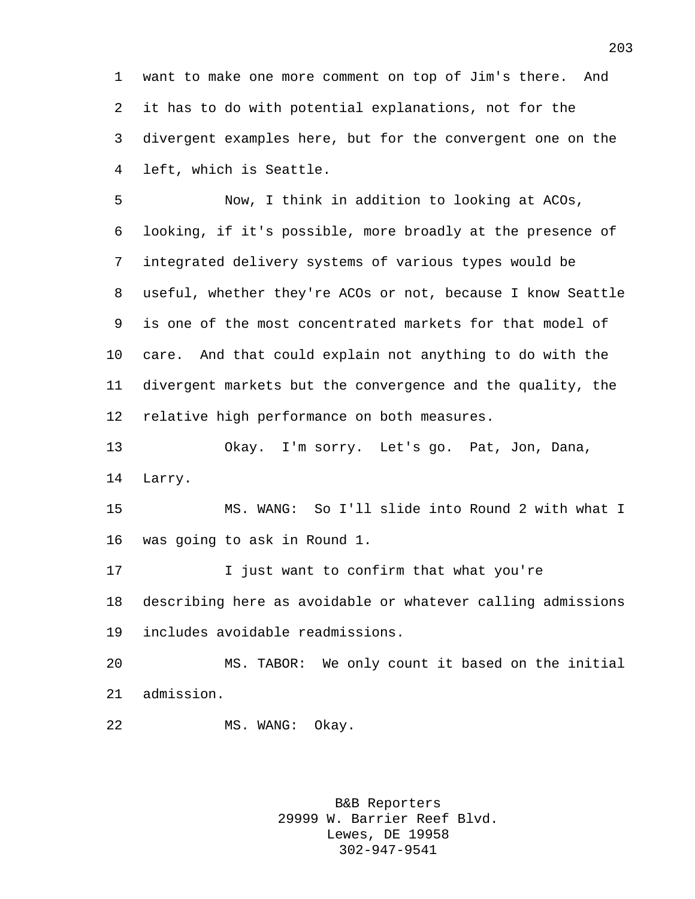want to make one more comment on top of Jim's there. And it has to do with potential explanations, not for the divergent examples here, but for the convergent one on the left, which is Seattle.

Now, I think in addition to looking at ACOs, looking, if it's possible, more broadly at the presence of integrated delivery systems of various types would be useful, whether they're ACOs or not, because I know Seattle is one of the most concentrated markets for that model of care. And that could explain not anything to do with the divergent markets but the convergence and the quality, the relative high performance on both measures.

Okay. I'm sorry. Let's go. Pat, Jon, Dana, Larry.

MS. WANG: So I'll slide into Round 2 with what I was going to ask in Round 1.

I just want to confirm that what you're describing here as avoidable or whatever calling admissions includes avoidable readmissions.

MS. TABOR: We only count it based on the initial admission.

MS. WANG: Okay.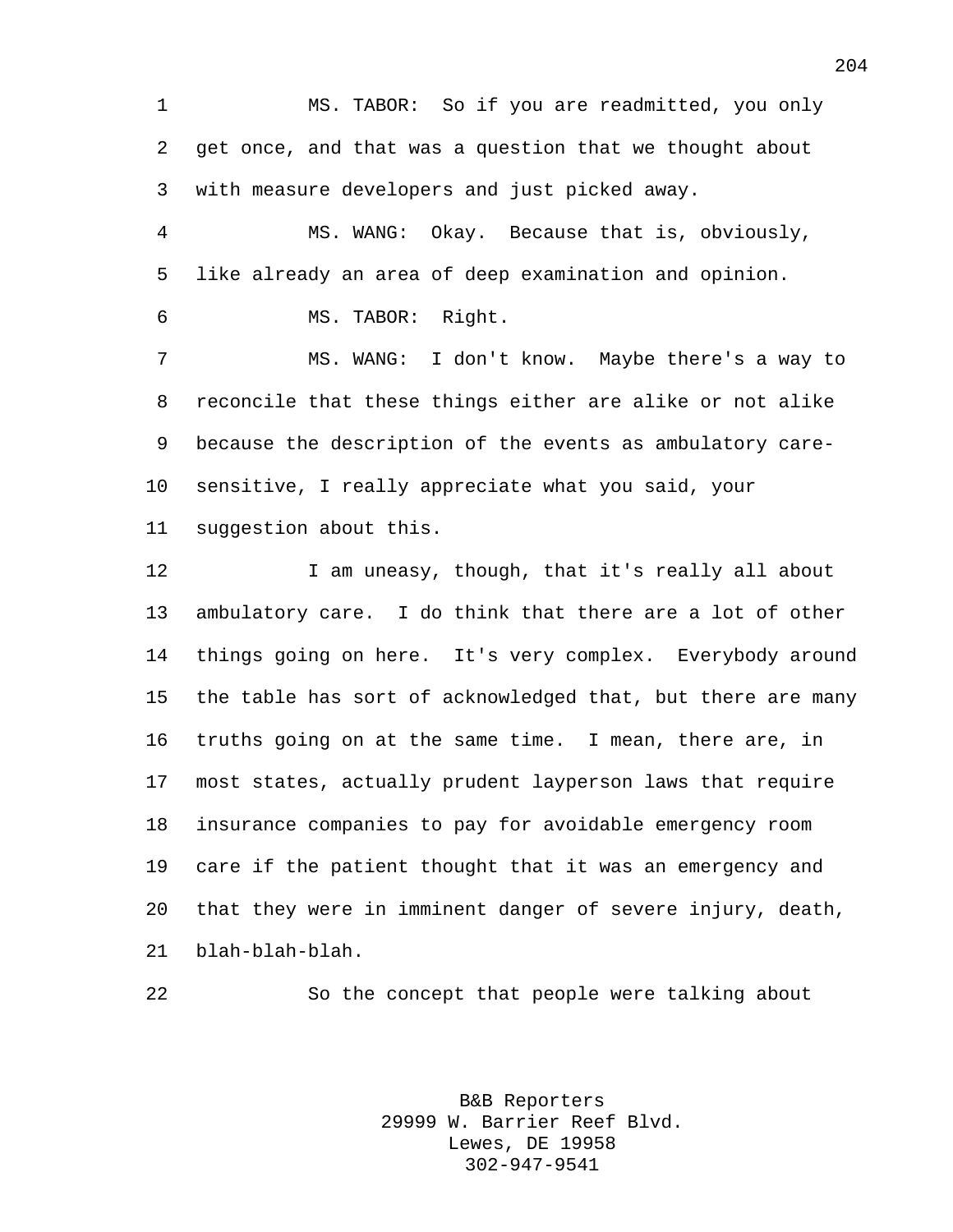MS. TABOR: So if you are readmitted, you only get once, and that was a question that we thought about with measure developers and just picked away.

MS. WANG: Okay. Because that is, obviously, like already an area of deep examination and opinion.

MS. TABOR: Right.

MS. WANG: I don't know. Maybe there's a way to reconcile that these things either are alike or not alike because the description of the events as ambulatory care-sensitive, I really appreciate what you said, your suggestion about this.

I am uneasy, though, that it's really all about ambulatory care. I do think that there are a lot of other things going on here. It's very complex. Everybody around the table has sort of acknowledged that, but there are many truths going on at the same time. I mean, there are, in most states, actually prudent layperson laws that require insurance companies to pay for avoidable emergency room care if the patient thought that it was an emergency and that they were in imminent danger of severe injury, death, blah-blah-blah.

So the concept that people were talking about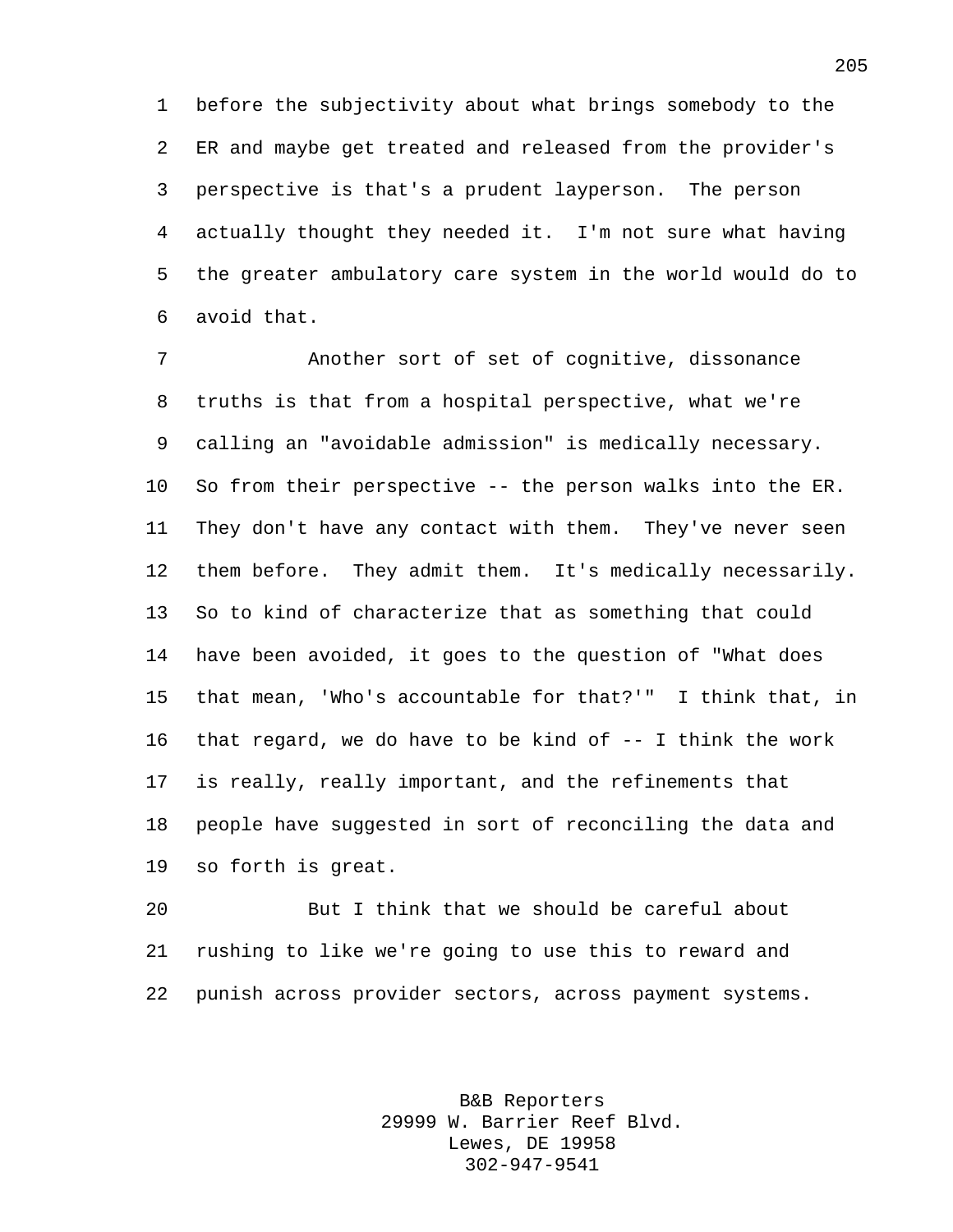before the subjectivity about what brings somebody to the ER and maybe get treated and released from the provider's perspective is that's a prudent layperson. The person actually thought they needed it. I'm not sure what having the greater ambulatory care system in the world would do to avoid that.

Another sort of set of cognitive, dissonance truths is that from a hospital perspective, what we're calling an "avoidable admission" is medically necessary. So from their perspective -- the person walks into the ER. They don't have any contact with them. They've never seen them before. They admit them. It's medically necessarily. So to kind of characterize that as something that could have been avoided, it goes to the question of "What does that mean, 'Who's accountable for that?'" I think that, in that regard, we do have to be kind of -- I think the work is really, really important, and the refinements that people have suggested in sort of reconciling the data and so forth is great.

But I think that we should be careful about rushing to like we're going to use this to reward and punish across provider sectors, across payment systems.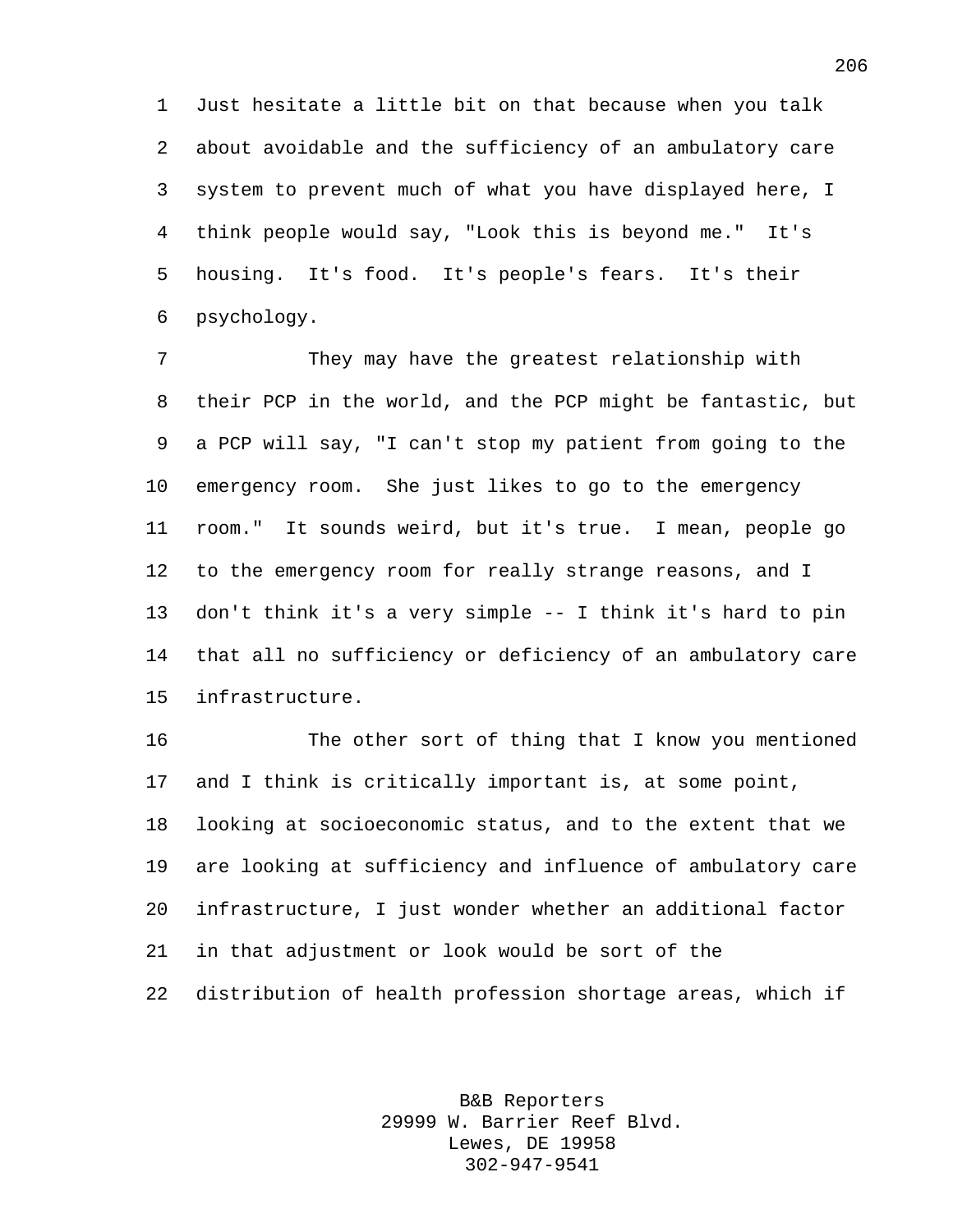Just hesitate a little bit on that because when you talk about avoidable and the sufficiency of an ambulatory care system to prevent much of what you have displayed here, I think people would say, "Look this is beyond me." It's housing. It's food. It's people's fears. It's their psychology.

They may have the greatest relationship with their PCP in the world, and the PCP might be fantastic, but a PCP will say, "I can't stop my patient from going to the emergency room. She just likes to go to the emergency room." It sounds weird, but it's true. I mean, people go to the emergency room for really strange reasons, and I don't think it's a very simple -- I think it's hard to pin that all no sufficiency or deficiency of an ambulatory care infrastructure.

The other sort of thing that I know you mentioned and I think is critically important is, at some point, looking at socioeconomic status, and to the extent that we are looking at sufficiency and influence of ambulatory care infrastructure, I just wonder whether an additional factor in that adjustment or look would be sort of the distribution of health profession shortage areas, which if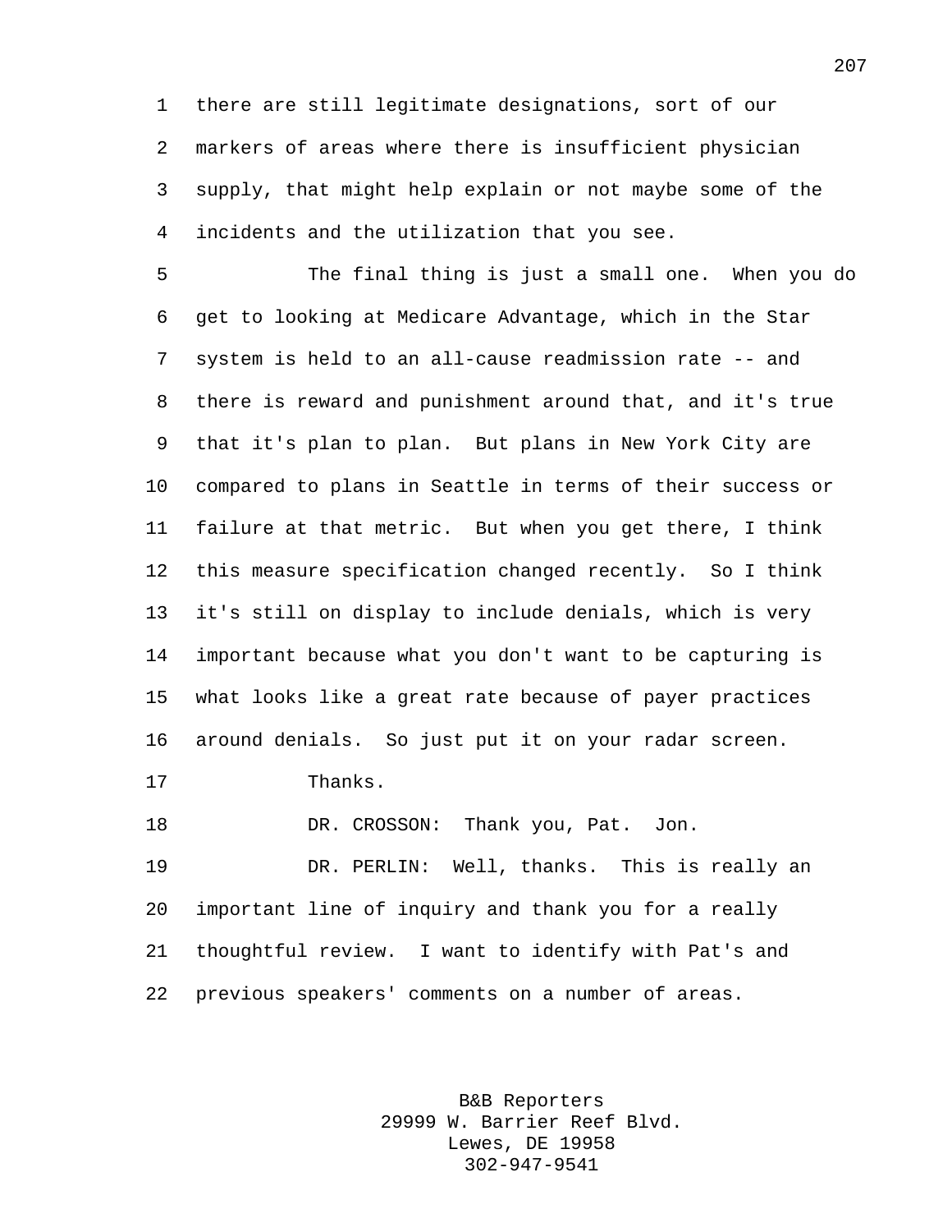there are still legitimate designations, sort of our markers of areas where there is insufficient physician supply, that might help explain or not maybe some of the incidents and the utilization that you see.

The final thing is just a small one. When you do get to looking at Medicare Advantage, which in the Star system is held to an all-cause readmission rate -- and there is reward and punishment around that, and it's true that it's plan to plan. But plans in New York City are compared to plans in Seattle in terms of their success or failure at that metric. But when you get there, I think this measure specification changed recently. So I think it's still on display to include denials, which is very important because what you don't want to be capturing is what looks like a great rate because of payer practices around denials. So just put it on your radar screen.

Thanks.

DR. CROSSON: Thank you, Pat. Jon.

DR. PERLIN: Well, thanks. This is really an important line of inquiry and thank you for a really thoughtful review. I want to identify with Pat's and previous speakers' comments on a number of areas.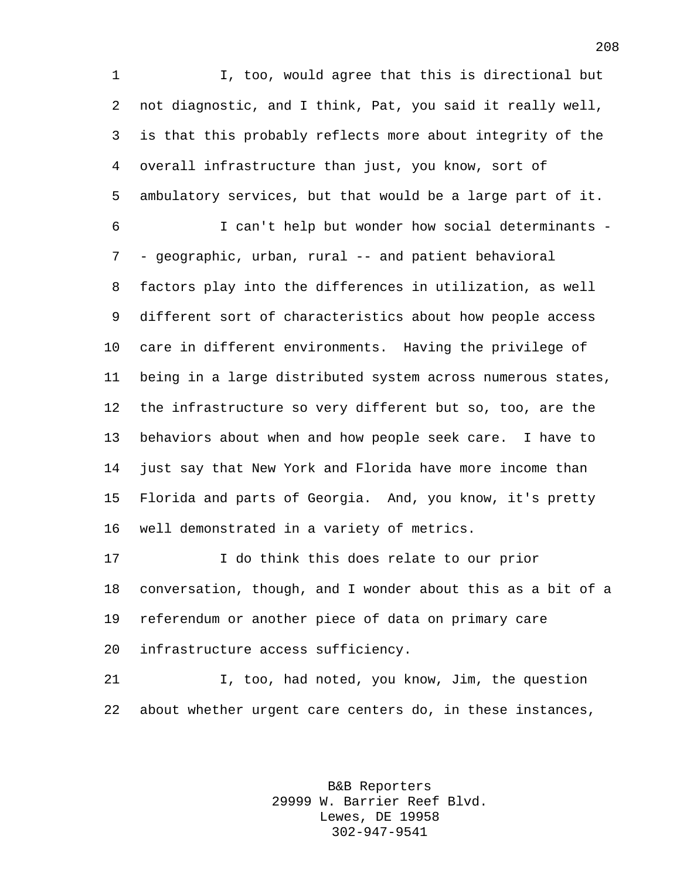I, too, would agree that this is directional but not diagnostic, and I think, Pat, you said it really well, is that this probably reflects more about integrity of the overall infrastructure than just, you know, sort of ambulatory services, but that would be a large part of it.

I can't help but wonder how social determinants -- geographic, urban, rural -- and patient behavioral factors play into the differences in utilization, as well different sort of characteristics about how people access care in different environments. Having the privilege of being in a large distributed system across numerous states, the infrastructure so very different but so, too, are the behaviors about when and how people seek care. I have to just say that New York and Florida have more income than Florida and parts of Georgia. And, you know, it's pretty well demonstrated in a variety of metrics.

I do think this does relate to our prior conversation, though, and I wonder about this as a bit of a referendum or another piece of data on primary care infrastructure access sufficiency.

I, too, had noted, you know, Jim, the question about whether urgent care centers do, in these instances,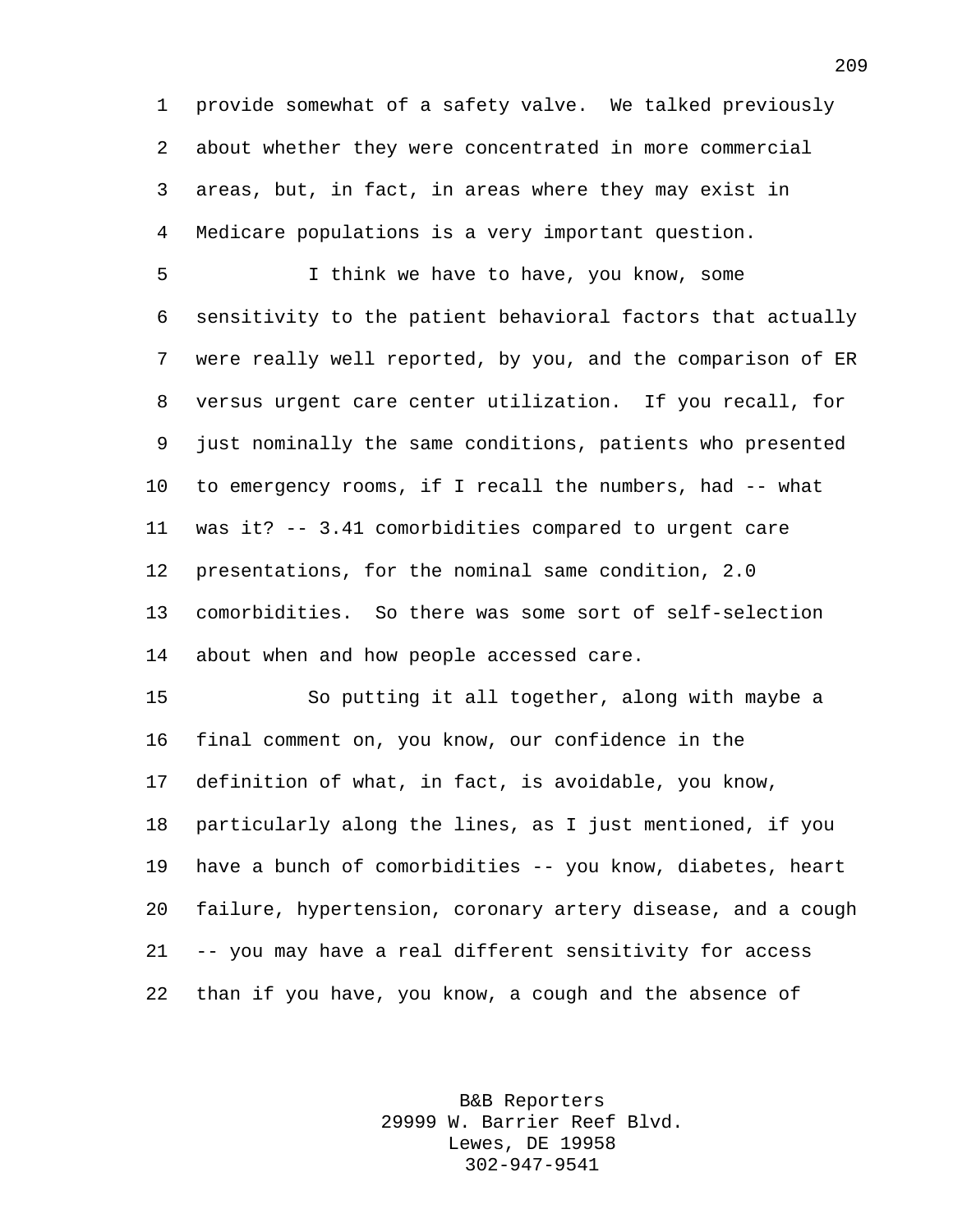provide somewhat of a safety valve. We talked previously about whether they were concentrated in more commercial areas, but, in fact, in areas where they may exist in Medicare populations is a very important question.

I think we have to have, you know, some sensitivity to the patient behavioral factors that actually were really well reported, by you, and the comparison of ER versus urgent care center utilization. If you recall, for just nominally the same conditions, patients who presented to emergency rooms, if I recall the numbers, had -- what was it? -- 3.41 comorbidities compared to urgent care presentations, for the nominal same condition, 2.0 comorbidities. So there was some sort of self-selection about when and how people accessed care.

So putting it all together, along with maybe a final comment on, you know, our confidence in the definition of what, in fact, is avoidable, you know, particularly along the lines, as I just mentioned, if you have a bunch of comorbidities -- you know, diabetes, heart failure, hypertension, coronary artery disease, and a cough -- you may have a real different sensitivity for access than if you have, you know, a cough and the absence of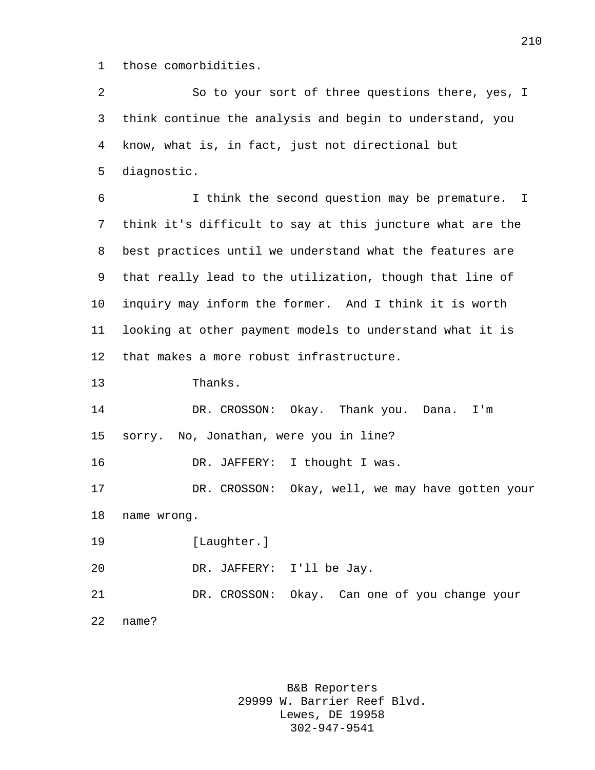those comorbidities.

So to your sort of three questions there, yes, I think continue the analysis and begin to understand, you know, what is, in fact, just not directional but diagnostic.

I think the second question may be premature. I think it's difficult to say at this juncture what are the best practices until we understand what the features are that really lead to the utilization, though that line of inquiry may inform the former. And I think it is worth looking at other payment models to understand what it is that makes a more robust infrastructure.

Thanks.

DR. CROSSON: Okay. Thank you. Dana. I'm sorry. No, Jonathan, were you in line?

DR. JAFFERY: I thought I was.

DR. CROSSON: Okay, well, we may have gotten your name wrong.

[Laughter.]

DR. JAFFERY: I'll be Jay.

DR. CROSSON: Okay. Can one of you change your name?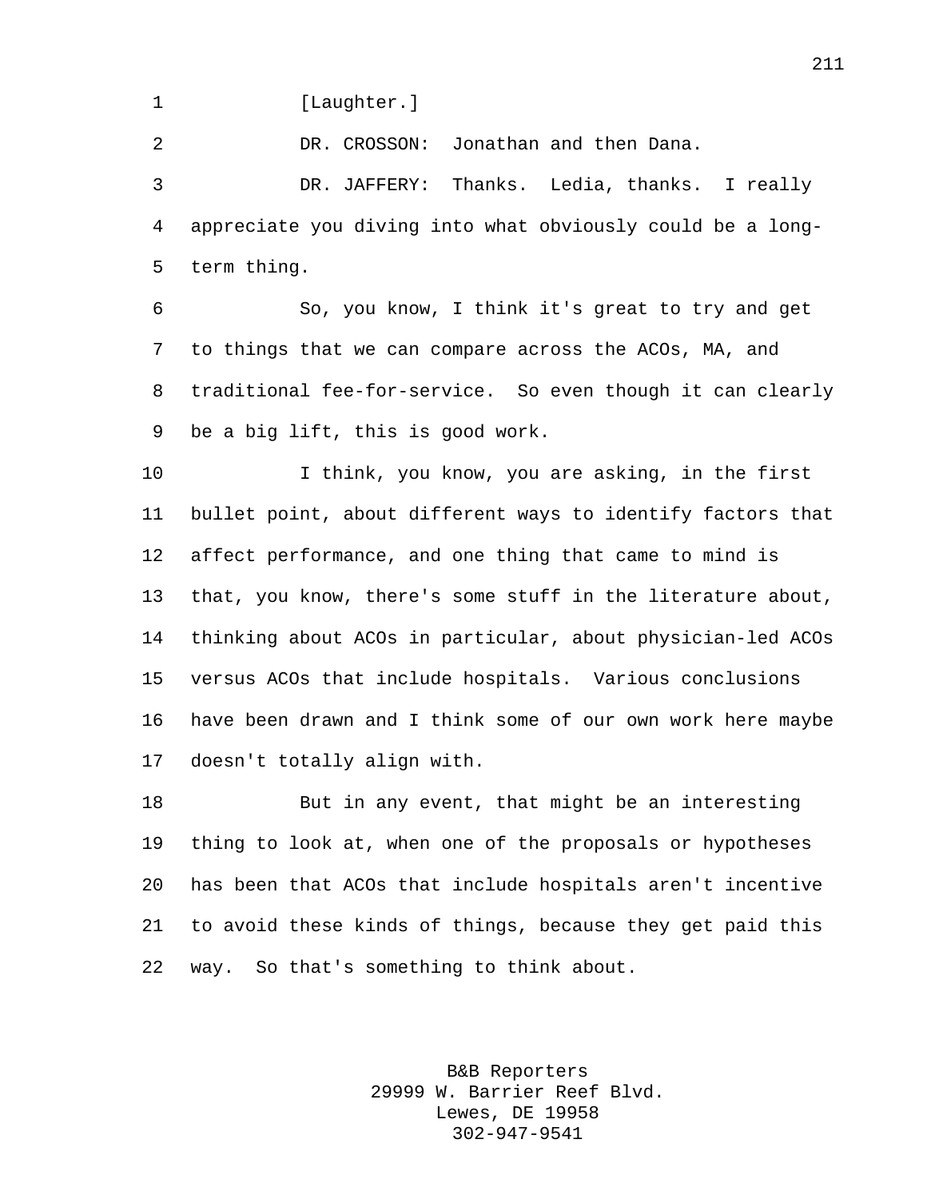[Laughter.]

DR. CROSSON: Jonathan and then Dana.

DR. JAFFERY: Thanks. Ledia, thanks. I really appreciate you diving into what obviously could be a long-term thing.

So, you know, I think it's great to try and get to things that we can compare across the ACOs, MA, and traditional fee-for-service. So even though it can clearly be a big lift, this is good work.

I think, you know, you are asking, in the first bullet point, about different ways to identify factors that affect performance, and one thing that came to mind is that, you know, there's some stuff in the literature about, thinking about ACOs in particular, about physician-led ACOs versus ACOs that include hospitals. Various conclusions have been drawn and I think some of our own work here maybe doesn't totally align with.

But in any event, that might be an interesting thing to look at, when one of the proposals or hypotheses has been that ACOs that include hospitals aren't incentive to avoid these kinds of things, because they get paid this way. So that's something to think about.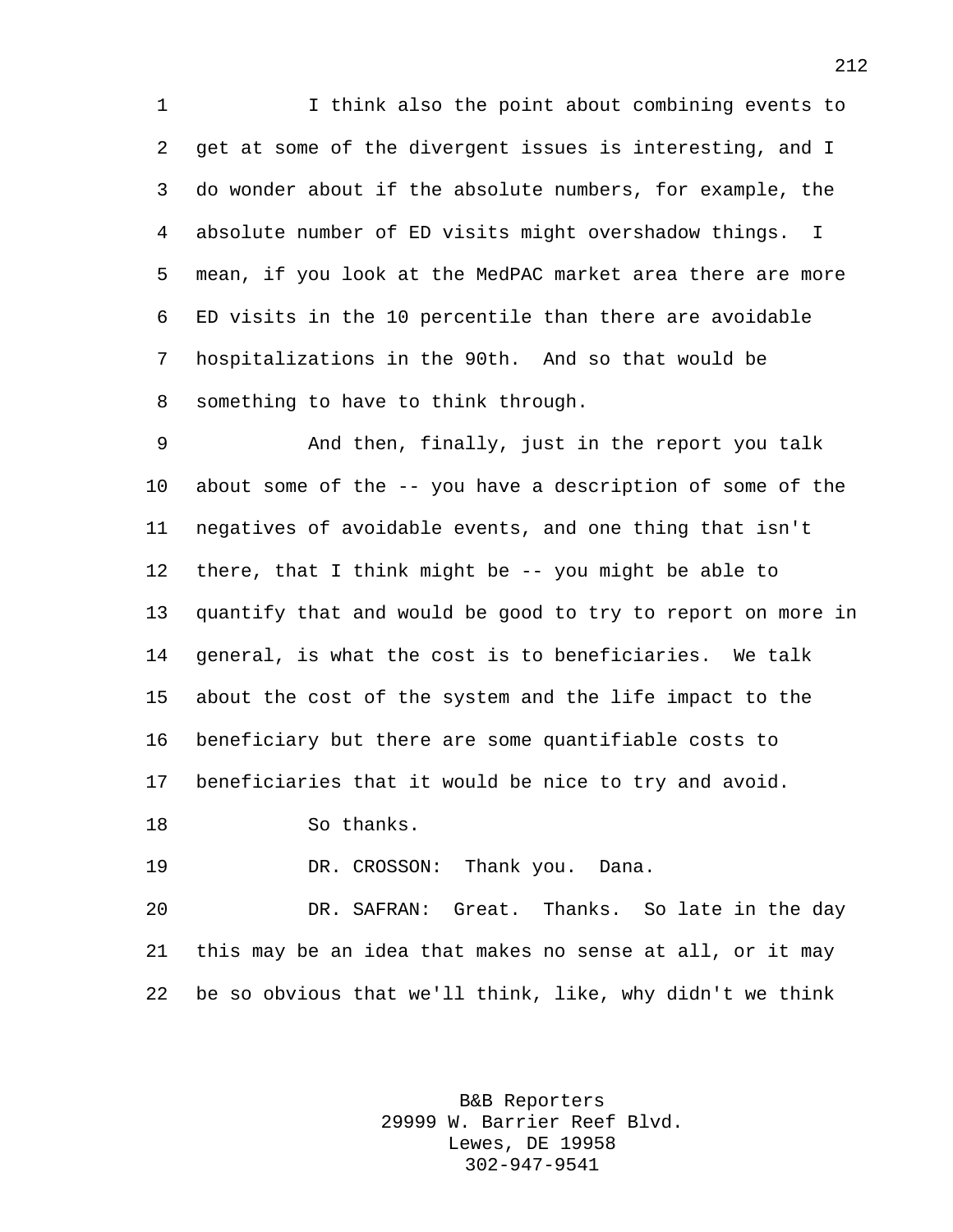I think also the point about combining events to get at some of the divergent issues is interesting, and I do wonder about if the absolute numbers, for example, the absolute number of ED visits might overshadow things. I mean, if you look at the MedPAC market area there are more ED visits in the 10 percentile than there are avoidable hospitalizations in the 90th. And so that would be something to have to think through.

And then, finally, just in the report you talk about some of the -- you have a description of some of the negatives of avoidable events, and one thing that isn't there, that I think might be -- you might be able to quantify that and would be good to try to report on more in general, is what the cost is to beneficiaries. We talk about the cost of the system and the life impact to the beneficiary but there are some quantifiable costs to beneficiaries that it would be nice to try and avoid.

So thanks.

DR. CROSSON: Thank you. Dana.

DR. SAFRAN: Great. Thanks. So late in the day this may be an idea that makes no sense at all, or it may be so obvious that we'll think, like, why didn't we think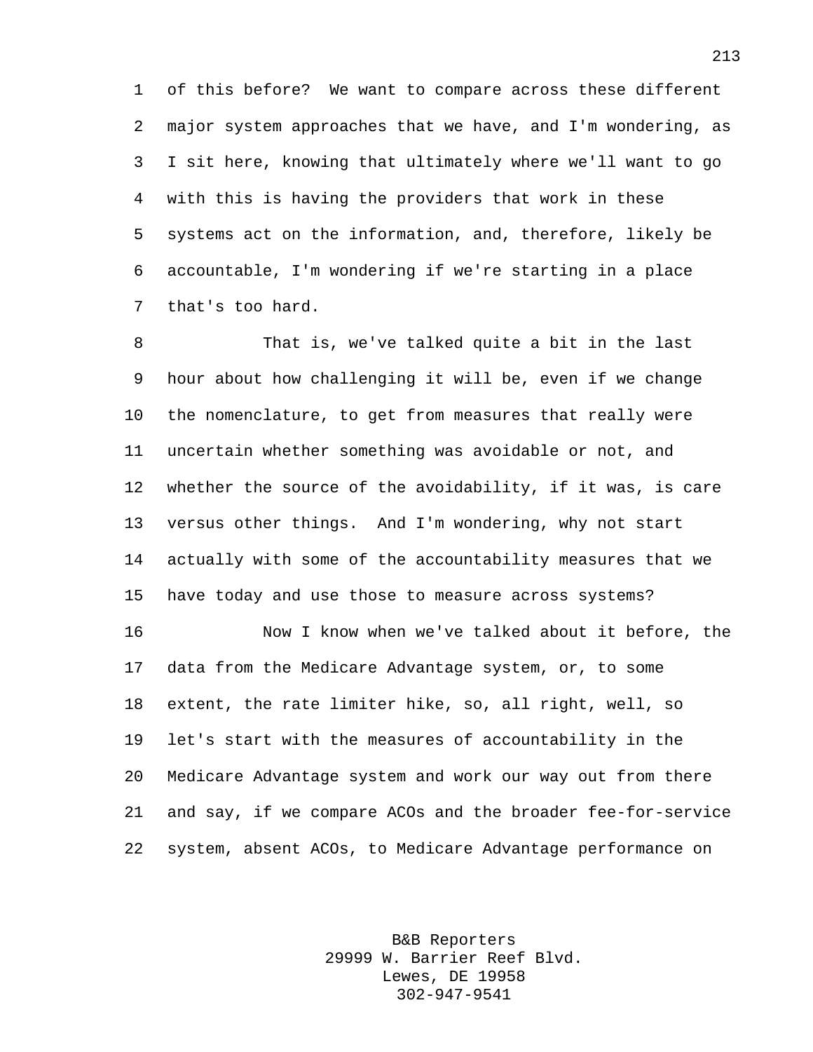of this before? We want to compare across these different major system approaches that we have, and I'm wondering, as I sit here, knowing that ultimately where we'll want to go with this is having the providers that work in these systems act on the information, and, therefore, likely be accountable, I'm wondering if we're starting in a place that's too hard.

That is, we've talked quite a bit in the last hour about how challenging it will be, even if we change the nomenclature, to get from measures that really were uncertain whether something was avoidable or not, and whether the source of the avoidability, if it was, is care versus other things. And I'm wondering, why not start actually with some of the accountability measures that we have today and use those to measure across systems?

Now I know when we've talked about it before, the data from the Medicare Advantage system, or, to some extent, the rate limiter hike, so, all right, well, so let's start with the measures of accountability in the Medicare Advantage system and work our way out from there and say, if we compare ACOs and the broader fee-for-service system, absent ACOs, to Medicare Advantage performance on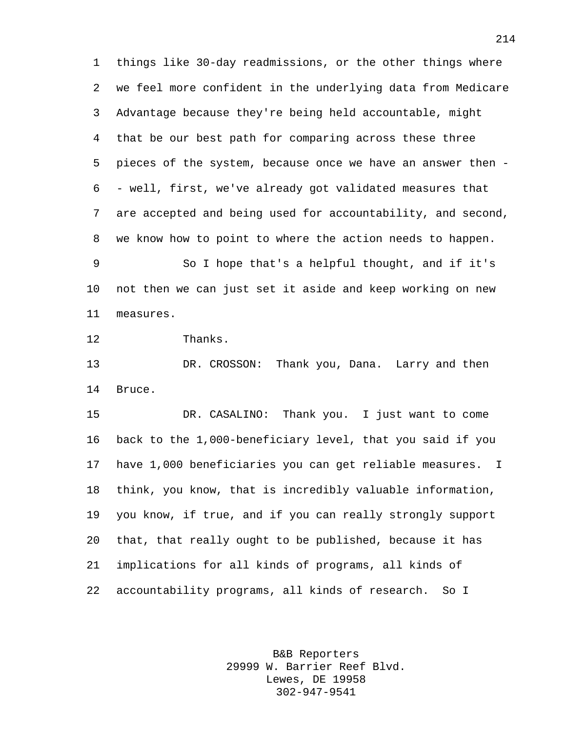things like 30-day readmissions, or the other things where we feel more confident in the underlying data from Medicare Advantage because they're being held accountable, might that be our best path for comparing across these three pieces of the system, because once we have an answer then -- well, first, we've already got validated measures that are accepted and being used for accountability, and second, we know how to point to where the action needs to happen.

So I hope that's a helpful thought, and if it's not then we can just set it aside and keep working on new measures.

Thanks.

DR. CROSSON: Thank you, Dana. Larry and then Bruce.

DR. CASALINO: Thank you. I just want to come back to the 1,000-beneficiary level, that you said if you have 1,000 beneficiaries you can get reliable measures. I think, you know, that is incredibly valuable information, you know, if true, and if you can really strongly support that, that really ought to be published, because it has implications for all kinds of programs, all kinds of accountability programs, all kinds of research. So I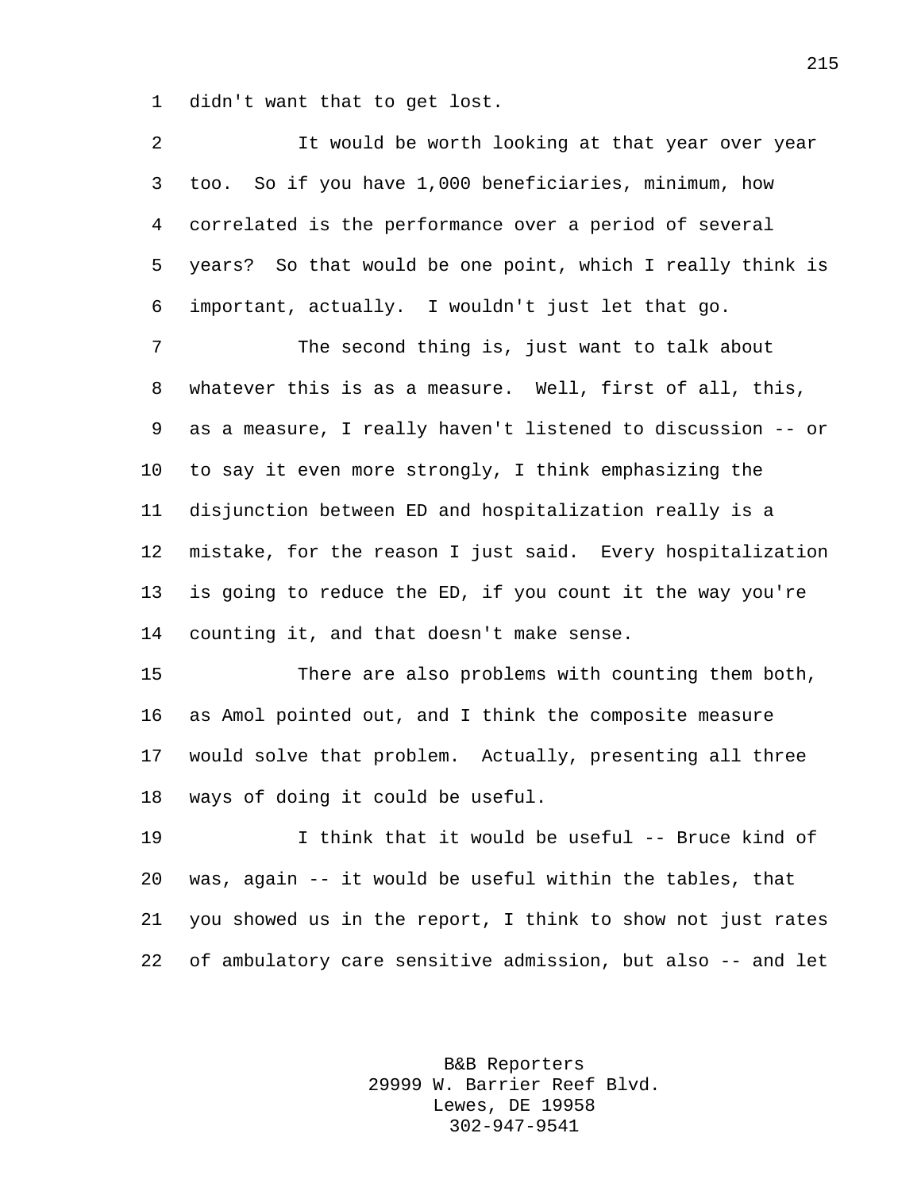didn't want that to get lost.

It would be worth looking at that year over year too. So if you have 1,000 beneficiaries, minimum, how correlated is the performance over a period of several years? So that would be one point, which I really think is important, actually. I wouldn't just let that go.

The second thing is, just want to talk about whatever this is as a measure. Well, first of all, this, as a measure, I really haven't listened to discussion -- or to say it even more strongly, I think emphasizing the disjunction between ED and hospitalization really is a mistake, for the reason I just said. Every hospitalization is going to reduce the ED, if you count it the way you're counting it, and that doesn't make sense.

There are also problems with counting them both, as Amol pointed out, and I think the composite measure would solve that problem. Actually, presenting all three ways of doing it could be useful.

I think that it would be useful -- Bruce kind of was, again -- it would be useful within the tables, that you showed us in the report, I think to show not just rates of ambulatory care sensitive admission, but also -- and let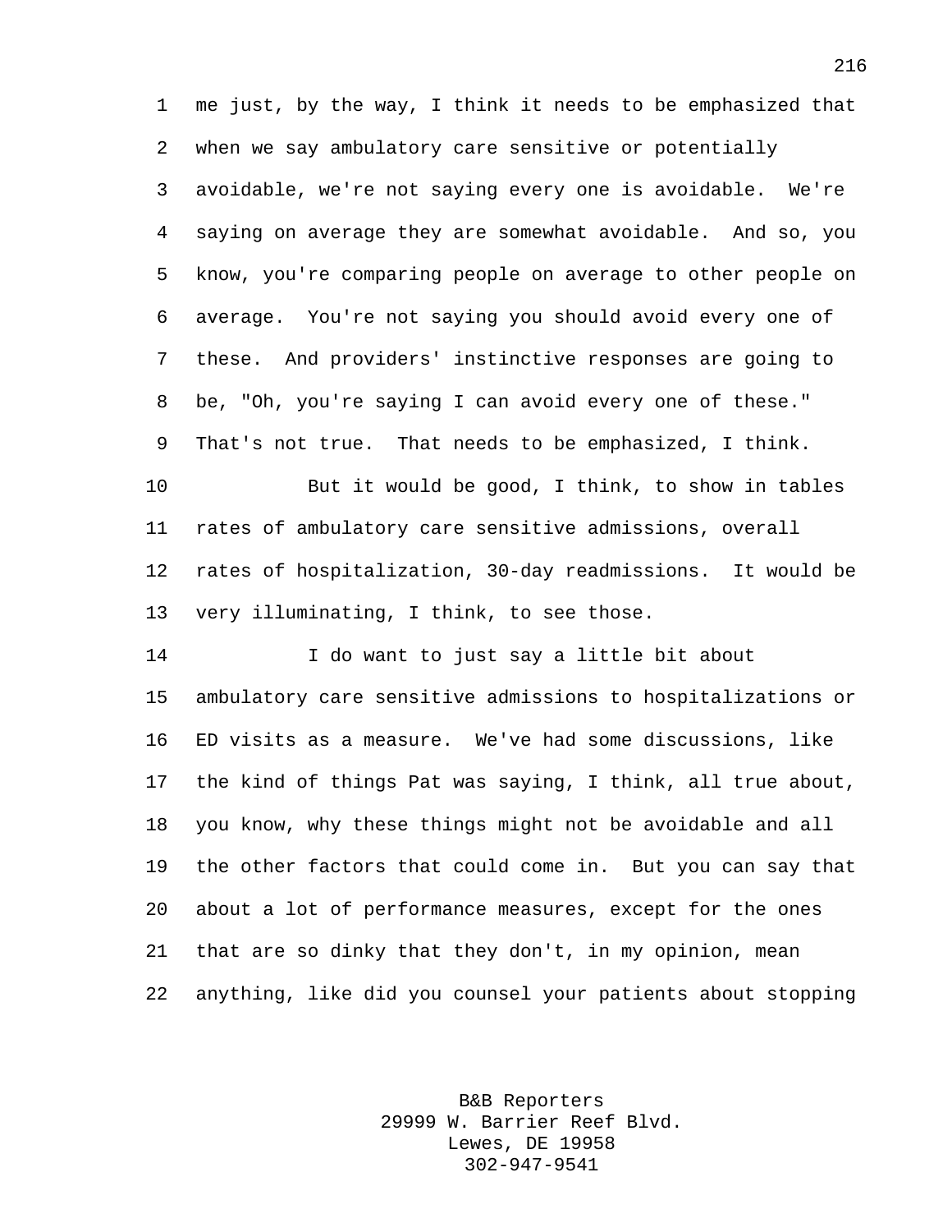me just, by the way, I think it needs to be emphasized that when we say ambulatory care sensitive or potentially avoidable, we're not saying every one is avoidable. We're saying on average they are somewhat avoidable. And so, you know, you're comparing people on average to other people on average. You're not saying you should avoid every one of these. And providers' instinctive responses are going to be, "Oh, you're saying I can avoid every one of these." That's not true. That needs to be emphasized, I think.

But it would be good, I think, to show in tables rates of ambulatory care sensitive admissions, overall rates of hospitalization, 30-day readmissions. It would be very illuminating, I think, to see those.

I do want to just say a little bit about ambulatory care sensitive admissions to hospitalizations or ED visits as a measure. We've had some discussions, like the kind of things Pat was saying, I think, all true about, you know, why these things might not be avoidable and all the other factors that could come in. But you can say that about a lot of performance measures, except for the ones that are so dinky that they don't, in my opinion, mean anything, like did you counsel your patients about stopping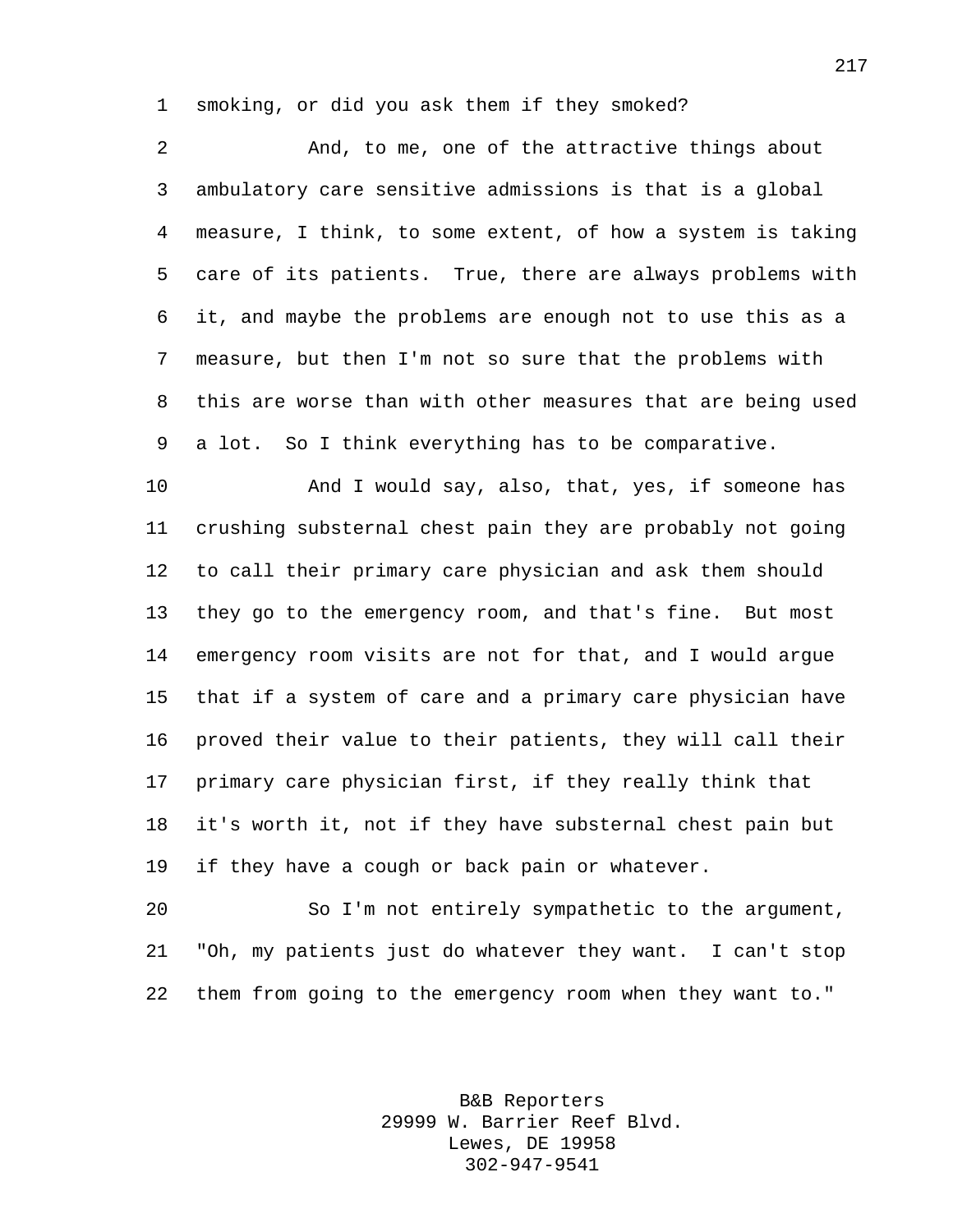smoking, or did you ask them if they smoked?

And, to me, one of the attractive things about ambulatory care sensitive admissions is that is a global measure, I think, to some extent, of how a system is taking care of its patients. True, there are always problems with it, and maybe the problems are enough not to use this as a measure, but then I'm not so sure that the problems with this are worse than with other measures that are being used a lot. So I think everything has to be comparative.

And I would say, also, that, yes, if someone has crushing substernal chest pain they are probably not going to call their primary care physician and ask them should they go to the emergency room, and that's fine. But most emergency room visits are not for that, and I would argue that if a system of care and a primary care physician have proved their value to their patients, they will call their primary care physician first, if they really think that it's worth it, not if they have substernal chest pain but if they have a cough or back pain or whatever.

So I'm not entirely sympathetic to the argument, "Oh, my patients just do whatever they want. I can't stop them from going to the emergency room when they want to."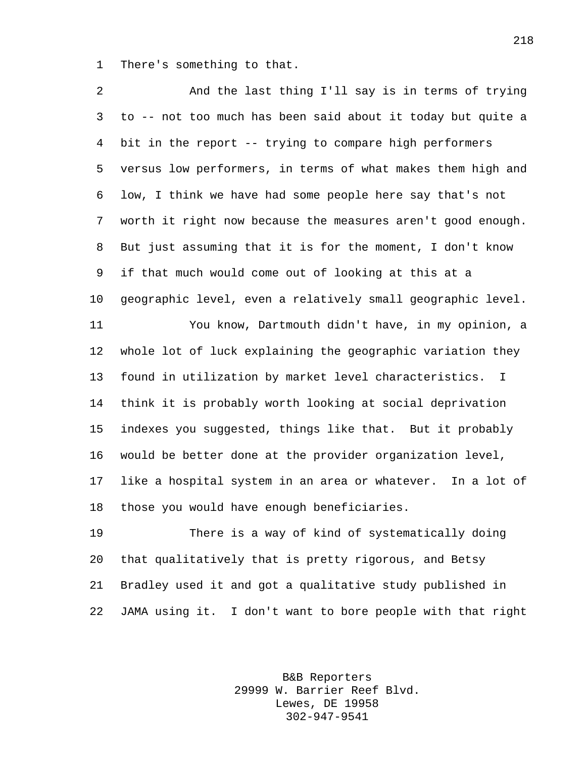There's something to that.

And the last thing I'll say is in terms of trying to -- not too much has been said about it today but quite a bit in the report -- trying to compare high performers versus low performers, in terms of what makes them high and low, I think we have had some people here say that's not worth it right now because the measures aren't good enough. But just assuming that it is for the moment, I don't know if that much would come out of looking at this at a geographic level, even a relatively small geographic level.

You know, Dartmouth didn't have, in my opinion, a whole lot of luck explaining the geographic variation they found in utilization by market level characteristics. I think it is probably worth looking at social deprivation indexes you suggested, things like that. But it probably would be better done at the provider organization level, like a hospital system in an area or whatever. In a lot of those you would have enough beneficiaries.

There is a way of kind of systematically doing that qualitatively that is pretty rigorous, and Betsy Bradley used it and got a qualitative study published in JAMA using it. I don't want to bore people with that right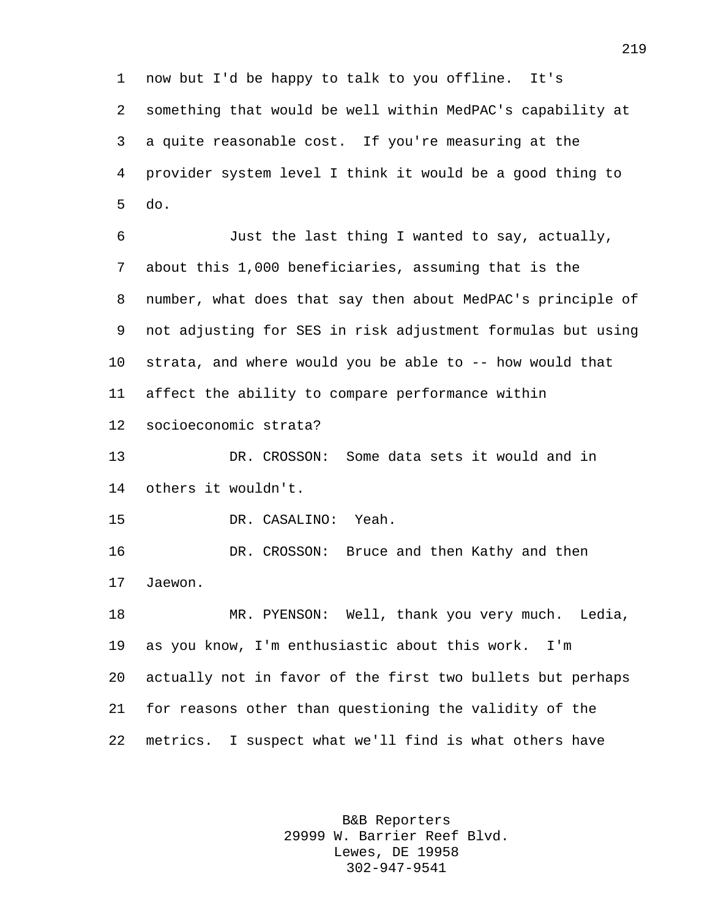now but I'd be happy to talk to you offline. It's something that would be well within MedPAC's capability at a quite reasonable cost. If you're measuring at the provider system level I think it would be a good thing to do.

Just the last thing I wanted to say, actually, about this 1,000 beneficiaries, assuming that is the number, what does that say then about MedPAC's principle of not adjusting for SES in risk adjustment formulas but using strata, and where would you be able to -- how would that affect the ability to compare performance within socioeconomic strata?

DR. CROSSON: Some data sets it would and in others it wouldn't.

DR. CASALINO: Yeah.

DR. CROSSON: Bruce and then Kathy and then Jaewon.

MR. PYENSON: Well, thank you very much. Ledia, as you know, I'm enthusiastic about this work. I'm actually not in favor of the first two bullets but perhaps for reasons other than questioning the validity of the metrics. I suspect what we'll find is what others have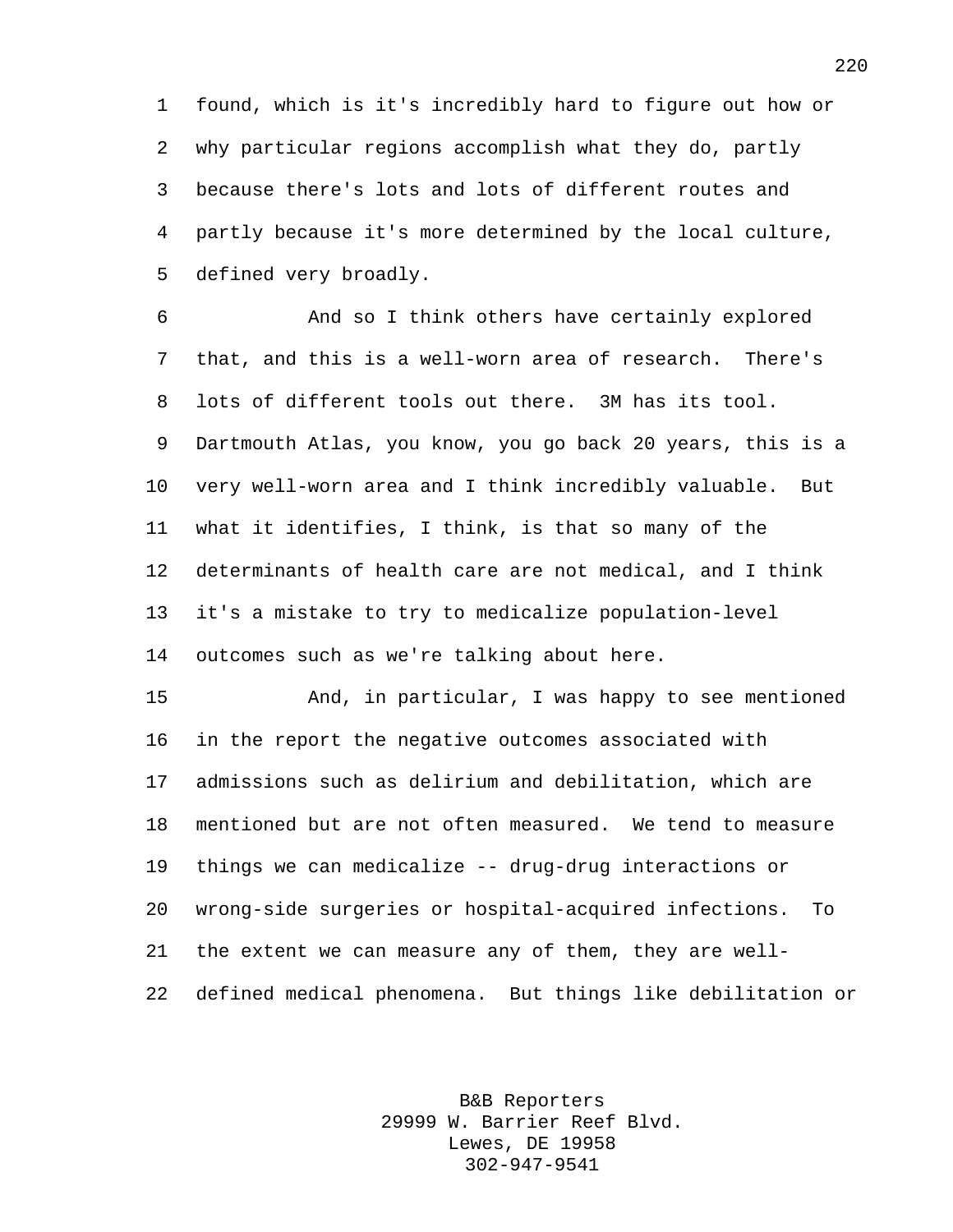found, which is it's incredibly hard to figure out how or why particular regions accomplish what they do, partly because there's lots and lots of different routes and partly because it's more determined by the local culture, defined very broadly.

And so I think others have certainly explored that, and this is a well-worn area of research. There's lots of different tools out there. 3M has its tool. Dartmouth Atlas, you know, you go back 20 years, this is a very well-worn area and I think incredibly valuable. But what it identifies, I think, is that so many of the determinants of health care are not medical, and I think it's a mistake to try to medicalize population-level outcomes such as we're talking about here.

And, in particular, I was happy to see mentioned in the report the negative outcomes associated with admissions such as delirium and debilitation, which are mentioned but are not often measured. We tend to measure things we can medicalize -- drug-drug interactions or wrong-side surgeries or hospital-acquired infections. To the extent we can measure any of them, they are well-defined medical phenomena. But things like debilitation or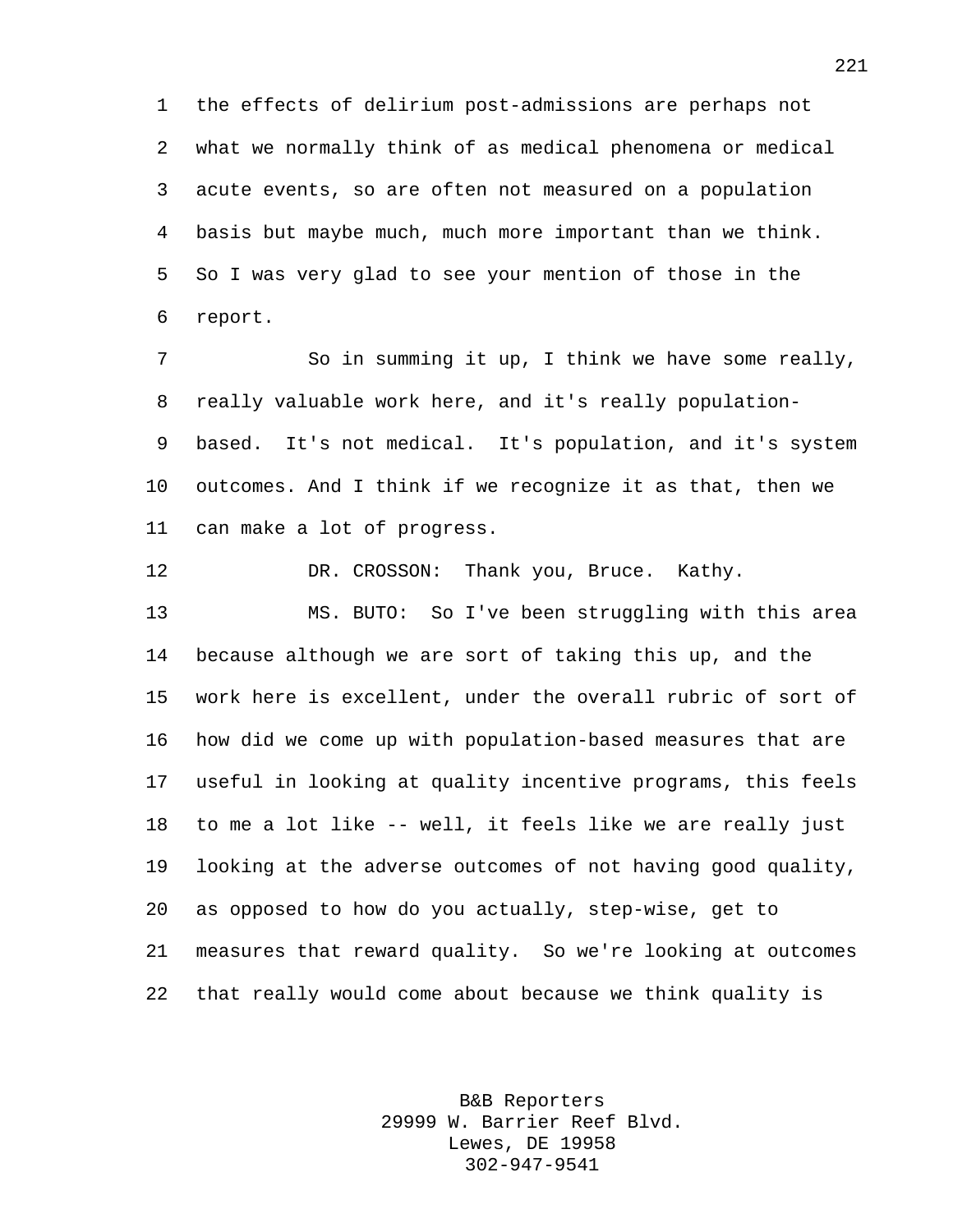the effects of delirium post-admissions are perhaps not what we normally think of as medical phenomena or medical acute events, so are often not measured on a population basis but maybe much, much more important than we think. So I was very glad to see your mention of those in the report.

So in summing it up, I think we have some really, really valuable work here, and it's really population-based. It's not medical. It's population, and it's system outcomes. And I think if we recognize it as that, then we can make a lot of progress.

DR. CROSSON: Thank you, Bruce. Kathy.

MS. BUTO: So I've been struggling with this area because although we are sort of taking this up, and the work here is excellent, under the overall rubric of sort of how did we come up with population-based measures that are useful in looking at quality incentive programs, this feels to me a lot like -- well, it feels like we are really just looking at the adverse outcomes of not having good quality, as opposed to how do you actually, step-wise, get to measures that reward quality. So we're looking at outcomes that really would come about because we think quality is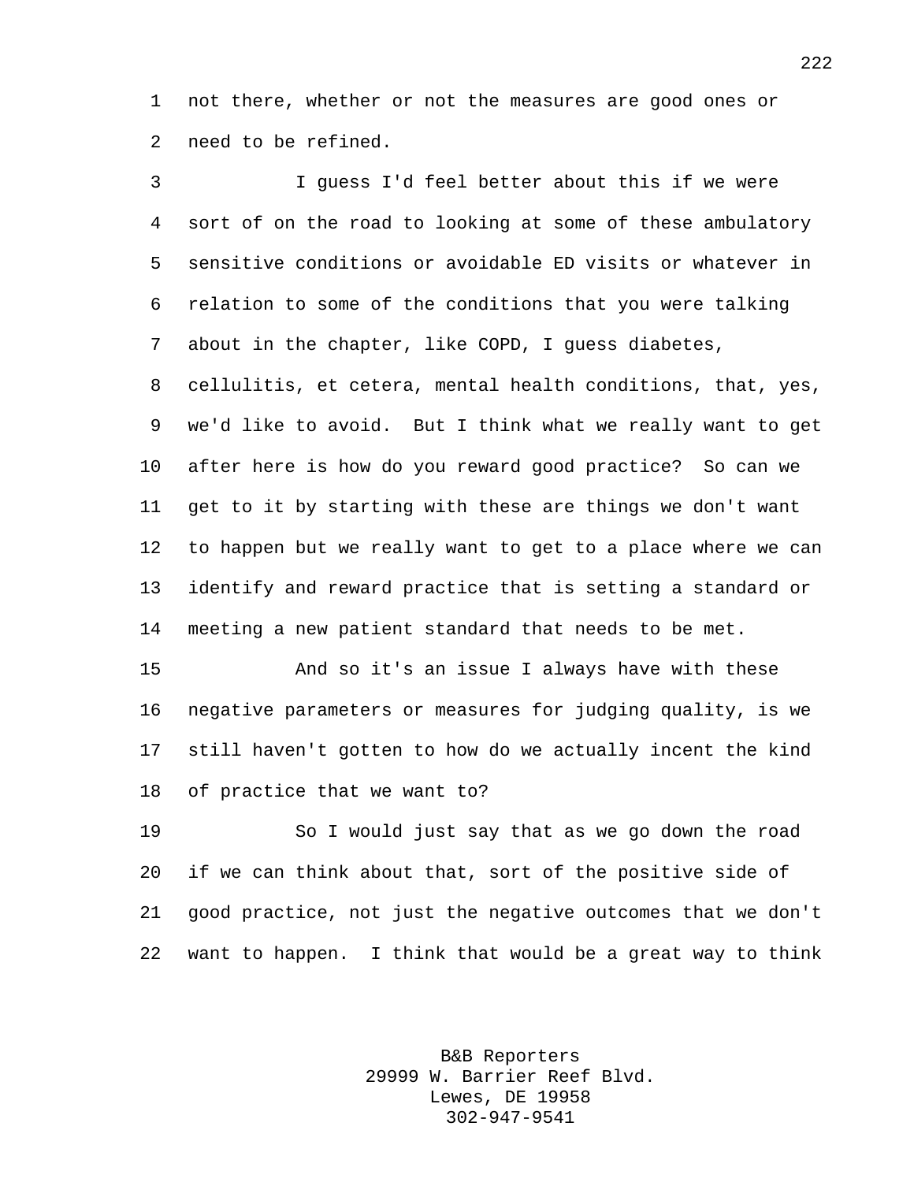not there, whether or not the measures are good ones or need to be refined.

I guess I'd feel better about this if we were sort of on the road to looking at some of these ambulatory sensitive conditions or avoidable ED visits or whatever in relation to some of the conditions that you were talking about in the chapter, like COPD, I guess diabetes, cellulitis, et cetera, mental health conditions, that, yes, we'd like to avoid. But I think what we really want to get after here is how do you reward good practice? So can we get to it by starting with these are things we don't want to happen but we really want to get to a place where we can identify and reward practice that is setting a standard or meeting a new patient standard that needs to be met.

And so it's an issue I always have with these negative parameters or measures for judging quality, is we still haven't gotten to how do we actually incent the kind of practice that we want to?

So I would just say that as we go down the road if we can think about that, sort of the positive side of good practice, not just the negative outcomes that we don't want to happen. I think that would be a great way to think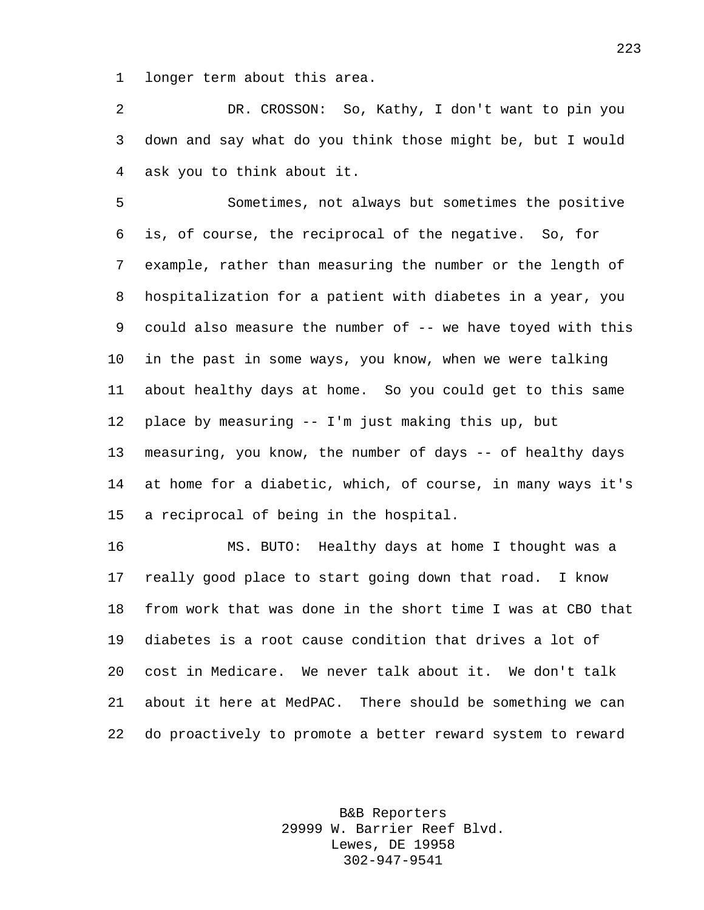longer term about this area.

DR. CROSSON: So, Kathy, I don't want to pin you down and say what do you think those might be, but I would ask you to think about it.

Sometimes, not always but sometimes the positive is, of course, the reciprocal of the negative. So, for example, rather than measuring the number or the length of hospitalization for a patient with diabetes in a year, you could also measure the number of -- we have toyed with this in the past in some ways, you know, when we were talking about healthy days at home. So you could get to this same place by measuring -- I'm just making this up, but measuring, you know, the number of days -- of healthy days at home for a diabetic, which, of course, in many ways it's a reciprocal of being in the hospital.

MS. BUTO: Healthy days at home I thought was a really good place to start going down that road. I know from work that was done in the short time I was at CBO that diabetes is a root cause condition that drives a lot of cost in Medicare. We never talk about it. We don't talk about it here at MedPAC. There should be something we can do proactively to promote a better reward system to reward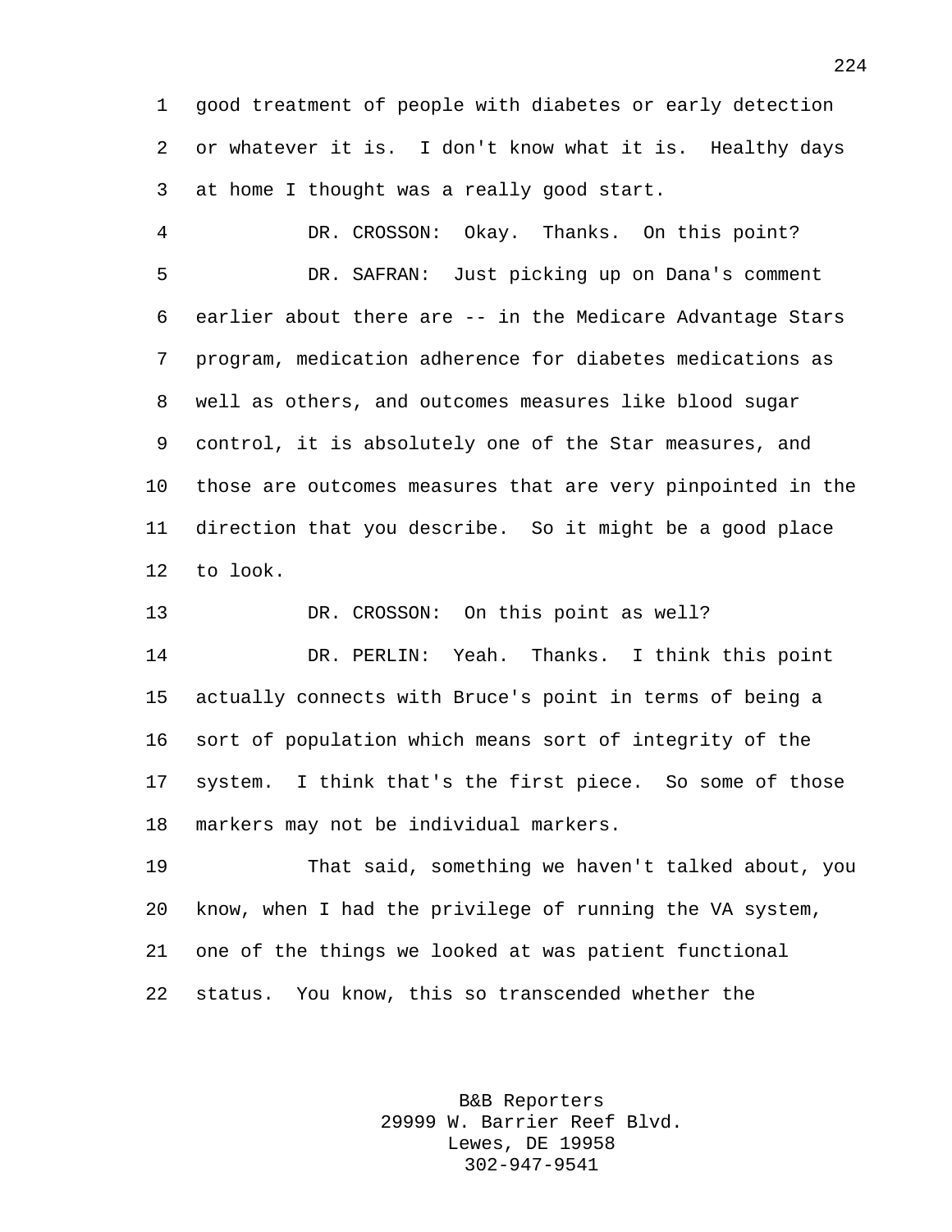good treatment of people with diabetes or early detection or whatever it is. I don't know what it is. Healthy days at home I thought was a really good start.

DR. CROSSON: Okay. Thanks. On this point?

DR. SAFRAN: Just picking up on Dana's comment earlier about there are -- in the Medicare Advantage Stars program, medication adherence for diabetes medications as well as others, and outcomes measures like blood sugar control, it is absolutely one of the Star measures, and those are outcomes measures that are very pinpointed in the direction that you describe. So it might be a good place to look.

DR. CROSSON: On this point as well?

DR. PERLIN: Yeah. Thanks. I think this point actually connects with Bruce's point in terms of being a sort of population which means sort of integrity of the system. I think that's the first piece. So some of those markers may not be individual markers.

That said, something we haven't talked about, you know, when I had the privilege of running the VA system, one of the things we looked at was patient functional status. You know, this so transcended whether the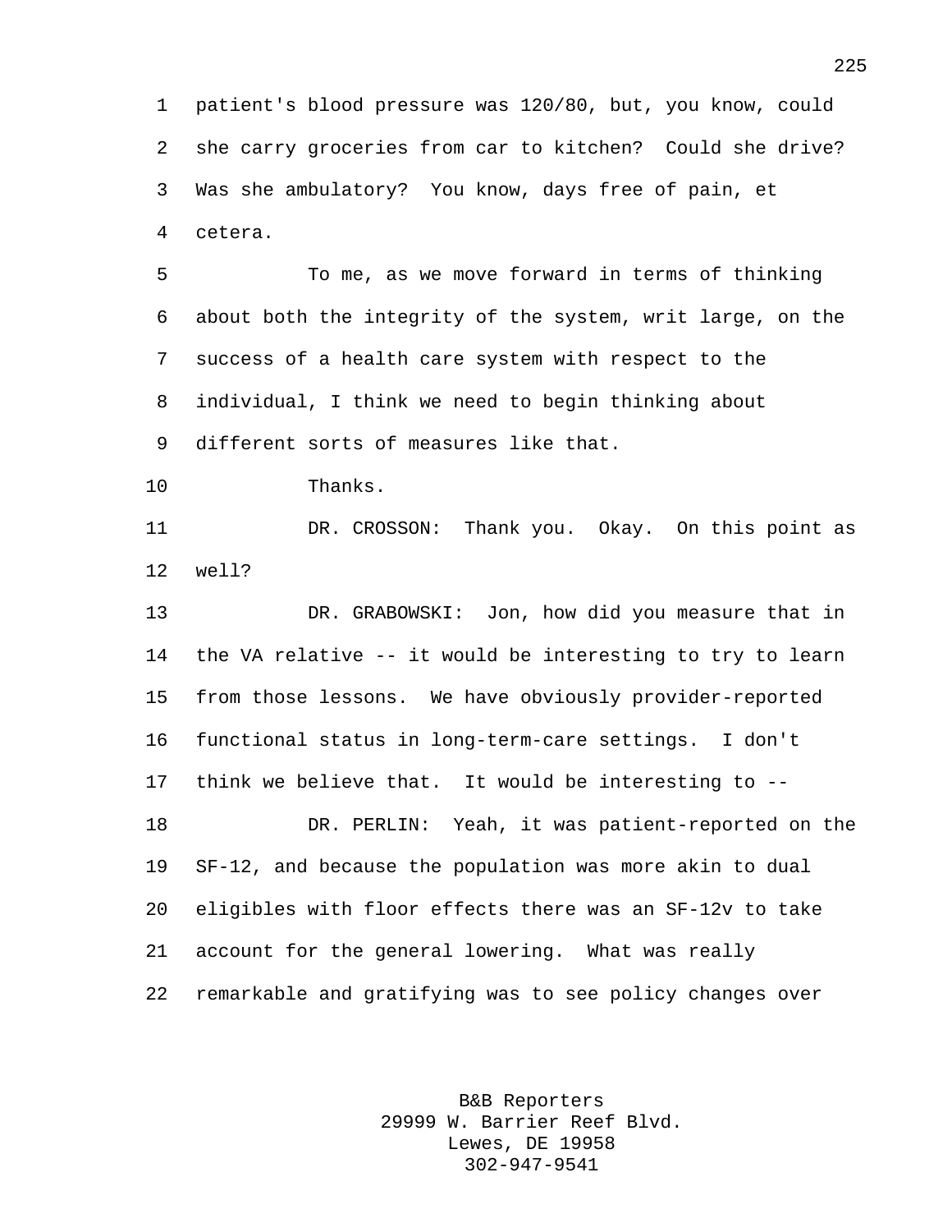patient's blood pressure was 120/80, but, you know, could she carry groceries from car to kitchen? Could she drive? Was she ambulatory? You know, days free of pain, et cetera.

To me, as we move forward in terms of thinking about both the integrity of the system, writ large, on the success of a health care system with respect to the individual, I think we need to begin thinking about different sorts of measures like that.

Thanks.

DR. CROSSON: Thank you. Okay. On this point as well?

DR. GRABOWSKI: Jon, how did you measure that in the VA relative -- it would be interesting to try to learn from those lessons. We have obviously provider-reported functional status in long-term-care settings. I don't think we believe that. It would be interesting to --

DR. PERLIN: Yeah, it was patient-reported on the SF-12, and because the population was more akin to dual eligibles with floor effects there was an SF-12v to take account for the general lowering. What was really remarkable and gratifying was to see policy changes over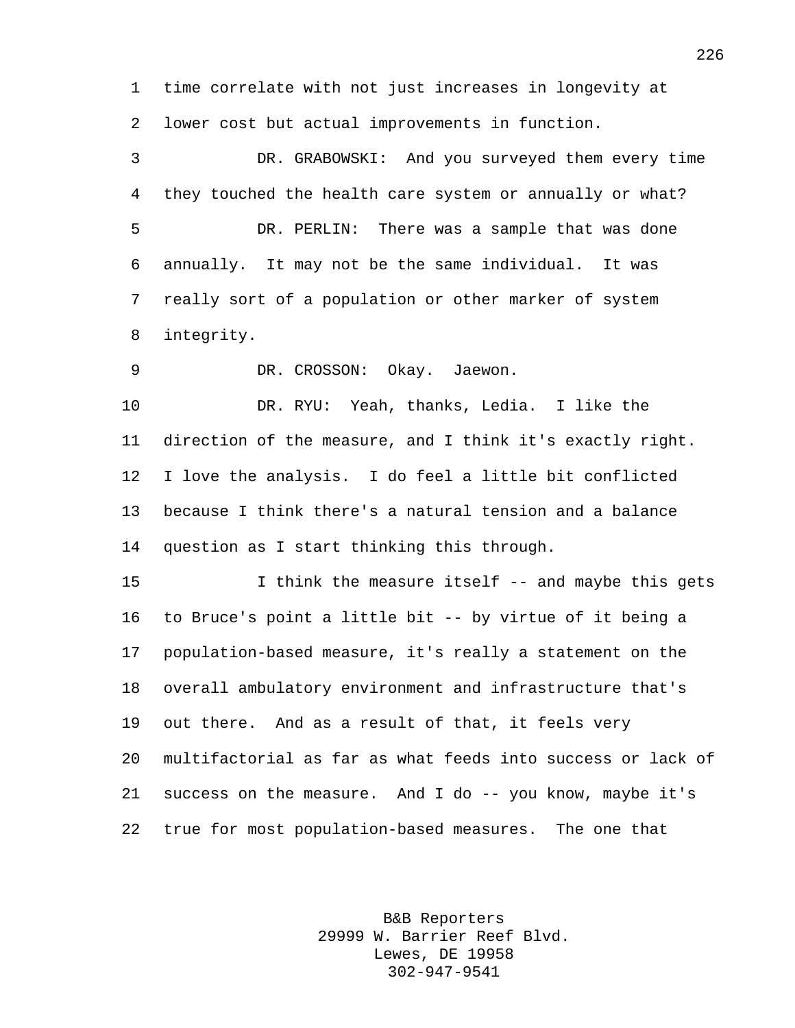time correlate with not just increases in longevity at lower cost but actual improvements in function.

DR. GRABOWSKI: And you surveyed them every time they touched the health care system or annually or what?

DR. PERLIN: There was a sample that was done annually. It may not be the same individual. It was really sort of a population or other marker of system integrity.

DR. CROSSON: Okay. Jaewon.

DR. RYU: Yeah, thanks, Ledia. I like the direction of the measure, and I think it's exactly right. I love the analysis. I do feel a little bit conflicted because I think there's a natural tension and a balance question as I start thinking this through.

I think the measure itself -- and maybe this gets to Bruce's point a little bit -- by virtue of it being a population-based measure, it's really a statement on the overall ambulatory environment and infrastructure that's out there. And as a result of that, it feels very multifactorial as far as what feeds into success or lack of success on the measure. And I do -- you know, maybe it's true for most population-based measures. The one that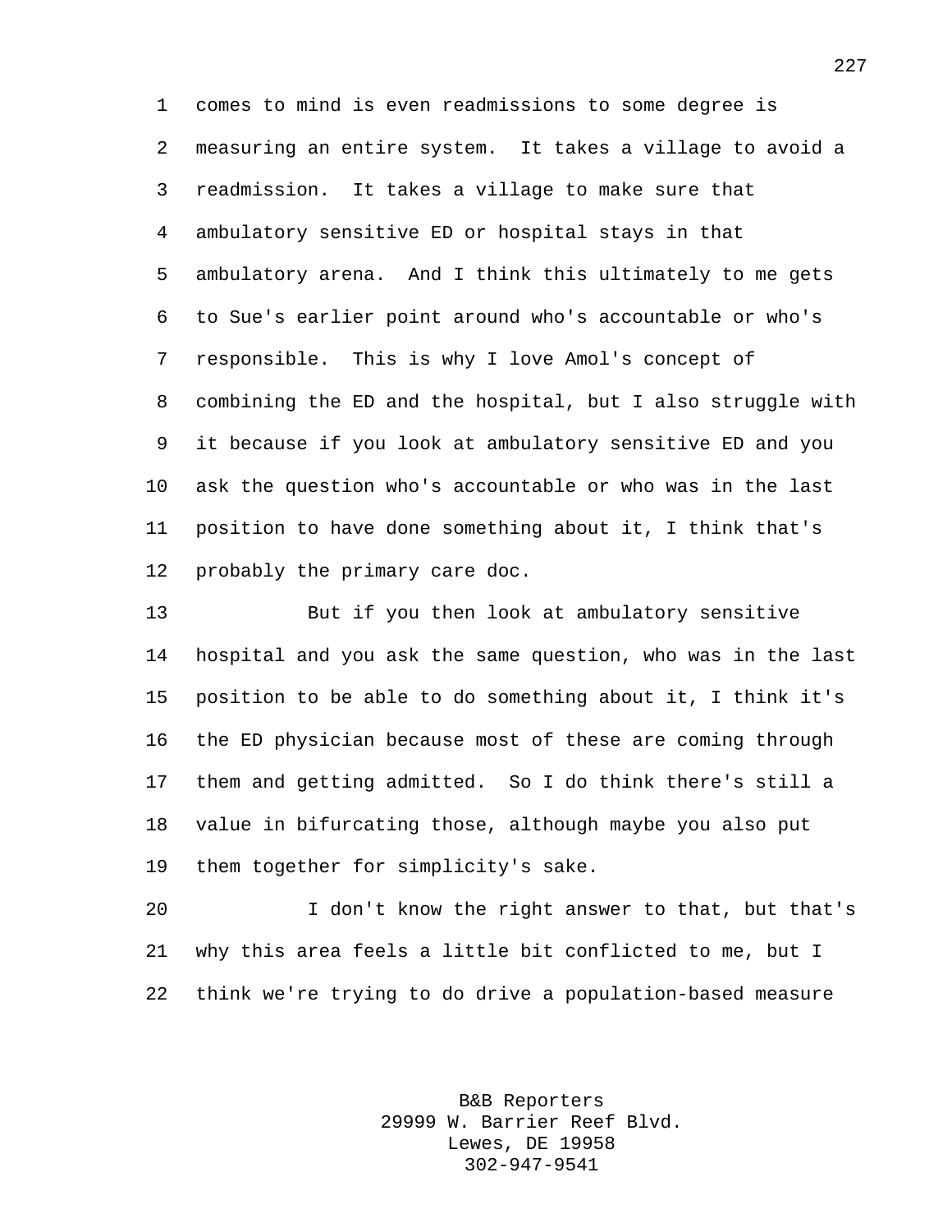comes to mind is even readmissions to some degree is measuring an entire system. It takes a village to avoid a readmission. It takes a village to make sure that ambulatory sensitive ED or hospital stays in that ambulatory arena. And I think this ultimately to me gets to Sue's earlier point around who's accountable or who's responsible. This is why I love Amol's concept of combining the ED and the hospital, but I also struggle with it because if you look at ambulatory sensitive ED and you ask the question who's accountable or who was in the last position to have done something about it, I think that's probably the primary care doc.

But if you then look at ambulatory sensitive hospital and you ask the same question, who was in the last position to be able to do something about it, I think it's the ED physician because most of these are coming through them and getting admitted. So I do think there's still a value in bifurcating those, although maybe you also put them together for simplicity's sake.

I don't know the right answer to that, but that's why this area feels a little bit conflicted to me, but I think we're trying to do drive a population-based measure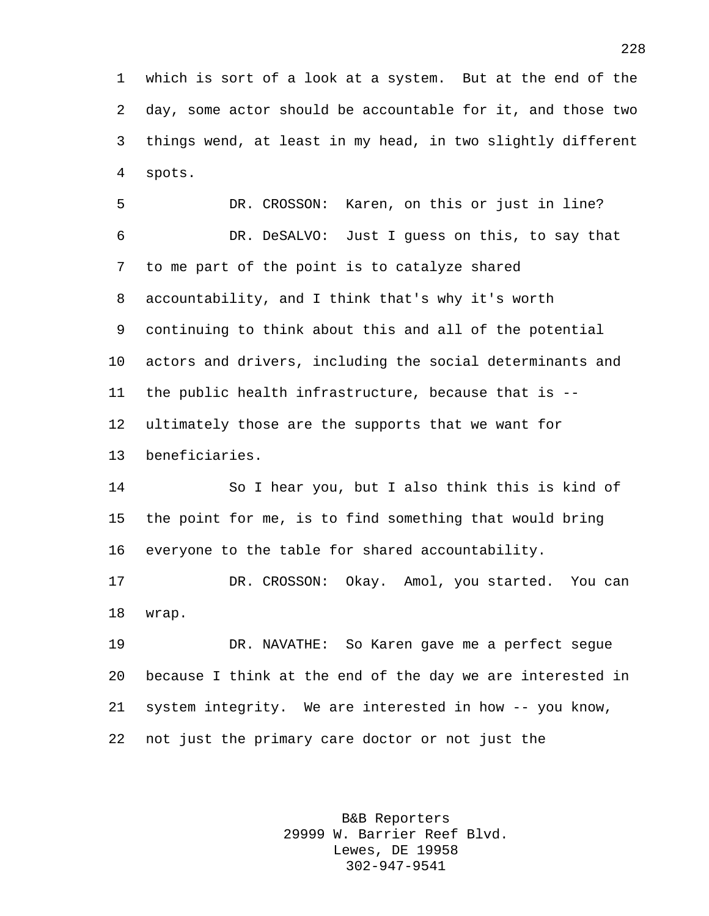which is sort of a look at a system. But at the end of the day, some actor should be accountable for it, and those two things wend, at least in my head, in two slightly different spots.

DR. CROSSON: Karen, on this or just in line?

DR. DeSALVO: Just I guess on this, to say that to me part of the point is to catalyze shared accountability, and I think that's why it's worth continuing to think about this and all of the potential actors and drivers, including the social determinants and the public health infrastructure, because that is -- ultimately those are the supports that we want for beneficiaries.

So I hear you, but I also think this is kind of the point for me, is to find something that would bring everyone to the table for shared accountability.

DR. CROSSON: Okay. Amol, you started. You can wrap.

DR. NAVATHE: So Karen gave me a perfect segue because I think at the end of the day we are interested in system integrity. We are interested in how -- you know, not just the primary care doctor or not just the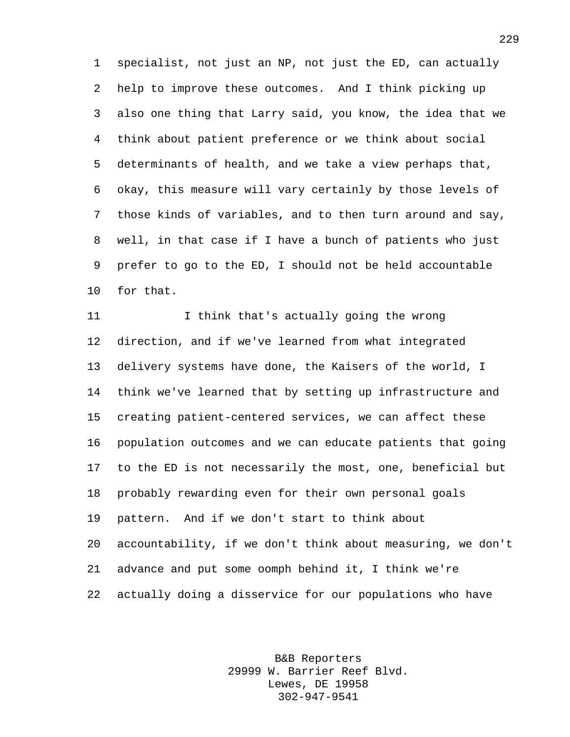specialist, not just an NP, not just the ED, can actually help to improve these outcomes. And I think picking up also one thing that Larry said, you know, the idea that we think about patient preference or we think about social determinants of health, and we take a view perhaps that, okay, this measure will vary certainly by those levels of those kinds of variables, and to then turn around and say, well, in that case if I have a bunch of patients who just prefer to go to the ED, I should not be held accountable for that.

I think that's actually going the wrong direction, and if we've learned from what integrated delivery systems have done, the Kaisers of the world, I think we've learned that by setting up infrastructure and creating patient-centered services, we can affect these population outcomes and we can educate patients that going to the ED is not necessarily the most, one, beneficial but probably rewarding even for their own personal goals pattern. And if we don't start to think about accountability, if we don't think about measuring, we don't advance and put some oomph behind it, I think we're actually doing a disservice for our populations who have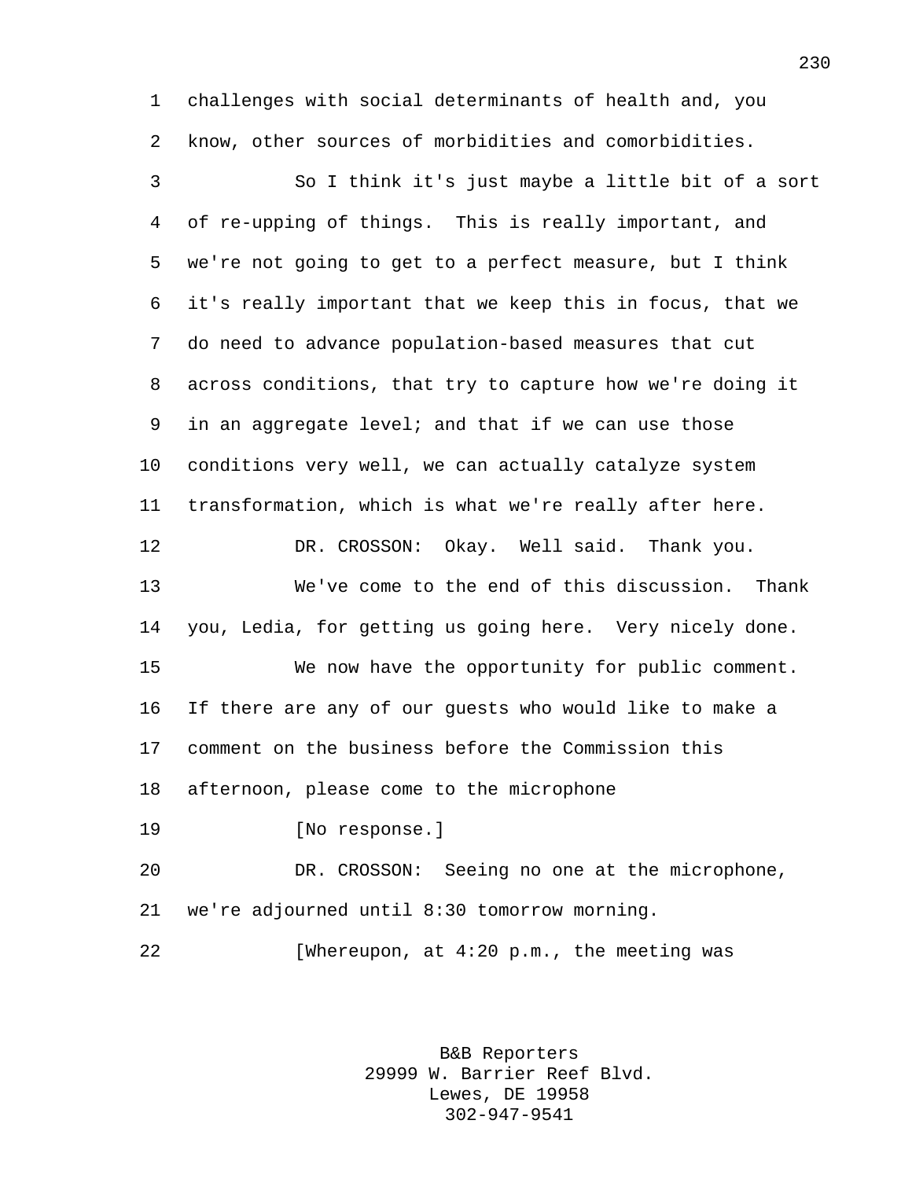challenges with social determinants of health and, you know, other sources of morbidities and comorbidities.

So I think it's just maybe a little bit of a sort of re-upping of things. This is really important, and we're not going to get to a perfect measure, but I think it's really important that we keep this in focus, that we do need to advance population-based measures that cut across conditions, that try to capture how we're doing it in an aggregate level; and that if we can use those conditions very well, we can actually catalyze system transformation, which is what we're really after here.

DR. CROSSON: Okay. Well said. Thank you.

We've come to the end of this discussion. Thank you, Ledia, for getting us going here. Very nicely done.

We now have the opportunity for public comment. If there are any of our guests who would like to make a comment on the business before the Commission this afternoon, please come to the microphone

[No response.]

DR. CROSSON: Seeing no one at the microphone, we're adjourned until 8:30 tomorrow morning.

[Whereupon, at 4:20 p.m., the meeting was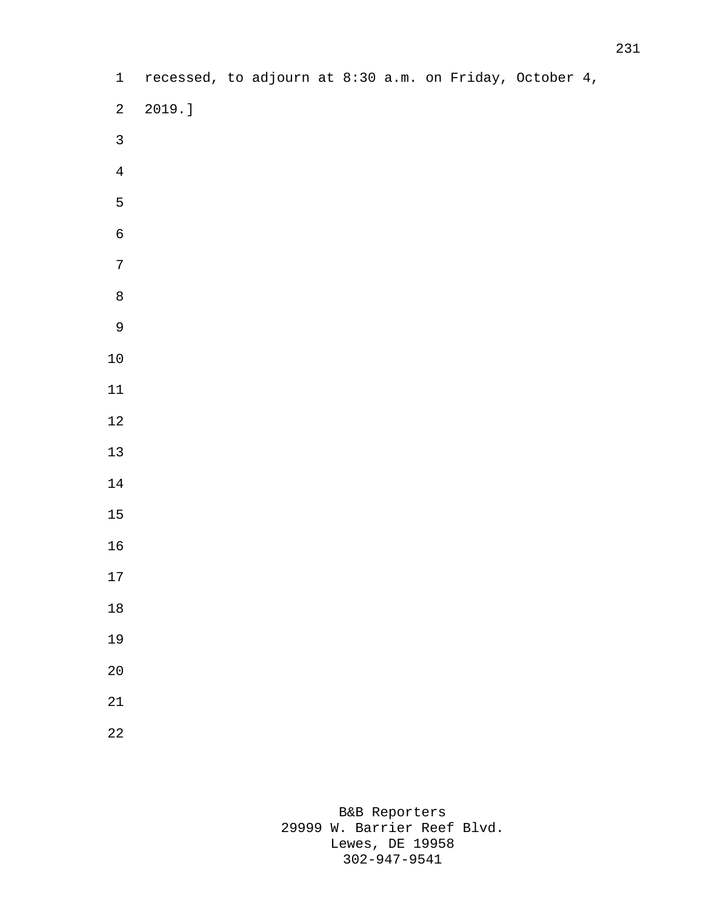recessed, to adjourn at 8:30 a.m. on Friday, October 4, 2019.]

B&B Reporters
29999 W. Barrier Reef Blvd.
Lewes, DE 19958
302-947-9541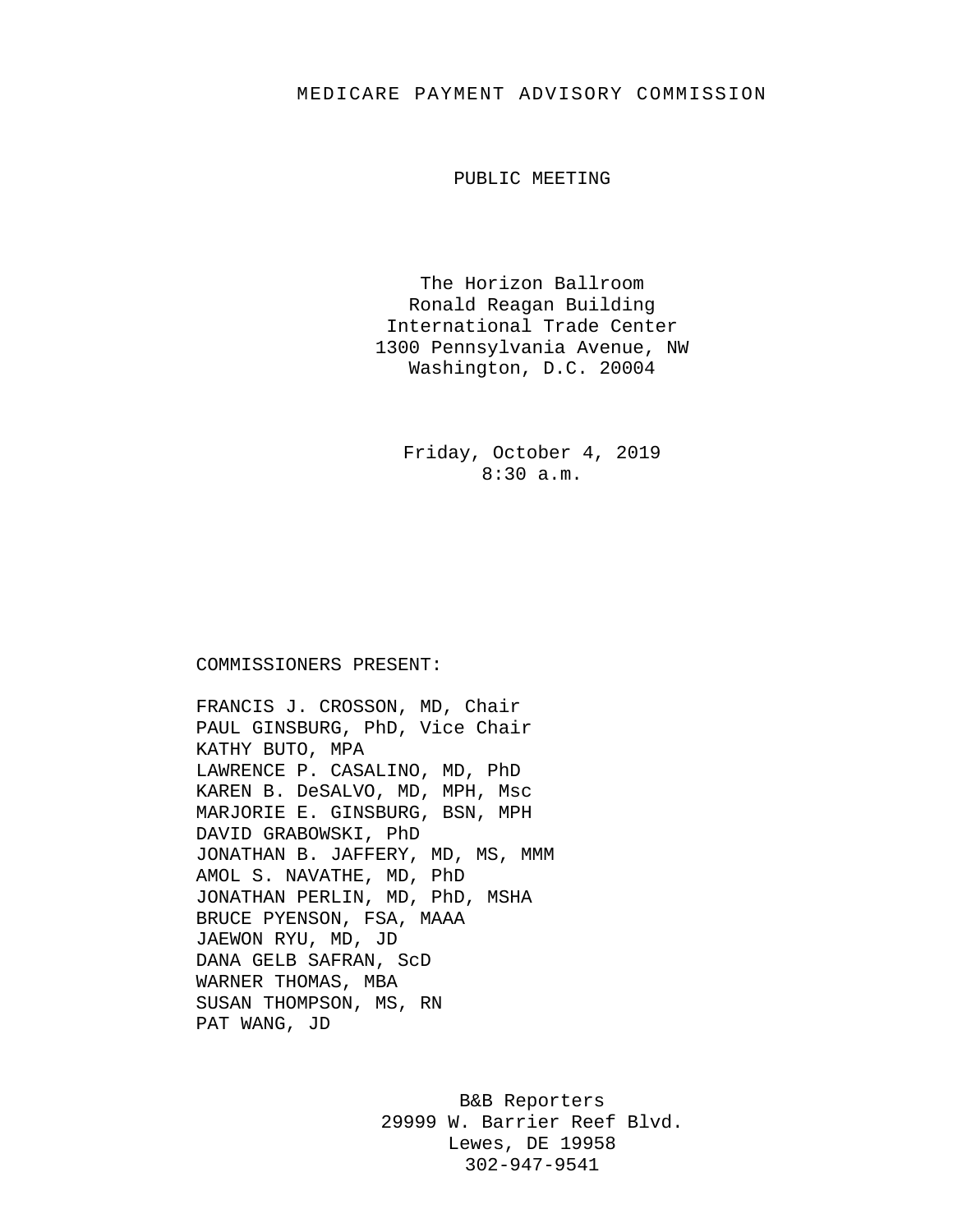# MEDICARE PAYMENT ADVISORY COMMISSION

## PUBLIC MEETING

The Horizon Ballroom
Ronald Reagan Building
International Trade Center
1300 Pennsylvania Avenue, NW
Washington, D.C. 20004

Friday, October 4, 2019
8:30 a.m.

COMMISSIONERS PRESENT:

FRANCIS J. CROSSON, MD, Chair
PAUL GINSBURG, PhD, Vice Chair
KATHY BUTO, MPA
LAWRENCE P. CASALINO, MD, PhD
KAREN B. DeSALVO, MD, MPH, Msc
MARJORIE E. GINSBURG, BSN, MPH
DAVID GRABOWSKI, PhD
JONATHAN B. JAFFERY, MD, MS, MMM
AMOL S. NAVATHE, MD, PhD
JONATHAN PERLIN, MD, PhD, MSHA
BRUCE PYENSON, FSA, MAAA
JAEWON RYU, MD, JD
DANA GELB SAFRAN, ScD
WARNER THOMAS, MBA
SUSAN THOMPSON, MS, RN
PAT WANG, JD

B&B Reporters
29999 W. Barrier Reef Blvd.
Lewes, DE 19958
302-947-9541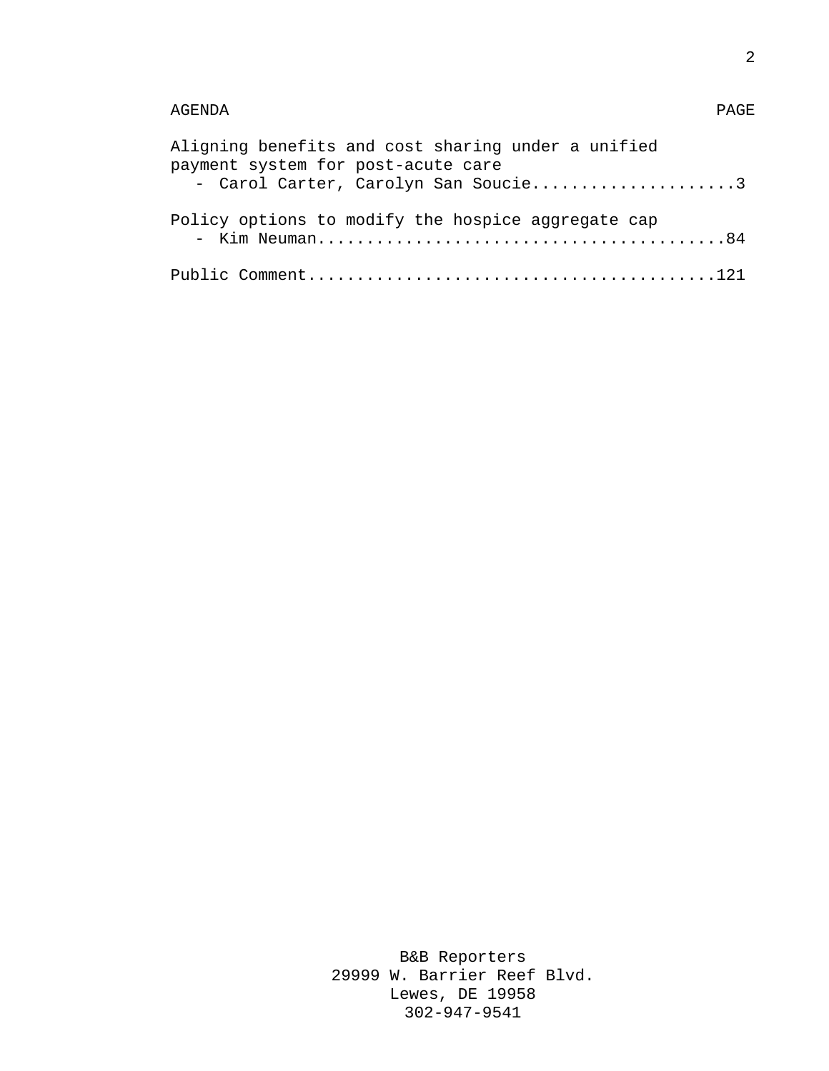| AGENDA | PAGE |
|---|---|
| Aligning benefits and cost sharing under a unified payment system for post-acute care - Carol Carter, Carolyn San Soucie | 3 |
| Policy options to modify the hospice aggregate cap - Kim Neuman | 84 |
| Public Comment | 121 |

B&B Reporters
29999 W. Barrier Reef Blvd.
Lewes, DE 19958
302-947-9541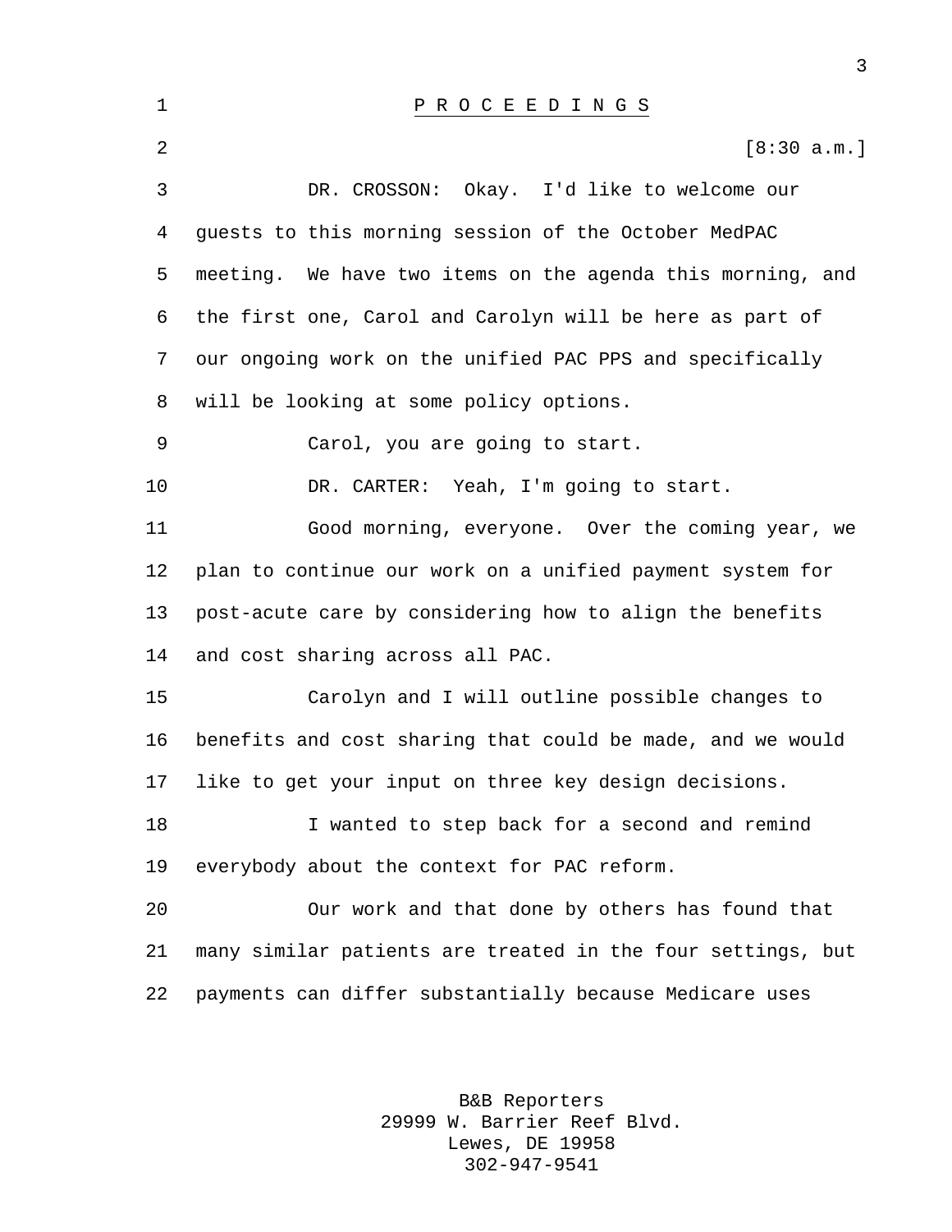P R O C E E D I N G S

[8:30 a.m.]

DR. CROSSON: Okay. I'd like to welcome our guests to this morning session of the October MedPAC meeting. We have two items on the agenda this morning, and the first one, Carol and Carolyn will be here as part of our ongoing work on the unified PAC PPS and specifically will be looking at some policy options.

Carol, you are going to start.

DR. CARTER: Yeah, I'm going to start.

Good morning, everyone. Over the coming year, we plan to continue our work on a unified payment system for post-acute care by considering how to align the benefits and cost sharing across all PAC.

Carolyn and I will outline possible changes to benefits and cost sharing that could be made, and we would like to get your input on three key design decisions.

I wanted to step back for a second and remind everybody about the context for PAC reform.

Our work and that done by others has found that many similar patients are treated in the four settings, but payments can differ substantially because Medicare uses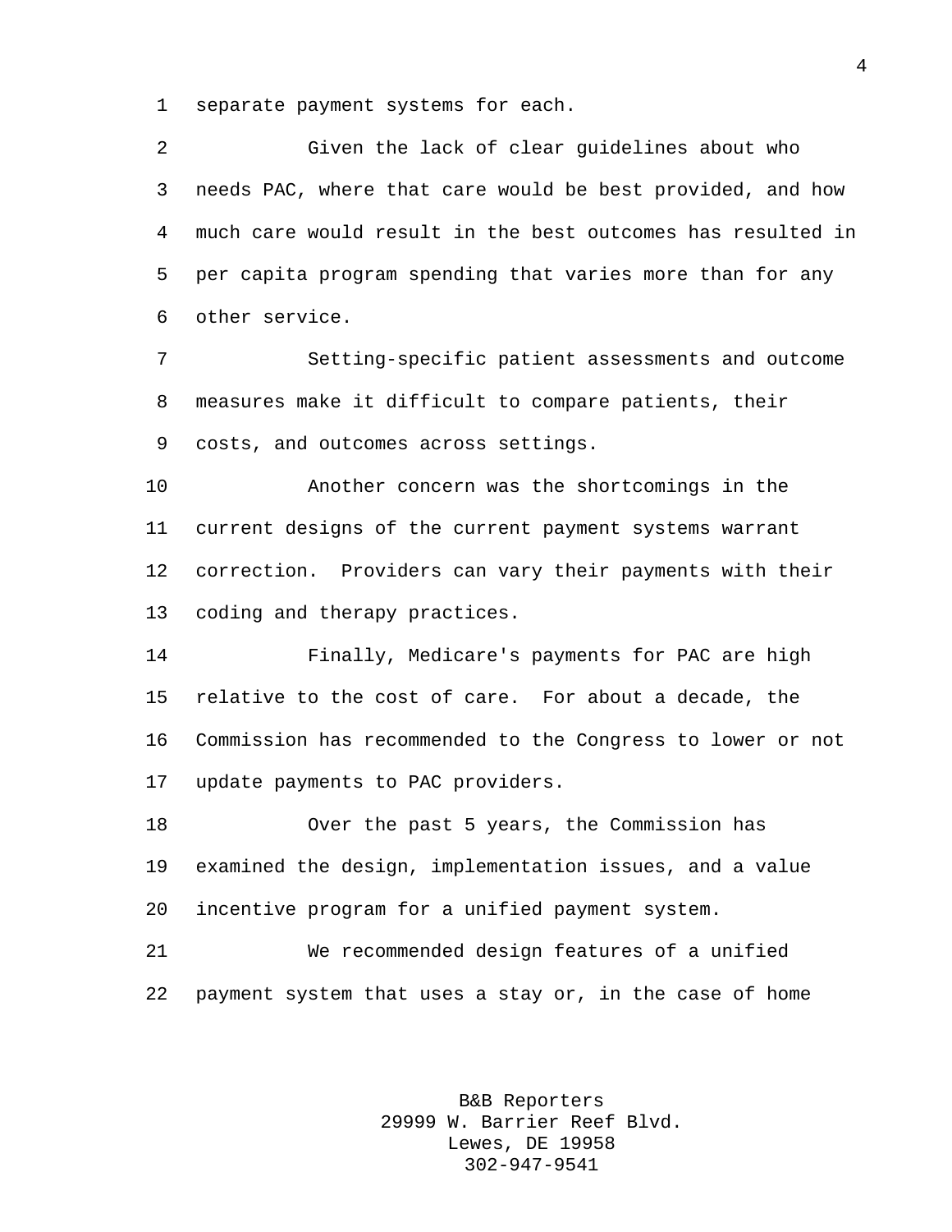separate payment systems for each.

Given the lack of clear guidelines about who needs PAC, where that care would be best provided, and how much care would result in the best outcomes has resulted in per capita program spending that varies more than for any other service.

Setting-specific patient assessments and outcome measures make it difficult to compare patients, their costs, and outcomes across settings.

Another concern was the shortcomings in the current designs of the current payment systems warrant correction. Providers can vary their payments with their coding and therapy practices.

Finally, Medicare's payments for PAC are high relative to the cost of care. For about a decade, the Commission has recommended to the Congress to lower or not update payments to PAC providers.

Over the past 5 years, the Commission has examined the design, implementation issues, and a value incentive program for a unified payment system.

We recommended design features of a unified payment system that uses a stay or, in the case of home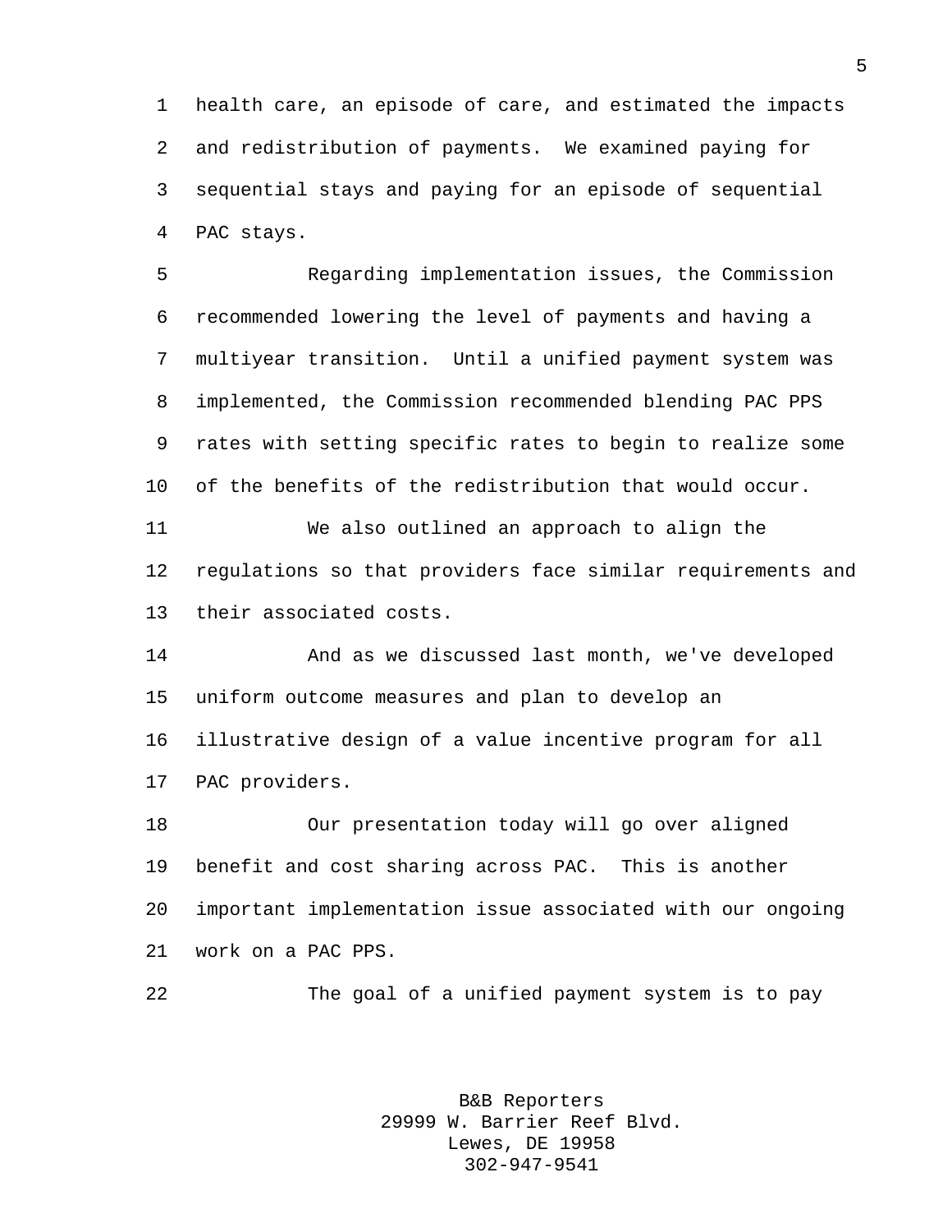health care, an episode of care, and estimated the impacts and redistribution of payments. We examined paying for sequential stays and paying for an episode of sequential PAC stays.

Regarding implementation issues, the Commission recommended lowering the level of payments and having a multiyear transition. Until a unified payment system was implemented, the Commission recommended blending PAC PPS rates with setting specific rates to begin to realize some of the benefits of the redistribution that would occur.

We also outlined an approach to align the regulations so that providers face similar requirements and their associated costs.

And as we discussed last month, we've developed uniform outcome measures and plan to develop an illustrative design of a value incentive program for all PAC providers.

Our presentation today will go over aligned benefit and cost sharing across PAC. This is another important implementation issue associated with our ongoing work on a PAC PPS.

The goal of a unified payment system is to pay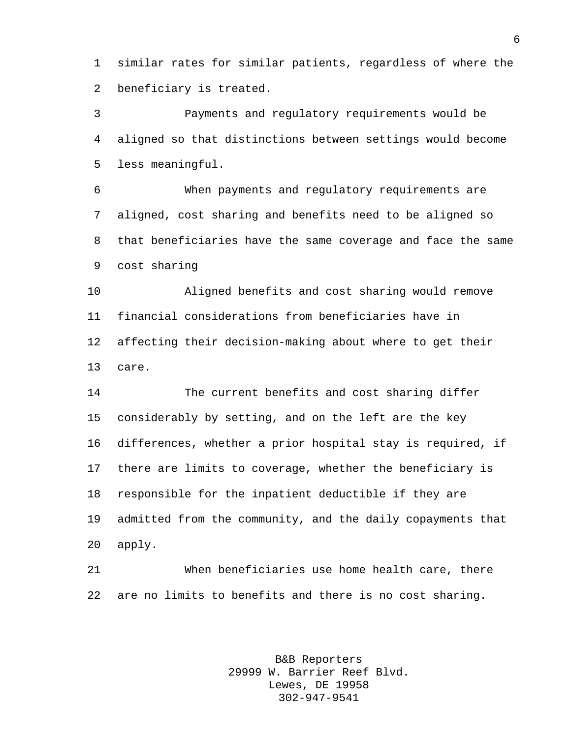similar rates for similar patients, regardless of where the beneficiary is treated.

Payments and regulatory requirements would be aligned so that distinctions between settings would become less meaningful.

When payments and regulatory requirements are aligned, cost sharing and benefits need to be aligned so that beneficiaries have the same coverage and face the same cost sharing

Aligned benefits and cost sharing would remove financial considerations from beneficiaries have in affecting their decision-making about where to get their care.

The current benefits and cost sharing differ considerably by setting, and on the left are the key differences, whether a prior hospital stay is required, if there are limits to coverage, whether the beneficiary is responsible for the inpatient deductible if they are admitted from the community, and the daily copayments that apply.

When beneficiaries use home health care, there are no limits to benefits and there is no cost sharing.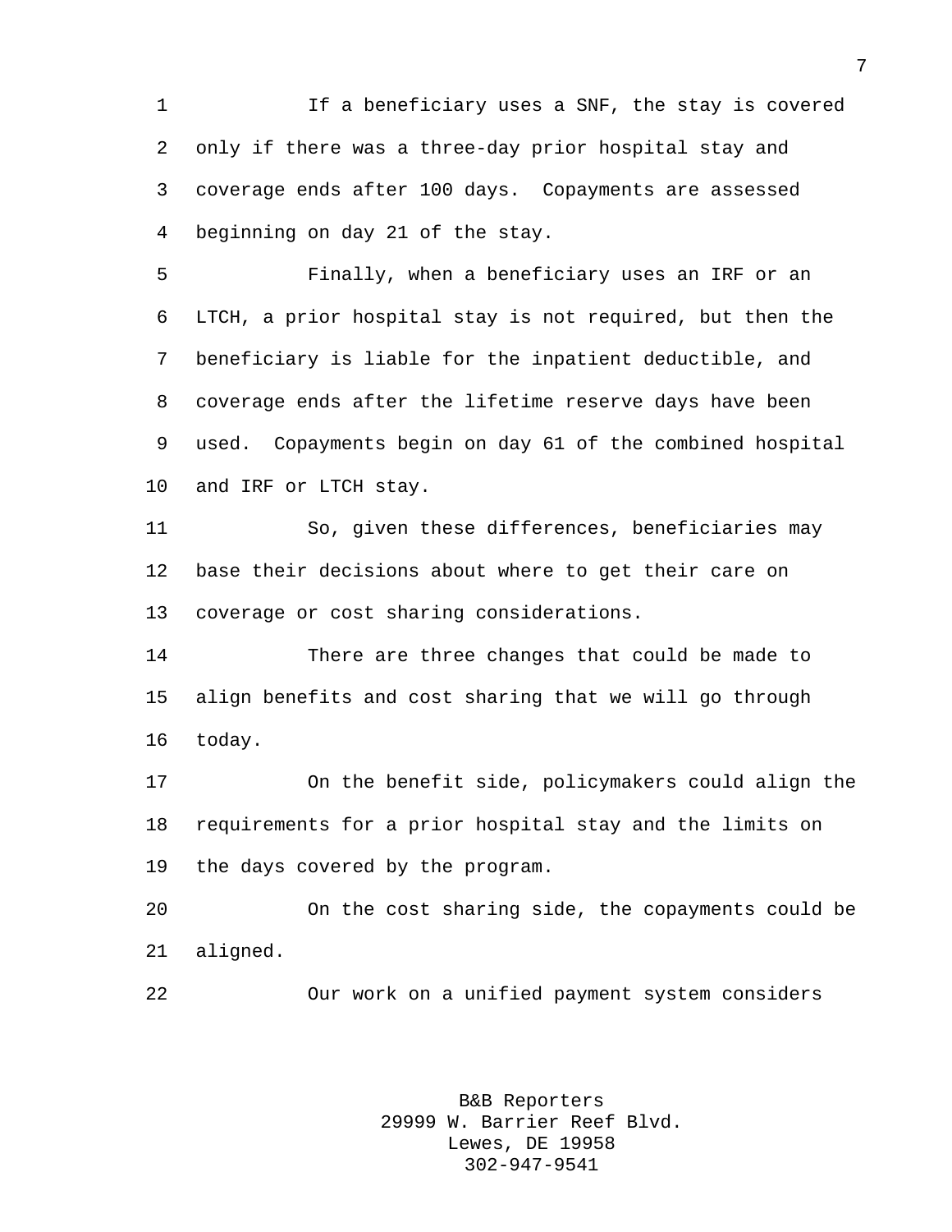If a beneficiary uses a SNF, the stay is covered only if there was a three-day prior hospital stay and coverage ends after 100 days. Copayments are assessed beginning on day 21 of the stay.

Finally, when a beneficiary uses an IRF or an LTCH, a prior hospital stay is not required, but then the beneficiary is liable for the inpatient deductible, and coverage ends after the lifetime reserve days have been used. Copayments begin on day 61 of the combined hospital and IRF or LTCH stay.

So, given these differences, beneficiaries may base their decisions about where to get their care on coverage or cost sharing considerations.

There are three changes that could be made to align benefits and cost sharing that we will go through today.

On the benefit side, policymakers could align the requirements for a prior hospital stay and the limits on the days covered by the program.

On the cost sharing side, the copayments could be aligned.

Our work on a unified payment system considers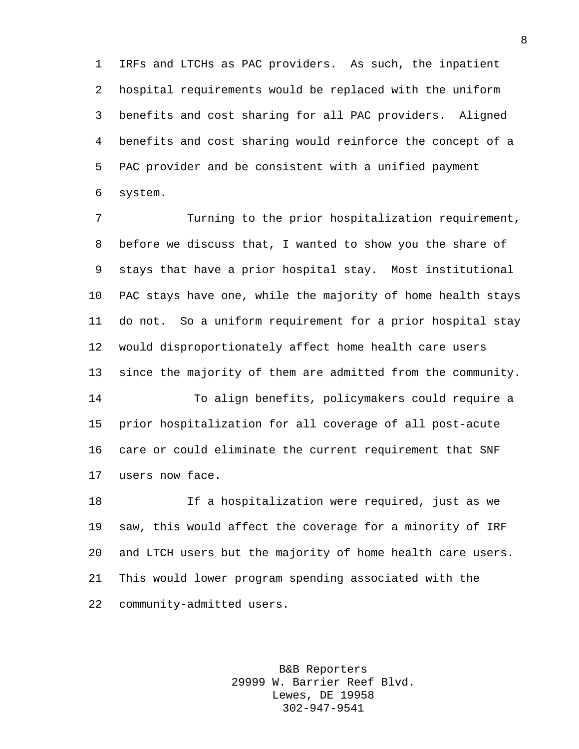IRFs and LTCHs as PAC providers. As such, the inpatient hospital requirements would be replaced with the uniform benefits and cost sharing for all PAC providers. Aligned benefits and cost sharing would reinforce the concept of a PAC provider and be consistent with a unified payment system.

Turning to the prior hospitalization requirement, before we discuss that, I wanted to show you the share of stays that have a prior hospital stay. Most institutional PAC stays have one, while the majority of home health stays do not. So a uniform requirement for a prior hospital stay would disproportionately affect home health care users since the majority of them are admitted from the community.

To align benefits, policymakers could require a prior hospitalization for all coverage of all post-acute care or could eliminate the current requirement that SNF users now face.

If a hospitalization were required, just as we saw, this would affect the coverage for a minority of IRF and LTCH users but the majority of home health care users. This would lower program spending associated with the community-admitted users.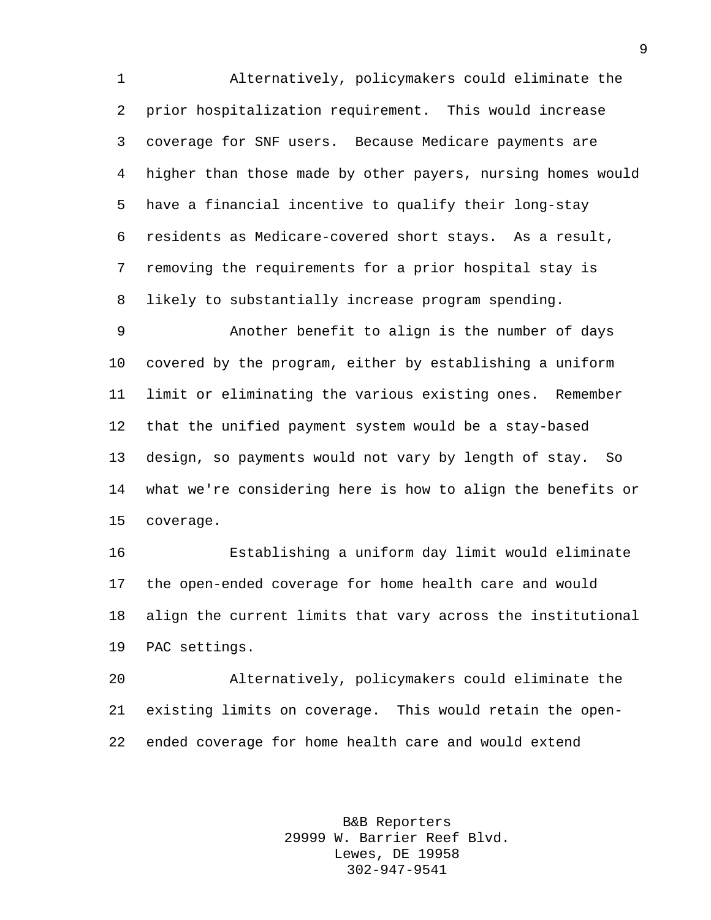Alternatively, policymakers could eliminate the prior hospitalization requirement. This would increase coverage for SNF users. Because Medicare payments are higher than those made by other payers, nursing homes would have a financial incentive to qualify their long-stay residents as Medicare-covered short stays. As a result, removing the requirements for a prior hospital stay is likely to substantially increase program spending.

Another benefit to align is the number of days covered by the program, either by establishing a uniform limit or eliminating the various existing ones. Remember that the unified payment system would be a stay-based design, so payments would not vary by length of stay. So what we're considering here is how to align the benefits or coverage.

Establishing a uniform day limit would eliminate the open-ended coverage for home health care and would align the current limits that vary across the institutional PAC settings.

Alternatively, policymakers could eliminate the existing limits on coverage. This would retain the open-ended coverage for home health care and would extend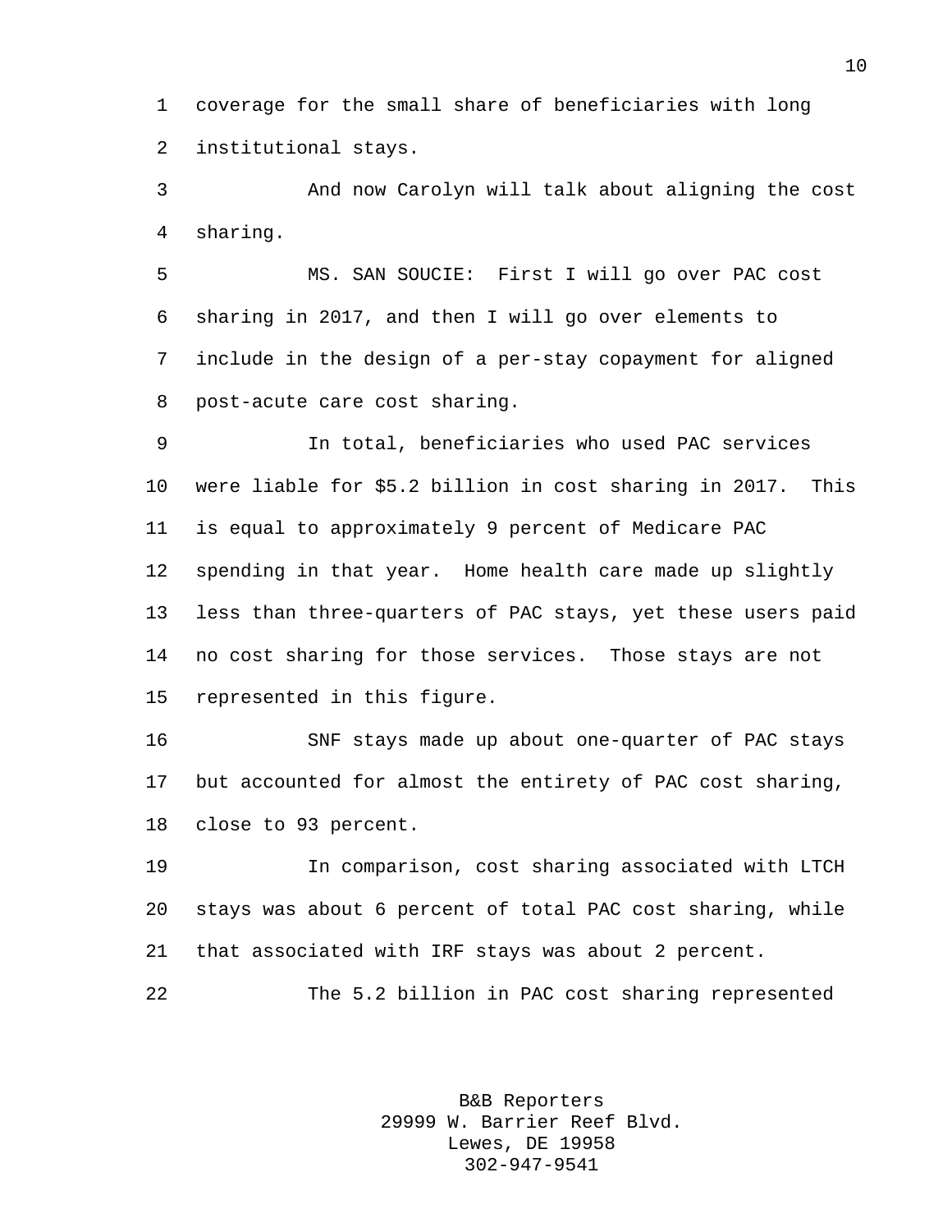coverage for the small share of beneficiaries with long institutional stays.

And now Carolyn will talk about aligning the cost sharing.

MS. SAN SOUCIE: First I will go over PAC cost sharing in 2017, and then I will go over elements to include in the design of a per-stay copayment for aligned post-acute care cost sharing.

In total, beneficiaries who used PAC services were liable for $5.2 billion in cost sharing in 2017. This is equal to approximately 9 percent of Medicare PAC spending in that year. Home health care made up slightly less than three-quarters of PAC stays, yet these users paid no cost sharing for those services. Those stays are not represented in this figure.

SNF stays made up about one-quarter of PAC stays but accounted for almost the entirety of PAC cost sharing, close to 93 percent.

In comparison, cost sharing associated with LTCH stays was about 6 percent of total PAC cost sharing, while that associated with IRF stays was about 2 percent.

The 5.2 billion in PAC cost sharing represented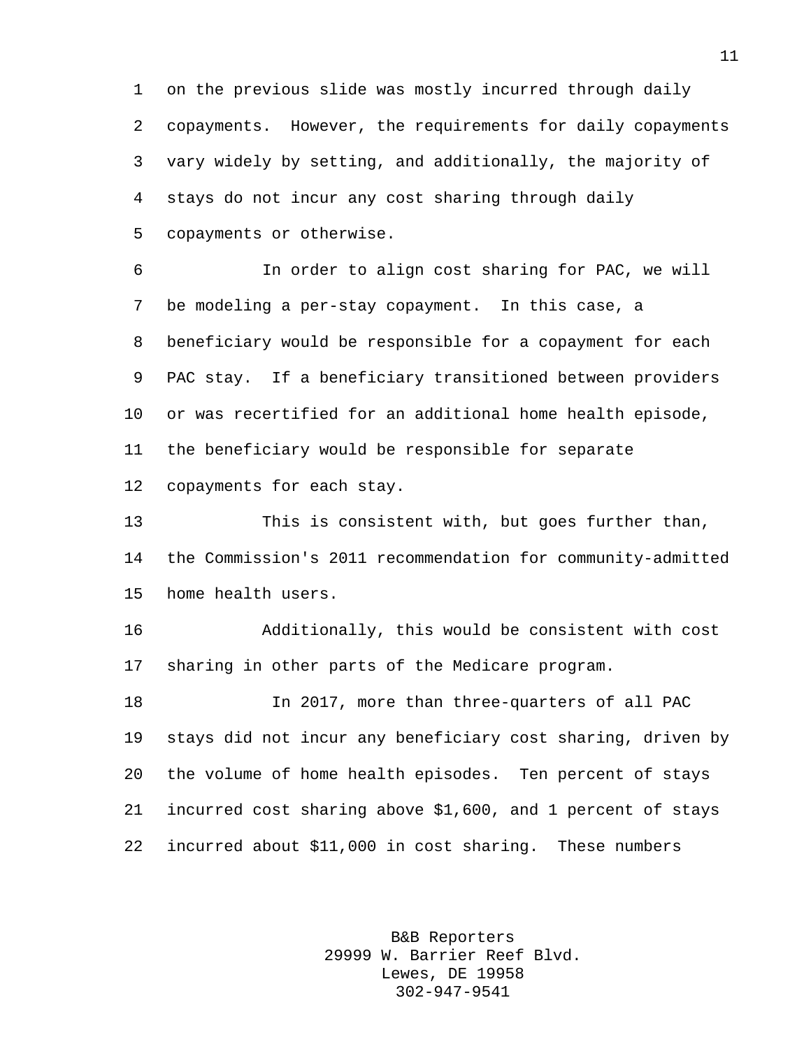on the previous slide was mostly incurred through daily copayments. However, the requirements for daily copayments vary widely by setting, and additionally, the majority of stays do not incur any cost sharing through daily copayments or otherwise.

In order to align cost sharing for PAC, we will be modeling a per-stay copayment. In this case, a beneficiary would be responsible for a copayment for each PAC stay. If a beneficiary transitioned between providers or was recertified for an additional home health episode, the beneficiary would be responsible for separate copayments for each stay.

This is consistent with, but goes further than, the Commission's 2011 recommendation for community-admitted home health users.

Additionally, this would be consistent with cost sharing in other parts of the Medicare program.

In 2017, more than three-quarters of all PAC stays did not incur any beneficiary cost sharing, driven by the volume of home health episodes. Ten percent of stays incurred cost sharing above $1,600, and 1 percent of stays incurred about $11,000 in cost sharing. These numbers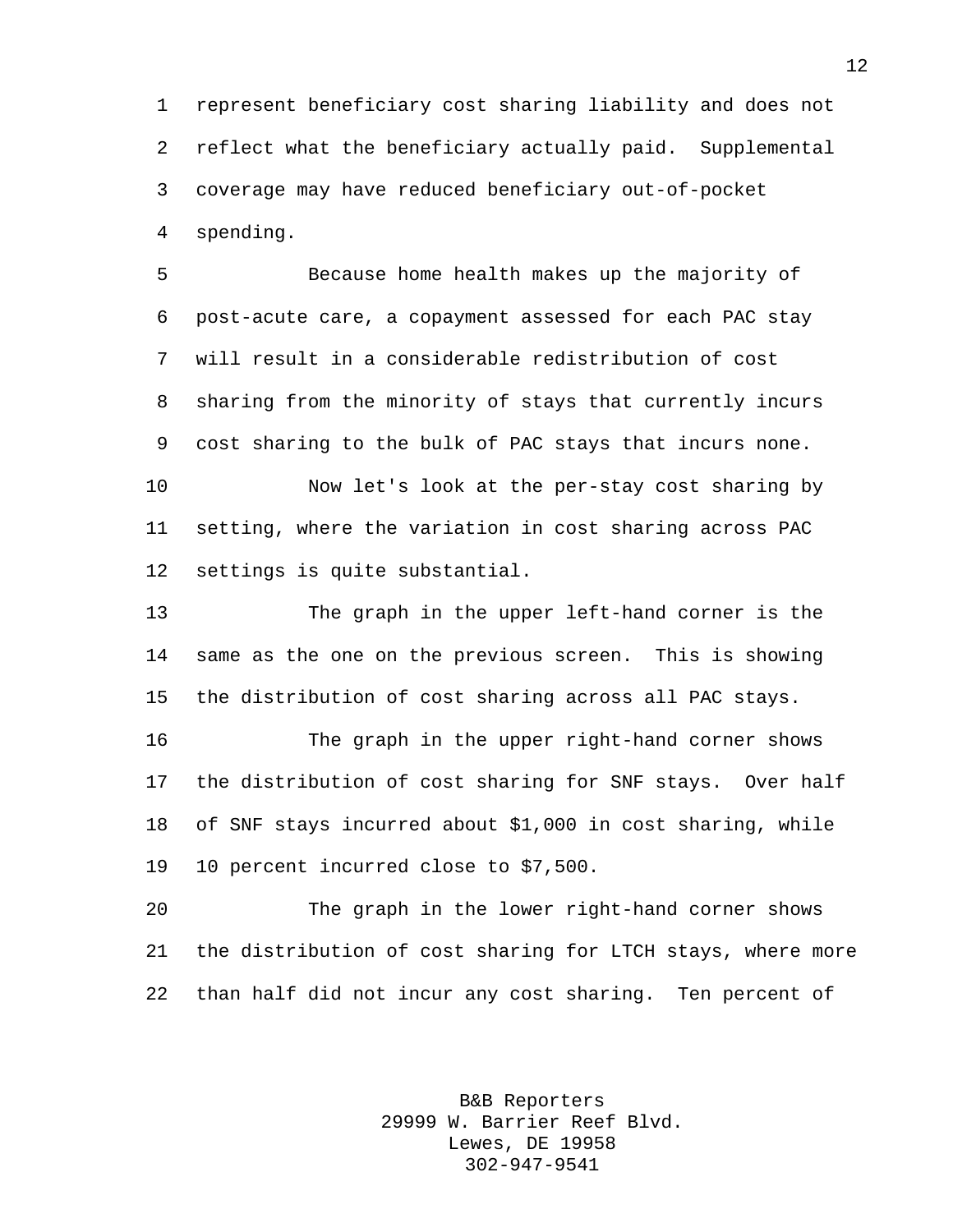represent beneficiary cost sharing liability and does not reflect what the beneficiary actually paid. Supplemental coverage may have reduced beneficiary out-of-pocket spending.

Because home health makes up the majority of post-acute care, a copayment assessed for each PAC stay will result in a considerable redistribution of cost sharing from the minority of stays that currently incurs cost sharing to the bulk of PAC stays that incurs none.

Now let's look at the per-stay cost sharing by setting, where the variation in cost sharing across PAC settings is quite substantial.

The graph in the upper left-hand corner is the same as the one on the previous screen. This is showing the distribution of cost sharing across all PAC stays.

The graph in the upper right-hand corner shows the distribution of cost sharing for SNF stays. Over half of SNF stays incurred about $1,000 in cost sharing, while 10 percent incurred close to $7,500.

The graph in the lower right-hand corner shows the distribution of cost sharing for LTCH stays, where more than half did not incur any cost sharing. Ten percent of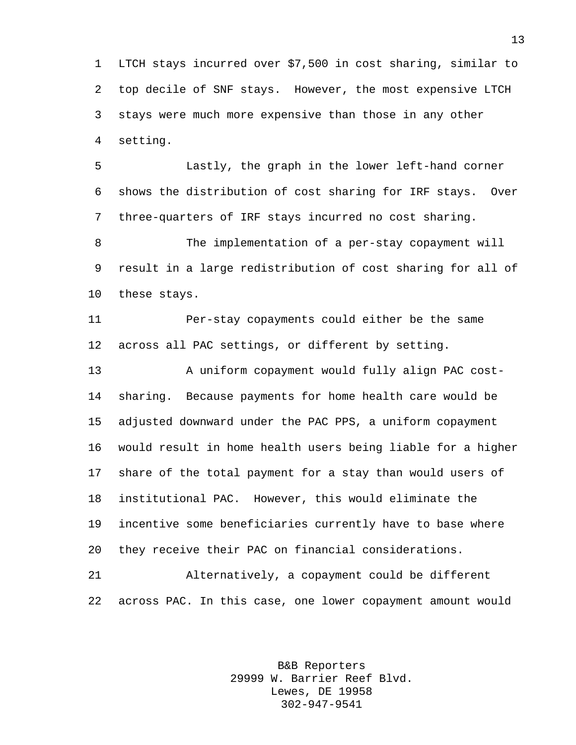LTCH stays incurred over $7,500 in cost sharing, similar to top decile of SNF stays. However, the most expensive LTCH stays were much more expensive than those in any other setting.

Lastly, the graph in the lower left-hand corner shows the distribution of cost sharing for IRF stays. Over three-quarters of IRF stays incurred no cost sharing.

The implementation of a per-stay copayment will result in a large redistribution of cost sharing for all of these stays.

Per-stay copayments could either be the same across all PAC settings, or different by setting.

A uniform copayment would fully align PAC cost-sharing. Because payments for home health care would be adjusted downward under the PAC PPS, a uniform copayment would result in home health users being liable for a higher share of the total payment for a stay than would users of institutional PAC. However, this would eliminate the incentive some beneficiaries currently have to base where they receive their PAC on financial considerations.

Alternatively, a copayment could be different across PAC. In this case, one lower copayment amount would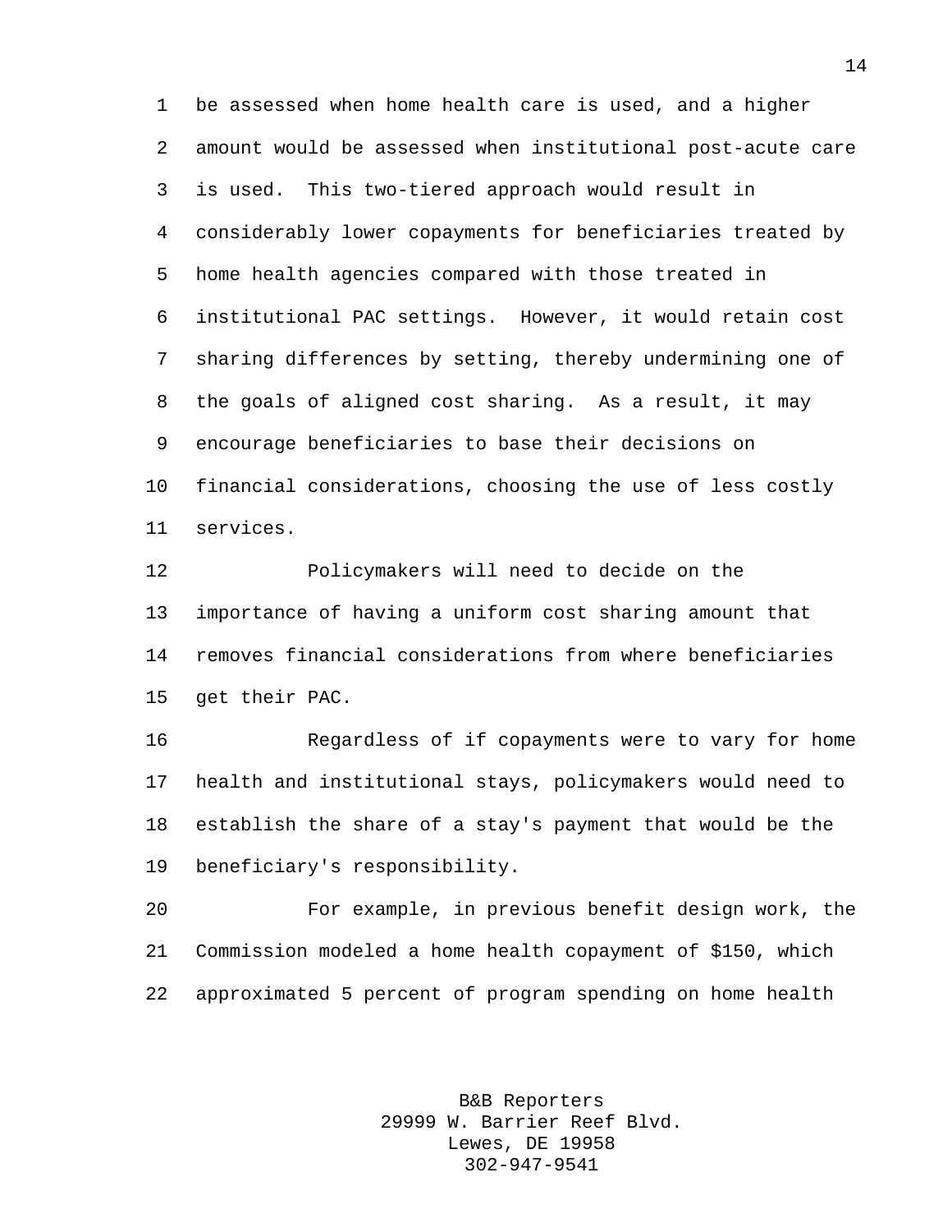be assessed when home health care is used, and a higher amount would be assessed when institutional post-acute care is used. This two-tiered approach would result in considerably lower copayments for beneficiaries treated by home health agencies compared with those treated in institutional PAC settings. However, it would retain cost sharing differences by setting, thereby undermining one of the goals of aligned cost sharing. As a result, it may encourage beneficiaries to base their decisions on financial considerations, choosing the use of less costly services.

Policymakers will need to decide on the importance of having a uniform cost sharing amount that removes financial considerations from where beneficiaries get their PAC.

Regardless of if copayments were to vary for home health and institutional stays, policymakers would need to establish the share of a stay's payment that would be the beneficiary's responsibility.

For example, in previous benefit design work, the Commission modeled a home health copayment of $150, which approximated 5 percent of program spending on home health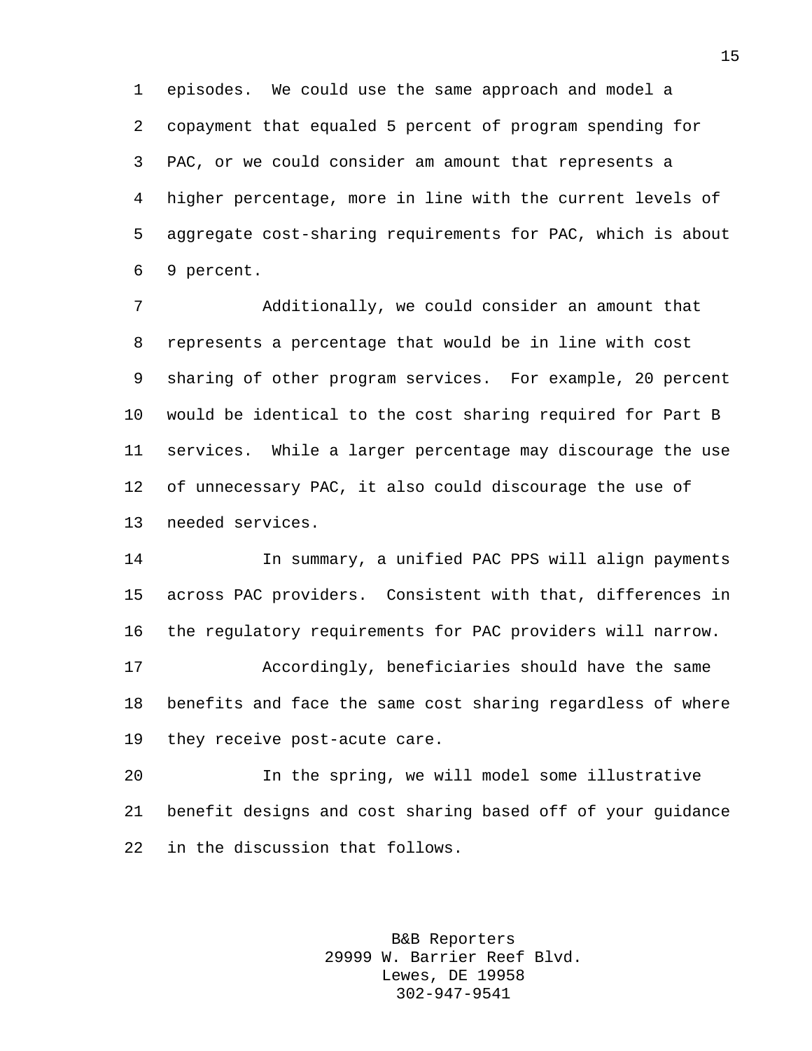episodes. We could use the same approach and model a copayment that equaled 5 percent of program spending for PAC, or we could consider am amount that represents a higher percentage, more in line with the current levels of aggregate cost-sharing requirements for PAC, which is about 9 percent.

Additionally, we could consider an amount that represents a percentage that would be in line with cost sharing of other program services. For example, 20 percent would be identical to the cost sharing required for Part B services. While a larger percentage may discourage the use of unnecessary PAC, it also could discourage the use of needed services.

In summary, a unified PAC PPS will align payments across PAC providers. Consistent with that, differences in the regulatory requirements for PAC providers will narrow.

Accordingly, beneficiaries should have the same benefits and face the same cost sharing regardless of where they receive post-acute care.

In the spring, we will model some illustrative benefit designs and cost sharing based off of your guidance in the discussion that follows.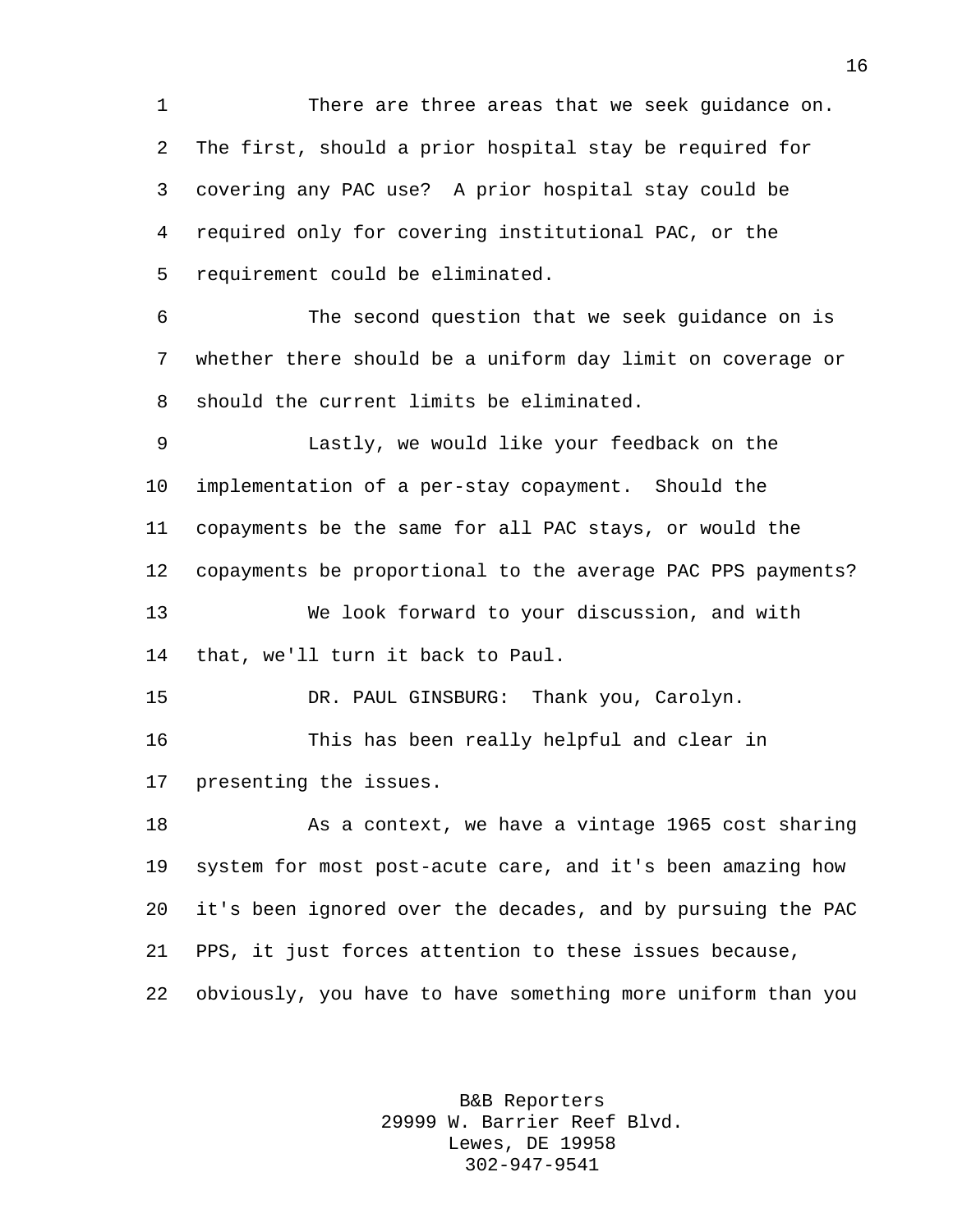There are three areas that we seek guidance on. The first, should a prior hospital stay be required for covering any PAC use? A prior hospital stay could be required only for covering institutional PAC, or the requirement could be eliminated.

The second question that we seek guidance on is whether there should be a uniform day limit on coverage or should the current limits be eliminated.

Lastly, we would like your feedback on the implementation of a per-stay copayment. Should the copayments be the same for all PAC stays, or would the copayments be proportional to the average PAC PPS payments?

We look forward to your discussion, and with that, we'll turn it back to Paul.

DR. PAUL GINSBURG: Thank you, Carolyn.

This has been really helpful and clear in presenting the issues.

As a context, we have a vintage 1965 cost sharing system for most post-acute care, and it's been amazing how it's been ignored over the decades, and by pursuing the PAC PPS, it just forces attention to these issues because, obviously, you have to have something more uniform than you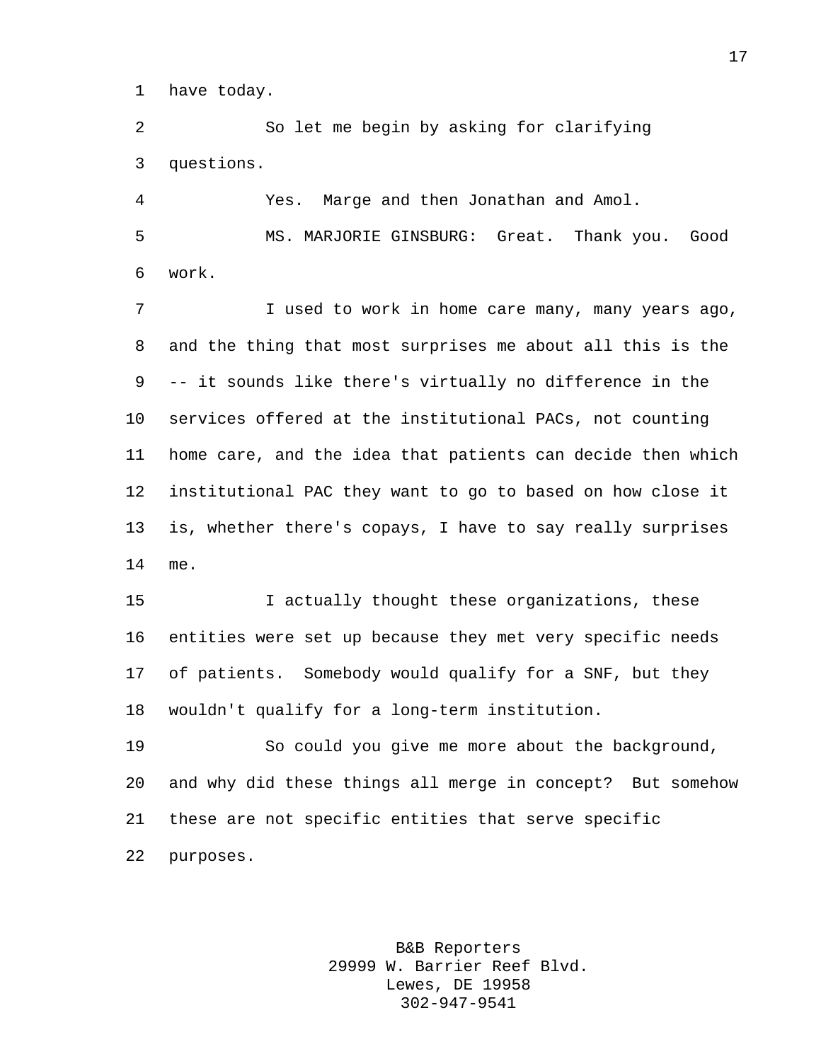have today.

So let me begin by asking for clarifying questions.

Yes. Marge and then Jonathan and Amol.

MS. MARJORIE GINSBURG: Great. Thank you. Good work.

I used to work in home care many, many years ago, and the thing that most surprises me about all this is the -- it sounds like there's virtually no difference in the services offered at the institutional PACs, not counting home care, and the idea that patients can decide then which institutional PAC they want to go to based on how close it is, whether there's copays, I have to say really surprises me.

I actually thought these organizations, these entities were set up because they met very specific needs of patients. Somebody would qualify for a SNF, but they wouldn't qualify for a long-term institution.

So could you give me more about the background, and why did these things all merge in concept? But somehow these are not specific entities that serve specific purposes.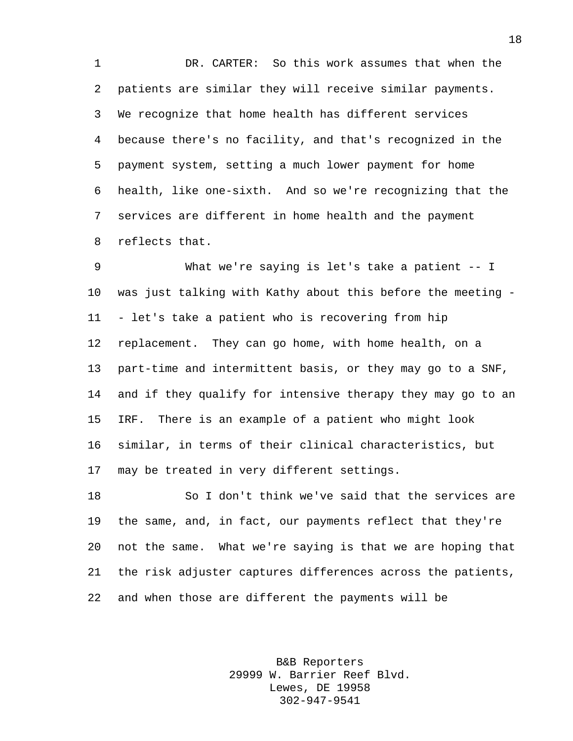DR. CARTER: So this work assumes that when the patients are similar they will receive similar payments. We recognize that home health has different services because there's no facility, and that's recognized in the payment system, setting a much lower payment for home health, like one-sixth. And so we're recognizing that the services are different in home health and the payment reflects that.

What we're saying is let's take a patient -- I was just talking with Kathy about this before the meeting -- let's take a patient who is recovering from hip replacement. They can go home, with home health, on a part-time and intermittent basis, or they may go to a SNF, and if they qualify for intensive therapy they may go to an IRF. There is an example of a patient who might look similar, in terms of their clinical characteristics, but may be treated in very different settings.

So I don't think we've said that the services are the same, and, in fact, our payments reflect that they're not the same. What we're saying is that we are hoping that the risk adjuster captures differences across the patients, and when those are different the payments will be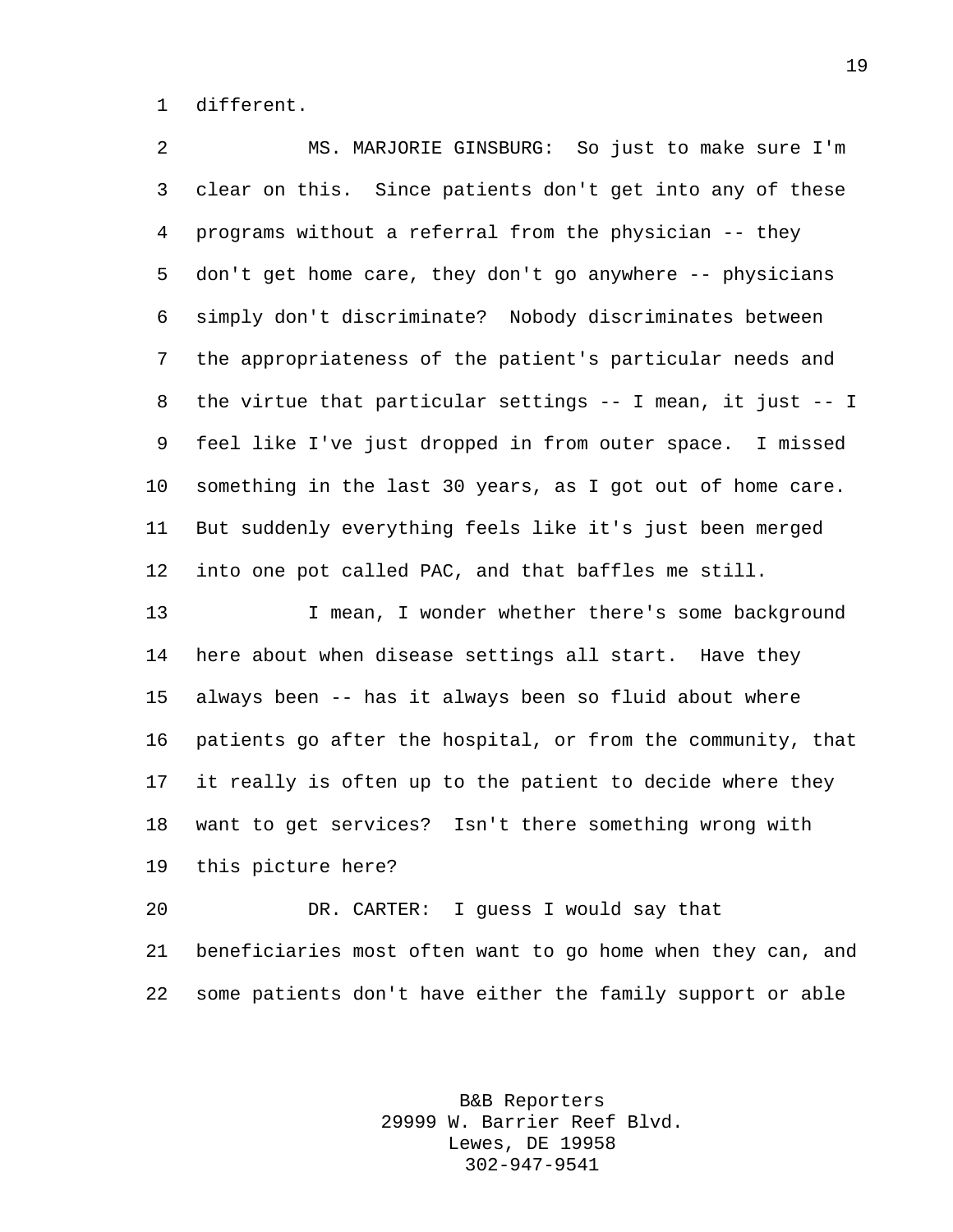different.

MS. MARJORIE GINSBURG: So just to make sure I'm clear on this. Since patients don't get into any of these programs without a referral from the physician -- they don't get home care, they don't go anywhere -- physicians simply don't discriminate? Nobody discriminates between the appropriateness of the patient's particular needs and the virtue that particular settings -- I mean, it just -- I feel like I've just dropped in from outer space. I missed something in the last 30 years, as I got out of home care. But suddenly everything feels like it's just been merged into one pot called PAC, and that baffles me still.

I mean, I wonder whether there's some background here about when disease settings all start. Have they always been -- has it always been so fluid about where patients go after the hospital, or from the community, that it really is often up to the patient to decide where they want to get services? Isn't there something wrong with this picture here?

DR. CARTER: I guess I would say that beneficiaries most often want to go home when they can, and some patients don't have either the family support or able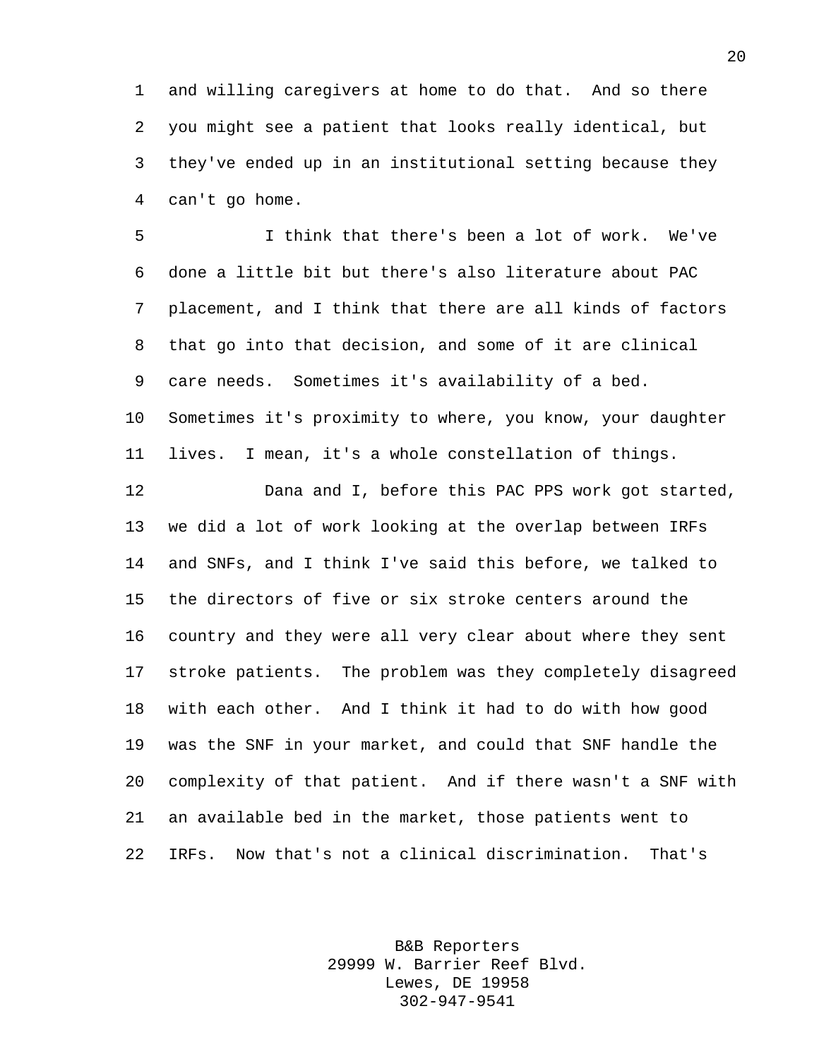and willing caregivers at home to do that. And so there you might see a patient that looks really identical, but they've ended up in an institutional setting because they can't go home.

I think that there's been a lot of work. We've done a little bit but there's also literature about PAC placement, and I think that there are all kinds of factors that go into that decision, and some of it are clinical care needs. Sometimes it's availability of a bed. Sometimes it's proximity to where, you know, your daughter lives. I mean, it's a whole constellation of things.

Dana and I, before this PAC PPS work got started, we did a lot of work looking at the overlap between IRFs and SNFs, and I think I've said this before, we talked to the directors of five or six stroke centers around the country and they were all very clear about where they sent stroke patients. The problem was they completely disagreed with each other. And I think it had to do with how good was the SNF in your market, and could that SNF handle the complexity of that patient. And if there wasn't a SNF with an available bed in the market, those patients went to IRFs. Now that's not a clinical discrimination. That's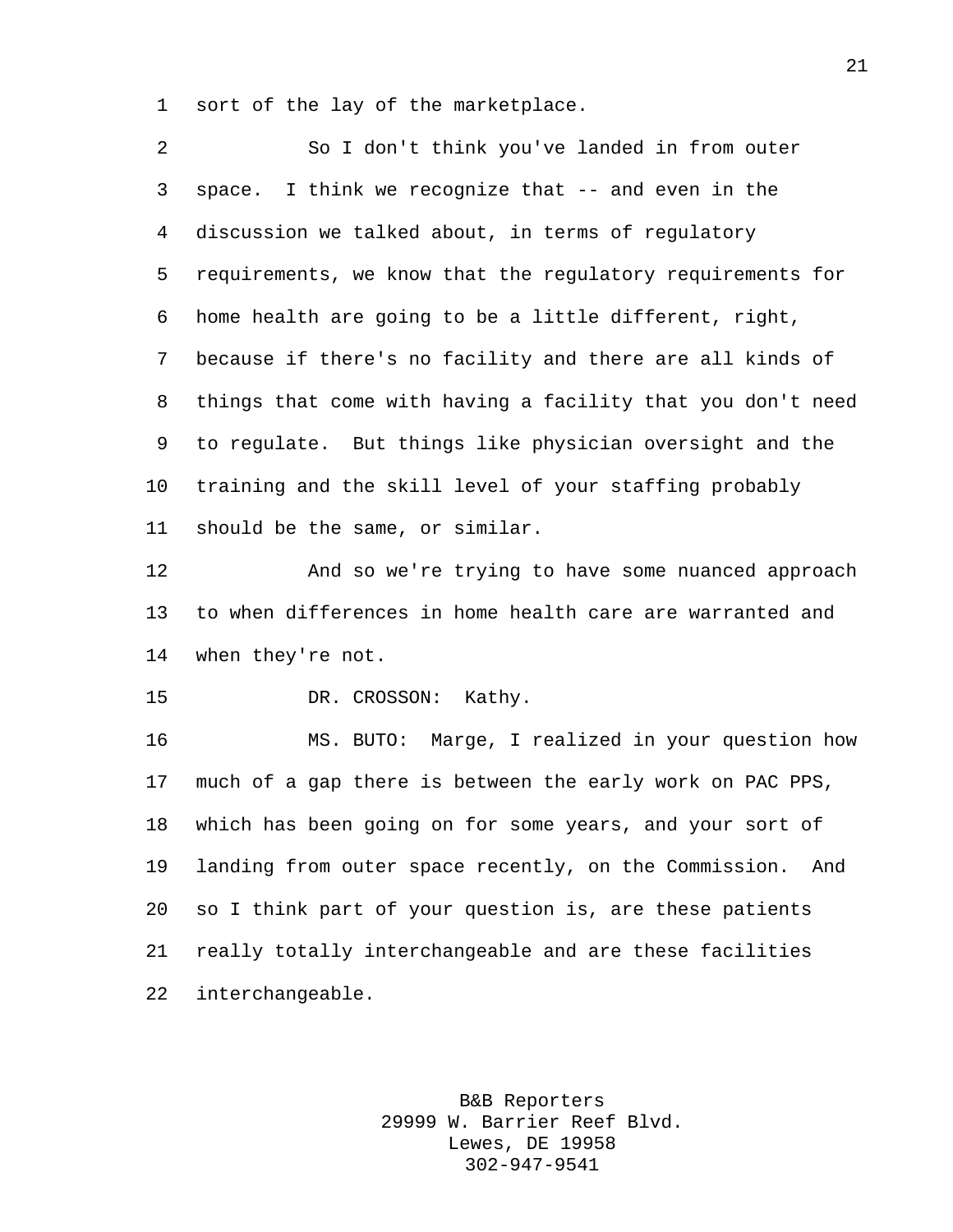sort of the lay of the marketplace.

So I don't think you've landed in from outer space. I think we recognize that -- and even in the discussion we talked about, in terms of regulatory requirements, we know that the regulatory requirements for home health are going to be a little different, right, because if there's no facility and there are all kinds of things that come with having a facility that you don't need to regulate. But things like physician oversight and the training and the skill level of your staffing probably should be the same, or similar.

And so we're trying to have some nuanced approach to when differences in home health care are warranted and when they're not.

DR. CROSSON: Kathy.

MS. BUTO: Marge, I realized in your question how much of a gap there is between the early work on PAC PPS, which has been going on for some years, and your sort of landing from outer space recently, on the Commission. And so I think part of your question is, are these patients really totally interchangeable and are these facilities interchangeable.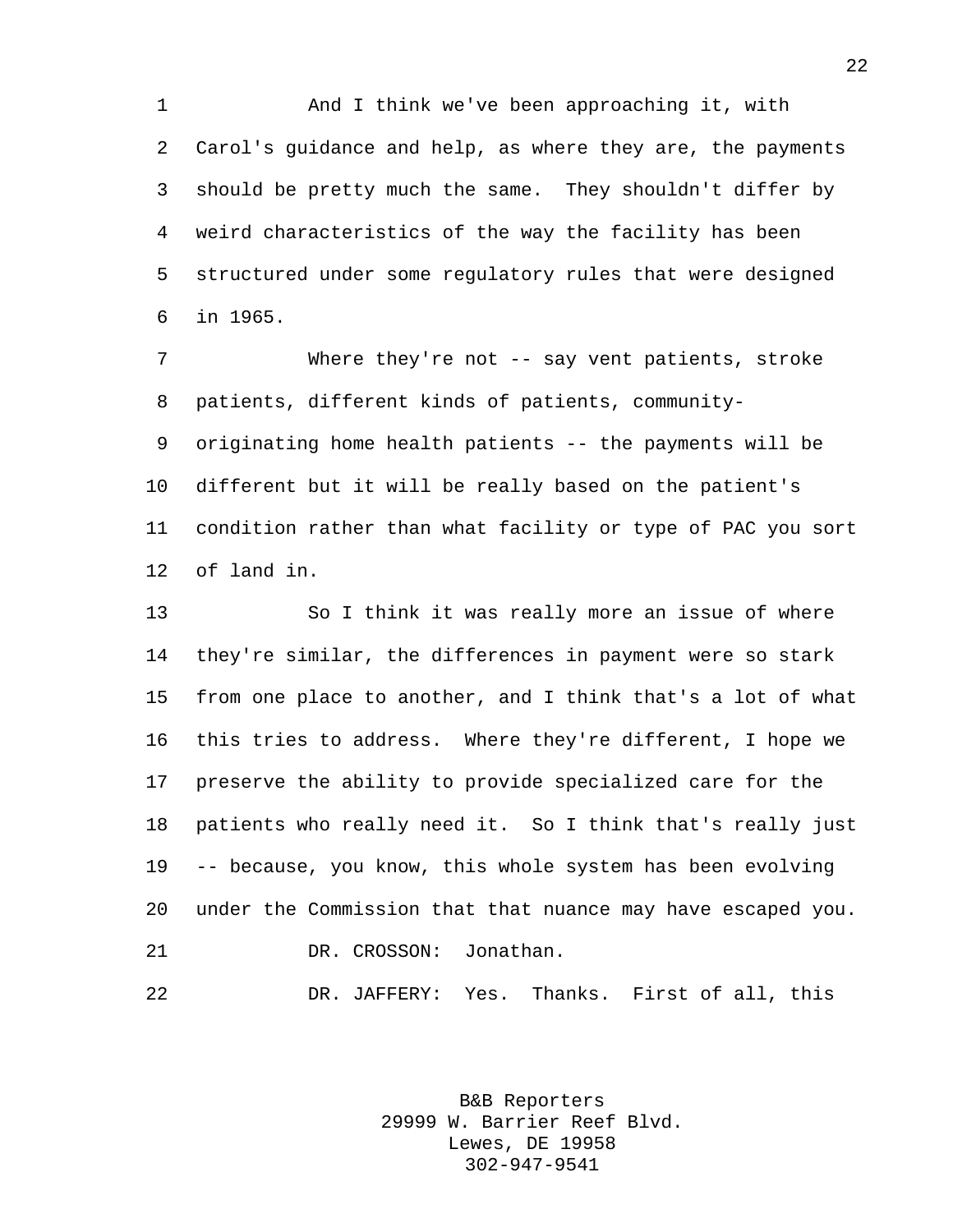And I think we've been approaching it, with Carol's guidance and help, as where they are, the payments should be pretty much the same. They shouldn't differ by weird characteristics of the way the facility has been structured under some regulatory rules that were designed in 1965.

Where they're not -- say vent patients, stroke patients, different kinds of patients, community-originating home health patients -- the payments will be different but it will be really based on the patient's condition rather than what facility or type of PAC you sort of land in.

So I think it was really more an issue of where they're similar, the differences in payment were so stark from one place to another, and I think that's a lot of what this tries to address. Where they're different, I hope we preserve the ability to provide specialized care for the patients who really need it. So I think that's really just -- because, you know, this whole system has been evolving under the Commission that that nuance may have escaped you.

DR. CROSSON: Jonathan.

DR. JAFFERY: Yes. Thanks. First of all, this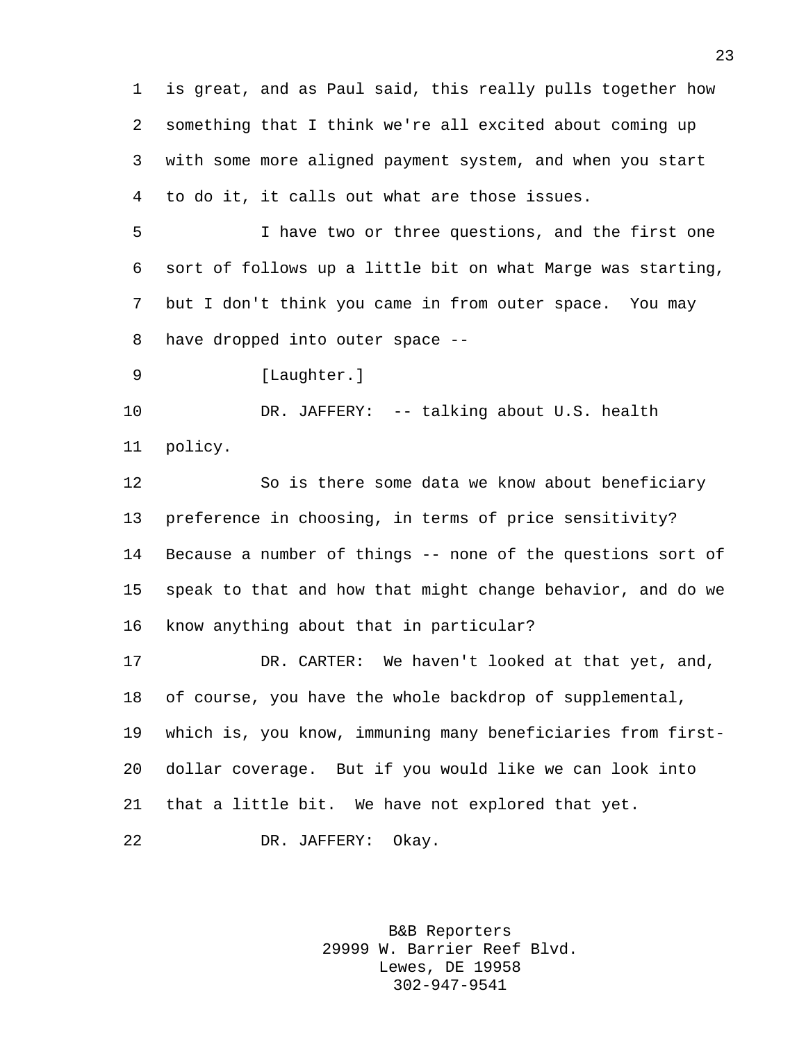is great, and as Paul said, this really pulls together how something that I think we're all excited about coming up with some more aligned payment system, and when you start to do it, it calls out what are those issues.

I have two or three questions, and the first one sort of follows up a little bit on what Marge was starting, but I don't think you came in from outer space. You may have dropped into outer space --

[Laughter.]

DR. JAFFERY: -- talking about U.S. health policy.

So is there some data we know about beneficiary preference in choosing, in terms of price sensitivity? Because a number of things -- none of the questions sort of speak to that and how that might change behavior, and do we know anything about that in particular?

DR. CARTER: We haven't looked at that yet, and, of course, you have the whole backdrop of supplemental, which is, you know, immuning many beneficiaries from first-dollar coverage. But if you would like we can look into that a little bit. We have not explored that yet.

DR. JAFFERY: Okay.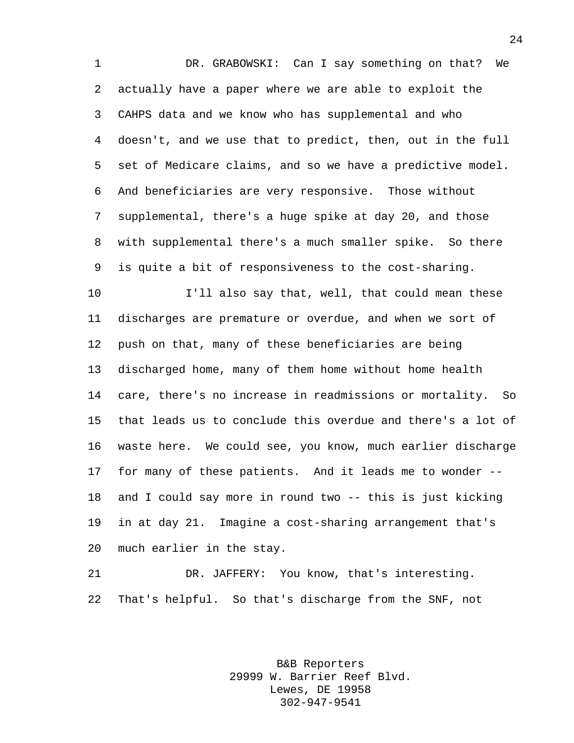DR. GRABOWSKI: Can I say something on that? We actually have a paper where we are able to exploit the CAHPS data and we know who has supplemental and who doesn't, and we use that to predict, then, out in the full set of Medicare claims, and so we have a predictive model. And beneficiaries are very responsive. Those without supplemental, there's a huge spike at day 20, and those with supplemental there's a much smaller spike. So there is quite a bit of responsiveness to the cost-sharing.

I'll also say that, well, that could mean these discharges are premature or overdue, and when we sort of push on that, many of these beneficiaries are being discharged home, many of them home without home health care, there's no increase in readmissions or mortality. So that leads us to conclude this overdue and there's a lot of waste here. We could see, you know, much earlier discharge for many of these patients. And it leads me to wonder -- and I could say more in round two -- this is just kicking in at day 21. Imagine a cost-sharing arrangement that's much earlier in the stay.

DR. JAFFERY: You know, that's interesting. That's helpful. So that's discharge from the SNF, not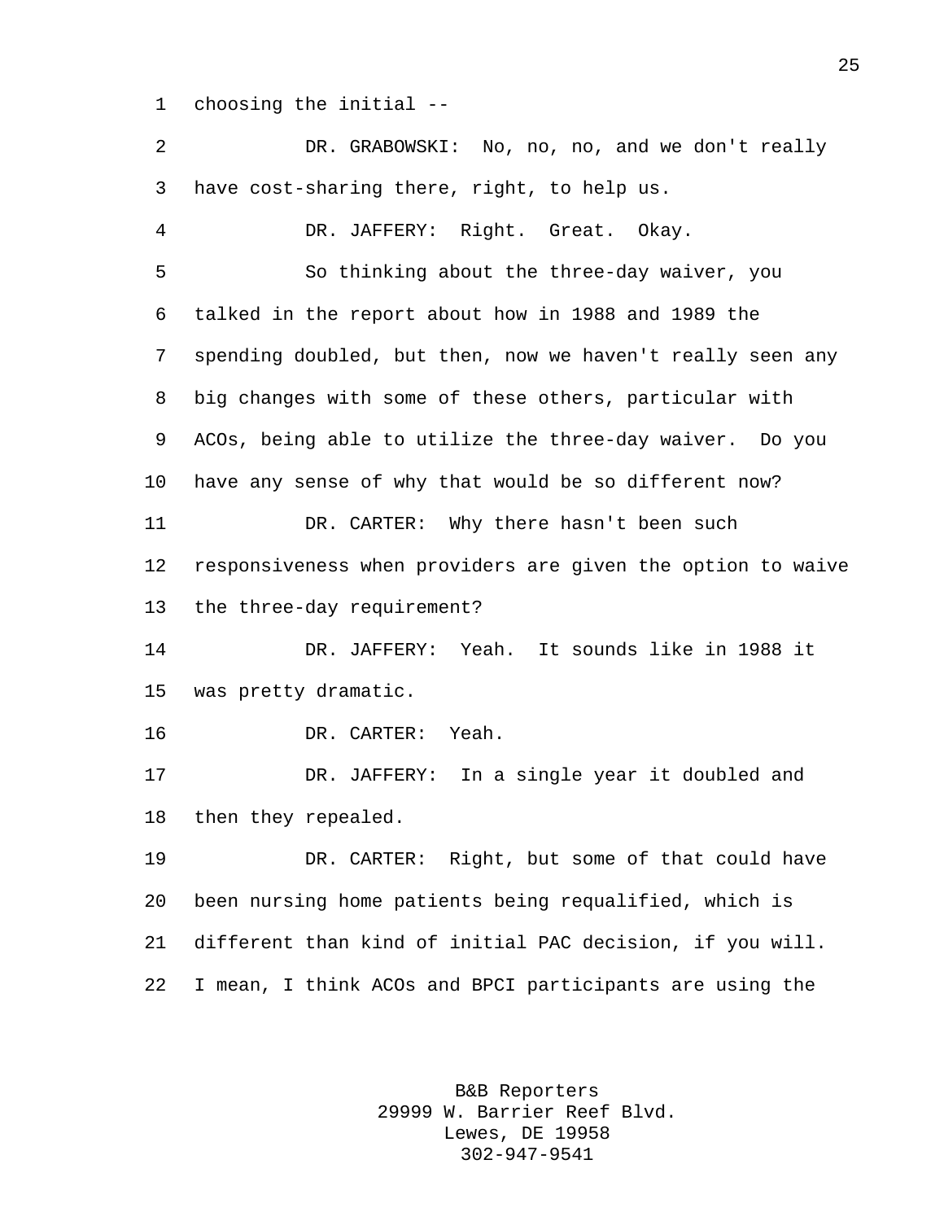choosing the initial --

DR. GRABOWSKI: No, no, no, and we don't really have cost-sharing there, right, to help us.

DR. JAFFERY: Right. Great. Okay.

So thinking about the three-day waiver, you talked in the report about how in 1988 and 1989 the spending doubled, but then, now we haven't really seen any big changes with some of these others, particular with ACOs, being able to utilize the three-day waiver. Do you have any sense of why that would be so different now?

DR. CARTER: Why there hasn't been such responsiveness when providers are given the option to waive the three-day requirement?

DR. JAFFERY: Yeah. It sounds like in 1988 it was pretty dramatic.

DR. CARTER: Yeah.

DR. JAFFERY: In a single year it doubled and then they repealed.

DR. CARTER: Right, but some of that could have been nursing home patients being requalified, which is different than kind of initial PAC decision, if you will. I mean, I think ACOs and BPCI participants are using the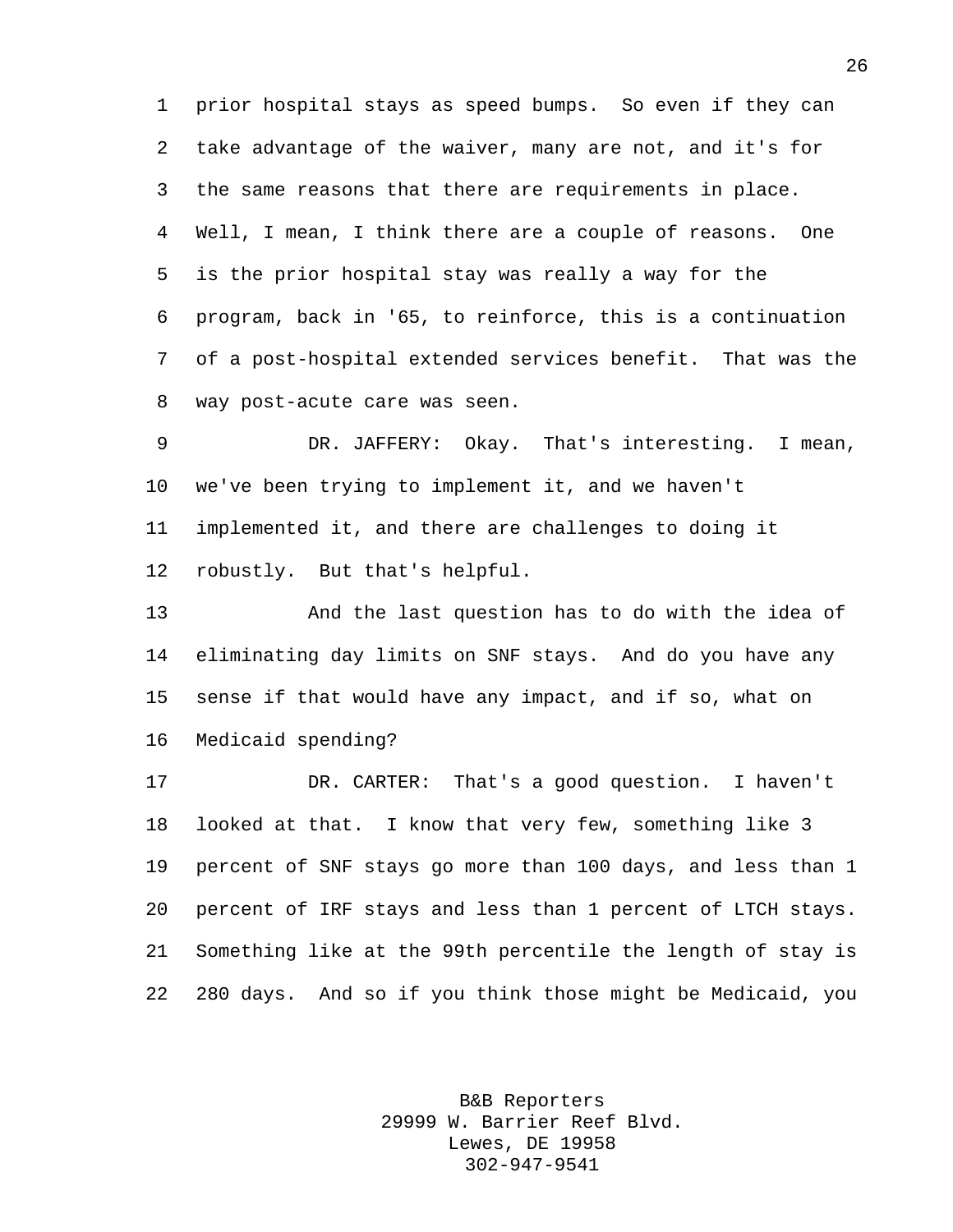prior hospital stays as speed bumps. So even if they can take advantage of the waiver, many are not, and it's for the same reasons that there are requirements in place. Well, I mean, I think there are a couple of reasons. One is the prior hospital stay was really a way for the program, back in '65, to reinforce, this is a continuation of a post-hospital extended services benefit. That was the way post-acute care was seen.

DR. JAFFERY: Okay. That's interesting. I mean, we've been trying to implement it, and we haven't implemented it, and there are challenges to doing it robustly. But that's helpful.

And the last question has to do with the idea of eliminating day limits on SNF stays. And do you have any sense if that would have any impact, and if so, what on Medicaid spending?

DR. CARTER: That's a good question. I haven't looked at that. I know that very few, something like 3 percent of SNF stays go more than 100 days, and less than 1 percent of IRF stays and less than 1 percent of LTCH stays. Something like at the 99th percentile the length of stay is 280 days. And so if you think those might be Medicaid, you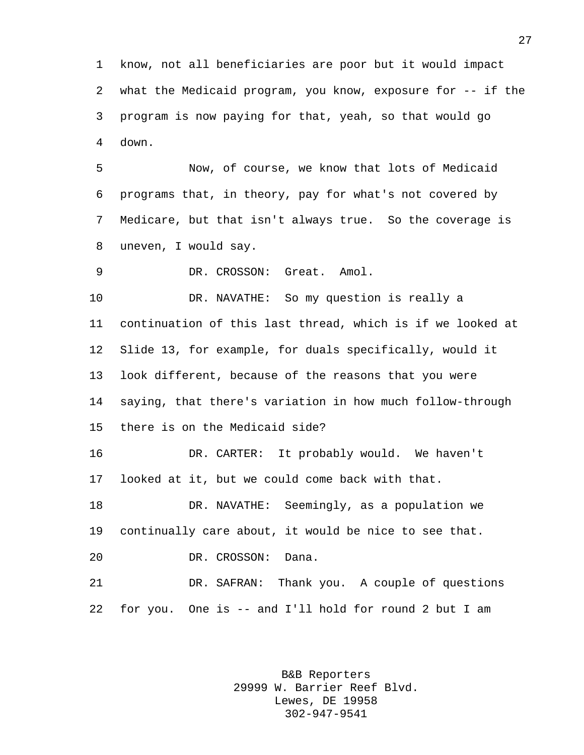know, not all beneficiaries are poor but it would impact what the Medicaid program, you know, exposure for -- if the program is now paying for that, yeah, so that would go down.

Now, of course, we know that lots of Medicaid programs that, in theory, pay for what's not covered by Medicare, but that isn't always true. So the coverage is uneven, I would say.

DR. CROSSON: Great. Amol.

DR. NAVATHE: So my question is really a continuation of this last thread, which is if we looked at Slide 13, for example, for duals specifically, would it look different, because of the reasons that you were saying, that there's variation in how much follow-through there is on the Medicaid side?

DR. CARTER: It probably would. We haven't looked at it, but we could come back with that.

DR. NAVATHE: Seemingly, as a population we continually care about, it would be nice to see that.

DR. CROSSON: Dana.

DR. SAFRAN: Thank you. A couple of questions for you. One is -- and I'll hold for round 2 but I am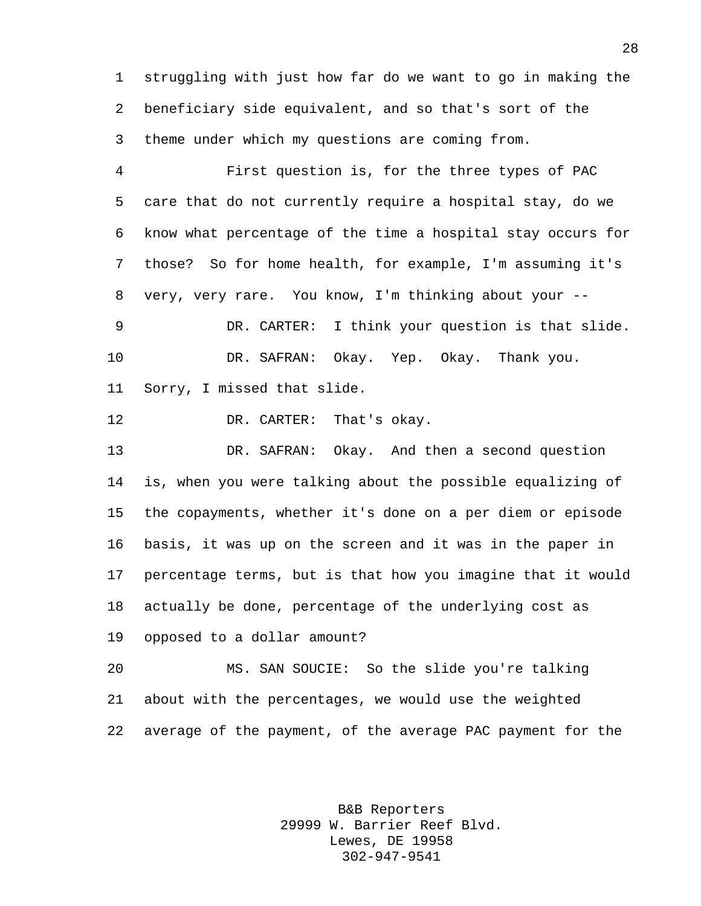struggling with just how far do we want to go in making the beneficiary side equivalent, and so that's sort of the theme under which my questions are coming from.

First question is, for the three types of PAC care that do not currently require a hospital stay, do we know what percentage of the time a hospital stay occurs for those? So for home health, for example, I'm assuming it's very, very rare. You know, I'm thinking about your --

DR. CARTER: I think your question is that slide.

DR. SAFRAN: Okay. Yep. Okay. Thank you. Sorry, I missed that slide.

DR. CARTER: That's okay.

DR. SAFRAN: Okay. And then a second question is, when you were talking about the possible equalizing of the copayments, whether it's done on a per diem or episode basis, it was up on the screen and it was in the paper in percentage terms, but is that how you imagine that it would actually be done, percentage of the underlying cost as opposed to a dollar amount?

MS. SAN SOUCIE: So the slide you're talking about with the percentages, we would use the weighted average of the payment, of the average PAC payment for the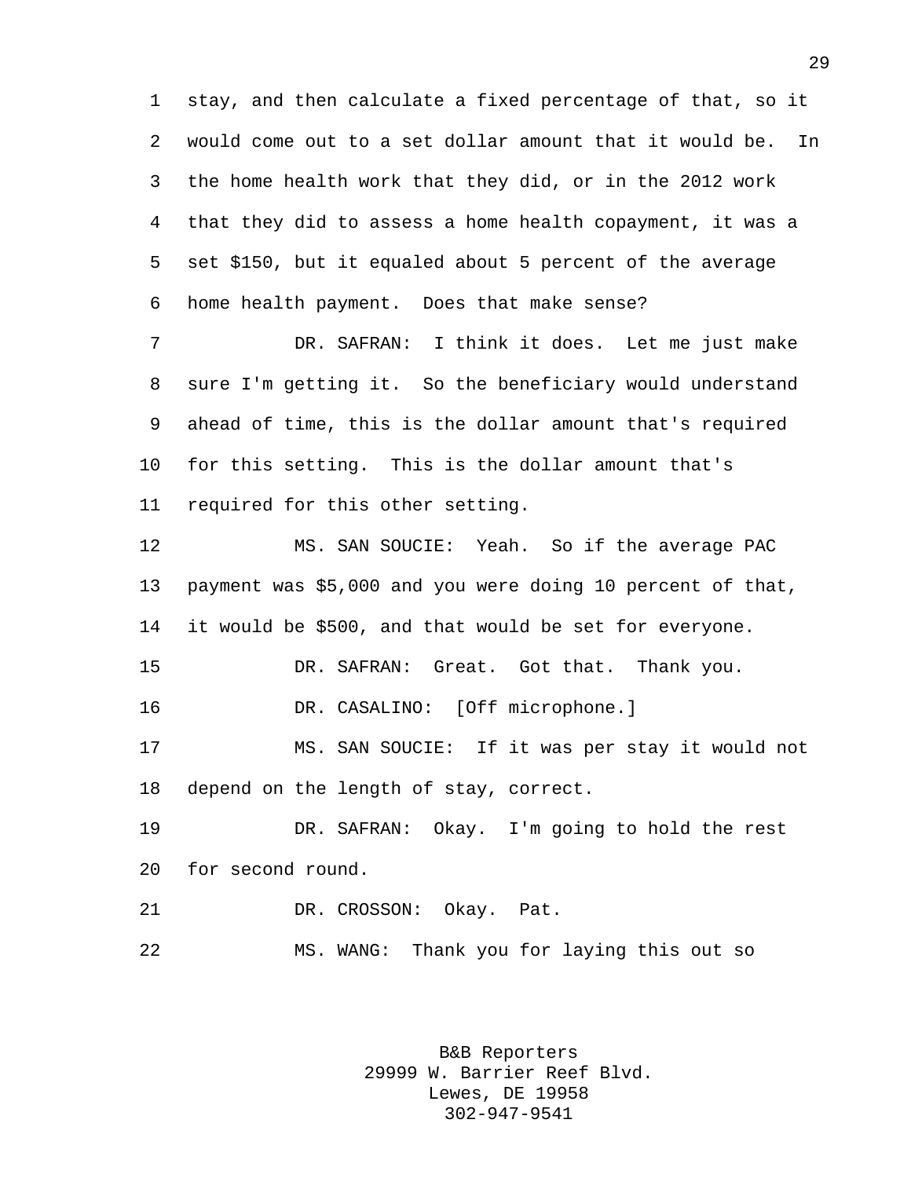stay, and then calculate a fixed percentage of that, so it would come out to a set dollar amount that it would be. In the home health work that they did, or in the 2012 work that they did to assess a home health copayment, it was a set $150, but it equaled about 5 percent of the average home health payment. Does that make sense?

DR. SAFRAN: I think it does. Let me just make sure I'm getting it. So the beneficiary would understand ahead of time, this is the dollar amount that's required for this setting. This is the dollar amount that's required for this other setting.

MS. SAN SOUCIE: Yeah. So if the average PAC payment was $5,000 and you were doing 10 percent of that, it would be $500, and that would be set for everyone.

DR. SAFRAN: Great. Got that. Thank you.

DR. CASALINO: [Off microphone.]

MS. SAN SOUCIE: If it was per stay it would not depend on the length of stay, correct.

DR. SAFRAN: Okay. I'm going to hold the rest for second round.

DR. CROSSON: Okay. Pat.

MS. WANG: Thank you for laying this out so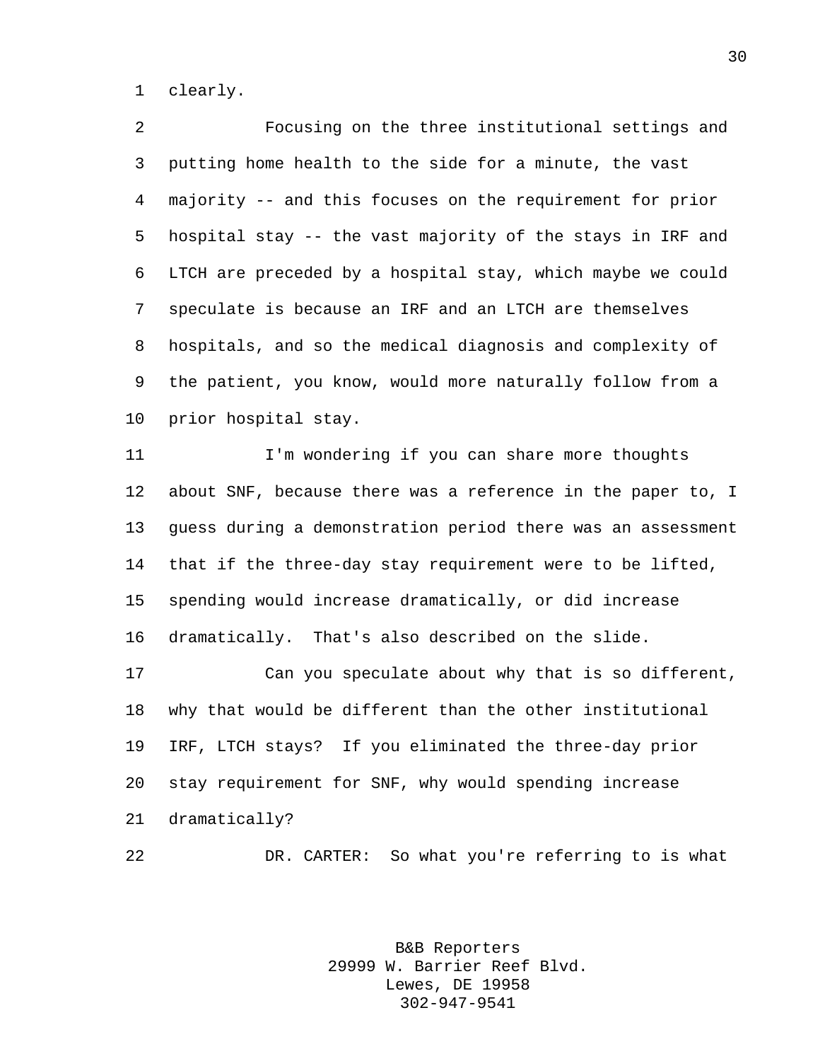clearly.

Focusing on the three institutional settings and putting home health to the side for a minute, the vast majority -- and this focuses on the requirement for prior hospital stay -- the vast majority of the stays in IRF and LTCH are preceded by a hospital stay, which maybe we could speculate is because an IRF and an LTCH are themselves hospitals, and so the medical diagnosis and complexity of the patient, you know, would more naturally follow from a prior hospital stay.

I'm wondering if you can share more thoughts about SNF, because there was a reference in the paper to, I guess during a demonstration period there was an assessment that if the three-day stay requirement were to be lifted, spending would increase dramatically, or did increase dramatically. That's also described on the slide.

Can you speculate about why that is so different, why that would be different than the other institutional IRF, LTCH stays? If you eliminated the three-day prior stay requirement for SNF, why would spending increase dramatically?

DR. CARTER: So what you're referring to is what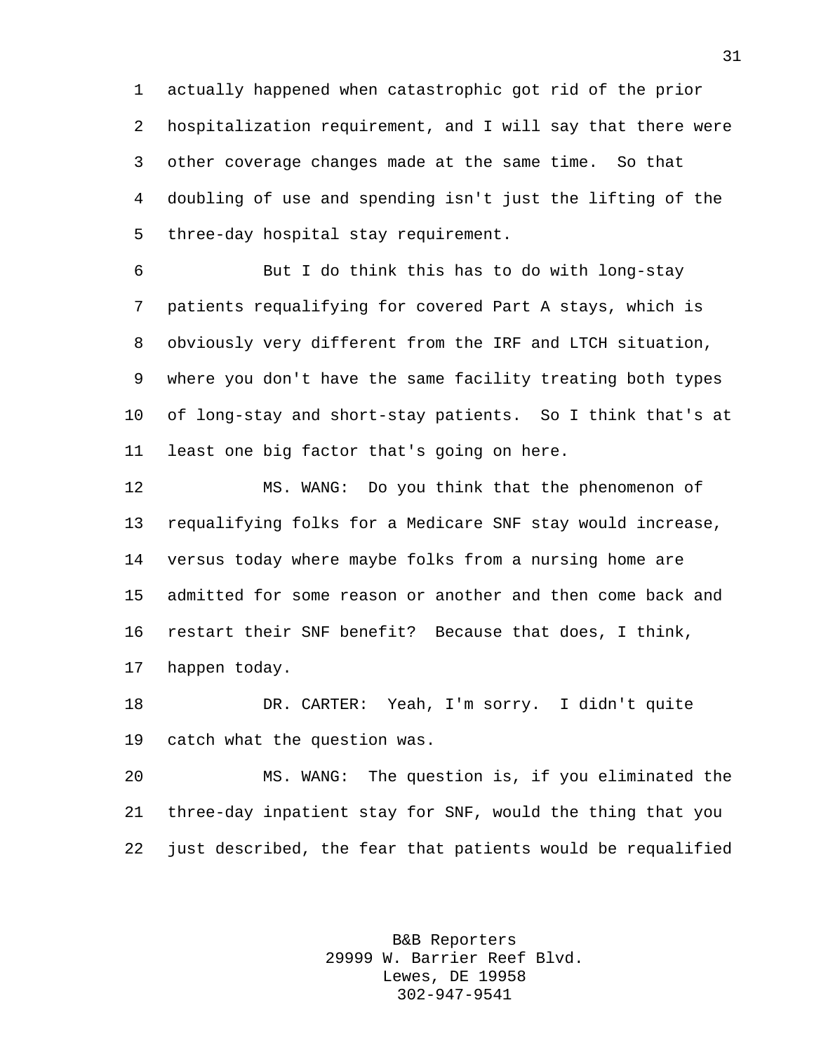actually happened when catastrophic got rid of the prior hospitalization requirement, and I will say that there were other coverage changes made at the same time. So that doubling of use and spending isn't just the lifting of the three-day hospital stay requirement.

But I do think this has to do with long-stay patients requalifying for covered Part A stays, which is obviously very different from the IRF and LTCH situation, where you don't have the same facility treating both types of long-stay and short-stay patients. So I think that's at least one big factor that's going on here.

MS. WANG: Do you think that the phenomenon of requalifying folks for a Medicare SNF stay would increase, versus today where maybe folks from a nursing home are admitted for some reason or another and then come back and restart their SNF benefit? Because that does, I think, happen today.

DR. CARTER: Yeah, I'm sorry. I didn't quite catch what the question was.

MS. WANG: The question is, if you eliminated the three-day inpatient stay for SNF, would the thing that you just described, the fear that patients would be requalified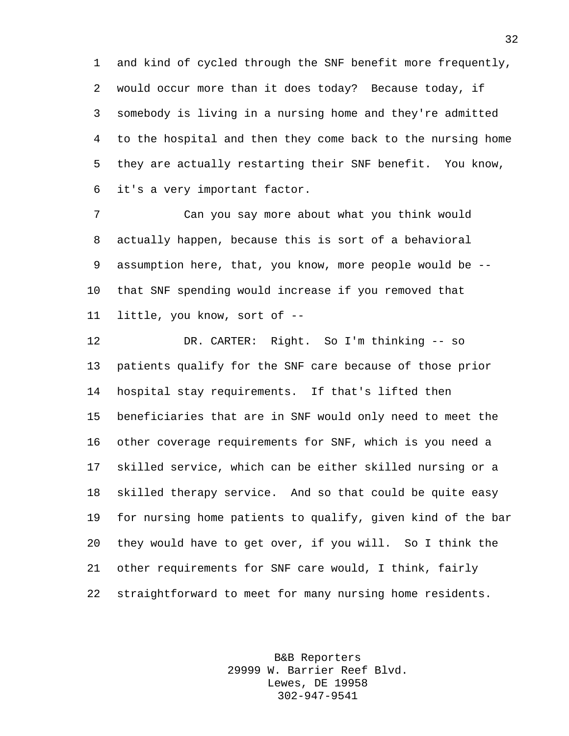and kind of cycled through the SNF benefit more frequently, would occur more than it does today? Because today, if somebody is living in a nursing home and they're admitted to the hospital and then they come back to the nursing home they are actually restarting their SNF benefit. You know, it's a very important factor.

Can you say more about what you think would actually happen, because this is sort of a behavioral assumption here, that, you know, more people would be -- that SNF spending would increase if you removed that little, you know, sort of --

DR. CARTER: Right. So I'm thinking -- so patients qualify for the SNF care because of those prior hospital stay requirements. If that's lifted then beneficiaries that are in SNF would only need to meet the other coverage requirements for SNF, which is you need a skilled service, which can be either skilled nursing or a skilled therapy service. And so that could be quite easy for nursing home patients to qualify, given kind of the bar they would have to get over, if you will. So I think the other requirements for SNF care would, I think, fairly straightforward to meet for many nursing home residents.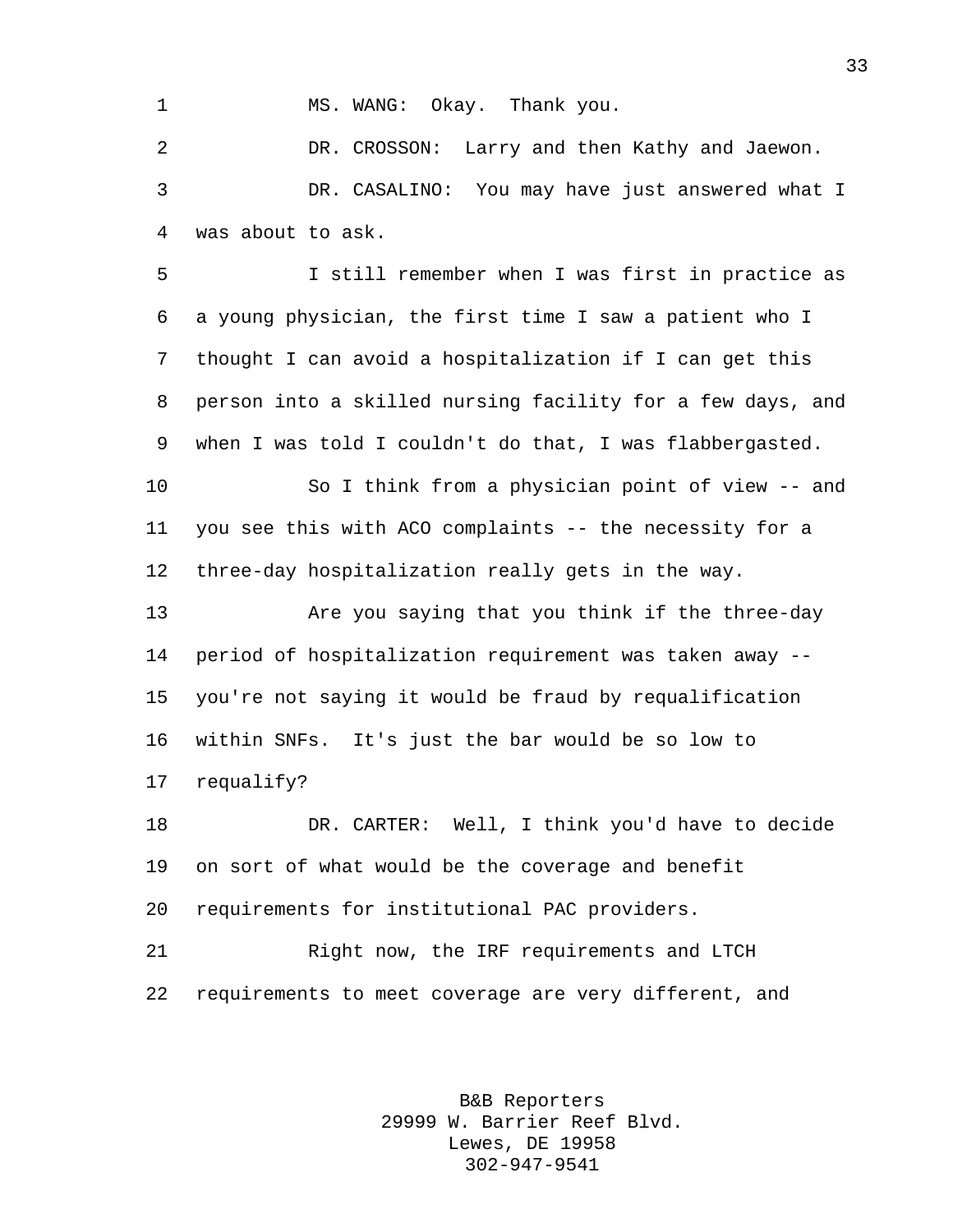MS. WANG: Okay. Thank you.

DR. CROSSON: Larry and then Kathy and Jaewon.

DR. CASALINO: You may have just answered what I was about to ask.

I still remember when I was first in practice as a young physician, the first time I saw a patient who I thought I can avoid a hospitalization if I can get this person into a skilled nursing facility for a few days, and when I was told I couldn't do that, I was flabbergasted.

So I think from a physician point of view -- and you see this with ACO complaints -- the necessity for a three-day hospitalization really gets in the way.

Are you saying that you think if the three-day period of hospitalization requirement was taken away -- you're not saying it would be fraud by requalification within SNFs. It's just the bar would be so low to requalify?

DR. CARTER: Well, I think you'd have to decide on sort of what would be the coverage and benefit requirements for institutional PAC providers.

Right now, the IRF requirements and LTCH requirements to meet coverage are very different, and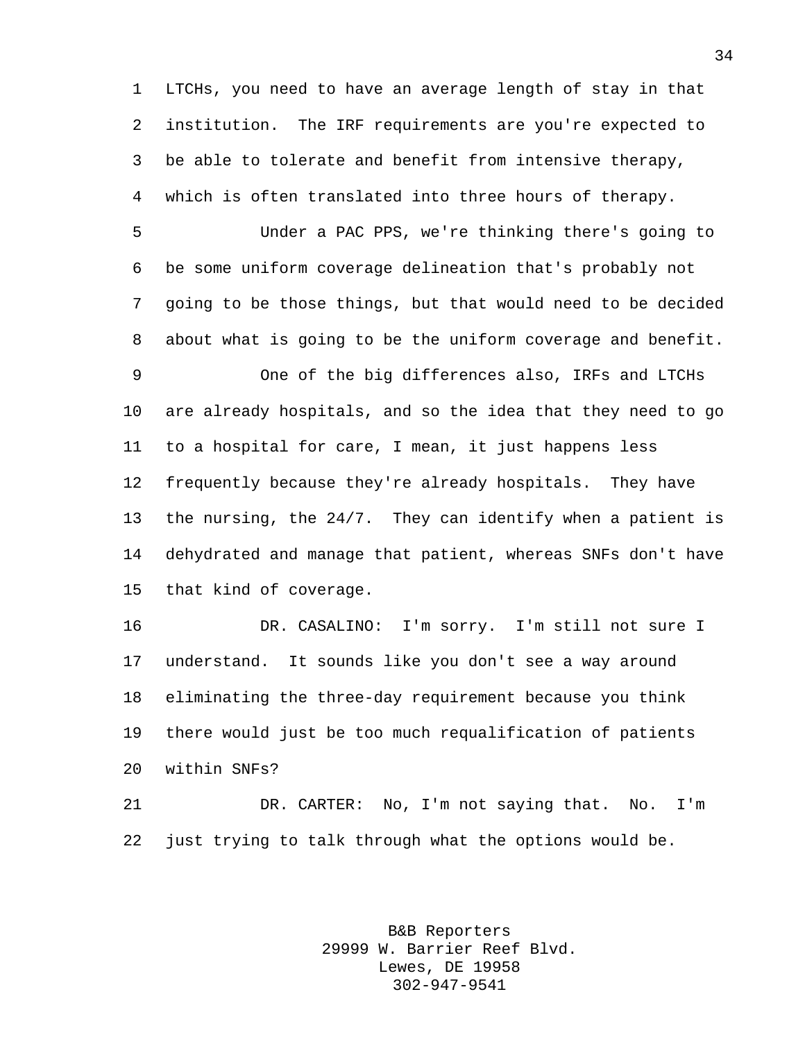LTCHs, you need to have an average length of stay in that institution. The IRF requirements are you're expected to be able to tolerate and benefit from intensive therapy, which is often translated into three hours of therapy.

Under a PAC PPS, we're thinking there's going to be some uniform coverage delineation that's probably not going to be those things, but that would need to be decided about what is going to be the uniform coverage and benefit.

One of the big differences also, IRFs and LTCHs are already hospitals, and so the idea that they need to go to a hospital for care, I mean, it just happens less frequently because they're already hospitals. They have the nursing, the 24/7. They can identify when a patient is dehydrated and manage that patient, whereas SNFs don't have that kind of coverage.

DR. CASALINO: I'm sorry. I'm still not sure I understand. It sounds like you don't see a way around eliminating the three-day requirement because you think there would just be too much requalification of patients within SNFs?

DR. CARTER: No, I'm not saying that. No. I'm just trying to talk through what the options would be.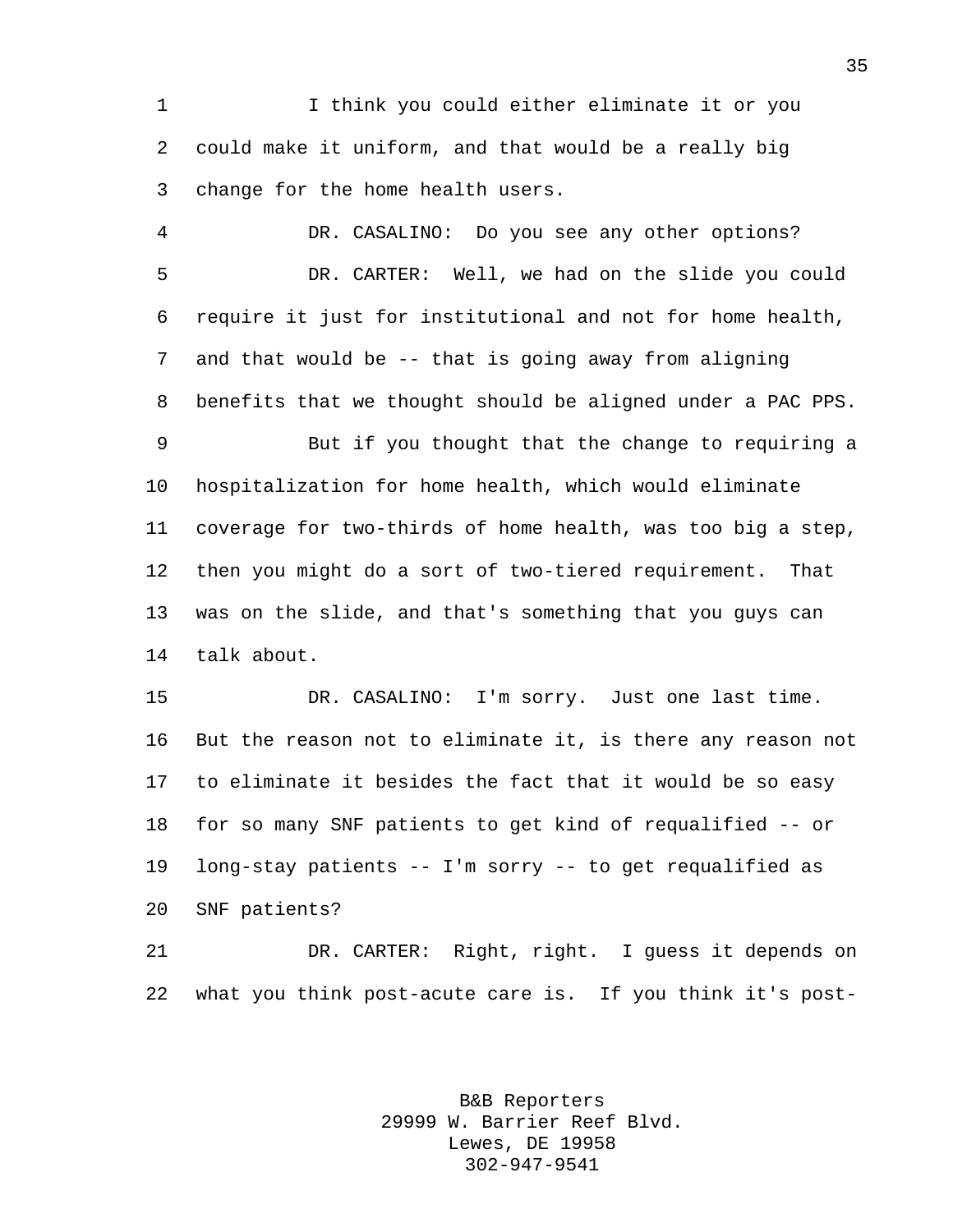I think you could either eliminate it or you could make it uniform, and that would be a really big change for the home health users.

DR. CASALINO: Do you see any other options?

DR. CARTER: Well, we had on the slide you could require it just for institutional and not for home health, and that would be -- that is going away from aligning benefits that we thought should be aligned under a PAC PPS.

But if you thought that the change to requiring a hospitalization for home health, which would eliminate coverage for two-thirds of home health, was too big a step, then you might do a sort of two-tiered requirement. That was on the slide, and that's something that you guys can talk about.

DR. CASALINO: I'm sorry. Just one last time. But the reason not to eliminate it, is there any reason not to eliminate it besides the fact that it would be so easy for so many SNF patients to get kind of requalified -- or long-stay patients -- I'm sorry -- to get requalified as SNF patients?

DR. CARTER: Right, right. I guess it depends on what you think post-acute care is. If you think it's post-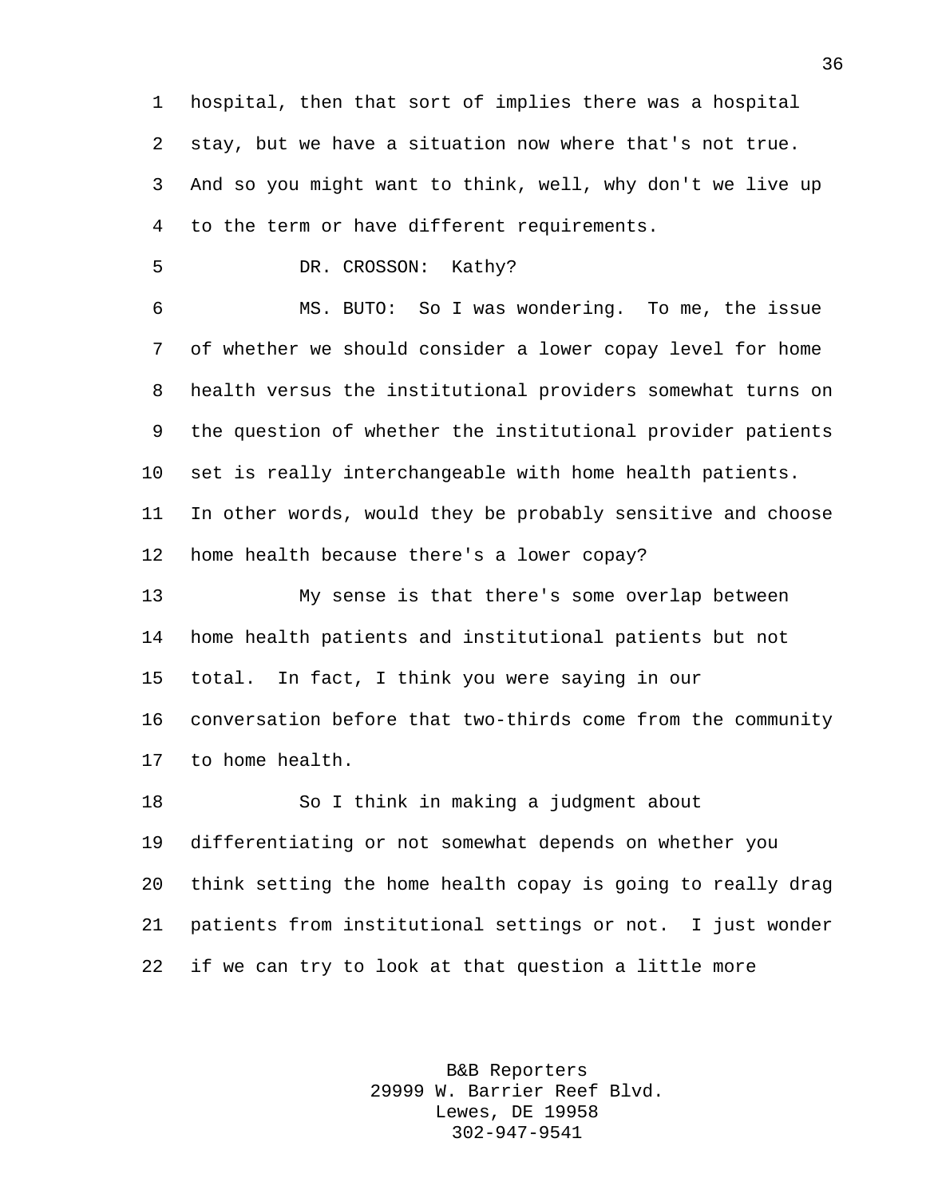hospital, then that sort of implies there was a hospital stay, but we have a situation now where that's not true. And so you might want to think, well, why don't we live up to the term or have different requirements.

DR. CROSSON: Kathy?

MS. BUTO: So I was wondering. To me, the issue of whether we should consider a lower copay level for home health versus the institutional providers somewhat turns on the question of whether the institutional provider patients set is really interchangeable with home health patients. In other words, would they be probably sensitive and choose home health because there's a lower copay?

My sense is that there's some overlap between home health patients and institutional patients but not total. In fact, I think you were saying in our conversation before that two-thirds come from the community to home health.

So I think in making a judgment about differentiating or not somewhat depends on whether you think setting the home health copay is going to really drag patients from institutional settings or not. I just wonder if we can try to look at that question a little more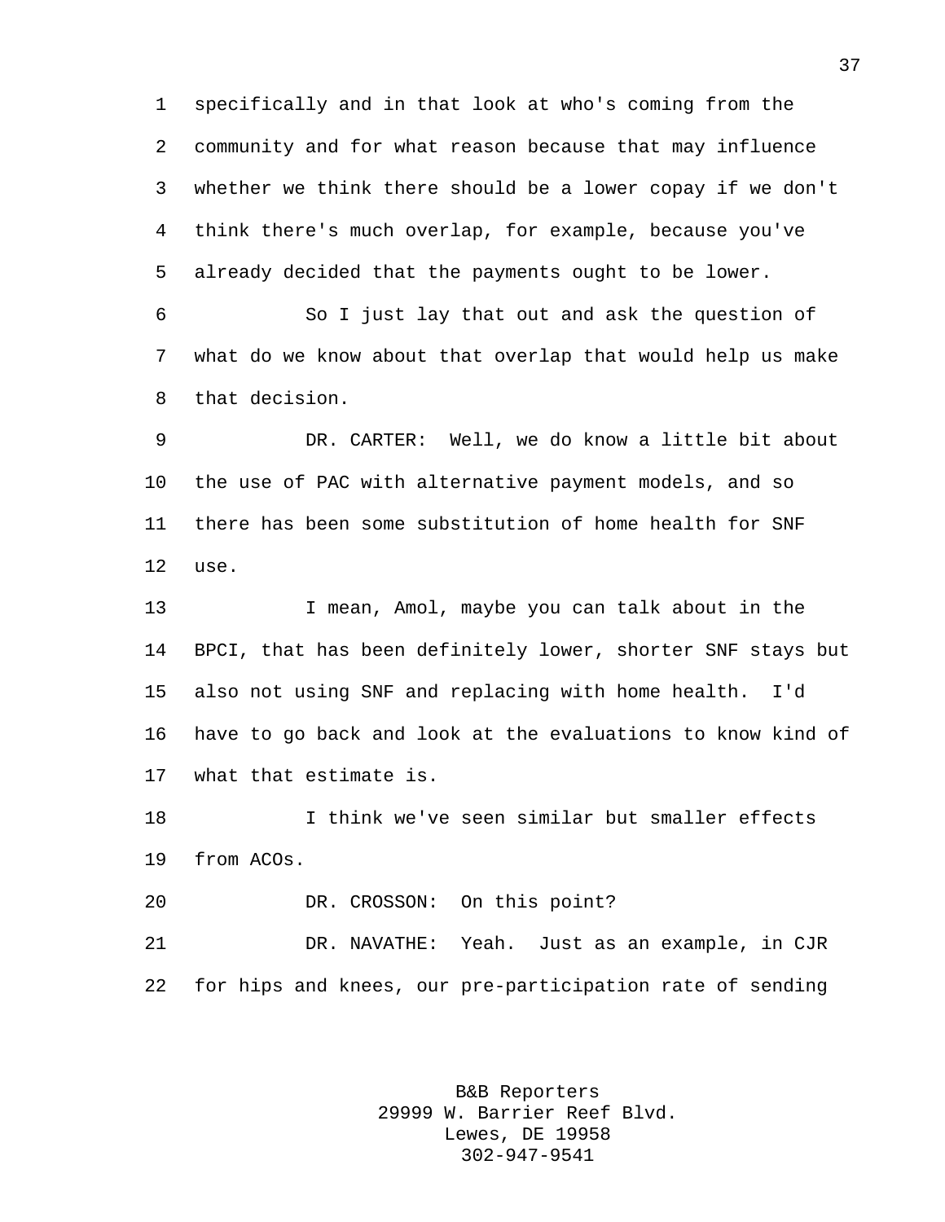specifically and in that look at who's coming from the community and for what reason because that may influence whether we think there should be a lower copay if we don't think there's much overlap, for example, because you've already decided that the payments ought to be lower.

So I just lay that out and ask the question of what do we know about that overlap that would help us make that decision.

DR. CARTER: Well, we do know a little bit about the use of PAC with alternative payment models, and so there has been some substitution of home health for SNF use.

I mean, Amol, maybe you can talk about in the BPCI, that has been definitely lower, shorter SNF stays but also not using SNF and replacing with home health. I'd have to go back and look at the evaluations to know kind of what that estimate is.

I think we've seen similar but smaller effects from ACOs.

DR. CROSSON: On this point?

DR. NAVATHE: Yeah. Just as an example, in CJR for hips and knees, our pre-participation rate of sending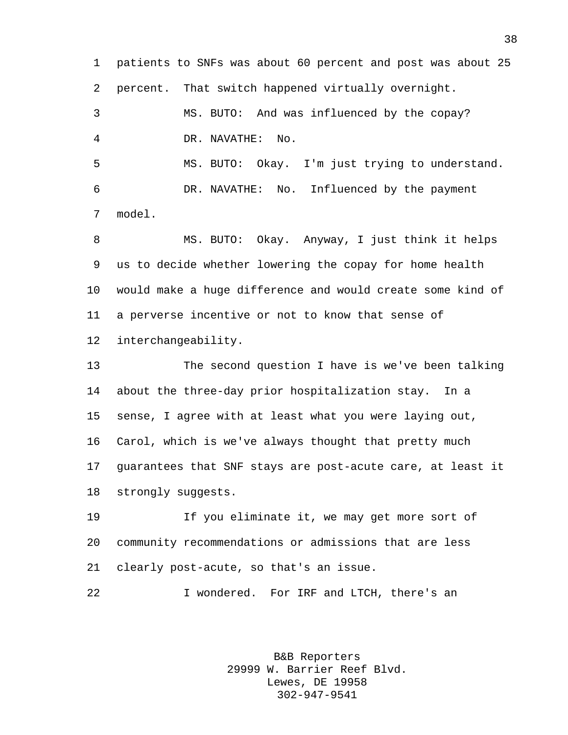patients to SNFs was about 60 percent and post was about 25 percent. That switch happened virtually overnight.

MS. BUTO: And was influenced by the copay?

DR. NAVATHE: No.

MS. BUTO: Okay. I'm just trying to understand.

DR. NAVATHE: No. Influenced by the payment model.

MS. BUTO: Okay. Anyway, I just think it helps us to decide whether lowering the copay for home health would make a huge difference and would create some kind of a perverse incentive or not to know that sense of interchangeability.

The second question I have is we've been talking about the three-day prior hospitalization stay. In a sense, I agree with at least what you were laying out, Carol, which is we've always thought that pretty much guarantees that SNF stays are post-acute care, at least it strongly suggests.

If you eliminate it, we may get more sort of community recommendations or admissions that are less clearly post-acute, so that's an issue.

I wondered. For IRF and LTCH, there's an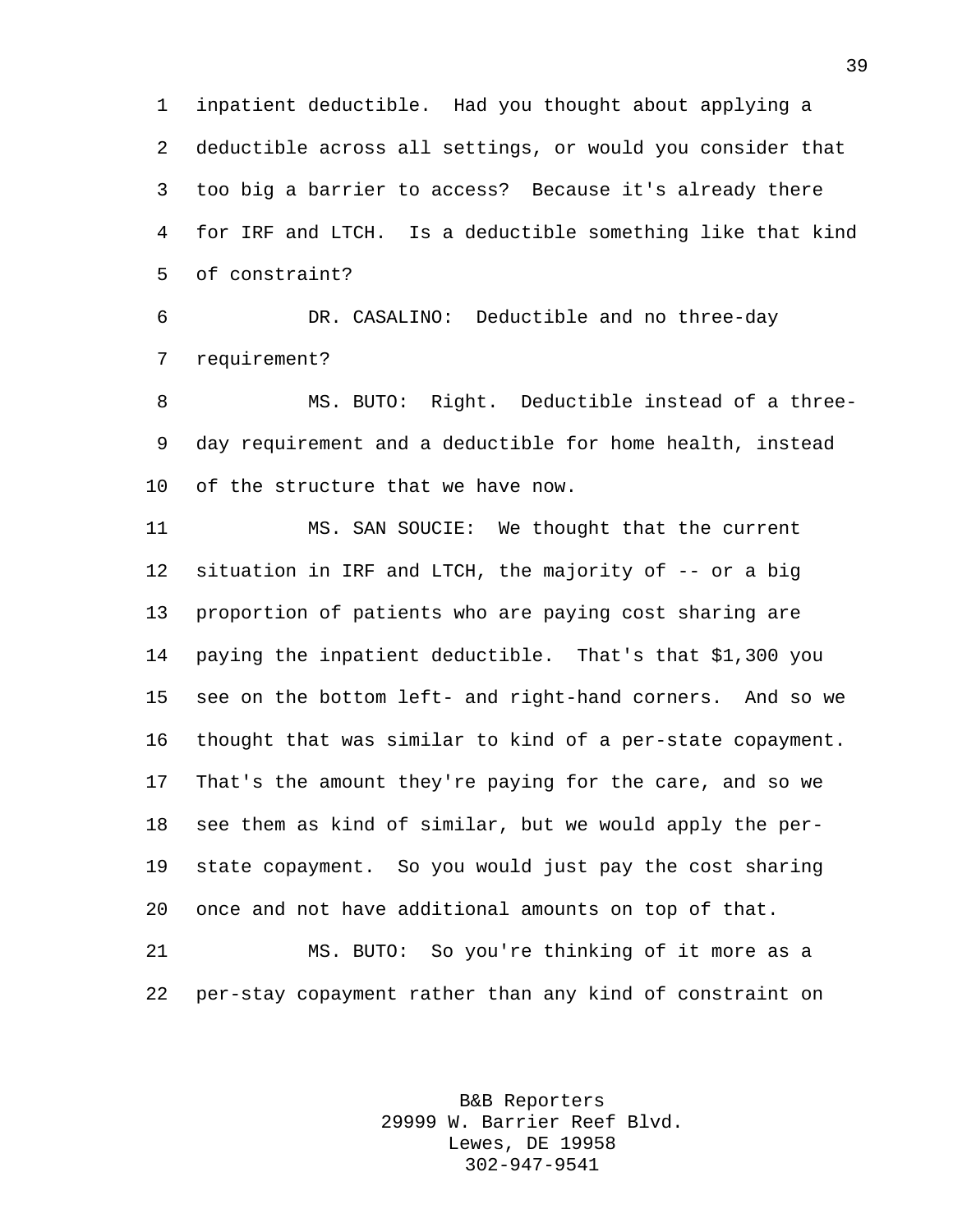inpatient deductible. Had you thought about applying a deductible across all settings, or would you consider that too big a barrier to access? Because it's already there for IRF and LTCH. Is a deductible something like that kind of constraint?

DR. CASALINO: Deductible and no three-day requirement?

MS. BUTO: Right. Deductible instead of a three-day requirement and a deductible for home health, instead of the structure that we have now.

MS. SAN SOUCIE: We thought that the current situation in IRF and LTCH, the majority of -- or a big proportion of patients who are paying cost sharing are paying the inpatient deductible. That's that $1,300 you see on the bottom left- and right-hand corners. And so we thought that was similar to kind of a per-state copayment. That's the amount they're paying for the care, and so we see them as kind of similar, but we would apply the per-state copayment. So you would just pay the cost sharing once and not have additional amounts on top of that.

MS. BUTO: So you're thinking of it more as a per-stay copayment rather than any kind of constraint on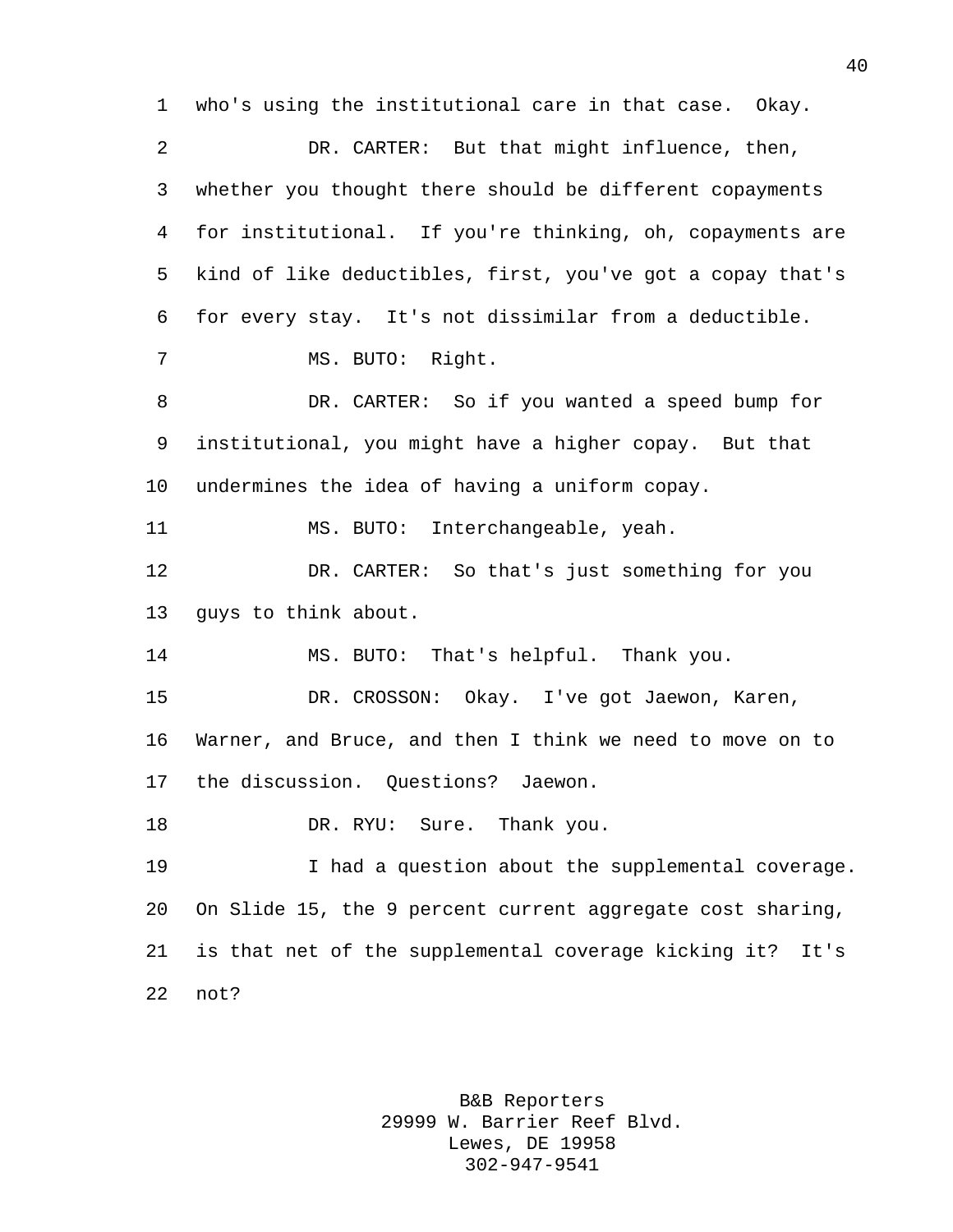who's using the institutional care in that case. Okay.

DR. CARTER: But that might influence, then, whether you thought there should be different copayments for institutional. If you're thinking, oh, copayments are kind of like deductibles, first, you've got a copay that's for every stay. It's not dissimilar from a deductible.

MS. BUTO: Right.

DR. CARTER: So if you wanted a speed bump for institutional, you might have a higher copay. But that undermines the idea of having a uniform copay.

MS. BUTO: Interchangeable, yeah.

DR. CARTER: So that's just something for you guys to think about.

MS. BUTO: That's helpful. Thank you.

DR. CROSSON: Okay. I've got Jaewon, Karen, Warner, and Bruce, and then I think we need to move on to the discussion. Questions? Jaewon.

DR. RYU: Sure. Thank you.

I had a question about the supplemental coverage. On Slide 15, the 9 percent current aggregate cost sharing, is that net of the supplemental coverage kicking it? It's not?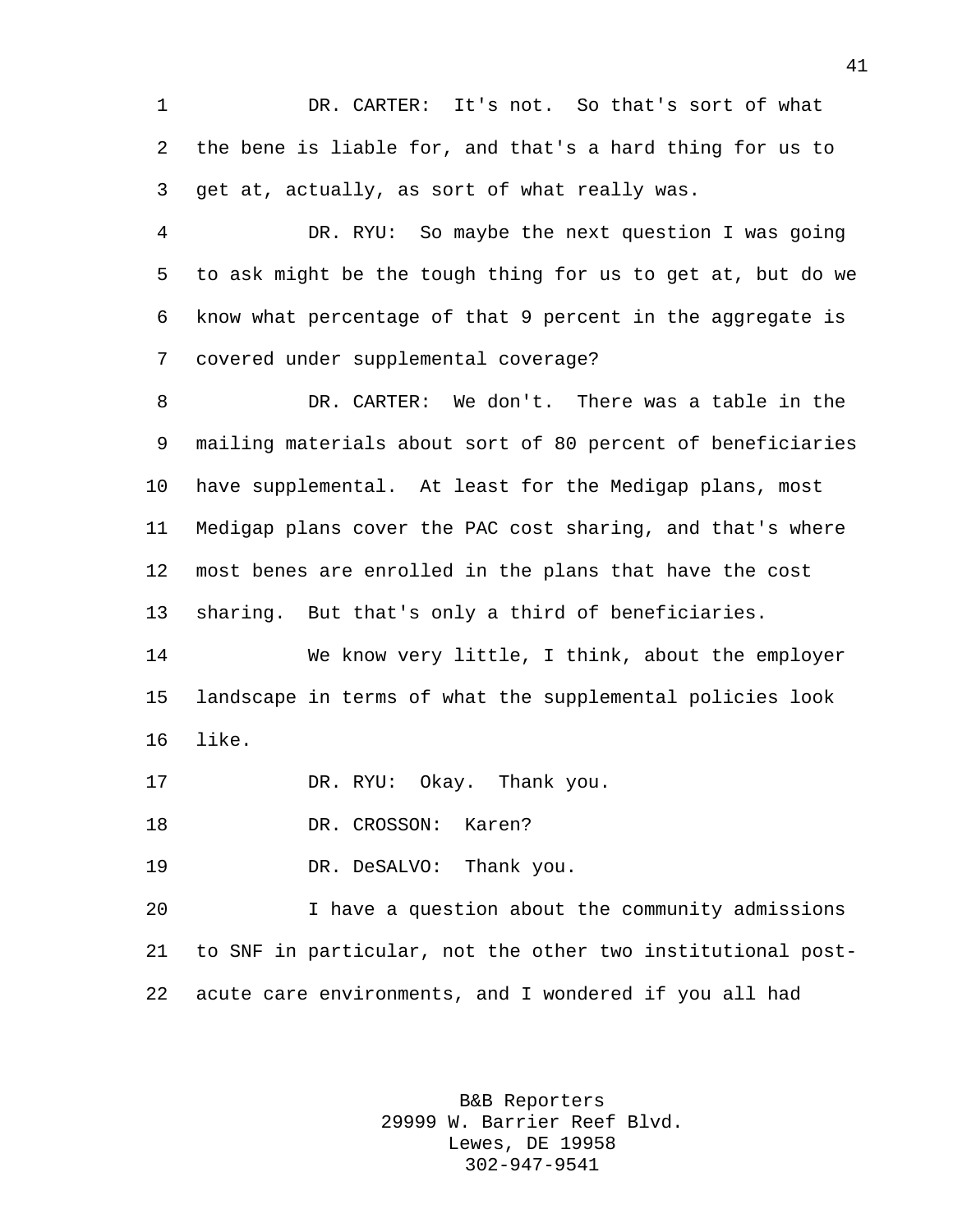DR. CARTER: It's not. So that's sort of what the bene is liable for, and that's a hard thing for us to get at, actually, as sort of what really was.

DR. RYU: So maybe the next question I was going to ask might be the tough thing for us to get at, but do we know what percentage of that 9 percent in the aggregate is covered under supplemental coverage?

DR. CARTER: We don't. There was a table in the mailing materials about sort of 80 percent of beneficiaries have supplemental. At least for the Medigap plans, most Medigap plans cover the PAC cost sharing, and that's where most benes are enrolled in the plans that have the cost sharing. But that's only a third of beneficiaries.

We know very little, I think, about the employer landscape in terms of what the supplemental policies look like.

DR. RYU: Okay. Thank you.

DR. CROSSON: Karen?

DR. DeSALVO: Thank you.

I have a question about the community admissions to SNF in particular, not the other two institutional post-acute care environments, and I wondered if you all had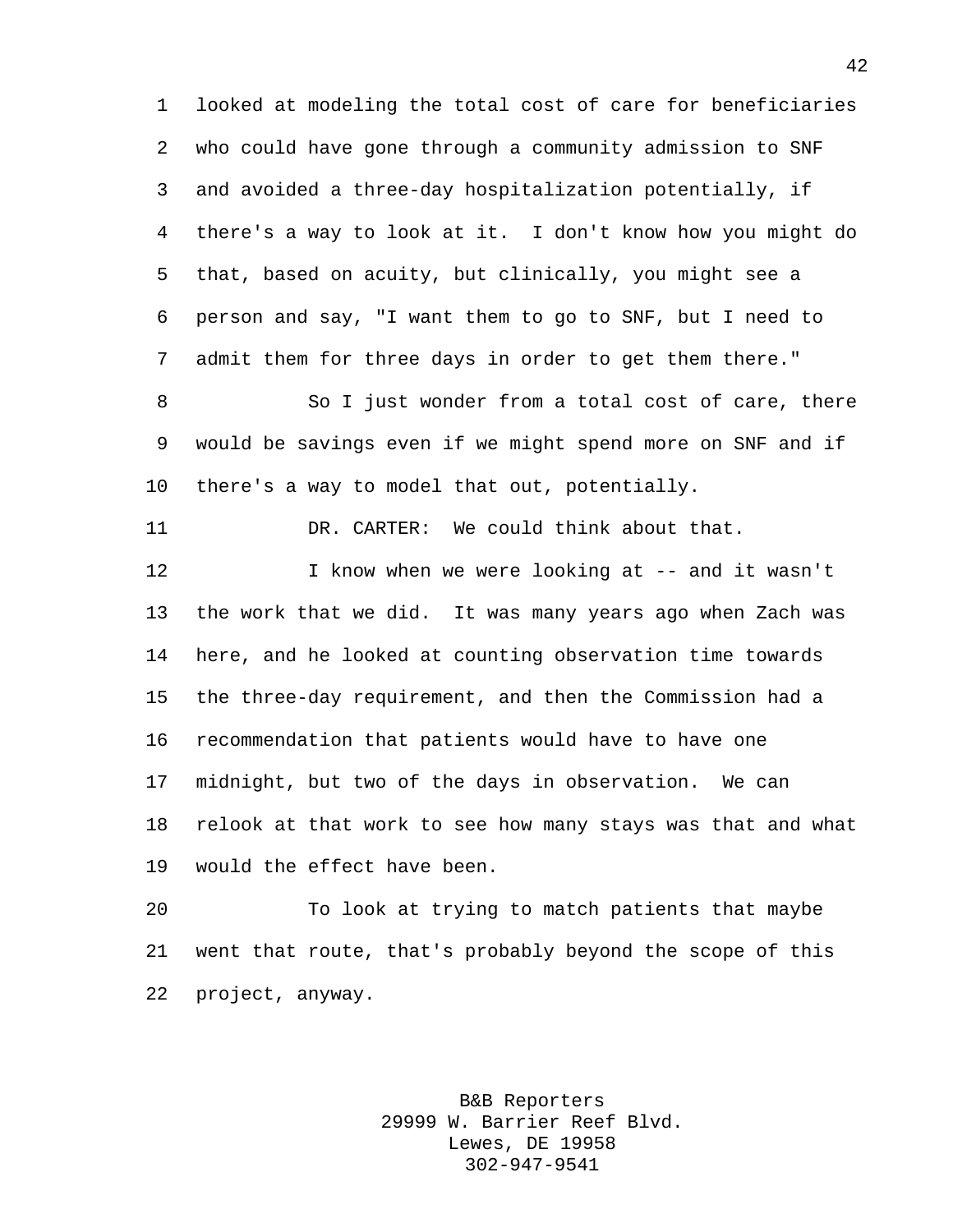looked at modeling the total cost of care for beneficiaries who could have gone through a community admission to SNF and avoided a three-day hospitalization potentially, if there's a way to look at it. I don't know how you might do that, based on acuity, but clinically, you might see a person and say, "I want them to go to SNF, but I need to admit them for three days in order to get them there."

So I just wonder from a total cost of care, there would be savings even if we might spend more on SNF and if there's a way to model that out, potentially.

DR. CARTER: We could think about that.

I know when we were looking at -- and it wasn't the work that we did. It was many years ago when Zach was here, and he looked at counting observation time towards the three-day requirement, and then the Commission had a recommendation that patients would have to have one midnight, but two of the days in observation. We can relook at that work to see how many stays was that and what would the effect have been.

To look at trying to match patients that maybe went that route, that's probably beyond the scope of this project, anyway.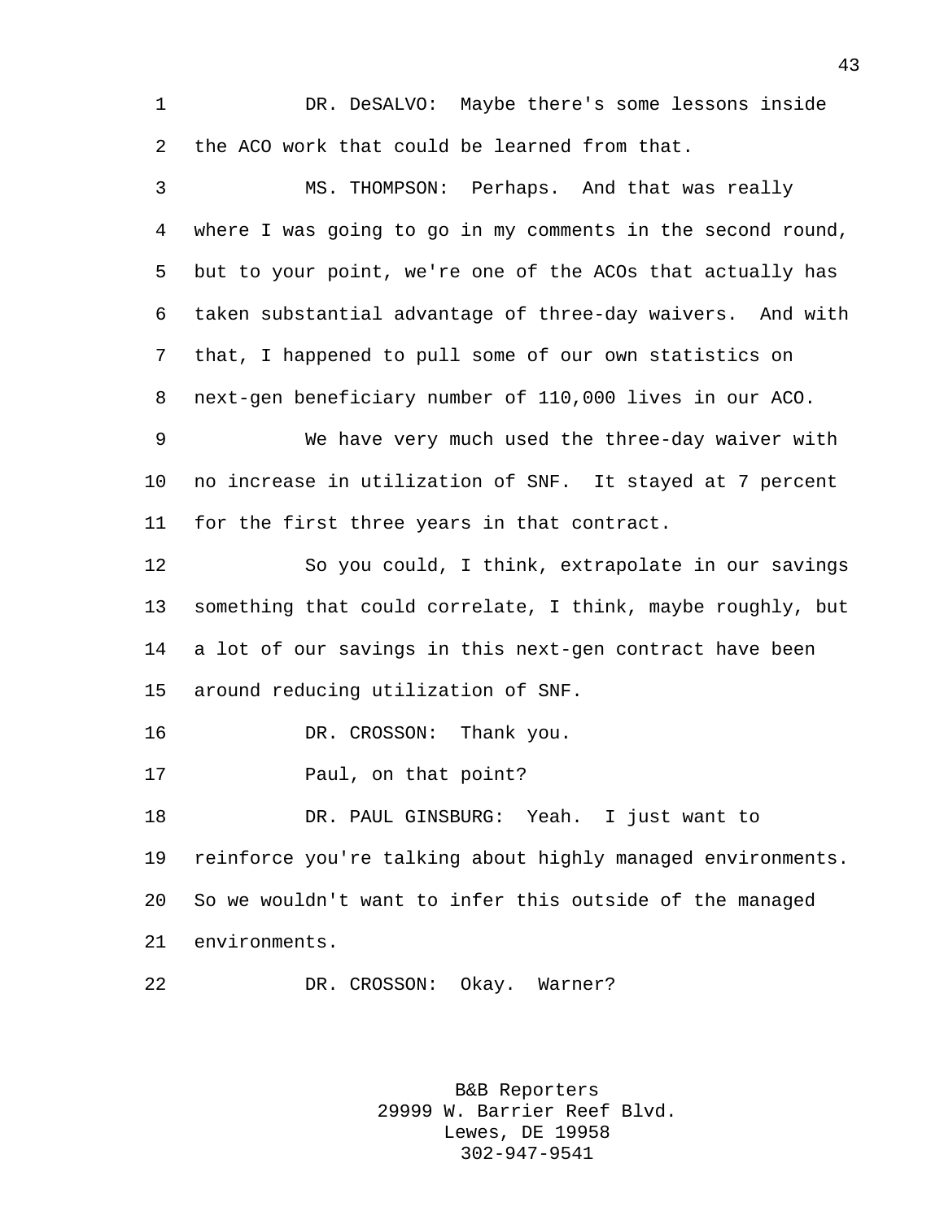DR. DeSALVO: Maybe there's some lessons inside the ACO work that could be learned from that.

MS. THOMPSON: Perhaps. And that was really where I was going to go in my comments in the second round, but to your point, we're one of the ACOs that actually has taken substantial advantage of three-day waivers. And with that, I happened to pull some of our own statistics on next-gen beneficiary number of 110,000 lives in our ACO.

We have very much used the three-day waiver with no increase in utilization of SNF. It stayed at 7 percent for the first three years in that contract.

So you could, I think, extrapolate in our savings something that could correlate, I think, maybe roughly, but a lot of our savings in this next-gen contract have been around reducing utilization of SNF.

DR. CROSSON: Thank you.

Paul, on that point?

DR. PAUL GINSBURG: Yeah. I just want to reinforce you're talking about highly managed environments. So we wouldn't want to infer this outside of the managed environments.

DR. CROSSON: Okay. Warner?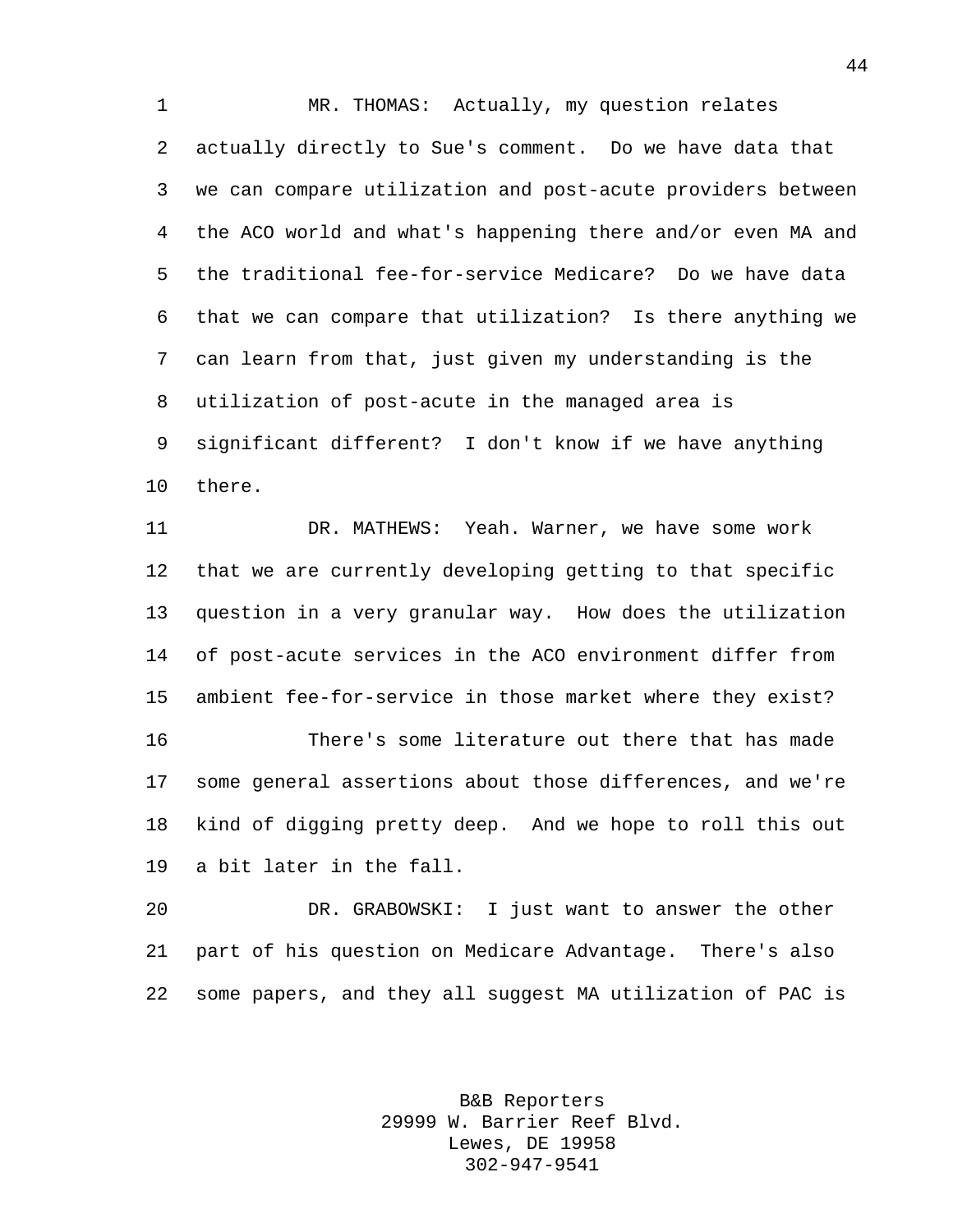MR. THOMAS: Actually, my question relates actually directly to Sue's comment. Do we have data that we can compare utilization and post-acute providers between the ACO world and what's happening there and/or even MA and the traditional fee-for-service Medicare? Do we have data that we can compare that utilization? Is there anything we can learn from that, just given my understanding is the utilization of post-acute in the managed area is significant different? I don't know if we have anything there.

DR. MATHEWS: Yeah. Warner, we have some work that we are currently developing getting to that specific question in a very granular way. How does the utilization of post-acute services in the ACO environment differ from ambient fee-for-service in those market where they exist?

There's some literature out there that has made some general assertions about those differences, and we're kind of digging pretty deep. And we hope to roll this out a bit later in the fall.

DR. GRABOWSKI: I just want to answer the other part of his question on Medicare Advantage. There's also some papers, and they all suggest MA utilization of PAC is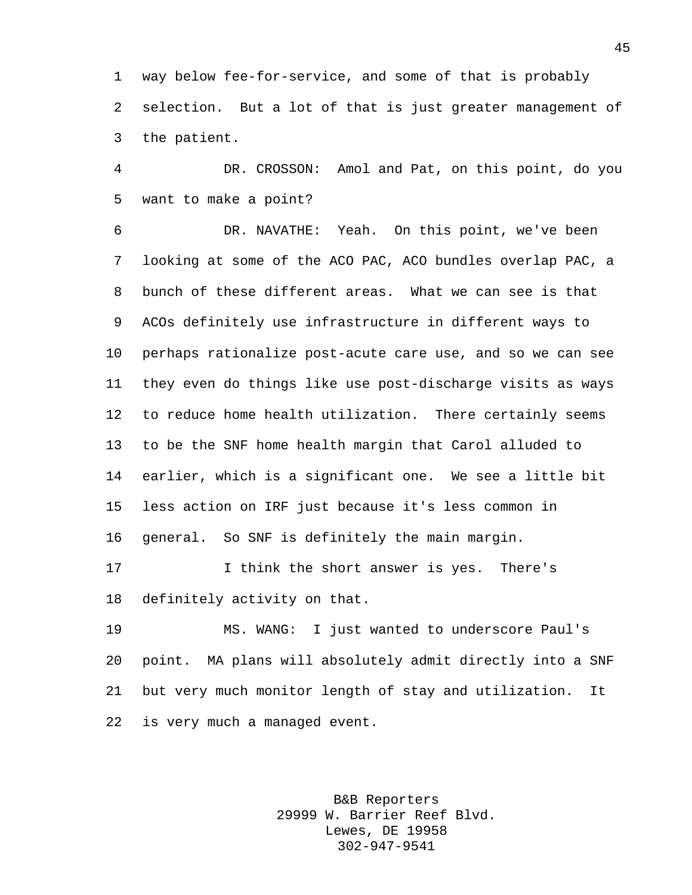way below fee-for-service, and some of that is probably selection. But a lot of that is just greater management of the patient.

DR. CROSSON: Amol and Pat, on this point, do you want to make a point?

DR. NAVATHE: Yeah. On this point, we've been looking at some of the ACO PAC, ACO bundles overlap PAC, a bunch of these different areas. What we can see is that ACOs definitely use infrastructure in different ways to perhaps rationalize post-acute care use, and so we can see they even do things like use post-discharge visits as ways to reduce home health utilization. There certainly seems to be the SNF home health margin that Carol alluded to earlier, which is a significant one. We see a little bit less action on IRF just because it's less common in general. So SNF is definitely the main margin.

I think the short answer is yes. There's definitely activity on that.

MS. WANG: I just wanted to underscore Paul's point. MA plans will absolutely admit directly into a SNF but very much monitor length of stay and utilization. It is very much a managed event.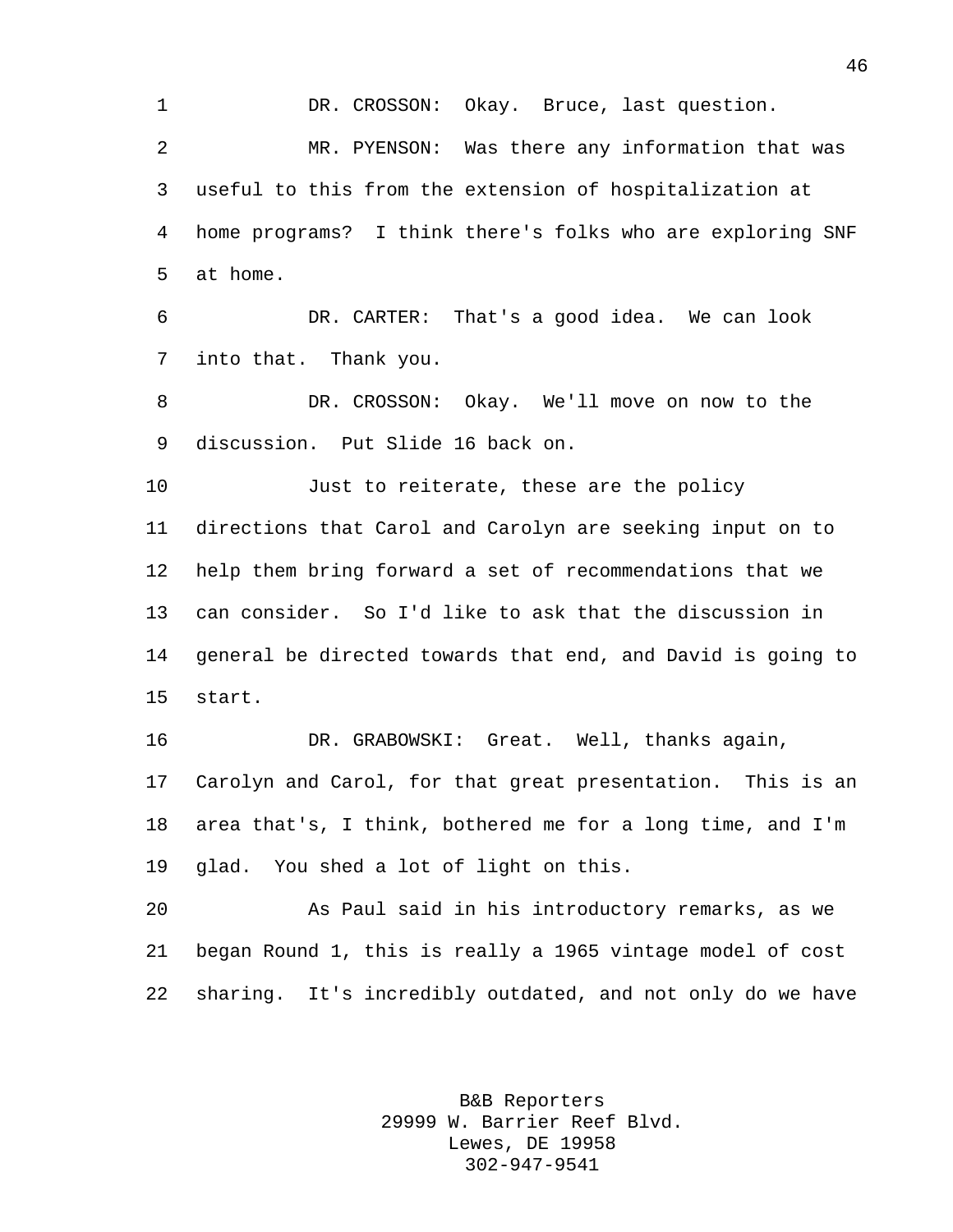DR. CROSSON: Okay. Bruce, last question.

MR. PYENSON: Was there any information that was useful to this from the extension of hospitalization at home programs? I think there's folks who are exploring SNF at home.

DR. CARTER: That's a good idea. We can look into that. Thank you.

DR. CROSSON: Okay. We'll move on now to the discussion. Put Slide 16 back on.

Just to reiterate, these are the policy directions that Carol and Carolyn are seeking input on to help them bring forward a set of recommendations that we can consider. So I'd like to ask that the discussion in general be directed towards that end, and David is going to start.

DR. GRABOWSKI: Great. Well, thanks again, Carolyn and Carol, for that great presentation. This is an area that's, I think, bothered me for a long time, and I'm glad. You shed a lot of light on this.

As Paul said in his introductory remarks, as we began Round 1, this is really a 1965 vintage model of cost sharing. It's incredibly outdated, and not only do we have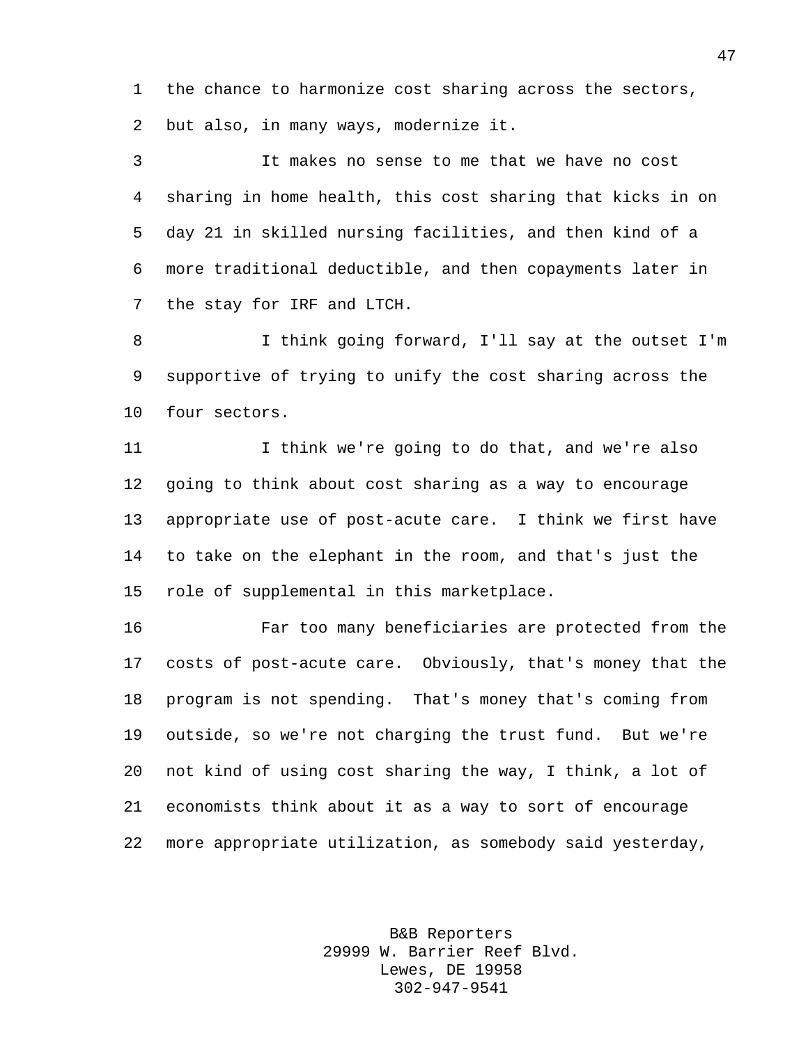the chance to harmonize cost sharing across the sectors, but also, in many ways, modernize it.

It makes no sense to me that we have no cost sharing in home health, this cost sharing that kicks in on day 21 in skilled nursing facilities, and then kind of a more traditional deductible, and then copayments later in the stay for IRF and LTCH.

I think going forward, I'll say at the outset I'm supportive of trying to unify the cost sharing across the four sectors.

I think we're going to do that, and we're also going to think about cost sharing as a way to encourage appropriate use of post-acute care. I think we first have to take on the elephant in the room, and that's just the role of supplemental in this marketplace.

Far too many beneficiaries are protected from the costs of post-acute care. Obviously, that's money that the program is not spending. That's money that's coming from outside, so we're not charging the trust fund. But we're not kind of using cost sharing the way, I think, a lot of economists think about it as a way to sort of encourage more appropriate utilization, as somebody said yesterday,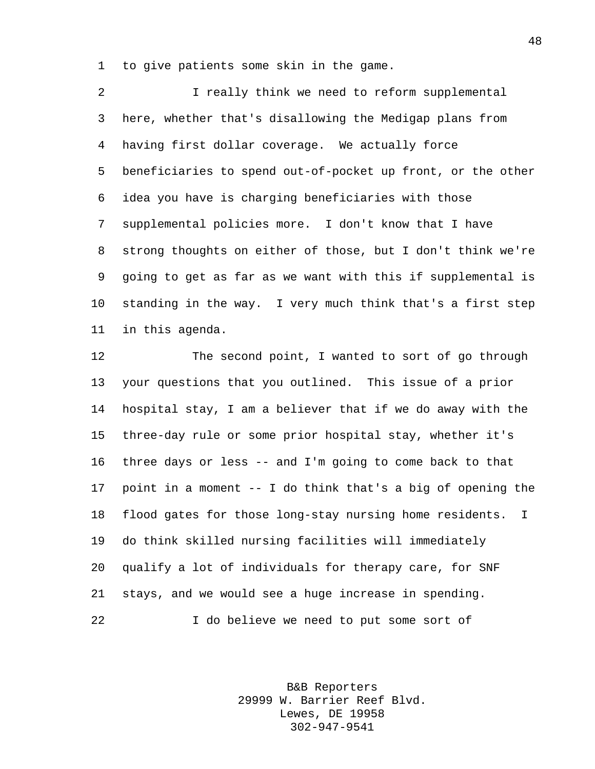to give patients some skin in the game.

I really think we need to reform supplemental here, whether that's disallowing the Medigap plans from having first dollar coverage. We actually force beneficiaries to spend out-of-pocket up front, or the other idea you have is charging beneficiaries with those supplemental policies more. I don't know that I have strong thoughts on either of those, but I don't think we're going to get as far as we want with this if supplemental is standing in the way. I very much think that's a first step in this agenda.

The second point, I wanted to sort of go through your questions that you outlined. This issue of a prior hospital stay, I am a believer that if we do away with the three-day rule or some prior hospital stay, whether it's three days or less -- and I'm going to come back to that point in a moment -- I do think that's a big of opening the flood gates for those long-stay nursing home residents. I do think skilled nursing facilities will immediately qualify a lot of individuals for therapy care, for SNF stays, and we would see a huge increase in spending.

I do believe we need to put some sort of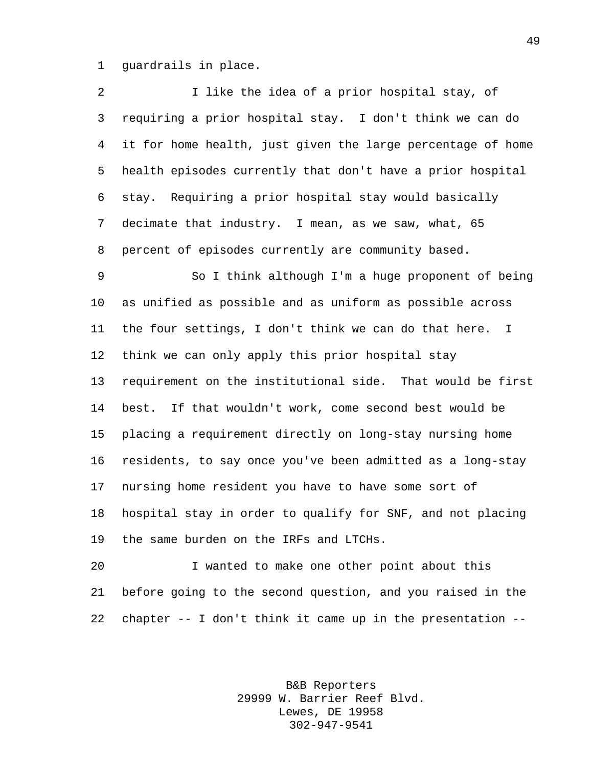guardrails in place.

I like the idea of a prior hospital stay, of requiring a prior hospital stay. I don't think we can do it for home health, just given the large percentage of home health episodes currently that don't have a prior hospital stay. Requiring a prior hospital stay would basically decimate that industry. I mean, as we saw, what, 65 percent of episodes currently are community based.

So I think although I'm a huge proponent of being as unified as possible and as uniform as possible across the four settings, I don't think we can do that here. I think we can only apply this prior hospital stay requirement on the institutional side. That would be first best. If that wouldn't work, come second best would be placing a requirement directly on long-stay nursing home residents, to say once you've been admitted as a long-stay nursing home resident you have to have some sort of hospital stay in order to qualify for SNF, and not placing the same burden on the IRFs and LTCHs.

I wanted to make one other point about this before going to the second question, and you raised in the chapter -- I don't think it came up in the presentation --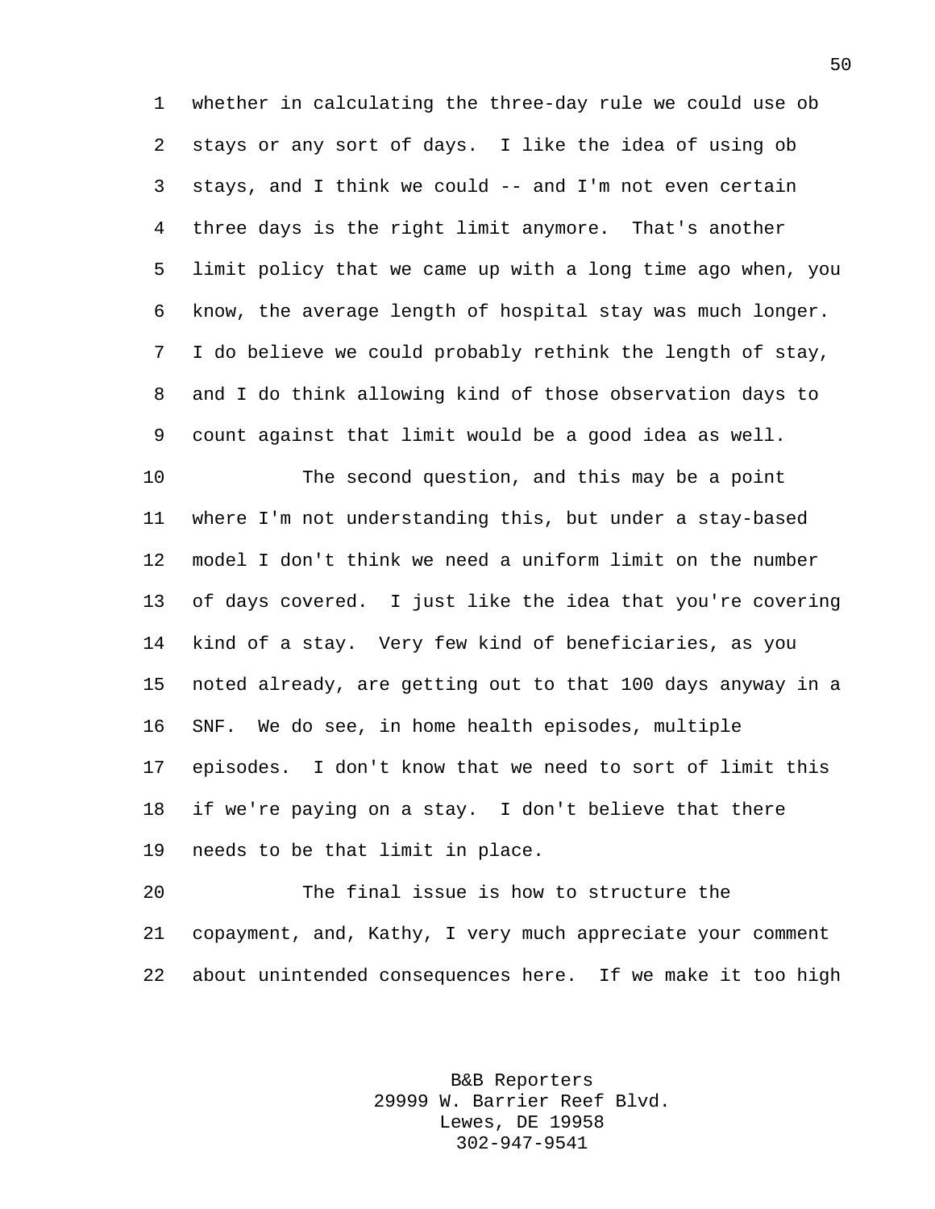whether in calculating the three-day rule we could use ob stays or any sort of days. I like the idea of using ob stays, and I think we could -- and I'm not even certain three days is the right limit anymore. That's another limit policy that we came up with a long time ago when, you know, the average length of hospital stay was much longer. I do believe we could probably rethink the length of stay, and I do think allowing kind of those observation days to count against that limit would be a good idea as well.

The second question, and this may be a point where I'm not understanding this, but under a stay-based model I don't think we need a uniform limit on the number of days covered. I just like the idea that you're covering kind of a stay. Very few kind of beneficiaries, as you noted already, are getting out to that 100 days anyway in a SNF. We do see, in home health episodes, multiple episodes. I don't know that we need to sort of limit this if we're paying on a stay. I don't believe that there needs to be that limit in place.

The final issue is how to structure the copayment, and, Kathy, I very much appreciate your comment about unintended consequences here. If we make it too high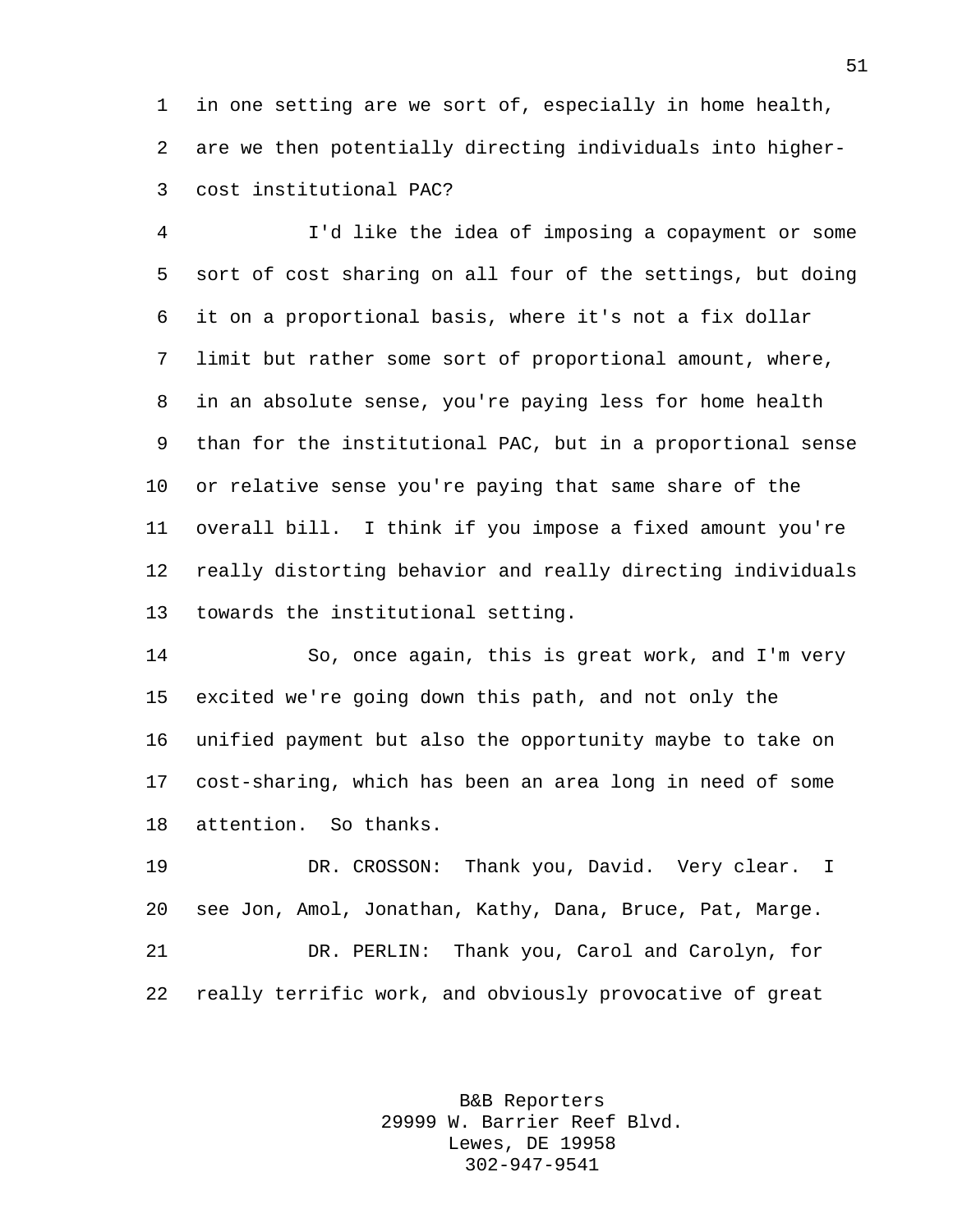in one setting are we sort of, especially in home health, are we then potentially directing individuals into higher-cost institutional PAC?

I'd like the idea of imposing a copayment or some sort of cost sharing on all four of the settings, but doing it on a proportional basis, where it's not a fix dollar limit but rather some sort of proportional amount, where, in an absolute sense, you're paying less for home health than for the institutional PAC, but in a proportional sense or relative sense you're paying that same share of the overall bill. I think if you impose a fixed amount you're really distorting behavior and really directing individuals towards the institutional setting.

So, once again, this is great work, and I'm very excited we're going down this path, and not only the unified payment but also the opportunity maybe to take on cost-sharing, which has been an area long in need of some attention. So thanks.

DR. CROSSON: Thank you, David. Very clear. I see Jon, Amol, Jonathan, Kathy, Dana, Bruce, Pat, Marge.

DR. PERLIN: Thank you, Carol and Carolyn, for really terrific work, and obviously provocative of great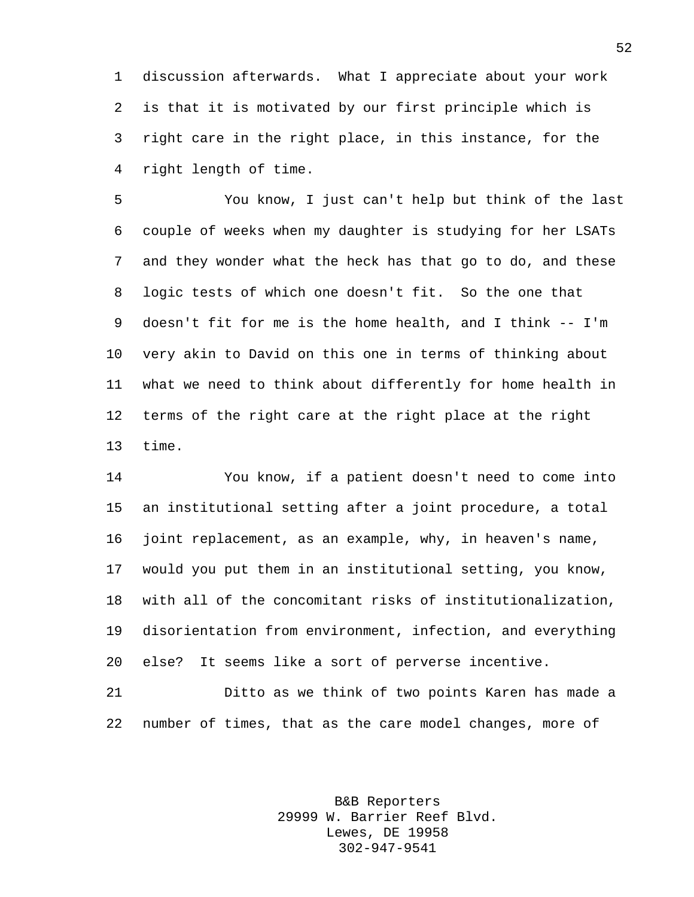discussion afterwards. What I appreciate about your work is that it is motivated by our first principle which is right care in the right place, in this instance, for the right length of time.

You know, I just can't help but think of the last couple of weeks when my daughter is studying for her LSATs and they wonder what the heck has that go to do, and these logic tests of which one doesn't fit. So the one that doesn't fit for me is the home health, and I think -- I'm very akin to David on this one in terms of thinking about what we need to think about differently for home health in terms of the right care at the right place at the right time.

You know, if a patient doesn't need to come into an institutional setting after a joint procedure, a total joint replacement, as an example, why, in heaven's name, would you put them in an institutional setting, you know, with all of the concomitant risks of institutionalization, disorientation from environment, infection, and everything else? It seems like a sort of perverse incentive.

Ditto as we think of two points Karen has made a number of times, that as the care model changes, more of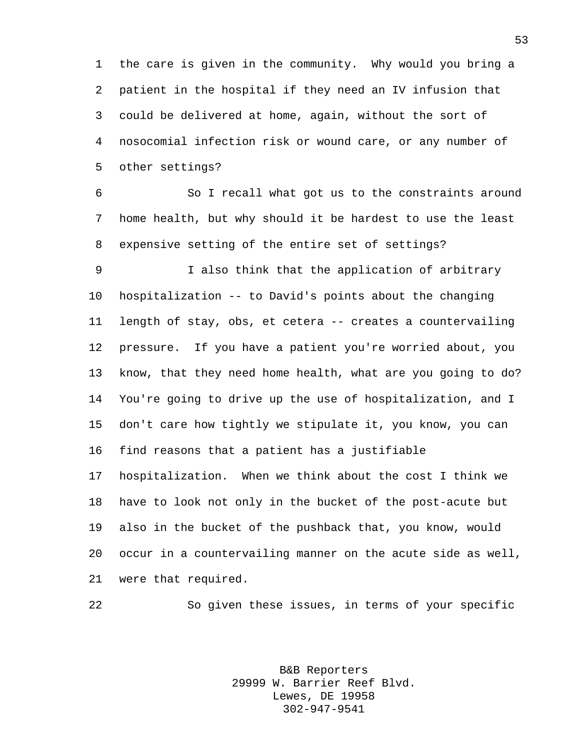the care is given in the community. Why would you bring a patient in the hospital if they need an IV infusion that could be delivered at home, again, without the sort of nosocomial infection risk or wound care, or any number of other settings?

So I recall what got us to the constraints around home health, but why should it be hardest to use the least expensive setting of the entire set of settings?

I also think that the application of arbitrary hospitalization -- to David's points about the changing length of stay, obs, et cetera -- creates a countervailing pressure. If you have a patient you're worried about, you know, that they need home health, what are you going to do? You're going to drive up the use of hospitalization, and I don't care how tightly we stipulate it, you know, you can find reasons that a patient has a justifiable hospitalization. When we think about the cost I think we have to look not only in the bucket of the post-acute but also in the bucket of the pushback that, you know, would occur in a countervailing manner on the acute side as well, were that required.

So given these issues, in terms of your specific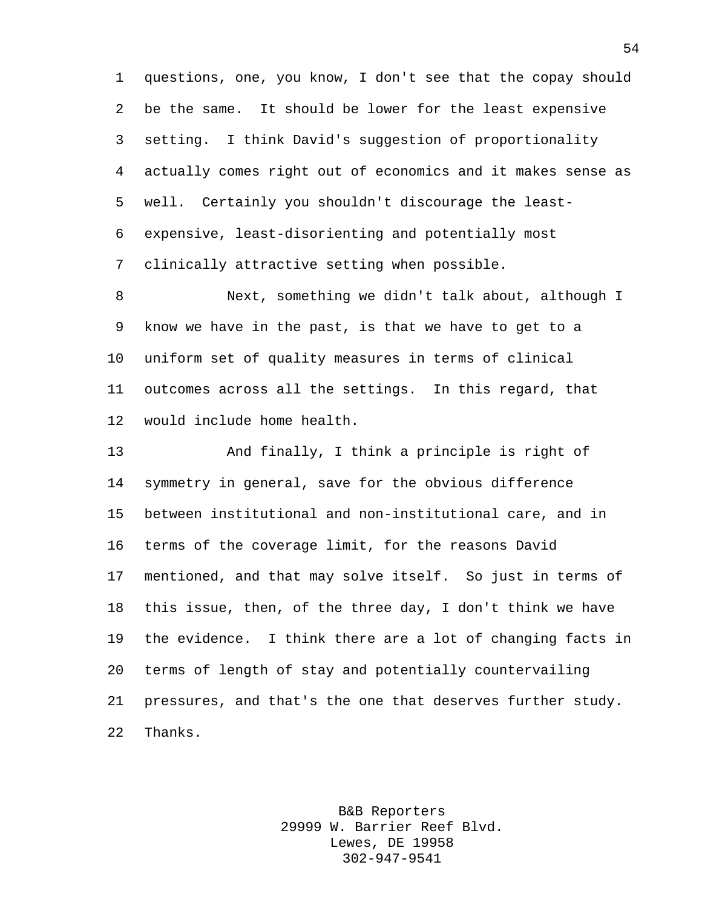questions, one, you know, I don't see that the copay should be the same. It should be lower for the least expensive setting. I think David's suggestion of proportionality actually comes right out of economics and it makes sense as well. Certainly you shouldn't discourage the least-expensive, least-disorienting and potentially most clinically attractive setting when possible.

Next, something we didn't talk about, although I know we have in the past, is that we have to get to a uniform set of quality measures in terms of clinical outcomes across all the settings. In this regard, that would include home health.

And finally, I think a principle is right of symmetry in general, save for the obvious difference between institutional and non-institutional care, and in terms of the coverage limit, for the reasons David mentioned, and that may solve itself. So just in terms of this issue, then, of the three day, I don't think we have the evidence. I think there are a lot of changing facts in terms of length of stay and potentially countervailing pressures, and that's the one that deserves further study. Thanks.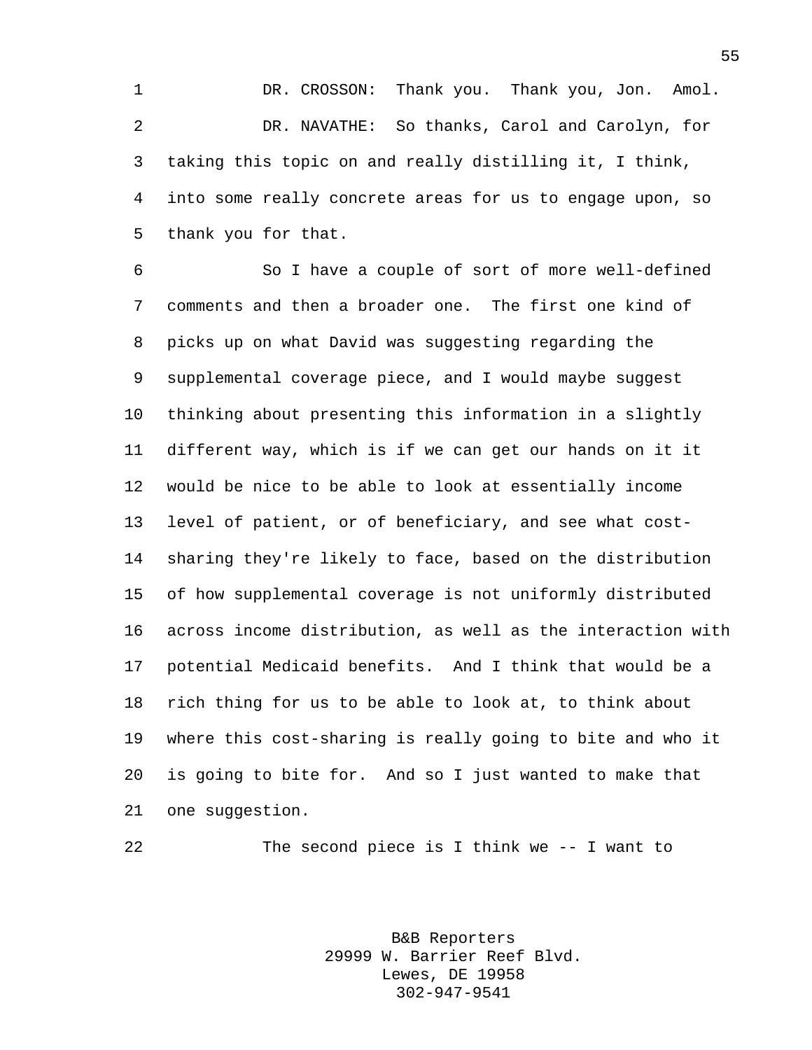DR. CROSSON: Thank you. Thank you, Jon. Amol.

DR. NAVATHE: So thanks, Carol and Carolyn, for taking this topic on and really distilling it, I think, into some really concrete areas for us to engage upon, so thank you for that.

So I have a couple of sort of more well-defined comments and then a broader one. The first one kind of picks up on what David was suggesting regarding the supplemental coverage piece, and I would maybe suggest thinking about presenting this information in a slightly different way, which is if we can get our hands on it it would be nice to be able to look at essentially income level of patient, or of beneficiary, and see what cost-sharing they're likely to face, based on the distribution of how supplemental coverage is not uniformly distributed across income distribution, as well as the interaction with potential Medicaid benefits. And I think that would be a rich thing for us to be able to look at, to think about where this cost-sharing is really going to bite and who it is going to bite for. And so I just wanted to make that one suggestion.

The second piece is I think we -- I want to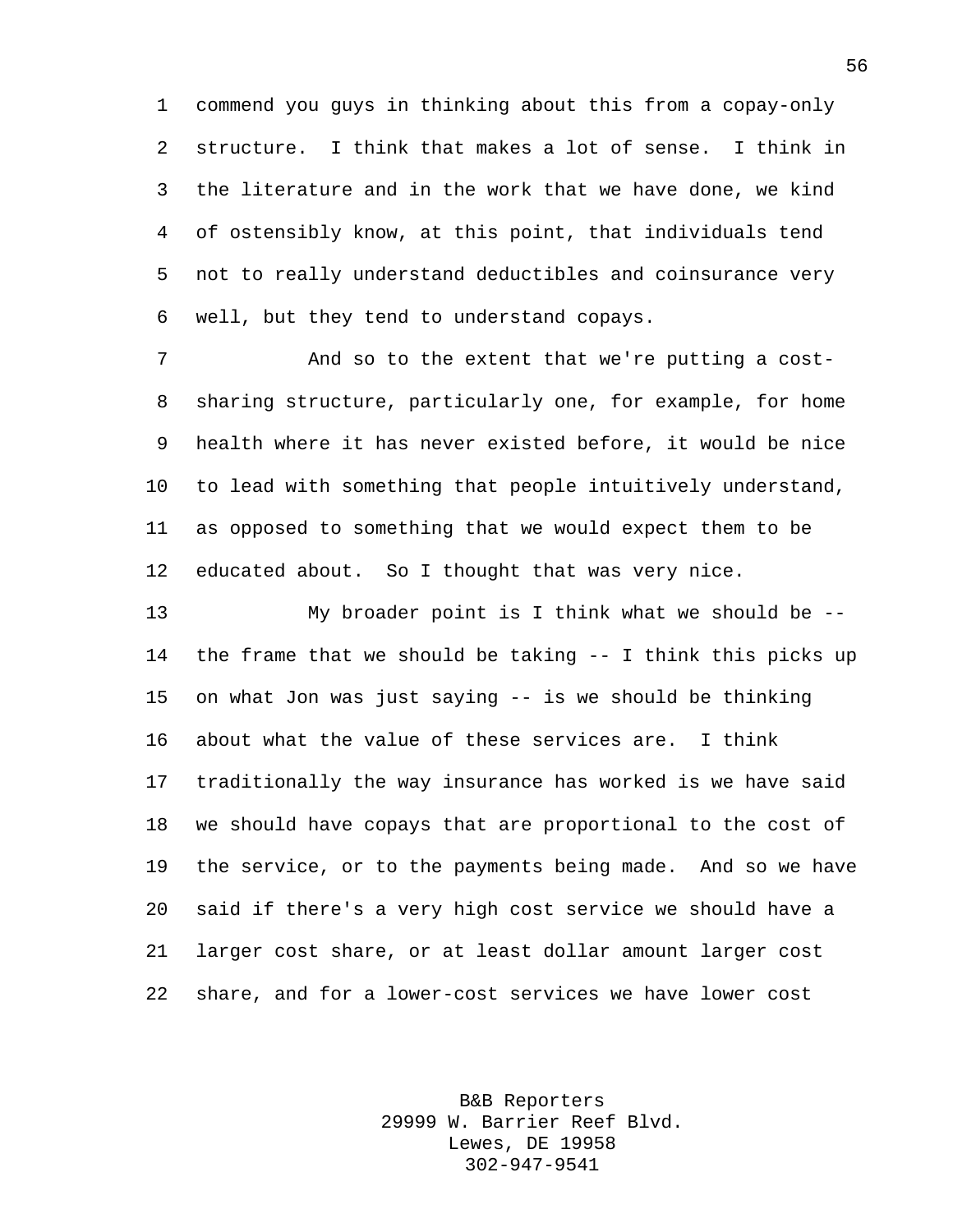commend you guys in thinking about this from a copay-only structure. I think that makes a lot of sense. I think in the literature and in the work that we have done, we kind of ostensibly know, at this point, that individuals tend not to really understand deductibles and coinsurance very well, but they tend to understand copays.

And so to the extent that we're putting a cost-sharing structure, particularly one, for example, for home health where it has never existed before, it would be nice to lead with something that people intuitively understand, as opposed to something that we would expect them to be educated about. So I thought that was very nice.

My broader point is I think what we should be -- the frame that we should be taking -- I think this picks up on what Jon was just saying -- is we should be thinking about what the value of these services are. I think traditionally the way insurance has worked is we have said we should have copays that are proportional to the cost of the service, or to the payments being made. And so we have said if there's a very high cost service we should have a larger cost share, or at least dollar amount larger cost share, and for a lower-cost services we have lower cost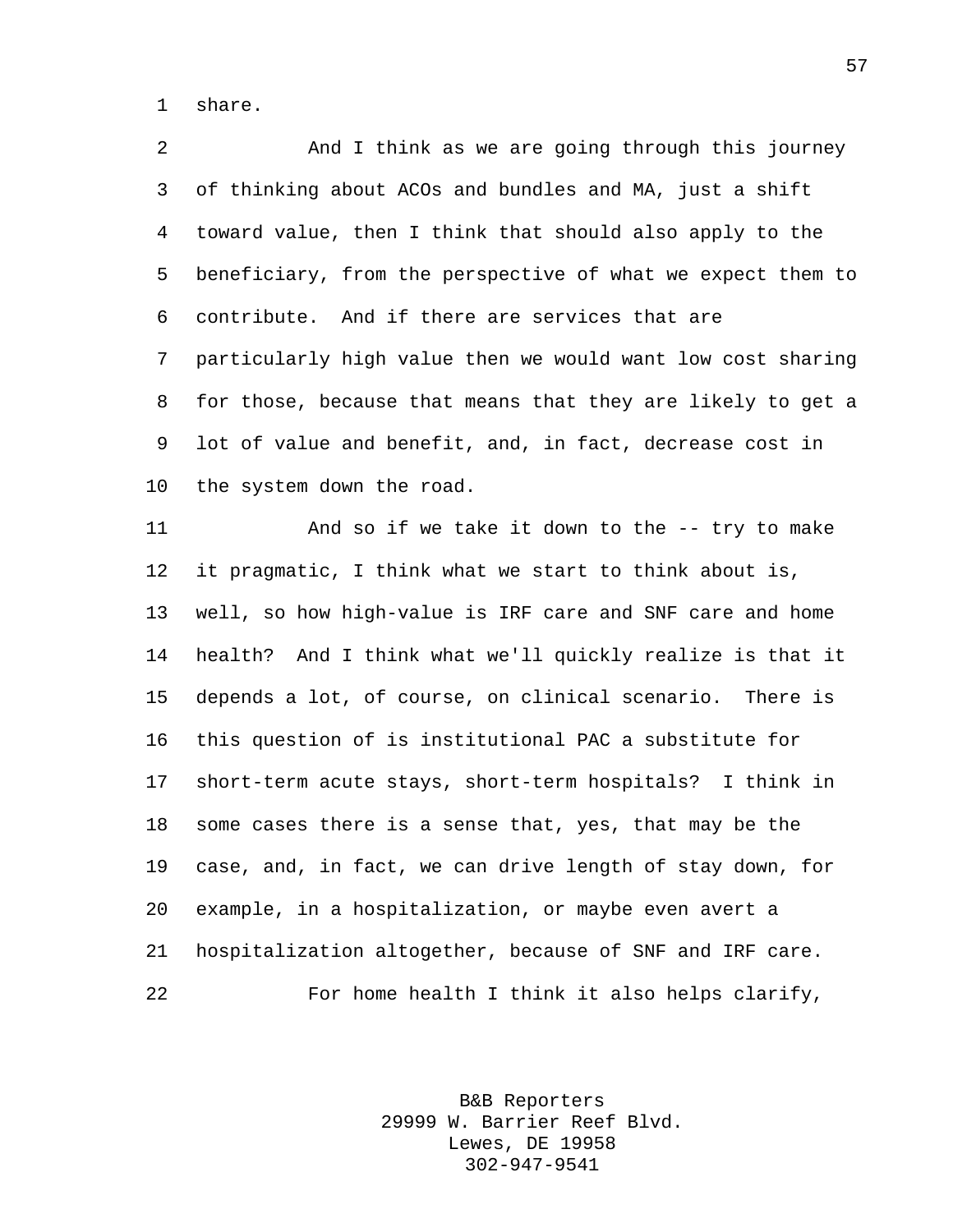share.

And I think as we are going through this journey of thinking about ACOs and bundles and MA, just a shift toward value, then I think that should also apply to the beneficiary, from the perspective of what we expect them to contribute. And if there are services that are particularly high value then we would want low cost sharing for those, because that means that they are likely to get a lot of value and benefit, and, in fact, decrease cost in the system down the road.

And so if we take it down to the -- try to make it pragmatic, I think what we start to think about is, well, so how high-value is IRF care and SNF care and home health? And I think what we'll quickly realize is that it depends a lot, of course, on clinical scenario. There is this question of is institutional PAC a substitute for short-term acute stays, short-term hospitals? I think in some cases there is a sense that, yes, that may be the case, and, in fact, we can drive length of stay down, for example, in a hospitalization, or maybe even avert a hospitalization altogether, because of SNF and IRF care.

For home health I think it also helps clarify,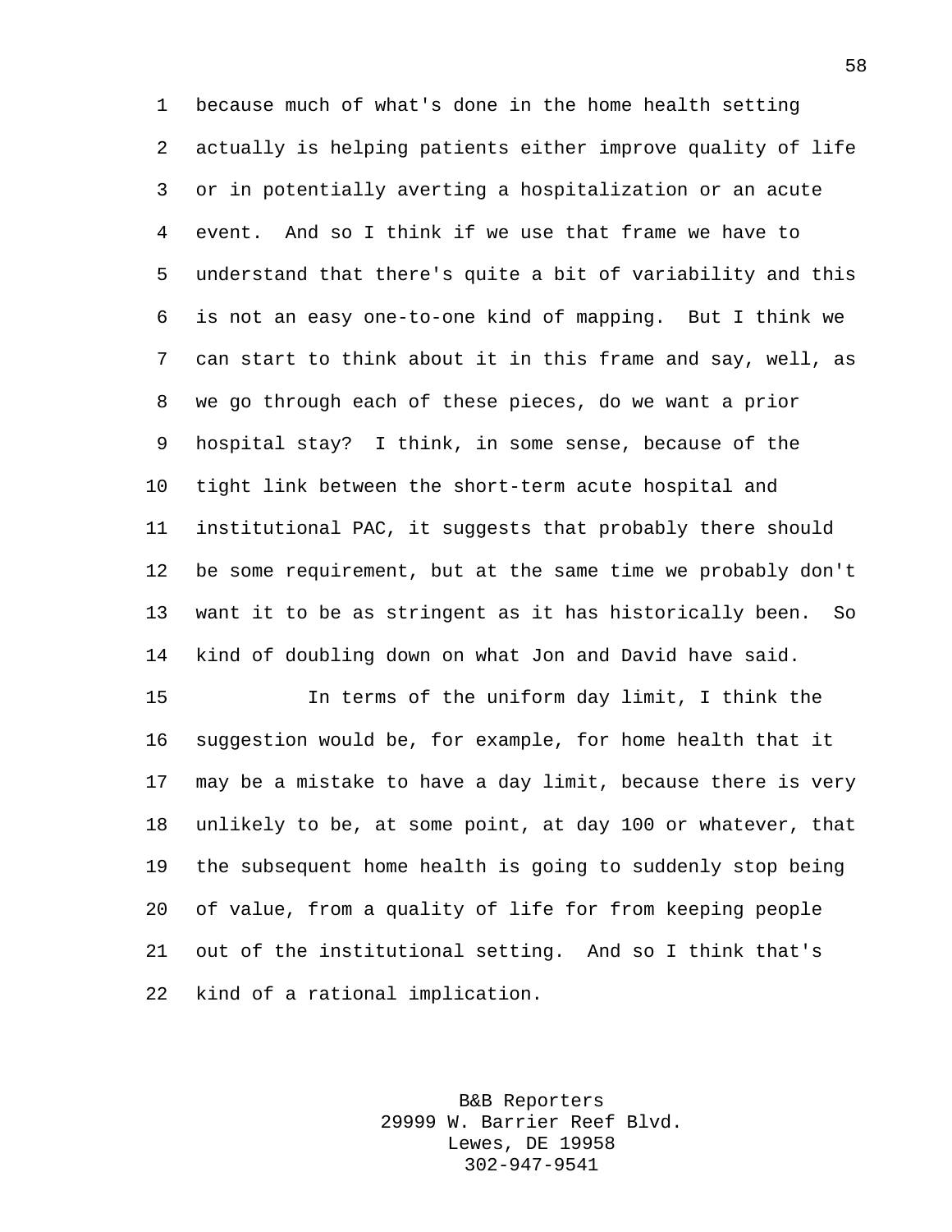because much of what's done in the home health setting actually is helping patients either improve quality of life or in potentially averting a hospitalization or an acute event. And so I think if we use that frame we have to understand that there's quite a bit of variability and this is not an easy one-to-one kind of mapping. But I think we can start to think about it in this frame and say, well, as we go through each of these pieces, do we want a prior hospital stay? I think, in some sense, because of the tight link between the short-term acute hospital and institutional PAC, it suggests that probably there should be some requirement, but at the same time we probably don't want it to be as stringent as it has historically been. So kind of doubling down on what Jon and David have said.

In terms of the uniform day limit, I think the suggestion would be, for example, for home health that it may be a mistake to have a day limit, because there is very unlikely to be, at some point, at day 100 or whatever, that the subsequent home health is going to suddenly stop being of value, from a quality of life for from keeping people out of the institutional setting. And so I think that's kind of a rational implication.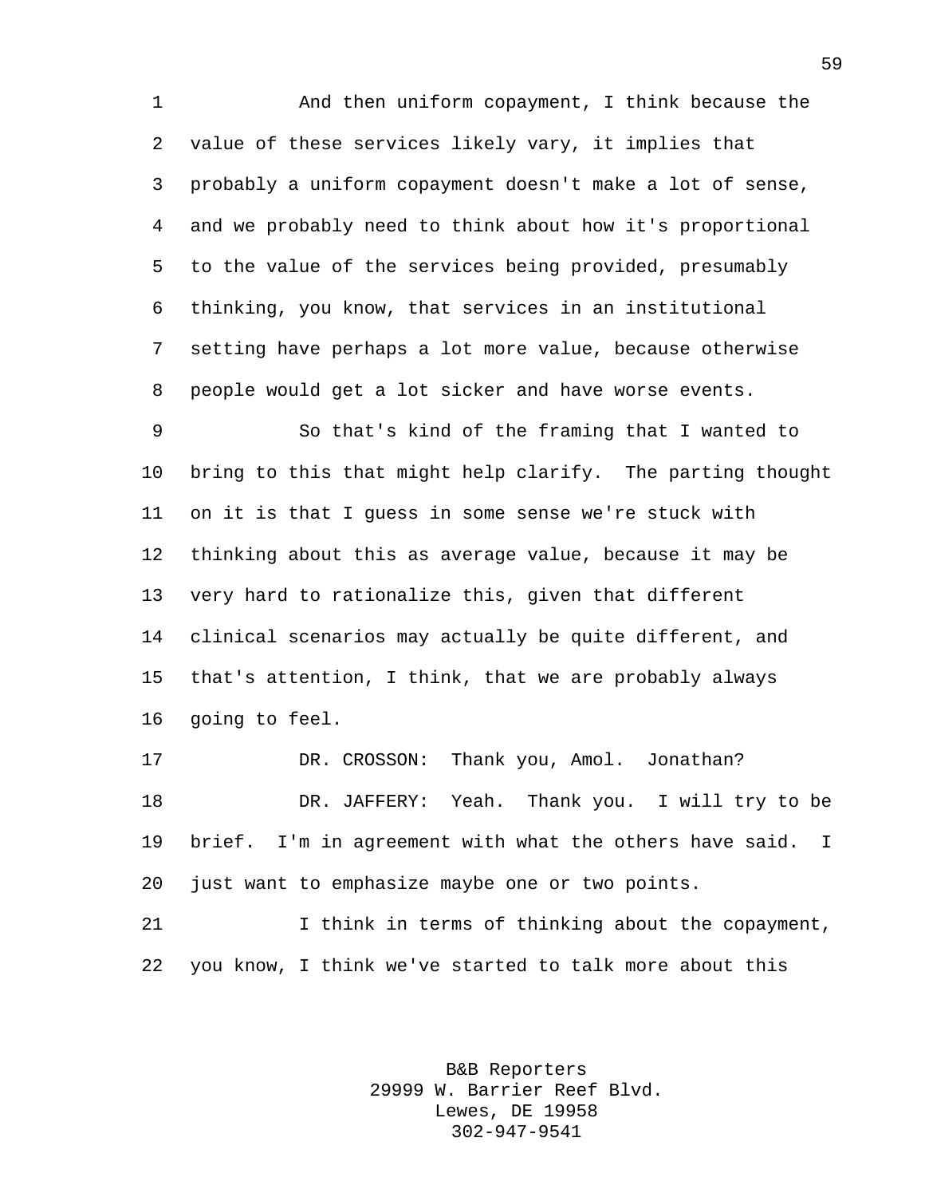And then uniform copayment, I think because the value of these services likely vary, it implies that probably a uniform copayment doesn't make a lot of sense, and we probably need to think about how it's proportional to the value of the services being provided, presumably thinking, you know, that services in an institutional setting have perhaps a lot more value, because otherwise people would get a lot sicker and have worse events.

So that's kind of the framing that I wanted to bring to this that might help clarify. The parting thought on it is that I guess in some sense we're stuck with thinking about this as average value, because it may be very hard to rationalize this, given that different clinical scenarios may actually be quite different, and that's attention, I think, that we are probably always going to feel.

DR. CROSSON: Thank you, Amol. Jonathan?

DR. JAFFERY: Yeah. Thank you. I will try to be brief. I'm in agreement with what the others have said. I just want to emphasize maybe one or two points.

I think in terms of thinking about the copayment, you know, I think we've started to talk more about this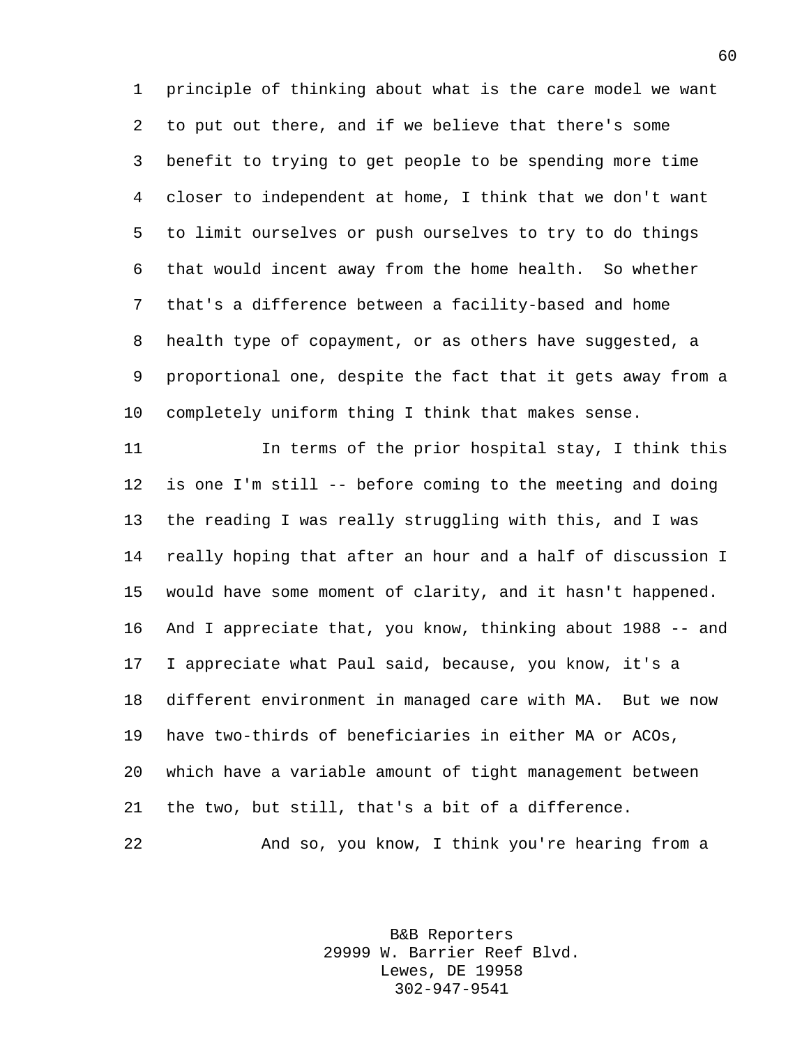principle of thinking about what is the care model we want to put out there, and if we believe that there's some benefit to trying to get people to be spending more time closer to independent at home, I think that we don't want to limit ourselves or push ourselves to try to do things that would incent away from the home health. So whether that's a difference between a facility-based and home health type of copayment, or as others have suggested, a proportional one, despite the fact that it gets away from a completely uniform thing I think that makes sense.

In terms of the prior hospital stay, I think this is one I'm still -- before coming to the meeting and doing the reading I was really struggling with this, and I was really hoping that after an hour and a half of discussion I would have some moment of clarity, and it hasn't happened. And I appreciate that, you know, thinking about 1988 -- and I appreciate what Paul said, because, you know, it's a different environment in managed care with MA. But we now have two-thirds of beneficiaries in either MA or ACOs, which have a variable amount of tight management between the two, but still, that's a bit of a difference.

And so, you know, I think you're hearing from a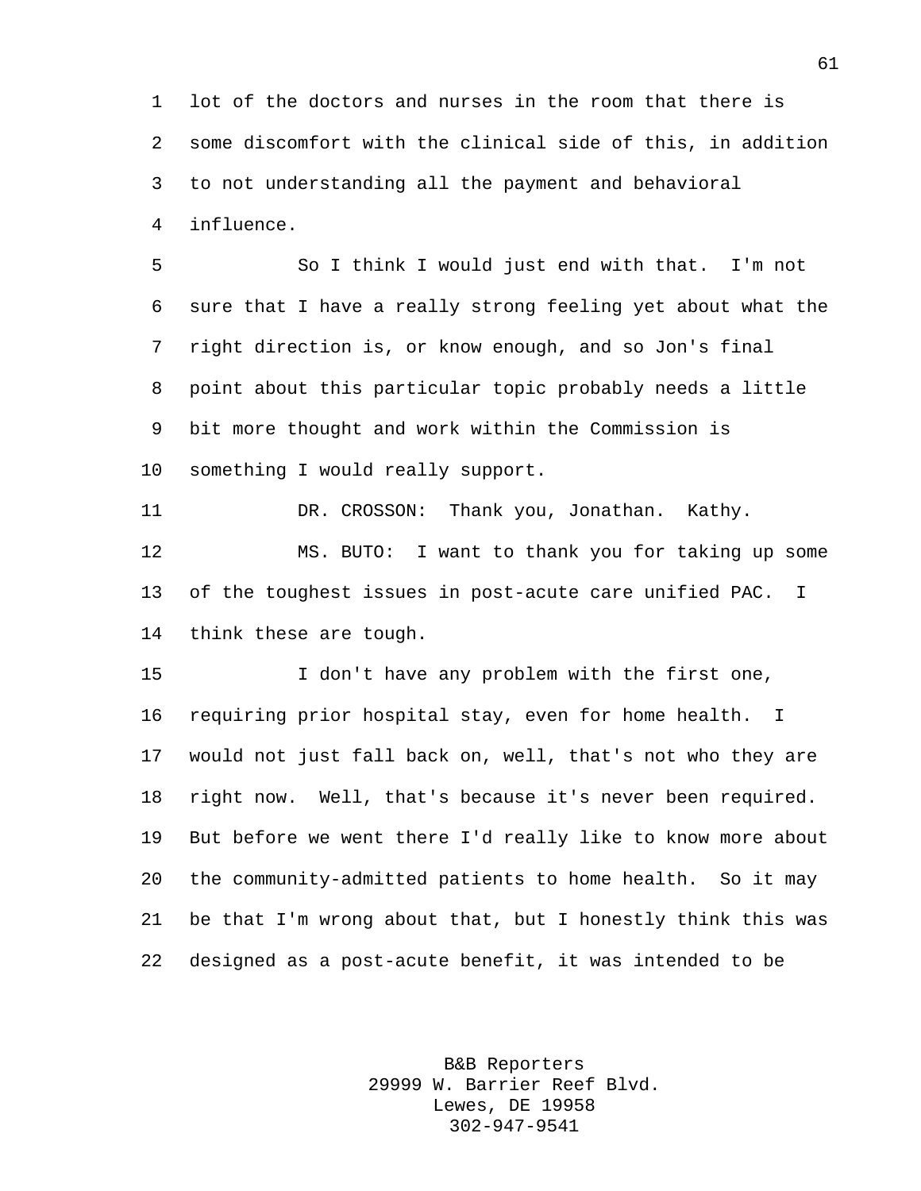lot of the doctors and nurses in the room that there is some discomfort with the clinical side of this, in addition to not understanding all the payment and behavioral influence.

So I think I would just end with that. I'm not sure that I have a really strong feeling yet about what the right direction is, or know enough, and so Jon's final point about this particular topic probably needs a little bit more thought and work within the Commission is something I would really support.

DR. CROSSON: Thank you, Jonathan. Kathy.

MS. BUTO: I want to thank you for taking up some of the toughest issues in post-acute care unified PAC. I think these are tough.

I don't have any problem with the first one, requiring prior hospital stay, even for home health. I would not just fall back on, well, that's not who they are right now. Well, that's because it's never been required. But before we went there I'd really like to know more about the community-admitted patients to home health. So it may be that I'm wrong about that, but I honestly think this was designed as a post-acute benefit, it was intended to be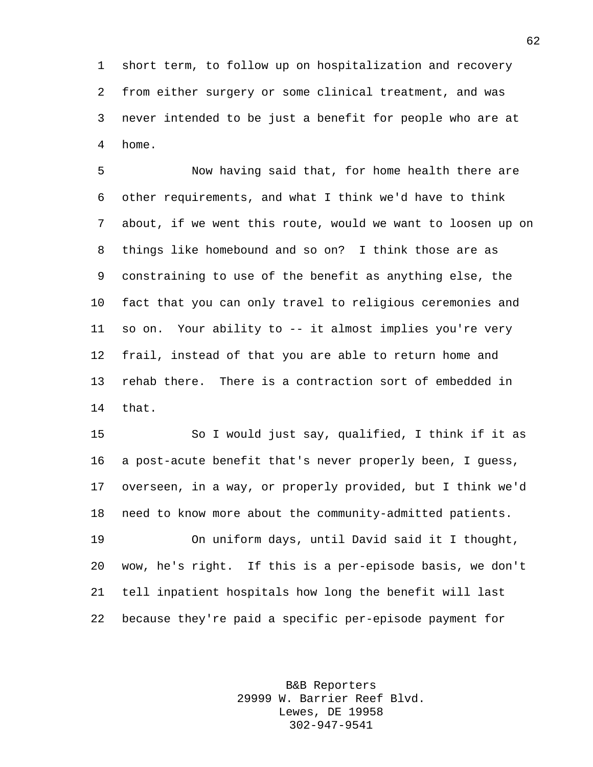short term, to follow up on hospitalization and recovery from either surgery or some clinical treatment, and was never intended to be just a benefit for people who are at home.

Now having said that, for home health there are other requirements, and what I think we'd have to think about, if we went this route, would we want to loosen up on things like homebound and so on? I think those are as constraining to use of the benefit as anything else, the fact that you can only travel to religious ceremonies and so on. Your ability to -- it almost implies you're very frail, instead of that you are able to return home and rehab there. There is a contraction sort of embedded in that.

So I would just say, qualified, I think if it as a post-acute benefit that's never properly been, I guess, overseen, in a way, or properly provided, but I think we'd need to know more about the community-admitted patients.

On uniform days, until David said it I thought, wow, he's right. If this is a per-episode basis, we don't tell inpatient hospitals how long the benefit will last because they're paid a specific per-episode payment for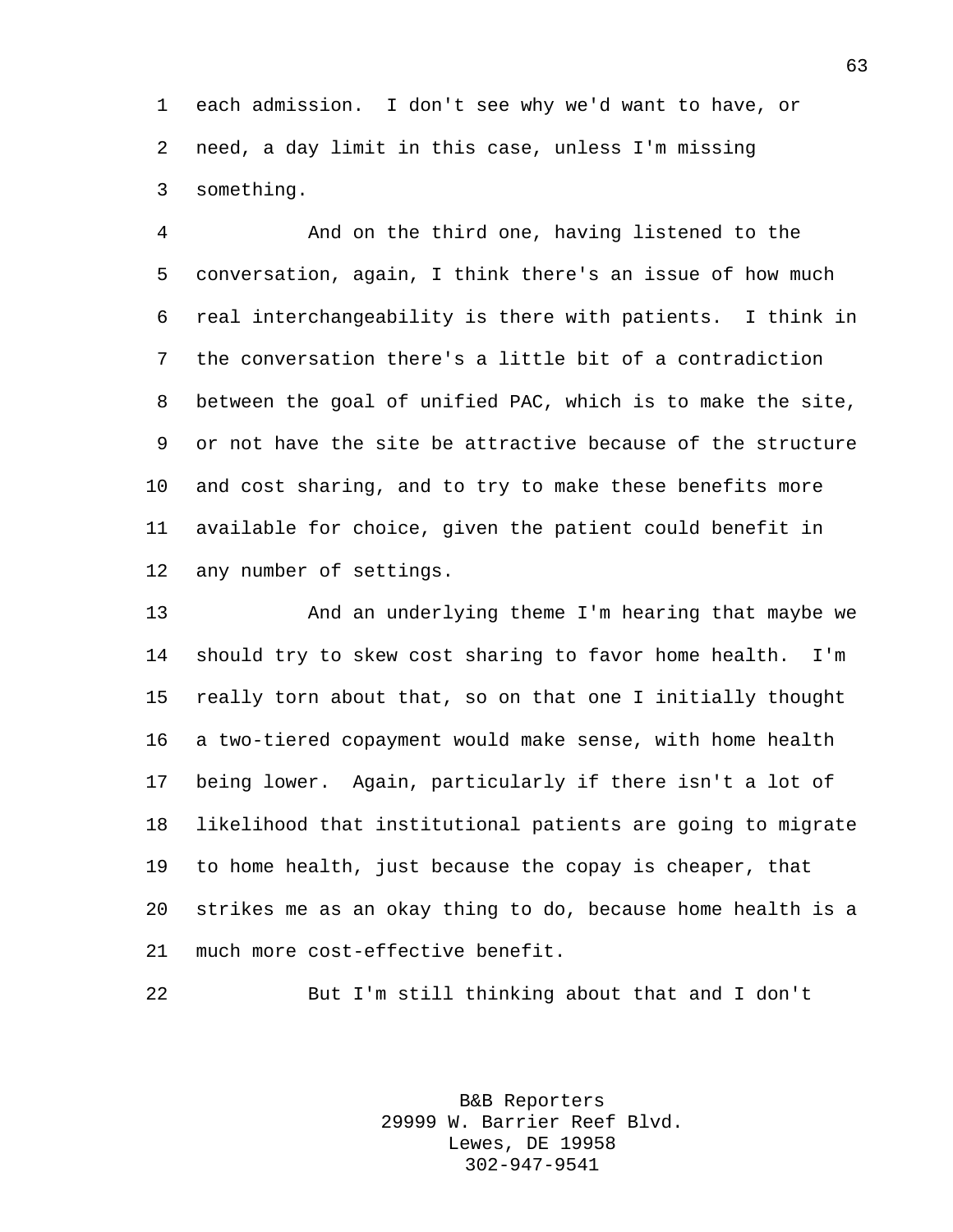each admission. I don't see why we'd want to have, or need, a day limit in this case, unless I'm missing something.

And on the third one, having listened to the conversation, again, I think there's an issue of how much real interchangeability is there with patients. I think in the conversation there's a little bit of a contradiction between the goal of unified PAC, which is to make the site, or not have the site be attractive because of the structure and cost sharing, and to try to make these benefits more available for choice, given the patient could benefit in any number of settings.

And an underlying theme I'm hearing that maybe we should try to skew cost sharing to favor home health. I'm really torn about that, so on that one I initially thought a two-tiered copayment would make sense, with home health being lower. Again, particularly if there isn't a lot of likelihood that institutional patients are going to migrate to home health, just because the copay is cheaper, that strikes me as an okay thing to do, because home health is a much more cost-effective benefit.

But I'm still thinking about that and I don't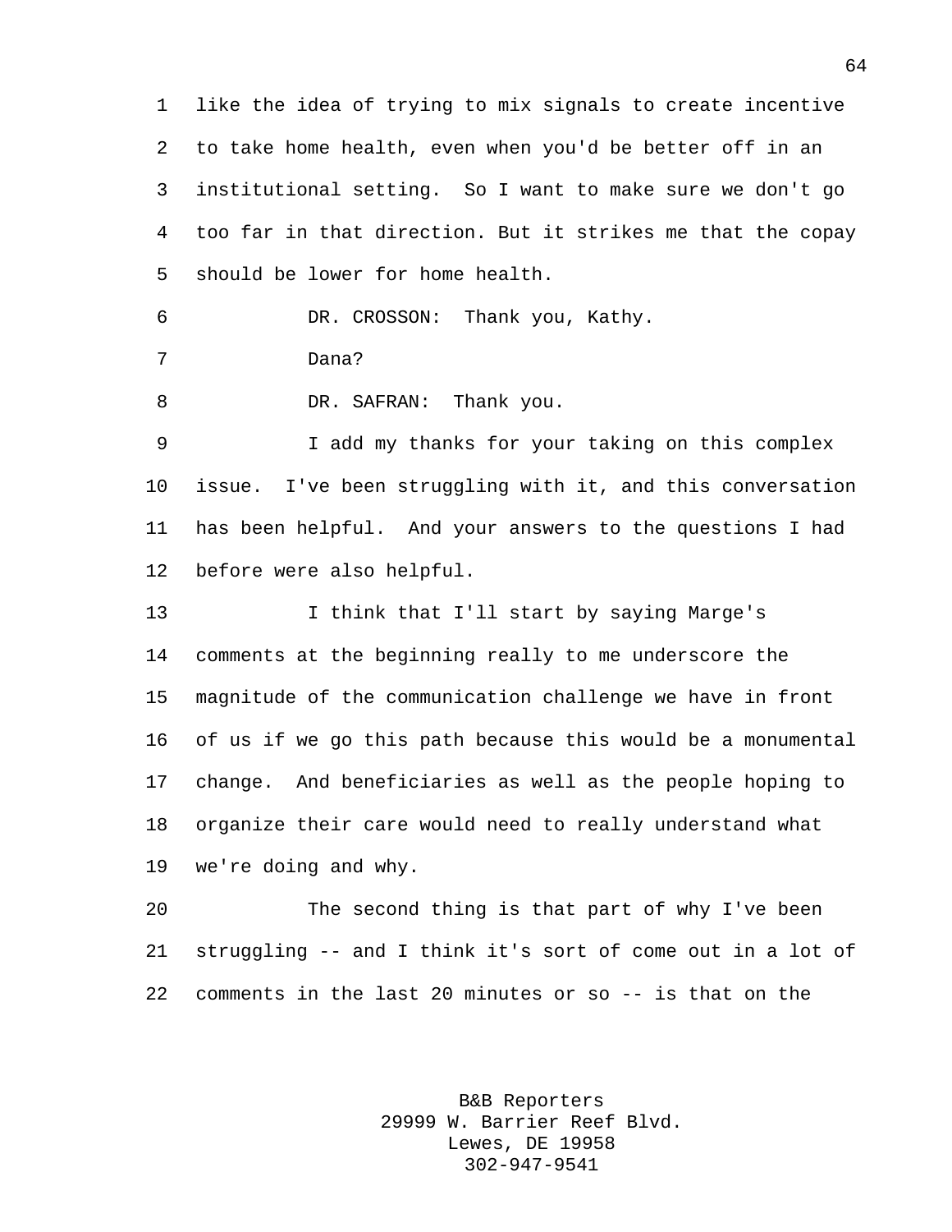like the idea of trying to mix signals to create incentive to take home health, even when you'd be better off in an institutional setting. So I want to make sure we don't go too far in that direction. But it strikes me that the copay should be lower for home health.

DR. CROSSON: Thank you, Kathy.

Dana?

DR. SAFRAN: Thank you.

I add my thanks for your taking on this complex issue. I've been struggling with it, and this conversation has been helpful. And your answers to the questions I had before were also helpful.

I think that I'll start by saying Marge's comments at the beginning really to me underscore the magnitude of the communication challenge we have in front of us if we go this path because this would be a monumental change. And beneficiaries as well as the people hoping to organize their care would need to really understand what we're doing and why.

The second thing is that part of why I've been struggling -- and I think it's sort of come out in a lot of comments in the last 20 minutes or so -- is that on the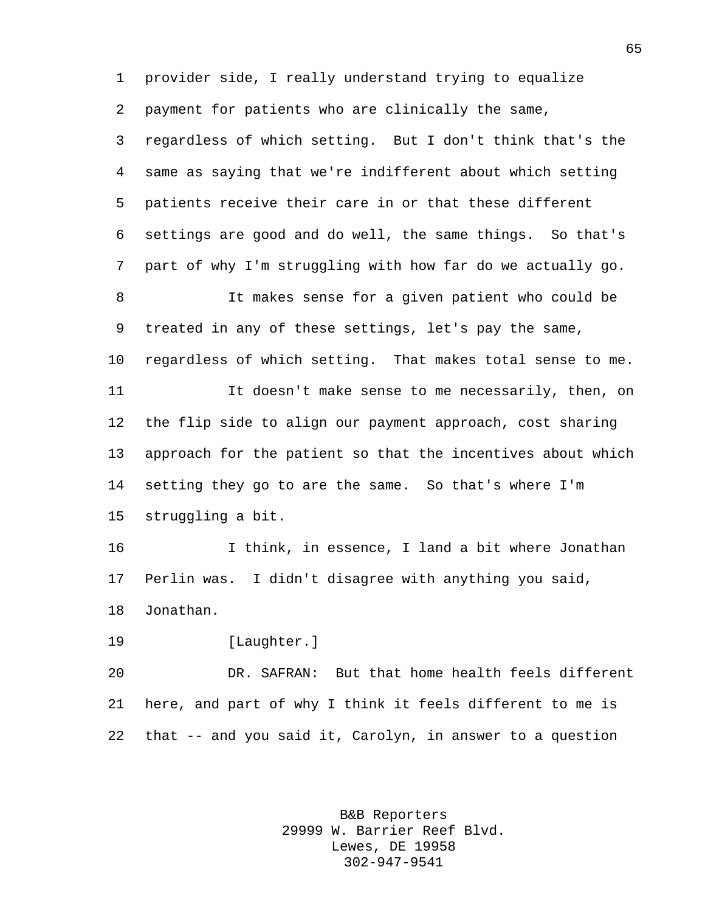provider side, I really understand trying to equalize payment for patients who are clinically the same, regardless of which setting. But I don't think that's the same as saying that we're indifferent about which setting patients receive their care in or that these different settings are good and do well, the same things. So that's part of why I'm struggling with how far do we actually go.

It makes sense for a given patient who could be treated in any of these settings, let's pay the same, regardless of which setting. That makes total sense to me.

It doesn't make sense to me necessarily, then, on the flip side to align our payment approach, cost sharing approach for the patient so that the incentives about which setting they go to are the same. So that's where I'm struggling a bit.

I think, in essence, I land a bit where Jonathan Perlin was. I didn't disagree with anything you said, Jonathan.

[Laughter.]

DR. SAFRAN: But that home health feels different here, and part of why I think it feels different to me is that -- and you said it, Carolyn, in answer to a question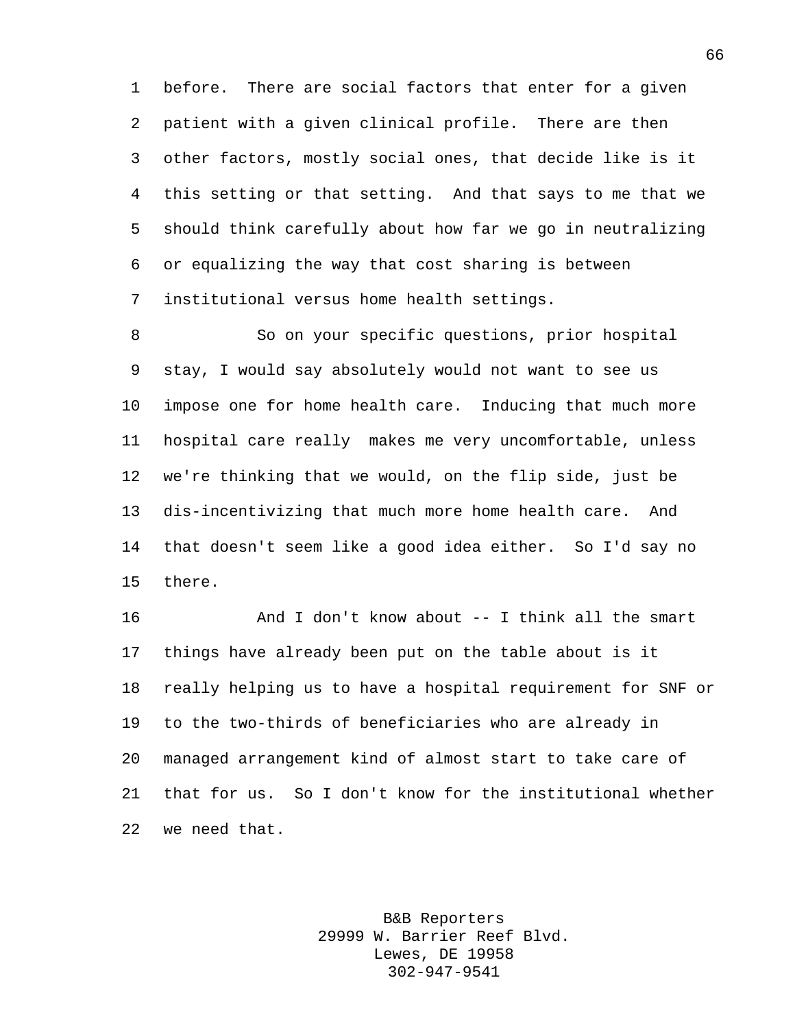before. There are social factors that enter for a given patient with a given clinical profile. There are then other factors, mostly social ones, that decide like is it this setting or that setting. And that says to me that we should think carefully about how far we go in neutralizing or equalizing the way that cost sharing is between institutional versus home health settings.

So on your specific questions, prior hospital stay, I would say absolutely would not want to see us impose one for home health care. Inducing that much more hospital care really makes me very uncomfortable, unless we're thinking that we would, on the flip side, just be dis-incentivizing that much more home health care. And that doesn't seem like a good idea either. So I'd say no there.

And I don't know about -- I think all the smart things have already been put on the table about is it really helping us to have a hospital requirement for SNF or to the two-thirds of beneficiaries who are already in managed arrangement kind of almost start to take care of that for us. So I don't know for the institutional whether we need that.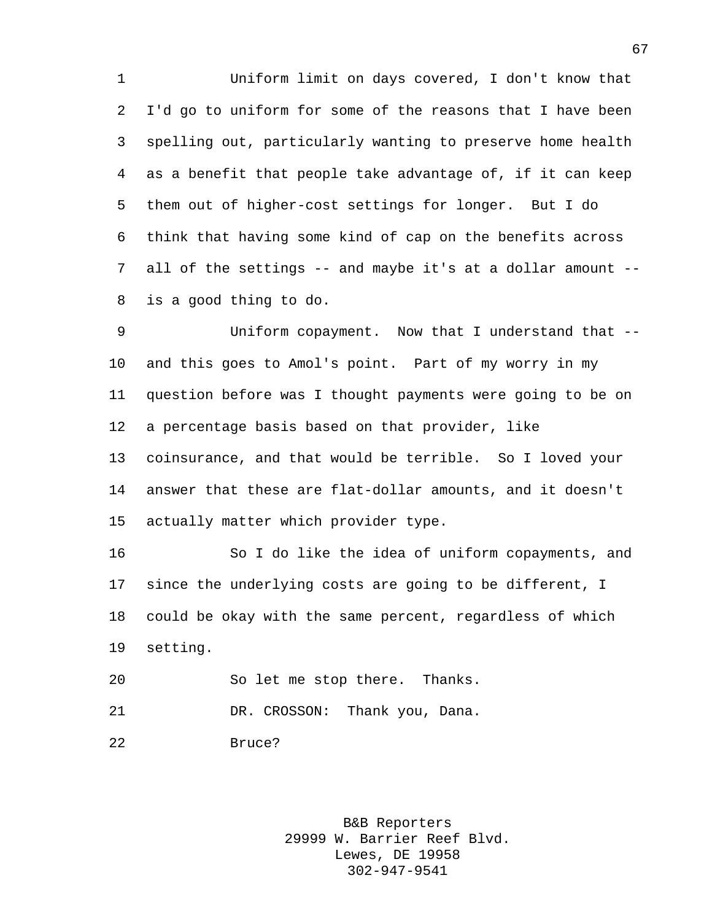Uniform limit on days covered, I don't know that I'd go to uniform for some of the reasons that I have been spelling out, particularly wanting to preserve home health as a benefit that people take advantage of, if it can keep them out of higher-cost settings for longer. But I do think that having some kind of cap on the benefits across all of the settings -- and maybe it's at a dollar amount -- is a good thing to do.

Uniform copayment. Now that I understand that -- and this goes to Amol's point. Part of my worry in my question before was I thought payments were going to be on a percentage basis based on that provider, like coinsurance, and that would be terrible. So I loved your answer that these are flat-dollar amounts, and it doesn't actually matter which provider type.

So I do like the idea of uniform copayments, and since the underlying costs are going to be different, I could be okay with the same percent, regardless of which setting.

So let me stop there. Thanks.

DR. CROSSON: Thank you, Dana.

Bruce?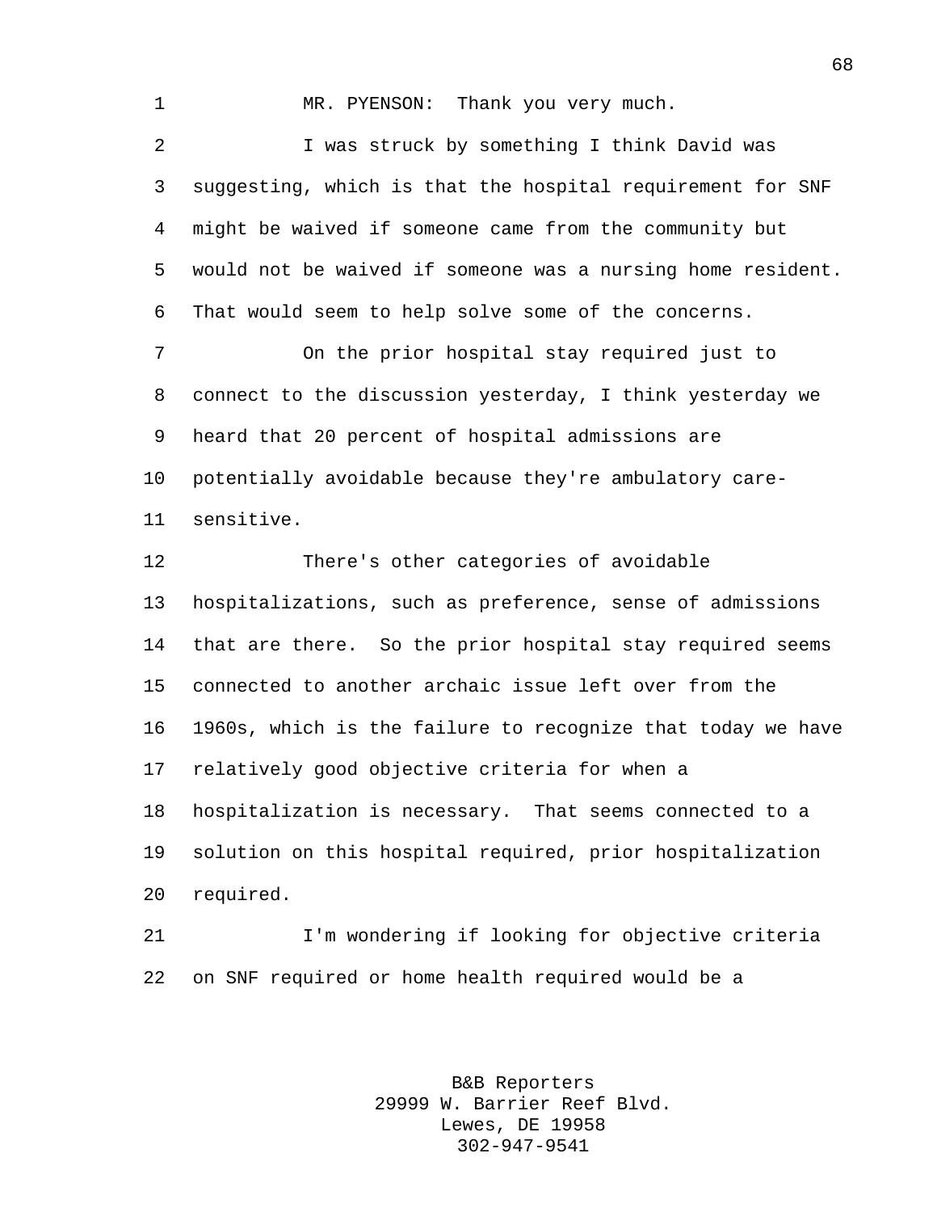MR. PYENSON: Thank you very much.

I was struck by something I think David was suggesting, which is that the hospital requirement for SNF might be waived if someone came from the community but would not be waived if someone was a nursing home resident. That would seem to help solve some of the concerns.

On the prior hospital stay required just to connect to the discussion yesterday, I think yesterday we heard that 20 percent of hospital admissions are potentially avoidable because they're ambulatory care-sensitive.

There's other categories of avoidable hospitalizations, such as preference, sense of admissions that are there. So the prior hospital stay required seems connected to another archaic issue left over from the 1960s, which is the failure to recognize that today we have relatively good objective criteria for when a hospitalization is necessary. That seems connected to a solution on this hospital required, prior hospitalization required.

I'm wondering if looking for objective criteria on SNF required or home health required would be a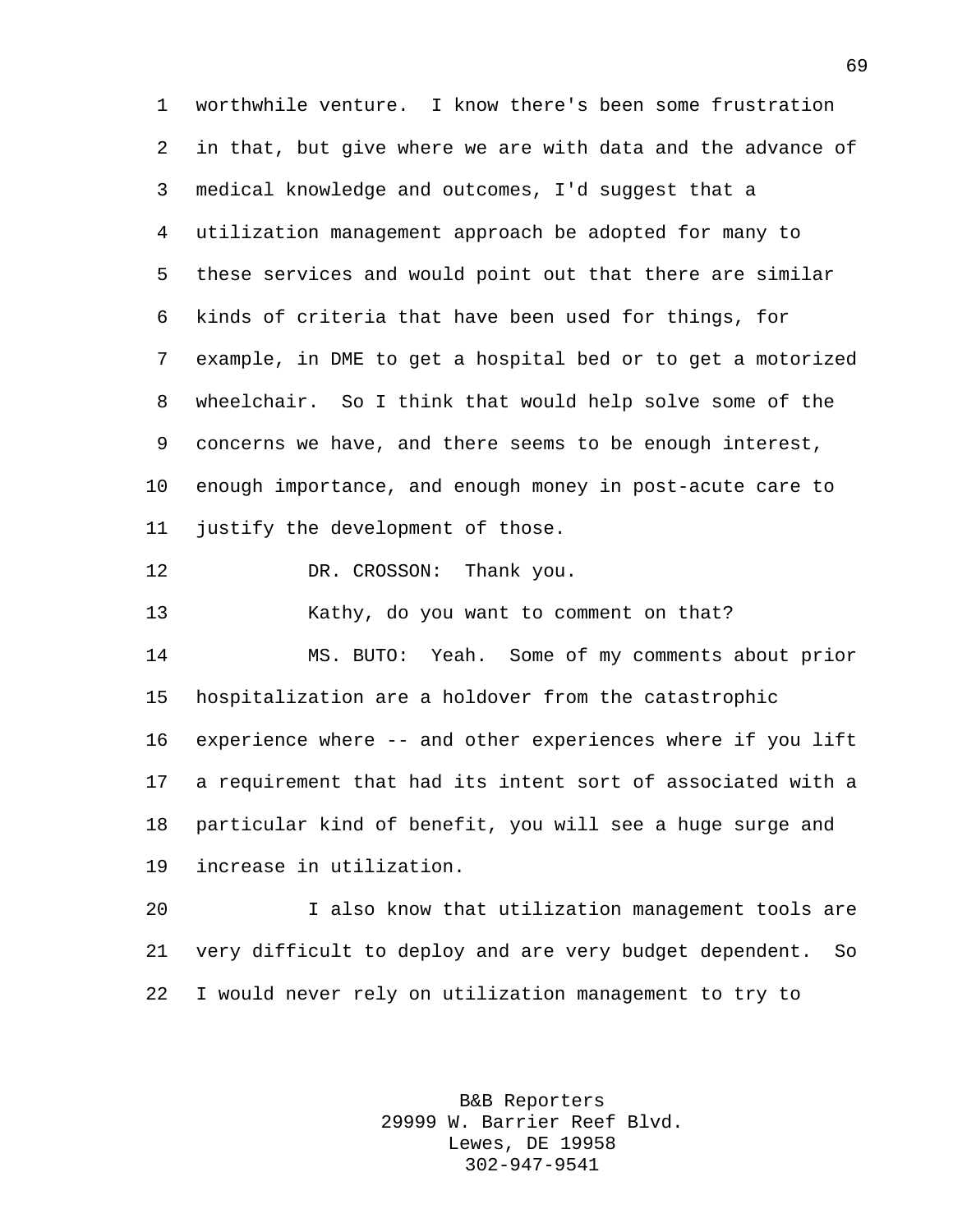worthwhile venture. I know there's been some frustration in that, but give where we are with data and the advance of medical knowledge and outcomes, I'd suggest that a utilization management approach be adopted for many to these services and would point out that there are similar kinds of criteria that have been used for things, for example, in DME to get a hospital bed or to get a motorized wheelchair. So I think that would help solve some of the concerns we have, and there seems to be enough interest, enough importance, and enough money in post-acute care to justify the development of those.

DR. CROSSON: Thank you.

Kathy, do you want to comment on that?

MS. BUTO: Yeah. Some of my comments about prior hospitalization are a holdover from the catastrophic experience where -- and other experiences where if you lift a requirement that had its intent sort of associated with a particular kind of benefit, you will see a huge surge and increase in utilization.

I also know that utilization management tools are very difficult to deploy and are very budget dependent. So I would never rely on utilization management to try to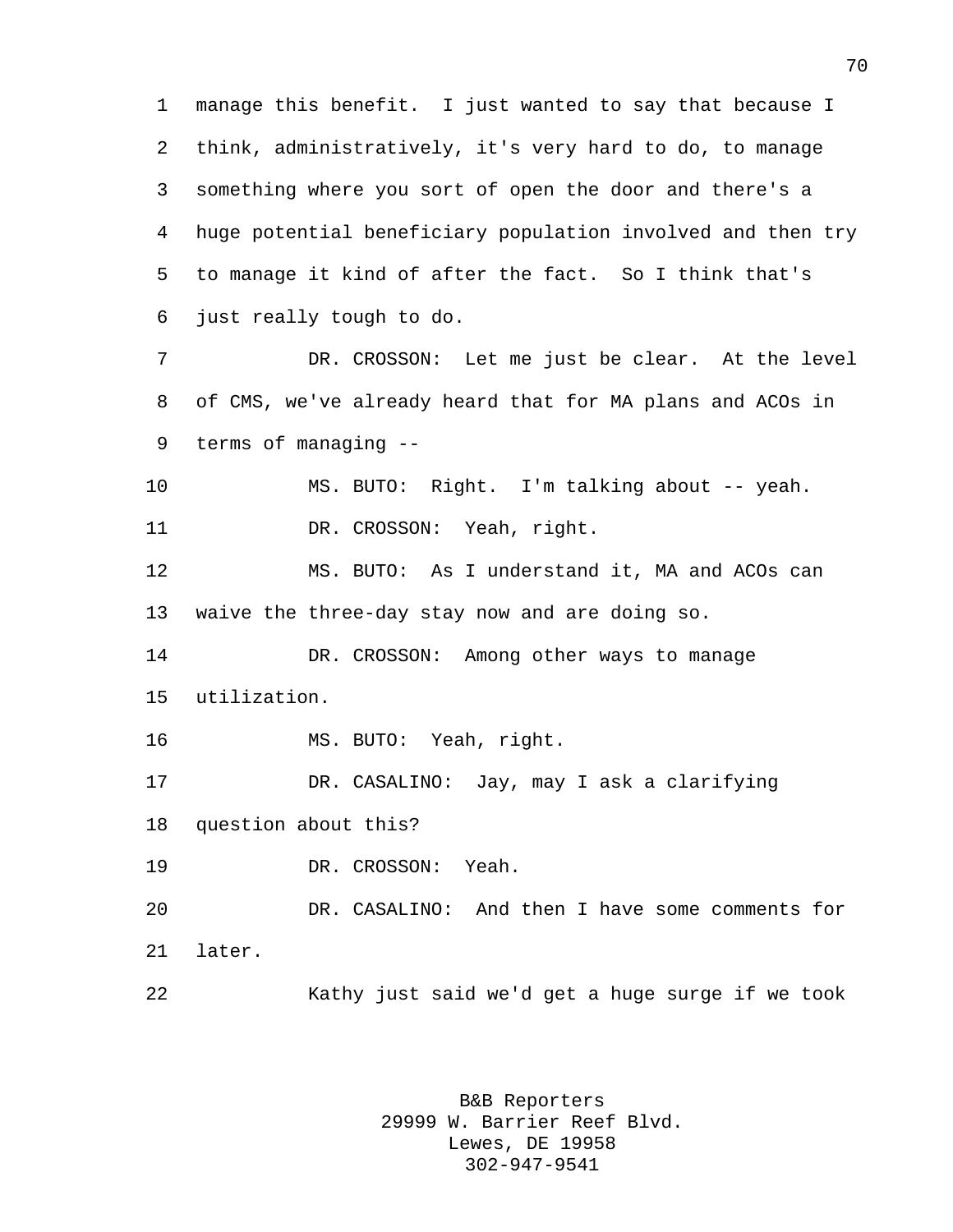manage this benefit. I just wanted to say that because I think, administratively, it's very hard to do, to manage something where you sort of open the door and there's a huge potential beneficiary population involved and then try to manage it kind of after the fact. So I think that's just really tough to do.

DR. CROSSON: Let me just be clear. At the level of CMS, we've already heard that for MA plans and ACOs in terms of managing --

MS. BUTO: Right. I'm talking about -- yeah.

DR. CROSSON: Yeah, right.

MS. BUTO: As I understand it, MA and ACOs can waive the three-day stay now and are doing so.

DR. CROSSON: Among other ways to manage utilization.

MS. BUTO: Yeah, right.

DR. CASALINO: Jay, may I ask a clarifying question about this?

DR. CROSSON: Yeah.

DR. CASALINO: And then I have some comments for later.

Kathy just said we'd get a huge surge if we took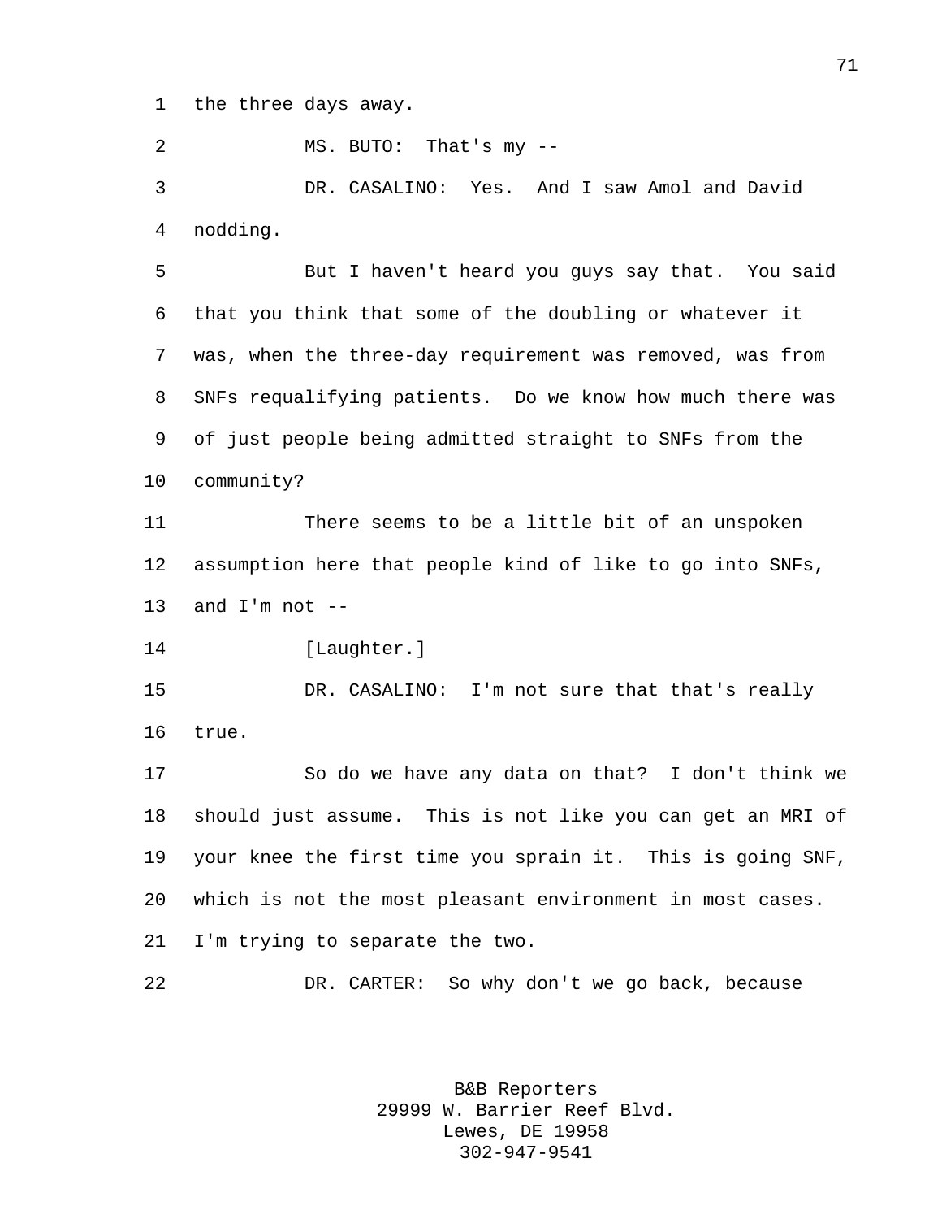the three days away.

MS. BUTO: That's my --

DR. CASALINO: Yes. And I saw Amol and David nodding.

But I haven't heard you guys say that. You said that you think that some of the doubling or whatever it was, when the three-day requirement was removed, was from SNFs requalifying patients. Do we know how much there was of just people being admitted straight to SNFs from the community?

There seems to be a little bit of an unspoken assumption here that people kind of like to go into SNFs, and I'm not --

[Laughter.]

DR. CASALINO: I'm not sure that that's really true.

So do we have any data on that? I don't think we should just assume. This is not like you can get an MRI of your knee the first time you sprain it. This is going SNF, which is not the most pleasant environment in most cases. I'm trying to separate the two.

DR. CARTER: So why don't we go back, because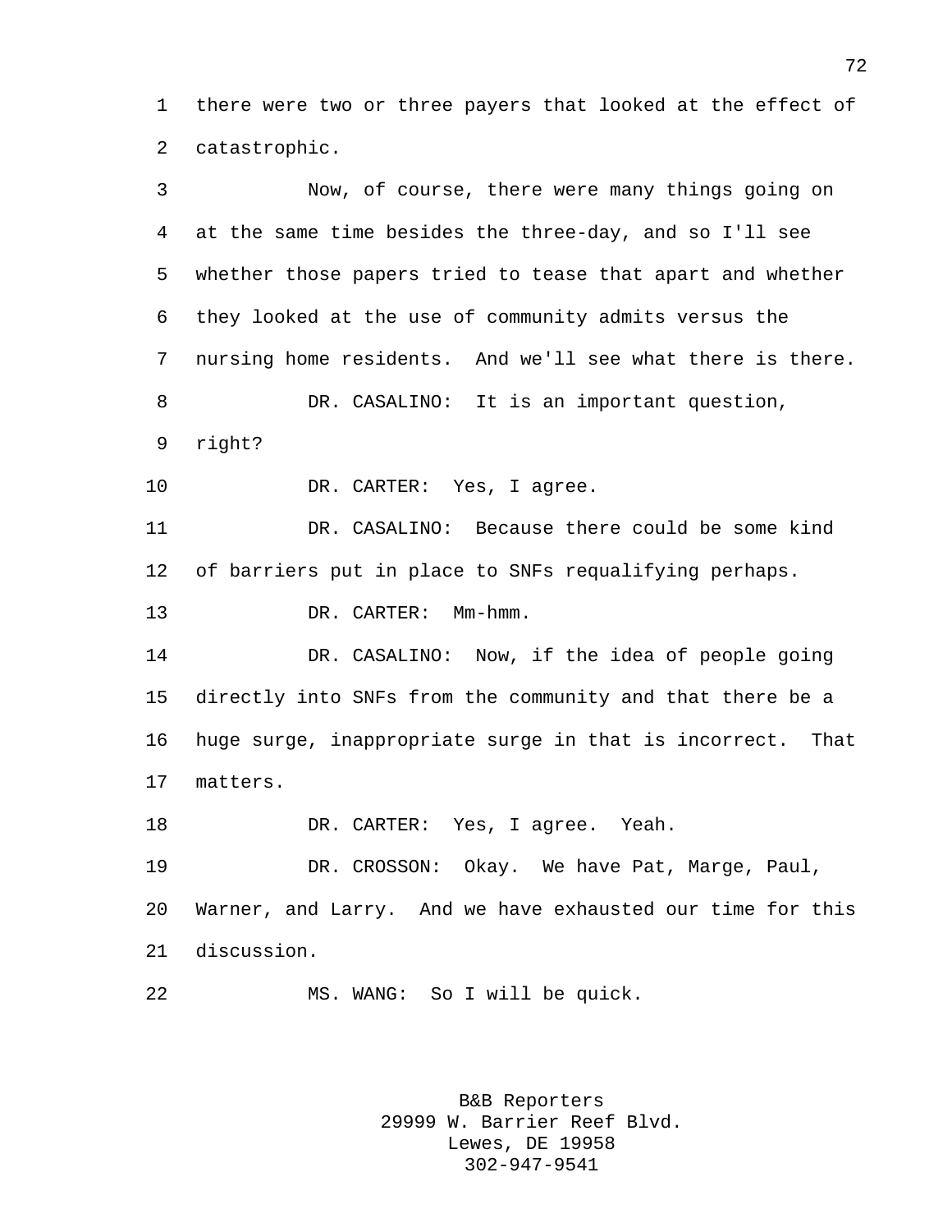there were two or three payers that looked at the effect of catastrophic.

Now, of course, there were many things going on at the same time besides the three-day, and so I'll see whether those papers tried to tease that apart and whether they looked at the use of community admits versus the nursing home residents. And we'll see what there is there.

DR. CASALINO: It is an important question, right?

DR. CARTER: Yes, I agree.

DR. CASALINO: Because there could be some kind of barriers put in place to SNFs requalifying perhaps.

DR. CARTER: Mm-hmm.

DR. CASALINO: Now, if the idea of people going directly into SNFs from the community and that there be a huge surge, inappropriate surge in that is incorrect. That matters.

DR. CARTER: Yes, I agree. Yeah.

DR. CROSSON: Okay. We have Pat, Marge, Paul, Warner, and Larry. And we have exhausted our time for this discussion.

MS. WANG: So I will be quick.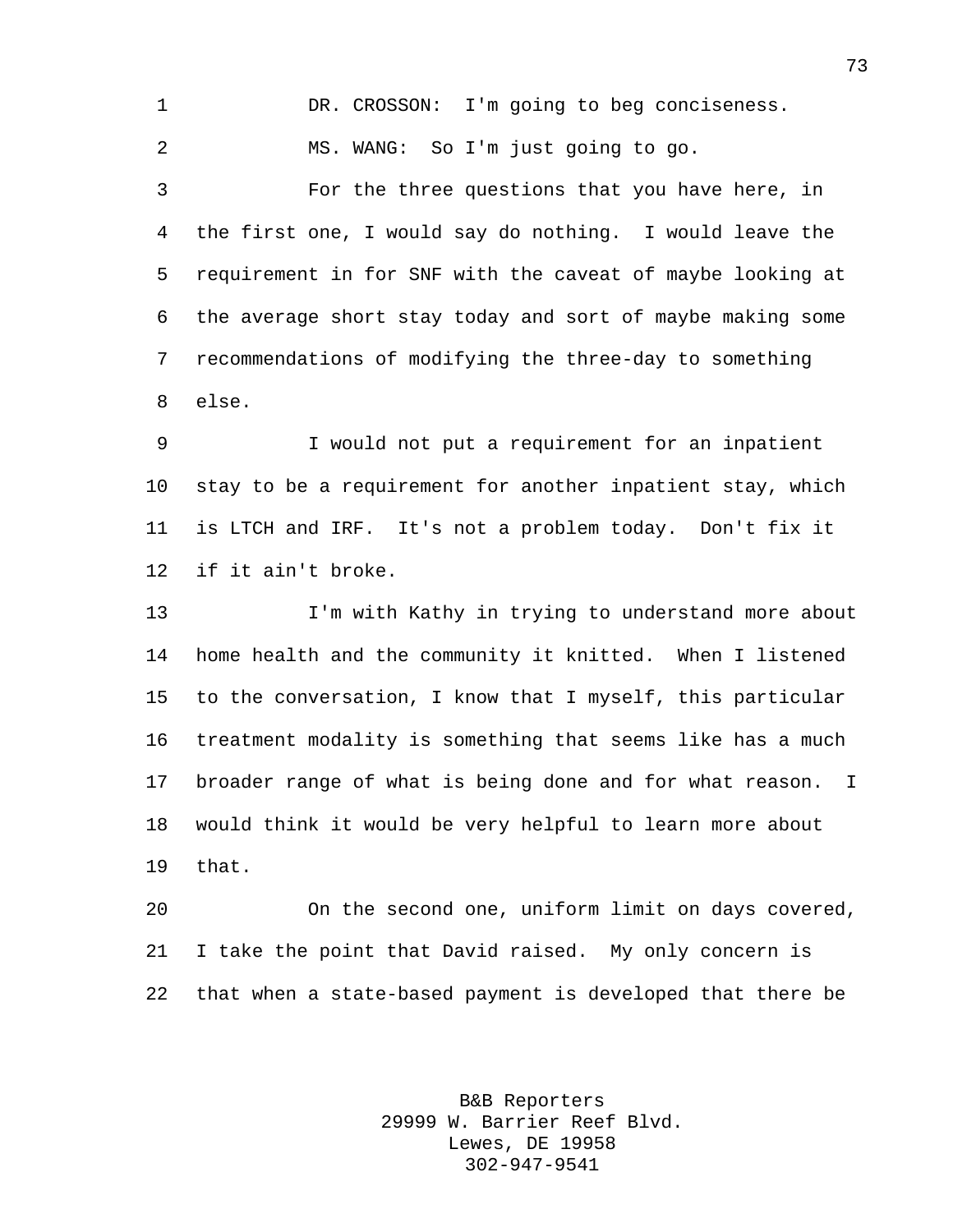DR. CROSSON: I'm going to beg conciseness.

MS. WANG: So I'm just going to go.

For the three questions that you have here, in the first one, I would say do nothing. I would leave the requirement in for SNF with the caveat of maybe looking at the average short stay today and sort of maybe making some recommendations of modifying the three-day to something else.

I would not put a requirement for an inpatient stay to be a requirement for another inpatient stay, which is LTCH and IRF. It's not a problem today. Don't fix it if it ain't broke.

I'm with Kathy in trying to understand more about home health and the community it knitted. When I listened to the conversation, I know that I myself, this particular treatment modality is something that seems like has a much broader range of what is being done and for what reason. I would think it would be very helpful to learn more about that.

On the second one, uniform limit on days covered, I take the point that David raised. My only concern is that when a state-based payment is developed that there be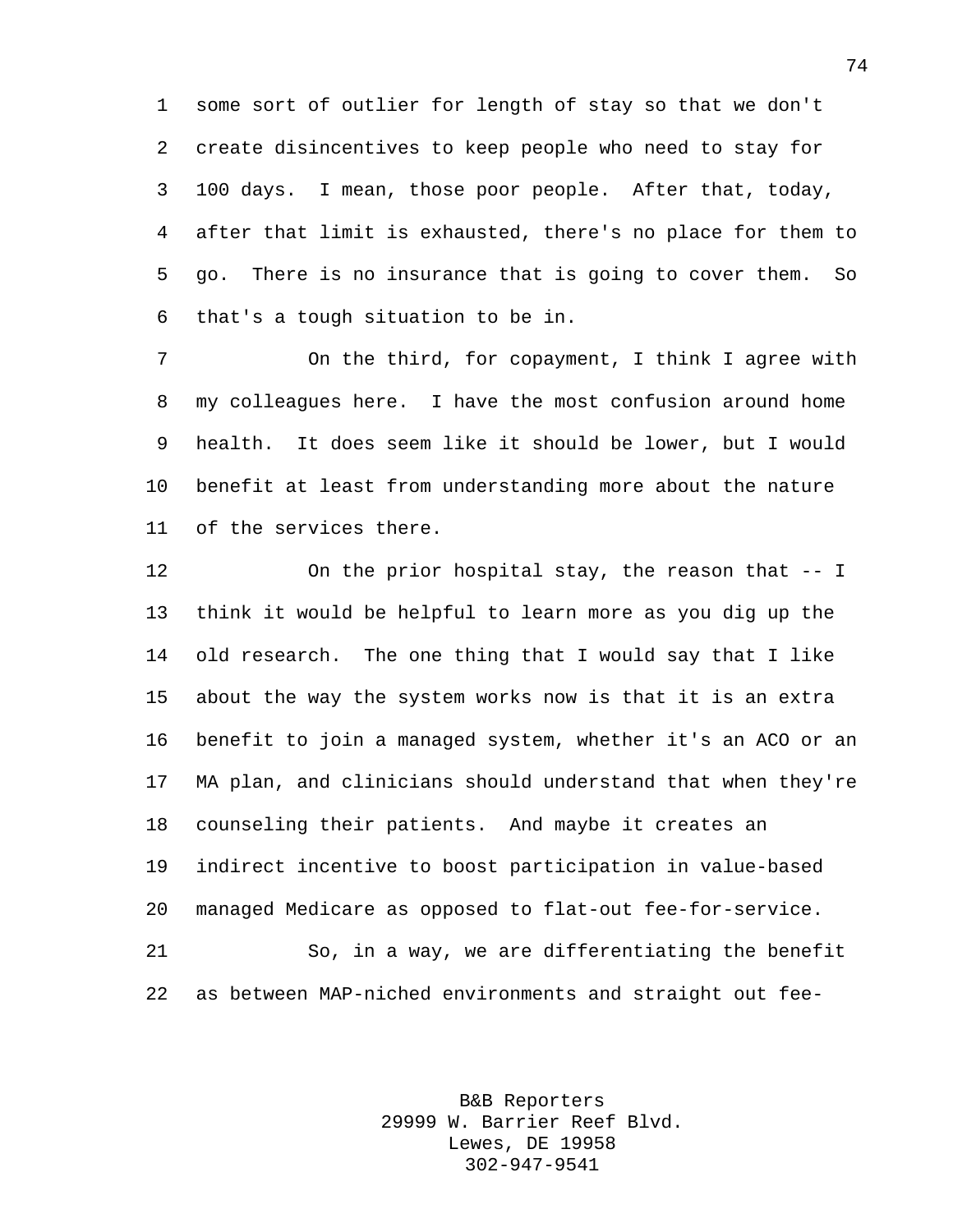some sort of outlier for length of stay so that we don't create disincentives to keep people who need to stay for 100 days. I mean, those poor people. After that, today, after that limit is exhausted, there's no place for them to go. There is no insurance that is going to cover them. So that's a tough situation to be in.

On the third, for copayment, I think I agree with my colleagues here. I have the most confusion around home health. It does seem like it should be lower, but I would benefit at least from understanding more about the nature of the services there.

On the prior hospital stay, the reason that -- I think it would be helpful to learn more as you dig up the old research. The one thing that I would say that I like about the way the system works now is that it is an extra benefit to join a managed system, whether it's an ACO or an MA plan, and clinicians should understand that when they're counseling their patients. And maybe it creates an indirect incentive to boost participation in value-based managed Medicare as opposed to flat-out fee-for-service.

So, in a way, we are differentiating the benefit as between MAP-niched environments and straight out fee-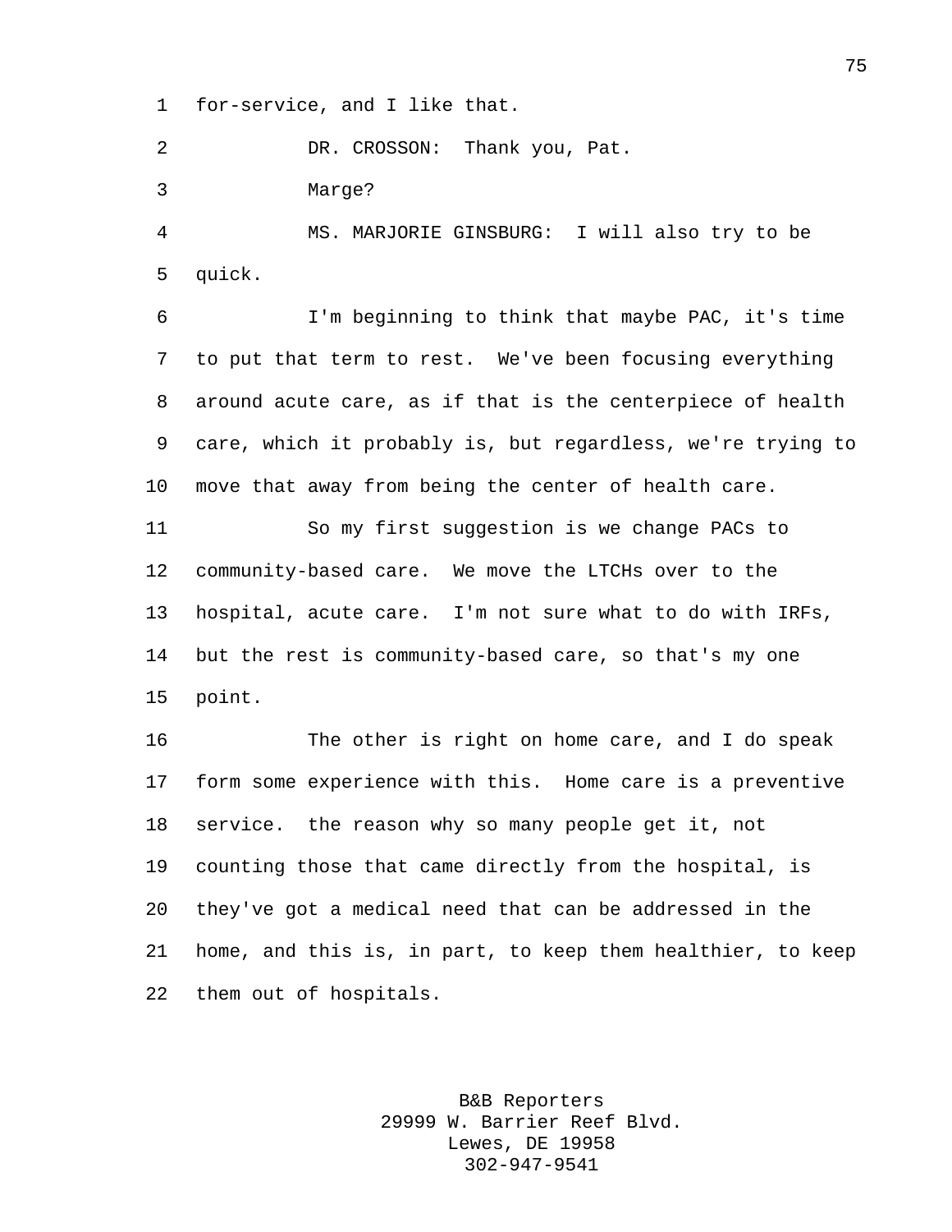for-service, and I like that.

DR. CROSSON: Thank you, Pat.

Marge?

MS. MARJORIE GINSBURG: I will also try to be quick.

I'm beginning to think that maybe PAC, it's time to put that term to rest. We've been focusing everything around acute care, as if that is the centerpiece of health care, which it probably is, but regardless, we're trying to move that away from being the center of health care.

So my first suggestion is we change PACs to community-based care. We move the LTCHs over to the hospital, acute care. I'm not sure what to do with IRFs, but the rest is community-based care, so that's my one point.

The other is right on home care, and I do speak form some experience with this. Home care is a preventive service. the reason why so many people get it, not counting those that came directly from the hospital, is they've got a medical need that can be addressed in the home, and this is, in part, to keep them healthier, to keep them out of hospitals.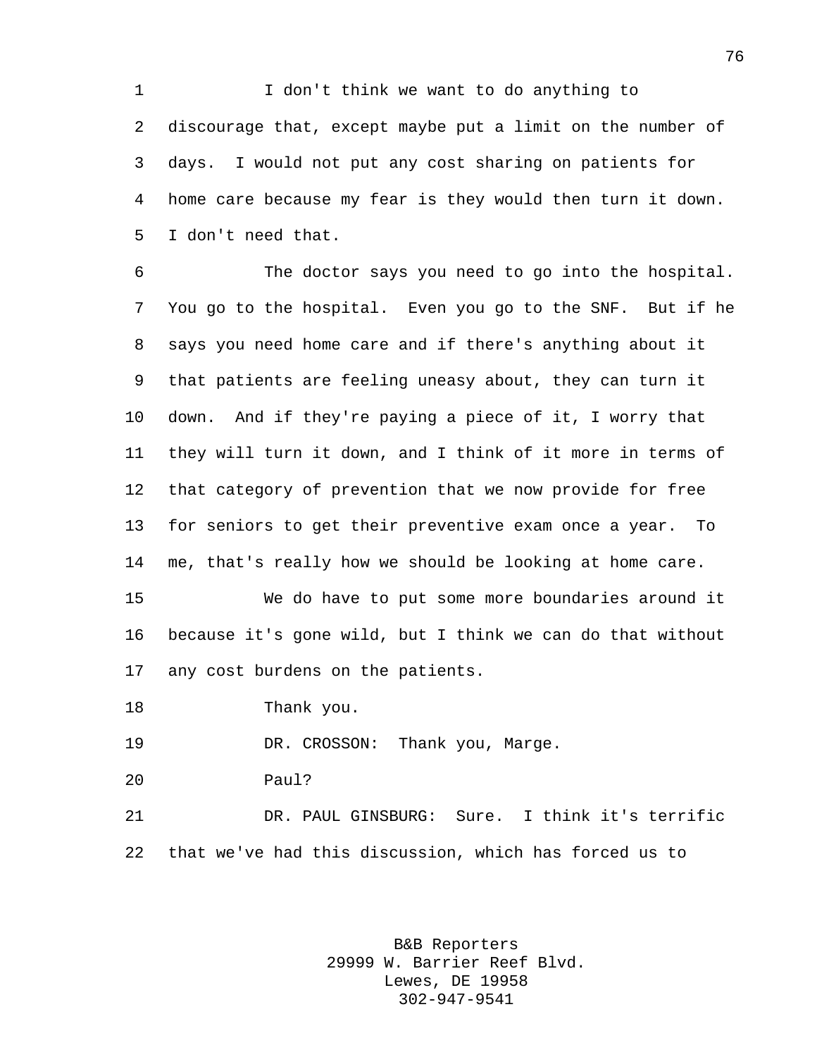I don't think we want to do anything to discourage that, except maybe put a limit on the number of days. I would not put any cost sharing on patients for home care because my fear is they would then turn it down. I don't need that.

The doctor says you need to go into the hospital. You go to the hospital. Even you go to the SNF. But if he says you need home care and if there's anything about it that patients are feeling uneasy about, they can turn it down. And if they're paying a piece of it, I worry that they will turn it down, and I think of it more in terms of that category of prevention that we now provide for free for seniors to get their preventive exam once a year. To me, that's really how we should be looking at home care.

We do have to put some more boundaries around it because it's gone wild, but I think we can do that without any cost burdens on the patients.

Thank you.

DR. CROSSON: Thank you, Marge.

Paul?

DR. PAUL GINSBURG: Sure. I think it's terrific that we've had this discussion, which has forced us to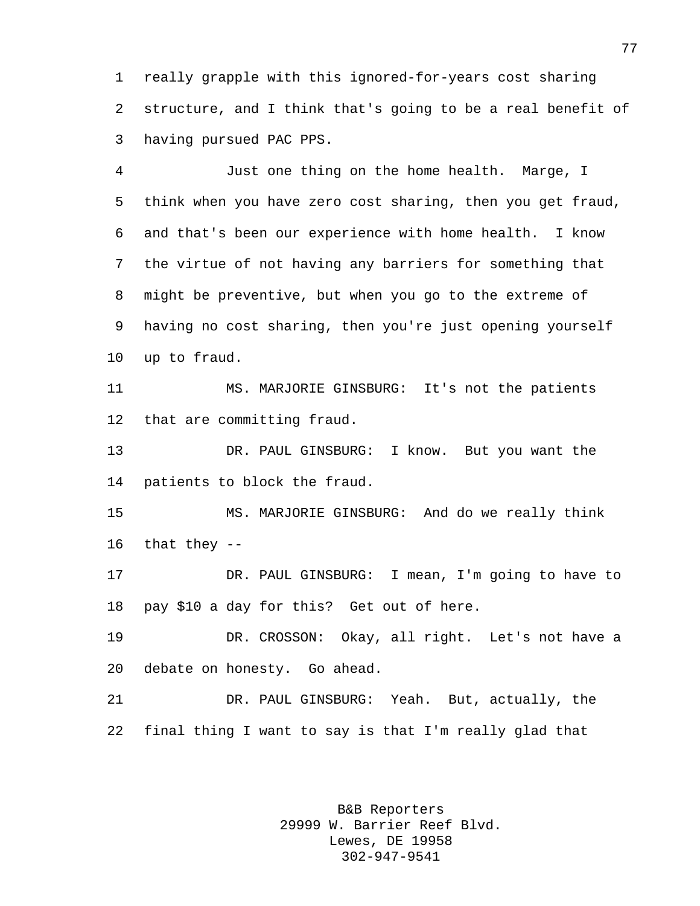really grapple with this ignored-for-years cost sharing structure, and I think that's going to be a real benefit of having pursued PAC PPS.

Just one thing on the home health. Marge, I think when you have zero cost sharing, then you get fraud, and that's been our experience with home health. I know the virtue of not having any barriers for something that might be preventive, but when you go to the extreme of having no cost sharing, then you're just opening yourself up to fraud.

MS. MARJORIE GINSBURG: It's not the patients that are committing fraud.

DR. PAUL GINSBURG: I know. But you want the patients to block the fraud.

MS. MARJORIE GINSBURG: And do we really think that they --

DR. PAUL GINSBURG: I mean, I'm going to have to pay $10 a day for this? Get out of here.

DR. CROSSON: Okay, all right. Let's not have a debate on honesty. Go ahead.

DR. PAUL GINSBURG: Yeah. But, actually, the final thing I want to say is that I'm really glad that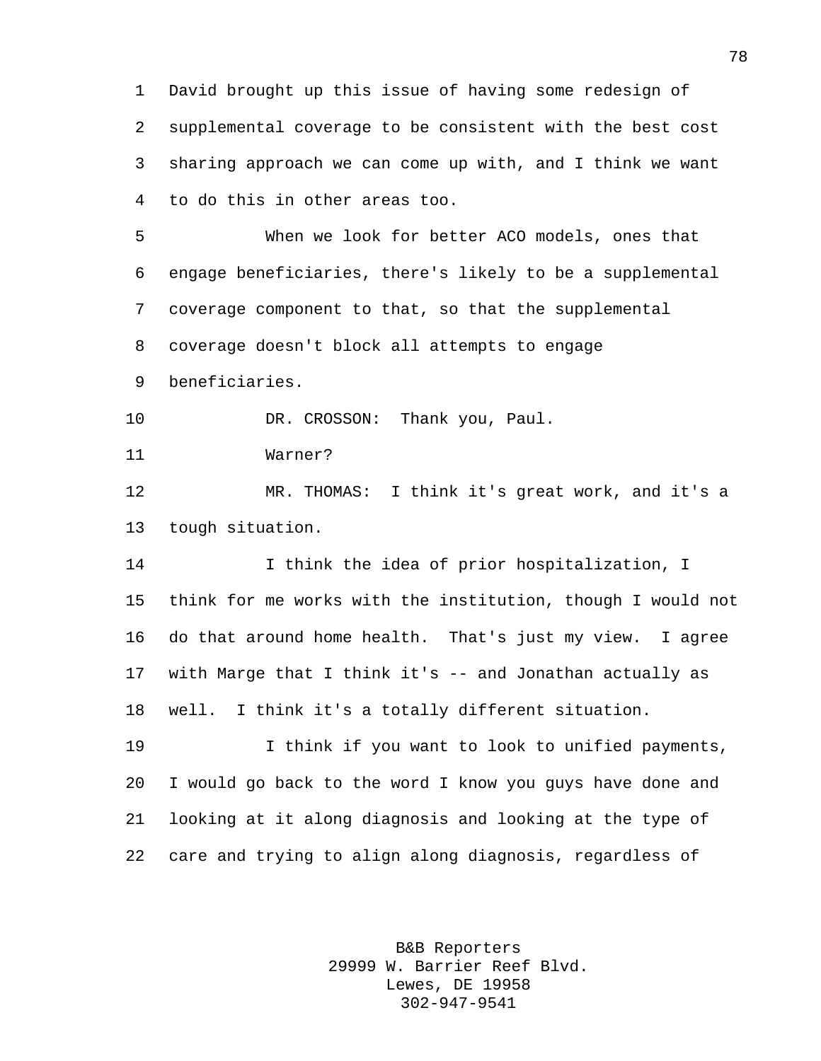David brought up this issue of having some redesign of supplemental coverage to be consistent with the best cost sharing approach we can come up with, and I think we want to do this in other areas too.

When we look for better ACO models, ones that engage beneficiaries, there's likely to be a supplemental coverage component to that, so that the supplemental coverage doesn't block all attempts to engage beneficiaries.

DR. CROSSON: Thank you, Paul.

Warner?

MR. THOMAS: I think it's great work, and it's a tough situation.

I think the idea of prior hospitalization, I think for me works with the institution, though I would not do that around home health. That's just my view. I agree with Marge that I think it's -- and Jonathan actually as well. I think it's a totally different situation.

I think if you want to look to unified payments, I would go back to the word I know you guys have done and looking at it along diagnosis and looking at the type of care and trying to align along diagnosis, regardless of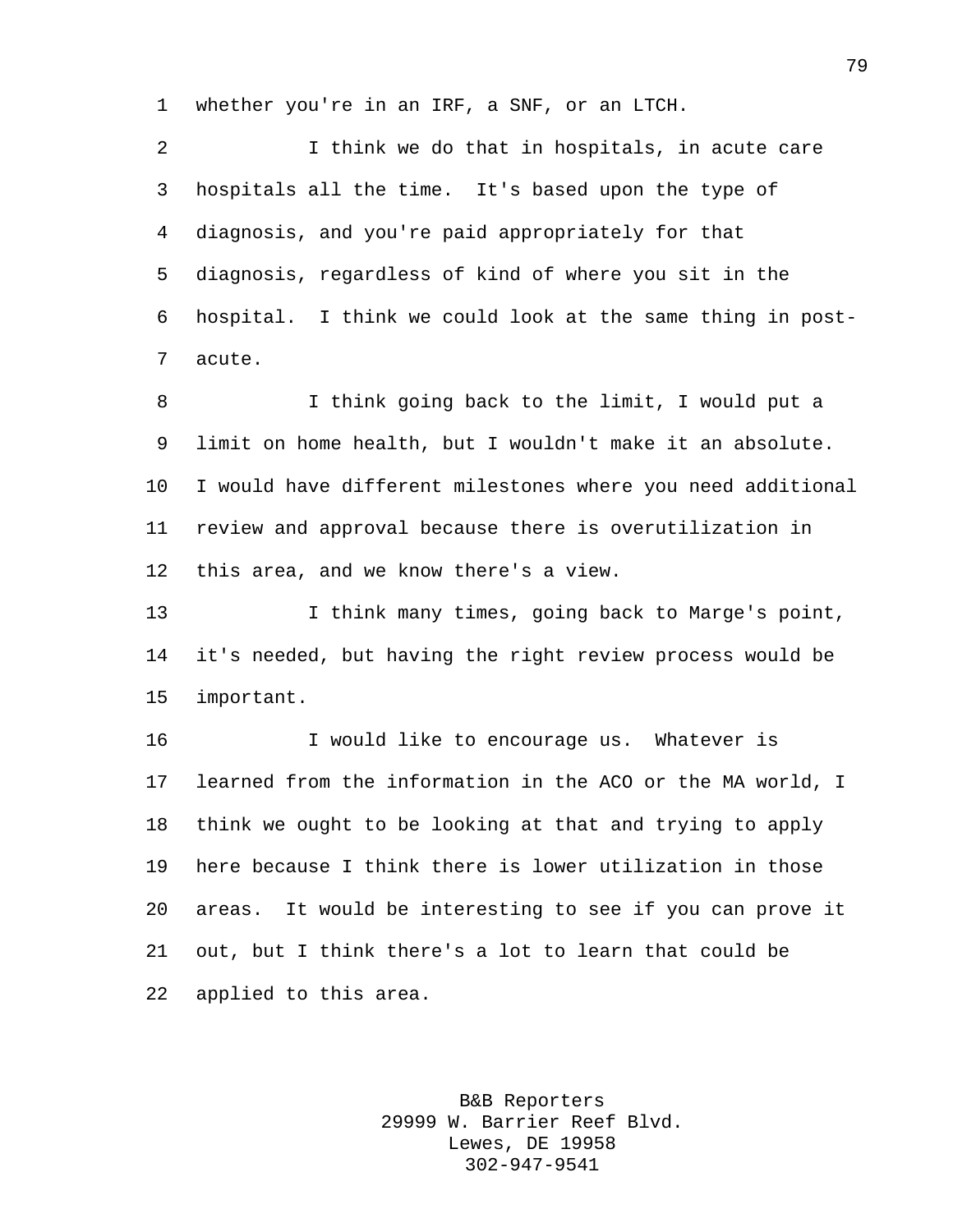whether you're in an IRF, a SNF, or an LTCH.

I think we do that in hospitals, in acute care hospitals all the time. It's based upon the type of diagnosis, and you're paid appropriately for that diagnosis, regardless of kind of where you sit in the hospital. I think we could look at the same thing in post-acute.

I think going back to the limit, I would put a limit on home health, but I wouldn't make it an absolute. I would have different milestones where you need additional review and approval because there is overutilization in this area, and we know there's a view.

I think many times, going back to Marge's point, it's needed, but having the right review process would be important.

I would like to encourage us. Whatever is learned from the information in the ACO or the MA world, I think we ought to be looking at that and trying to apply here because I think there is lower utilization in those areas. It would be interesting to see if you can prove it out, but I think there's a lot to learn that could be applied to this area.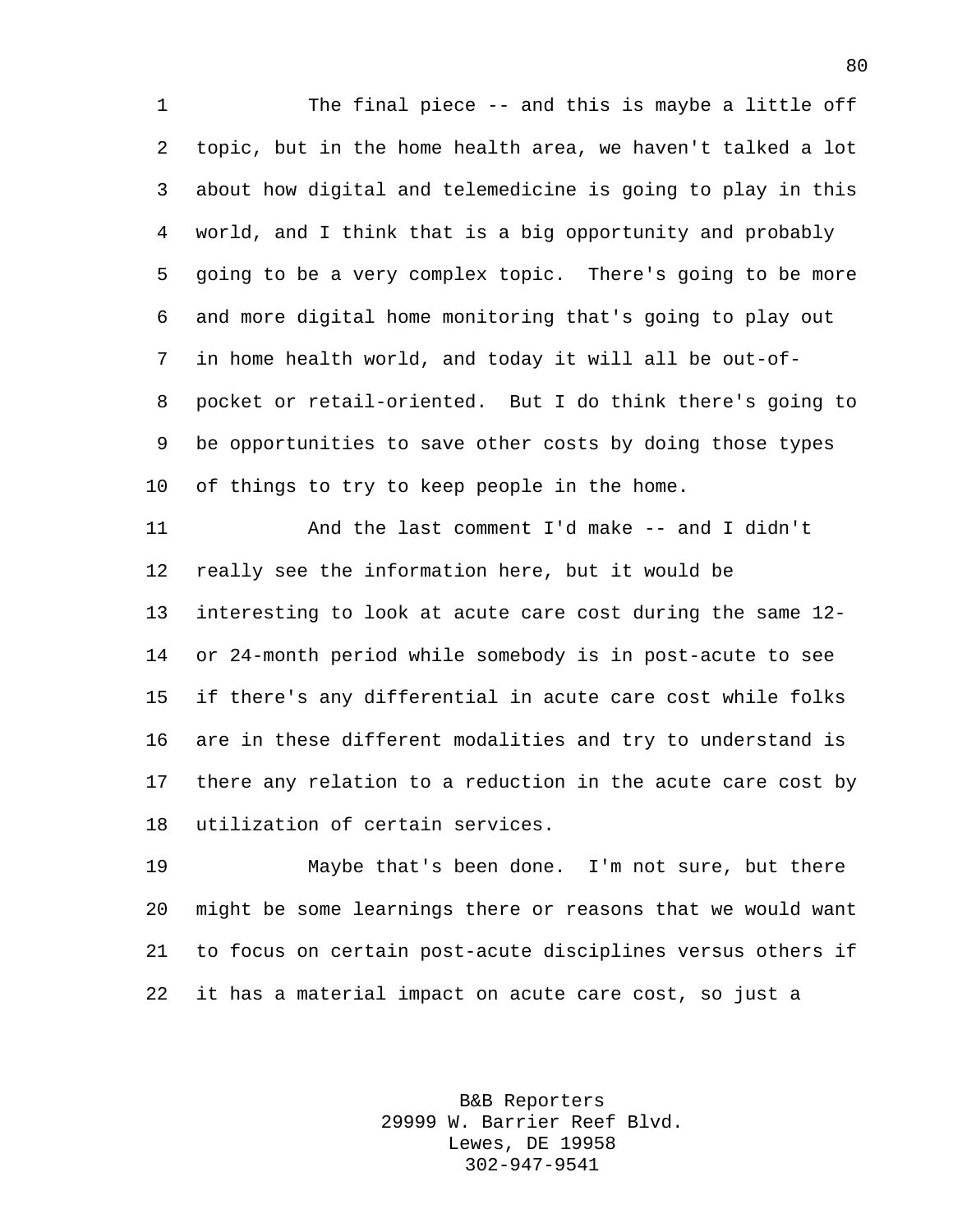The final piece -- and this is maybe a little off topic, but in the home health area, we haven't talked a lot about how digital and telemedicine is going to play in this world, and I think that is a big opportunity and probably going to be a very complex topic. There's going to be more and more digital home monitoring that's going to play out in home health world, and today it will all be out-of-pocket or retail-oriented. But I do think there's going to be opportunities to save other costs by doing those types of things to try to keep people in the home.

And the last comment I'd make -- and I didn't really see the information here, but it would be interesting to look at acute care cost during the same 12- or 24-month period while somebody is in post-acute to see if there's any differential in acute care cost while folks are in these different modalities and try to understand is there any relation to a reduction in the acute care cost by utilization of certain services.

Maybe that's been done. I'm not sure, but there might be some learnings there or reasons that we would want to focus on certain post-acute disciplines versus others if it has a material impact on acute care cost, so just a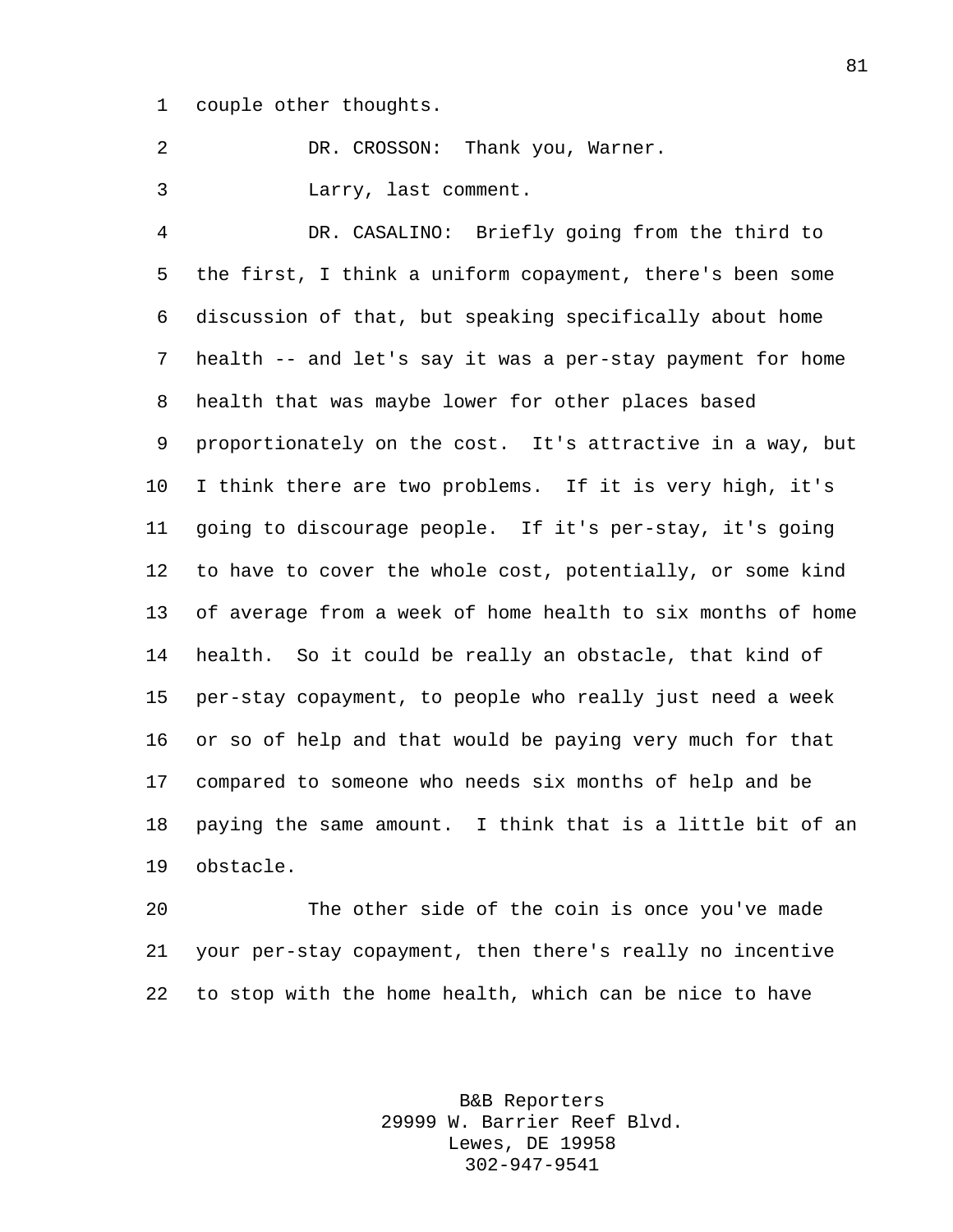couple other thoughts.

DR. CROSSON: Thank you, Warner.

Larry, last comment.

DR. CASALINO: Briefly going from the third to the first, I think a uniform copayment, there's been some discussion of that, but speaking specifically about home health -- and let's say it was a per-stay payment for home health that was maybe lower for other places based proportionately on the cost. It's attractive in a way, but I think there are two problems. If it is very high, it's going to discourage people. If it's per-stay, it's going to have to cover the whole cost, potentially, or some kind of average from a week of home health to six months of home health. So it could be really an obstacle, that kind of per-stay copayment, to people who really just need a week or so of help and that would be paying very much for that compared to someone who needs six months of help and be paying the same amount. I think that is a little bit of an obstacle.

The other side of the coin is once you've made your per-stay copayment, then there's really no incentive to stop with the home health, which can be nice to have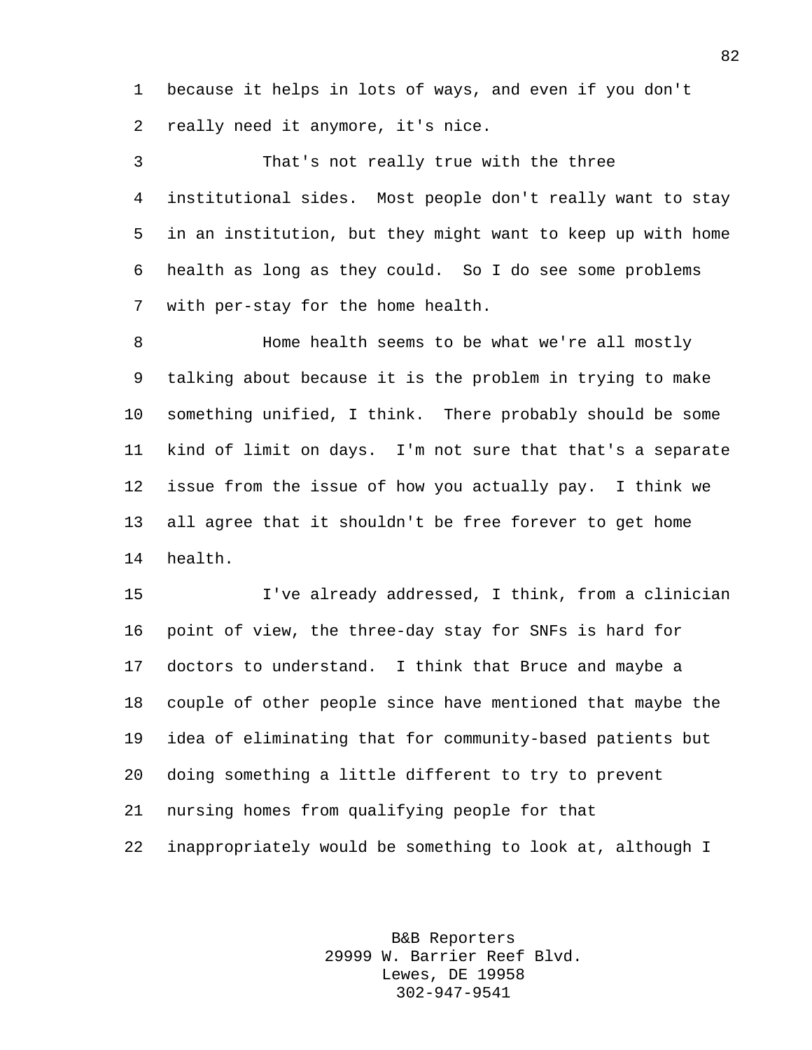because it helps in lots of ways, and even if you don't really need it anymore, it's nice.

That's not really true with the three institutional sides. Most people don't really want to stay in an institution, but they might want to keep up with home health as long as they could. So I do see some problems with per-stay for the home health.

Home health seems to be what we're all mostly talking about because it is the problem in trying to make something unified, I think. There probably should be some kind of limit on days. I'm not sure that that's a separate issue from the issue of how you actually pay. I think we all agree that it shouldn't be free forever to get home health.

I've already addressed, I think, from a clinician point of view, the three-day stay for SNFs is hard for doctors to understand. I think that Bruce and maybe a couple of other people since have mentioned that maybe the idea of eliminating that for community-based patients but doing something a little different to try to prevent nursing homes from qualifying people for that inappropriately would be something to look at, although I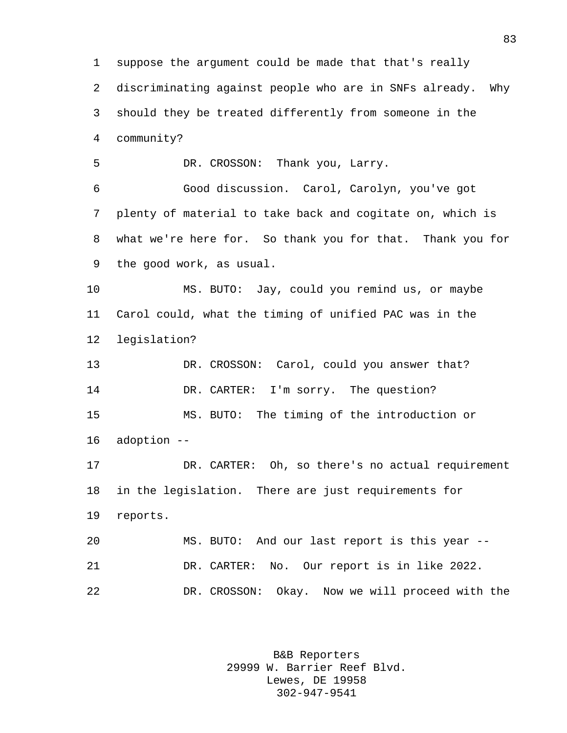suppose the argument could be made that that's really discriminating against people who are in SNFs already. Why should they be treated differently from someone in the community?

DR. CROSSON: Thank you, Larry.

Good discussion. Carol, Carolyn, you've got plenty of material to take back and cogitate on, which is what we're here for. So thank you for that. Thank you for the good work, as usual.

MS. BUTO: Jay, could you remind us, or maybe Carol could, what the timing of unified PAC was in the legislation?

DR. CROSSON: Carol, could you answer that?

DR. CARTER: I'm sorry. The question?

MS. BUTO: The timing of the introduction or adoption --

DR. CARTER: Oh, so there's no actual requirement in the legislation. There are just requirements for reports.

MS. BUTO: And our last report is this year --

DR. CARTER: No. Our report is in like 2022.

DR. CROSSON: Okay. Now we will proceed with the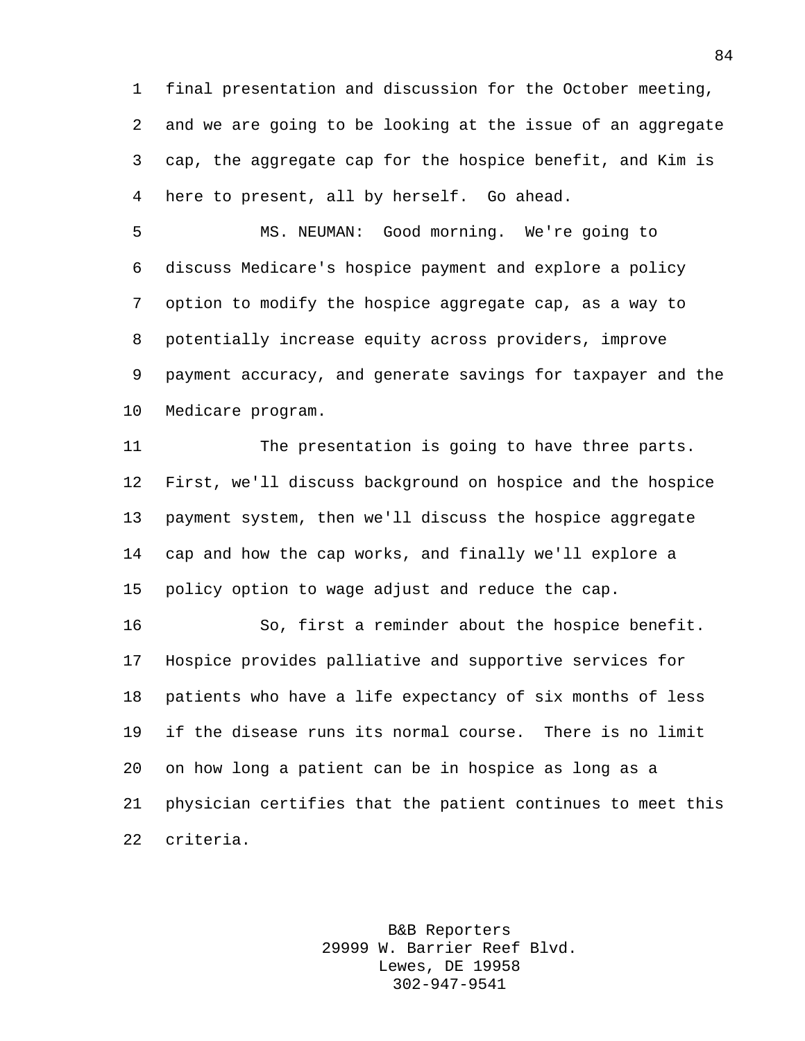final presentation and discussion for the October meeting, and we are going to be looking at the issue of an aggregate cap, the aggregate cap for the hospice benefit, and Kim is here to present, all by herself. Go ahead.

MS. NEUMAN: Good morning. We're going to discuss Medicare's hospice payment and explore a policy option to modify the hospice aggregate cap, as a way to potentially increase equity across providers, improve payment accuracy, and generate savings for taxpayer and the Medicare program.

The presentation is going to have three parts. First, we'll discuss background on hospice and the hospice payment system, then we'll discuss the hospice aggregate cap and how the cap works, and finally we'll explore a policy option to wage adjust and reduce the cap.

So, first a reminder about the hospice benefit. Hospice provides palliative and supportive services for patients who have a life expectancy of six months of less if the disease runs its normal course. There is no limit on how long a patient can be in hospice as long as a physician certifies that the patient continues to meet this criteria.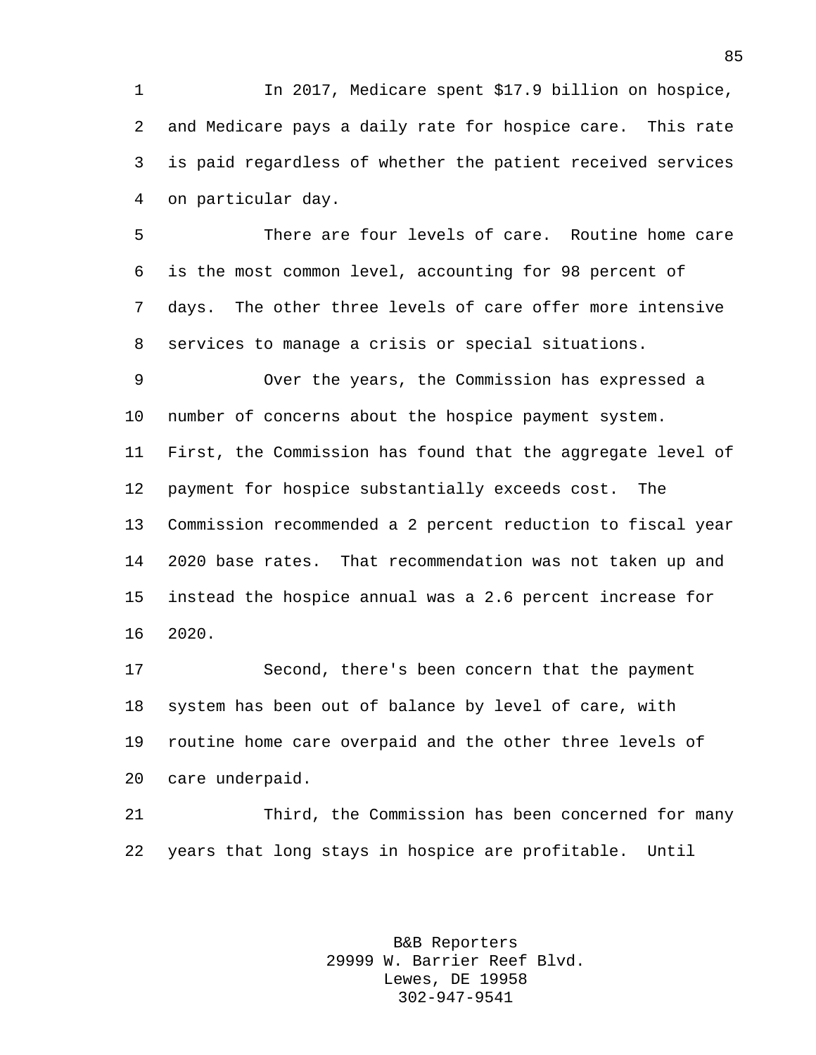In 2017, Medicare spent $17.9 billion on hospice, and Medicare pays a daily rate for hospice care. This rate is paid regardless of whether the patient received services on particular day.

There are four levels of care. Routine home care is the most common level, accounting for 98 percent of days. The other three levels of care offer more intensive services to manage a crisis or special situations.

Over the years, the Commission has expressed a number of concerns about the hospice payment system. First, the Commission has found that the aggregate level of payment for hospice substantially exceeds cost. The Commission recommended a 2 percent reduction to fiscal year 2020 base rates. That recommendation was not taken up and instead the hospice annual was a 2.6 percent increase for 2020.

Second, there's been concern that the payment system has been out of balance by level of care, with routine home care overpaid and the other three levels of care underpaid.

Third, the Commission has been concerned for many years that long stays in hospice are profitable. Until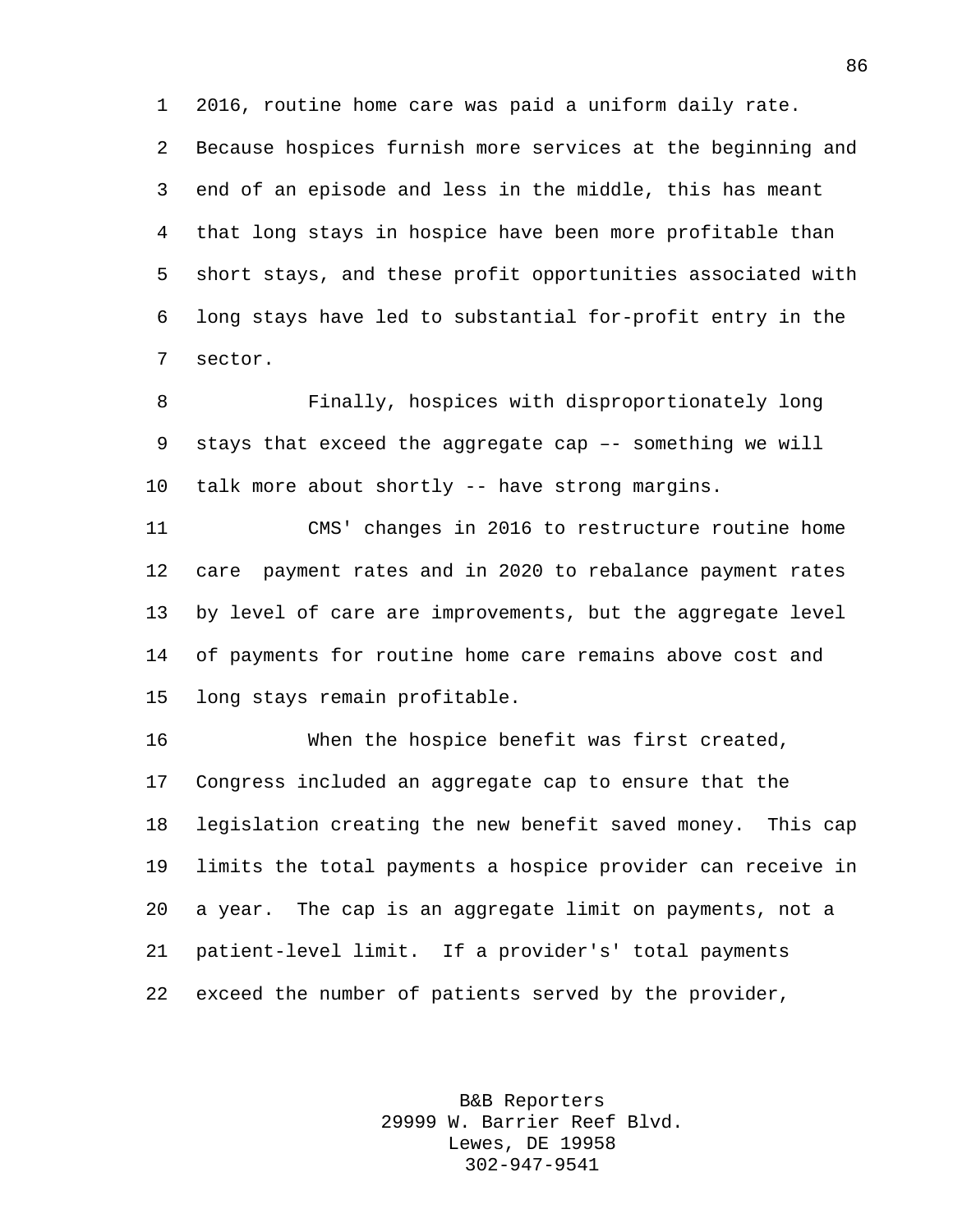2016, routine home care was paid a uniform daily rate. Because hospices furnish more services at the beginning and end of an episode and less in the middle, this has meant that long stays in hospice have been more profitable than short stays, and these profit opportunities associated with long stays have led to substantial for-profit entry in the sector.

Finally, hospices with disproportionately long stays that exceed the aggregate cap –- something we will talk more about shortly -- have strong margins.

CMS' changes in 2016 to restructure routine home care payment rates and in 2020 to rebalance payment rates by level of care are improvements, but the aggregate level of payments for routine home care remains above cost and long stays remain profitable.

When the hospice benefit was first created, Congress included an aggregate cap to ensure that the legislation creating the new benefit saved money. This cap limits the total payments a hospice provider can receive in a year. The cap is an aggregate limit on payments, not a patient-level limit. If a provider's' total payments exceed the number of patients served by the provider,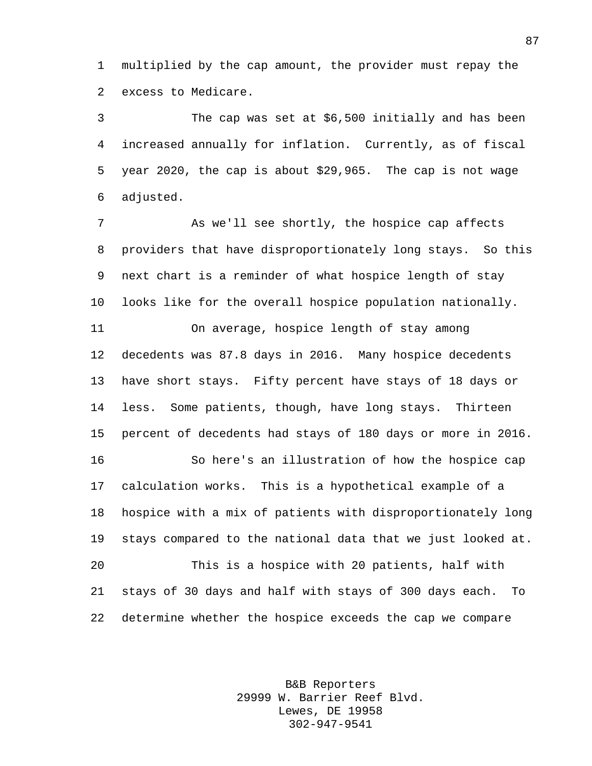multiplied by the cap amount, the provider must repay the excess to Medicare.

The cap was set at $6,500 initially and has been increased annually for inflation. Currently, as of fiscal year 2020, the cap is about $29,965. The cap is not wage adjusted.

As we'll see shortly, the hospice cap affects providers that have disproportionately long stays. So this next chart is a reminder of what hospice length of stay looks like for the overall hospice population nationally.

On average, hospice length of stay among decedents was 87.8 days in 2016. Many hospice decedents have short stays. Fifty percent have stays of 18 days or less. Some patients, though, have long stays. Thirteen percent of decedents had stays of 180 days or more in 2016.

So here's an illustration of how the hospice cap calculation works. This is a hypothetical example of a hospice with a mix of patients with disproportionately long stays compared to the national data that we just looked at.

This is a hospice with 20 patients, half with stays of 30 days and half with stays of 300 days each. To determine whether the hospice exceeds the cap we compare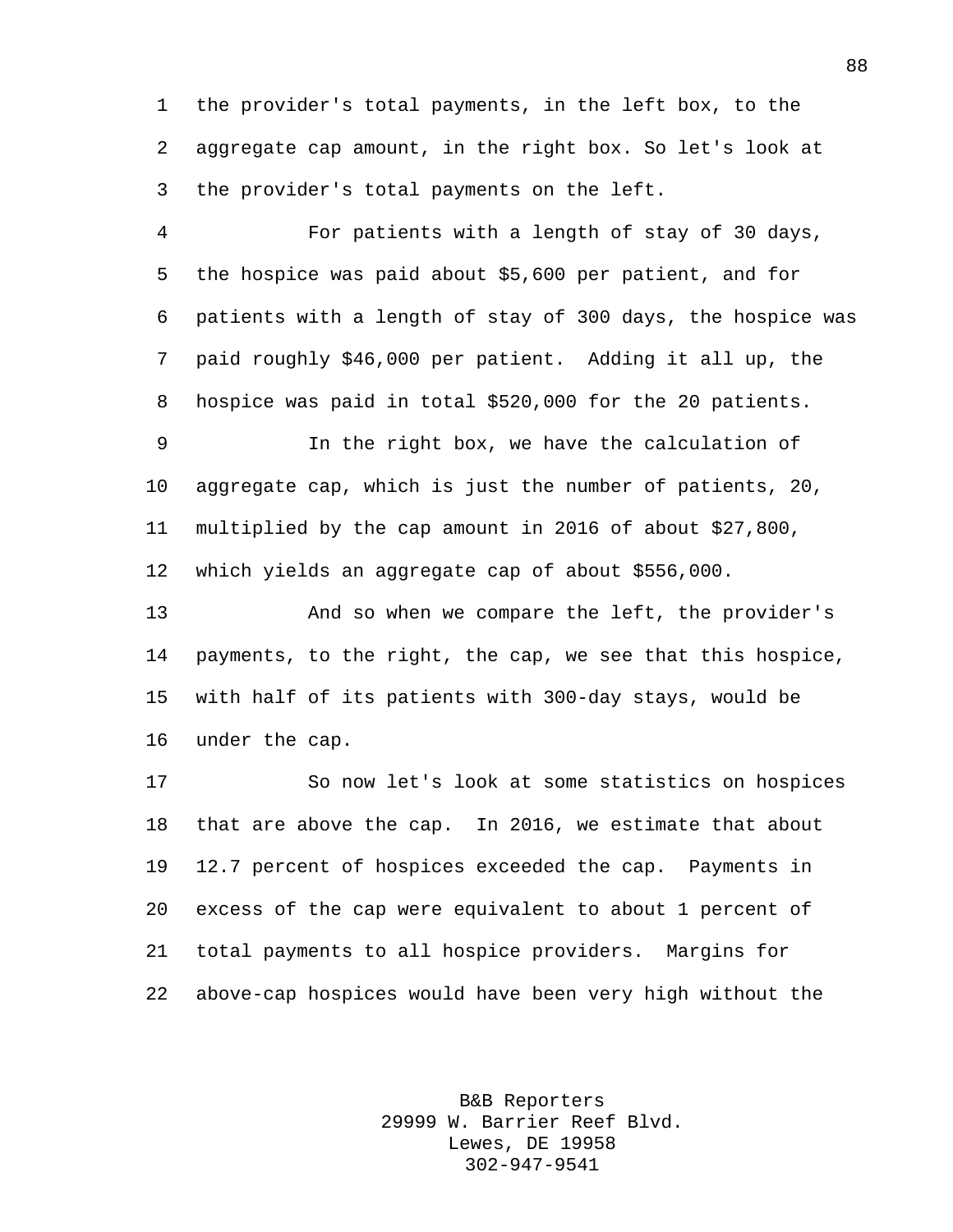the provider's total payments, in the left box, to the aggregate cap amount, in the right box. So let's look at the provider's total payments on the left.

For patients with a length of stay of 30 days, the hospice was paid about $5,600 per patient, and for patients with a length of stay of 300 days, the hospice was paid roughly $46,000 per patient. Adding it all up, the hospice was paid in total $520,000 for the 20 patients.

In the right box, we have the calculation of aggregate cap, which is just the number of patients, 20, multiplied by the cap amount in 2016 of about $27,800, which yields an aggregate cap of about $556,000.

And so when we compare the left, the provider's payments, to the right, the cap, we see that this hospice, with half of its patients with 300-day stays, would be under the cap.

So now let's look at some statistics on hospices that are above the cap. In 2016, we estimate that about 12.7 percent of hospices exceeded the cap. Payments in excess of the cap were equivalent to about 1 percent of total payments to all hospice providers. Margins for above-cap hospices would have been very high without the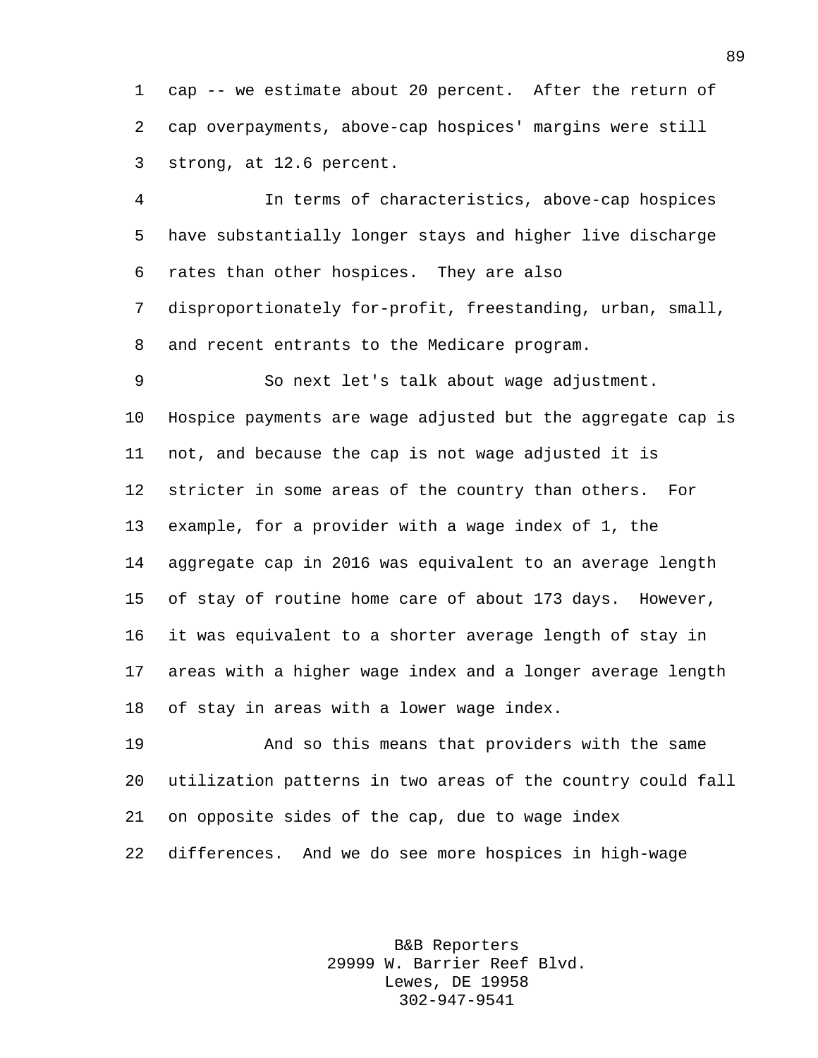cap -- we estimate about 20 percent. After the return of cap overpayments, above-cap hospices' margins were still strong, at 12.6 percent.

In terms of characteristics, above-cap hospices have substantially longer stays and higher live discharge rates than other hospices. They are also disproportionately for-profit, freestanding, urban, small, and recent entrants to the Medicare program.

So next let's talk about wage adjustment. Hospice payments are wage adjusted but the aggregate cap is not, and because the cap is not wage adjusted it is stricter in some areas of the country than others. For example, for a provider with a wage index of 1, the aggregate cap in 2016 was equivalent to an average length of stay of routine home care of about 173 days. However, it was equivalent to a shorter average length of stay in areas with a higher wage index and a longer average length of stay in areas with a lower wage index.

And so this means that providers with the same utilization patterns in two areas of the country could fall on opposite sides of the cap, due to wage index differences. And we do see more hospices in high-wage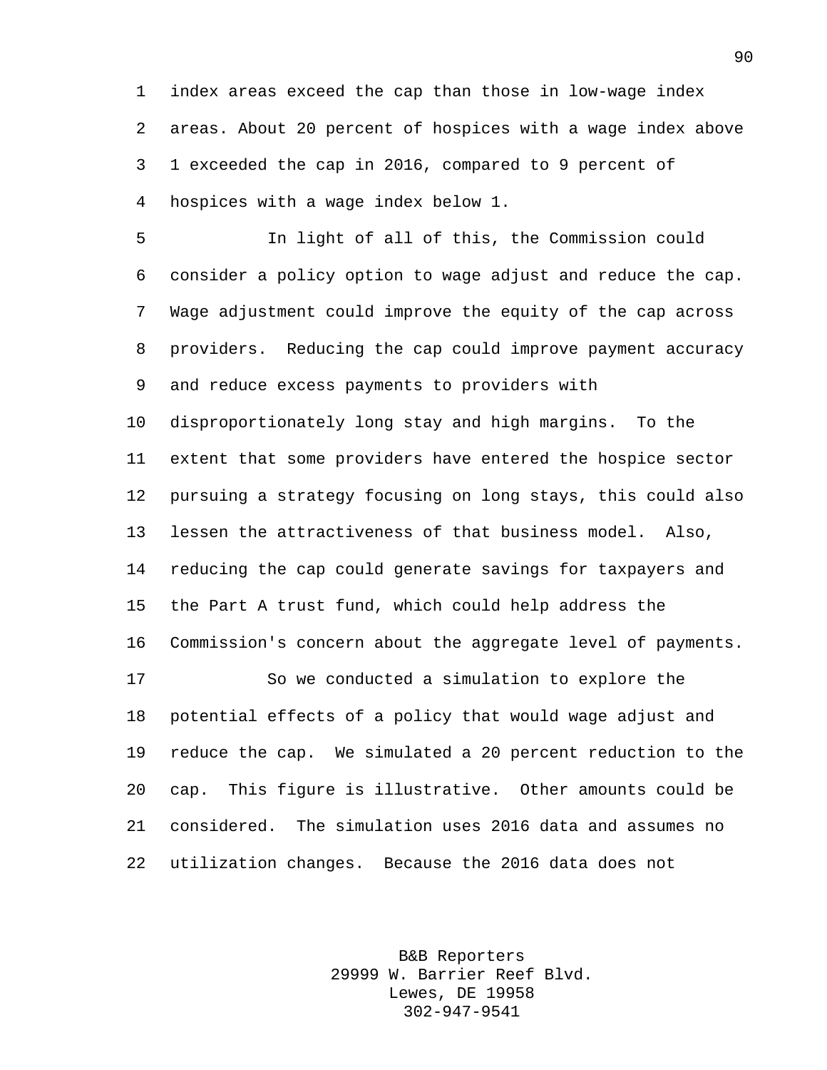index areas exceed the cap than those in low-wage index areas. About 20 percent of hospices with a wage index above 1 exceeded the cap in 2016, compared to 9 percent of hospices with a wage index below 1.

In light of all of this, the Commission could consider a policy option to wage adjust and reduce the cap. Wage adjustment could improve the equity of the cap across providers. Reducing the cap could improve payment accuracy and reduce excess payments to providers with disproportionately long stay and high margins. To the extent that some providers have entered the hospice sector pursuing a strategy focusing on long stays, this could also lessen the attractiveness of that business model. Also, reducing the cap could generate savings for taxpayers and the Part A trust fund, which could help address the Commission's concern about the aggregate level of payments.

So we conducted a simulation to explore the potential effects of a policy that would wage adjust and reduce the cap. We simulated a 20 percent reduction to the cap. This figure is illustrative. Other amounts could be considered. The simulation uses 2016 data and assumes no utilization changes. Because the 2016 data does not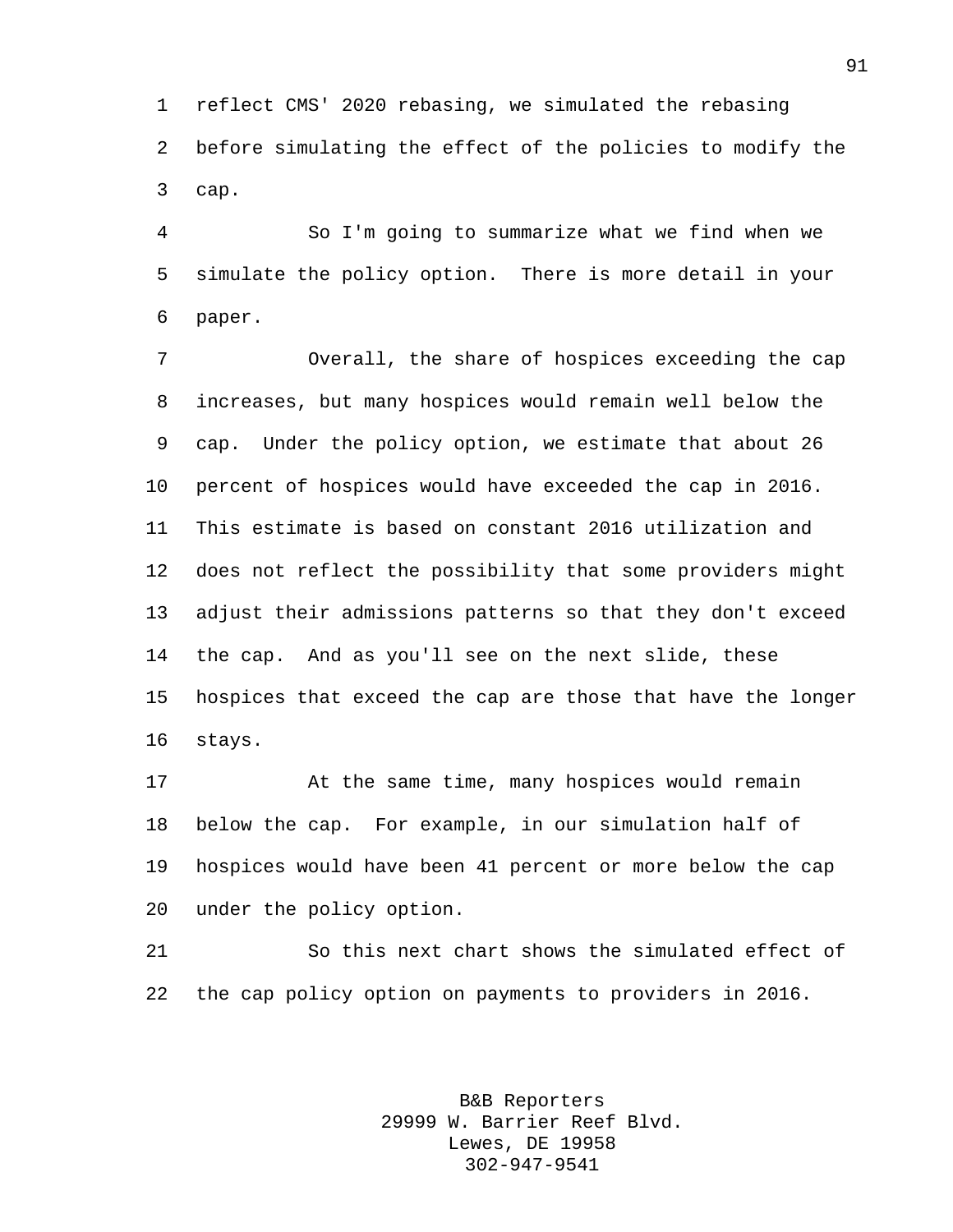reflect CMS' 2020 rebasing, we simulated the rebasing before simulating the effect of the policies to modify the cap.

So I'm going to summarize what we find when we simulate the policy option. There is more detail in your paper.

Overall, the share of hospices exceeding the cap increases, but many hospices would remain well below the cap. Under the policy option, we estimate that about 26 percent of hospices would have exceeded the cap in 2016. This estimate is based on constant 2016 utilization and does not reflect the possibility that some providers might adjust their admissions patterns so that they don't exceed the cap. And as you'll see on the next slide, these hospices that exceed the cap are those that have the longer stays.

At the same time, many hospices would remain below the cap. For example, in our simulation half of hospices would have been 41 percent or more below the cap under the policy option.

So this next chart shows the simulated effect of the cap policy option on payments to providers in 2016.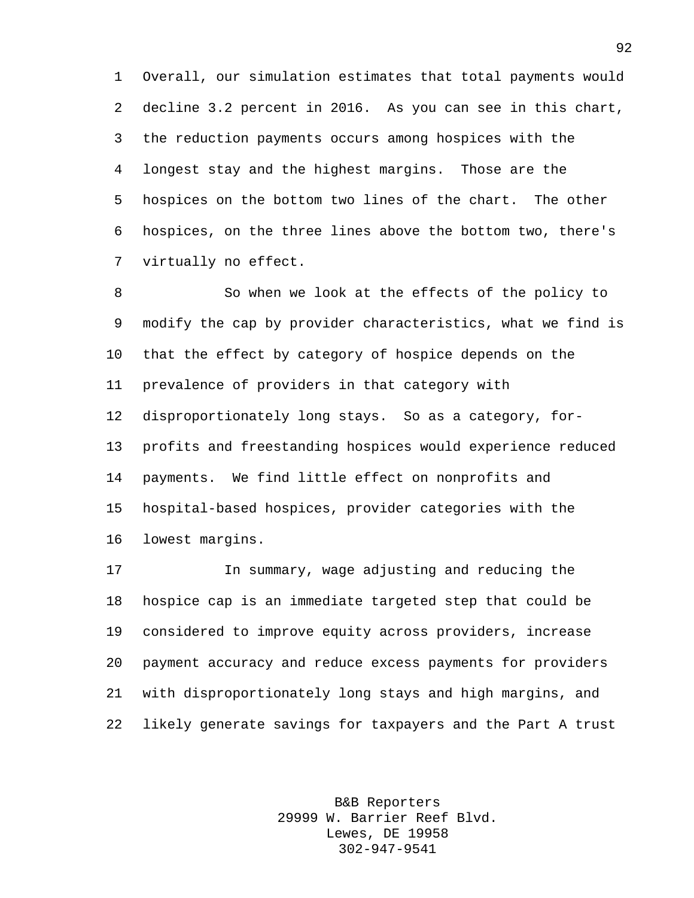Overall, our simulation estimates that total payments would decline 3.2 percent in 2016. As you can see in this chart, the reduction payments occurs among hospices with the longest stay and the highest margins. Those are the hospices on the bottom two lines of the chart. The other hospices, on the three lines above the bottom two, there's virtually no effect.

So when we look at the effects of the policy to modify the cap by provider characteristics, what we find is that the effect by category of hospice depends on the prevalence of providers in that category with disproportionately long stays. So as a category, for-profits and freestanding hospices would experience reduced payments. We find little effect on nonprofits and hospital-based hospices, provider categories with the lowest margins.

In summary, wage adjusting and reducing the hospice cap is an immediate targeted step that could be considered to improve equity across providers, increase payment accuracy and reduce excess payments for providers with disproportionately long stays and high margins, and likely generate savings for taxpayers and the Part A trust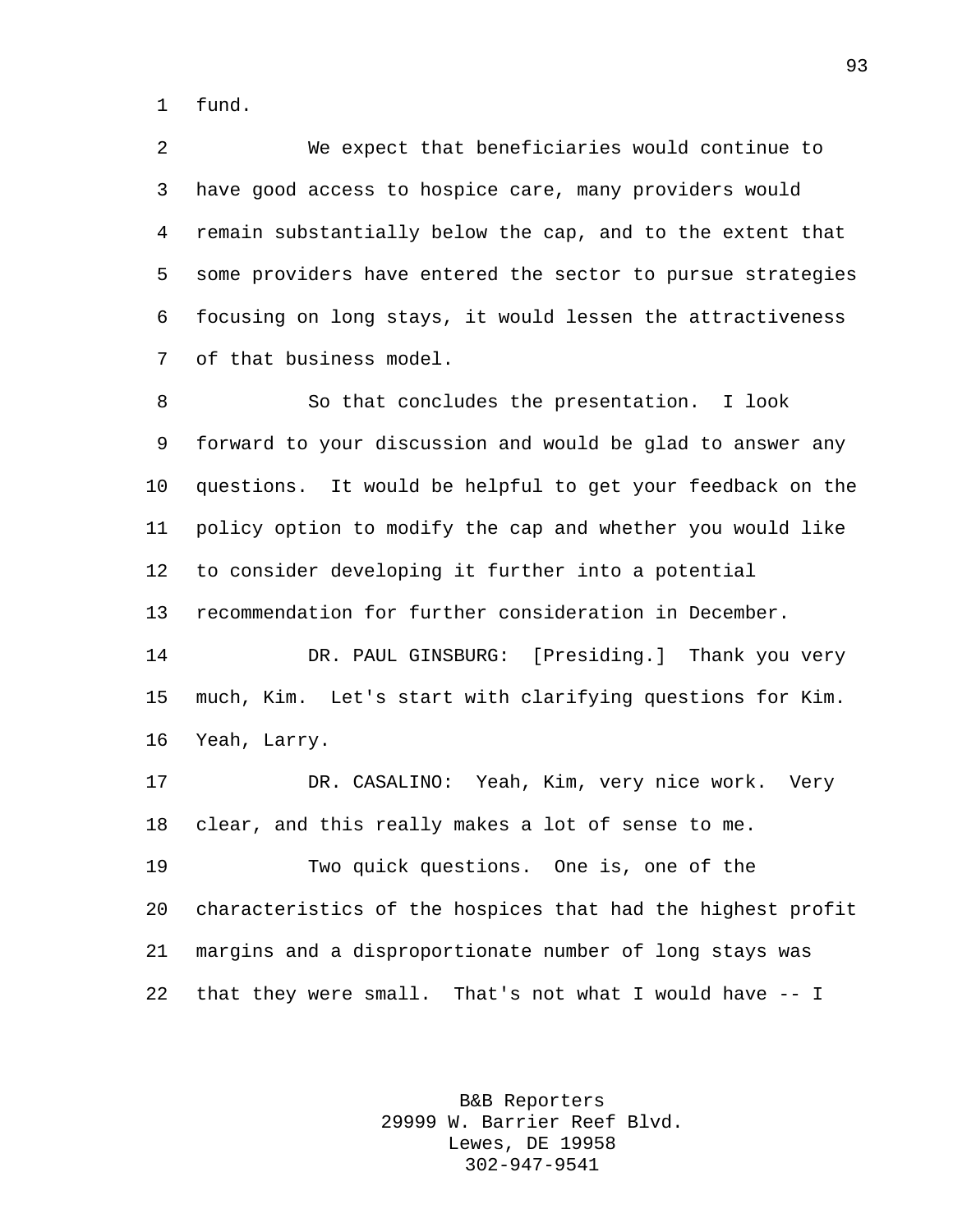fund.

We expect that beneficiaries would continue to have good access to hospice care, many providers would remain substantially below the cap, and to the extent that some providers have entered the sector to pursue strategies focusing on long stays, it would lessen the attractiveness of that business model.

So that concludes the presentation. I look forward to your discussion and would be glad to answer any questions. It would be helpful to get your feedback on the policy option to modify the cap and whether you would like to consider developing it further into a potential recommendation for further consideration in December.

DR. PAUL GINSBURG: [Presiding.] Thank you very much, Kim. Let's start with clarifying questions for Kim. Yeah, Larry.

DR. CASALINO: Yeah, Kim, very nice work. Very clear, and this really makes a lot of sense to me.

Two quick questions. One is, one of the characteristics of the hospices that had the highest profit margins and a disproportionate number of long stays was that they were small. That's not what I would have -- I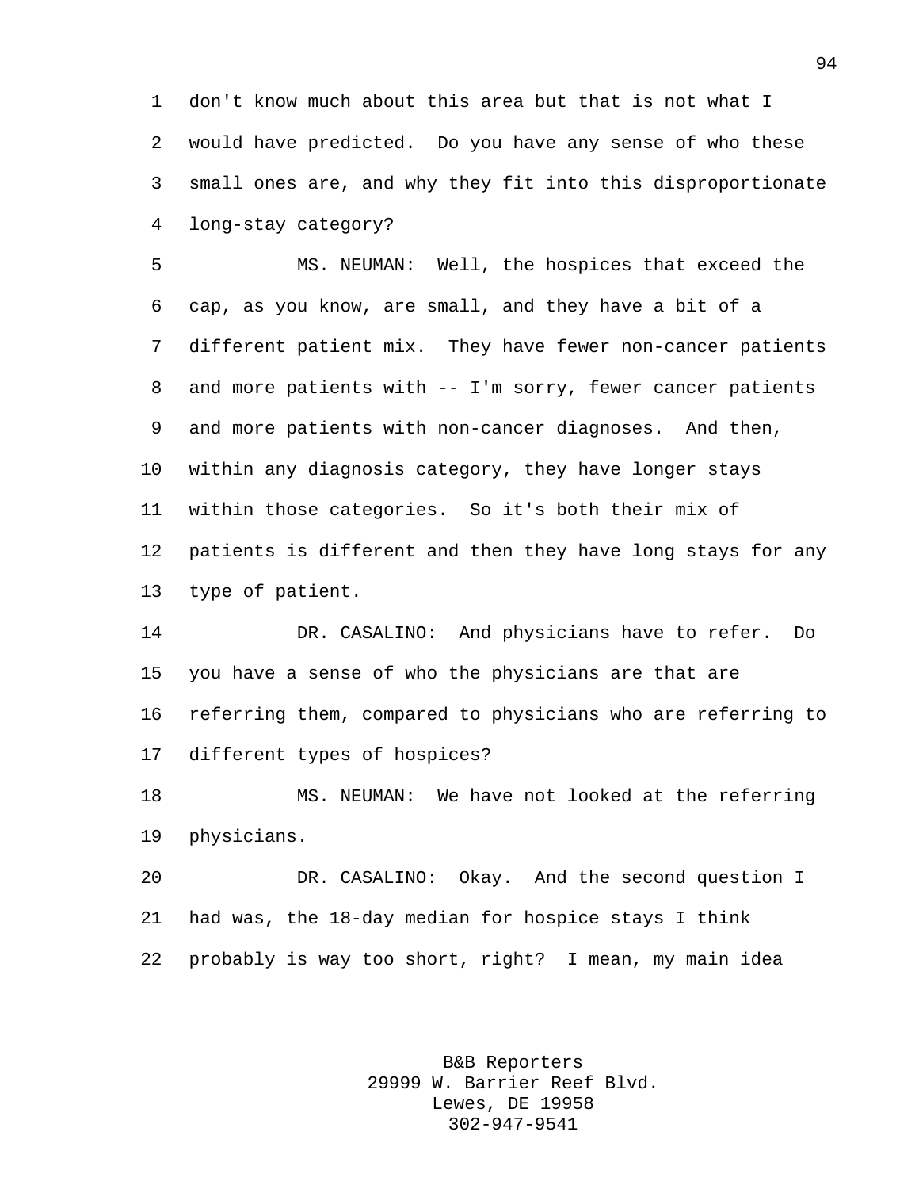don't know much about this area but that is not what I would have predicted. Do you have any sense of who these small ones are, and why they fit into this disproportionate long-stay category?

MS. NEUMAN: Well, the hospices that exceed the cap, as you know, are small, and they have a bit of a different patient mix. They have fewer non-cancer patients and more patients with -- I'm sorry, fewer cancer patients and more patients with non-cancer diagnoses. And then, within any diagnosis category, they have longer stays within those categories. So it's both their mix of patients is different and then they have long stays for any type of patient.

DR. CASALINO: And physicians have to refer. Do you have a sense of who the physicians are that are referring them, compared to physicians who are referring to different types of hospices?

MS. NEUMAN: We have not looked at the referring physicians.

DR. CASALINO: Okay. And the second question I had was, the 18-day median for hospice stays I think probably is way too short, right? I mean, my main idea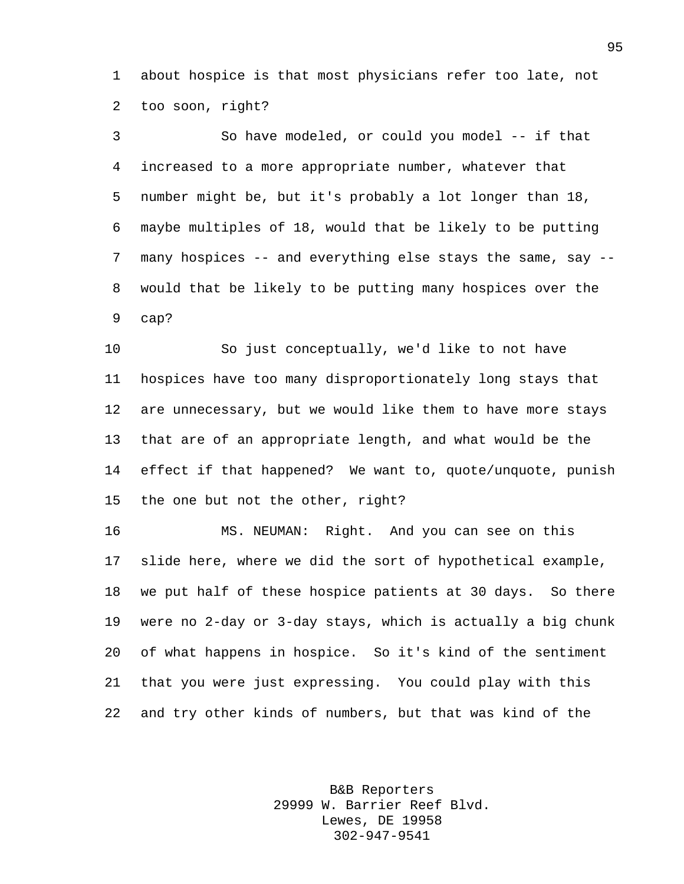about hospice is that most physicians refer too late, not too soon, right?

So have modeled, or could you model -- if that increased to a more appropriate number, whatever that number might be, but it's probably a lot longer than 18, maybe multiples of 18, would that be likely to be putting many hospices -- and everything else stays the same, say -- would that be likely to be putting many hospices over the cap?

So just conceptually, we'd like to not have hospices have too many disproportionately long stays that are unnecessary, but we would like them to have more stays that are of an appropriate length, and what would be the effect if that happened? We want to, quote/unquote, punish the one but not the other, right?

MS. NEUMAN: Right. And you can see on this slide here, where we did the sort of hypothetical example, we put half of these hospice patients at 30 days. So there were no 2-day or 3-day stays, which is actually a big chunk of what happens in hospice. So it's kind of the sentiment that you were just expressing. You could play with this and try other kinds of numbers, but that was kind of the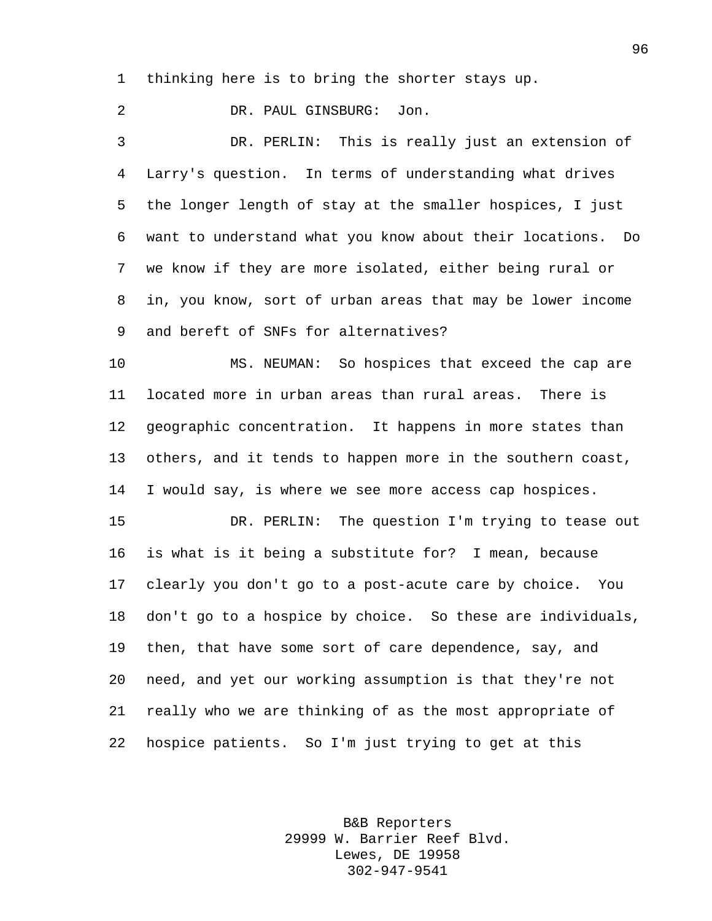thinking here is to bring the shorter stays up.

DR. PAUL GINSBURG: Jon.

DR. PERLIN: This is really just an extension of Larry's question. In terms of understanding what drives the longer length of stay at the smaller hospices, I just want to understand what you know about their locations. Do we know if they are more isolated, either being rural or in, you know, sort of urban areas that may be lower income and bereft of SNFs for alternatives?

MS. NEUMAN: So hospices that exceed the cap are located more in urban areas than rural areas. There is geographic concentration. It happens in more states than others, and it tends to happen more in the southern coast, I would say, is where we see more access cap hospices.

DR. PERLIN: The question I'm trying to tease out is what is it being a substitute for? I mean, because clearly you don't go to a post-acute care by choice. You don't go to a hospice by choice. So these are individuals, then, that have some sort of care dependence, say, and need, and yet our working assumption is that they're not really who we are thinking of as the most appropriate of hospice patients. So I'm just trying to get at this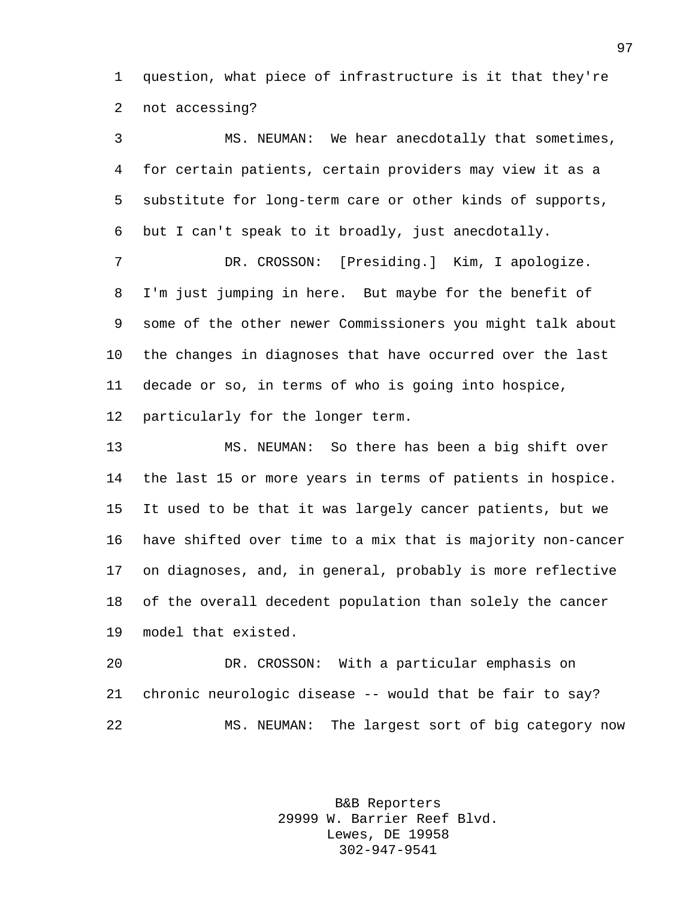question, what piece of infrastructure is it that they're not accessing?

MS. NEUMAN: We hear anecdotally that sometimes, for certain patients, certain providers may view it as a substitute for long-term care or other kinds of supports, but I can't speak to it broadly, just anecdotally.

DR. CROSSON: [Presiding.] Kim, I apologize. I'm just jumping in here. But maybe for the benefit of some of the other newer Commissioners you might talk about the changes in diagnoses that have occurred over the last decade or so, in terms of who is going into hospice, particularly for the longer term.

MS. NEUMAN: So there has been a big shift over the last 15 or more years in terms of patients in hospice. It used to be that it was largely cancer patients, but we have shifted over time to a mix that is majority non-cancer on diagnoses, and, in general, probably is more reflective of the overall decedent population than solely the cancer model that existed.

DR. CROSSON: With a particular emphasis on chronic neurologic disease -- would that be fair to say?

MS. NEUMAN: The largest sort of big category now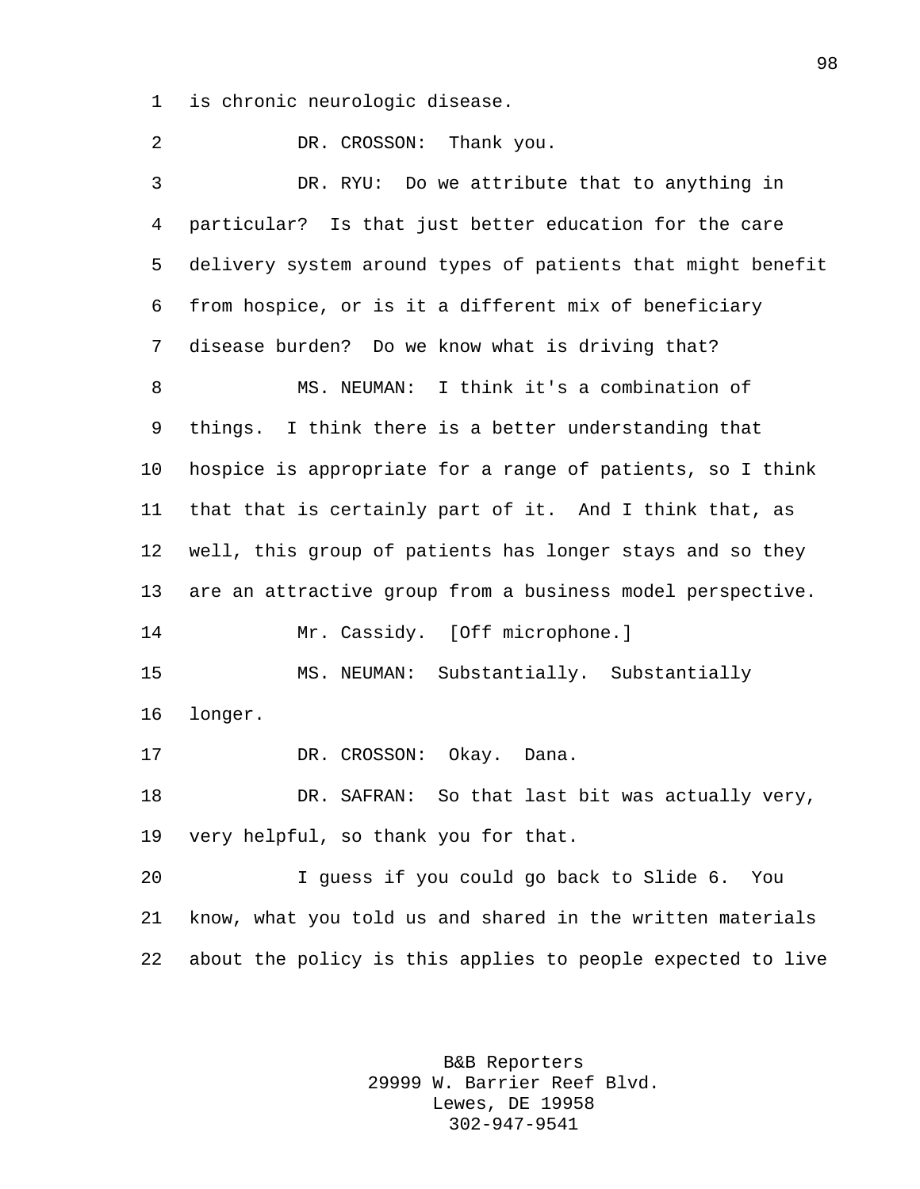is chronic neurologic disease.

DR. CROSSON: Thank you.

DR. RYU: Do we attribute that to anything in particular? Is that just better education for the care delivery system around types of patients that might benefit from hospice, or is it a different mix of beneficiary disease burden? Do we know what is driving that?

MS. NEUMAN: I think it's a combination of things. I think there is a better understanding that hospice is appropriate for a range of patients, so I think that that is certainly part of it. And I think that, as well, this group of patients has longer stays and so they are an attractive group from a business model perspective.

Mr. Cassidy. [Off microphone.]

MS. NEUMAN: Substantially. Substantially longer.

DR. CROSSON: Okay. Dana.

DR. SAFRAN: So that last bit was actually very, very helpful, so thank you for that.

I guess if you could go back to Slide 6. You know, what you told us and shared in the written materials about the policy is this applies to people expected to live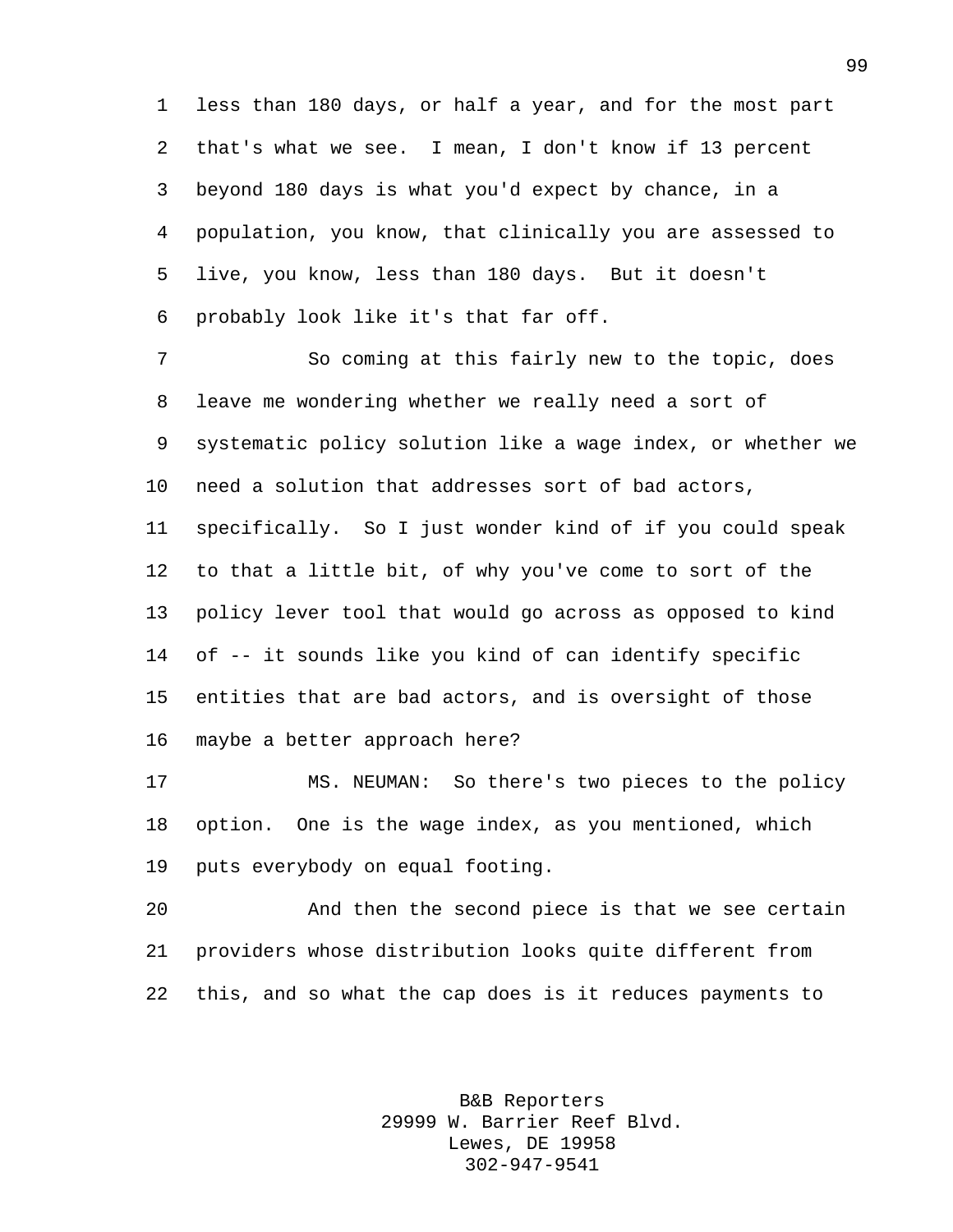less than 180 days, or half a year, and for the most part that's what we see. I mean, I don't know if 13 percent beyond 180 days is what you'd expect by chance, in a population, you know, that clinically you are assessed to live, you know, less than 180 days. But it doesn't probably look like it's that far off.

So coming at this fairly new to the topic, does leave me wondering whether we really need a sort of systematic policy solution like a wage index, or whether we need a solution that addresses sort of bad actors, specifically. So I just wonder kind of if you could speak to that a little bit, of why you've come to sort of the policy lever tool that would go across as opposed to kind of -- it sounds like you kind of can identify specific entities that are bad actors, and is oversight of those maybe a better approach here?

MS. NEUMAN: So there's two pieces to the policy option. One is the wage index, as you mentioned, which puts everybody on equal footing.

And then the second piece is that we see certain providers whose distribution looks quite different from this, and so what the cap does is it reduces payments to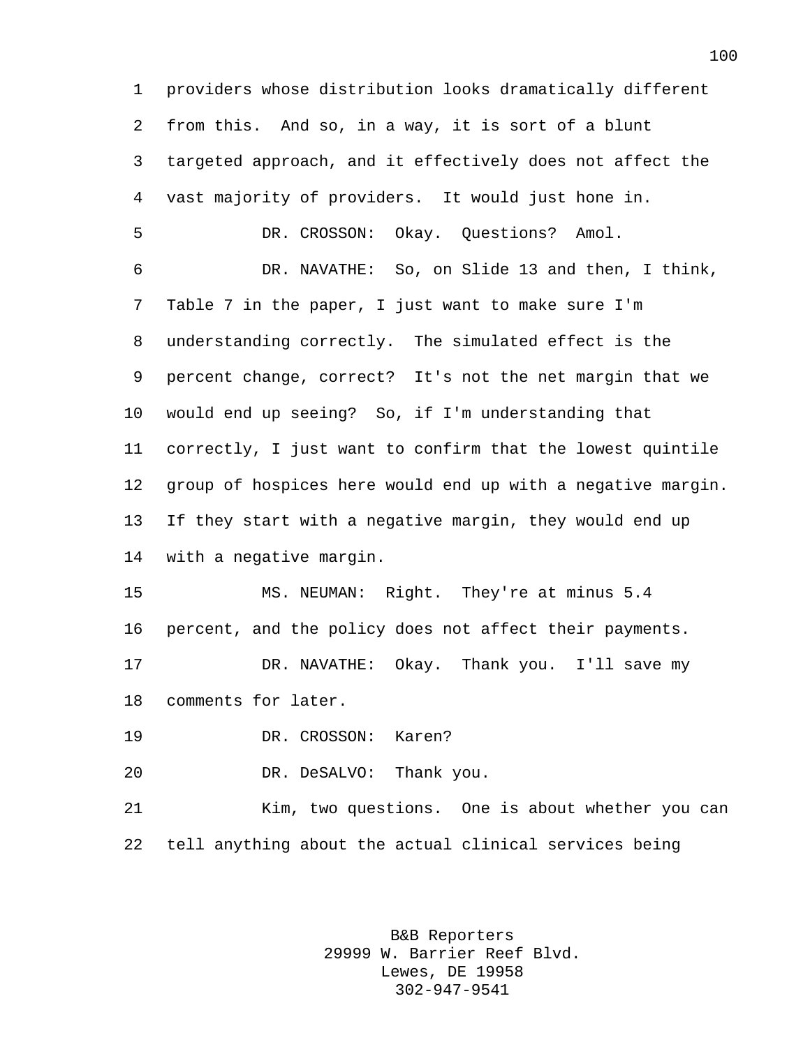providers whose distribution looks dramatically different from this. And so, in a way, it is sort of a blunt targeted approach, and it effectively does not affect the vast majority of providers. It would just hone in.

DR. CROSSON: Okay. Questions? Amol.

DR. NAVATHE: So, on Slide 13 and then, I think, Table 7 in the paper, I just want to make sure I'm understanding correctly. The simulated effect is the percent change, correct? It's not the net margin that we would end up seeing? So, if I'm understanding that correctly, I just want to confirm that the lowest quintile group of hospices here would end up with a negative margin. If they start with a negative margin, they would end up with a negative margin.

MS. NEUMAN: Right. They're at minus 5.4 percent, and the policy does not affect their payments.

DR. NAVATHE: Okay. Thank you. I'll save my comments for later.

DR. CROSSON: Karen?

DR. DeSALVO: Thank you.

Kim, two questions. One is about whether you can tell anything about the actual clinical services being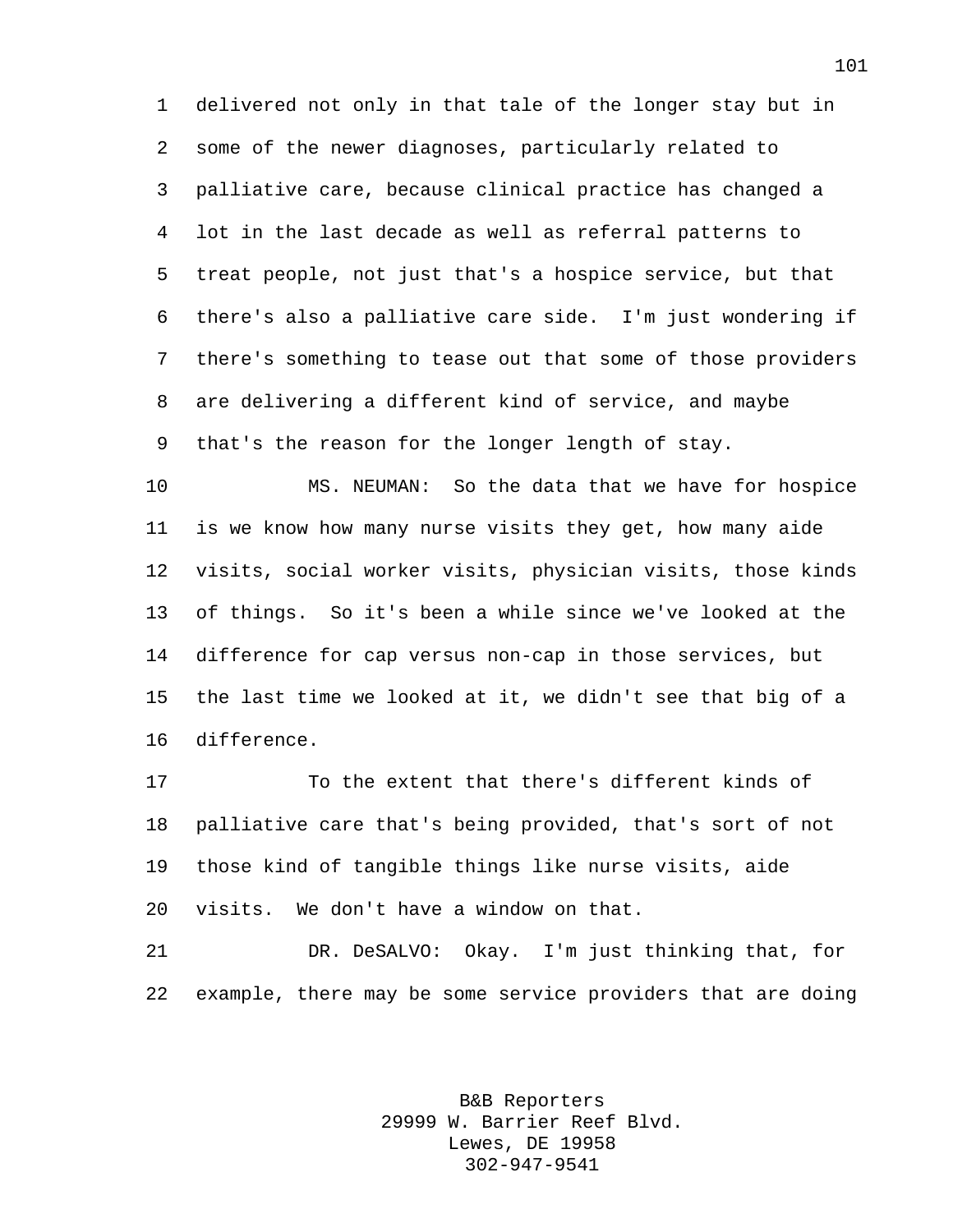delivered not only in that tale of the longer stay but in some of the newer diagnoses, particularly related to palliative care, because clinical practice has changed a lot in the last decade as well as referral patterns to treat people, not just that's a hospice service, but that there's also a palliative care side. I'm just wondering if there's something to tease out that some of those providers are delivering a different kind of service, and maybe that's the reason for the longer length of stay.

MS. NEUMAN: So the data that we have for hospice is we know how many nurse visits they get, how many aide visits, social worker visits, physician visits, those kinds of things. So it's been a while since we've looked at the difference for cap versus non-cap in those services, but the last time we looked at it, we didn't see that big of a difference.

To the extent that there's different kinds of palliative care that's being provided, that's sort of not those kind of tangible things like nurse visits, aide visits. We don't have a window on that.

DR. DeSALVO: Okay. I'm just thinking that, for example, there may be some service providers that are doing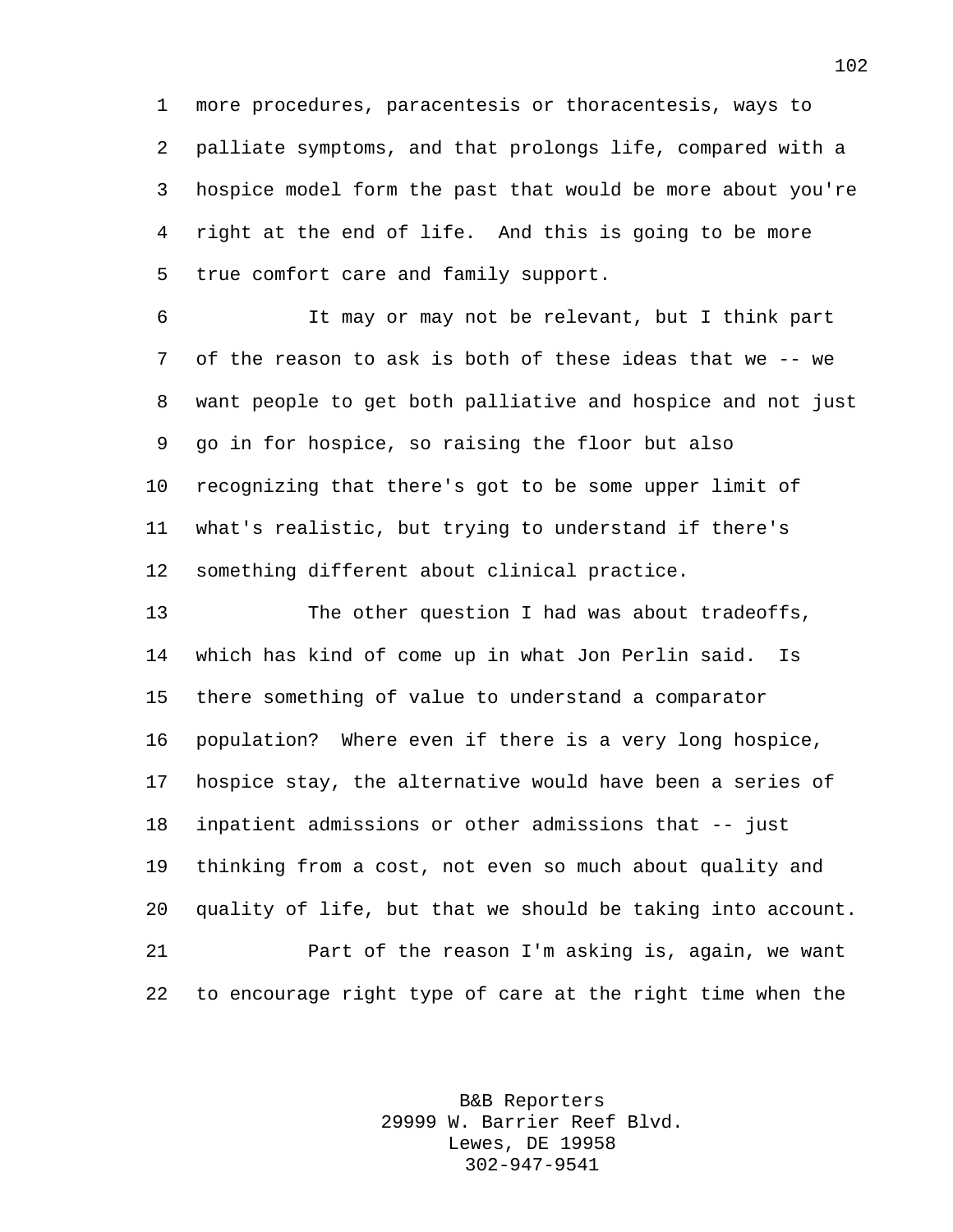more procedures, paracentesis or thoracentesis, ways to palliate symptoms, and that prolongs life, compared with a hospice model form the past that would be more about you're right at the end of life. And this is going to be more true comfort care and family support.

It may or may not be relevant, but I think part of the reason to ask is both of these ideas that we -- we want people to get both palliative and hospice and not just go in for hospice, so raising the floor but also recognizing that there's got to be some upper limit of what's realistic, but trying to understand if there's something different about clinical practice.

The other question I had was about tradeoffs, which has kind of come up in what Jon Perlin said. Is there something of value to understand a comparator population? Where even if there is a very long hospice, hospice stay, the alternative would have been a series of inpatient admissions or other admissions that -- just thinking from a cost, not even so much about quality and quality of life, but that we should be taking into account.

Part of the reason I'm asking is, again, we want to encourage right type of care at the right time when the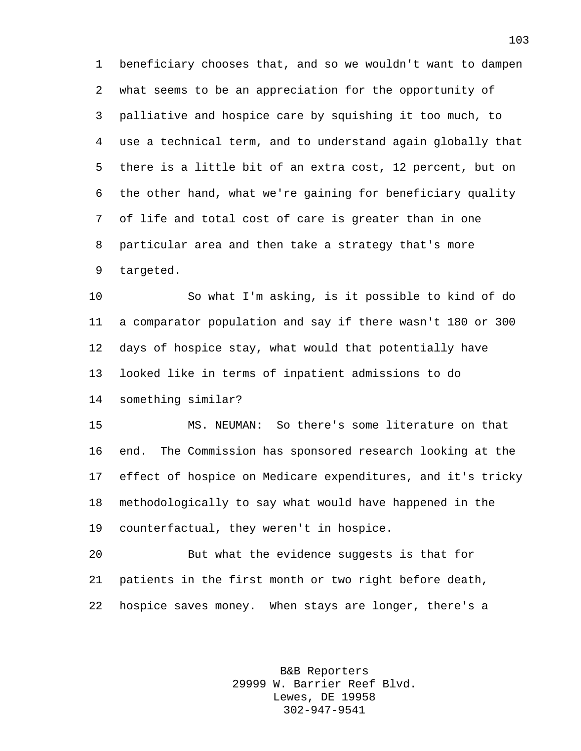beneficiary chooses that, and so we wouldn't want to dampen what seems to be an appreciation for the opportunity of palliative and hospice care by squishing it too much, to use a technical term, and to understand again globally that there is a little bit of an extra cost, 12 percent, but on the other hand, what we're gaining for beneficiary quality of life and total cost of care is greater than in one particular area and then take a strategy that's more targeted.

So what I'm asking, is it possible to kind of do a comparator population and say if there wasn't 180 or 300 days of hospice stay, what would that potentially have looked like in terms of inpatient admissions to do something similar?

MS. NEUMAN: So there's some literature on that end. The Commission has sponsored research looking at the effect of hospice on Medicare expenditures, and it's tricky methodologically to say what would have happened in the counterfactual, they weren't in hospice.

But what the evidence suggests is that for patients in the first month or two right before death, hospice saves money. When stays are longer, there's a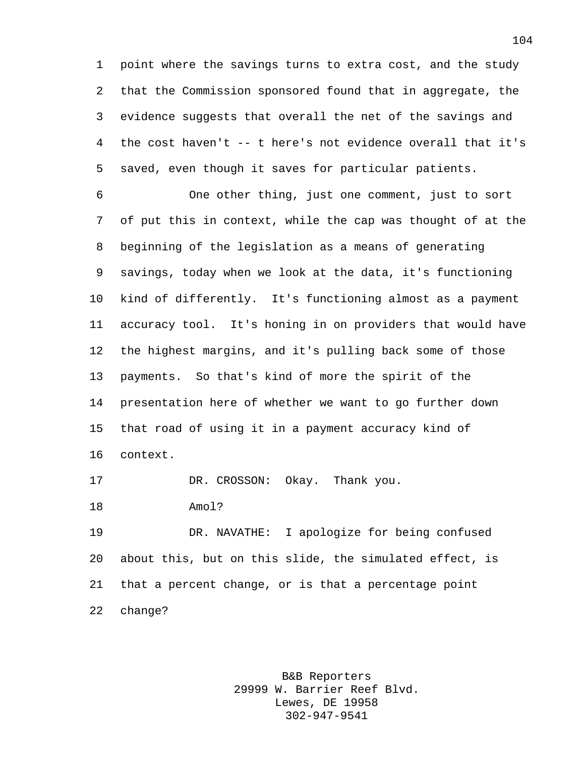point where the savings turns to extra cost, and the study that the Commission sponsored found that in aggregate, the evidence suggests that overall the net of the savings and the cost haven't -- t here's not evidence overall that it's saved, even though it saves for particular patients.

One other thing, just one comment, just to sort of put this in context, while the cap was thought of at the beginning of the legislation as a means of generating savings, today when we look at the data, it's functioning kind of differently. It's functioning almost as a payment accuracy tool. It's honing in on providers that would have the highest margins, and it's pulling back some of those payments. So that's kind of more the spirit of the presentation here of whether we want to go further down that road of using it in a payment accuracy kind of context.

DR. CROSSON: Okay. Thank you.

Amol?

DR. NAVATHE: I apologize for being confused about this, but on this slide, the simulated effect, is that a percent change, or is that a percentage point change?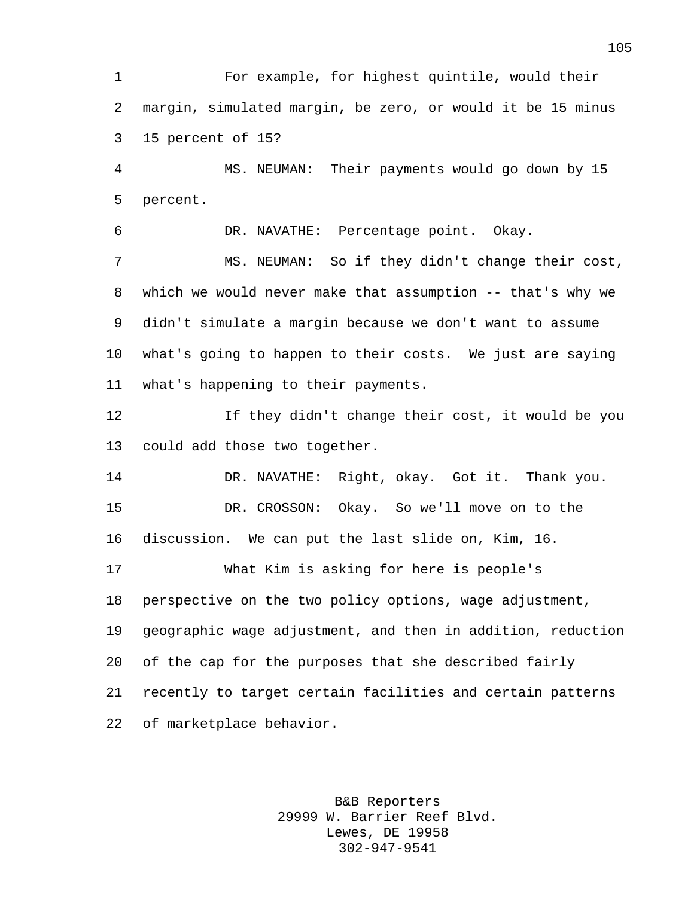For example, for highest quintile, would their margin, simulated margin, be zero, or would it be 15 minus 15 percent of 15?

MS. NEUMAN: Their payments would go down by 15 percent.

DR. NAVATHE: Percentage point. Okay.

MS. NEUMAN: So if they didn't change their cost, which we would never make that assumption -- that's why we didn't simulate a margin because we don't want to assume what's going to happen to their costs. We just are saying what's happening to their payments.

If they didn't change their cost, it would be you could add those two together.

DR. NAVATHE: Right, okay. Got it. Thank you.

DR. CROSSON: Okay. So we'll move on to the discussion. We can put the last slide on, Kim, 16.

What Kim is asking for here is people's perspective on the two policy options, wage adjustment, geographic wage adjustment, and then in addition, reduction of the cap for the purposes that she described fairly recently to target certain facilities and certain patterns of marketplace behavior.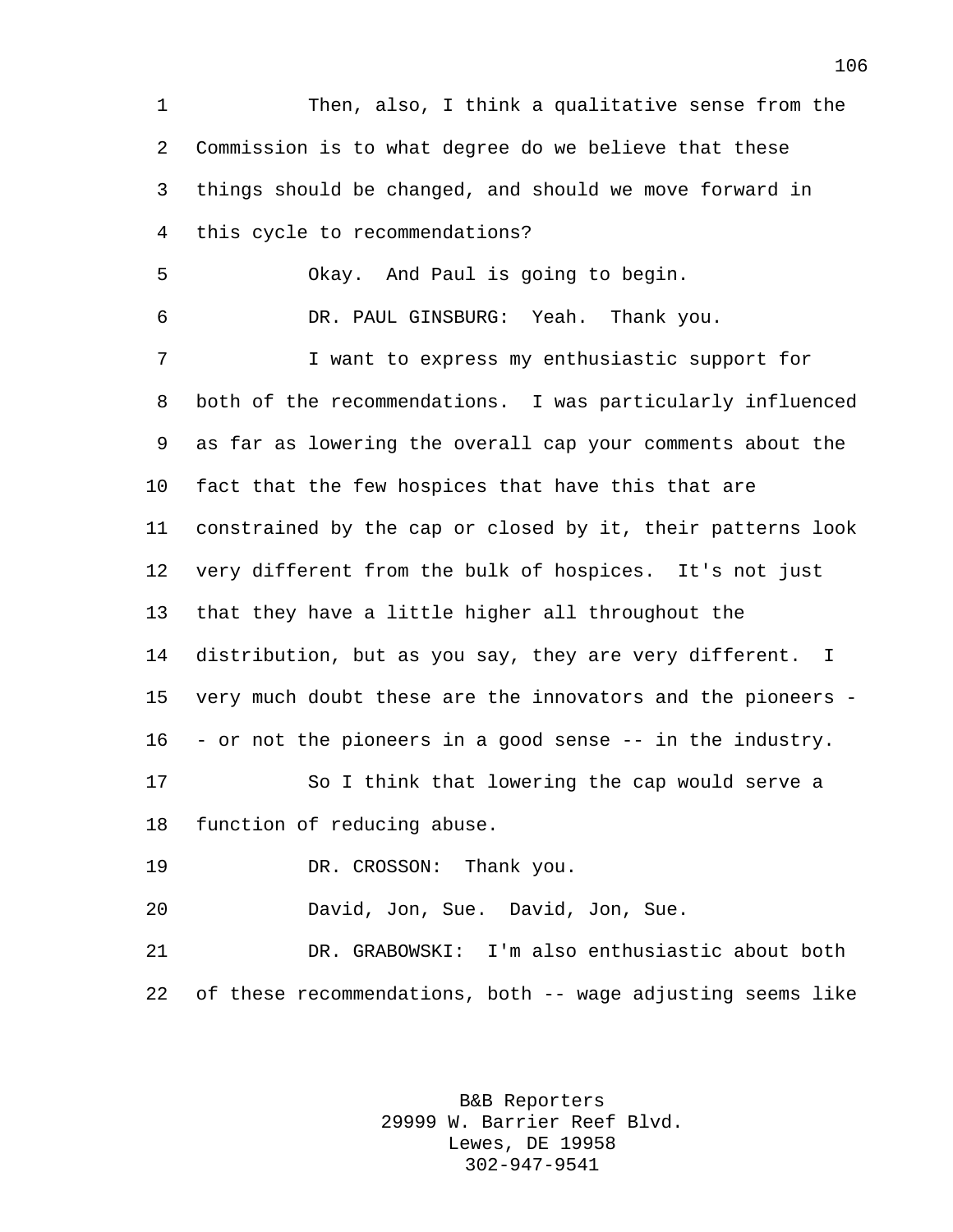Then, also, I think a qualitative sense from the Commission is to what degree do we believe that these things should be changed, and should we move forward in this cycle to recommendations?

Okay. And Paul is going to begin.

DR. PAUL GINSBURG: Yeah. Thank you.

I want to express my enthusiastic support for both of the recommendations. I was particularly influenced as far as lowering the overall cap your comments about the fact that the few hospices that have this that are constrained by the cap or closed by it, their patterns look very different from the bulk of hospices. It's not just that they have a little higher all throughout the distribution, but as you say, they are very different. I very much doubt these are the innovators and the pioneers -- or not the pioneers in a good sense -- in the industry.

So I think that lowering the cap would serve a function of reducing abuse.

DR. CROSSON: Thank you.

David, Jon, Sue. David, Jon, Sue.

DR. GRABOWSKI: I'm also enthusiastic about both of these recommendations, both -- wage adjusting seems like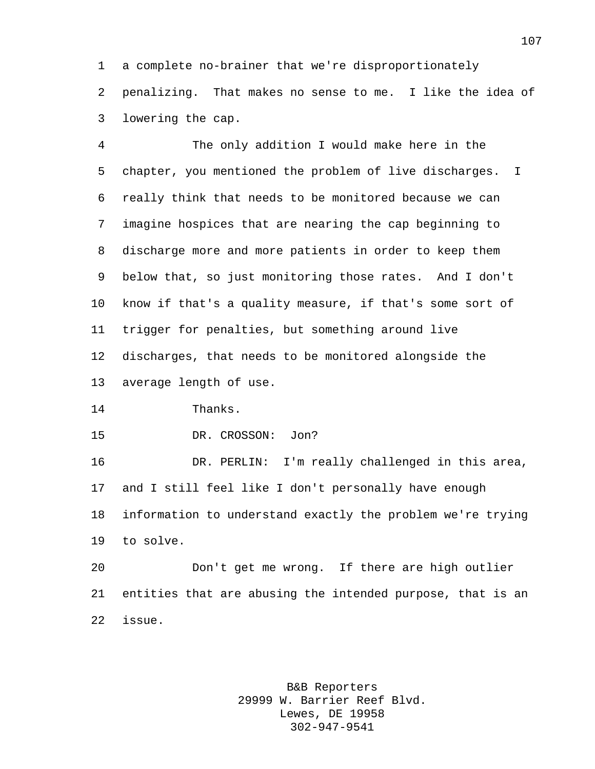a complete no-brainer that we're disproportionately penalizing. That makes no sense to me. I like the idea of lowering the cap.

The only addition I would make here in the chapter, you mentioned the problem of live discharges. I really think that needs to be monitored because we can imagine hospices that are nearing the cap beginning to discharge more and more patients in order to keep them below that, so just monitoring those rates. And I don't know if that's a quality measure, if that's some sort of trigger for penalties, but something around live discharges, that needs to be monitored alongside the average length of use.

Thanks.

DR. CROSSON: Jon?

DR. PERLIN: I'm really challenged in this area, and I still feel like I don't personally have enough information to understand exactly the problem we're trying to solve.

Don't get me wrong. If there are high outlier entities that are abusing the intended purpose, that is an issue.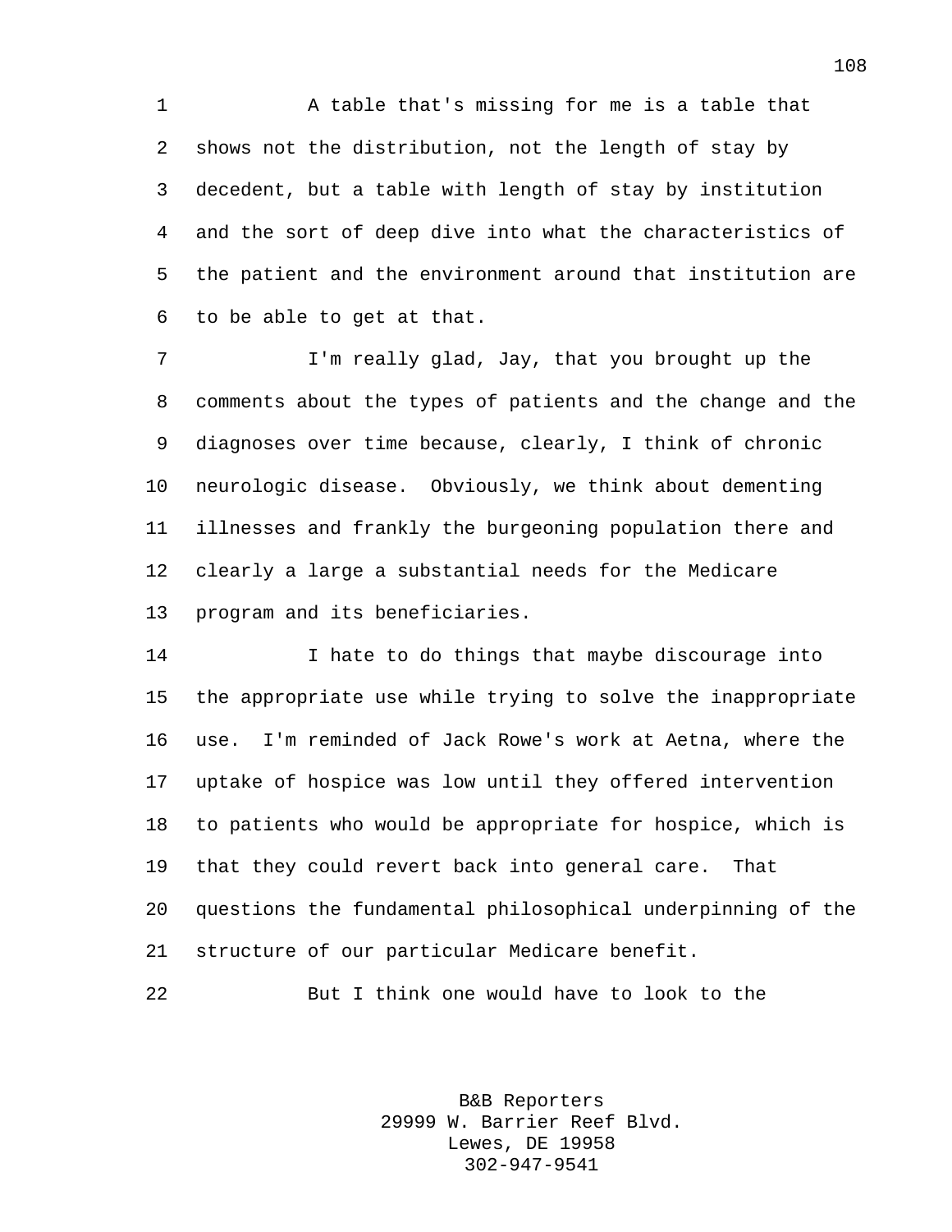A table that's missing for me is a table that shows not the distribution, not the length of stay by decedent, but a table with length of stay by institution and the sort of deep dive into what the characteristics of the patient and the environment around that institution are to be able to get at that.

I'm really glad, Jay, that you brought up the comments about the types of patients and the change and the diagnoses over time because, clearly, I think of chronic neurologic disease. Obviously, we think about dementing illnesses and frankly the burgeoning population there and clearly a large a substantial needs for the Medicare program and its beneficiaries.

I hate to do things that maybe discourage into the appropriate use while trying to solve the inappropriate use. I'm reminded of Jack Rowe's work at Aetna, where the uptake of hospice was low until they offered intervention to patients who would be appropriate for hospice, which is that they could revert back into general care. That questions the fundamental philosophical underpinning of the structure of our particular Medicare benefit.

But I think one would have to look to the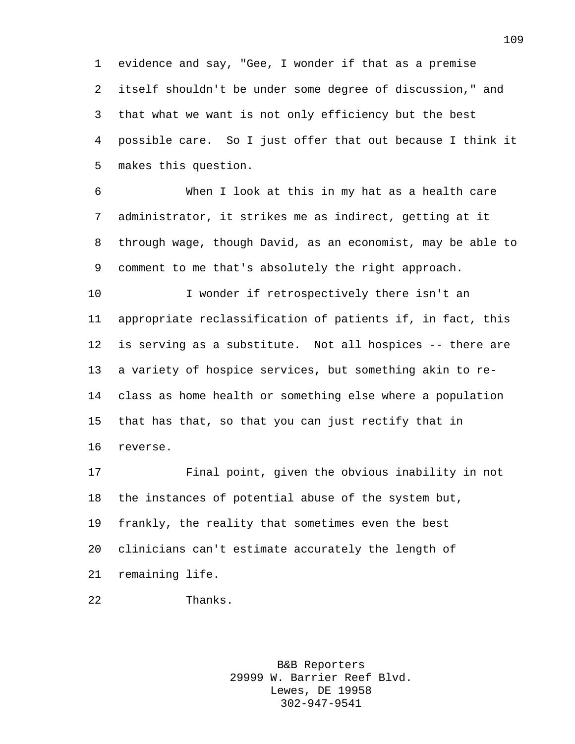evidence and say, "Gee, I wonder if that as a premise itself shouldn't be under some degree of discussion," and that what we want is not only efficiency but the best possible care. So I just offer that out because I think it makes this question.

When I look at this in my hat as a health care administrator, it strikes me as indirect, getting at it through wage, though David, as an economist, may be able to comment to me that's absolutely the right approach.

I wonder if retrospectively there isn't an appropriate reclassification of patients if, in fact, this is serving as a substitute. Not all hospices -- there are a variety of hospice services, but something akin to re-class as home health or something else where a population that has that, so that you can just rectify that in reverse.

Final point, given the obvious inability in not the instances of potential abuse of the system but, frankly, the reality that sometimes even the best clinicians can't estimate accurately the length of remaining life.

Thanks.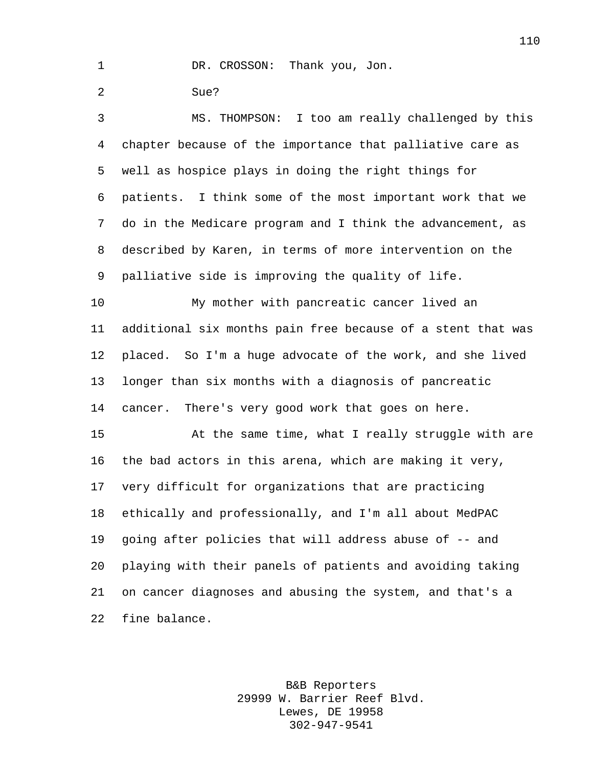DR. CROSSON: Thank you, Jon.

Sue?

MS. THOMPSON: I too am really challenged by this chapter because of the importance that palliative care as well as hospice plays in doing the right things for patients. I think some of the most important work that we do in the Medicare program and I think the advancement, as described by Karen, in terms of more intervention on the palliative side is improving the quality of life.

My mother with pancreatic cancer lived an additional six months pain free because of a stent that was placed. So I'm a huge advocate of the work, and she lived longer than six months with a diagnosis of pancreatic cancer. There's very good work that goes on here.

At the same time, what I really struggle with are the bad actors in this arena, which are making it very, very difficult for organizations that are practicing ethically and professionally, and I'm all about MedPAC going after policies that will address abuse of -- and playing with their panels of patients and avoiding taking on cancer diagnoses and abusing the system, and that's a fine balance.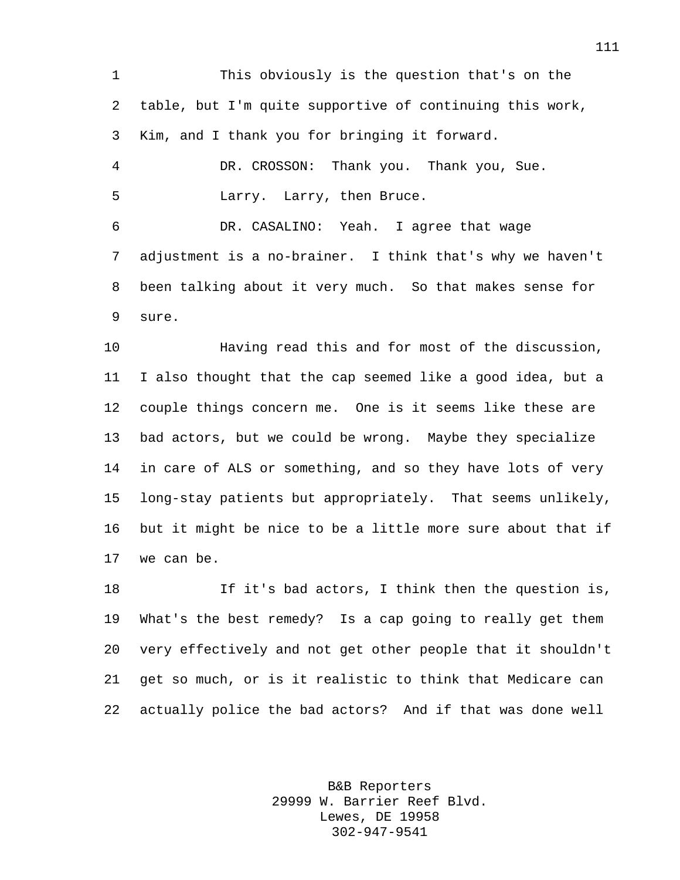This obviously is the question that's on the table, but I'm quite supportive of continuing this work, Kim, and I thank you for bringing it forward.

DR. CROSSON: Thank you. Thank you, Sue.

Larry. Larry, then Bruce.

DR. CASALINO: Yeah. I agree that wage adjustment is a no-brainer. I think that's why we haven't been talking about it very much. So that makes sense for sure.

Having read this and for most of the discussion, I also thought that the cap seemed like a good idea, but a couple things concern me. One is it seems like these are bad actors, but we could be wrong. Maybe they specialize in care of ALS or something, and so they have lots of very long-stay patients but appropriately. That seems unlikely, but it might be nice to be a little more sure about that if we can be.

If it's bad actors, I think then the question is, What's the best remedy? Is a cap going to really get them very effectively and not get other people that it shouldn't get so much, or is it realistic to think that Medicare can actually police the bad actors? And if that was done well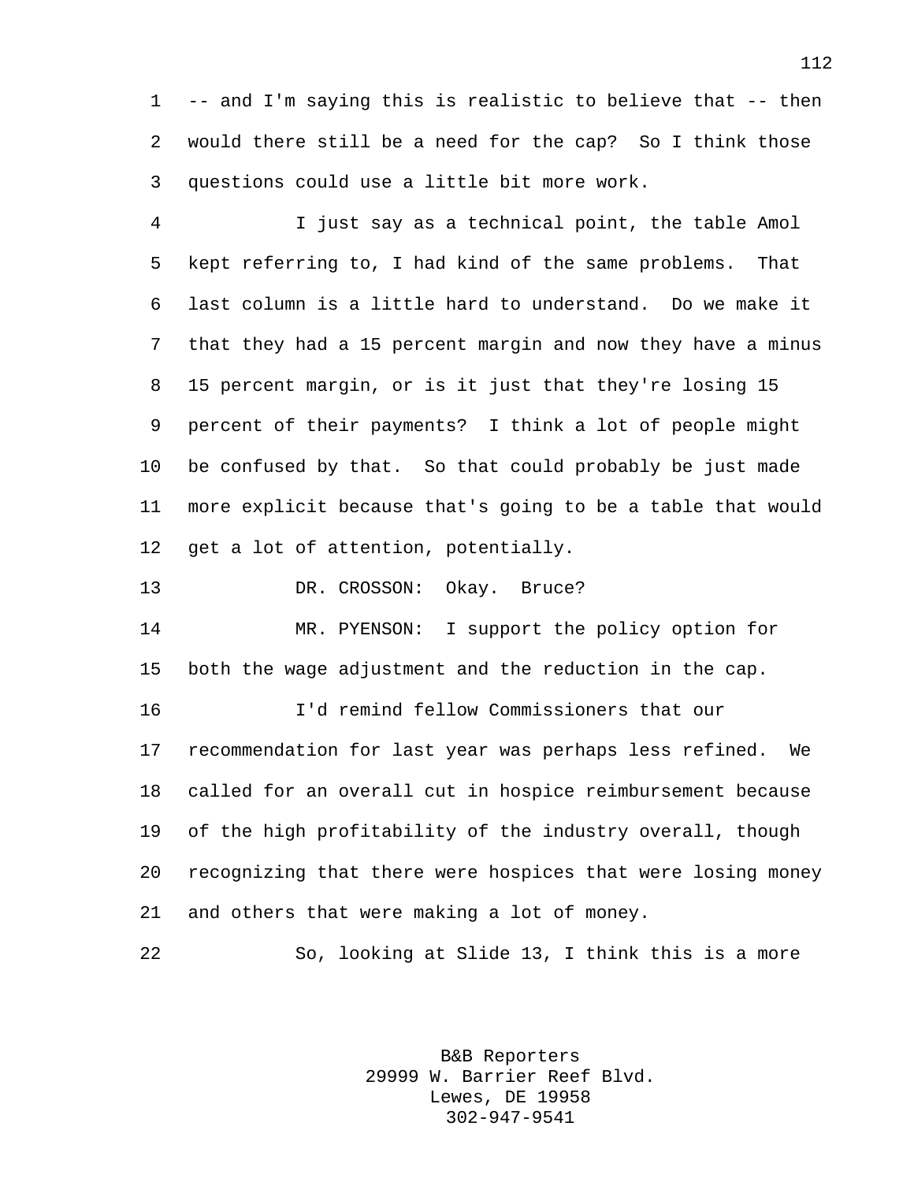-- and I'm saying this is realistic to believe that -- then would there still be a need for the cap? So I think those questions could use a little bit more work.

I just say as a technical point, the table Amol kept referring to, I had kind of the same problems. That last column is a little hard to understand. Do we make it that they had a 15 percent margin and now they have a minus 15 percent margin, or is it just that they're losing 15 percent of their payments? I think a lot of people might be confused by that. So that could probably be just made more explicit because that's going to be a table that would get a lot of attention, potentially.

DR. CROSSON: Okay. Bruce?

MR. PYENSON: I support the policy option for both the wage adjustment and the reduction in the cap.

I'd remind fellow Commissioners that our recommendation for last year was perhaps less refined. We called for an overall cut in hospice reimbursement because of the high profitability of the industry overall, though recognizing that there were hospices that were losing money and others that were making a lot of money.

So, looking at Slide 13, I think this is a more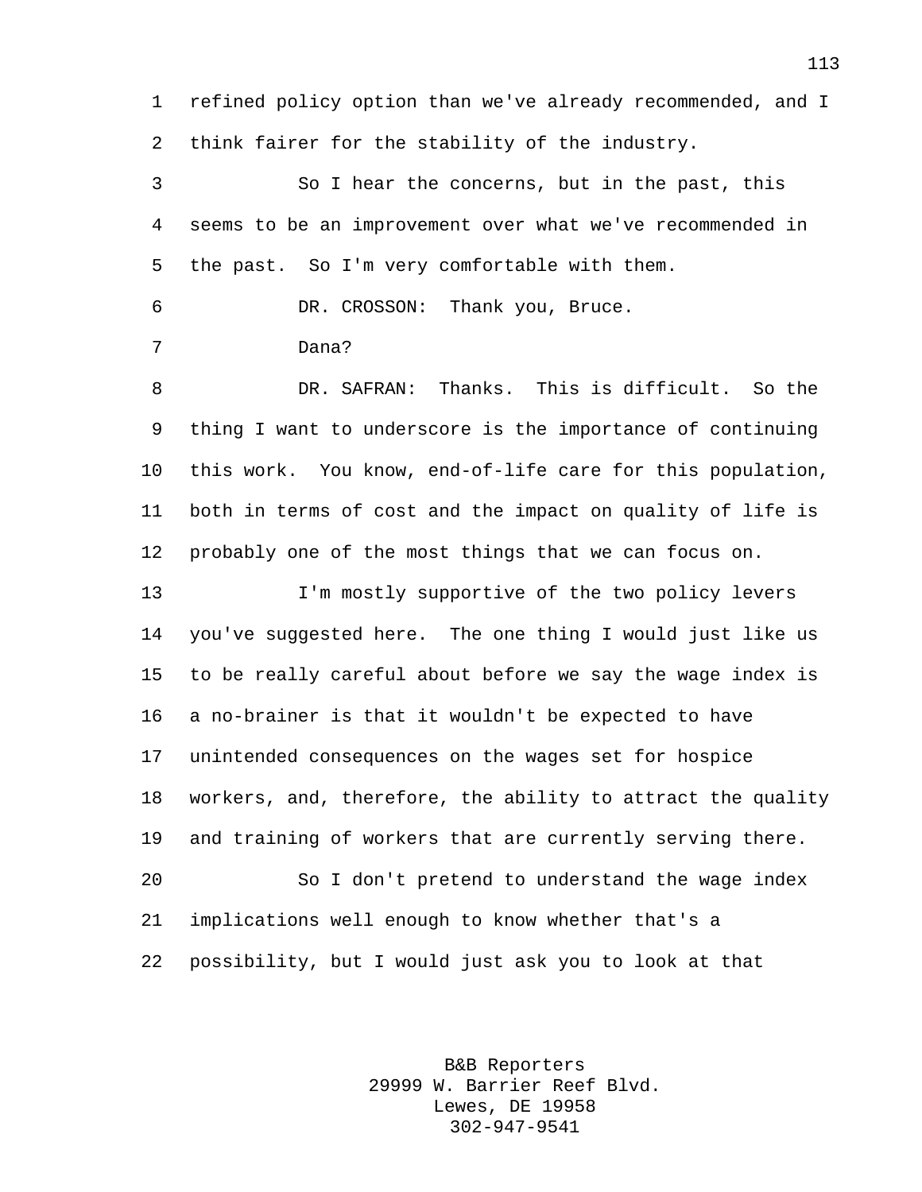refined policy option than we've already recommended, and I think fairer for the stability of the industry.

So I hear the concerns, but in the past, this seems to be an improvement over what we've recommended in the past. So I'm very comfortable with them.

DR. CROSSON: Thank you, Bruce.

Dana?

DR. SAFRAN: Thanks. This is difficult. So the thing I want to underscore is the importance of continuing this work. You know, end-of-life care for this population, both in terms of cost and the impact on quality of life is probably one of the most things that we can focus on.

I'm mostly supportive of the two policy levers you've suggested here. The one thing I would just like us to be really careful about before we say the wage index is a no-brainer is that it wouldn't be expected to have unintended consequences on the wages set for hospice workers, and, therefore, the ability to attract the quality and training of workers that are currently serving there.

So I don't pretend to understand the wage index implications well enough to know whether that's a possibility, but I would just ask you to look at that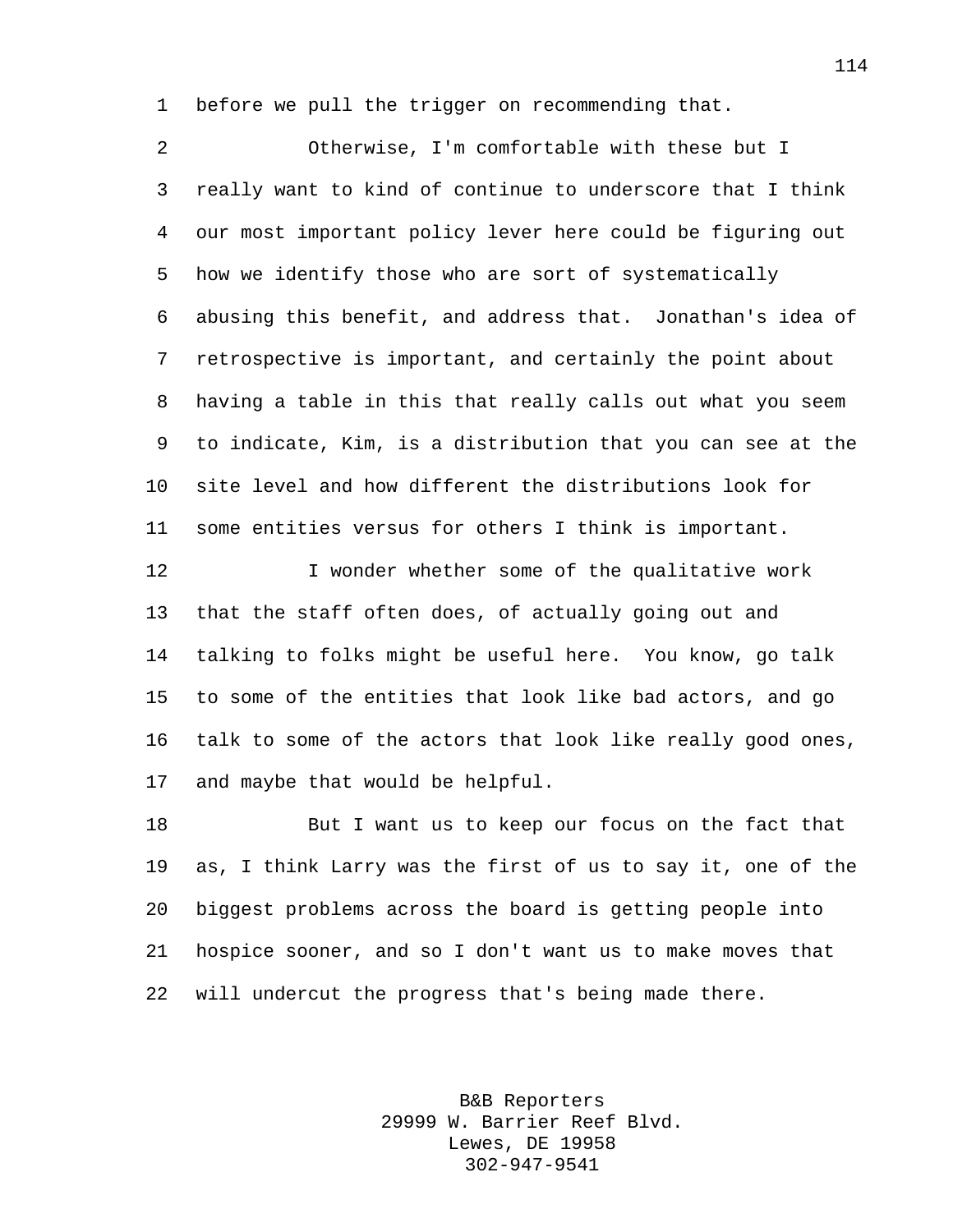before we pull the trigger on recommending that.

Otherwise, I'm comfortable with these but I really want to kind of continue to underscore that I think our most important policy lever here could be figuring out how we identify those who are sort of systematically abusing this benefit, and address that. Jonathan's idea of retrospective is important, and certainly the point about having a table in this that really calls out what you seem to indicate, Kim, is a distribution that you can see at the site level and how different the distributions look for some entities versus for others I think is important.

I wonder whether some of the qualitative work that the staff often does, of actually going out and talking to folks might be useful here. You know, go talk to some of the entities that look like bad actors, and go talk to some of the actors that look like really good ones, and maybe that would be helpful.

But I want us to keep our focus on the fact that as, I think Larry was the first of us to say it, one of the biggest problems across the board is getting people into hospice sooner, and so I don't want us to make moves that will undercut the progress that's being made there.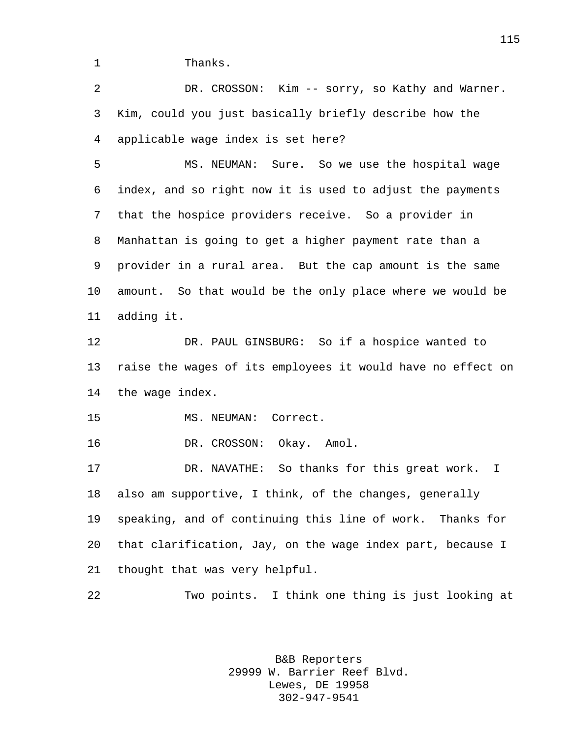Thanks.

DR. CROSSON: Kim -- sorry, so Kathy and Warner. Kim, could you just basically briefly describe how the applicable wage index is set here?

MS. NEUMAN: Sure. So we use the hospital wage index, and so right now it is used to adjust the payments that the hospice providers receive. So a provider in Manhattan is going to get a higher payment rate than a provider in a rural area. But the cap amount is the same amount. So that would be the only place where we would be adding it.

DR. PAUL GINSBURG: So if a hospice wanted to raise the wages of its employees it would have no effect on the wage index.

MS. NEUMAN: Correct.

DR. CROSSON: Okay. Amol.

DR. NAVATHE: So thanks for this great work. I also am supportive, I think, of the changes, generally speaking, and of continuing this line of work. Thanks for that clarification, Jay, on the wage index part, because I thought that was very helpful.

Two points. I think one thing is just looking at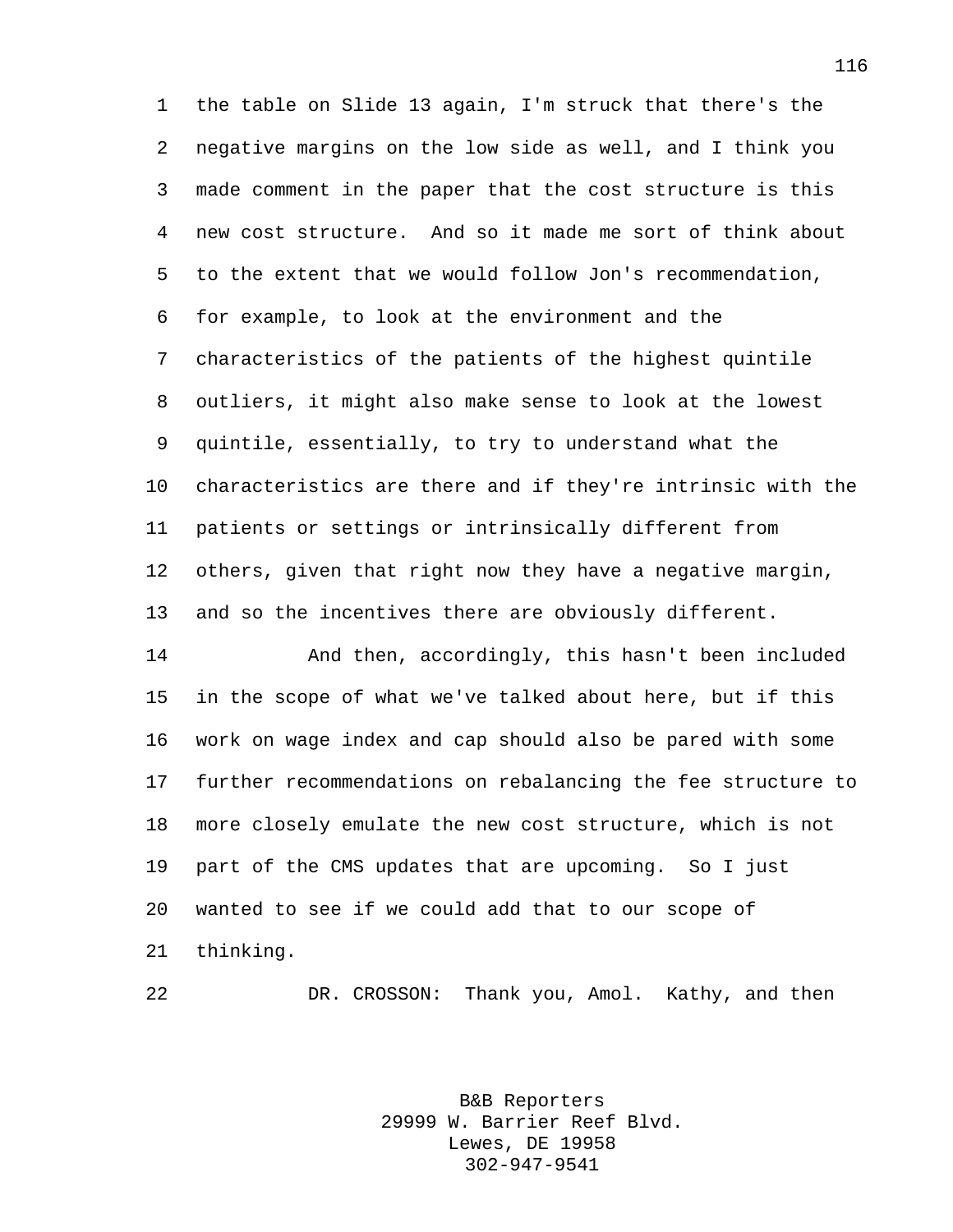the table on Slide 13 again, I'm struck that there's the negative margins on the low side as well, and I think you made comment in the paper that the cost structure is this new cost structure. And so it made me sort of think about to the extent that we would follow Jon's recommendation, for example, to look at the environment and the characteristics of the patients of the highest quintile outliers, it might also make sense to look at the lowest quintile, essentially, to try to understand what the characteristics are there and if they're intrinsic with the patients or settings or intrinsically different from others, given that right now they have a negative margin, and so the incentives there are obviously different.

And then, accordingly, this hasn't been included in the scope of what we've talked about here, but if this work on wage index and cap should also be pared with some further recommendations on rebalancing the fee structure to more closely emulate the new cost structure, which is not part of the CMS updates that are upcoming. So I just wanted to see if we could add that to our scope of thinking.

DR. CROSSON: Thank you, Amol. Kathy, and then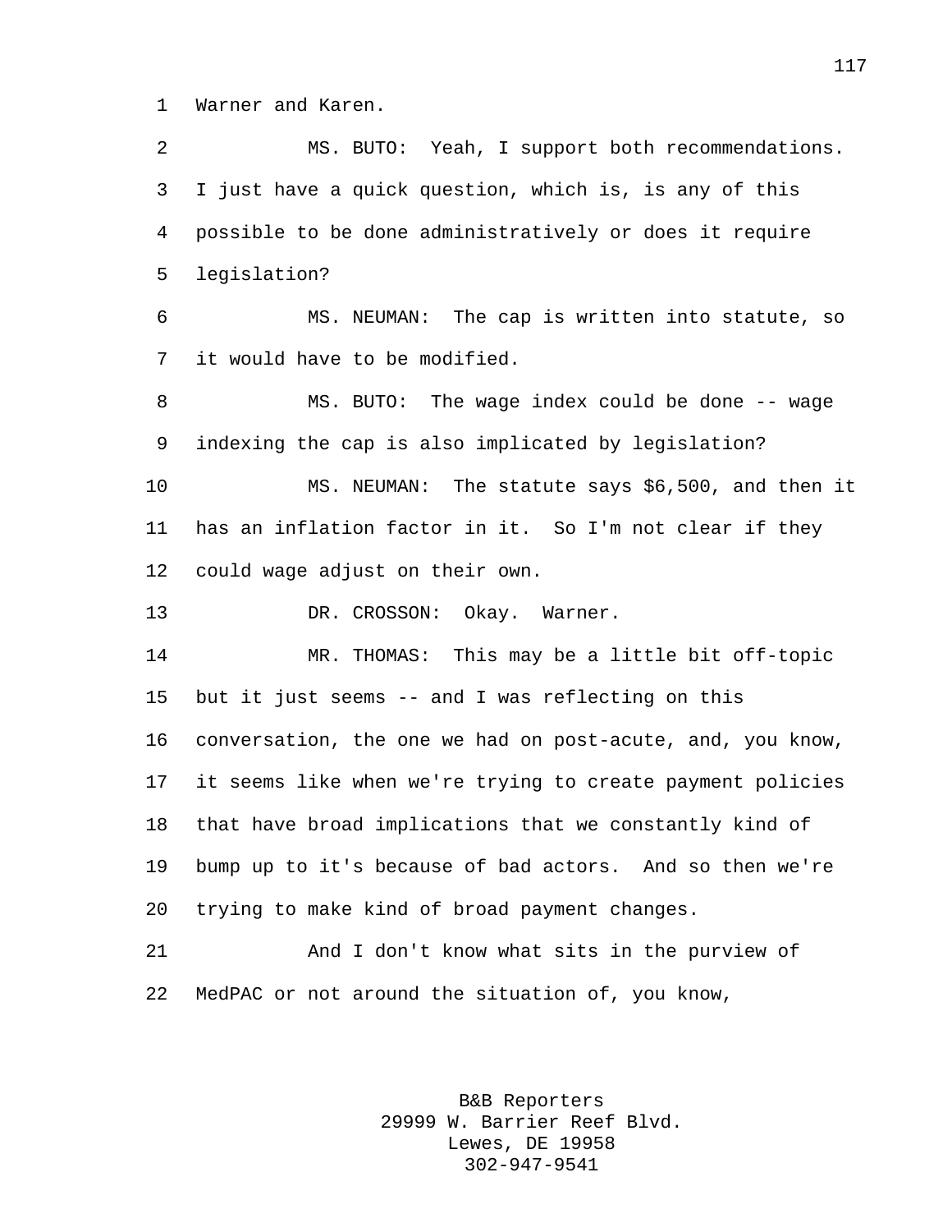Warner and Karen.

MS. BUTO: Yeah, I support both recommendations. I just have a quick question, which is, is any of this possible to be done administratively or does it require legislation?

MS. NEUMAN: The cap is written into statute, so it would have to be modified.

MS. BUTO: The wage index could be done -- wage indexing the cap is also implicated by legislation?

MS. NEUMAN: The statute says $6,500, and then it has an inflation factor in it. So I'm not clear if they could wage adjust on their own.

DR. CROSSON: Okay. Warner.

MR. THOMAS: This may be a little bit off-topic but it just seems -- and I was reflecting on this conversation, the one we had on post-acute, and, you know, it seems like when we're trying to create payment policies that have broad implications that we constantly kind of bump up to it's because of bad actors. And so then we're trying to make kind of broad payment changes.

And I don't know what sits in the purview of MedPAC or not around the situation of, you know,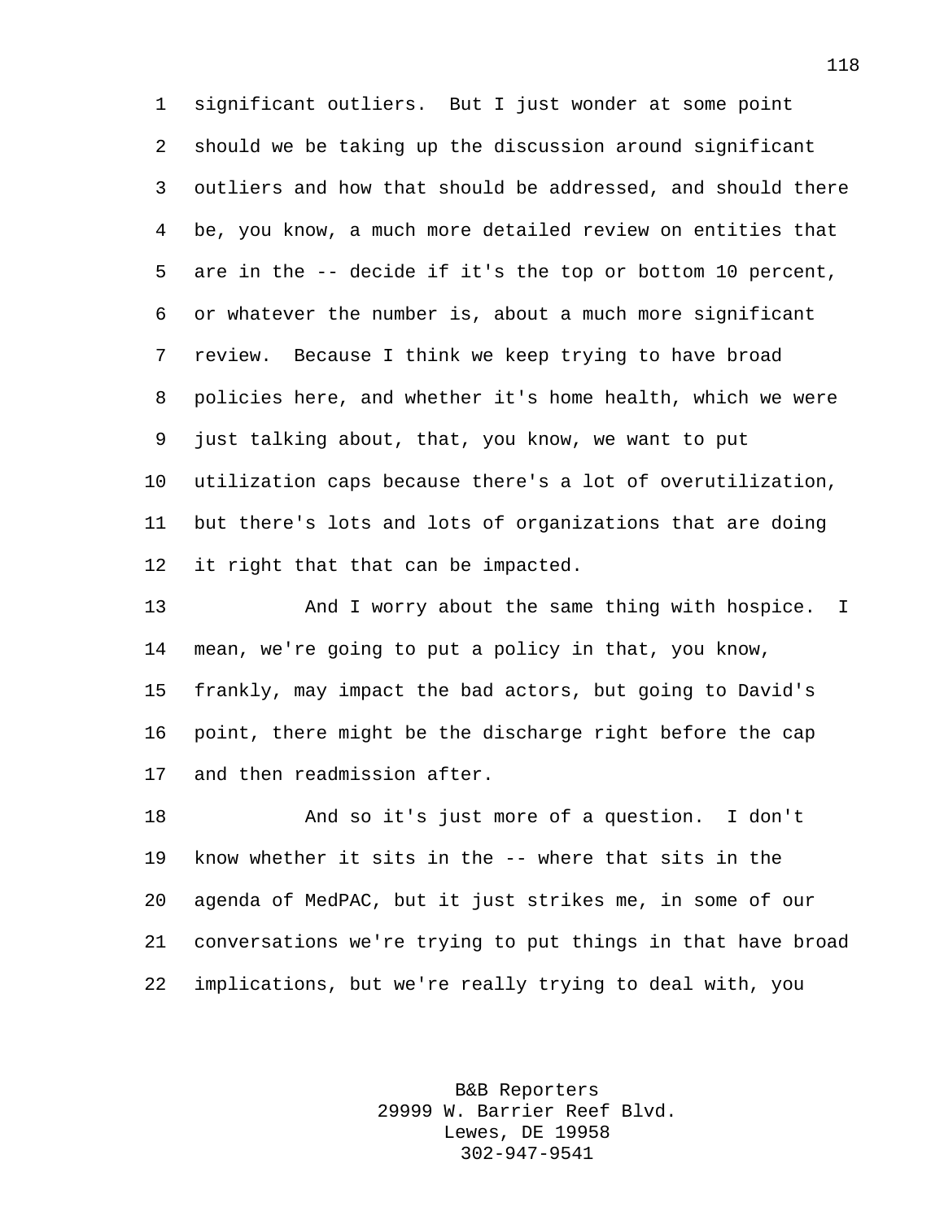significant outliers. But I just wonder at some point should we be taking up the discussion around significant outliers and how that should be addressed, and should there be, you know, a much more detailed review on entities that are in the -- decide if it's the top or bottom 10 percent, or whatever the number is, about a much more significant review. Because I think we keep trying to have broad policies here, and whether it's home health, which we were just talking about, that, you know, we want to put utilization caps because there's a lot of overutilization, but there's lots and lots of organizations that are doing it right that that can be impacted.

And I worry about the same thing with hospice. I mean, we're going to put a policy in that, you know, frankly, may impact the bad actors, but going to David's point, there might be the discharge right before the cap and then readmission after.

And so it's just more of a question. I don't know whether it sits in the -- where that sits in the agenda of MedPAC, but it just strikes me, in some of our conversations we're trying to put things in that have broad implications, but we're really trying to deal with, you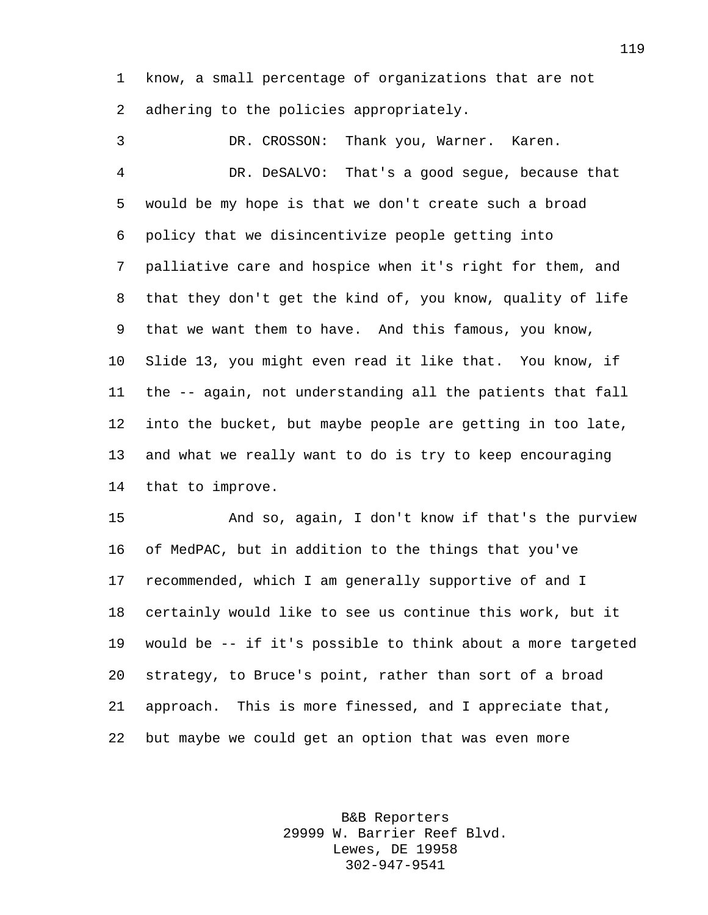know, a small percentage of organizations that are not adhering to the policies appropriately.

DR. CROSSON: Thank you, Warner. Karen.

DR. DeSALVO: That's a good segue, because that would be my hope is that we don't create such a broad policy that we disincentivize people getting into palliative care and hospice when it's right for them, and that they don't get the kind of, you know, quality of life that we want them to have. And this famous, you know, Slide 13, you might even read it like that. You know, if the -- again, not understanding all the patients that fall into the bucket, but maybe people are getting in too late, and what we really want to do is try to keep encouraging that to improve.

And so, again, I don't know if that's the purview of MedPAC, but in addition to the things that you've recommended, which I am generally supportive of and I certainly would like to see us continue this work, but it would be -- if it's possible to think about a more targeted strategy, to Bruce's point, rather than sort of a broad approach. This is more finessed, and I appreciate that, but maybe we could get an option that was even more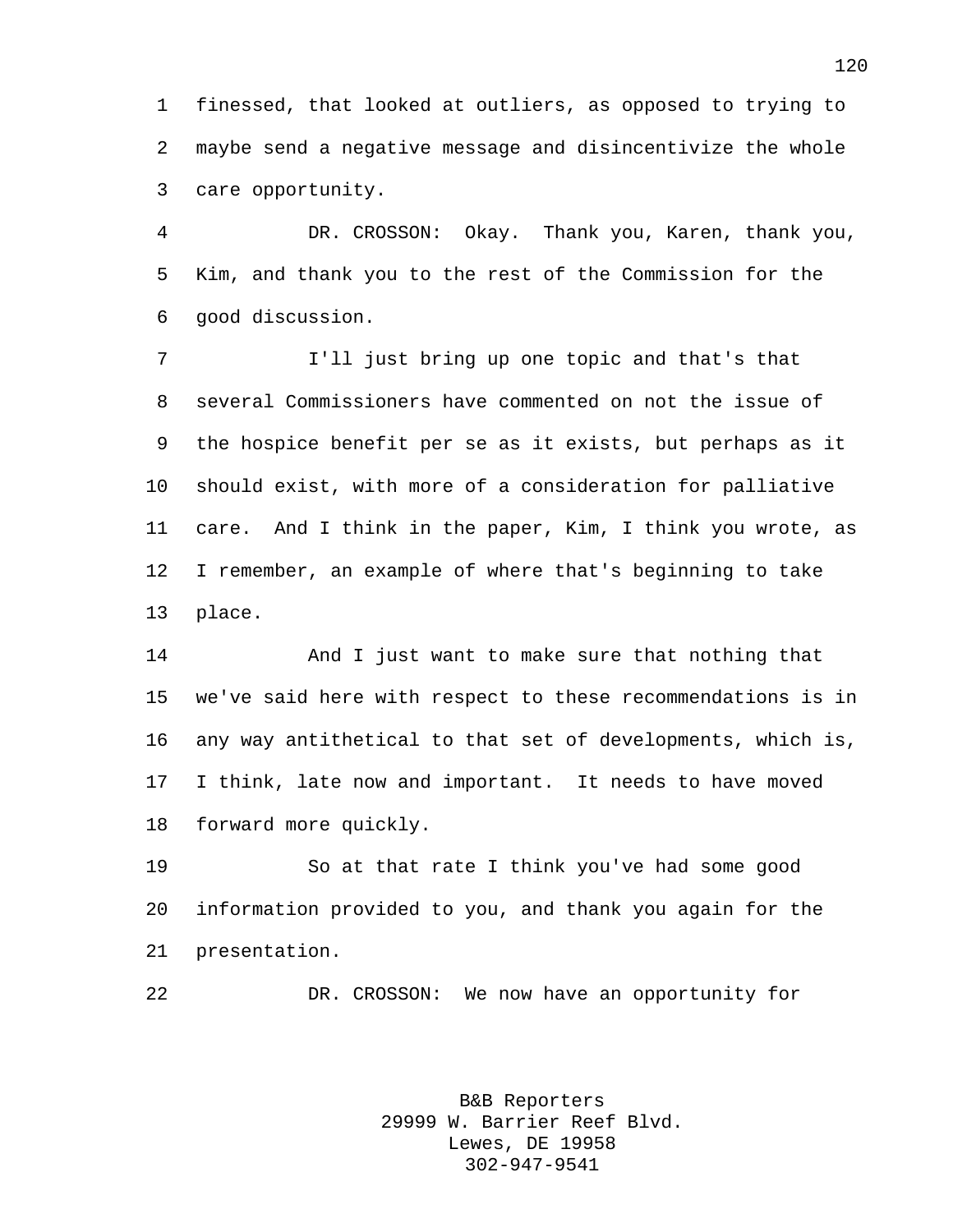finessed, that looked at outliers, as opposed to trying to maybe send a negative message and disincentivize the whole care opportunity.

DR. CROSSON: Okay. Thank you, Karen, thank you, Kim, and thank you to the rest of the Commission for the good discussion.

I'll just bring up one topic and that's that several Commissioners have commented on not the issue of the hospice benefit per se as it exists, but perhaps as it should exist, with more of a consideration for palliative care. And I think in the paper, Kim, I think you wrote, as I remember, an example of where that's beginning to take place.

And I just want to make sure that nothing that we've said here with respect to these recommendations is in any way antithetical to that set of developments, which is, I think, late now and important. It needs to have moved forward more quickly.

So at that rate I think you've had some good information provided to you, and thank you again for the presentation.

DR. CROSSON: We now have an opportunity for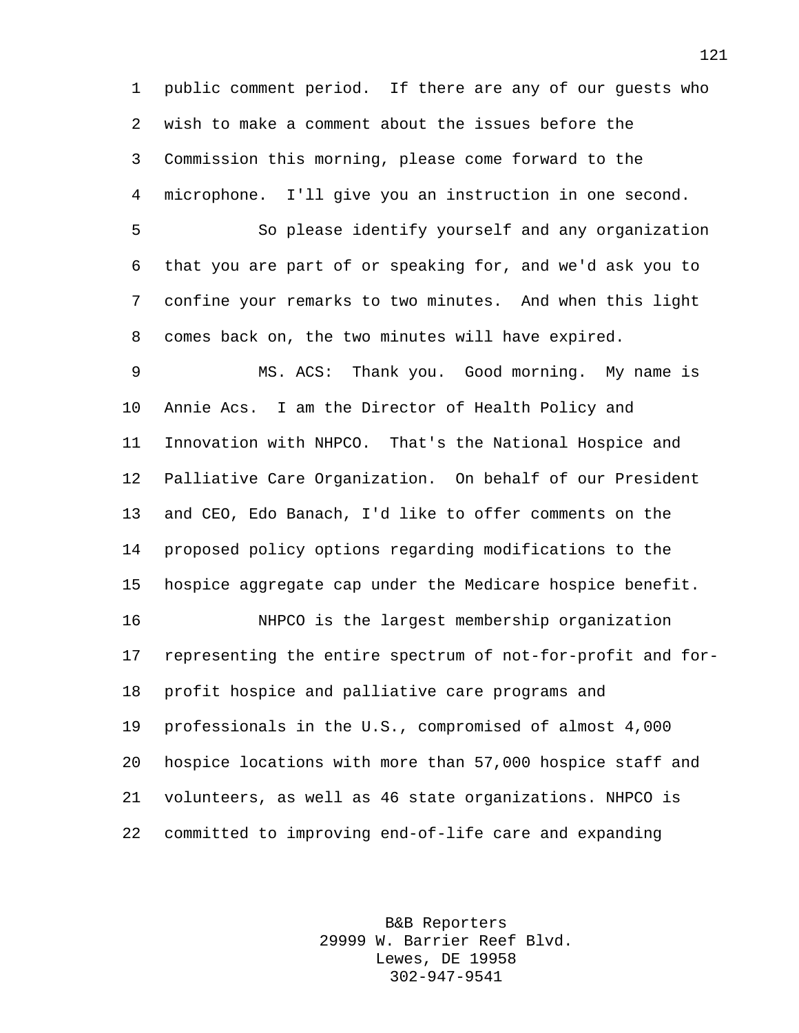public comment period. If there are any of our guests who wish to make a comment about the issues before the Commission this morning, please come forward to the microphone. I'll give you an instruction in one second.

So please identify yourself and any organization that you are part of or speaking for, and we'd ask you to confine your remarks to two minutes. And when this light comes back on, the two minutes will have expired.

MS. ACS: Thank you. Good morning. My name is Annie Acs. I am the Director of Health Policy and Innovation with NHPCO. That's the National Hospice and Palliative Care Organization. On behalf of our President and CEO, Edo Banach, I'd like to offer comments on the proposed policy options regarding modifications to the hospice aggregate cap under the Medicare hospice benefit.

NHPCO is the largest membership organization representing the entire spectrum of not-for-profit and for-profit hospice and palliative care programs and professionals in the U.S., compromised of almost 4,000 hospice locations with more than 57,000 hospice staff and volunteers, as well as 46 state organizations. NHPCO is committed to improving end-of-life care and expanding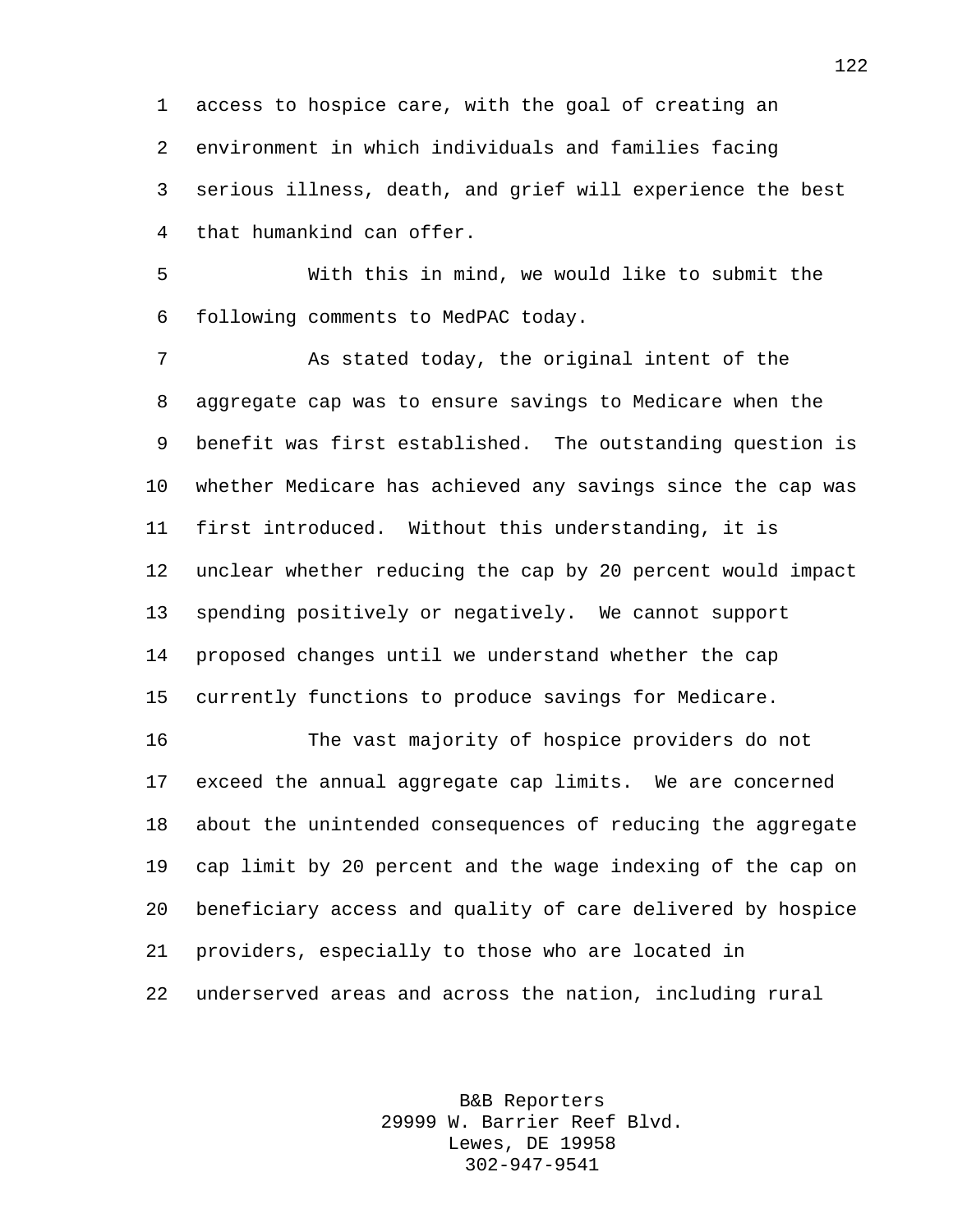access to hospice care, with the goal of creating an environment in which individuals and families facing serious illness, death, and grief will experience the best that humankind can offer.

With this in mind, we would like to submit the following comments to MedPAC today.

As stated today, the original intent of the aggregate cap was to ensure savings to Medicare when the benefit was first established. The outstanding question is whether Medicare has achieved any savings since the cap was first introduced. Without this understanding, it is unclear whether reducing the cap by 20 percent would impact spending positively or negatively. We cannot support proposed changes until we understand whether the cap currently functions to produce savings for Medicare.

The vast majority of hospice providers do not exceed the annual aggregate cap limits. We are concerned about the unintended consequences of reducing the aggregate cap limit by 20 percent and the wage indexing of the cap on beneficiary access and quality of care delivered by hospice providers, especially to those who are located in underserved areas and across the nation, including rural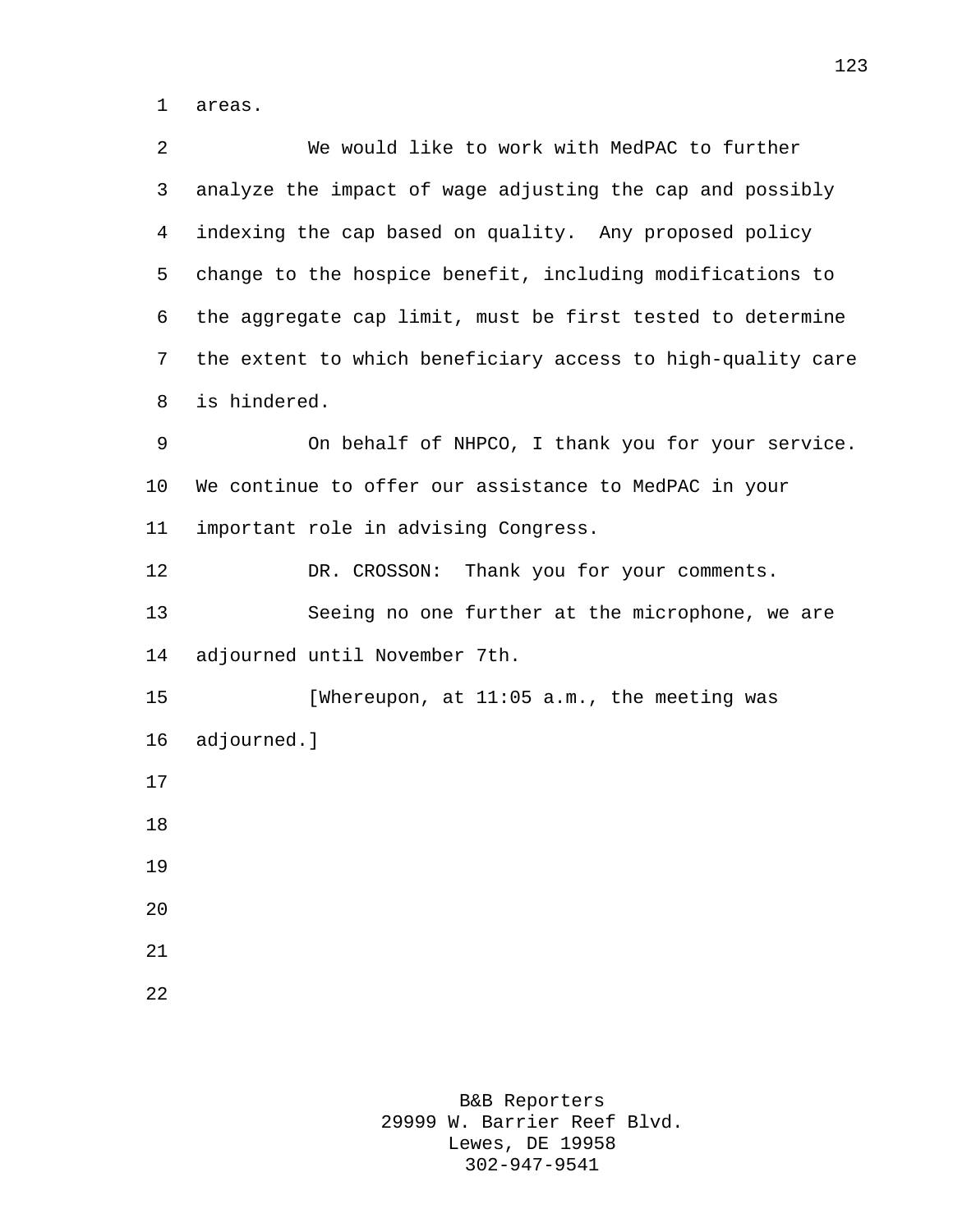areas.

We would like to work with MedPAC to further analyze the impact of wage adjusting the cap and possibly indexing the cap based on quality. Any proposed policy change to the hospice benefit, including modifications to the aggregate cap limit, must be first tested to determine the extent to which beneficiary access to high-quality care is hindered.

On behalf of NHPCO, I thank you for your service. We continue to offer our assistance to MedPAC in your important role in advising Congress.

DR. CROSSON: Thank you for your comments.

Seeing no one further at the microphone, we are adjourned until November 7th.

[Whereupon, at 11:05 a.m., the meeting was adjourned.]